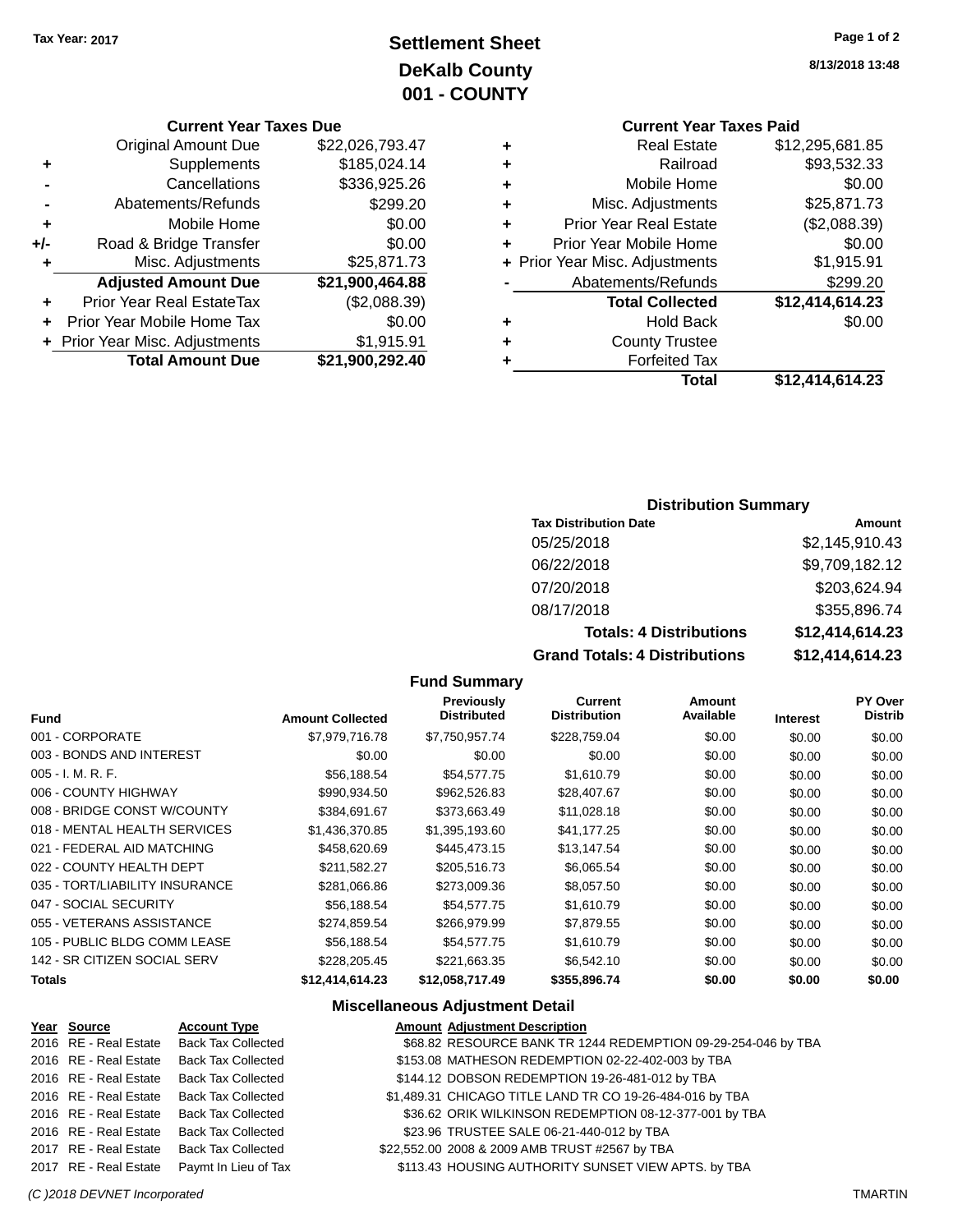Tax Year: 2017

# Settlement Sheet
## DeKalb County
## 001 - COUNTY

8/13/2018 13:48

### Current Year Taxes Due

| | | |
|---|---|---|
| | Original Amount Due | $22,026,793.47 |
| + | Supplements | $185,024.14 |
| - | Cancellations | $336,925.26 |
| - | Abatements/Refunds | $299.20 |
| + | Mobile Home | $0.00 |
| +/- | Road & Bridge Transfer | $0.00 |
| + | Misc. Adjustments | $25,871.73 |
| | **Adjusted Amount Due** | **$21,900,464.88** |
| + | Prior Year Real EstateTax | ($2,088.39) |
| + | Prior Year Mobile Home Tax | $0.00 |
| + | Prior Year Misc. Adjustments | $1,915.91 |
| | **Total Amount Due** | **$21,900,292.40** |

### Current Year Taxes Paid

| | | |
|---|---|---|
| + | Real Estate | $12,295,681.85 |
| + | Railroad | $93,532.33 |
| + | Mobile Home | $0.00 |
| + | Misc. Adjustments | $25,871.73 |
| + | Prior Year Real Estate | ($2,088.39) |
| + | Prior Year Mobile Home | $0.00 |
| + | Prior Year Misc. Adjustments | $1,915.91 |
| - | Abatements/Refunds | $299.20 |
| | **Total Collected** | **$12,414,614.23** |
| + | Hold Back | $0.00 |
| + | County Trustee | |
| + | Forfeited Tax | |
| | **Total** | **$12,414,614.23** |

### Distribution Summary

| Tax Distribution Date | Amount |
|---|---|
| 05/25/2018 | $2,145,910.43 |
| 06/22/2018 | $9,709,182.12 |
| 07/20/2018 | $203,624.94 |
| 08/17/2018 | $355,896.74 |
| **Totals: 4 Distributions** | **$12,414,614.23** |
| **Grand Totals: 4 Distributions** | **$12,414,614.23** |

### Fund Summary

| Fund | Amount Collected | Previously Distributed | Current Distribution | Amount Available | Interest | PY Over Distrib |
|---|---|---|---|---|---|---|
| 001 - CORPORATE | $7,979,716.78 | $7,750,957.74 | $228,759.04 | $0.00 | $0.00 | $0.00 |
| 003 - BONDS AND INTEREST | $0.00 | $0.00 | $0.00 | $0.00 | $0.00 | $0.00 |
| 005 - I. M. R. F. | $56,188.54 | $54,577.75 | $1,610.79 | $0.00 | $0.00 | $0.00 |
| 006 - COUNTY HIGHWAY | $990,934.50 | $962,526.83 | $28,407.67 | $0.00 | $0.00 | $0.00 |
| 008 - BRIDGE CONST W/COUNTY | $384,691.67 | $373,663.49 | $11,028.18 | $0.00 | $0.00 | $0.00 |
| 018 - MENTAL HEALTH SERVICES | $1,436,370.85 | $1,395,193.60 | $41,177.25 | $0.00 | $0.00 | $0.00 |
| 021 - FEDERAL AID MATCHING | $458,620.69 | $445,473.15 | $13,147.54 | $0.00 | $0.00 | $0.00 |
| 022 - COUNTY HEALTH DEPT | $211,582.27 | $205,516.73 | $6,065.54 | $0.00 | $0.00 | $0.00 |
| 035 - TORT/LIABILITY INSURANCE | $281,066.86 | $273,009.36 | $8,057.50 | $0.00 | $0.00 | $0.00 |
| 047 - SOCIAL SECURITY | $56,188.54 | $54,577.75 | $1,610.79 | $0.00 | $0.00 | $0.00 |
| 055 - VETERANS ASSISTANCE | $274,859.54 | $266,979.99 | $7,879.55 | $0.00 | $0.00 | $0.00 |
| 105 - PUBLIC BLDG COMM LEASE | $56,188.54 | $54,577.75 | $1,610.79 | $0.00 | $0.00 | $0.00 |
| 142 - SR CITIZEN SOCIAL SERV | $228,205.45 | $221,663.35 | $6,542.10 | $0.00 | $0.00 | $0.00 |
| **Totals** | **$12,414,614.23** | **$12,058,717.49** | **$355,896.74** | **$0.00** | **$0.00** | **$0.00** |

### Miscellaneous Adjustment Detail

| Year | Source | Account Type | Amount | Adjustment Description |
|---|---|---|---|---|
| 2016 | RE - Real Estate | Back Tax Collected | $68.82 | RESOURCE BANK TR 1244 REDEMPTION 09-29-254-046 by TBA |
| 2016 | RE - Real Estate | Back Tax Collected | $153.08 | MATHESON REDEMPTION 02-22-402-003 by TBA |
| 2016 | RE - Real Estate | Back Tax Collected | $144.12 | DOBSON REDEMPTION 19-26-481-012 by TBA |
| 2016 | RE - Real Estate | Back Tax Collected | $1,489.31 | CHICAGO TITLE LAND TR CO 19-26-484-016 by TBA |
| 2016 | RE - Real Estate | Back Tax Collected | $36.62 | ORIK WILKINSON REDEMPTION 08-12-377-001 by TBA |
| 2016 | RE - Real Estate | Back Tax Collected | $23.96 | TRUSTEE SALE 06-21-440-012 by TBA |
| 2017 | RE - Real Estate | Back Tax Collected | $22,552.00 | 2008 & 2009 AMB TRUST #2567 by TBA |
| 2017 | RE - Real Estate | Paymt In Lieu of Tax | $113.43 | HOUSING AUTHORITY SUNSET VIEW APTS. by TBA |

(C )2018 DEVNET Incorporated TMARTIN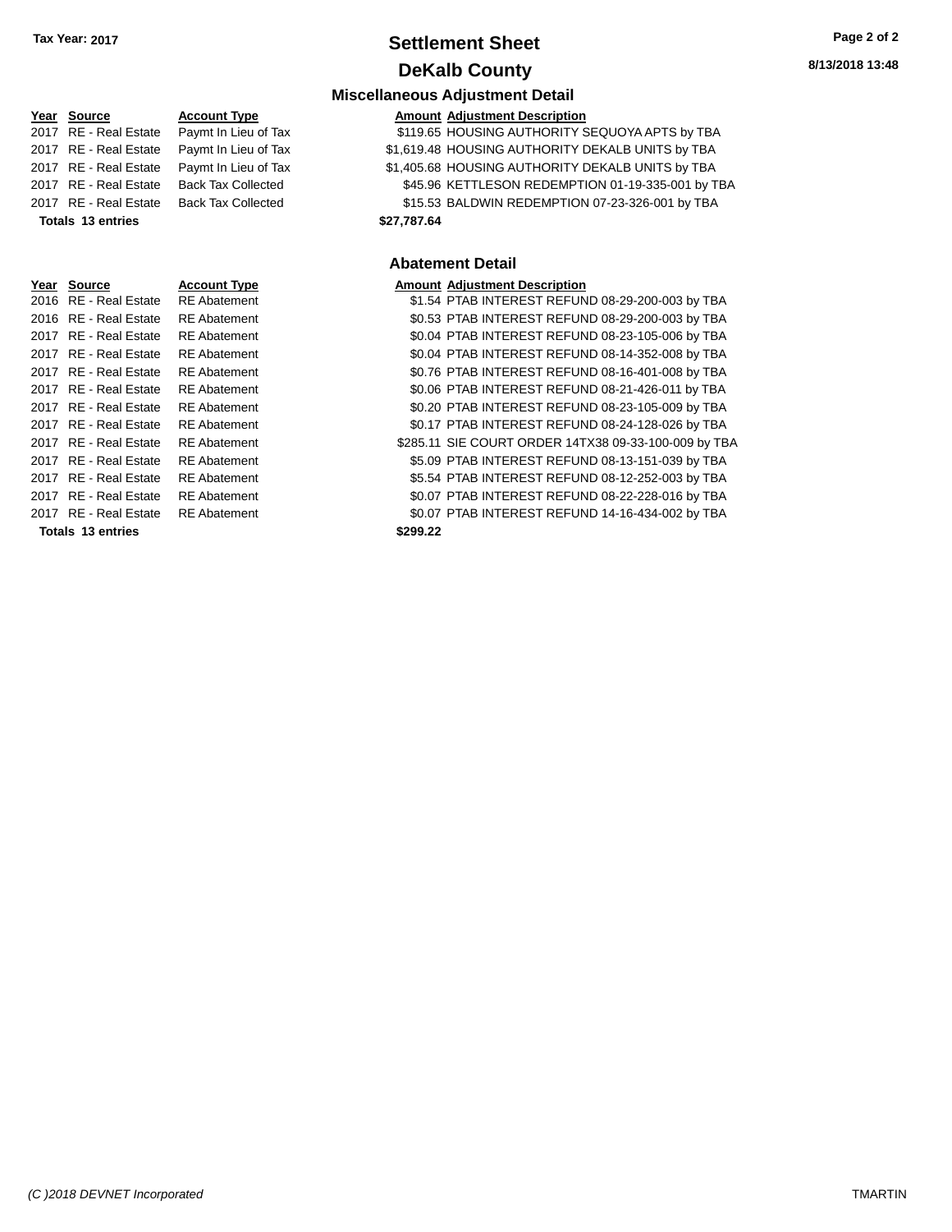# Settlement Sheet

## DeKalb County

Tax Year: 2017

### Miscellaneous Adjustment Detail

| Year | Source | Account Type | Amount | Adjustment Description |
|---|---|---|---|---|
| 2017 | RE - Real Estate | Paymt In Lieu of Tax | $119.65 | HOUSING AUTHORITY SEQUOYA APTS by TBA |
| 2017 | RE - Real Estate | Paymt In Lieu of Tax | $1,619.48 | HOUSING AUTHORITY DEKALB UNITS by TBA |
| 2017 | RE - Real Estate | Paymt In Lieu of Tax | $1,405.68 | HOUSING AUTHORITY DEKALB UNITS by TBA |
| 2017 | RE - Real Estate | Back Tax Collected | $45.96 | KETTLESON REDEMPTION 01-19-335-001 by TBA |
| 2017 | RE - Real Estate | Back Tax Collected | $15.53 | BALDWIN REDEMPTION 07-23-326-001 by TBA |
| **Totals 13 entries** | | | **$27,787.64** | |

### Abatement Detail

| Year | Source | Account Type | Amount | Adjustment Description |
|---|---|---|---|---|
| 2016 | RE - Real Estate | RE Abatement | $1.54 | PTAB INTEREST REFUND 08-29-200-003 by TBA |
| 2016 | RE - Real Estate | RE Abatement | $0.53 | PTAB INTEREST REFUND 08-29-200-003 by TBA |
| 2017 | RE - Real Estate | RE Abatement | $0.04 | PTAB INTEREST REFUND 08-23-105-006 by TBA |
| 2017 | RE - Real Estate | RE Abatement | $0.04 | PTAB INTEREST REFUND 08-14-352-008 by TBA |
| 2017 | RE - Real Estate | RE Abatement | $0.76 | PTAB INTEREST REFUND 08-16-401-008 by TBA |
| 2017 | RE - Real Estate | RE Abatement | $0.06 | PTAB INTEREST REFUND 08-21-426-011 by TBA |
| 2017 | RE - Real Estate | RE Abatement | $0.20 | PTAB INTEREST REFUND 08-23-105-009 by TBA |
| 2017 | RE - Real Estate | RE Abatement | $0.17 | PTAB INTEREST REFUND 08-24-128-026 by TBA |
| 2017 | RE - Real Estate | RE Abatement | $285.11 | SIE COURT ORDER 14TX38 09-33-100-009 by TBA |
| 2017 | RE - Real Estate | RE Abatement | $5.09 | PTAB INTEREST REFUND 08-13-151-039 by TBA |
| 2017 | RE - Real Estate | RE Abatement | $5.54 | PTAB INTEREST REFUND 08-12-252-003 by TBA |
| 2017 | RE - Real Estate | RE Abatement | $0.07 | PTAB INTEREST REFUND 08-22-228-016 by TBA |
| 2017 | RE - Real Estate | RE Abatement | $0.07 | PTAB INTEREST REFUND 14-16-434-002 by TBA |
| **Totals 13 entries** | | | **$299.22** | |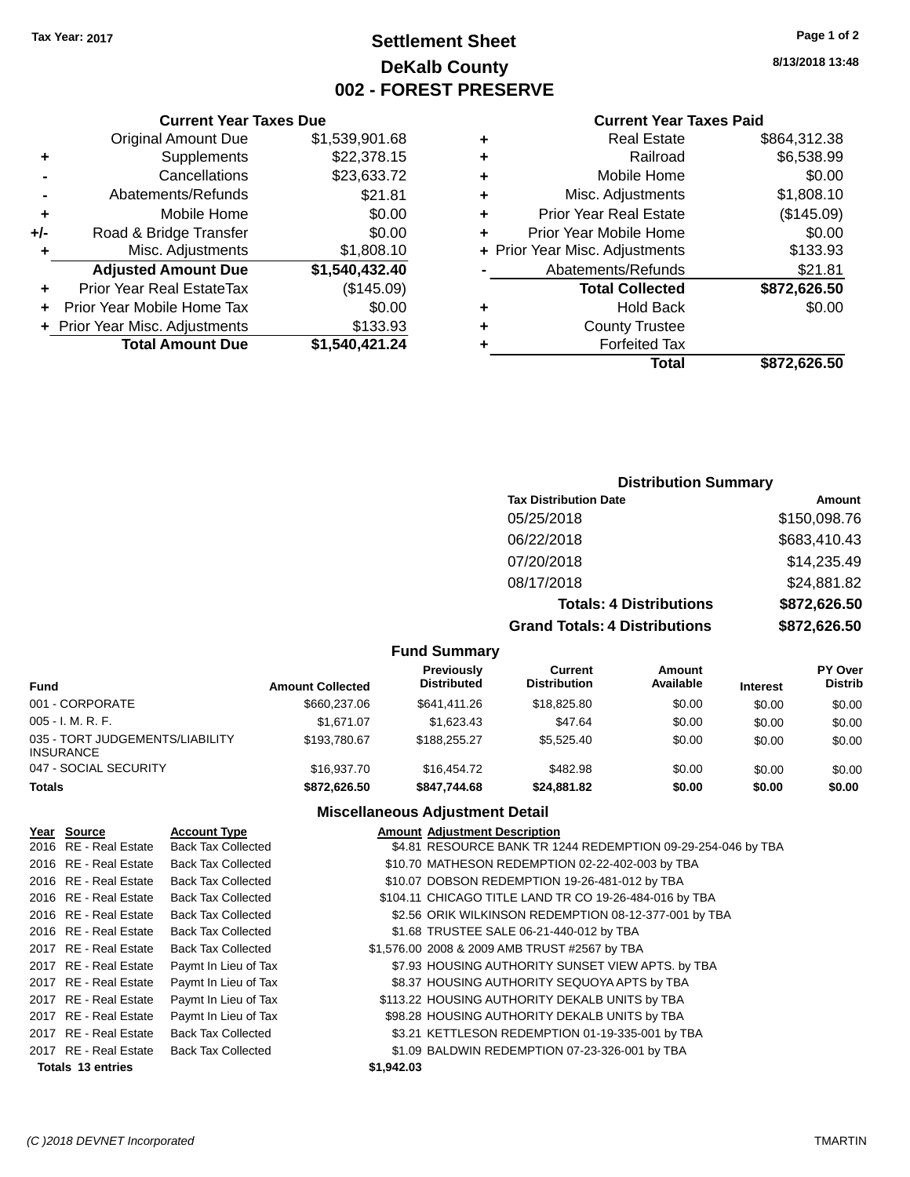Tax Year: 2017

# Settlement Sheet
## DeKalb County
## 002 - FOREST PRESERVE

8/13/2018 13:48

### Current Year Taxes Due

| | | |
|---|---|---|
| | Original Amount Due | $1,539,901.68 |
| + | Supplements | $22,378.15 |
| - | Cancellations | $23,633.72 |
| - | Abatements/Refunds | $21.81 |
| + | Mobile Home | $0.00 |
| +/- | Road & Bridge Transfer | $0.00 |
| + | Misc. Adjustments | $1,808.10 |
| | **Adjusted Amount Due** | **$1,540,432.40** |
| + | Prior Year Real EstateTax | ($145.09) |
| + | Prior Year Mobile Home Tax | $0.00 |
| + | Prior Year Misc. Adjustments | $133.93 |
| | **Total Amount Due** | **$1,540,421.24** |

### Current Year Taxes Paid

| | | |
|---|---|---|
| + | Real Estate | $864,312.38 |
| + | Railroad | $6,538.99 |
| + | Mobile Home | $0.00 |
| + | Misc. Adjustments | $1,808.10 |
| + | Prior Year Real Estate | ($145.09) |
| + | Prior Year Mobile Home | $0.00 |
| + | Prior Year Misc. Adjustments | $133.93 |
| - | Abatements/Refunds | $21.81 |
| | **Total Collected** | **$872,626.50** |
| + | Hold Back | $0.00 |
| + | County Trustee | |
| + | Forfeited Tax | |
| | **Total** | **$872,626.50** |

### Distribution Summary

| Tax Distribution Date | Amount |
|---|---|
| 05/25/2018 | $150,098.76 |
| 06/22/2018 | $683,410.43 |
| 07/20/2018 | $14,235.49 |
| 08/17/2018 | $24,881.82 |
| **Totals: 4 Distributions** | **$872,626.50** |
| **Grand Totals: 4 Distributions** | **$872,626.50** |

### Fund Summary

| Fund | Amount Collected | Previously Distributed | Current Distribution | Amount Available | Interest | PY Over Distrib |
|---|---|---|---|---|---|---|
| 001 - CORPORATE | $660,237.06 | $641,411.26 | $18,825.80 | $0.00 | $0.00 | $0.00 |
| 005 - I. M. R. F. | $1,671.07 | $1,623.43 | $47.64 | $0.00 | $0.00 | $0.00 |
| 035 - TORT JUDGEMENTS/LIABILITY INSURANCE | $193,780.67 | $188,255.27 | $5,525.40 | $0.00 | $0.00 | $0.00 |
| 047 - SOCIAL SECURITY | $16,937.70 | $16,454.72 | $482.98 | $0.00 | $0.00 | $0.00 |
| **Totals** | **$872,626.50** | **$847,744.68** | **$24,881.82** | **$0.00** | **$0.00** | **$0.00** |

### Miscellaneous Adjustment Detail

| Year | Source | Account Type | Amount | Adjustment Description |
|---|---|---|---|---|
| 2016 | RE - Real Estate | Back Tax Collected | $4.81 | RESOURCE BANK TR 1244 REDEMPTION 09-29-254-046 by TBA |
| 2016 | RE - Real Estate | Back Tax Collected | $10.70 | MATHESON REDEMPTION 02-22-402-003 by TBA |
| 2016 | RE - Real Estate | Back Tax Collected | $10.07 | DOBSON REDEMPTION 19-26-481-012 by TBA |
| 2016 | RE - Real Estate | Back Tax Collected | $104.11 | CHICAGO TITLE LAND TR CO 19-26-484-016 by TBA |
| 2016 | RE - Real Estate | Back Tax Collected | $2.56 | ORIK WILKINSON REDEMPTION 08-12-377-001 by TBA |
| 2016 | RE - Real Estate | Back Tax Collected | $1.68 | TRUSTEE SALE 06-21-440-012 by TBA |
| 2017 | RE - Real Estate | Back Tax Collected | $1,576.00 | 2008 & 2009 AMB TRUST #2567 by TBA |
| 2017 | RE - Real Estate | Paymt In Lieu of Tax | $7.93 | HOUSING AUTHORITY SUNSET VIEW APTS. by TBA |
| 2017 | RE - Real Estate | Paymt In Lieu of Tax | $8.37 | HOUSING AUTHORITY SEQUOYA APTS by TBA |
| 2017 | RE - Real Estate | Paymt In Lieu of Tax | $113.22 | HOUSING AUTHORITY DEKALB UNITS by TBA |
| 2017 | RE - Real Estate | Paymt In Lieu of Tax | $98.28 | HOUSING AUTHORITY DEKALB UNITS by TBA |
| 2017 | RE - Real Estate | Back Tax Collected | $3.21 | KETTLESON REDEMPTION 01-19-335-001 by TBA |
| 2017 | RE - Real Estate | Back Tax Collected | $1.09 | BALDWIN REDEMPTION 07-23-326-001 by TBA |
| **Totals 13 entries** | | | **$1,942.03** | |

(C )2018 DEVNET Incorporated — TMARTIN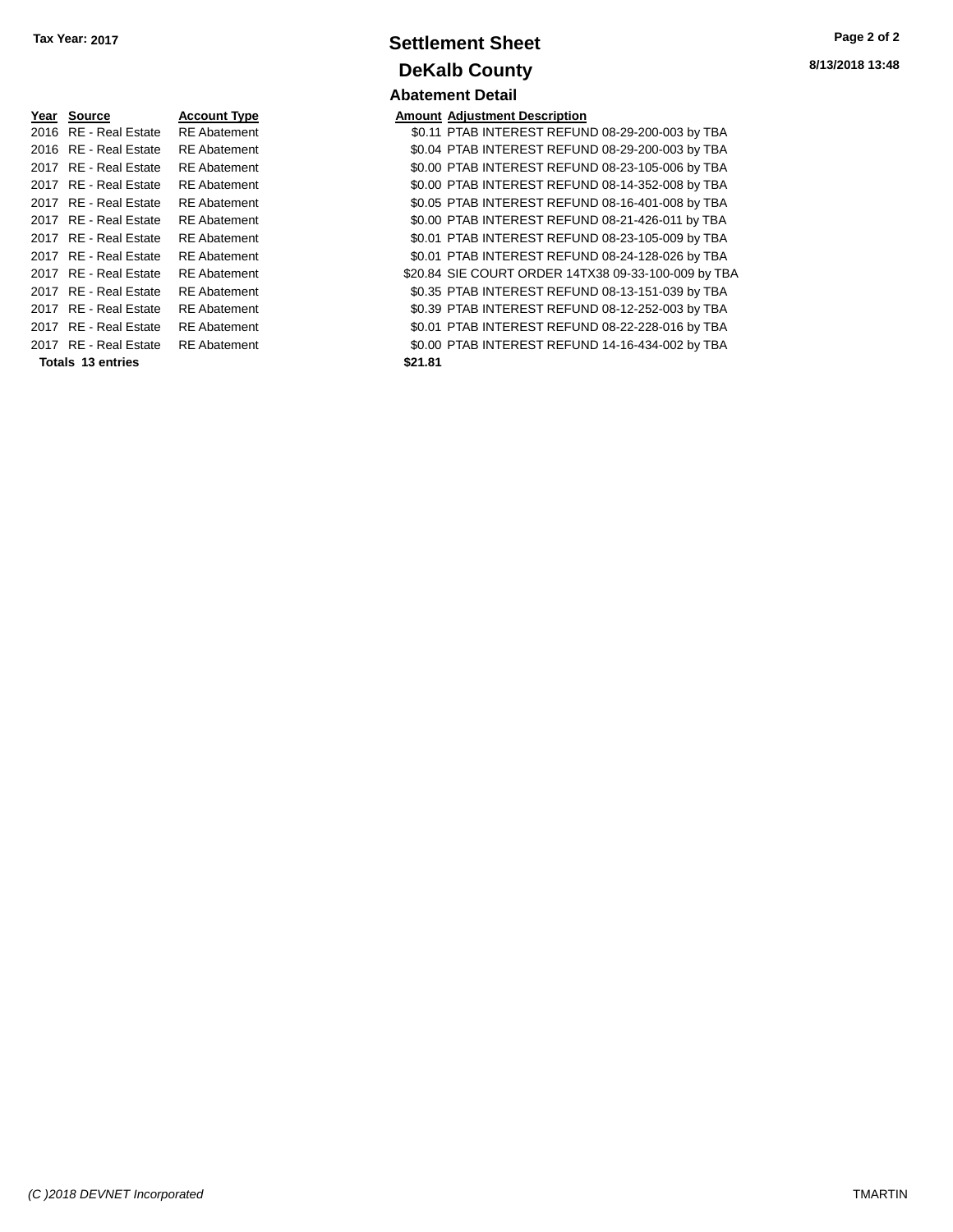Tax Year: 2017

# Settlement Sheet

## DeKalb County

### Abatement Detail

| Year | Source | Account Type | Amount | Adjustment Description |
|---|---|---|---|---|
| 2016 | RE - Real Estate | RE Abatement | $0.11 | PTAB INTEREST REFUND 08-29-200-003 by TBA |
| 2016 | RE - Real Estate | RE Abatement | $0.04 | PTAB INTEREST REFUND 08-29-200-003 by TBA |
| 2017 | RE - Real Estate | RE Abatement | $0.00 | PTAB INTEREST REFUND 08-23-105-006 by TBA |
| 2017 | RE - Real Estate | RE Abatement | $0.00 | PTAB INTEREST REFUND 08-14-352-008 by TBA |
| 2017 | RE - Real Estate | RE Abatement | $0.05 | PTAB INTEREST REFUND 08-16-401-008 by TBA |
| 2017 | RE - Real Estate | RE Abatement | $0.00 | PTAB INTEREST REFUND 08-21-426-011 by TBA |
| 2017 | RE - Real Estate | RE Abatement | $0.01 | PTAB INTEREST REFUND 08-23-105-009 by TBA |
| 2017 | RE - Real Estate | RE Abatement | $0.01 | PTAB INTEREST REFUND 08-24-128-026 by TBA |
| 2017 | RE - Real Estate | RE Abatement | $20.84 | SIE COURT ORDER 14TX38 09-33-100-009 by TBA |
| 2017 | RE - Real Estate | RE Abatement | $0.35 | PTAB INTEREST REFUND 08-13-151-039 by TBA |
| 2017 | RE - Real Estate | RE Abatement | $0.39 | PTAB INTEREST REFUND 08-12-252-003 by TBA |
| 2017 | RE - Real Estate | RE Abatement | $0.01 | PTAB INTEREST REFUND 08-22-228-016 by TBA |
| 2017 | RE - Real Estate | RE Abatement | $0.00 | PTAB INTEREST REFUND 14-16-434-002 by TBA |
| **Totals 13 entries** | | | **$21.81** | |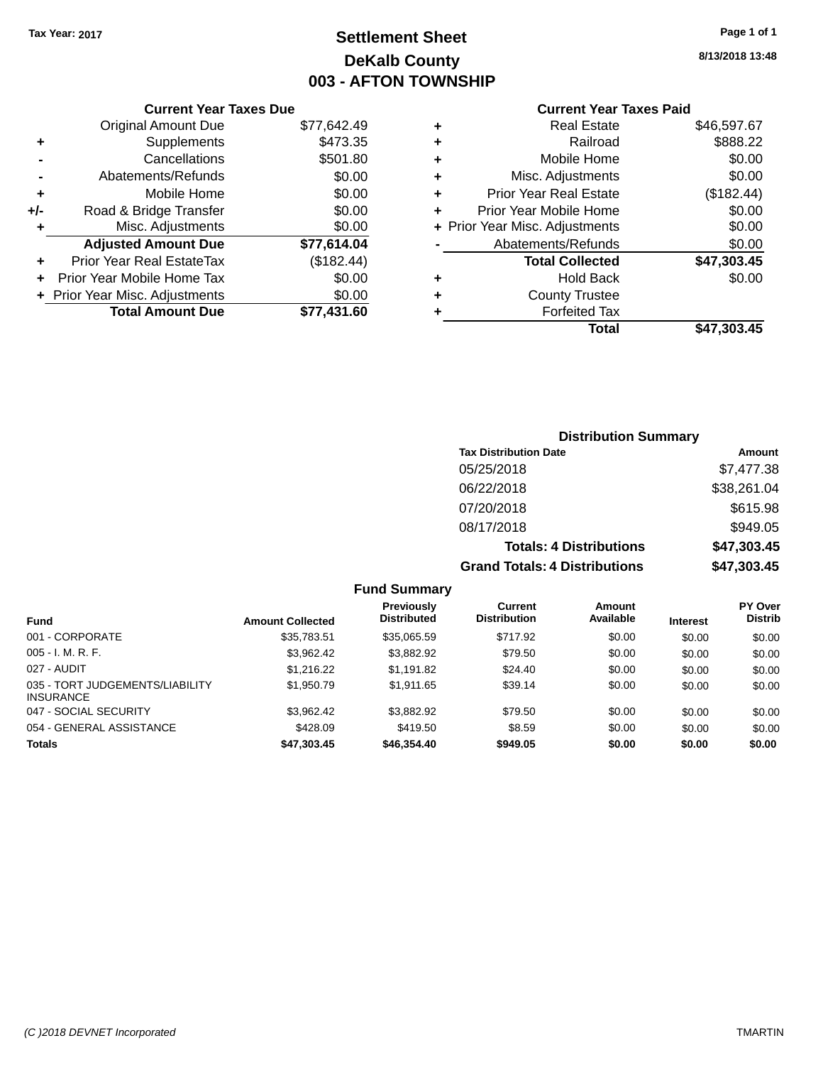Tax Year: 2017

# Settlement Sheet

## DeKalb County

## 003 - AFTON TOWNSHIP

8/13/2018 13:48

### Current Year Taxes Due

| | | |
|---|---|---|
| | Original Amount Due | $77,642.49 |
| + | Supplements | $473.35 |
| - | Cancellations | $501.80 |
| - | Abatements/Refunds | $0.00 |
| + | Mobile Home | $0.00 |
| +/- | Road & Bridge Transfer | $0.00 |
| + | Misc. Adjustments | $0.00 |
| | **Adjusted Amount Due** | **$77,614.04** |
| + | Prior Year Real EstateTax | ($182.44) |
| + | Prior Year Mobile Home Tax | $0.00 |
| + | Prior Year Misc. Adjustments | $0.00 |
| | **Total Amount Due** | **$77,431.60** |

### Current Year Taxes Paid

| | | |
|---|---|---|
| + | Real Estate | $46,597.67 |
| + | Railroad | $888.22 |
| + | Mobile Home | $0.00 |
| + | Misc. Adjustments | $0.00 |
| + | Prior Year Real Estate | ($182.44) |
| + | Prior Year Mobile Home | $0.00 |
| + | Prior Year Misc. Adjustments | $0.00 |
| - | Abatements/Refunds | $0.00 |
| | **Total Collected** | **$47,303.45** |
| + | Hold Back | $0.00 |
| + | County Trustee | |
| + | Forfeited Tax | |
| | **Total** | **$47,303.45** |

### Distribution Summary

| Tax Distribution Date | Amount |
|---|---|
| 05/25/2018 | $7,477.38 |
| 06/22/2018 | $38,261.04 |
| 07/20/2018 | $615.98 |
| 08/17/2018 | $949.05 |
| **Totals: 4 Distributions** | **$47,303.45** |
| **Grand Totals: 4 Distributions** | **$47,303.45** |

### Fund Summary

| Fund | Amount Collected | Previously Distributed | Current Distribution | Amount Available | Interest | PY Over Distrib |
|---|---|---|---|---|---|---|
| 001 - CORPORATE | $35,783.51 | $35,065.59 | $717.92 | $0.00 | $0.00 | $0.00 |
| 005 - I. M. R. F. | $3,962.42 | $3,882.92 | $79.50 | $0.00 | $0.00 | $0.00 |
| 027 - AUDIT | $1,216.22 | $1,191.82 | $24.40 | $0.00 | $0.00 | $0.00 |
| 035 - TORT JUDGEMENTS/LIABILITY INSURANCE | $1,950.79 | $1,911.65 | $39.14 | $0.00 | $0.00 | $0.00 |
| 047 - SOCIAL SECURITY | $3,962.42 | $3,882.92 | $79.50 | $0.00 | $0.00 | $0.00 |
| 054 - GENERAL ASSISTANCE | $428.09 | $419.50 | $8.59 | $0.00 | $0.00 | $0.00 |
| **Totals** | **$47,303.45** | **$46,354.40** | **$949.05** | **$0.00** | **$0.00** | **$0.00** |

(C )2018 DEVNET Incorporated TMARTIN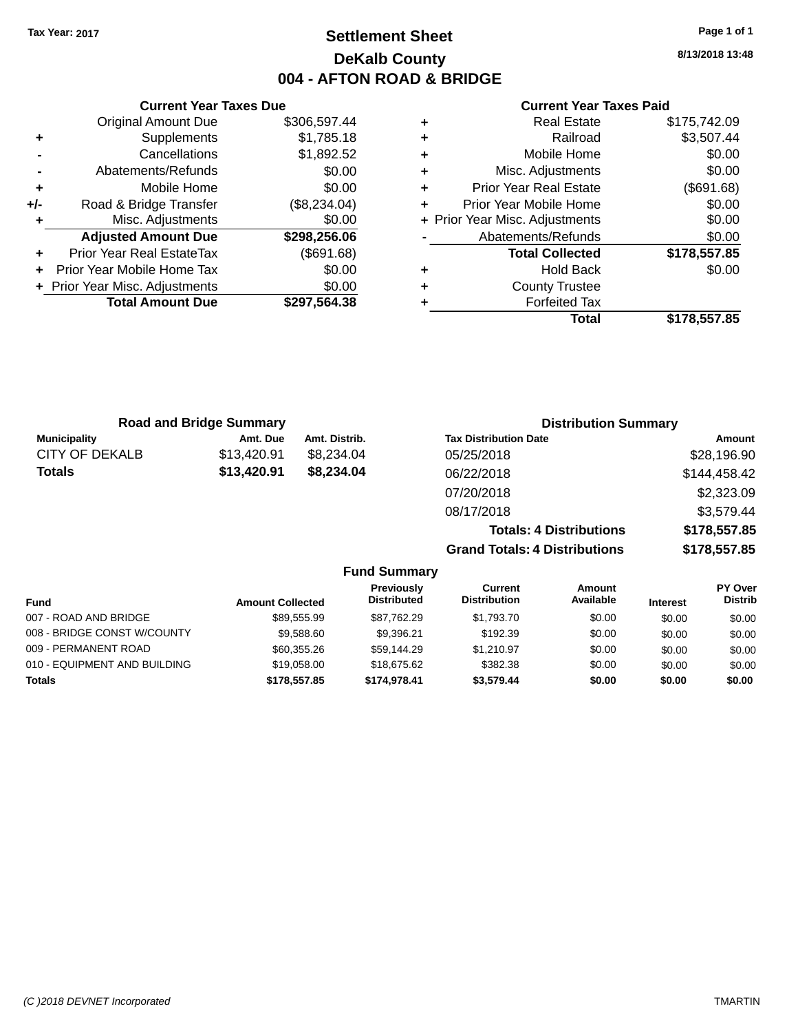**Tax Year: 2017**

# Settlement Sheet
## DeKalb County
## 004 - AFTON ROAD & BRIDGE

8/13/2018 13:48

### Current Year Taxes Due

| | | |
|---|---|---|
| | Original Amount Due | $306,597.44 |
| + | Supplements | $1,785.18 |
| - | Cancellations | $1,892.52 |
| - | Abatements/Refunds | $0.00 |
| + | Mobile Home | $0.00 |
| +/- | Road & Bridge Transfer | ($8,234.04) |
| + | Misc. Adjustments | $0.00 |
| | **Adjusted Amount Due** | **$298,256.06** |
| + | Prior Year Real EstateTax | ($691.68) |
| + | Prior Year Mobile Home Tax | $0.00 |
| + | Prior Year Misc. Adjustments | $0.00 |
| | **Total Amount Due** | **$297,564.38** |

### Current Year Taxes Paid

| | | |
|---|---|---|
| + | Real Estate | $175,742.09 |
| + | Railroad | $3,507.44 |
| + | Mobile Home | $0.00 |
| + | Misc. Adjustments | $0.00 |
| + | Prior Year Real Estate | ($691.68) |
| + | Prior Year Mobile Home | $0.00 |
| + | Prior Year Misc. Adjustments | $0.00 |
| - | Abatements/Refunds | $0.00 |
| | **Total Collected** | **$178,557.85** |
| + | Hold Back | $0.00 |
| + | County Trustee | |
| + | Forfeited Tax | |
| | **Total** | **$178,557.85** |

### Road and Bridge Summary

| Municipality | Amt. Due | Amt. Distrib. |
|---|---|---|
| CITY OF DEKALB | $13,420.91 | $8,234.04 |
| **Totals** | **$13,420.91** | **$8,234.04** |

### Distribution Summary

| Tax Distribution Date | Amount |
|---|---|
| 05/25/2018 | $28,196.90 |
| 06/22/2018 | $144,458.42 |
| 07/20/2018 | $2,323.09 |
| 08/17/2018 | $3,579.44 |
| **Totals: 4 Distributions** | **$178,557.85** |
| **Grand Totals: 4 Distributions** | **$178,557.85** |

### Fund Summary

| Fund | Amount Collected | Previously Distributed | Current Distribution | Amount Available | Interest | PY Over Distrib |
|---|---|---|---|---|---|---|
| 007 - ROAD AND BRIDGE | $89,555.99 | $87,762.29 | $1,793.70 | $0.00 | $0.00 | $0.00 |
| 008 - BRIDGE CONST W/COUNTY | $9,588.60 | $9,396.21 | $192.39 | $0.00 | $0.00 | $0.00 |
| 009 - PERMANENT ROAD | $60,355.26 | $59,144.29 | $1,210.97 | $0.00 | $0.00 | $0.00 |
| 010 - EQUIPMENT AND BUILDING | $19,058.00 | $18,675.62 | $382.38 | $0.00 | $0.00 | $0.00 |
| **Totals** | **$178,557.85** | **$174,978.41** | **$3,579.44** | **$0.00** | **$0.00** | **$0.00** |

(C )2018 DEVNET Incorporated — TMARTIN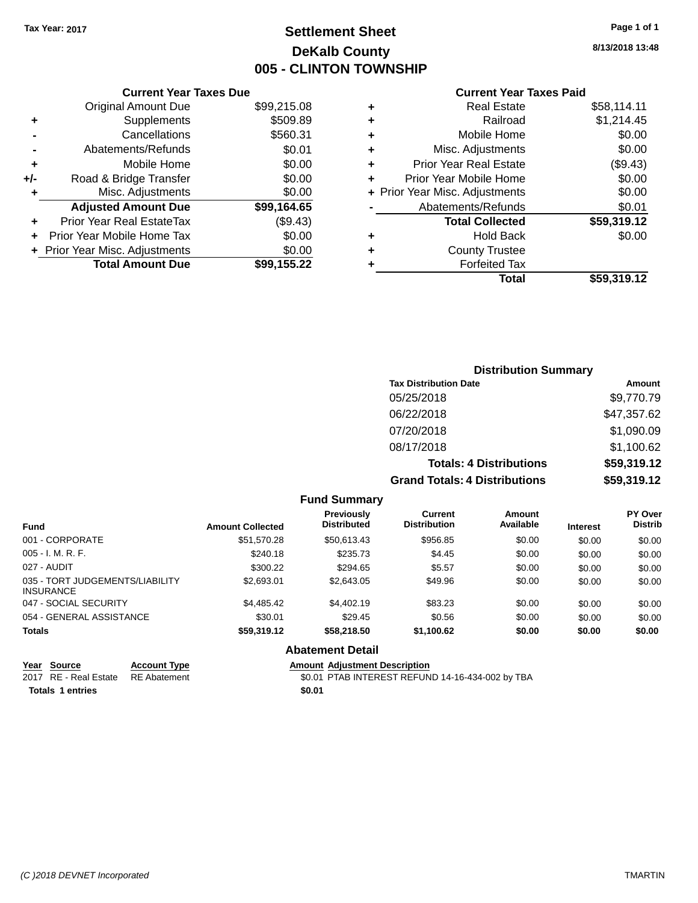Tax Year: 2017

# Settlement Sheet
## DeKalb County
## 005 - CLINTON TOWNSHIP

8/13/2018 13:48

### Current Year Taxes Due

| | | |
|---|---|---|
| | Original Amount Due | $99,215.08 |
| + | Supplements | $509.89 |
| - | Cancellations | $560.31 |
| - | Abatements/Refunds | $0.01 |
| + | Mobile Home | $0.00 |
| +/- | Road & Bridge Transfer | $0.00 |
| + | Misc. Adjustments | $0.00 |
| | **Adjusted Amount Due** | **$99,164.65** |
| + | Prior Year Real EstateTax | ($9.43) |
| + | Prior Year Mobile Home Tax | $0.00 |
| + | Prior Year Misc. Adjustments | $0.00 |
| | **Total Amount Due** | **$99,155.22** |

### Current Year Taxes Paid

| | | |
|---|---|---|
| + | Real Estate | $58,114.11 |
| + | Railroad | $1,214.45 |
| + | Mobile Home | $0.00 |
| + | Misc. Adjustments | $0.00 |
| + | Prior Year Real Estate | ($9.43) |
| + | Prior Year Mobile Home | $0.00 |
| + | Prior Year Misc. Adjustments | $0.00 |
| - | Abatements/Refunds | $0.01 |
| | **Total Collected** | **$59,319.12** |
| + | Hold Back | $0.00 |
| + | County Trustee | |
| + | Forfeited Tax | |
| | **Total** | **$59,319.12** |

### Distribution Summary

| Tax Distribution Date | Amount |
|---|---|
| 05/25/2018 | $9,770.79 |
| 06/22/2018 | $47,357.62 |
| 07/20/2018 | $1,090.09 |
| 08/17/2018 | $1,100.62 |
| **Totals: 4 Distributions** | **$59,319.12** |
| **Grand Totals: 4 Distributions** | **$59,319.12** |

### Fund Summary

| Fund | Amount Collected | Previously Distributed | Current Distribution | Amount Available | Interest | PY Over Distrib |
|---|---|---|---|---|---|---|
| 001 - CORPORATE | $51,570.28 | $50,613.43 | $956.85 | $0.00 | $0.00 | $0.00 |
| 005 - I. M. R. F. | $240.18 | $235.73 | $4.45 | $0.00 | $0.00 | $0.00 |
| 027 - AUDIT | $300.22 | $294.65 | $5.57 | $0.00 | $0.00 | $0.00 |
| 035 - TORT JUDGEMENTS/LIABILITY INSURANCE | $2,693.01 | $2,643.05 | $49.96 | $0.00 | $0.00 | $0.00 |
| 047 - SOCIAL SECURITY | $4,485.42 | $4,402.19 | $83.23 | $0.00 | $0.00 | $0.00 |
| 054 - GENERAL ASSISTANCE | $30.01 | $29.45 | $0.56 | $0.00 | $0.00 | $0.00 |
| **Totals** | **$59,319.12** | **$58,218.50** | **$1,100.62** | **$0.00** | **$0.00** | **$0.00** |

### Abatement Detail

| Year | Source | Account Type | Amount | Adjustment Description |
|---|---|---|---|---|
| 2017 | RE - Real Estate | RE Abatement | $0.01 | PTAB INTEREST REFUND 14-16-434-002 by TBA |
| **Totals 1 entries** | | | **$0.01** | |

(C )2018 DEVNET Incorporated TMARTIN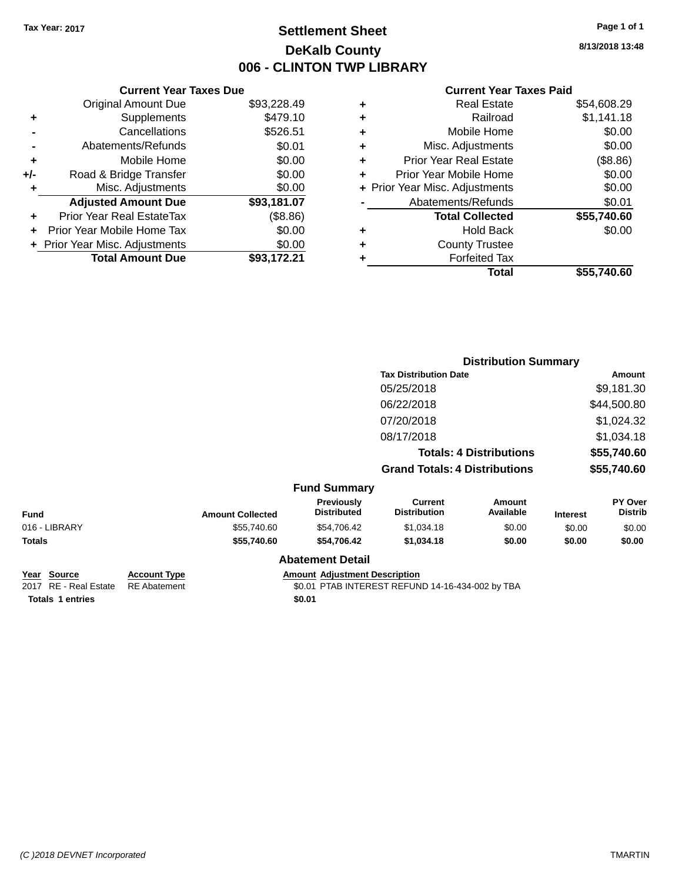Tax Year: 2017

# Settlement Sheet
## DeKalb County
## 006 - CLINTON TWP LIBRARY

8/13/2018 13:48

### Current Year Taxes Due

| | | |
|---|---|---|
| | Original Amount Due | $93,228.49 |
| + | Supplements | $479.10 |
| - | Cancellations | $526.51 |
| - | Abatements/Refunds | $0.01 |
| + | Mobile Home | $0.00 |
| +/- | Road & Bridge Transfer | $0.00 |
| + | Misc. Adjustments | $0.00 |
| | **Adjusted Amount Due** | **$93,181.07** |
| + | Prior Year Real EstateTax | ($8.86) |
| + | Prior Year Mobile Home Tax | $0.00 |
| + | Prior Year Misc. Adjustments | $0.00 |
| | **Total Amount Due** | **$93,172.21** |

### Current Year Taxes Paid

| | | |
|---|---|---|
| + | Real Estate | $54,608.29 |
| + | Railroad | $1,141.18 |
| + | Mobile Home | $0.00 |
| + | Misc. Adjustments | $0.00 |
| + | Prior Year Real Estate | ($8.86) |
| + | Prior Year Mobile Home | $0.00 |
| + | Prior Year Misc. Adjustments | $0.00 |
| - | Abatements/Refunds | $0.01 |
| | **Total Collected** | **$55,740.60** |
| + | Hold Back | $0.00 |
| + | County Trustee | |
| + | Forfeited Tax | |
| | **Total** | **$55,740.60** |

### Distribution Summary

| Tax Distribution Date | Amount |
|---|---|
| 05/25/2018 | $9,181.30 |
| 06/22/2018 | $44,500.80 |
| 07/20/2018 | $1,024.32 |
| 08/17/2018 | $1,034.18 |
| **Totals: 4 Distributions** | **$55,740.60** |
| **Grand Totals: 4 Distributions** | **$55,740.60** |

### Fund Summary

| Fund | Amount Collected | Previously Distributed | Current Distribution | Amount Available | Interest | PY Over Distrib |
|---|---|---|---|---|---|---|
| 016 - LIBRARY | $55,740.60 | $54,706.42 | $1,034.18 | $0.00 | $0.00 | $0.00 |
| **Totals** | **$55,740.60** | **$54,706.42** | **$1,034.18** | **$0.00** | **$0.00** | **$0.00** |

### Abatement Detail

| Year | Source | Account Type | Amount | Adjustment Description |
|---|---|---|---|---|
| 2017 | RE - Real Estate | RE Abatement | $0.01 | PTAB INTEREST REFUND 14-16-434-002 by TBA |
| **Totals** | **1 entries** | | **$0.01** | |

*(C )2018 DEVNET Incorporated* TMARTIN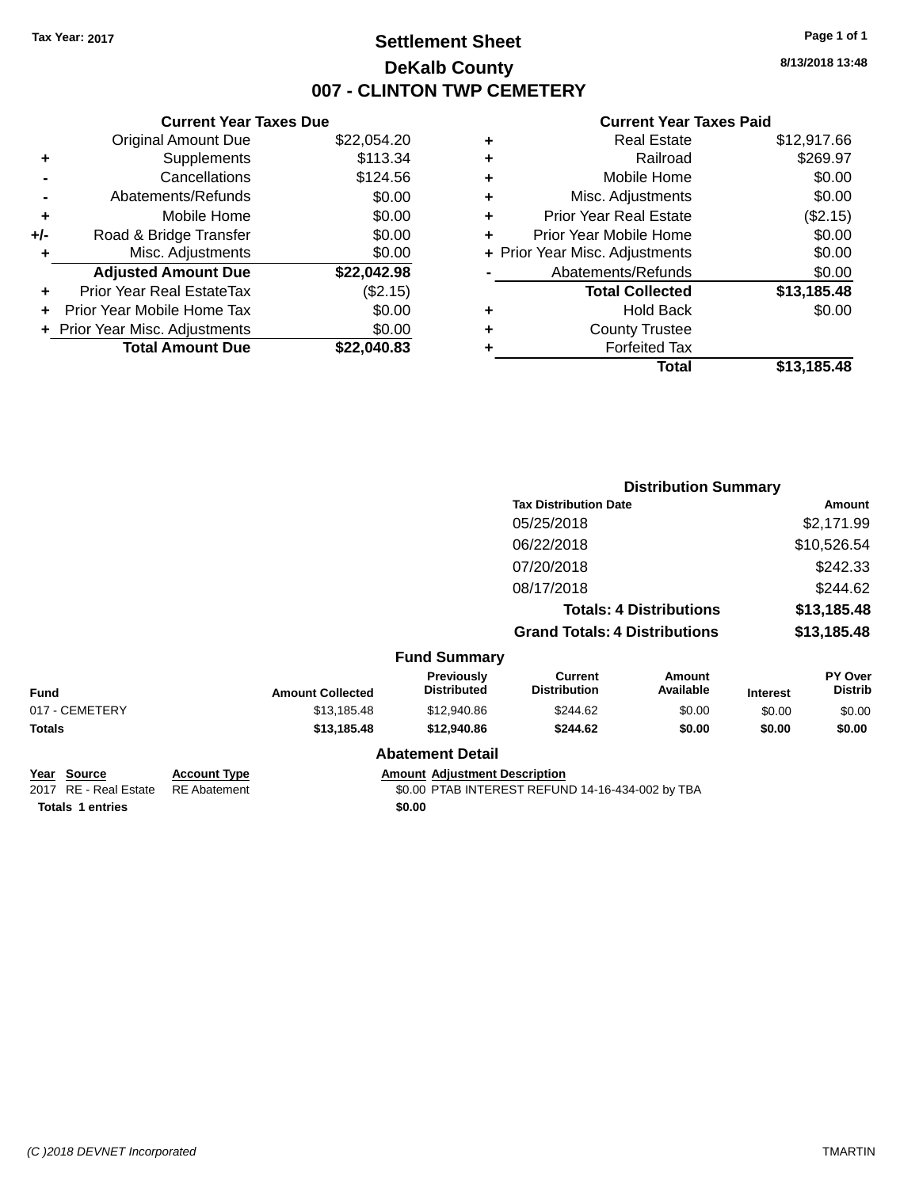Tax Year: 2017

# Settlement Sheet

## DeKalb County

## 007 - CLINTON TWP CEMETERY

8/13/2018 13:48

### Current Year Taxes Due

| | | |
|---|---|---|
| | Original Amount Due | $22,054.20 |
| + | Supplements | $113.34 |
| - | Cancellations | $124.56 |
| - | Abatements/Refunds | $0.00 |
| + | Mobile Home | $0.00 |
| +/- | Road & Bridge Transfer | $0.00 |
| + | Misc. Adjustments | $0.00 |
| | **Adjusted Amount Due** | **$22,042.98** |
| + | Prior Year Real EstateTax | ($2.15) |
| + | Prior Year Mobile Home Tax | $0.00 |
| + | Prior Year Misc. Adjustments | $0.00 |
| | **Total Amount Due** | **$22,040.83** |

### Current Year Taxes Paid

| | | |
|---|---|---|
| + | Real Estate | $12,917.66 |
| + | Railroad | $269.97 |
| + | Mobile Home | $0.00 |
| + | Misc. Adjustments | $0.00 |
| + | Prior Year Real Estate | ($2.15) |
| + | Prior Year Mobile Home | $0.00 |
| + | Prior Year Misc. Adjustments | $0.00 |
| - | Abatements/Refunds | $0.00 |
| | **Total Collected** | **$13,185.48** |
| + | Hold Back | $0.00 |
| + | County Trustee | |
| + | Forfeited Tax | |
| | **Total** | **$13,185.48** |

### Distribution Summary

| Tax Distribution Date | Amount |
|---|---|
| 05/25/2018 | $2,171.99 |
| 06/22/2018 | $10,526.54 |
| 07/20/2018 | $242.33 |
| 08/17/2018 | $244.62 |
| **Totals: 4 Distributions** | **$13,185.48** |
| **Grand Totals: 4 Distributions** | **$13,185.48** |

### Fund Summary

| Fund | Amount Collected | Previously Distributed | Current Distribution | Amount Available | Interest | PY Over Distrib |
|---|---|---|---|---|---|---|
| 017 - CEMETERY | $13,185.48 | $12,940.86 | $244.62 | $0.00 | $0.00 | $0.00 |
| **Totals** | **$13,185.48** | **$12,940.86** | **$244.62** | **$0.00** | **$0.00** | **$0.00** |

### Abatement Detail

| Year | Source | Account Type | Amount | Adjustment Description |
|---|---|---|---|---|
| 2017 | RE - Real Estate | RE Abatement | $0.00 | PTAB INTEREST REFUND 14-16-434-002 by TBA |
| **Totals** | **1 entries** | | **$0.00** | |

(C )2018 DEVNET Incorporated — TMARTIN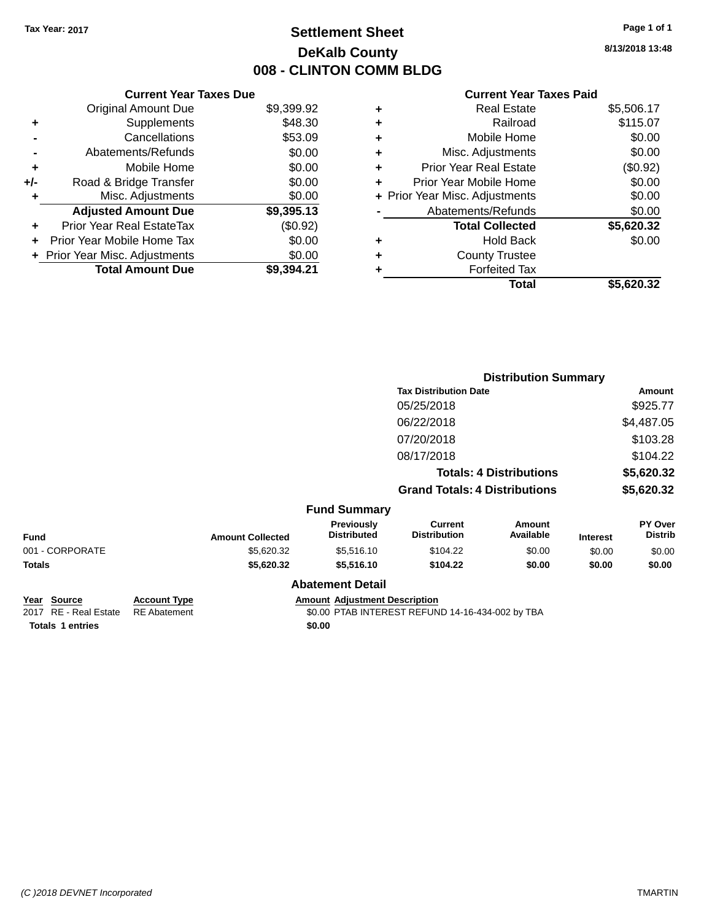Tax Year: 2017

# Settlement Sheet
## DeKalb County
## 008 - CLINTON COMM BLDG

8/13/2018 13:48

### Current Year Taxes Due

| | | |
|---|---|---|
| | Original Amount Due | $9,399.92 |
| + | Supplements | $48.30 |
| - | Cancellations | $53.09 |
| - | Abatements/Refunds | $0.00 |
| + | Mobile Home | $0.00 |
| +/- | Road & Bridge Transfer | $0.00 |
| + | Misc. Adjustments | $0.00 |
| | **Adjusted Amount Due** | **$9,395.13** |
| + | Prior Year Real EstateTax | ($0.92) |
| + | Prior Year Mobile Home Tax | $0.00 |
| + | Prior Year Misc. Adjustments | $0.00 |
| | **Total Amount Due** | **$9,394.21** |

### Current Year Taxes Paid

| | | |
|---|---|---|
| + | Real Estate | $5,506.17 |
| + | Railroad | $115.07 |
| + | Mobile Home | $0.00 |
| + | Misc. Adjustments | $0.00 |
| + | Prior Year Real Estate | ($0.92) |
| + | Prior Year Mobile Home | $0.00 |
| + | Prior Year Misc. Adjustments | $0.00 |
| - | Abatements/Refunds | $0.00 |
| | **Total Collected** | **$5,620.32** |
| + | Hold Back | $0.00 |
| + | County Trustee | |
| + | Forfeited Tax | |
| | **Total** | **$5,620.32** |

### Distribution Summary

| Tax Distribution Date | Amount |
|---|---|
| 05/25/2018 | $925.77 |
| 06/22/2018 | $4,487.05 |
| 07/20/2018 | $103.28 |
| 08/17/2018 | $104.22 |
| **Totals: 4 Distributions** | **$5,620.32** |
| **Grand Totals: 4 Distributions** | **$5,620.32** |

### Fund Summary

| Fund | Amount Collected | Previously Distributed | Current Distribution | Amount Available | Interest | PY Over Distrib |
|---|---|---|---|---|---|---|
| 001 - CORPORATE | $5,620.32 | $5,516.10 | $104.22 | $0.00 | $0.00 | $0.00 |
| **Totals** | **$5,620.32** | **$5,516.10** | **$104.22** | **$0.00** | **$0.00** | **$0.00** |

### Abatement Detail

| Year | Source | Account Type | Amount | Adjustment Description |
|---|---|---|---|---|
| 2017 | RE - Real Estate | RE Abatement | $0.00 | PTAB INTEREST REFUND 14-16-434-002 by TBA |
| **Totals 1 entries** | | | **$0.00** | |

(C )2018 DEVNET Incorporated TMARTIN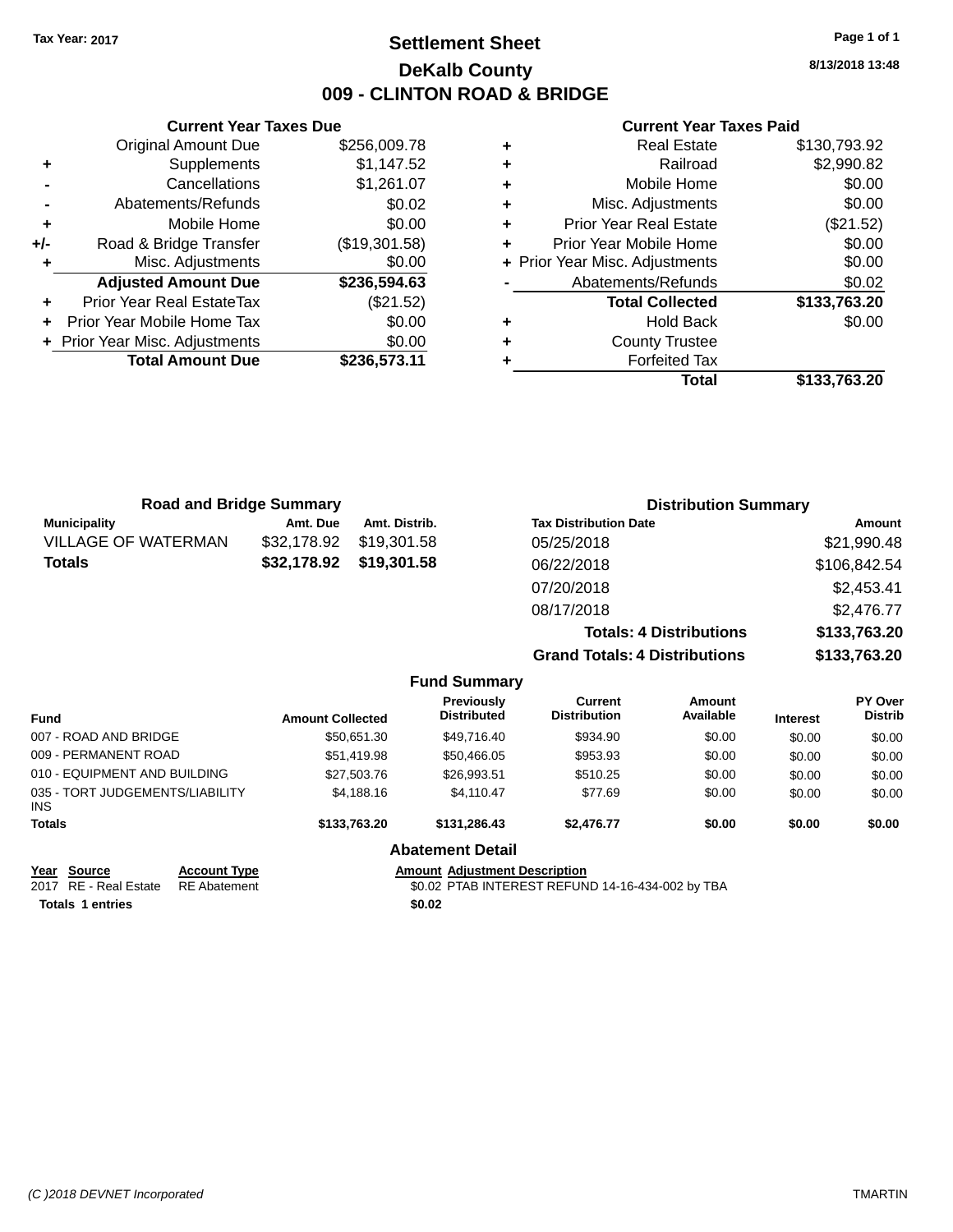Tax Year: 2017

# Settlement Sheet

## DeKalb County

## 009 - CLINTON ROAD & BRIDGE

8/13/2018 13:48

### Current Year Taxes Due

| | | |
|---|---|---|
| | Original Amount Due | $256,009.78 |
| + | Supplements | $1,147.52 |
| - | Cancellations | $1,261.07 |
| - | Abatements/Refunds | $0.02 |
| + | Mobile Home | $0.00 |
| +/- | Road & Bridge Transfer | ($19,301.58) |
| + | Misc. Adjustments | $0.00 |
| | **Adjusted Amount Due** | **$236,594.63** |
| + | Prior Year Real EstateTax | ($21.52) |
| + | Prior Year Mobile Home Tax | $0.00 |
| + | Prior Year Misc. Adjustments | $0.00 |
| | **Total Amount Due** | **$236,573.11** |

### Current Year Taxes Paid

| | | |
|---|---|---|
| + | Real Estate | $130,793.92 |
| + | Railroad | $2,990.82 |
| + | Mobile Home | $0.00 |
| + | Misc. Adjustments | $0.00 |
| + | Prior Year Real Estate | ($21.52) |
| + | Prior Year Mobile Home | $0.00 |
| + | Prior Year Misc. Adjustments | $0.00 |
| - | Abatements/Refunds | $0.02 |
| | **Total Collected** | **$133,763.20** |
| + | Hold Back | $0.00 |
| + | County Trustee | |
| + | Forfeited Tax | |
| | **Total** | **$133,763.20** |

### Road and Bridge Summary

| Municipality | Amt. Due | Amt. Distrib. |
|---|---|---|
| VILLAGE OF WATERMAN | $32,178.92 | $19,301.58 |
| **Totals** | **$32,178.92** | **$19,301.58** |

### Distribution Summary

| Tax Distribution Date | Amount |
|---|---|
| 05/25/2018 | $21,990.48 |
| 06/22/2018 | $106,842.54 |
| 07/20/2018 | $2,453.41 |
| 08/17/2018 | $2,476.77 |
| **Totals: 4 Distributions** | **$133,763.20** |
| **Grand Totals: 4 Distributions** | **$133,763.20** |

### Fund Summary

| Fund | Amount Collected | Previously Distributed | Current Distribution | Amount Available | Interest | PY Over Distrib |
|---|---|---|---|---|---|---|
| 007 - ROAD AND BRIDGE | $50,651.30 | $49,716.40 | $934.90 | $0.00 | $0.00 | $0.00 |
| 009 - PERMANENT ROAD | $51,419.98 | $50,466.05 | $953.93 | $0.00 | $0.00 | $0.00 |
| 010 - EQUIPMENT AND BUILDING | $27,503.76 | $26,993.51 | $510.25 | $0.00 | $0.00 | $0.00 |
| 035 - TORT JUDGEMENTS/LIABILITY INS | $4,188.16 | $4,110.47 | $77.69 | $0.00 | $0.00 | $0.00 |
| **Totals** | **$133,763.20** | **$131,286.43** | **$2,476.77** | **$0.00** | **$0.00** | **$0.00** |

### Abatement Detail

| Year | Source | Account Type | Amount | Adjustment Description |
|---|---|---|---|---|
| 2017 | RE - Real Estate | RE Abatement | $0.02 | PTAB INTEREST REFUND 14-16-434-002 by TBA |
| **Totals 1 entries** | | | **$0.02** | |

(C )2018 DEVNET Incorporated TMARTIN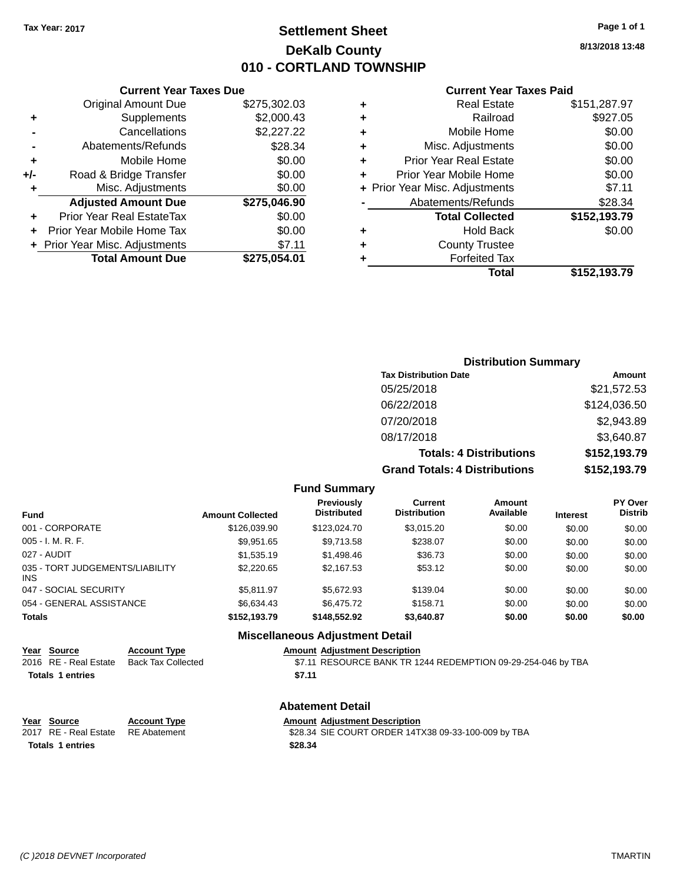Tax Year: 2017

# Settlement Sheet
## DeKalb County
## 010 - CORTLAND TOWNSHIP

8/13/2018 13:48

### Current Year Taxes Due

| | | |
|---|---|---|
| | Original Amount Due | $275,302.03 |
| + | Supplements | $2,000.43 |
| - | Cancellations | $2,227.22 |
| - | Abatements/Refunds | $28.34 |
| + | Mobile Home | $0.00 |
| +/- | Road & Bridge Transfer | $0.00 |
| + | Misc. Adjustments | $0.00 |
| | **Adjusted Amount Due** | **$275,046.90** |
| + | Prior Year Real EstateTax | $0.00 |
| + | Prior Year Mobile Home Tax | $0.00 |
| + | Prior Year Misc. Adjustments | $7.11 |
| | **Total Amount Due** | **$275,054.01** |

### Current Year Taxes Paid

| | | |
|---|---|---|
| + | Real Estate | $151,287.97 |
| + | Railroad | $927.05 |
| + | Mobile Home | $0.00 |
| + | Misc. Adjustments | $0.00 |
| + | Prior Year Real Estate | $0.00 |
| + | Prior Year Mobile Home | $0.00 |
| + | Prior Year Misc. Adjustments | $7.11 |
| - | Abatements/Refunds | $28.34 |
| | **Total Collected** | **$152,193.79** |
| + | Hold Back | $0.00 |
| + | County Trustee | |
| + | Forfeited Tax | |
| | **Total** | **$152,193.79** |

### Distribution Summary

| Tax Distribution Date | Amount |
|---|---|
| 05/25/2018 | $21,572.53 |
| 06/22/2018 | $124,036.50 |
| 07/20/2018 | $2,943.89 |
| 08/17/2018 | $3,640.87 |
| **Totals: 4 Distributions** | **$152,193.79** |
| **Grand Totals: 4 Distributions** | **$152,193.79** |

### Fund Summary

| Fund | Amount Collected | Previously Distributed | Current Distribution | Amount Available | Interest | PY Over Distrib |
|---|---|---|---|---|---|---|
| 001 - CORPORATE | $126,039.90 | $123,024.70 | $3,015.20 | $0.00 | $0.00 | $0.00 |
| 005 - I. M. R. F. | $9,951.65 | $9,713.58 | $238.07 | $0.00 | $0.00 | $0.00 |
| 027 - AUDIT | $1,535.19 | $1,498.46 | $36.73 | $0.00 | $0.00 | $0.00 |
| 035 - TORT JUDGEMENTS/LIABILITY INS | $2,220.65 | $2,167.53 | $53.12 | $0.00 | $0.00 | $0.00 |
| 047 - SOCIAL SECURITY | $5,811.97 | $5,672.93 | $139.04 | $0.00 | $0.00 | $0.00 |
| 054 - GENERAL ASSISTANCE | $6,634.43 | $6,475.72 | $158.71 | $0.00 | $0.00 | $0.00 |
| **Totals** | **$152,193.79** | **$148,552.92** | **$3,640.87** | **$0.00** | **$0.00** | **$0.00** |

### Miscellaneous Adjustment Detail

| Year | Source | Account Type | Amount | Adjustment Description |
|---|---|---|---|---|
| 2016 | RE - Real Estate | Back Tax Collected | $7.11 | RESOURCE BANK TR 1244 REDEMPTION 09-29-254-046 by TBA |
| **Totals** | **1 entries** | | **$7.11** | |

### Abatement Detail

| Year | Source | Account Type | Amount | Adjustment Description |
|---|---|---|---|---|
| 2017 | RE - Real Estate | RE Abatement | $28.34 | SIE COURT ORDER 14TX38 09-33-100-009 by TBA |
| **Totals** | **1 entries** | | **$28.34** | |

(C )2018 DEVNET Incorporated TMARTIN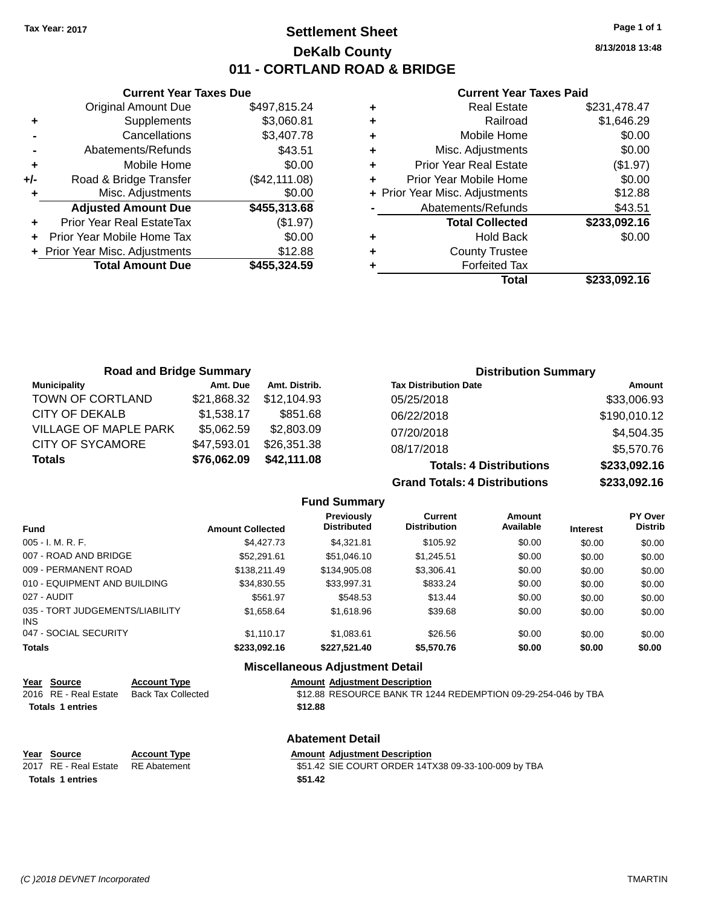Tax Year: 2017

# Settlement Sheet
## DeKalb County
## 011 - CORTLAND ROAD & BRIDGE

8/13/2018 13:48

### Current Year Taxes Due

| | | |
|---|---|---|
| | Original Amount Due | $497,815.24 |
| + | Supplements | $3,060.81 |
| - | Cancellations | $3,407.78 |
| - | Abatements/Refunds | $43.51 |
| + | Mobile Home | $0.00 |
| +/- | Road & Bridge Transfer | ($42,111.08) |
| + | Misc. Adjustments | $0.00 |
| | **Adjusted Amount Due** | **$455,313.68** |
| + | Prior Year Real EstateTax | ($1.97) |
| + | Prior Year Mobile Home Tax | $0.00 |
| + | Prior Year Misc. Adjustments | $12.88 |
| | **Total Amount Due** | **$455,324.59** |

### Current Year Taxes Paid

| | | |
|---|---|---|
| + | Real Estate | $231,478.47 |
| + | Railroad | $1,646.29 |
| + | Mobile Home | $0.00 |
| + | Misc. Adjustments | $0.00 |
| + | Prior Year Real Estate | ($1.97) |
| + | Prior Year Mobile Home | $0.00 |
| + | Prior Year Misc. Adjustments | $12.88 |
| - | Abatements/Refunds | $43.51 |
| | **Total Collected** | **$233,092.16** |
| + | Hold Back | $0.00 |
| + | County Trustee | |
| + | Forfeited Tax | |
| | **Total** | **$233,092.16** |

### Road and Bridge Summary

| Municipality | Amt. Due | Amt. Distrib. |
|---|---|---|
| TOWN OF CORTLAND | $21,868.32 | $12,104.93 |
| CITY OF DEKALB | $1,538.17 | $851.68 |
| VILLAGE OF MAPLE PARK | $5,062.59 | $2,803.09 |
| CITY OF SYCAMORE | $47,593.01 | $26,351.38 |
| **Totals** | **$76,062.09** | **$42,111.08** |

### Distribution Summary

| Tax Distribution Date | Amount |
|---|---|
| 05/25/2018 | $33,006.93 |
| 06/22/2018 | $190,010.12 |
| 07/20/2018 | $4,504.35 |
| 08/17/2018 | $5,570.76 |
| **Totals: 4 Distributions** | **$233,092.16** |
| **Grand Totals: 4 Distributions** | **$233,092.16** |

### Fund Summary

| Fund | Amount Collected | Previously Distributed | Current Distribution | Amount Available | Interest | PY Over Distrib |
|---|---|---|---|---|---|---|
| 005 - I. M. R. F. | $4,427.73 | $4,321.81 | $105.92 | $0.00 | $0.00 | $0.00 |
| 007 - ROAD AND BRIDGE | $52,291.61 | $51,046.10 | $1,245.51 | $0.00 | $0.00 | $0.00 |
| 009 - PERMANENT ROAD | $138,211.49 | $134,905.08 | $3,306.41 | $0.00 | $0.00 | $0.00 |
| 010 - EQUIPMENT AND BUILDING | $34,830.55 | $33,997.31 | $833.24 | $0.00 | $0.00 | $0.00 |
| 027 - AUDIT | $561.97 | $548.53 | $13.44 | $0.00 | $0.00 | $0.00 |
| 035 - TORT JUDGEMENTS/LIABILITY INS | $1,658.64 | $1,618.96 | $39.68 | $0.00 | $0.00 | $0.00 |
| 047 - SOCIAL SECURITY | $1,110.17 | $1,083.61 | $26.56 | $0.00 | $0.00 | $0.00 |
| **Totals** | **$233,092.16** | **$227,521.40** | **$5,570.76** | **$0.00** | **$0.00** | **$0.00** |

### Miscellaneous Adjustment Detail

| Year | Source | Account Type | Amount | Adjustment Description |
|---|---|---|---|---|
| 2016 | RE - Real Estate | Back Tax Collected | $12.88 | RESOURCE BANK TR 1244 REDEMPTION 09-29-254-046 by TBA |
| **Totals 1 entries** | | | **$12.88** | |

### Abatement Detail

| Year | Source | Account Type | Amount | Adjustment Description |
|---|---|---|---|---|
| 2017 | RE - Real Estate | RE Abatement | $51.42 | SIE COURT ORDER 14TX38 09-33-100-009 by TBA |
| **Totals 1 entries** | | | **$51.42** | |

(C )2018 DEVNET Incorporated TMARTIN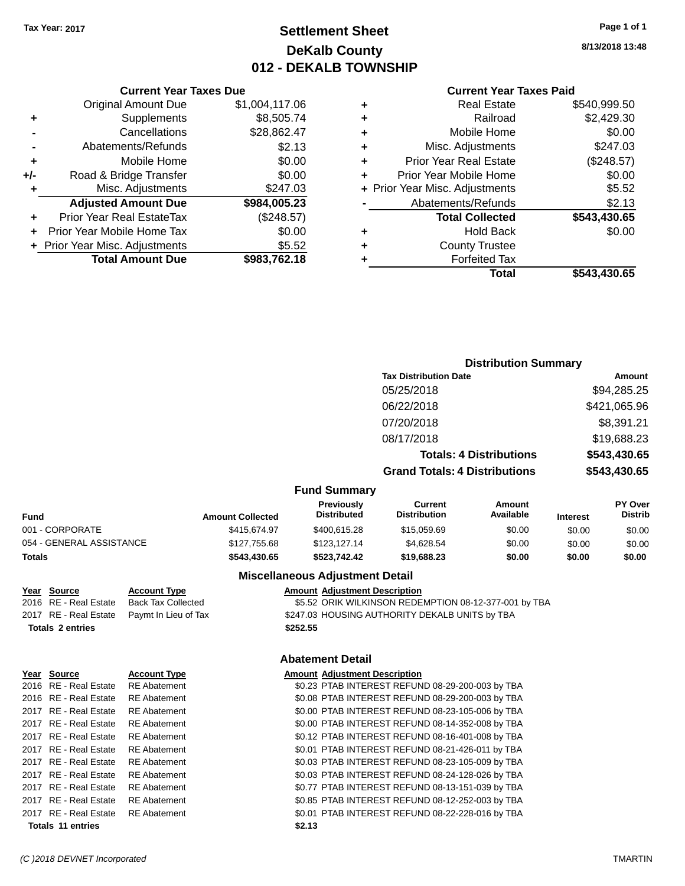Tax Year: 2017

# Settlement Sheet
## DeKalb County
## 012 - DEKALB TOWNSHIP

8/13/2018 13:48

### Current Year Taxes Due

| | | |
|---|---|---|
| | Original Amount Due | $1,004,117.06 |
| + | Supplements | $8,505.74 |
| - | Cancellations | $28,862.47 |
| - | Abatements/Refunds | $2.13 |
| + | Mobile Home | $0.00 |
| +/- | Road & Bridge Transfer | $0.00 |
| + | Misc. Adjustments | $247.03 |
| | **Adjusted Amount Due** | **$984,005.23** |
| + | Prior Year Real EstateTax | ($248.57) |
| + | Prior Year Mobile Home Tax | $0.00 |
| + | Prior Year Misc. Adjustments | $5.52 |
| | **Total Amount Due** | **$983,762.18** |

### Current Year Taxes Paid

| | | |
|---|---|---|
| + | Real Estate | $540,999.50 |
| + | Railroad | $2,429.30 |
| + | Mobile Home | $0.00 |
| + | Misc. Adjustments | $247.03 |
| + | Prior Year Real Estate | ($248.57) |
| + | Prior Year Mobile Home | $0.00 |
| + | Prior Year Misc. Adjustments | $5.52 |
| - | Abatements/Refunds | $2.13 |
| | **Total Collected** | **$543,430.65** |
| + | Hold Back | $0.00 |
| + | County Trustee | |
| + | Forfeited Tax | |
| | **Total** | **$543,430.65** |

### Distribution Summary

| Tax Distribution Date | Amount |
|---|---|
| 05/25/2018 | $94,285.25 |
| 06/22/2018 | $421,065.96 |
| 07/20/2018 | $8,391.21 |
| 08/17/2018 | $19,688.23 |
| **Totals: 4 Distributions** | **$543,430.65** |
| **Grand Totals: 4 Distributions** | **$543,430.65** |

### Fund Summary

| Fund | Amount Collected | Previously Distributed | Current Distribution | Amount Available | Interest | PY Over Distrib |
|---|---|---|---|---|---|---|
| 001 - CORPORATE | $415,674.97 | $400,615.28 | $15,059.69 | $0.00 | $0.00 | $0.00 |
| 054 - GENERAL ASSISTANCE | $127,755.68 | $123,127.14 | $4,628.54 | $0.00 | $0.00 | $0.00 |
| **Totals** | **$543,430.65** | **$523,742.42** | **$19,688.23** | **$0.00** | **$0.00** | **$0.00** |

### Miscellaneous Adjustment Detail

| Year | Source | Account Type | Amount | Adjustment Description |
|---|---|---|---|---|
| 2016 | RE - Real Estate | Back Tax Collected | $5.52 | ORIK WILKINSON REDEMPTION 08-12-377-001 by TBA |
| 2017 | RE - Real Estate | Paymt In Lieu of Tax | $247.03 | HOUSING AUTHORITY DEKALB UNITS by TBA |
| **Totals 2 entries** | | | **$252.55** | |

### Abatement Detail

| Year | Source | Account Type | Amount | Adjustment Description |
|---|---|---|---|---|
| 2016 | RE - Real Estate | RE Abatement | $0.23 | PTAB INTEREST REFUND 08-29-200-003 by TBA |
| 2016 | RE - Real Estate | RE Abatement | $0.08 | PTAB INTEREST REFUND 08-29-200-003 by TBA |
| 2017 | RE - Real Estate | RE Abatement | $0.00 | PTAB INTEREST REFUND 08-23-105-006 by TBA |
| 2017 | RE - Real Estate | RE Abatement | $0.00 | PTAB INTEREST REFUND 08-14-352-008 by TBA |
| 2017 | RE - Real Estate | RE Abatement | $0.12 | PTAB INTEREST REFUND 08-16-401-008 by TBA |
| 2017 | RE - Real Estate | RE Abatement | $0.01 | PTAB INTEREST REFUND 08-21-426-011 by TBA |
| 2017 | RE - Real Estate | RE Abatement | $0.03 | PTAB INTEREST REFUND 08-23-105-009 by TBA |
| 2017 | RE - Real Estate | RE Abatement | $0.03 | PTAB INTEREST REFUND 08-24-128-026 by TBA |
| 2017 | RE - Real Estate | RE Abatement | $0.77 | PTAB INTEREST REFUND 08-13-151-039 by TBA |
| 2017 | RE - Real Estate | RE Abatement | $0.85 | PTAB INTEREST REFUND 08-12-252-003 by TBA |
| 2017 | RE - Real Estate | RE Abatement | $0.01 | PTAB INTEREST REFUND 08-22-228-016 by TBA |
| **Totals 11 entries** | | | **$2.13** | |

(C )2018 DEVNET Incorporated TMARTIN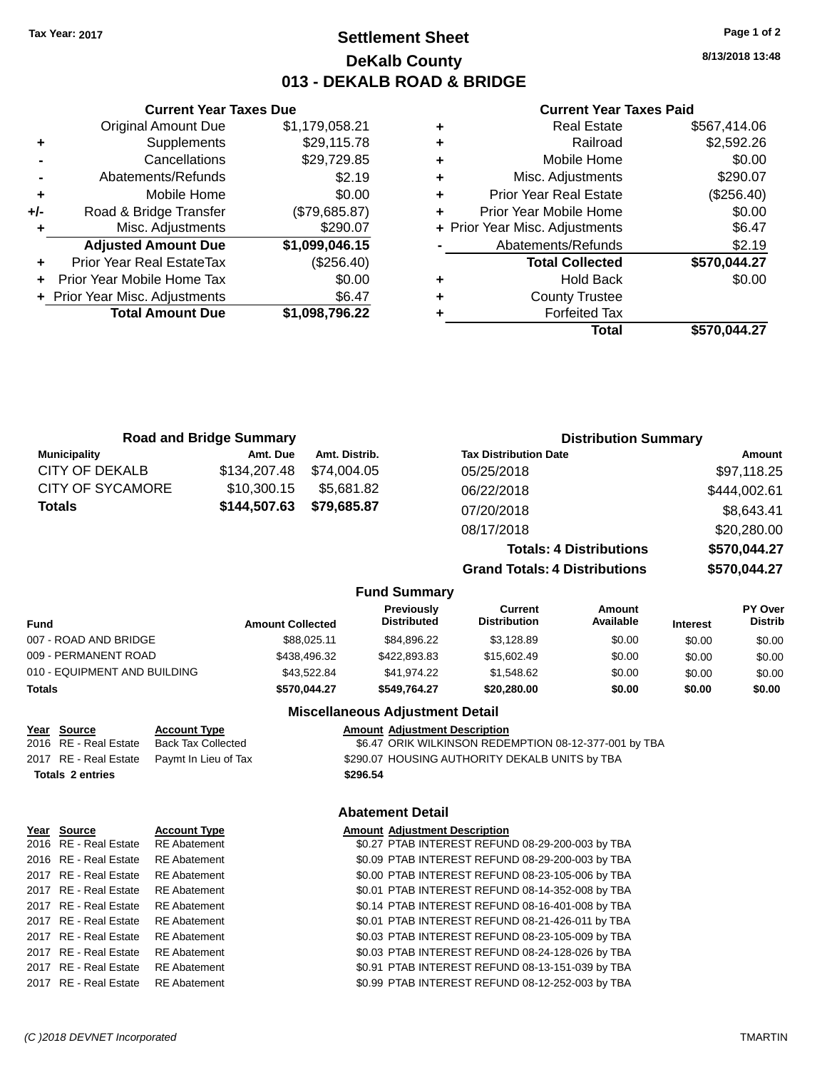Tax Year: 2017

# Settlement Sheet
## DeKalb County
## 013 - DEKALB ROAD & BRIDGE

8/13/2018 13:48

### Current Year Taxes Due

| | | |
|---|---|---|
| | Original Amount Due | $1,179,058.21 |
| + | Supplements | $29,115.78 |
| - | Cancellations | $29,729.85 |
| - | Abatements/Refunds | $2.19 |
| + | Mobile Home | $0.00 |
| +/- | Road & Bridge Transfer | ($79,685.87) |
| + | Misc. Adjustments | $290.07 |
| | **Adjusted Amount Due** | **$1,099,046.15** |
| + | Prior Year Real EstateTax | ($256.40) |
| + | Prior Year Mobile Home Tax | $0.00 |
| + | Prior Year Misc. Adjustments | $6.47 |
| | **Total Amount Due** | **$1,098,796.22** |

### Current Year Taxes Paid

| | | |
|---|---|---|
| + | Real Estate | $567,414.06 |
| + | Railroad | $2,592.26 |
| + | Mobile Home | $0.00 |
| + | Misc. Adjustments | $290.07 |
| + | Prior Year Real Estate | ($256.40) |
| + | Prior Year Mobile Home | $0.00 |
| + | Prior Year Misc. Adjustments | $6.47 |
| - | Abatements/Refunds | $2.19 |
| | **Total Collected** | **$570,044.27** |
| + | Hold Back | $0.00 |
| + | County Trustee | |
| + | Forfeited Tax | |
| | **Total** | **$570,044.27** |

### Road and Bridge Summary

| Municipality | Amt. Due | Amt. Distrib. |
|---|---|---|
| CITY OF DEKALB | $134,207.48 | $74,004.05 |
| CITY OF SYCAMORE | $10,300.15 | $5,681.82 |
| **Totals** | **$144,507.63** | **$79,685.87** |

### Distribution Summary

| Tax Distribution Date | Amount |
|---|---|
| 05/25/2018 | $97,118.25 |
| 06/22/2018 | $444,002.61 |
| 07/20/2018 | $8,643.41 |
| 08/17/2018 | $20,280.00 |
| **Totals: 4 Distributions** | **$570,044.27** |
| **Grand Totals: 4 Distributions** | **$570,044.27** |

### Fund Summary

| Fund | Amount Collected | Previously Distributed | Current Distribution | Amount Available | Interest | PY Over Distrib |
|---|---|---|---|---|---|---|
| 007 - ROAD AND BRIDGE | $88,025.11 | $84,896.22 | $3,128.89 | $0.00 | $0.00 | $0.00 |
| 009 - PERMANENT ROAD | $438,496.32 | $422,893.83 | $15,602.49 | $0.00 | $0.00 | $0.00 |
| 010 - EQUIPMENT AND BUILDING | $43,522.84 | $41,974.22 | $1,548.62 | $0.00 | $0.00 | $0.00 |
| **Totals** | **$570,044.27** | **$549,764.27** | **$20,280.00** | **$0.00** | **$0.00** | **$0.00** |

### Miscellaneous Adjustment Detail

| Year | Source | Account Type | Amount | Adjustment Description |
|---|---|---|---|---|
| 2016 | RE - Real Estate | Back Tax Collected | $6.47 | ORIK WILKINSON REDEMPTION 08-12-377-001 by TBA |
| 2017 | RE - Real Estate | Paymt In Lieu of Tax | $290.07 | HOUSING AUTHORITY DEKALB UNITS by TBA |
| **Totals 2 entries** | | | **$296.54** | |

### Abatement Detail

| Year | Source | Account Type | Amount | Adjustment Description |
|---|---|---|---|---|
| 2016 | RE - Real Estate | RE Abatement | $0.27 | PTAB INTEREST REFUND 08-29-200-003 by TBA |
| 2016 | RE - Real Estate | RE Abatement | $0.09 | PTAB INTEREST REFUND 08-29-200-003 by TBA |
| 2017 | RE - Real Estate | RE Abatement | $0.00 | PTAB INTEREST REFUND 08-23-105-006 by TBA |
| 2017 | RE - Real Estate | RE Abatement | $0.01 | PTAB INTEREST REFUND 08-14-352-008 by TBA |
| 2017 | RE - Real Estate | RE Abatement | $0.14 | PTAB INTEREST REFUND 08-16-401-008 by TBA |
| 2017 | RE - Real Estate | RE Abatement | $0.01 | PTAB INTEREST REFUND 08-21-426-011 by TBA |
| 2017 | RE - Real Estate | RE Abatement | $0.03 | PTAB INTEREST REFUND 08-23-105-009 by TBA |
| 2017 | RE - Real Estate | RE Abatement | $0.03 | PTAB INTEREST REFUND 08-24-128-026 by TBA |
| 2017 | RE - Real Estate | RE Abatement | $0.91 | PTAB INTEREST REFUND 08-13-151-039 by TBA |
| 2017 | RE - Real Estate | RE Abatement | $0.99 | PTAB INTEREST REFUND 08-12-252-003 by TBA |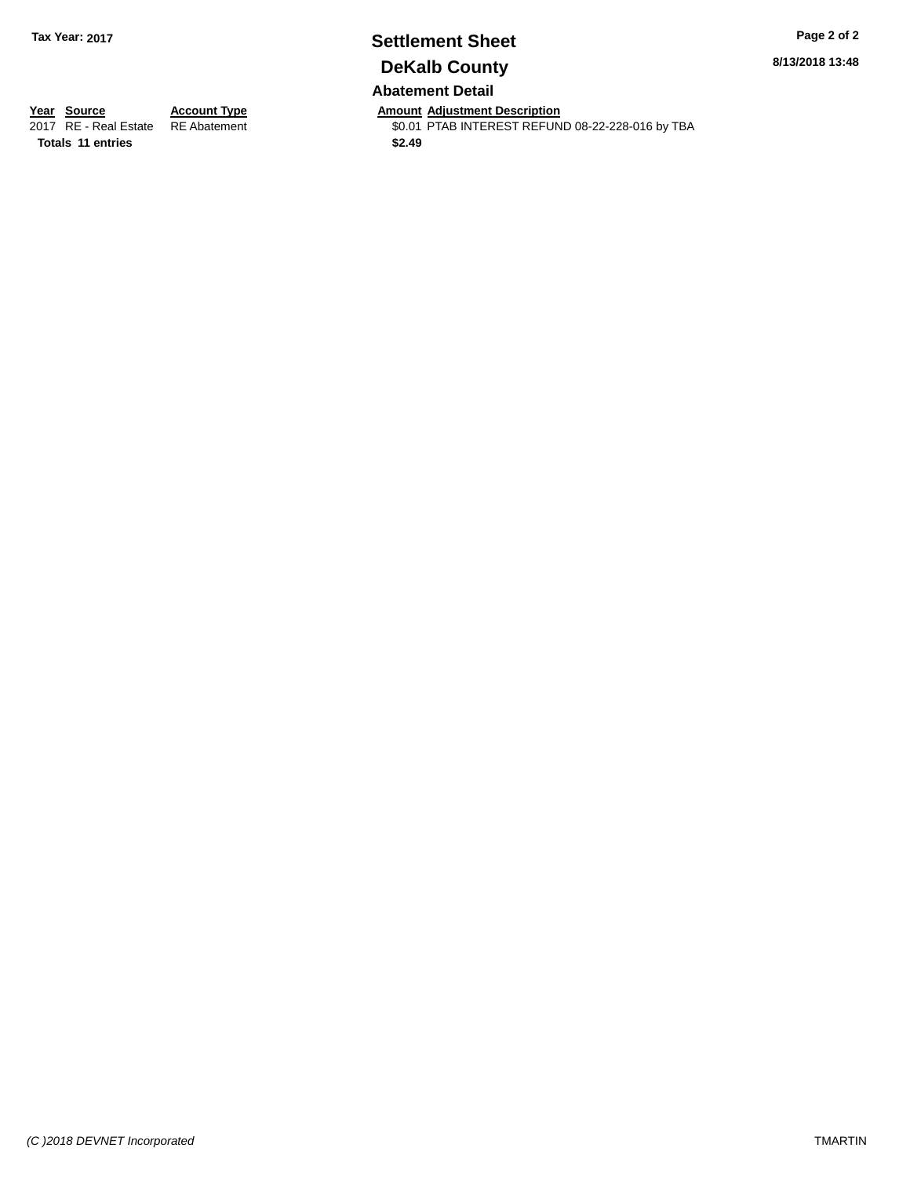**Tax Year: 2017**

# Settlement Sheet

## DeKalb County

**8/13/2018 13:48**

### Abatement Detail

| Year | Source | Account Type | Amount | Adjustment Description |
|---|---|---|---|---|
| 2017 | RE - Real Estate | RE Abatement | $0.01 | PTAB INTEREST REFUND 08-22-228-016 by TBA |
| **Totals** | **11 entries** | | **$2.49** | |

*(C )2018 DEVNET Incorporated* TMARTIN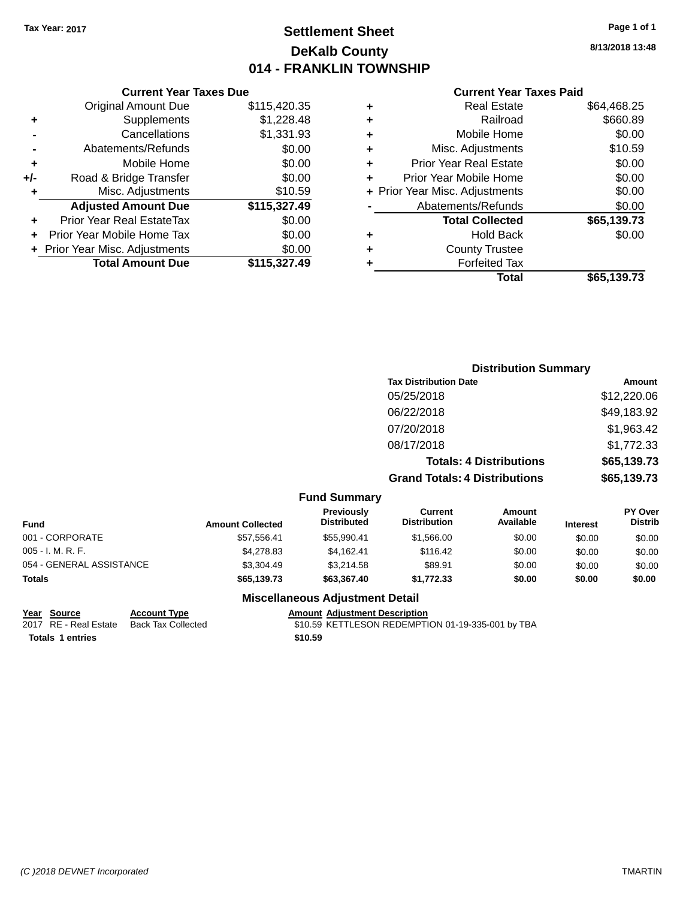**Tax Year: 2017**

# Settlement Sheet
## DeKalb County
## 014 - FRANKLIN TOWNSHIP

8/13/2018 13:48

### Current Year Taxes Due

| | | |
|---|---|---|
| | Original Amount Due | $115,420.35 |
| + | Supplements | $1,228.48 |
| - | Cancellations | $1,331.93 |
| - | Abatements/Refunds | $0.00 |
| + | Mobile Home | $0.00 |
| +/- | Road & Bridge Transfer | $0.00 |
| + | Misc. Adjustments | $10.59 |
| | **Adjusted Amount Due** | **$115,327.49** |
| + | Prior Year Real EstateTax | $0.00 |
| + | Prior Year Mobile Home Tax | $0.00 |
| + | Prior Year Misc. Adjustments | $0.00 |
| | **Total Amount Due** | **$115,327.49** |

### Current Year Taxes Paid

| | | |
|---|---|---|
| + | Real Estate | $64,468.25 |
| + | Railroad | $660.89 |
| + | Mobile Home | $0.00 |
| + | Misc. Adjustments | $10.59 |
| + | Prior Year Real Estate | $0.00 |
| + | Prior Year Mobile Home | $0.00 |
| + | Prior Year Misc. Adjustments | $0.00 |
| - | Abatements/Refunds | $0.00 |
| | **Total Collected** | **$65,139.73** |
| + | Hold Back | $0.00 |
| + | County Trustee | |
| + | Forfeited Tax | |
| | **Total** | **$65,139.73** |

### Distribution Summary

| Tax Distribution Date | Amount |
|---|---|
| 05/25/2018 | $12,220.06 |
| 06/22/2018 | $49,183.92 |
| 07/20/2018 | $1,963.42 |
| 08/17/2018 | $1,772.33 |
| **Totals: 4 Distributions** | **$65,139.73** |
| **Grand Totals: 4 Distributions** | **$65,139.73** |

### Fund Summary

| Fund | Amount Collected | Previously Distributed | Current Distribution | Amount Available | Interest | PY Over Distrib |
|---|---|---|---|---|---|---|
| 001 - CORPORATE | $57,556.41 | $55,990.41 | $1,566.00 | $0.00 | $0.00 | $0.00 |
| 005 - I. M. R. F. | $4,278.83 | $4,162.41 | $116.42 | $0.00 | $0.00 | $0.00 |
| 054 - GENERAL ASSISTANCE | $3,304.49 | $3,214.58 | $89.91 | $0.00 | $0.00 | $0.00 |
| **Totals** | **$65,139.73** | **$63,367.40** | **$1,772.33** | **$0.00** | **$0.00** | **$0.00** |

### Miscellaneous Adjustment Detail

| Year | Source | Account Type | Amount | Adjustment Description |
|---|---|---|---|---|
| 2017 | RE - Real Estate | Back Tax Collected | $10.59 | KETTLESON REDEMPTION 01-19-335-001 by TBA |
| **Totals 1 entries** | | | **$10.59** | |

(C )2018 DEVNET Incorporated TMARTIN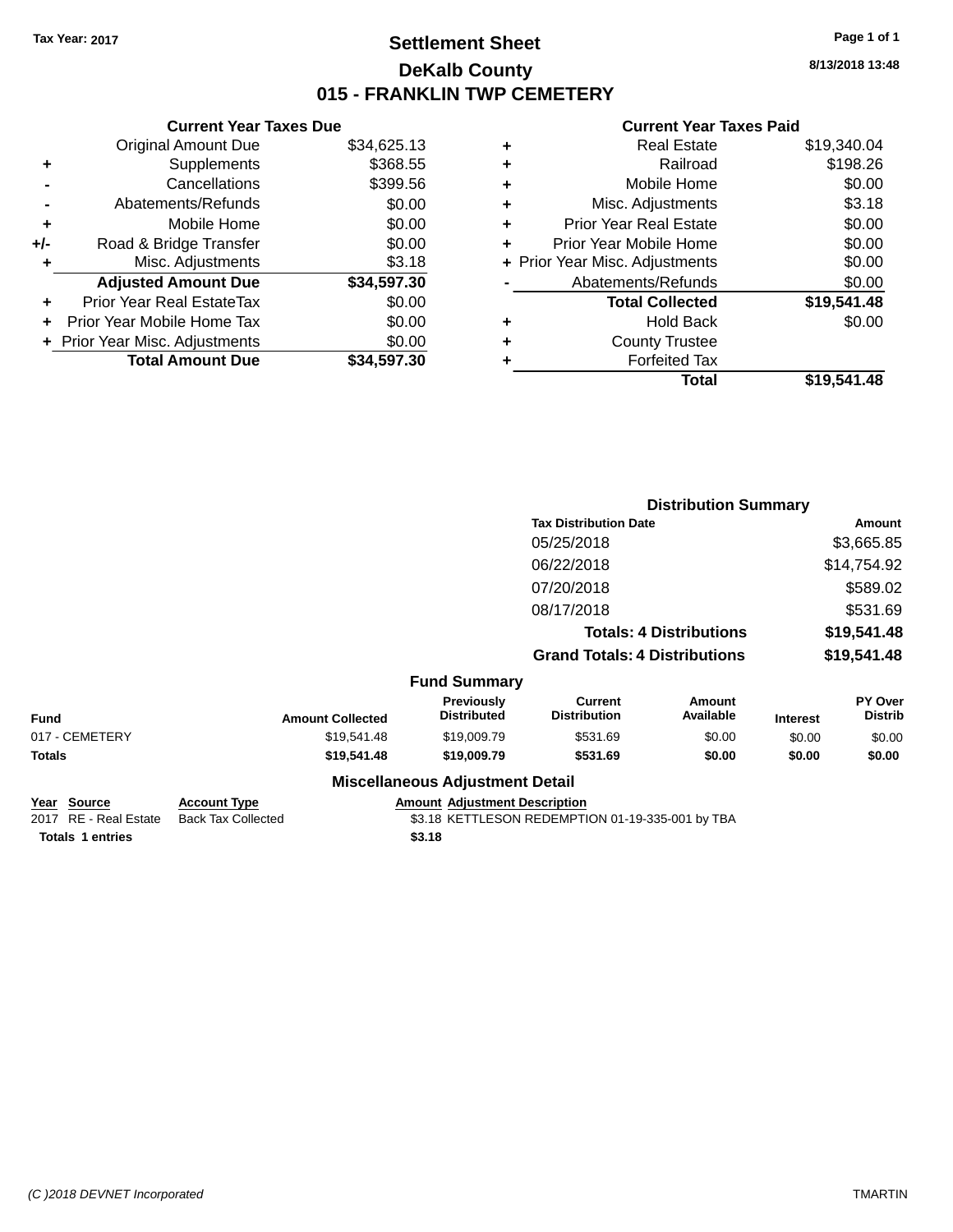Tax Year: 2017

# Settlement Sheet
## DeKalb County
## 015 - FRANKLIN TWP CEMETERY

8/13/2018 13:48

### Current Year Taxes Due

| | | |
|---|---|---|
| | Original Amount Due | $34,625.13 |
| + | Supplements | $368.55 |
| - | Cancellations | $399.56 |
| - | Abatements/Refunds | $0.00 |
| + | Mobile Home | $0.00 |
| +/- | Road & Bridge Transfer | $0.00 |
| + | Misc. Adjustments | $3.18 |
| | **Adjusted Amount Due** | **$34,597.30** |
| + | Prior Year Real EstateTax | $0.00 |
| + | Prior Year Mobile Home Tax | $0.00 |
| + | Prior Year Misc. Adjustments | $0.00 |
| | **Total Amount Due** | **$34,597.30** |

### Current Year Taxes Paid

| | | |
|---|---|---|
| + | Real Estate | $19,340.04 |
| + | Railroad | $198.26 |
| + | Mobile Home | $0.00 |
| + | Misc. Adjustments | $3.18 |
| + | Prior Year Real Estate | $0.00 |
| + | Prior Year Mobile Home | $0.00 |
| + | Prior Year Misc. Adjustments | $0.00 |
| - | Abatements/Refunds | $0.00 |
| | **Total Collected** | **$19,541.48** |
| + | Hold Back | $0.00 |
| + | County Trustee | |
| + | Forfeited Tax | |
| | **Total** | **$19,541.48** |

### Distribution Summary

| Tax Distribution Date | Amount |
|---|---|
| 05/25/2018 | $3,665.85 |
| 06/22/2018 | $14,754.92 |
| 07/20/2018 | $589.02 |
| 08/17/2018 | $531.69 |
| **Totals: 4 Distributions** | **$19,541.48** |
| **Grand Totals: 4 Distributions** | **$19,541.48** |

### Fund Summary

| Fund | Amount Collected | Previously Distributed | Current Distribution | Amount Available | Interest | PY Over Distrib |
|---|---|---|---|---|---|---|
| 017 - CEMETERY | $19,541.48 | $19,009.79 | $531.69 | $0.00 | $0.00 | $0.00 |
| **Totals** | **$19,541.48** | **$19,009.79** | **$531.69** | **$0.00** | **$0.00** | **$0.00** |

### Miscellaneous Adjustment Detail

| Year | Source | Account Type | Amount | Adjustment Description |
|---|---|---|---|---|
| 2017 | RE - Real Estate | Back Tax Collected | $3.18 | KETTLESON REDEMPTION 01-19-335-001 by TBA |
| **Totals** | **1 entries** | | **$3.18** | |

(C )2018 DEVNET Incorporated — TMARTIN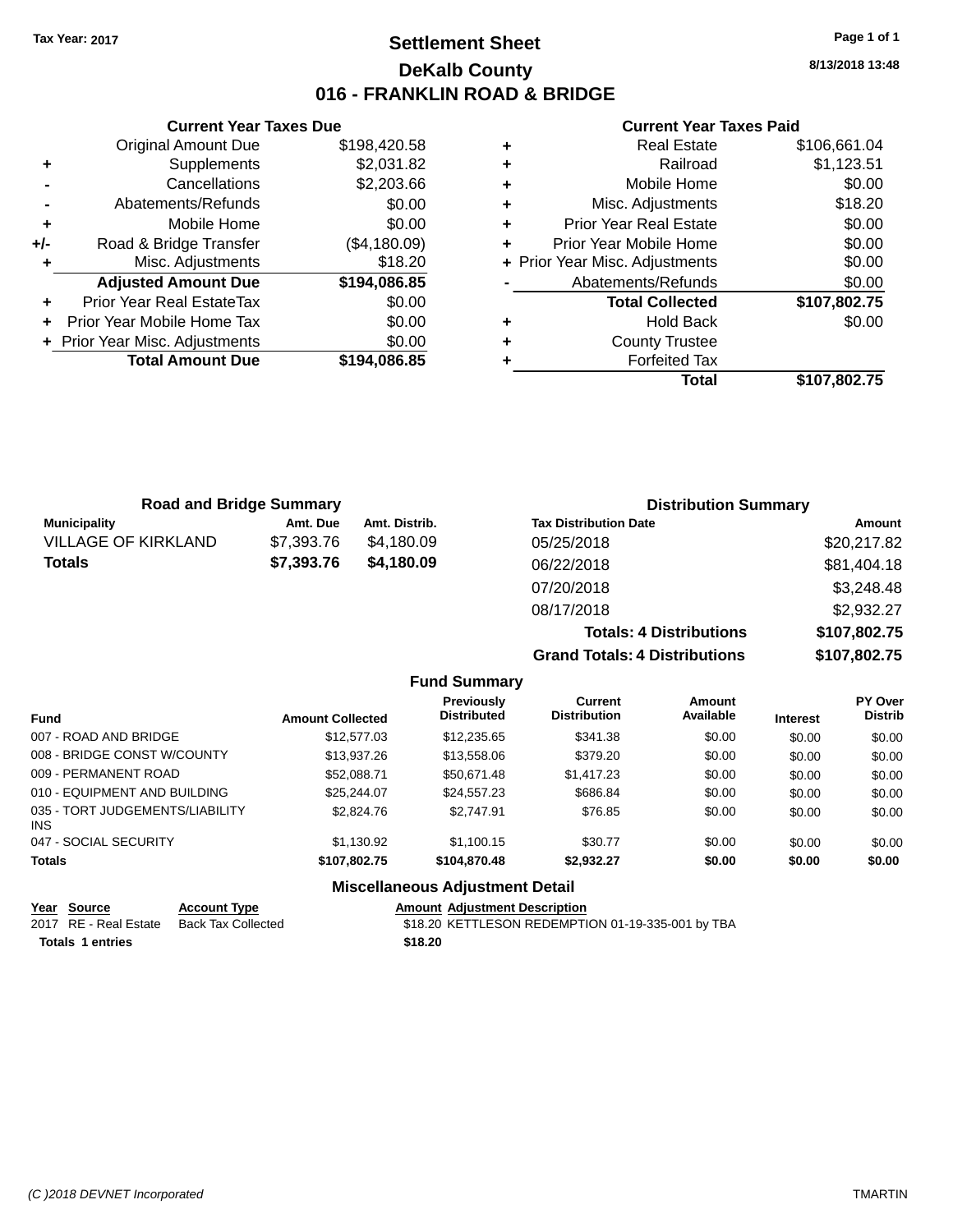**Tax Year: 2017**

# Settlement Sheet

## DeKalb County

## 016 - FRANKLIN ROAD & BRIDGE

**8/13/2018 13:48**

### Current Year Taxes Due

| | | |
|---|---|---|
| | Original Amount Due | $198,420.58 |
| + | Supplements | $2,031.82 |
| - | Cancellations | $2,203.66 |
| - | Abatements/Refunds | $0.00 |
| + | Mobile Home | $0.00 |
| +/- | Road & Bridge Transfer | ($4,180.09) |
| + | Misc. Adjustments | $18.20 |
| | **Adjusted Amount Due** | **$194,086.85** |
| + | Prior Year Real EstateTax | $0.00 |
| + | Prior Year Mobile Home Tax | $0.00 |
| + | Prior Year Misc. Adjustments | $0.00 |
| | **Total Amount Due** | **$194,086.85** |

### Current Year Taxes Paid

| | | |
|---|---|---|
| + | Real Estate | $106,661.04 |
| + | Railroad | $1,123.51 |
| + | Mobile Home | $0.00 |
| + | Misc. Adjustments | $18.20 |
| + | Prior Year Real Estate | $0.00 |
| + | Prior Year Mobile Home | $0.00 |
| + | Prior Year Misc. Adjustments | $0.00 |
| - | Abatements/Refunds | $0.00 |
| | **Total Collected** | **$107,802.75** |
| + | Hold Back | $0.00 |
| + | County Trustee | |
| + | Forfeited Tax | |
| | **Total** | **$107,802.75** |

### Road and Bridge Summary

| Municipality | Amt. Due | Amt. Distrib. |
|---|---|---|
| VILLAGE OF KIRKLAND | $7,393.76 | $4,180.09 |
| **Totals** | **$7,393.76** | **$4,180.09** |

### Distribution Summary

| Tax Distribution Date | Amount |
|---|---|
| 05/25/2018 | $20,217.82 |
| 06/22/2018 | $81,404.18 |
| 07/20/2018 | $3,248.48 |
| 08/17/2018 | $2,932.27 |
| **Totals: 4 Distributions** | **$107,802.75** |
| **Grand Totals: 4 Distributions** | **$107,802.75** |

### Fund Summary

| Fund | Amount Collected | Previously Distributed | Current Distribution | Amount Available | Interest | PY Over Distrib |
|---|---|---|---|---|---|---|
| 007 - ROAD AND BRIDGE | $12,577.03 | $12,235.65 | $341.38 | $0.00 | $0.00 | $0.00 |
| 008 - BRIDGE CONST W/COUNTY | $13,937.26 | $13,558.06 | $379.20 | $0.00 | $0.00 | $0.00 |
| 009 - PERMANENT ROAD | $52,088.71 | $50,671.48 | $1,417.23 | $0.00 | $0.00 | $0.00 |
| 010 - EQUIPMENT AND BUILDING | $25,244.07 | $24,557.23 | $686.84 | $0.00 | $0.00 | $0.00 |
| 035 - TORT JUDGEMENTS/LIABILITY INS | $2,824.76 | $2,747.91 | $76.85 | $0.00 | $0.00 | $0.00 |
| 047 - SOCIAL SECURITY | $1,130.92 | $1,100.15 | $30.77 | $0.00 | $0.00 | $0.00 |
| **Totals** | **$107,802.75** | **$104,870.48** | **$2,932.27** | **$0.00** | **$0.00** | **$0.00** |

### Miscellaneous Adjustment Detail

| Year | Source | Account Type | Amount | Adjustment Description |
|---|---|---|---|---|
| 2017 | RE - Real Estate | Back Tax Collected | $18.20 | KETTLESON REDEMPTION 01-19-335-001 by TBA |
| **Totals** | **1 entries** | | **$18.20** | |

(C )2018 DEVNET Incorporated TMARTIN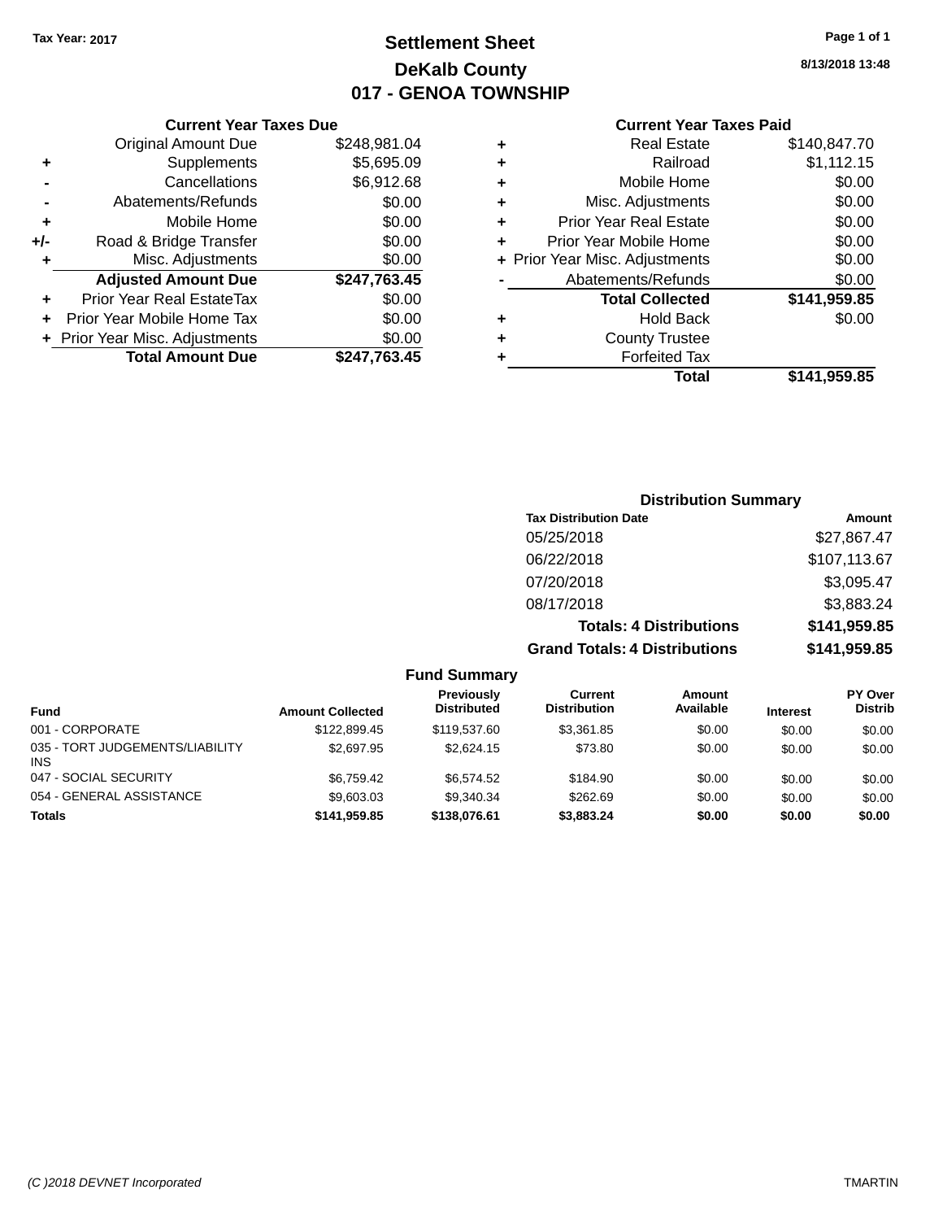Tax Year: 2017

# Settlement Sheet
## DeKalb County
## 017 - GENOA TOWNSHIP

8/13/2018 13:48

### Current Year Taxes Due

| | | |
|---|---|---|
| | Original Amount Due | $248,981.04 |
| + | Supplements | $5,695.09 |
| - | Cancellations | $6,912.68 |
| - | Abatements/Refunds | $0.00 |
| + | Mobile Home | $0.00 |
| +/- | Road & Bridge Transfer | $0.00 |
| + | Misc. Adjustments | $0.00 |
| | **Adjusted Amount Due** | **$247,763.45** |
| + | Prior Year Real EstateTax | $0.00 |
| + | Prior Year Mobile Home Tax | $0.00 |
| + | Prior Year Misc. Adjustments | $0.00 |
| | **Total Amount Due** | **$247,763.45** |

### Current Year Taxes Paid

| | | |
|---|---|---|
| + | Real Estate | $140,847.70 |
| + | Railroad | $1,112.15 |
| + | Mobile Home | $0.00 |
| + | Misc. Adjustments | $0.00 |
| + | Prior Year Real Estate | $0.00 |
| + | Prior Year Mobile Home | $0.00 |
| + | Prior Year Misc. Adjustments | $0.00 |
| - | Abatements/Refunds | $0.00 |
| | **Total Collected** | **$141,959.85** |
| + | Hold Back | $0.00 |
| + | County Trustee | |
| + | Forfeited Tax | |
| | **Total** | **$141,959.85** |

### Distribution Summary

| Tax Distribution Date | Amount |
|---|---|
| 05/25/2018 | $27,867.47 |
| 06/22/2018 | $107,113.67 |
| 07/20/2018 | $3,095.47 |
| 08/17/2018 | $3,883.24 |
| **Totals: 4 Distributions** | **$141,959.85** |
| **Grand Totals: 4 Distributions** | **$141,959.85** |

### Fund Summary

| Fund | Amount Collected | Previously Distributed | Current Distribution | Amount Available | Interest | PY Over Distrib |
|---|---|---|---|---|---|---|
| 001 - CORPORATE | $122,899.45 | $119,537.60 | $3,361.85 | $0.00 | $0.00 | $0.00 |
| 035 - TORT JUDGEMENTS/LIABILITY INS | $2,697.95 | $2,624.15 | $73.80 | $0.00 | $0.00 | $0.00 |
| 047 - SOCIAL SECURITY | $6,759.42 | $6,574.52 | $184.90 | $0.00 | $0.00 | $0.00 |
| 054 - GENERAL ASSISTANCE | $9,603.03 | $9,340.34 | $262.69 | $0.00 | $0.00 | $0.00 |
| **Totals** | **$141,959.85** | **$138,076.61** | **$3,883.24** | **$0.00** | **$0.00** | **$0.00** |

(C )2018 DEVNET Incorporated

TMARTIN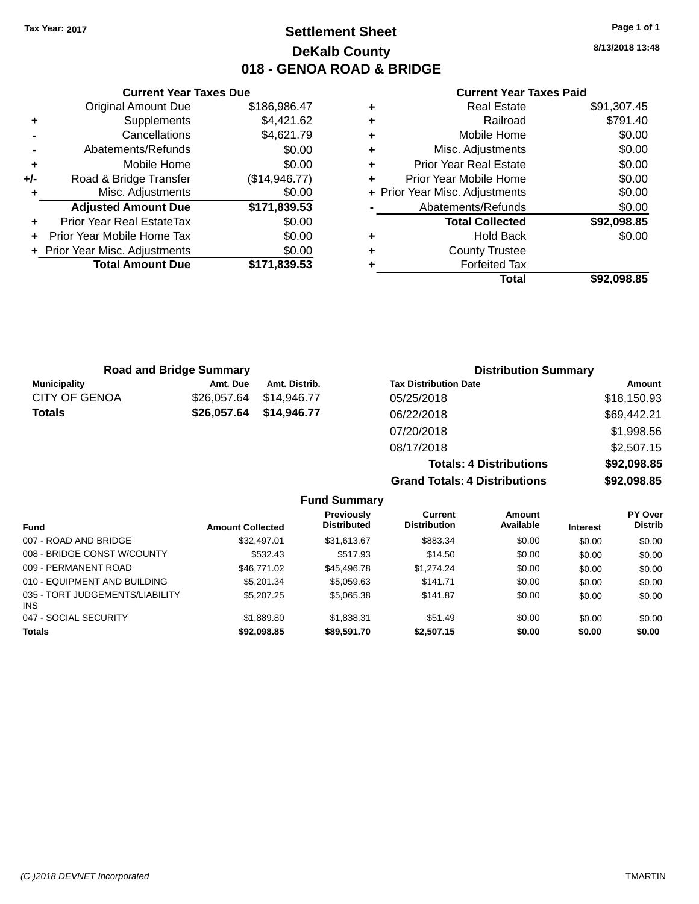Tax Year: 2017

# Settlement Sheet

## DeKalb County

## 018 - GENOA ROAD & BRIDGE

8/13/2018 13:48

### Current Year Taxes Due

| | | |
|---|---|---|
| | Original Amount Due | $186,986.47 |
| + | Supplements | $4,421.62 |
| - | Cancellations | $4,621.79 |
| - | Abatements/Refunds | $0.00 |
| + | Mobile Home | $0.00 |
| +/- | Road & Bridge Transfer | ($14,946.77) |
| + | Misc. Adjustments | $0.00 |
| | **Adjusted Amount Due** | **$171,839.53** |
| + | Prior Year Real EstateTax | $0.00 |
| + | Prior Year Mobile Home Tax | $0.00 |
| + | Prior Year Misc. Adjustments | $0.00 |
| | **Total Amount Due** | **$171,839.53** |

### Current Year Taxes Paid

| | | |
|---|---|---|
| + | Real Estate | $91,307.45 |
| + | Railroad | $791.40 |
| + | Mobile Home | $0.00 |
| + | Misc. Adjustments | $0.00 |
| + | Prior Year Real Estate | $0.00 |
| + | Prior Year Mobile Home | $0.00 |
| + | Prior Year Misc. Adjustments | $0.00 |
| - | Abatements/Refunds | $0.00 |
| | **Total Collected** | **$92,098.85** |
| + | Hold Back | $0.00 |
| + | County Trustee | |
| + | Forfeited Tax | |
| | **Total** | **$92,098.85** |

### Road and Bridge Summary

| Municipality | Amt. Due | Amt. Distrib. |
|---|---|---|
| CITY OF GENOA | $26,057.64 | $14,946.77 |
| **Totals** | **$26,057.64** | **$14,946.77** |

### Distribution Summary

| Tax Distribution Date | Amount |
|---|---|
| 05/25/2018 | $18,150.93 |
| 06/22/2018 | $69,442.21 |
| 07/20/2018 | $1,998.56 |
| 08/17/2018 | $2,507.15 |
| **Totals: 4 Distributions** | **$92,098.85** |
| **Grand Totals: 4 Distributions** | **$92,098.85** |

### Fund Summary

| Fund | Amount Collected | Previously Distributed | Current Distribution | Amount Available | Interest | PY Over Distrib |
|---|---|---|---|---|---|---|
| 007 - ROAD AND BRIDGE | $32,497.01 | $31,613.67 | $883.34 | $0.00 | $0.00 | $0.00 |
| 008 - BRIDGE CONST W/COUNTY | $532.43 | $517.93 | $14.50 | $0.00 | $0.00 | $0.00 |
| 009 - PERMANENT ROAD | $46,771.02 | $45,496.78 | $1,274.24 | $0.00 | $0.00 | $0.00 |
| 010 - EQUIPMENT AND BUILDING | $5,201.34 | $5,059.63 | $141.71 | $0.00 | $0.00 | $0.00 |
| 035 - TORT JUDGEMENTS/LIABILITY INS | $5,207.25 | $5,065.38 | $141.87 | $0.00 | $0.00 | $0.00 |
| 047 - SOCIAL SECURITY | $1,889.80 | $1,838.31 | $51.49 | $0.00 | $0.00 | $0.00 |
| **Totals** | **$92,098.85** | **$89,591.70** | **$2,507.15** | **$0.00** | **$0.00** | **$0.00** |

(C )2018 DEVNET Incorporated TMARTIN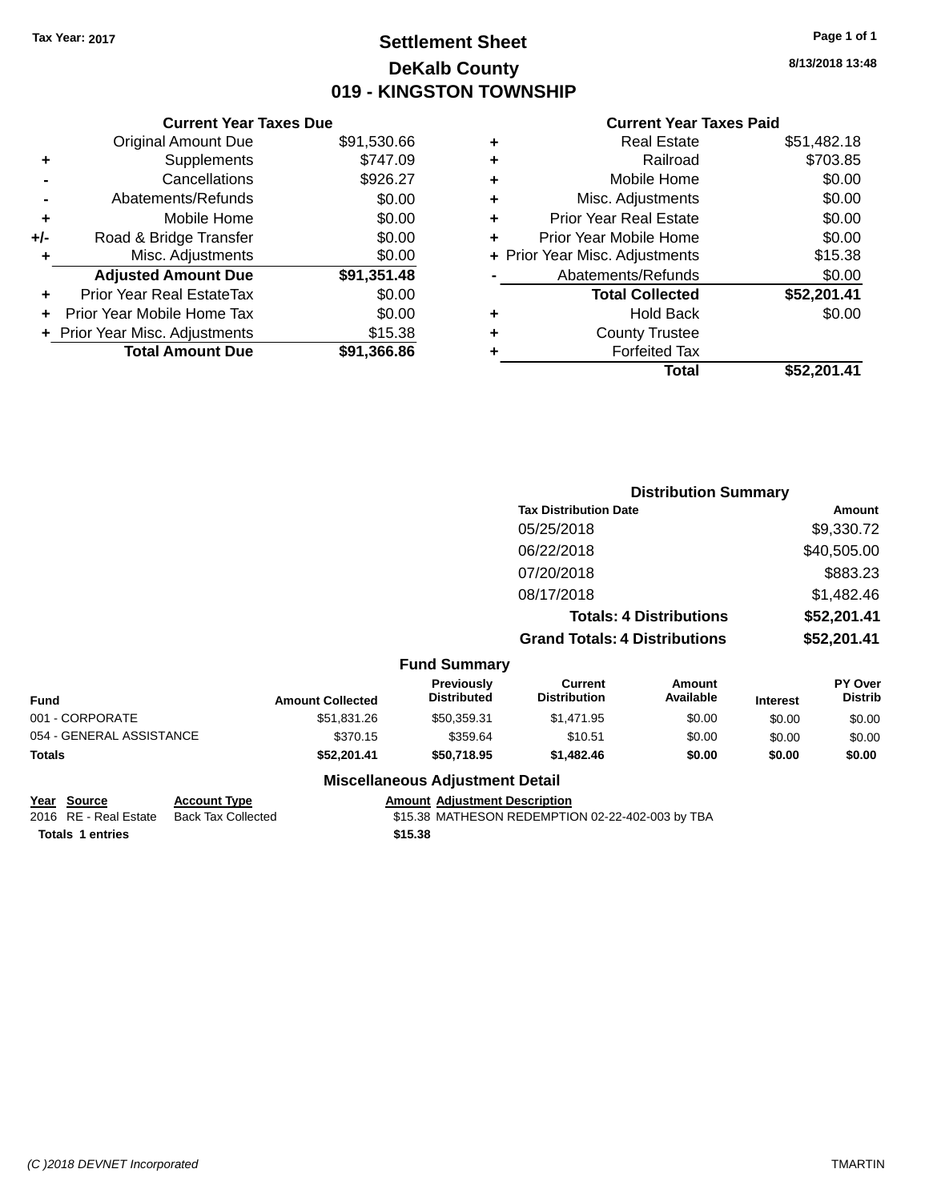Tax Year: 2017

# Settlement Sheet
## DeKalb County
## 019 - KINGSTON TOWNSHIP

8/13/2018 13:48

### Current Year Taxes Due

| | | |
|---|---|---|
| | Original Amount Due | $91,530.66 |
| + | Supplements | $747.09 |
| - | Cancellations | $926.27 |
| - | Abatements/Refunds | $0.00 |
| + | Mobile Home | $0.00 |
| +/- | Road & Bridge Transfer | $0.00 |
| + | Misc. Adjustments | $0.00 |
| | **Adjusted Amount Due** | **$91,351.48** |
| + | Prior Year Real EstateTax | $0.00 |
| + | Prior Year Mobile Home Tax | $0.00 |
| + | Prior Year Misc. Adjustments | $15.38 |
| | **Total Amount Due** | **$91,366.86** |

### Current Year Taxes Paid

| | | |
|---|---|---|
| + | Real Estate | $51,482.18 |
| + | Railroad | $703.85 |
| + | Mobile Home | $0.00 |
| + | Misc. Adjustments | $0.00 |
| + | Prior Year Real Estate | $0.00 |
| + | Prior Year Mobile Home | $0.00 |
| + | Prior Year Misc. Adjustments | $15.38 |
| - | Abatements/Refunds | $0.00 |
| | **Total Collected** | **$52,201.41** |
| + | Hold Back | $0.00 |
| + | County Trustee | |
| + | Forfeited Tax | |
| | **Total** | **$52,201.41** |

### Distribution Summary

| Tax Distribution Date | Amount |
|---|---|
| 05/25/2018 | $9,330.72 |
| 06/22/2018 | $40,505.00 |
| 07/20/2018 | $883.23 |
| 08/17/2018 | $1,482.46 |
| **Totals: 4 Distributions** | **$52,201.41** |
| **Grand Totals: 4 Distributions** | **$52,201.41** |

### Fund Summary

| Fund | Amount Collected | Previously Distributed | Current Distribution | Amount Available | Interest | PY Over Distrib |
|---|---|---|---|---|---|---|
| 001 - CORPORATE | $51,831.26 | $50,359.31 | $1,471.95 | $0.00 | $0.00 | $0.00 |
| 054 - GENERAL ASSISTANCE | $370.15 | $359.64 | $10.51 | $0.00 | $0.00 | $0.00 |
| **Totals** | **$52,201.41** | **$50,718.95** | **$1,482.46** | **$0.00** | **$0.00** | **$0.00** |

### Miscellaneous Adjustment Detail

| Year | Source | Account Type | Amount | Adjustment Description |
|---|---|---|---|---|
| 2016 | RE - Real Estate | Back Tax Collected | $15.38 | MATHESON REDEMPTION 02-22-402-003 by TBA |
| **Totals** | **1 entries** | | **$15.38** | |

(C )2018 DEVNET Incorporated TMARTIN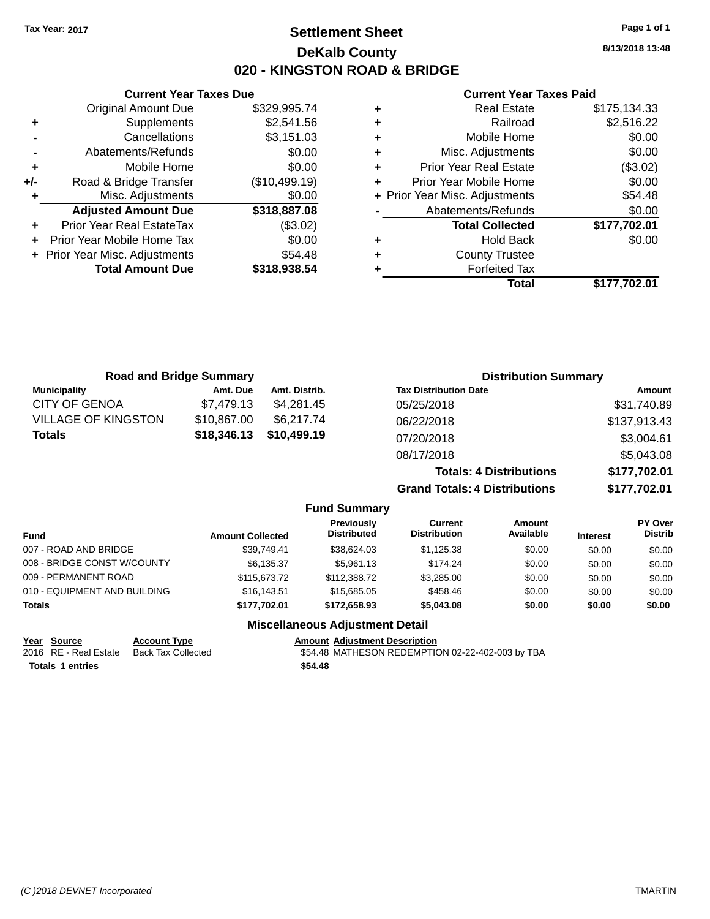Tax Year: 2017

# Settlement Sheet

## DeKalb County

## 020 - KINGSTON ROAD & BRIDGE

8/13/2018 13:48

### Current Year Taxes Due

| | | |
|---|---|---|
| | Original Amount Due | $329,995.74 |
| + | Supplements | $2,541.56 |
| - | Cancellations | $3,151.03 |
| - | Abatements/Refunds | $0.00 |
| + | Mobile Home | $0.00 |
| +/- | Road & Bridge Transfer | ($10,499.19) |
| + | Misc. Adjustments | $0.00 |
| | **Adjusted Amount Due** | **$318,887.08** |
| + | Prior Year Real EstateTax | ($3.02) |
| + | Prior Year Mobile Home Tax | $0.00 |
| + | Prior Year Misc. Adjustments | $54.48 |
| | **Total Amount Due** | **$318,938.54** |

### Current Year Taxes Paid

| | | |
|---|---|---|
| + | Real Estate | $175,134.33 |
| + | Railroad | $2,516.22 |
| + | Mobile Home | $0.00 |
| + | Misc. Adjustments | $0.00 |
| + | Prior Year Real Estate | ($3.02) |
| + | Prior Year Mobile Home | $0.00 |
| + | Prior Year Misc. Adjustments | $54.48 |
| - | Abatements/Refunds | $0.00 |
| | **Total Collected** | **$177,702.01** |
| + | Hold Back | $0.00 |
| + | County Trustee | |
| + | Forfeited Tax | |
| | **Total** | **$177,702.01** |

### Road and Bridge Summary

| Municipality | Amt. Due | Amt. Distrib. |
|---|---|---|
| CITY OF GENOA | $7,479.13 | $4,281.45 |
| VILLAGE OF KINGSTON | $10,867.00 | $6,217.74 |
| **Totals** | **$18,346.13** | **$10,499.19** |

### Distribution Summary

| Tax Distribution Date | Amount |
|---|---|
| 05/25/2018 | $31,740.89 |
| 06/22/2018 | $137,913.43 |
| 07/20/2018 | $3,004.61 |
| 08/17/2018 | $5,043.08 |
| **Totals: 4 Distributions** | **$177,702.01** |
| **Grand Totals: 4 Distributions** | **$177,702.01** |

### Fund Summary

| Fund | Amount Collected | Previously Distributed | Current Distribution | Amount Available | Interest | PY Over Distrib |
|---|---|---|---|---|---|---|
| 007 - ROAD AND BRIDGE | $39,749.41 | $38,624.03 | $1,125.38 | $0.00 | $0.00 | $0.00 |
| 008 - BRIDGE CONST W/COUNTY | $6,135.37 | $5,961.13 | $174.24 | $0.00 | $0.00 | $0.00 |
| 009 - PERMANENT ROAD | $115,673.72 | $112,388.72 | $3,285.00 | $0.00 | $0.00 | $0.00 |
| 010 - EQUIPMENT AND BUILDING | $16,143.51 | $15,685.05 | $458.46 | $0.00 | $0.00 | $0.00 |
| **Totals** | **$177,702.01** | **$172,658.93** | **$5,043.08** | **$0.00** | **$0.00** | **$0.00** |

### Miscellaneous Adjustment Detail

| Year | Source | Account Type | Amount | Adjustment Description |
|---|---|---|---|---|
| 2016 | RE - Real Estate | Back Tax Collected | $54.48 | MATHESON REDEMPTION 02-22-402-003 by TBA |
| **Totals** | **1 entries** | | **$54.48** | |

(C )2018 DEVNET Incorporated TMARTIN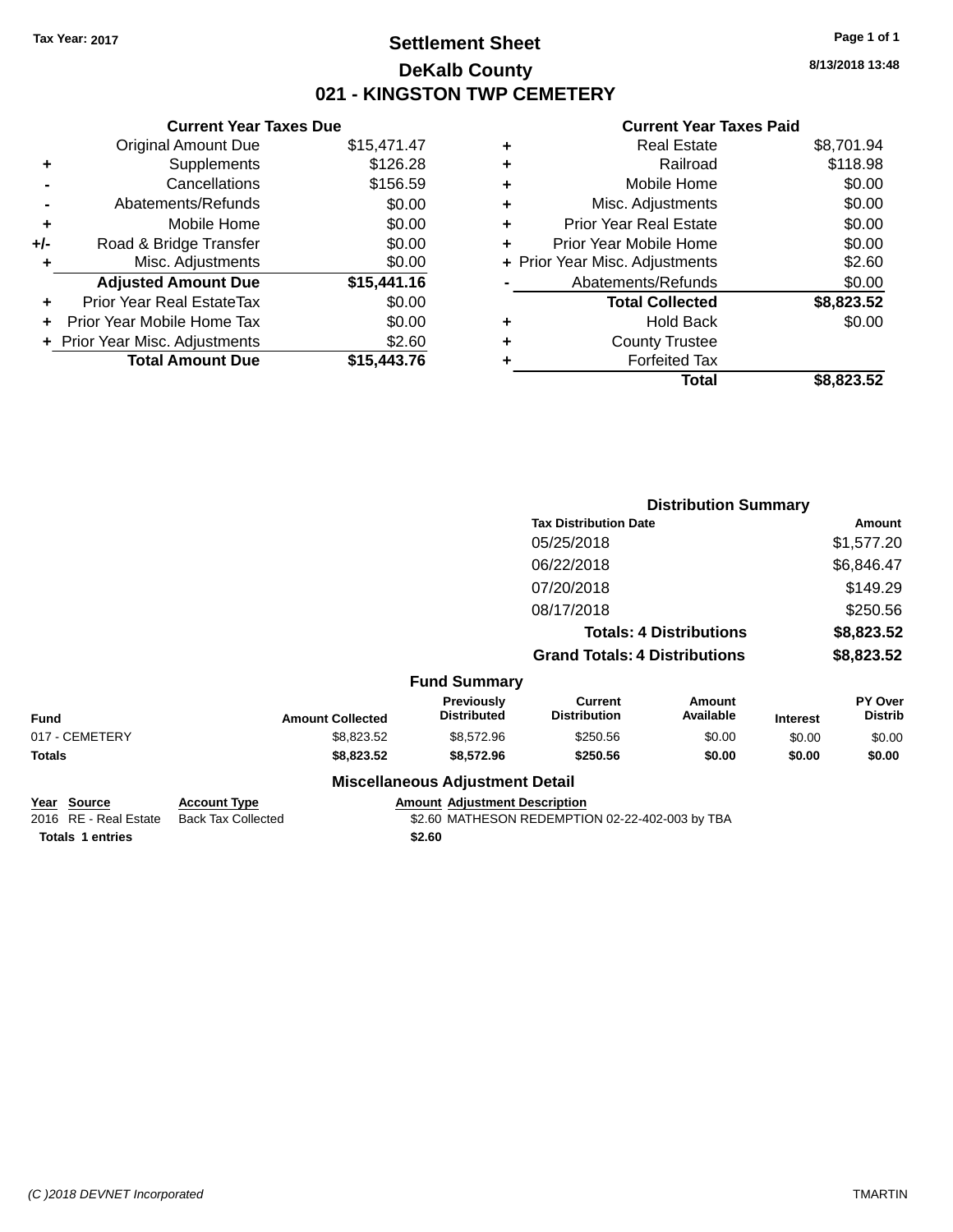Tax Year: 2017

# Settlement Sheet

## DeKalb County

## 021 - KINGSTON TWP CEMETERY

8/13/2018 13:48

### Current Year Taxes Due

| | | |
|---|---|---|
| | Original Amount Due | $15,471.47 |
| + | Supplements | $126.28 |
| - | Cancellations | $156.59 |
| - | Abatements/Refunds | $0.00 |
| + | Mobile Home | $0.00 |
| +/- | Road & Bridge Transfer | $0.00 |
| + | Misc. Adjustments | $0.00 |
| | **Adjusted Amount Due** | **$15,441.16** |
| + | Prior Year Real EstateTax | $0.00 |
| + | Prior Year Mobile Home Tax | $0.00 |
| + | Prior Year Misc. Adjustments | $2.60 |
| | **Total Amount Due** | **$15,443.76** |

### Current Year Taxes Paid

| | | |
|---|---|---|
| + | Real Estate | $8,701.94 |
| + | Railroad | $118.98 |
| + | Mobile Home | $0.00 |
| + | Misc. Adjustments | $0.00 |
| + | Prior Year Real Estate | $0.00 |
| + | Prior Year Mobile Home | $0.00 |
| + | Prior Year Misc. Adjustments | $2.60 |
| - | Abatements/Refunds | $0.00 |
| | **Total Collected** | **$8,823.52** |
| + | Hold Back | $0.00 |
| + | County Trustee | |
| + | Forfeited Tax | |
| | **Total** | **$8,823.52** |

### Distribution Summary

| Tax Distribution Date | Amount |
|---|---|
| 05/25/2018 | $1,577.20 |
| 06/22/2018 | $6,846.47 |
| 07/20/2018 | $149.29 |
| 08/17/2018 | $250.56 |
| **Totals: 4 Distributions** | **$8,823.52** |
| **Grand Totals: 4 Distributions** | **$8,823.52** |

### Fund Summary

| Fund | Amount Collected | Previously Distributed | Current Distribution | Amount Available | Interest | PY Over Distrib |
|---|---|---|---|---|---|---|
| 017 - CEMETERY | $8,823.52 | $8,572.96 | $250.56 | $0.00 | $0.00 | $0.00 |
| **Totals** | **$8,823.52** | **$8,572.96** | **$250.56** | **$0.00** | **$0.00** | **$0.00** |

### Miscellaneous Adjustment Detail

| Year | Source | Account Type | Amount | Adjustment Description |
|---|---|---|---|---|
| 2016 | RE - Real Estate | Back Tax Collected | $2.60 | MATHESON REDEMPTION 02-22-402-003 by TBA |
| **Totals** | **1 entries** | | **$2.60** | |

(C )2018 DEVNET Incorporated

TMARTIN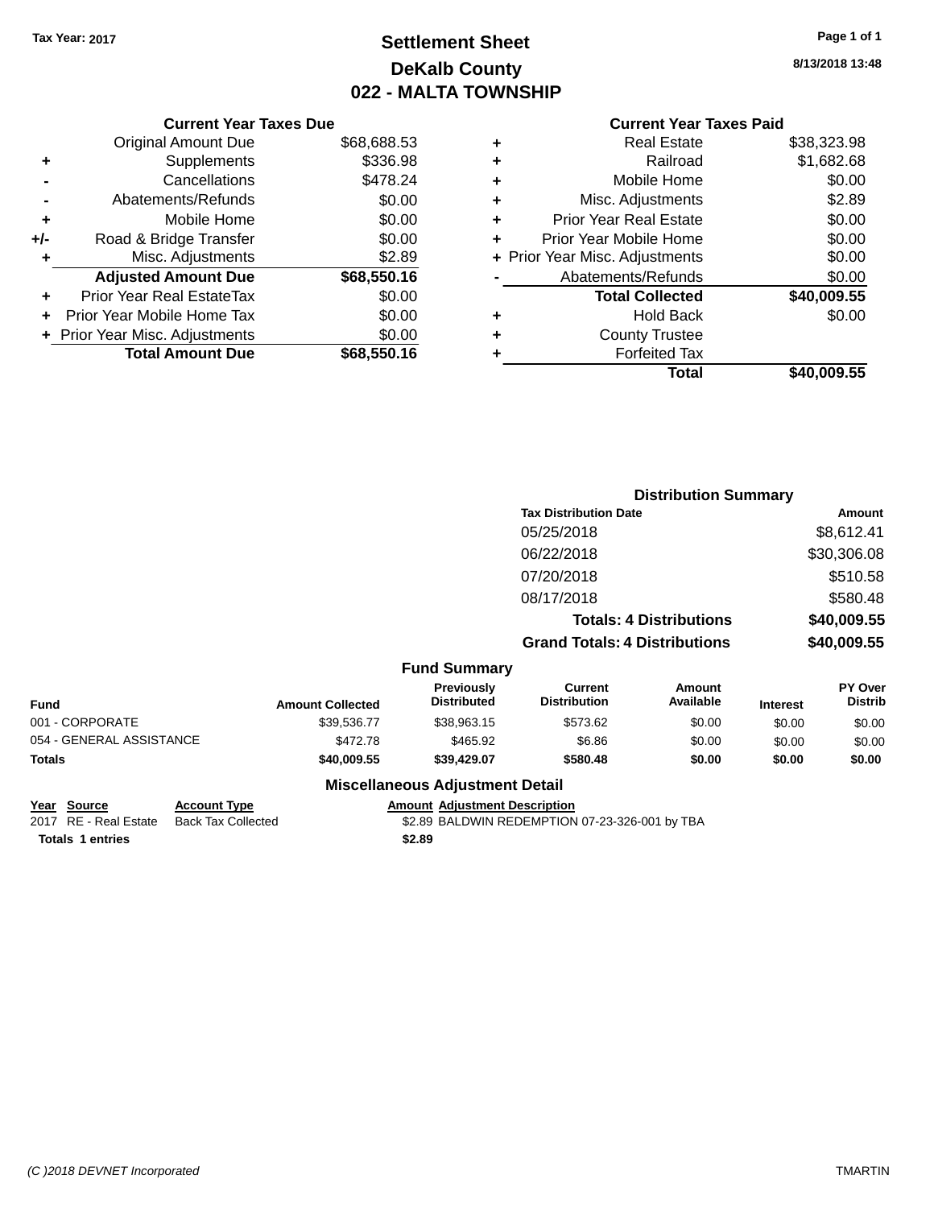Tax Year: 2017

# Settlement Sheet
## DeKalb County
## 022 - MALTA TOWNSHIP

8/13/2018 13:48

### Current Year Taxes Due

| | | |
|---|---|---|
| | Original Amount Due | $68,688.53 |
| + | Supplements | $336.98 |
| - | Cancellations | $478.24 |
| - | Abatements/Refunds | $0.00 |
| + | Mobile Home | $0.00 |
| +/- | Road & Bridge Transfer | $0.00 |
| + | Misc. Adjustments | $2.89 |
| | **Adjusted Amount Due** | **$68,550.16** |
| + | Prior Year Real EstateTax | $0.00 |
| + | Prior Year Mobile Home Tax | $0.00 |
| + | Prior Year Misc. Adjustments | $0.00 |
| | **Total Amount Due** | **$68,550.16** |

### Current Year Taxes Paid

| | | |
|---|---|---|
| + | Real Estate | $38,323.98 |
| + | Railroad | $1,682.68 |
| + | Mobile Home | $0.00 |
| + | Misc. Adjustments | $2.89 |
| + | Prior Year Real Estate | $0.00 |
| + | Prior Year Mobile Home | $0.00 |
| + | Prior Year Misc. Adjustments | $0.00 |
| - | Abatements/Refunds | $0.00 |
| | **Total Collected** | **$40,009.55** |
| + | Hold Back | $0.00 |
| + | County Trustee | |
| + | Forfeited Tax | |
| | **Total** | **$40,009.55** |

### Distribution Summary

| Tax Distribution Date | Amount |
|---|---|
| 05/25/2018 | $8,612.41 |
| 06/22/2018 | $30,306.08 |
| 07/20/2018 | $510.58 |
| 08/17/2018 | $580.48 |
| **Totals: 4 Distributions** | **$40,009.55** |
| **Grand Totals: 4 Distributions** | **$40,009.55** |

### Fund Summary

| Fund | Amount Collected | Previously Distributed | Current Distribution | Amount Available | Interest | PY Over Distrib |
|---|---|---|---|---|---|---|
| 001 - CORPORATE | $39,536.77 | $38,963.15 | $573.62 | $0.00 | $0.00 | $0.00 |
| 054 - GENERAL ASSISTANCE | $472.78 | $465.92 | $6.86 | $0.00 | $0.00 | $0.00 |
| **Totals** | **$40,009.55** | **$39,429.07** | **$580.48** | **$0.00** | **$0.00** | **$0.00** |

### Miscellaneous Adjustment Detail

| Year | Source | Account Type | Amount | Adjustment Description |
|---|---|---|---|---|
| 2017 | RE - Real Estate | Back Tax Collected | $2.89 | BALDWIN REDEMPTION 07-23-326-001 by TBA |
| **Totals** | **1 entries** | | **$2.89** | |

(C )2018 DEVNET Incorporated — TMARTIN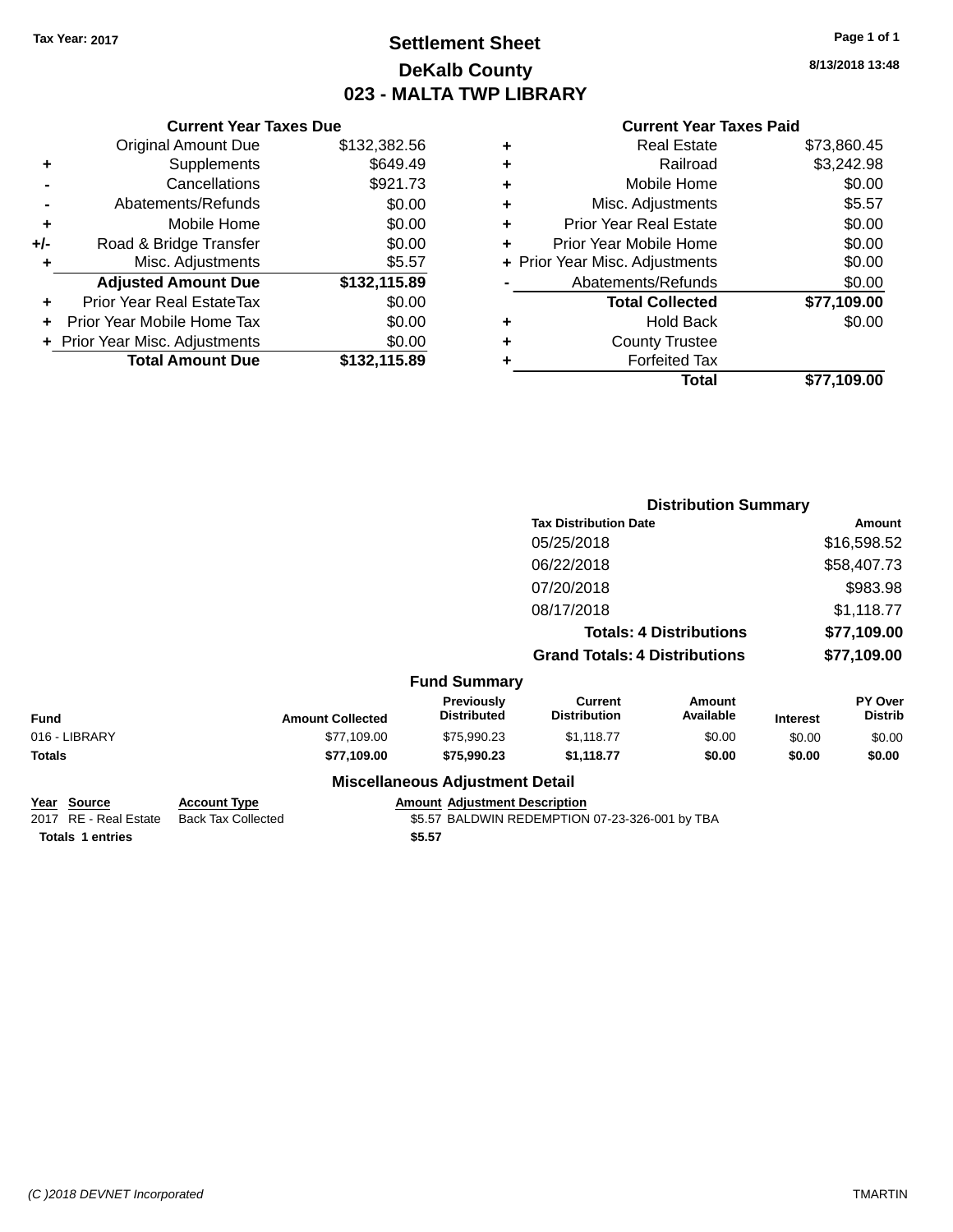**Tax Year: 2017**

# Settlement Sheet
## DeKalb County
## 023 - MALTA TWP LIBRARY

8/13/2018 13:48

### Current Year Taxes Due

| | | |
|---|---|---|
| | Original Amount Due | $132,382.56 |
| + | Supplements | $649.49 |
| - | Cancellations | $921.73 |
| - | Abatements/Refunds | $0.00 |
| + | Mobile Home | $0.00 |
| +/- | Road & Bridge Transfer | $0.00 |
| + | Misc. Adjustments | $5.57 |
| | **Adjusted Amount Due** | **$132,115.89** |
| + | Prior Year Real EstateTax | $0.00 |
| + | Prior Year Mobile Home Tax | $0.00 |
| + | Prior Year Misc. Adjustments | $0.00 |
| | **Total Amount Due** | **$132,115.89** |

### Current Year Taxes Paid

| | | |
|---|---|---|
| + | Real Estate | $73,860.45 |
| + | Railroad | $3,242.98 |
| + | Mobile Home | $0.00 |
| + | Misc. Adjustments | $5.57 |
| + | Prior Year Real Estate | $0.00 |
| + | Prior Year Mobile Home | $0.00 |
| + | Prior Year Misc. Adjustments | $0.00 |
| - | Abatements/Refunds | $0.00 |
| | **Total Collected** | **$77,109.00** |
| + | Hold Back | $0.00 |
| + | County Trustee | |
| + | Forfeited Tax | |
| | **Total** | **$77,109.00** |

### Distribution Summary

| Tax Distribution Date | Amount |
|---|---|
| 05/25/2018 | $16,598.52 |
| 06/22/2018 | $58,407.73 |
| 07/20/2018 | $983.98 |
| 08/17/2018 | $1,118.77 |
| **Totals: 4 Distributions** | **$77,109.00** |
| **Grand Totals: 4 Distributions** | **$77,109.00** |

### Fund Summary

| Fund | Amount Collected | Previously Distributed | Current Distribution | Amount Available | Interest | PY Over Distrib |
|---|---|---|---|---|---|---|
| 016 - LIBRARY | $77,109.00 | $75,990.23 | $1,118.77 | $0.00 | $0.00 | $0.00 |
| **Totals** | **$77,109.00** | **$75,990.23** | **$1,118.77** | **$0.00** | **$0.00** | **$0.00** |

### Miscellaneous Adjustment Detail

| Year | Source | Account Type | Amount | Adjustment Description |
|---|---|---|---|---|
| 2017 | RE - Real Estate | Back Tax Collected | $5.57 | BALDWIN REDEMPTION 07-23-326-001 by TBA |
| **Totals** | **1 entries** | | **$5.57** | |

(C )2018 DEVNET Incorporated TMARTIN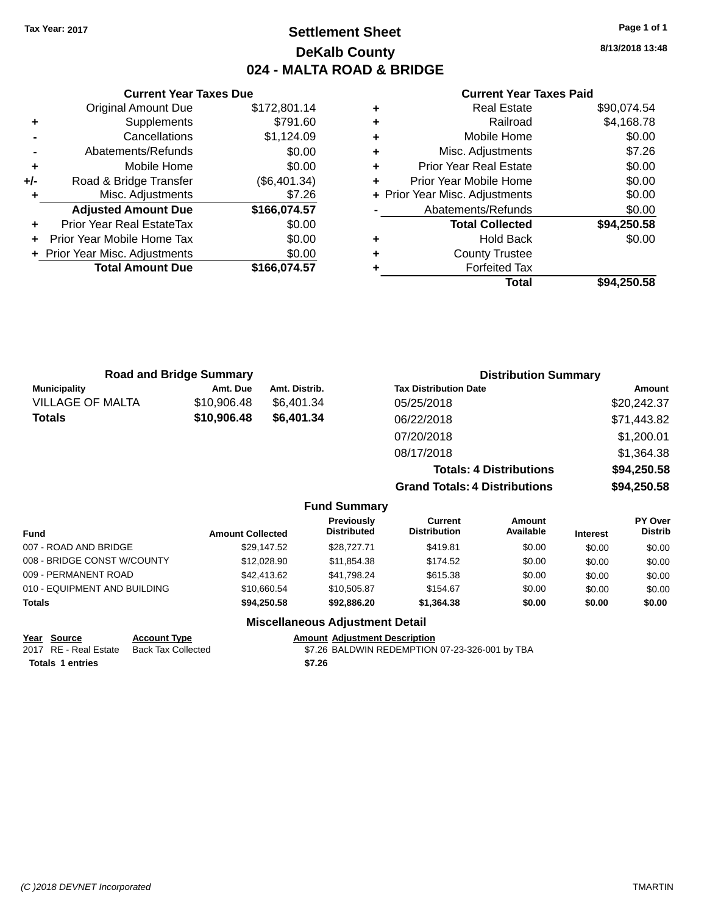Tax Year: 2017

# Settlement Sheet

## DeKalb County

## 024 - MALTA ROAD & BRIDGE

8/13/2018 13:48

### Current Year Taxes Due

| | | |
|---|---|---|
| | Original Amount Due | $172,801.14 |
| + | Supplements | $791.60 |
| - | Cancellations | $1,124.09 |
| - | Abatements/Refunds | $0.00 |
| + | Mobile Home | $0.00 |
| +/- | Road & Bridge Transfer | ($6,401.34) |
| + | Misc. Adjustments | $7.26 |
| | **Adjusted Amount Due** | **$166,074.57** |
| + | Prior Year Real EstateTax | $0.00 |
| + | Prior Year Mobile Home Tax | $0.00 |
| + | Prior Year Misc. Adjustments | $0.00 |
| | **Total Amount Due** | **$166,074.57** |

### Current Year Taxes Paid

| | | |
|---|---|---|
| + | Real Estate | $90,074.54 |
| + | Railroad | $4,168.78 |
| + | Mobile Home | $0.00 |
| + | Misc. Adjustments | $7.26 |
| + | Prior Year Real Estate | $0.00 |
| + | Prior Year Mobile Home | $0.00 |
| + | Prior Year Misc. Adjustments | $0.00 |
| - | Abatements/Refunds | $0.00 |
| | **Total Collected** | **$94,250.58** |
| + | Hold Back | $0.00 |
| + | County Trustee | |
| + | Forfeited Tax | |
| | **Total** | **$94,250.58** |

### Road and Bridge Summary

| Municipality | Amt. Due | Amt. Distrib. |
|---|---|---|
| VILLAGE OF MALTA | $10,906.48 | $6,401.34 |
| **Totals** | **$10,906.48** | **$6,401.34** |

### Distribution Summary

| Tax Distribution Date | Amount |
|---|---|
| 05/25/2018 | $20,242.37 |
| 06/22/2018 | $71,443.82 |
| 07/20/2018 | $1,200.01 |
| 08/17/2018 | $1,364.38 |
| **Totals: 4 Distributions** | **$94,250.58** |
| **Grand Totals: 4 Distributions** | **$94,250.58** |

### Fund Summary

| Fund | Amount Collected | Previously Distributed | Current Distribution | Amount Available | Interest | PY Over Distrib |
|---|---|---|---|---|---|---|
| 007 - ROAD AND BRIDGE | $29,147.52 | $28,727.71 | $419.81 | $0.00 | $0.00 | $0.00 |
| 008 - BRIDGE CONST W/COUNTY | $12,028.90 | $11,854.38 | $174.52 | $0.00 | $0.00 | $0.00 |
| 009 - PERMANENT ROAD | $42,413.62 | $41,798.24 | $615.38 | $0.00 | $0.00 | $0.00 |
| 010 - EQUIPMENT AND BUILDING | $10,660.54 | $10,505.87 | $154.67 | $0.00 | $0.00 | $0.00 |
| **Totals** | **$94,250.58** | **$92,886.20** | **$1,364.38** | **$0.00** | **$0.00** | **$0.00** |

### Miscellaneous Adjustment Detail

| Year | Source | Account Type | Amount | Adjustment Description |
|---|---|---|---|---|
| 2017 | RE - Real Estate | Back Tax Collected | $7.26 | BALDWIN REDEMPTION 07-23-326-001 by TBA |
| **Totals 1 entries** | | | **$7.26** | |

(C )2018 DEVNET Incorporated

TMARTIN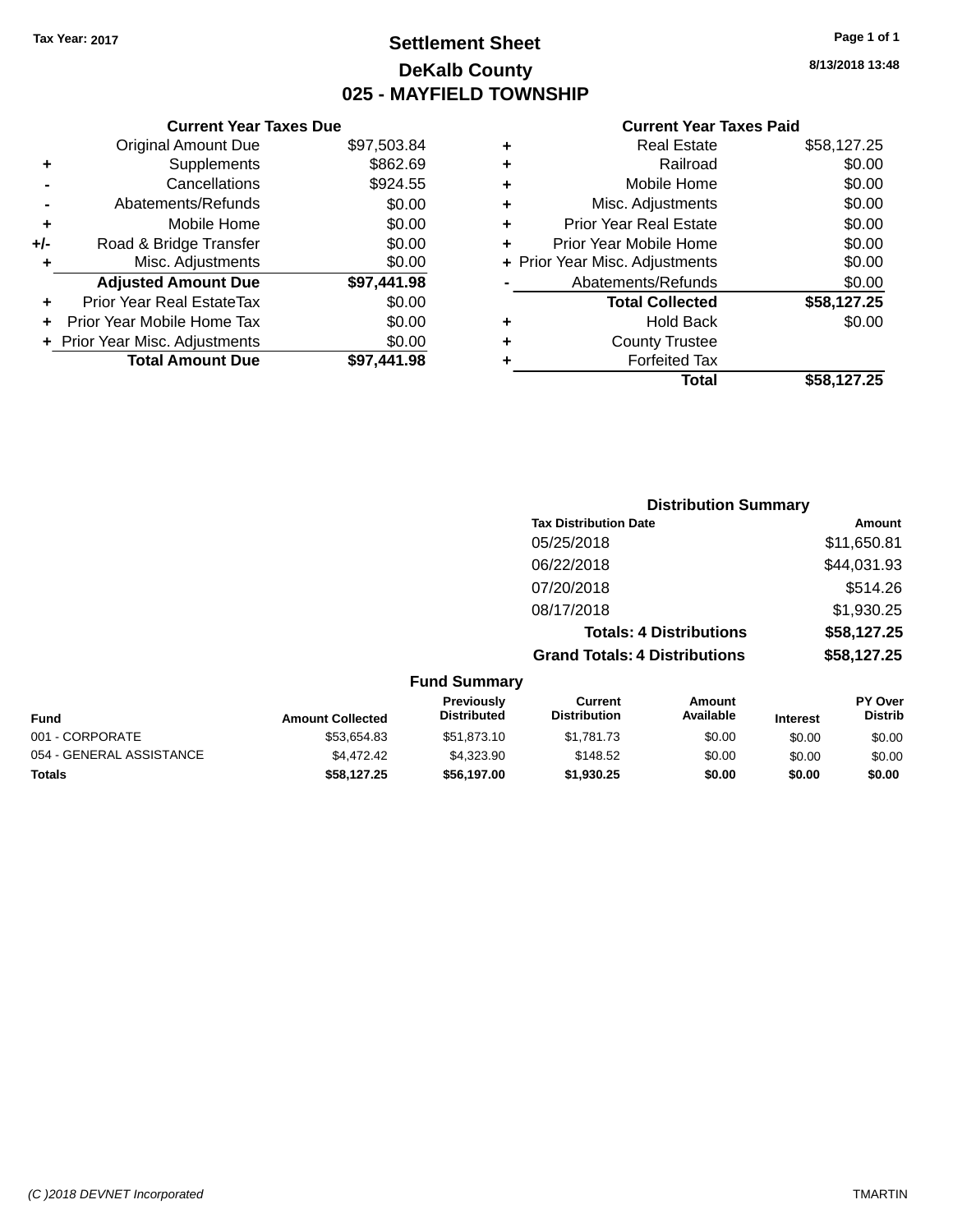Tax Year: 2017

# Settlement Sheet

## DeKalb County

## 025 - MAYFIELD TOWNSHIP

8/13/2018 13:48

### Current Year Taxes Due

| | | |
|---|---|---|
| | Original Amount Due | $97,503.84 |
| + | Supplements | $862.69 |
| - | Cancellations | $924.55 |
| - | Abatements/Refunds | $0.00 |
| + | Mobile Home | $0.00 |
| +/- | Road & Bridge Transfer | $0.00 |
| + | Misc. Adjustments | $0.00 |
| | **Adjusted Amount Due** | **$97,441.98** |
| + | Prior Year Real EstateTax | $0.00 |
| + | Prior Year Mobile Home Tax | $0.00 |
| + | Prior Year Misc. Adjustments | $0.00 |
| | **Total Amount Due** | **$97,441.98** |

### Current Year Taxes Paid

| | | |
|---|---|---|
| + | Real Estate | $58,127.25 |
| + | Railroad | $0.00 |
| + | Mobile Home | $0.00 |
| + | Misc. Adjustments | $0.00 |
| + | Prior Year Real Estate | $0.00 |
| + | Prior Year Mobile Home | $0.00 |
| + | Prior Year Misc. Adjustments | $0.00 |
| - | Abatements/Refunds | $0.00 |
| | **Total Collected** | **$58,127.25** |
| + | Hold Back | $0.00 |
| + | County Trustee | |
| + | Forfeited Tax | |
| | **Total** | **$58,127.25** |

### Distribution Summary

| Tax Distribution Date | Amount |
|---|---|
| 05/25/2018 | $11,650.81 |
| 06/22/2018 | $44,031.93 |
| 07/20/2018 | $514.26 |
| 08/17/2018 | $1,930.25 |
| **Totals: 4 Distributions** | **$58,127.25** |
| **Grand Totals: 4 Distributions** | **$58,127.25** |

### Fund Summary

| Fund | Amount Collected | Previously Distributed | Current Distribution | Amount Available | Interest | PY Over Distrib |
|---|---|---|---|---|---|---|
| 001 - CORPORATE | $53,654.83 | $51,873.10 | $1,781.73 | $0.00 | $0.00 | $0.00 |
| 054 - GENERAL ASSISTANCE | $4,472.42 | $4,323.90 | $148.52 | $0.00 | $0.00 | $0.00 |
| **Totals** | **$58,127.25** | **$56,197.00** | **$1,930.25** | **$0.00** | **$0.00** | **$0.00** |

(C )2018 DEVNET Incorporated

TMARTIN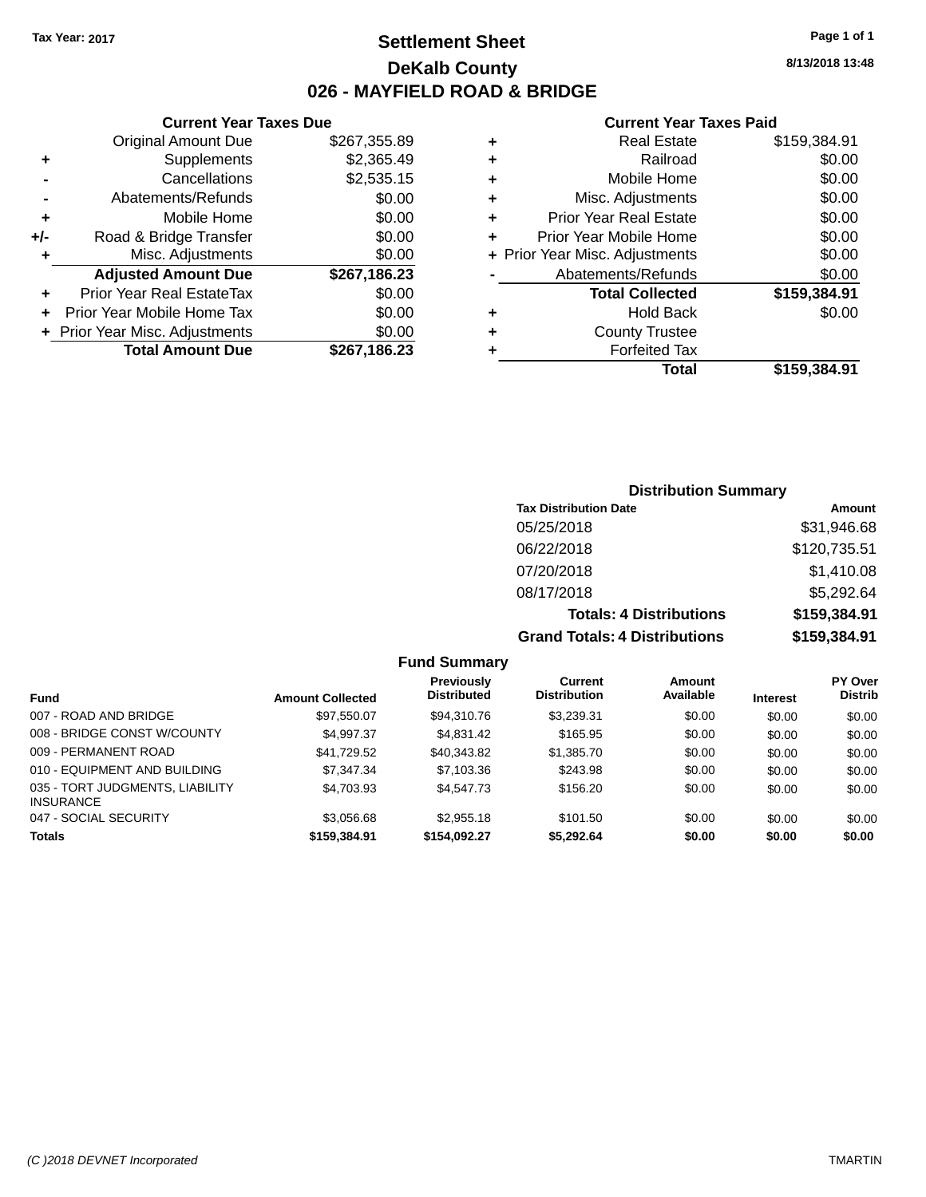Tax Year: 2017

# Settlement Sheet

## DeKalb County

## 026 - MAYFIELD ROAD & BRIDGE

8/13/2018 13:48

### Current Year Taxes Due

| | | |
|---|---|---|
| | Original Amount Due | $267,355.89 |
| + | Supplements | $2,365.49 |
| - | Cancellations | $2,535.15 |
| - | Abatements/Refunds | $0.00 |
| + | Mobile Home | $0.00 |
| +/- | Road & Bridge Transfer | $0.00 |
| + | Misc. Adjustments | $0.00 |
| | **Adjusted Amount Due** | **$267,186.23** |
| + | Prior Year Real EstateTax | $0.00 |
| + | Prior Year Mobile Home Tax | $0.00 |
| + | Prior Year Misc. Adjustments | $0.00 |
| | **Total Amount Due** | **$267,186.23** |

### Current Year Taxes Paid

| | | |
|---|---|---|
| + | Real Estate | $159,384.91 |
| + | Railroad | $0.00 |
| + | Mobile Home | $0.00 |
| + | Misc. Adjustments | $0.00 |
| + | Prior Year Real Estate | $0.00 |
| + | Prior Year Mobile Home | $0.00 |
| + | Prior Year Misc. Adjustments | $0.00 |
| - | Abatements/Refunds | $0.00 |
| | **Total Collected** | **$159,384.91** |
| + | Hold Back | $0.00 |
| + | County Trustee | |
| + | Forfeited Tax | |
| | **Total** | **$159,384.91** |

### Distribution Summary

| Tax Distribution Date | Amount |
|---|---|
| 05/25/2018 | $31,946.68 |
| 06/22/2018 | $120,735.51 |
| 07/20/2018 | $1,410.08 |
| 08/17/2018 | $5,292.64 |
| **Totals: 4 Distributions** | **$159,384.91** |
| **Grand Totals: 4 Distributions** | **$159,384.91** |

### Fund Summary

| Fund | Amount Collected | Previously Distributed | Current Distribution | Amount Available | Interest | PY Over Distrib |
|---|---|---|---|---|---|---|
| 007 - ROAD AND BRIDGE | $97,550.07 | $94,310.76 | $3,239.31 | $0.00 | $0.00 | $0.00 |
| 008 - BRIDGE CONST W/COUNTY | $4,997.37 | $4,831.42 | $165.95 | $0.00 | $0.00 | $0.00 |
| 009 - PERMANENT ROAD | $41,729.52 | $40,343.82 | $1,385.70 | $0.00 | $0.00 | $0.00 |
| 010 - EQUIPMENT AND BUILDING | $7,347.34 | $7,103.36 | $243.98 | $0.00 | $0.00 | $0.00 |
| 035 - TORT JUDGMENTS, LIABILITY INSURANCE | $4,703.93 | $4,547.73 | $156.20 | $0.00 | $0.00 | $0.00 |
| 047 - SOCIAL SECURITY | $3,056.68 | $2,955.18 | $101.50 | $0.00 | $0.00 | $0.00 |
| **Totals** | **$159,384.91** | **$154,092.27** | **$5,292.64** | **$0.00** | **$0.00** | **$0.00** |

(C )2018 DEVNET Incorporated — TMARTIN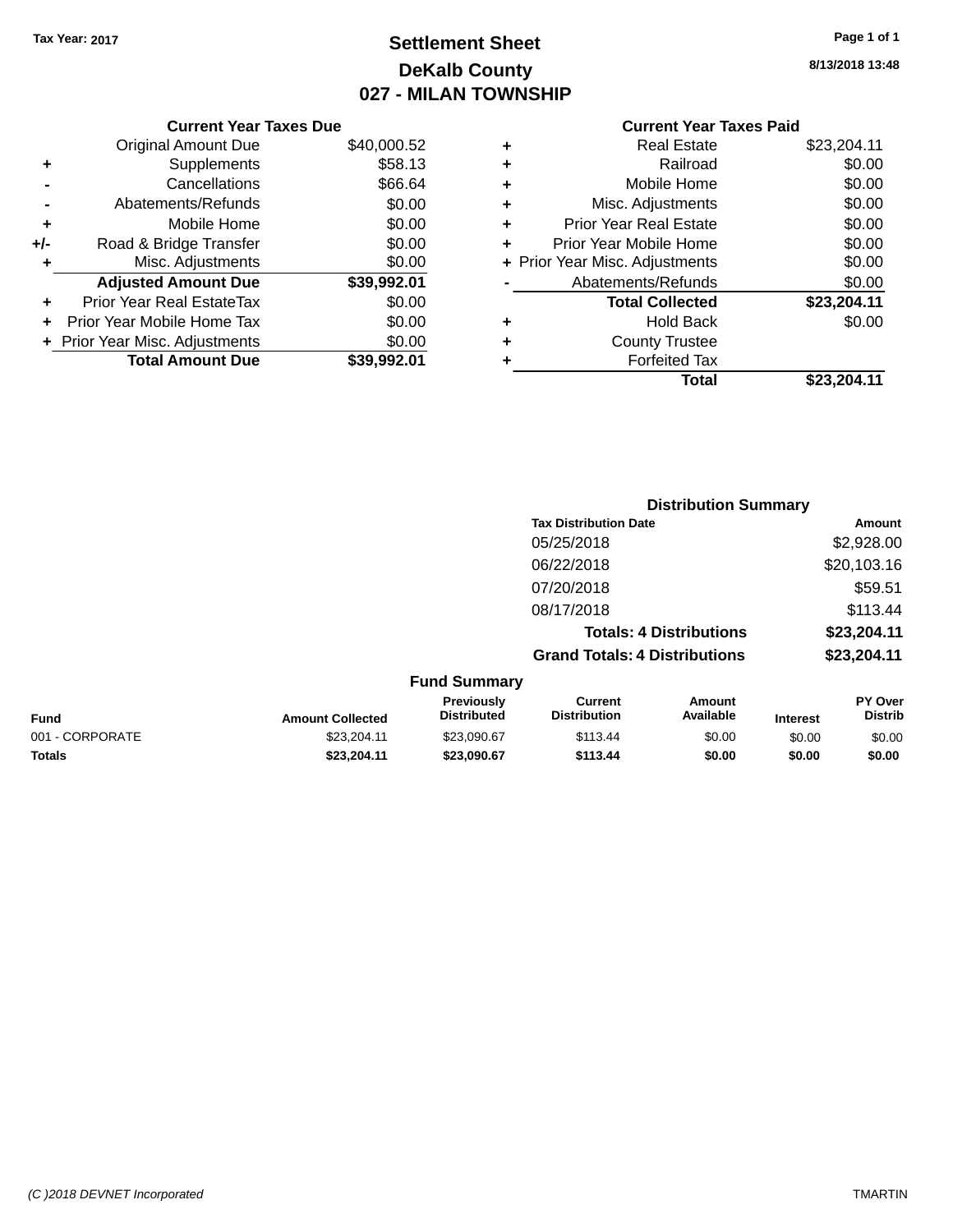Tax Year: 2017

# Settlement Sheet
## DeKalb County
## 027 - MILAN TOWNSHIP

8/13/2018 13:48

### Current Year Taxes Due

| | | |
|---|---|---|
| | Original Amount Due | $40,000.52 |
| + | Supplements | $58.13 |
| - | Cancellations | $66.64 |
| - | Abatements/Refunds | $0.00 |
| + | Mobile Home | $0.00 |
| +/- | Road & Bridge Transfer | $0.00 |
| + | Misc. Adjustments | $0.00 |
| | **Adjusted Amount Due** | **$39,992.01** |
| + | Prior Year Real EstateTax | $0.00 |
| + | Prior Year Mobile Home Tax | $0.00 |
| + | Prior Year Misc. Adjustments | $0.00 |
| | **Total Amount Due** | **$39,992.01** |

### Current Year Taxes Paid

| | | |
|---|---|---|
| + | Real Estate | $23,204.11 |
| + | Railroad | $0.00 |
| + | Mobile Home | $0.00 |
| + | Misc. Adjustments | $0.00 |
| + | Prior Year Real Estate | $0.00 |
| + | Prior Year Mobile Home | $0.00 |
| + | Prior Year Misc. Adjustments | $0.00 |
| - | Abatements/Refunds | $0.00 |
| | **Total Collected** | **$23,204.11** |
| + | Hold Back | $0.00 |
| + | County Trustee | |
| + | Forfeited Tax | |
| | **Total** | **$23,204.11** |

### Distribution Summary

| Tax Distribution Date | Amount |
|---|---|
| 05/25/2018 | $2,928.00 |
| 06/22/2018 | $20,103.16 |
| 07/20/2018 | $59.51 |
| 08/17/2018 | $113.44 |
| **Totals: 4 Distributions** | **$23,204.11** |
| **Grand Totals: 4 Distributions** | **$23,204.11** |

### Fund Summary

| Fund | Amount Collected | Previously Distributed | Current Distribution | Amount Available | Interest | PY Over Distrib |
|---|---|---|---|---|---|---|
| 001 - CORPORATE | $23,204.11 | $23,090.67 | $113.44 | $0.00 | $0.00 | $0.00 |
| **Totals** | **$23,204.11** | **$23,090.67** | **$113.44** | **$0.00** | **$0.00** | **$0.00** |

(C )2018 DEVNET Incorporated — TMARTIN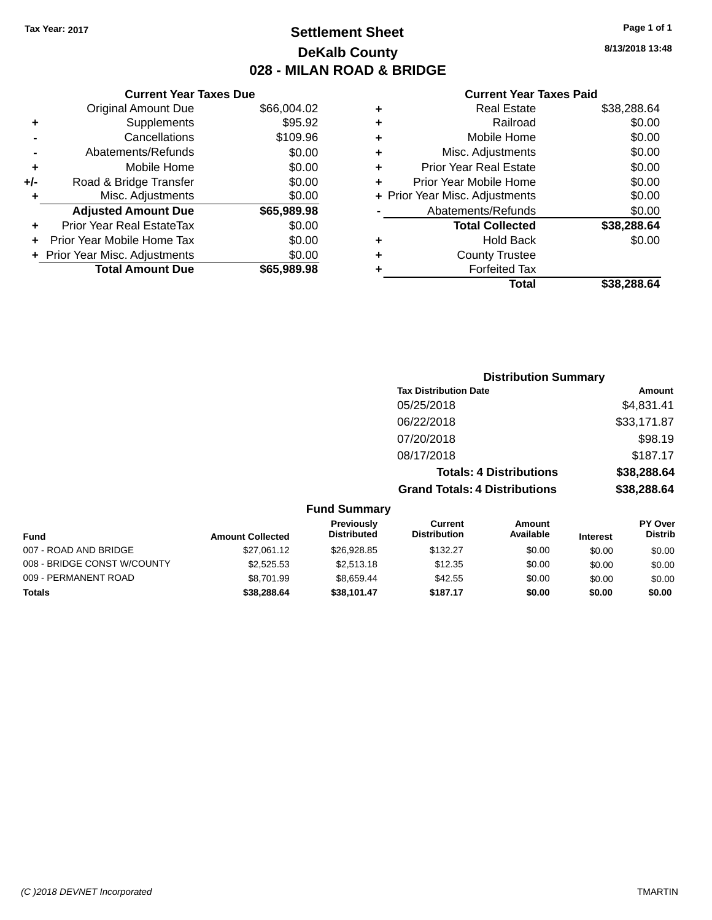Tax Year: 2017

# Settlement Sheet

## DeKalb County

## 028 - MILAN ROAD & BRIDGE

8/13/2018 13:48

### Current Year Taxes Due

| | | |
|---|---|---|
| | Original Amount Due | $66,004.02 |
| + | Supplements | $95.92 |
| - | Cancellations | $109.96 |
| - | Abatements/Refunds | $0.00 |
| + | Mobile Home | $0.00 |
| +/- | Road & Bridge Transfer | $0.00 |
| + | Misc. Adjustments | $0.00 |
| | **Adjusted Amount Due** | **$65,989.98** |
| + | Prior Year Real EstateTax | $0.00 |
| + | Prior Year Mobile Home Tax | $0.00 |
| + | Prior Year Misc. Adjustments | $0.00 |
| | **Total Amount Due** | **$65,989.98** |

### Current Year Taxes Paid

| | | |
|---|---|---|
| + | Real Estate | $38,288.64 |
| + | Railroad | $0.00 |
| + | Mobile Home | $0.00 |
| + | Misc. Adjustments | $0.00 |
| + | Prior Year Real Estate | $0.00 |
| + | Prior Year Mobile Home | $0.00 |
| + | Prior Year Misc. Adjustments | $0.00 |
| - | Abatements/Refunds | $0.00 |
| | **Total Collected** | **$38,288.64** |
| + | Hold Back | $0.00 |
| + | County Trustee | |
| + | Forfeited Tax | |
| | **Total** | **$38,288.64** |

### Distribution Summary

| Tax Distribution Date | Amount |
|---|---|
| 05/25/2018 | $4,831.41 |
| 06/22/2018 | $33,171.87 |
| 07/20/2018 | $98.19 |
| 08/17/2018 | $187.17 |
| **Totals: 4 Distributions** | **$38,288.64** |
| **Grand Totals: 4 Distributions** | **$38,288.64** |

### Fund Summary

| Fund | Amount Collected | Previously Distributed | Current Distribution | Amount Available | Interest | PY Over Distrib |
|---|---|---|---|---|---|---|
| 007 - ROAD AND BRIDGE | $27,061.12 | $26,928.85 | $132.27 | $0.00 | $0.00 | $0.00 |
| 008 - BRIDGE CONST W/COUNTY | $2,525.53 | $2,513.18 | $12.35 | $0.00 | $0.00 | $0.00 |
| 009 - PERMANENT ROAD | $8,701.99 | $8,659.44 | $42.55 | $0.00 | $0.00 | $0.00 |
| **Totals** | **$38,288.64** | **$38,101.47** | **$187.17** | **$0.00** | **$0.00** | **$0.00** |

(C )2018 DEVNET Incorporated TMARTIN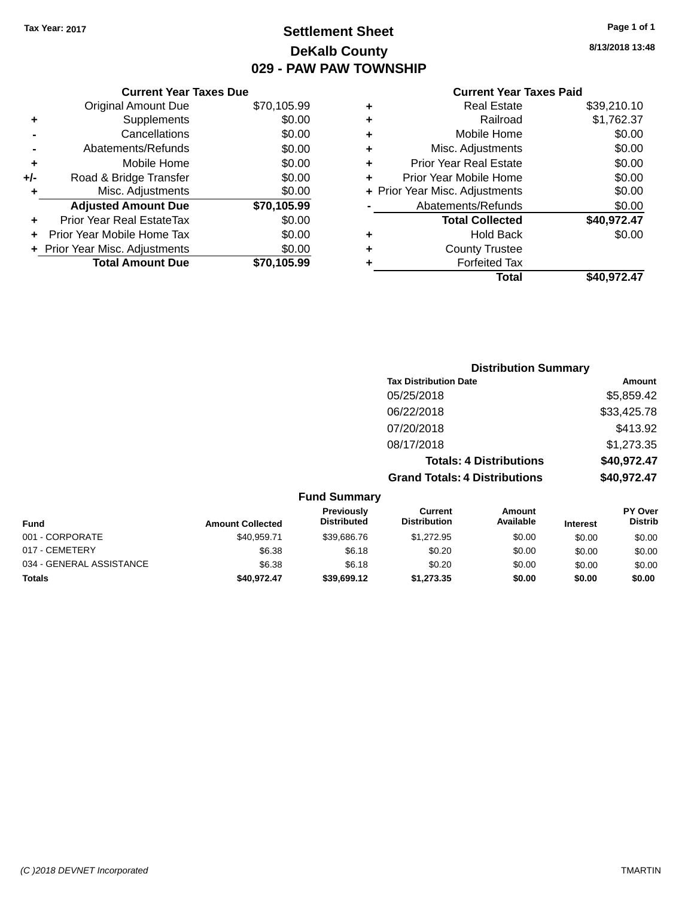Tax Year: 2017

# Settlement Sheet
## DeKalb County
## 029 - PAW PAW TOWNSHIP

8/13/2018 13:48

### Current Year Taxes Due

| | | |
|---|---|---|
| | Original Amount Due | $70,105.99 |
| + | Supplements | $0.00 |
| - | Cancellations | $0.00 |
| - | Abatements/Refunds | $0.00 |
| + | Mobile Home | $0.00 |
| +/- | Road & Bridge Transfer | $0.00 |
| + | Misc. Adjustments | $0.00 |
| | **Adjusted Amount Due** | **$70,105.99** |
| + | Prior Year Real EstateTax | $0.00 |
| + | Prior Year Mobile Home Tax | $0.00 |
| + | Prior Year Misc. Adjustments | $0.00 |
| | **Total Amount Due** | **$70,105.99** |

### Current Year Taxes Paid

| | | |
|---|---|---|
| + | Real Estate | $39,210.10 |
| + | Railroad | $1,762.37 |
| + | Mobile Home | $0.00 |
| + | Misc. Adjustments | $0.00 |
| + | Prior Year Real Estate | $0.00 |
| + | Prior Year Mobile Home | $0.00 |
| + | Prior Year Misc. Adjustments | $0.00 |
| - | Abatements/Refunds | $0.00 |
| | **Total Collected** | **$40,972.47** |
| + | Hold Back | $0.00 |
| + | County Trustee | |
| + | Forfeited Tax | |
| | **Total** | **$40,972.47** |

### Distribution Summary

| Tax Distribution Date | Amount |
|---|---|
| 05/25/2018 | $5,859.42 |
| 06/22/2018 | $33,425.78 |
| 07/20/2018 | $413.92 |
| 08/17/2018 | $1,273.35 |
| **Totals: 4 Distributions** | **$40,972.47** |
| **Grand Totals: 4 Distributions** | **$40,972.47** |

### Fund Summary

| Fund | Amount Collected | Previously Distributed | Current Distribution | Amount Available | Interest | PY Over Distrib |
|---|---|---|---|---|---|---|
| 001 - CORPORATE | $40,959.71 | $39,686.76 | $1,272.95 | $0.00 | $0.00 | $0.00 |
| 017 - CEMETERY | $6.38 | $6.18 | $0.20 | $0.00 | $0.00 | $0.00 |
| 034 - GENERAL ASSISTANCE | $6.38 | $6.18 | $0.20 | $0.00 | $0.00 | $0.00 |
| **Totals** | **$40,972.47** | **$39,699.12** | **$1,273.35** | **$0.00** | **$0.00** | **$0.00** |

(C )2018 DEVNET Incorporated — TMARTIN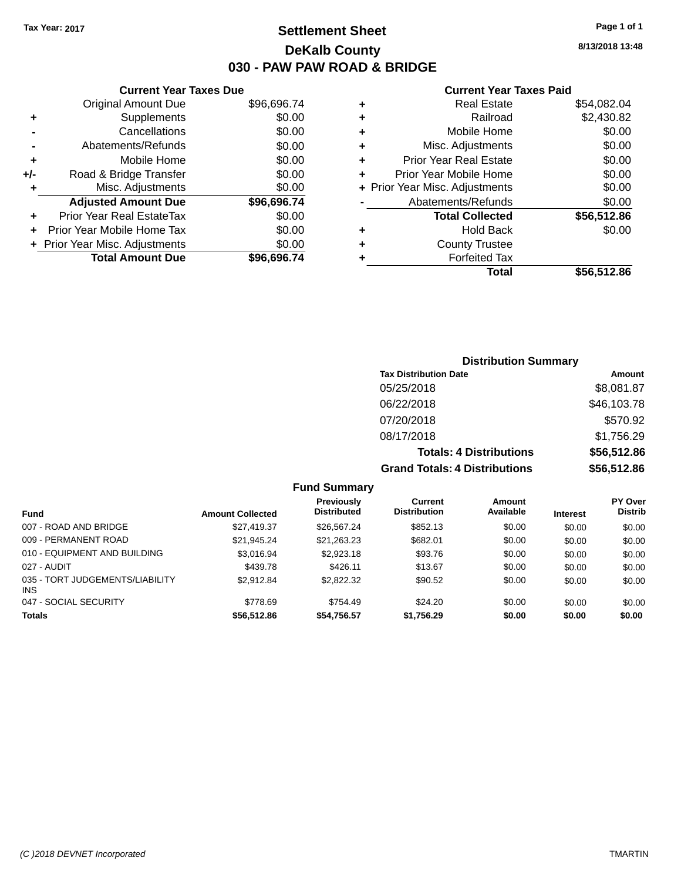Tax Year: 2017

# Settlement Sheet

## DeKalb County

## 030 - PAW PAW ROAD & BRIDGE

8/13/2018 13:48

### Current Year Taxes Due

| | | |
|---|---|---|
| | Original Amount Due | $96,696.74 |
| + | Supplements | $0.00 |
| - | Cancellations | $0.00 |
| - | Abatements/Refunds | $0.00 |
| + | Mobile Home | $0.00 |
| +/- | Road & Bridge Transfer | $0.00 |
| + | Misc. Adjustments | $0.00 |
| | **Adjusted Amount Due** | **$96,696.74** |
| + | Prior Year Real EstateTax | $0.00 |
| + | Prior Year Mobile Home Tax | $0.00 |
| + | Prior Year Misc. Adjustments | $0.00 |
| | **Total Amount Due** | **$96,696.74** |

### Current Year Taxes Paid

| | | |
|---|---|---|
| + | Real Estate | $54,082.04 |
| + | Railroad | $2,430.82 |
| + | Mobile Home | $0.00 |
| + | Misc. Adjustments | $0.00 |
| + | Prior Year Real Estate | $0.00 |
| + | Prior Year Mobile Home | $0.00 |
| + | Prior Year Misc. Adjustments | $0.00 |
| - | Abatements/Refunds | $0.00 |
| | **Total Collected** | **$56,512.86** |
| + | Hold Back | $0.00 |
| + | County Trustee | |
| + | Forfeited Tax | |
| | **Total** | **$56,512.86** |

### Distribution Summary

| Tax Distribution Date | Amount |
|---|---|
| 05/25/2018 | $8,081.87 |
| 06/22/2018 | $46,103.78 |
| 07/20/2018 | $570.92 |
| 08/17/2018 | $1,756.29 |
| **Totals: 4 Distributions** | **$56,512.86** |
| **Grand Totals: 4 Distributions** | **$56,512.86** |

### Fund Summary

| Fund | Amount Collected | Previously Distributed | Current Distribution | Amount Available | Interest | PY Over Distrib |
|---|---|---|---|---|---|---|
| 007 - ROAD AND BRIDGE | $27,419.37 | $26,567.24 | $852.13 | $0.00 | $0.00 | $0.00 |
| 009 - PERMANENT ROAD | $21,945.24 | $21,263.23 | $682.01 | $0.00 | $0.00 | $0.00 |
| 010 - EQUIPMENT AND BUILDING | $3,016.94 | $2,923.18 | $93.76 | $0.00 | $0.00 | $0.00 |
| 027 - AUDIT | $439.78 | $426.11 | $13.67 | $0.00 | $0.00 | $0.00 |
| 035 - TORT JUDGEMENTS/LIABILITY INS | $2,912.84 | $2,822.32 | $90.52 | $0.00 | $0.00 | $0.00 |
| 047 - SOCIAL SECURITY | $778.69 | $754.49 | $24.20 | $0.00 | $0.00 | $0.00 |
| **Totals** | **$56,512.86** | **$54,756.57** | **$1,756.29** | **$0.00** | **$0.00** | **$0.00** |

(C )2018 DEVNET Incorporated — TMARTIN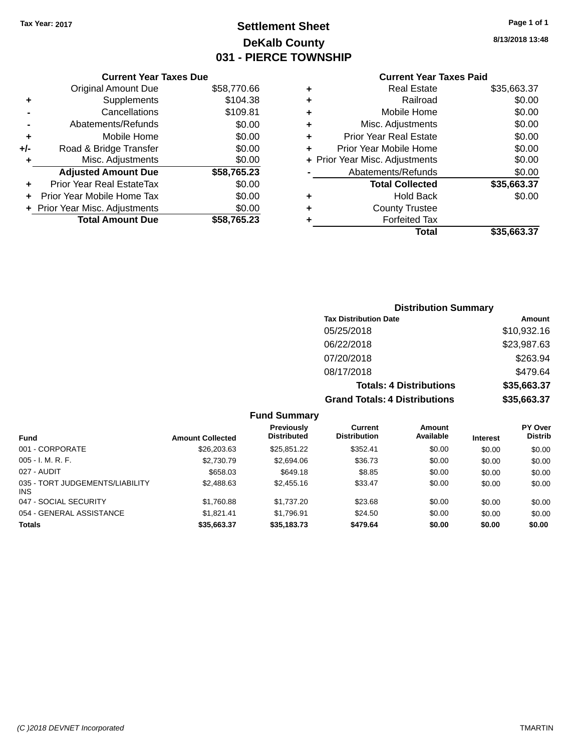Tax Year: 2017

# Settlement Sheet
## DeKalb County
## 031 - PIERCE TOWNSHIP

8/13/2018 13:48

### Current Year Taxes Due

| | | |
|---|---|---|
| | Original Amount Due | $58,770.66 |
| + | Supplements | $104.38 |
| - | Cancellations | $109.81 |
| - | Abatements/Refunds | $0.00 |
| + | Mobile Home | $0.00 |
| +/- | Road & Bridge Transfer | $0.00 |
| + | Misc. Adjustments | $0.00 |
| | **Adjusted Amount Due** | **$58,765.23** |
| + | Prior Year Real EstateTax | $0.00 |
| + | Prior Year Mobile Home Tax | $0.00 |
| + | Prior Year Misc. Adjustments | $0.00 |
| | **Total Amount Due** | **$58,765.23** |

### Current Year Taxes Paid

| | | |
|---|---|---|
| + | Real Estate | $35,663.37 |
| + | Railroad | $0.00 |
| + | Mobile Home | $0.00 |
| + | Misc. Adjustments | $0.00 |
| + | Prior Year Real Estate | $0.00 |
| + | Prior Year Mobile Home | $0.00 |
| + | Prior Year Misc. Adjustments | $0.00 |
| - | Abatements/Refunds | $0.00 |
| | **Total Collected** | **$35,663.37** |
| + | Hold Back | $0.00 |
| + | County Trustee | |
| + | Forfeited Tax | |
| | **Total** | **$35,663.37** |

### Distribution Summary

| Tax Distribution Date | Amount |
|---|---|
| 05/25/2018 | $10,932.16 |
| 06/22/2018 | $23,987.63 |
| 07/20/2018 | $263.94 |
| 08/17/2018 | $479.64 |
| **Totals: 4 Distributions** | **$35,663.37** |
| **Grand Totals: 4 Distributions** | **$35,663.37** |

### Fund Summary

| Fund | Amount Collected | Previously Distributed | Current Distribution | Amount Available | Interest | PY Over Distrib |
|---|---|---|---|---|---|---|
| 001 - CORPORATE | $26,203.63 | $25,851.22 | $352.41 | $0.00 | $0.00 | $0.00 |
| 005 - I. M. R. F. | $2,730.79 | $2,694.06 | $36.73 | $0.00 | $0.00 | $0.00 |
| 027 - AUDIT | $658.03 | $649.18 | $8.85 | $0.00 | $0.00 | $0.00 |
| 035 - TORT JUDGEMENTS/LIABILITY INS | $2,488.63 | $2,455.16 | $33.47 | $0.00 | $0.00 | $0.00 |
| 047 - SOCIAL SECURITY | $1,760.88 | $1,737.20 | $23.68 | $0.00 | $0.00 | $0.00 |
| 054 - GENERAL ASSISTANCE | $1,821.41 | $1,796.91 | $24.50 | $0.00 | $0.00 | $0.00 |
| **Totals** | **$35,663.37** | **$35,183.73** | **$479.64** | **$0.00** | **$0.00** | **$0.00** |

(C )2018 DEVNET Incorporated TMARTIN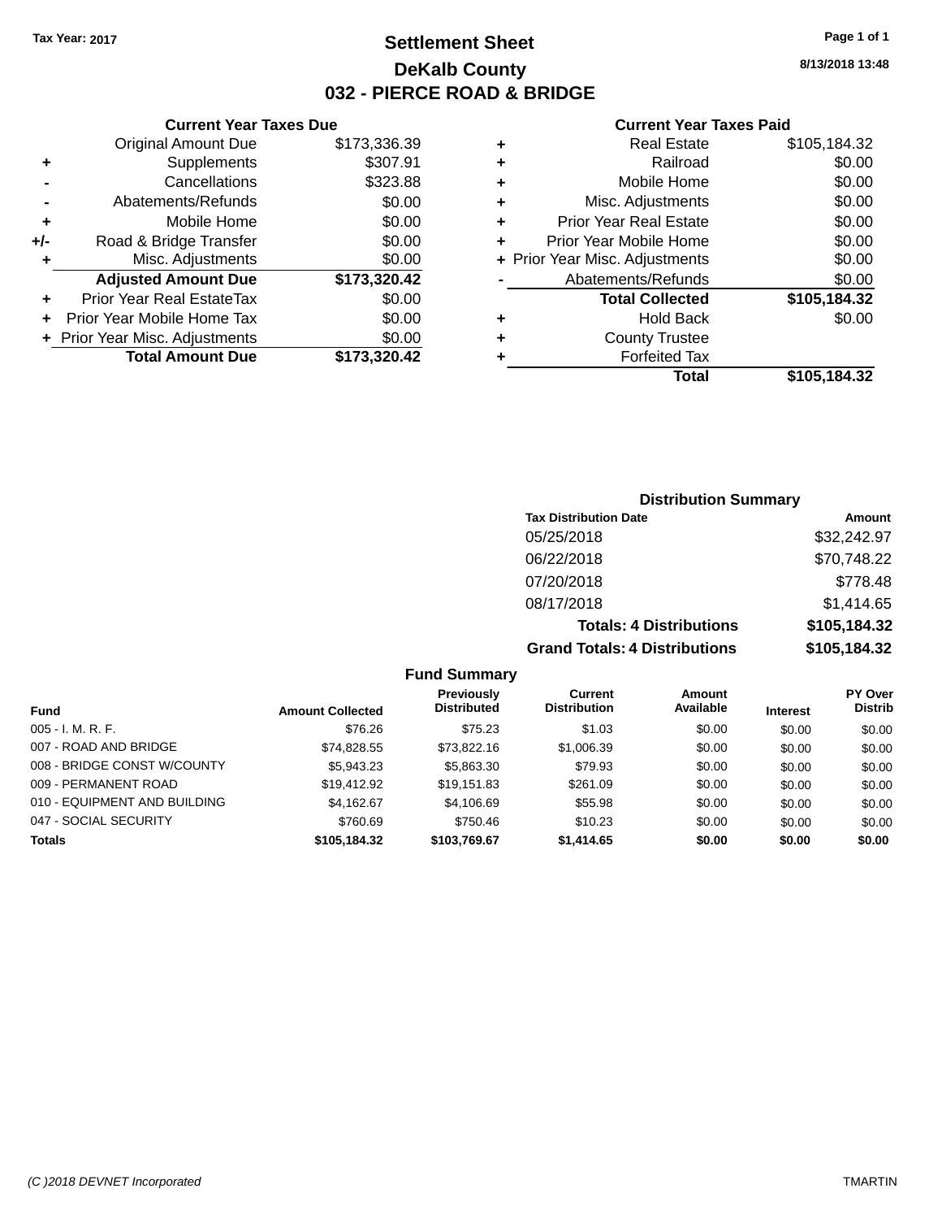Tax Year: 2017

# Settlement Sheet

## DeKalb County

## 032 - PIERCE ROAD & BRIDGE

8/13/2018 13:48

### Current Year Taxes Due

| | | |
|---|---|---|
| | Original Amount Due | $173,336.39 |
| + | Supplements | $307.91 |
| - | Cancellations | $323.88 |
| - | Abatements/Refunds | $0.00 |
| + | Mobile Home | $0.00 |
| +/- | Road & Bridge Transfer | $0.00 |
| + | Misc. Adjustments | $0.00 |
| | **Adjusted Amount Due** | **$173,320.42** |
| + | Prior Year Real EstateTax | $0.00 |
| + | Prior Year Mobile Home Tax | $0.00 |
| + | Prior Year Misc. Adjustments | $0.00 |
| | **Total Amount Due** | **$173,320.42** |

### Current Year Taxes Paid

| | | |
|---|---|---|
| + | Real Estate | $105,184.32 |
| + | Railroad | $0.00 |
| + | Mobile Home | $0.00 |
| + | Misc. Adjustments | $0.00 |
| + | Prior Year Real Estate | $0.00 |
| + | Prior Year Mobile Home | $0.00 |
| + | Prior Year Misc. Adjustments | $0.00 |
| - | Abatements/Refunds | $0.00 |
| | **Total Collected** | **$105,184.32** |
| + | Hold Back | $0.00 |
| + | County Trustee | |
| + | Forfeited Tax | |
| | **Total** | **$105,184.32** |

### Distribution Summary

| Tax Distribution Date | Amount |
|---|---|
| 05/25/2018 | $32,242.97 |
| 06/22/2018 | $70,748.22 |
| 07/20/2018 | $778.48 |
| 08/17/2018 | $1,414.65 |
| **Totals: 4 Distributions** | **$105,184.32** |
| **Grand Totals: 4 Distributions** | **$105,184.32** |

### Fund Summary

| Fund | Amount Collected | Previously Distributed | Current Distribution | Amount Available | Interest | PY Over Distrib |
|---|---|---|---|---|---|---|
| 005 - I. M. R. F. | $76.26 | $75.23 | $1.03 | $0.00 | $0.00 | $0.00 |
| 007 - ROAD AND BRIDGE | $74,828.55 | $73,822.16 | $1,006.39 | $0.00 | $0.00 | $0.00 |
| 008 - BRIDGE CONST W/COUNTY | $5,943.23 | $5,863.30 | $79.93 | $0.00 | $0.00 | $0.00 |
| 009 - PERMANENT ROAD | $19,412.92 | $19,151.83 | $261.09 | $0.00 | $0.00 | $0.00 |
| 010 - EQUIPMENT AND BUILDING | $4,162.67 | $4,106.69 | $55.98 | $0.00 | $0.00 | $0.00 |
| 047 - SOCIAL SECURITY | $760.69 | $750.46 | $10.23 | $0.00 | $0.00 | $0.00 |
| **Totals** | **$105,184.32** | **$103,769.67** | **$1,414.65** | **$0.00** | **$0.00** | **$0.00** |

(C )2018 DEVNET Incorporated TMARTIN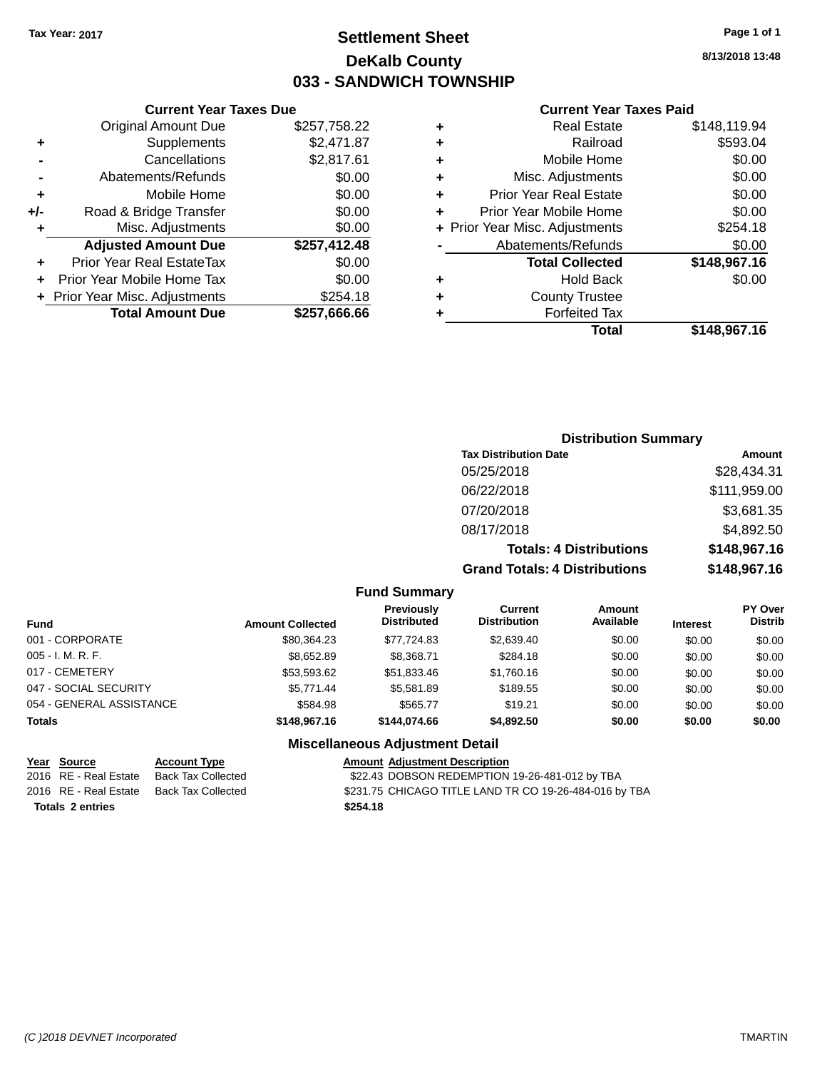Tax Year: 2017

# Settlement Sheet

## DeKalb County

## 033 - SANDWICH TOWNSHIP

8/13/2018 13:48

### Current Year Taxes Due

| | | |
|---|---|---|
| | Original Amount Due | $257,758.22 |
| + | Supplements | $2,471.87 |
| - | Cancellations | $2,817.61 |
| - | Abatements/Refunds | $0.00 |
| + | Mobile Home | $0.00 |
| +/- | Road & Bridge Transfer | $0.00 |
| + | Misc. Adjustments | $0.00 |
| | **Adjusted Amount Due** | **$257,412.48** |
| + | Prior Year Real EstateTax | $0.00 |
| + | Prior Year Mobile Home Tax | $0.00 |
| + | Prior Year Misc. Adjustments | $254.18 |
| | **Total Amount Due** | **$257,666.66** |

### Current Year Taxes Paid

| | | |
|---|---|---|
| + | Real Estate | $148,119.94 |
| + | Railroad | $593.04 |
| + | Mobile Home | $0.00 |
| + | Misc. Adjustments | $0.00 |
| + | Prior Year Real Estate | $0.00 |
| + | Prior Year Mobile Home | $0.00 |
| + | Prior Year Misc. Adjustments | $254.18 |
| - | Abatements/Refunds | $0.00 |
| | **Total Collected** | **$148,967.16** |
| + | Hold Back | $0.00 |
| + | County Trustee | |
| + | Forfeited Tax | |
| | **Total** | **$148,967.16** |

### Distribution Summary

| Tax Distribution Date | Amount |
|---|---|
| 05/25/2018 | $28,434.31 |
| 06/22/2018 | $111,959.00 |
| 07/20/2018 | $3,681.35 |
| 08/17/2018 | $4,892.50 |
| **Totals: 4 Distributions** | **$148,967.16** |
| **Grand Totals: 4 Distributions** | **$148,967.16** |

### Fund Summary

| Fund | Amount Collected | Previously Distributed | Current Distribution | Amount Available | Interest | PY Over Distrib |
|---|---|---|---|---|---|---|
| 001 - CORPORATE | $80,364.23 | $77,724.83 | $2,639.40 | $0.00 | $0.00 | $0.00 |
| 005 - I. M. R. F. | $8,652.89 | $8,368.71 | $284.18 | $0.00 | $0.00 | $0.00 |
| 017 - CEMETERY | $53,593.62 | $51,833.46 | $1,760.16 | $0.00 | $0.00 | $0.00 |
| 047 - SOCIAL SECURITY | $5,771.44 | $5,581.89 | $189.55 | $0.00 | $0.00 | $0.00 |
| 054 - GENERAL ASSISTANCE | $584.98 | $565.77 | $19.21 | $0.00 | $0.00 | $0.00 |
| **Totals** | **$148,967.16** | **$144,074.66** | **$4,892.50** | **$0.00** | **$0.00** | **$0.00** |

### Miscellaneous Adjustment Detail

| Year | Source | Account Type | Amount | Adjustment Description |
|---|---|---|---|---|
| 2016 | RE - Real Estate | Back Tax Collected | $22.43 | DOBSON REDEMPTION 19-26-481-012 by TBA |
| 2016 | RE - Real Estate | Back Tax Collected | $231.75 | CHICAGO TITLE LAND TR CO 19-26-484-016 by TBA |
| **Totals 2 entries** | | | **$254.18** | |

(C )2018 DEVNET Incorporated — TMARTIN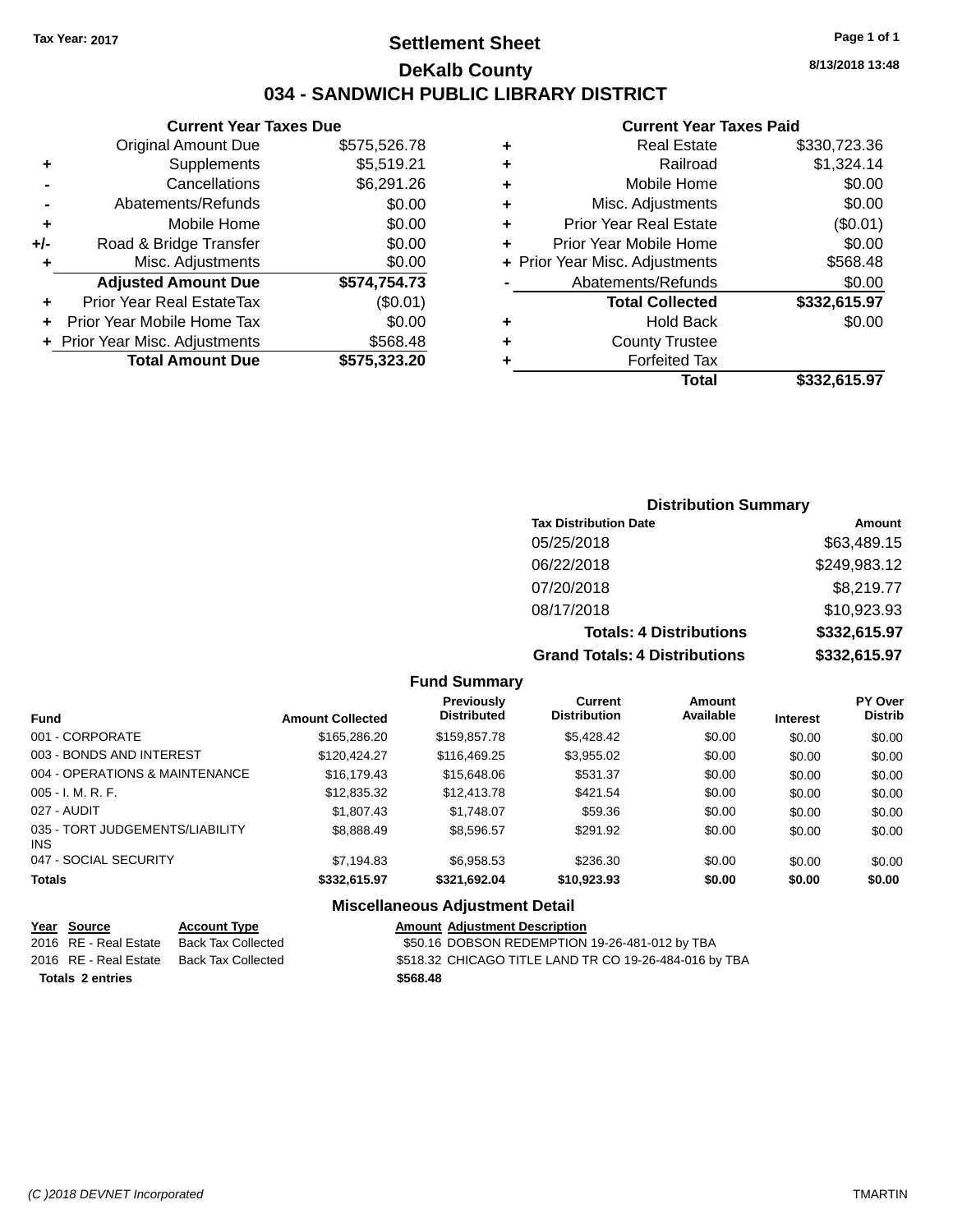Tax Year: 2017

# Settlement Sheet

## DeKalb County

## 034 - SANDWICH PUBLIC LIBRARY DISTRICT

8/13/2018 13:48

### Current Year Taxes Due

| | | |
|---|---|---|
| | Original Amount Due | $575,526.78 |
| + | Supplements | $5,519.21 |
| - | Cancellations | $6,291.26 |
| - | Abatements/Refunds | $0.00 |
| + | Mobile Home | $0.00 |
| +/- | Road & Bridge Transfer | $0.00 |
| + | Misc. Adjustments | $0.00 |
| | **Adjusted Amount Due** | **$574,754.73** |
| + | Prior Year Real EstateTax | ($0.01) |
| + | Prior Year Mobile Home Tax | $0.00 |
| + | Prior Year Misc. Adjustments | $568.48 |
| | **Total Amount Due** | **$575,323.20** |

### Current Year Taxes Paid

| | | |
|---|---|---|
| + | Real Estate | $330,723.36 |
| + | Railroad | $1,324.14 |
| + | Mobile Home | $0.00 |
| + | Misc. Adjustments | $0.00 |
| + | Prior Year Real Estate | ($0.01) |
| + | Prior Year Mobile Home | $0.00 |
| + | Prior Year Misc. Adjustments | $568.48 |
| - | Abatements/Refunds | $0.00 |
| | **Total Collected** | **$332,615.97** |
| + | Hold Back | $0.00 |
| + | County Trustee | |
| + | Forfeited Tax | |
| | **Total** | **$332,615.97** |

### Distribution Summary

| Tax Distribution Date | Amount |
|---|---|
| 05/25/2018 | $63,489.15 |
| 06/22/2018 | $249,983.12 |
| 07/20/2018 | $8,219.77 |
| 08/17/2018 | $10,923.93 |
| **Totals: 4 Distributions** | **$332,615.97** |
| **Grand Totals: 4 Distributions** | **$332,615.97** |

### Fund Summary

| Fund | Amount Collected | Previously Distributed | Current Distribution | Amount Available | Interest | PY Over Distrib |
|---|---|---|---|---|---|---|
| 001 - CORPORATE | $165,286.20 | $159,857.78 | $5,428.42 | $0.00 | $0.00 | $0.00 |
| 003 - BONDS AND INTEREST | $120,424.27 | $116,469.25 | $3,955.02 | $0.00 | $0.00 | $0.00 |
| 004 - OPERATIONS & MAINTENANCE | $16,179.43 | $15,648.06 | $531.37 | $0.00 | $0.00 | $0.00 |
| 005 - I. M. R. F. | $12,835.32 | $12,413.78 | $421.54 | $0.00 | $0.00 | $0.00 |
| 027 - AUDIT | $1,807.43 | $1,748.07 | $59.36 | $0.00 | $0.00 | $0.00 |
| 035 - TORT JUDGEMENTS/LIABILITY INS | $8,888.49 | $8,596.57 | $291.92 | $0.00 | $0.00 | $0.00 |
| 047 - SOCIAL SECURITY | $7,194.83 | $6,958.53 | $236.30 | $0.00 | $0.00 | $0.00 |
| **Totals** | **$332,615.97** | **$321,692.04** | **$10,923.93** | **$0.00** | **$0.00** | **$0.00** |

### Miscellaneous Adjustment Detail

| Year | Source | Account Type | Amount | Adjustment Description |
|---|---|---|---|---|
| 2016 | RE - Real Estate | Back Tax Collected | $50.16 | DOBSON REDEMPTION 19-26-481-012 by TBA |
| 2016 | RE - Real Estate | Back Tax Collected | $518.32 | CHICAGO TITLE LAND TR CO 19-26-484-016 by TBA |
| **Totals 2 entries** | | | **$568.48** | |

(C )2018 DEVNET Incorporated TMARTIN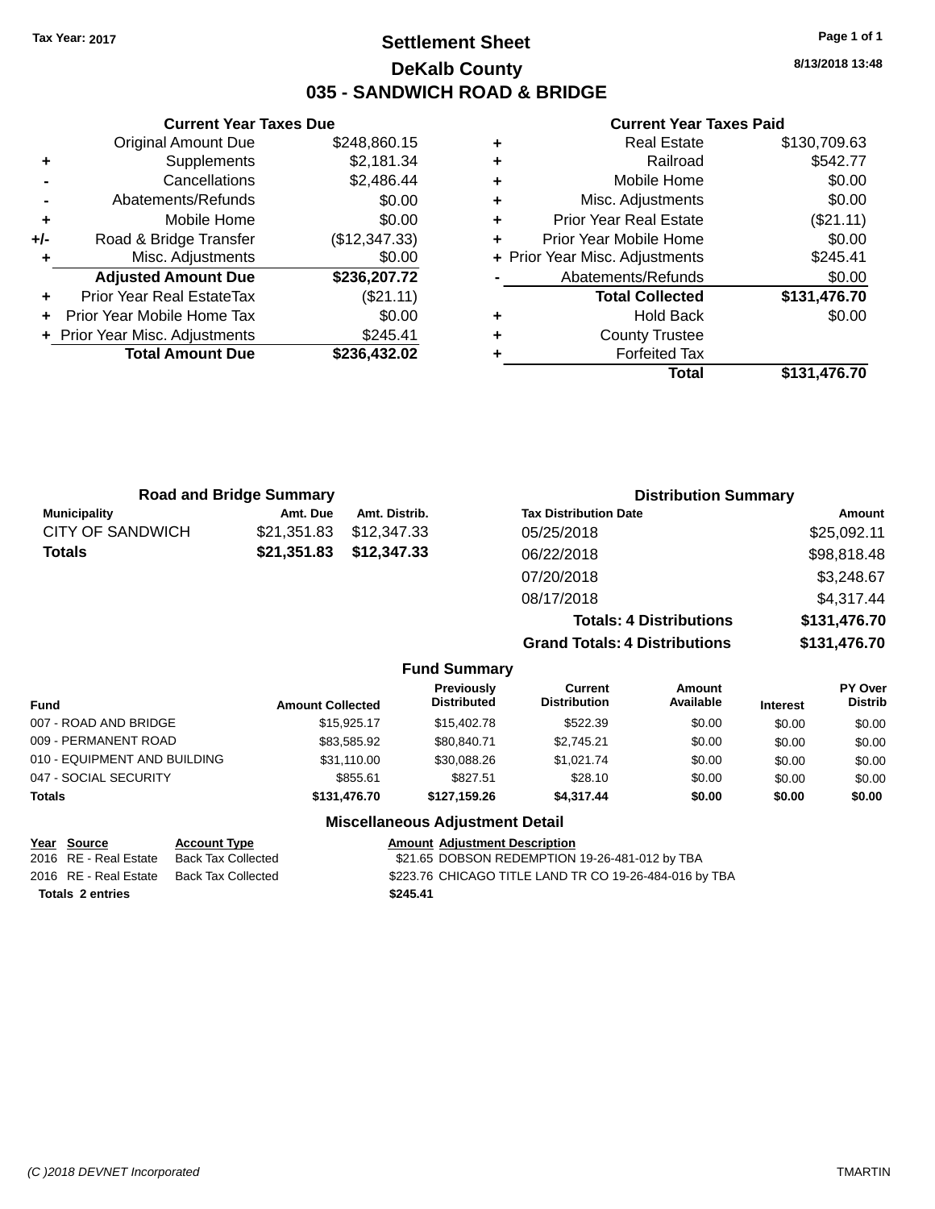Tax Year: 2017

# Settlement Sheet

## DeKalb County

## 035 - SANDWICH ROAD & BRIDGE

8/13/2018 13:48

### Current Year Taxes Due

| | | |
|---|---|---|
| | Original Amount Due | $248,860.15 |
| + | Supplements | $2,181.34 |
| - | Cancellations | $2,486.44 |
| - | Abatements/Refunds | $0.00 |
| + | Mobile Home | $0.00 |
| +/- | Road & Bridge Transfer | ($12,347.33) |
| + | Misc. Adjustments | $0.00 |
| | **Adjusted Amount Due** | **$236,207.72** |
| + | Prior Year Real EstateTax | ($21.11) |
| + | Prior Year Mobile Home Tax | $0.00 |
| + | Prior Year Misc. Adjustments | $245.41 |
| | **Total Amount Due** | **$236,432.02** |

### Current Year Taxes Paid

| | | |
|---|---|---|
| + | Real Estate | $130,709.63 |
| + | Railroad | $542.77 |
| + | Mobile Home | $0.00 |
| + | Misc. Adjustments | $0.00 |
| + | Prior Year Real Estate | ($21.11) |
| + | Prior Year Mobile Home | $0.00 |
| + | Prior Year Misc. Adjustments | $245.41 |
| - | Abatements/Refunds | $0.00 |
| | **Total Collected** | **$131,476.70** |
| + | Hold Back | $0.00 |
| + | County Trustee | |
| + | Forfeited Tax | |
| | **Total** | **$131,476.70** |

### Road and Bridge Summary

| Municipality | Amt. Due | Amt. Distrib. |
|---|---|---|
| CITY OF SANDWICH | $21,351.83 | $12,347.33 |
| **Totals** | **$21,351.83** | **$12,347.33** |

### Distribution Summary

| Tax Distribution Date | Amount |
|---|---|
| 05/25/2018 | $25,092.11 |
| 06/22/2018 | $98,818.48 |
| 07/20/2018 | $3,248.67 |
| 08/17/2018 | $4,317.44 |
| **Totals: 4 Distributions** | **$131,476.70** |
| **Grand Totals: 4 Distributions** | **$131,476.70** |

### Fund Summary

| Fund | Amount Collected | Previously Distributed | Current Distribution | Amount Available | Interest | PY Over Distrib |
|---|---|---|---|---|---|---|
| 007 - ROAD AND BRIDGE | $15,925.17 | $15,402.78 | $522.39 | $0.00 | $0.00 | $0.00 |
| 009 - PERMANENT ROAD | $83,585.92 | $80,840.71 | $2,745.21 | $0.00 | $0.00 | $0.00 |
| 010 - EQUIPMENT AND BUILDING | $31,110.00 | $30,088.26 | $1,021.74 | $0.00 | $0.00 | $0.00 |
| 047 - SOCIAL SECURITY | $855.61 | $827.51 | $28.10 | $0.00 | $0.00 | $0.00 |
| **Totals** | **$131,476.70** | **$127,159.26** | **$4,317.44** | **$0.00** | **$0.00** | **$0.00** |

### Miscellaneous Adjustment Detail

| Year | Source | Account Type | Amount | Adjustment Description |
|---|---|---|---|---|
| 2016 | RE - Real Estate | Back Tax Collected | $21.65 | DOBSON REDEMPTION 19-26-481-012 by TBA |
| 2016 | RE - Real Estate | Back Tax Collected | $223.76 | CHICAGO TITLE LAND TR CO 19-26-484-016 by TBA |
| **Totals 2 entries** | | | **$245.41** | |

(C )2018 DEVNET Incorporated TMARTIN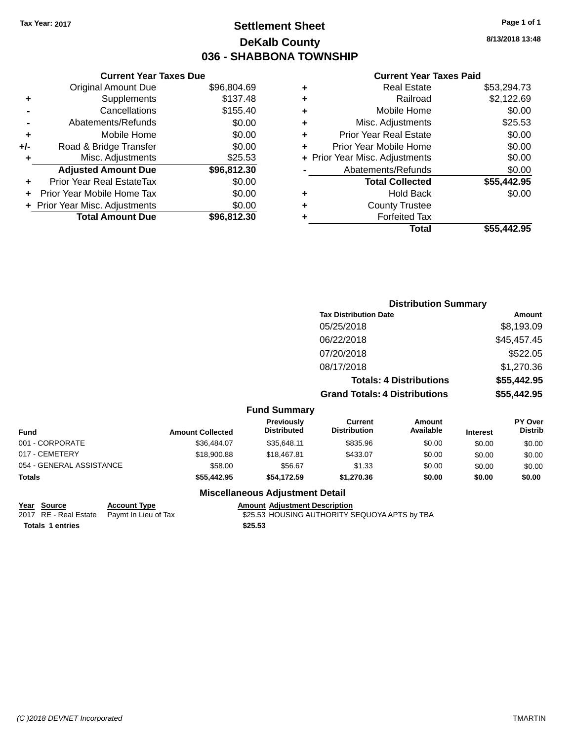Tax Year: 2017

# Settlement Sheet
## DeKalb County
## 036 - SHABBONA TOWNSHIP

8/13/2018 13:48

### Current Year Taxes Due

| | | |
|---|---|---|
| | Original Amount Due | $96,804.69 |
| + | Supplements | $137.48 |
| - | Cancellations | $155.40 |
| - | Abatements/Refunds | $0.00 |
| + | Mobile Home | $0.00 |
| +/- | Road & Bridge Transfer | $0.00 |
| + | Misc. Adjustments | $25.53 |
| | **Adjusted Amount Due** | **$96,812.30** |
| + | Prior Year Real EstateTax | $0.00 |
| + | Prior Year Mobile Home Tax | $0.00 |
| + | Prior Year Misc. Adjustments | $0.00 |
| | **Total Amount Due** | **$96,812.30** |

### Current Year Taxes Paid

| | | |
|---|---|---|
| + | Real Estate | $53,294.73 |
| + | Railroad | $2,122.69 |
| + | Mobile Home | $0.00 |
| + | Misc. Adjustments | $25.53 |
| + | Prior Year Real Estate | $0.00 |
| + | Prior Year Mobile Home | $0.00 |
| + | Prior Year Misc. Adjustments | $0.00 |
| - | Abatements/Refunds | $0.00 |
| | **Total Collected** | **$55,442.95** |
| + | Hold Back | $0.00 |
| + | County Trustee | |
| + | Forfeited Tax | |
| | **Total** | **$55,442.95** |

### Distribution Summary

| Tax Distribution Date | Amount |
|---|---|
| 05/25/2018 | $8,193.09 |
| 06/22/2018 | $45,457.45 |
| 07/20/2018 | $522.05 |
| 08/17/2018 | $1,270.36 |
| **Totals: 4 Distributions** | **$55,442.95** |
| **Grand Totals: 4 Distributions** | **$55,442.95** |

### Fund Summary

| Fund | Amount Collected | Previously Distributed | Current Distribution | Amount Available | Interest | PY Over Distrib |
|---|---|---|---|---|---|---|
| 001 - CORPORATE | $36,484.07 | $35,648.11 | $835.96 | $0.00 | $0.00 | $0.00 |
| 017 - CEMETERY | $18,900.88 | $18,467.81 | $433.07 | $0.00 | $0.00 | $0.00 |
| 054 - GENERAL ASSISTANCE | $58.00 | $56.67 | $1.33 | $0.00 | $0.00 | $0.00 |
| **Totals** | **$55,442.95** | **$54,172.59** | **$1,270.36** | **$0.00** | **$0.00** | **$0.00** |

### Miscellaneous Adjustment Detail

| Year | Source | Account Type | Amount | Adjustment Description |
|---|---|---|---|---|
| 2017 | RE - Real Estate | Paymt In Lieu of Tax | $25.53 | HOUSING AUTHORITY SEQUOYA APTS by TBA |
| **Totals 1 entries** | | | **$25.53** | |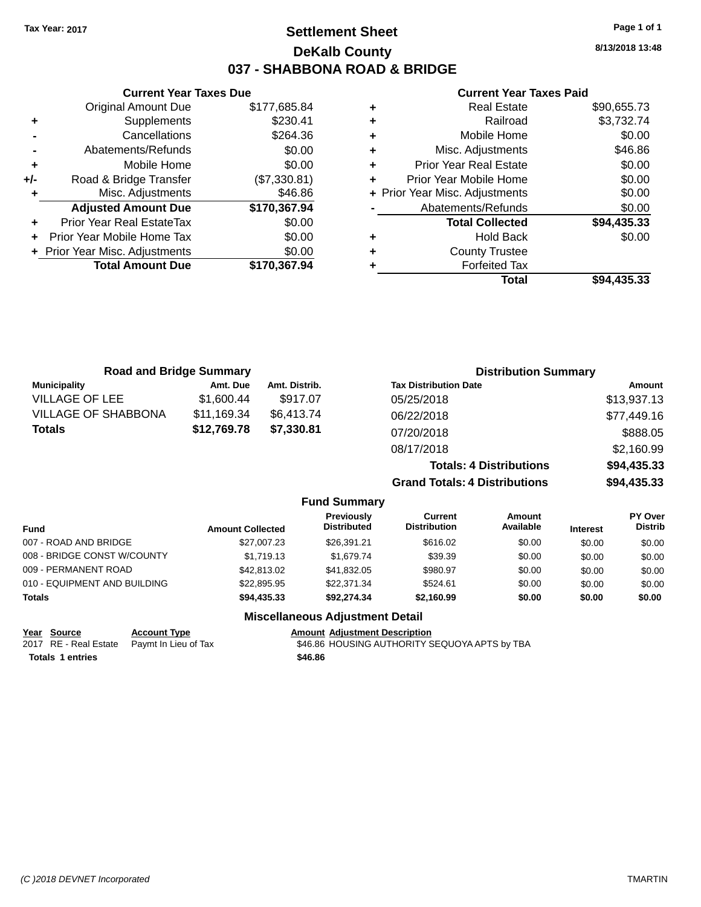Tax Year: 2017

# Settlement Sheet
## DeKalb County
## 037 - SHABBONA ROAD & BRIDGE

8/13/2018 13:48

### Current Year Taxes Due

| | | |
|---|---|---|
| | Original Amount Due | $177,685.84 |
| + | Supplements | $230.41 |
| - | Cancellations | $264.36 |
| - | Abatements/Refunds | $0.00 |
| + | Mobile Home | $0.00 |
| +/- | Road & Bridge Transfer | ($7,330.81) |
| + | Misc. Adjustments | $46.86 |
| | **Adjusted Amount Due** | **$170,367.94** |
| + | Prior Year Real EstateTax | $0.00 |
| + | Prior Year Mobile Home Tax | $0.00 |
| + | Prior Year Misc. Adjustments | $0.00 |
| | **Total Amount Due** | **$170,367.94** |

### Current Year Taxes Paid

| | | |
|---|---|---|
| + | Real Estate | $90,655.73 |
| + | Railroad | $3,732.74 |
| + | Mobile Home | $0.00 |
| + | Misc. Adjustments | $46.86 |
| + | Prior Year Real Estate | $0.00 |
| + | Prior Year Mobile Home | $0.00 |
| + | Prior Year Misc. Adjustments | $0.00 |
| - | Abatements/Refunds | $0.00 |
| | **Total Collected** | **$94,435.33** |
| + | Hold Back | $0.00 |
| + | County Trustee | |
| + | Forfeited Tax | |
| | **Total** | **$94,435.33** |

### Road and Bridge Summary

| Municipality | Amt. Due | Amt. Distrib. |
|---|---|---|
| VILLAGE OF LEE | $1,600.44 | $917.07 |
| VILLAGE OF SHABBONA | $11,169.34 | $6,413.74 |
| **Totals** | **$12,769.78** | **$7,330.81** |

### Distribution Summary

| Tax Distribution Date | Amount |
|---|---|
| 05/25/2018 | $13,937.13 |
| 06/22/2018 | $77,449.16 |
| 07/20/2018 | $888.05 |
| 08/17/2018 | $2,160.99 |
| **Totals: 4 Distributions** | **$94,435.33** |
| **Grand Totals: 4 Distributions** | **$94,435.33** |

### Fund Summary

| Fund | Amount Collected | Previously Distributed | Current Distribution | Amount Available | Interest | PY Over Distrib |
|---|---|---|---|---|---|---|
| 007 - ROAD AND BRIDGE | $27,007.23 | $26,391.21 | $616.02 | $0.00 | $0.00 | $0.00 |
| 008 - BRIDGE CONST W/COUNTY | $1,719.13 | $1,679.74 | $39.39 | $0.00 | $0.00 | $0.00 |
| 009 - PERMANENT ROAD | $42,813.02 | $41,832.05 | $980.97 | $0.00 | $0.00 | $0.00 |
| 010 - EQUIPMENT AND BUILDING | $22,895.95 | $22,371.34 | $524.61 | $0.00 | $0.00 | $0.00 |
| **Totals** | **$94,435.33** | **$92,274.34** | **$2,160.99** | **$0.00** | **$0.00** | **$0.00** |

### Miscellaneous Adjustment Detail

| Year | Source | Account Type | Amount | Adjustment Description |
|---|---|---|---|---|
| 2017 | RE - Real Estate | Paymt In Lieu of Tax | $46.86 | HOUSING AUTHORITY SEQUOYA APTS by TBA |
| **Totals 1 entries** | | | **$46.86** | |

(C )2018 DEVNET Incorporated TMARTIN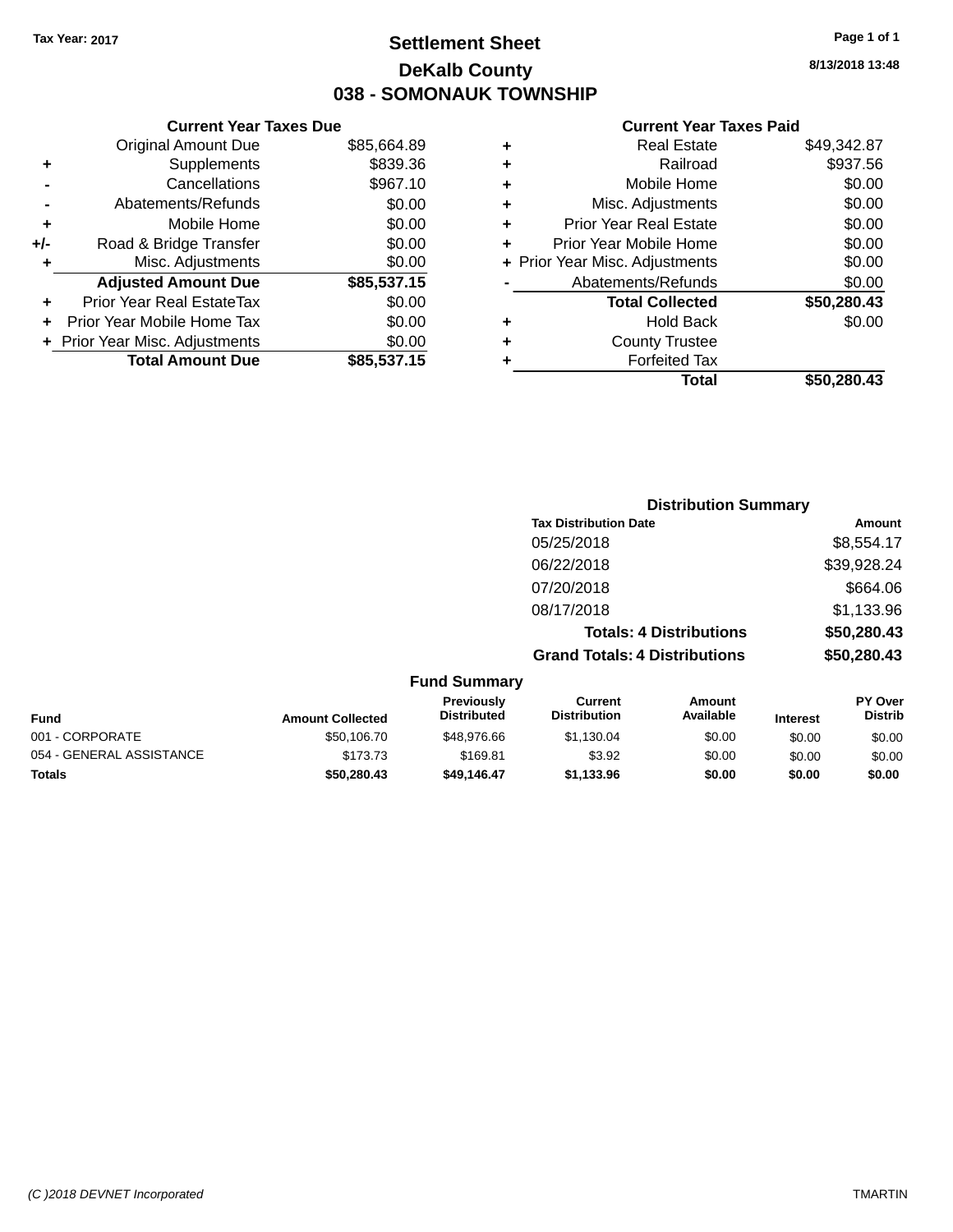Tax Year: 2017

# Settlement Sheet
## DeKalb County
## 038 - SOMONAUK TOWNSHIP

8/13/2018 13:48

### Current Year Taxes Due

| | | |
|---|---|---|
| | Original Amount Due | $85,664.89 |
| + | Supplements | $839.36 |
| - | Cancellations | $967.10 |
| - | Abatements/Refunds | $0.00 |
| + | Mobile Home | $0.00 |
| +/- | Road & Bridge Transfer | $0.00 |
| + | Misc. Adjustments | $0.00 |
| | **Adjusted Amount Due** | **$85,537.15** |
| + | Prior Year Real EstateTax | $0.00 |
| + | Prior Year Mobile Home Tax | $0.00 |
| + | Prior Year Misc. Adjustments | $0.00 |
| | **Total Amount Due** | **$85,537.15** |

### Current Year Taxes Paid

| | | |
|---|---|---|
| + | Real Estate | $49,342.87 |
| + | Railroad | $937.56 |
| + | Mobile Home | $0.00 |
| + | Misc. Adjustments | $0.00 |
| + | Prior Year Real Estate | $0.00 |
| + | Prior Year Mobile Home | $0.00 |
| + | Prior Year Misc. Adjustments | $0.00 |
| - | Abatements/Refunds | $0.00 |
| | **Total Collected** | **$50,280.43** |
| + | Hold Back | $0.00 |
| + | County Trustee | |
| + | Forfeited Tax | |
| | **Total** | **$50,280.43** |

### Distribution Summary

| Tax Distribution Date | Amount |
|---|---|
| 05/25/2018 | $8,554.17 |
| 06/22/2018 | $39,928.24 |
| 07/20/2018 | $664.06 |
| 08/17/2018 | $1,133.96 |
| **Totals: 4 Distributions** | **$50,280.43** |
| **Grand Totals: 4 Distributions** | **$50,280.43** |

### Fund Summary

| Fund | Amount Collected | Previously Distributed | Current Distribution | Amount Available | Interest | PY Over Distrib |
|---|---|---|---|---|---|---|
| 001 - CORPORATE | $50,106.70 | $48,976.66 | $1,130.04 | $0.00 | $0.00 | $0.00 |
| 054 - GENERAL ASSISTANCE | $173.73 | $169.81 | $3.92 | $0.00 | $0.00 | $0.00 |
| **Totals** | **$50,280.43** | **$49,146.47** | **$1,133.96** | **$0.00** | **$0.00** | **$0.00** |

(C )2018 DEVNET Incorporated

TMARTIN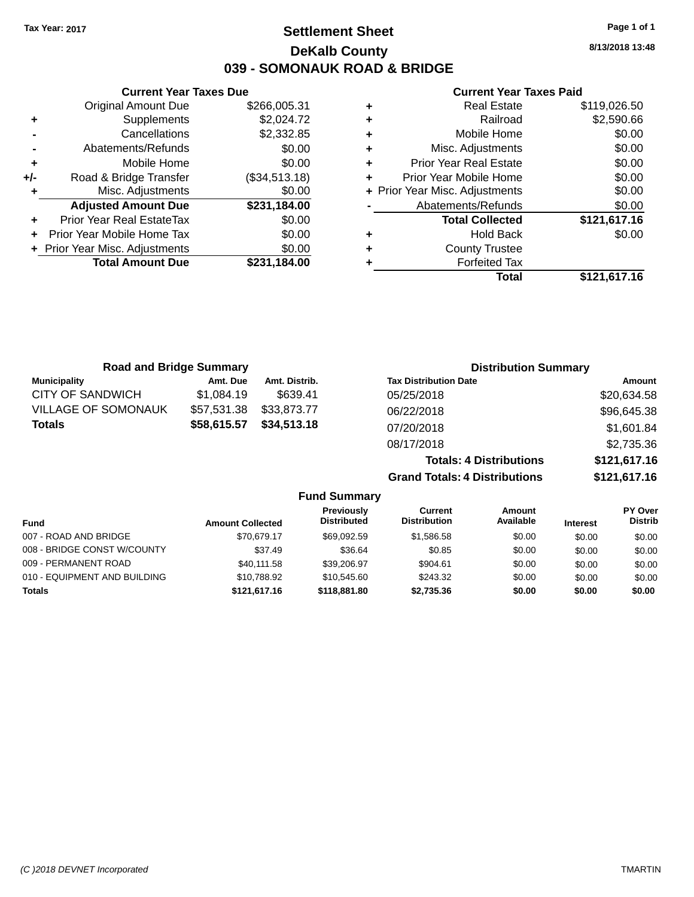Tax Year: 2017

# Settlement Sheet

## DeKalb County

## 039 - SOMONAUK ROAD & BRIDGE

8/13/2018 13:48

### Current Year Taxes Due

| | | |
|---|---|---|
| | Original Amount Due | $266,005.31 |
| + | Supplements | $2,024.72 |
| - | Cancellations | $2,332.85 |
| - | Abatements/Refunds | $0.00 |
| + | Mobile Home | $0.00 |
| +/- | Road & Bridge Transfer | ($34,513.18) |
| + | Misc. Adjustments | $0.00 |
| | **Adjusted Amount Due** | **$231,184.00** |
| + | Prior Year Real EstateTax | $0.00 |
| + | Prior Year Mobile Home Tax | $0.00 |
| + | Prior Year Misc. Adjustments | $0.00 |
| | **Total Amount Due** | **$231,184.00** |

### Current Year Taxes Paid

| | | |
|---|---|---|
| + | Real Estate | $119,026.50 |
| + | Railroad | $2,590.66 |
| + | Mobile Home | $0.00 |
| + | Misc. Adjustments | $0.00 |
| + | Prior Year Real Estate | $0.00 |
| + | Prior Year Mobile Home | $0.00 |
| + | Prior Year Misc. Adjustments | $0.00 |
| - | Abatements/Refunds | $0.00 |
| | **Total Collected** | **$121,617.16** |
| + | Hold Back | $0.00 |
| + | County Trustee | |
| + | Forfeited Tax | |
| | **Total** | **$121,617.16** |

### Road and Bridge Summary

| Municipality | Amt. Due | Amt. Distrib. |
|---|---|---|
| CITY OF SANDWICH | $1,084.19 | $639.41 |
| VILLAGE OF SOMONAUK | $57,531.38 | $33,873.77 |
| **Totals** | **$58,615.57** | **$34,513.18** |

### Distribution Summary

| Tax Distribution Date | Amount |
|---|---|
| 05/25/2018 | $20,634.58 |
| 06/22/2018 | $96,645.38 |
| 07/20/2018 | $1,601.84 |
| 08/17/2018 | $2,735.36 |
| **Totals: 4 Distributions** | **$121,617.16** |
| **Grand Totals: 4 Distributions** | **$121,617.16** |

### Fund Summary

| Fund | Amount Collected | Previously Distributed | Current Distribution | Amount Available | Interest | PY Over Distrib |
|---|---|---|---|---|---|---|
| 007 - ROAD AND BRIDGE | $70,679.17 | $69,092.59 | $1,586.58 | $0.00 | $0.00 | $0.00 |
| 008 - BRIDGE CONST W/COUNTY | $37.49 | $36.64 | $0.85 | $0.00 | $0.00 | $0.00 |
| 009 - PERMANENT ROAD | $40,111.58 | $39,206.97 | $904.61 | $0.00 | $0.00 | $0.00 |
| 010 - EQUIPMENT AND BUILDING | $10,788.92 | $10,545.60 | $243.32 | $0.00 | $0.00 | $0.00 |
| **Totals** | **$121,617.16** | **$118,881.80** | **$2,735.36** | **$0.00** | **$0.00** | **$0.00** |

(C )2018 DEVNET Incorporated TMARTIN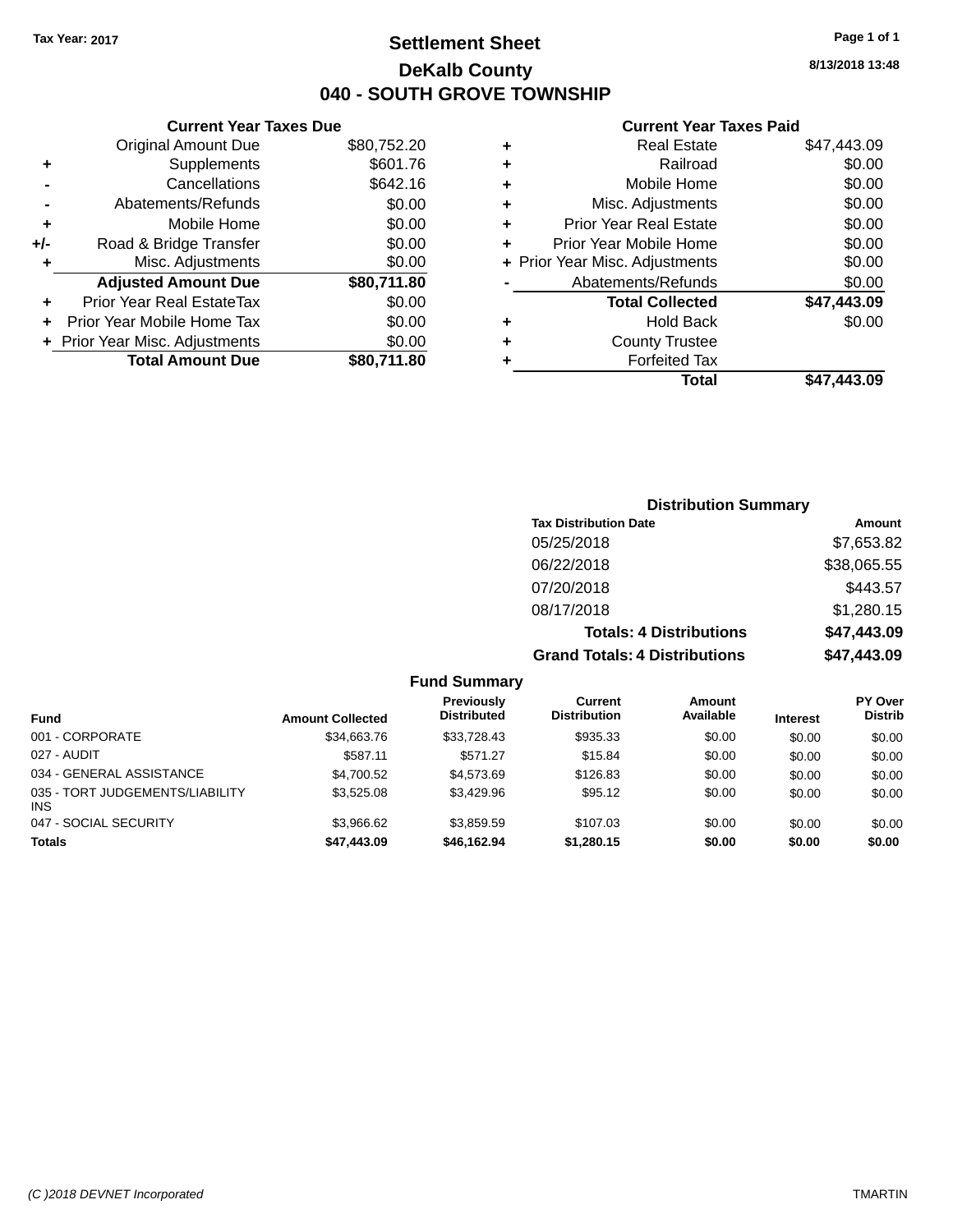Tax Year: 2017

# Settlement Sheet

## DeKalb County

## 040 - SOUTH GROVE TOWNSHIP

8/13/2018 13:48

### Current Year Taxes Due

| | | |
|---|---|---|
| | Original Amount Due | $80,752.20 |
| + | Supplements | $601.76 |
| - | Cancellations | $642.16 |
| - | Abatements/Refunds | $0.00 |
| + | Mobile Home | $0.00 |
| +/- | Road & Bridge Transfer | $0.00 |
| + | Misc. Adjustments | $0.00 |
| | **Adjusted Amount Due** | **$80,711.80** |
| + | Prior Year Real EstateTax | $0.00 |
| + | Prior Year Mobile Home Tax | $0.00 |
| + | Prior Year Misc. Adjustments | $0.00 |
| | **Total Amount Due** | **$80,711.80** |

### Current Year Taxes Paid

| | | |
|---|---|---|
| + | Real Estate | $47,443.09 |
| + | Railroad | $0.00 |
| + | Mobile Home | $0.00 |
| + | Misc. Adjustments | $0.00 |
| + | Prior Year Real Estate | $0.00 |
| + | Prior Year Mobile Home | $0.00 |
| + | Prior Year Misc. Adjustments | $0.00 |
| - | Abatements/Refunds | $0.00 |
| | **Total Collected** | **$47,443.09** |
| + | Hold Back | $0.00 |
| + | County Trustee | |
| + | Forfeited Tax | |
| | **Total** | **$47,443.09** |

### Distribution Summary

| Tax Distribution Date | Amount |
|---|---|
| 05/25/2018 | $7,653.82 |
| 06/22/2018 | $38,065.55 |
| 07/20/2018 | $443.57 |
| 08/17/2018 | $1,280.15 |
| **Totals: 4 Distributions** | **$47,443.09** |
| **Grand Totals: 4 Distributions** | **$47,443.09** |

### Fund Summary

| Fund | Amount Collected | Previously Distributed | Current Distribution | Amount Available | Interest | PY Over Distrib |
|---|---|---|---|---|---|---|
| 001 - CORPORATE | $34,663.76 | $33,728.43 | $935.33 | $0.00 | $0.00 | $0.00 |
| 027 - AUDIT | $587.11 | $571.27 | $15.84 | $0.00 | $0.00 | $0.00 |
| 034 - GENERAL ASSISTANCE | $4,700.52 | $4,573.69 | $126.83 | $0.00 | $0.00 | $0.00 |
| 035 - TORT JUDGEMENTS/LIABILITY INS | $3,525.08 | $3,429.96 | $95.12 | $0.00 | $0.00 | $0.00 |
| 047 - SOCIAL SECURITY | $3,966.62 | $3,859.59 | $107.03 | $0.00 | $0.00 | $0.00 |
| **Totals** | **$47,443.09** | **$46,162.94** | **$1,280.15** | **$0.00** | **$0.00** | **$0.00** |

(C )2018 DEVNET Incorporated

TMARTIN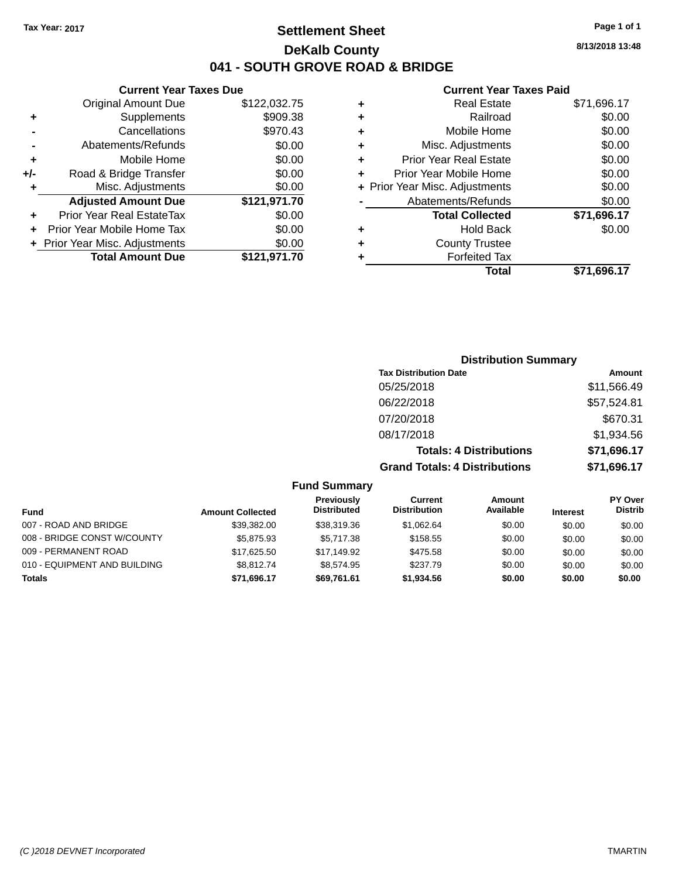Tax Year: 2017

# Settlement Sheet

## DeKalb County

## 041 - SOUTH GROVE ROAD & BRIDGE

8/13/2018 13:48

### Current Year Taxes Due

| | | |
|---|---|---|
| | Original Amount Due | $122,032.75 |
| + | Supplements | $909.38 |
| - | Cancellations | $970.43 |
| - | Abatements/Refunds | $0.00 |
| + | Mobile Home | $0.00 |
| +/- | Road & Bridge Transfer | $0.00 |
| + | Misc. Adjustments | $0.00 |
| | **Adjusted Amount Due** | **$121,971.70** |
| + | Prior Year Real EstateTax | $0.00 |
| + | Prior Year Mobile Home Tax | $0.00 |
| + | Prior Year Misc. Adjustments | $0.00 |
| | **Total Amount Due** | **$121,971.70** |

### Current Year Taxes Paid

| | | |
|---|---|---|
| + | Real Estate | $71,696.17 |
| + | Railroad | $0.00 |
| + | Mobile Home | $0.00 |
| + | Misc. Adjustments | $0.00 |
| + | Prior Year Real Estate | $0.00 |
| + | Prior Year Mobile Home | $0.00 |
| + | Prior Year Misc. Adjustments | $0.00 |
| - | Abatements/Refunds | $0.00 |
| | **Total Collected** | **$71,696.17** |
| + | Hold Back | $0.00 |
| + | County Trustee | |
| + | Forfeited Tax | |
| | **Total** | **$71,696.17** |

### Distribution Summary

| Tax Distribution Date | Amount |
|---|---|
| 05/25/2018 | $11,566.49 |
| 06/22/2018 | $57,524.81 |
| 07/20/2018 | $670.31 |
| 08/17/2018 | $1,934.56 |
| **Totals: 4 Distributions** | **$71,696.17** |
| **Grand Totals: 4 Distributions** | **$71,696.17** |

### Fund Summary

| Fund | Amount Collected | Previously Distributed | Current Distribution | Amount Available | Interest | PY Over Distrib |
|---|---|---|---|---|---|---|
| 007 - ROAD AND BRIDGE | $39,382.00 | $38,319.36 | $1,062.64 | $0.00 | $0.00 | $0.00 |
| 008 - BRIDGE CONST W/COUNTY | $5,875.93 | $5,717.38 | $158.55 | $0.00 | $0.00 | $0.00 |
| 009 - PERMANENT ROAD | $17,625.50 | $17,149.92 | $475.58 | $0.00 | $0.00 | $0.00 |
| 010 - EQUIPMENT AND BUILDING | $8,812.74 | $8,574.95 | $237.79 | $0.00 | $0.00 | $0.00 |
| **Totals** | **$71,696.17** | **$69,761.61** | **$1,934.56** | **$0.00** | **$0.00** | **$0.00** |

(C )2018 DEVNET Incorporated TMARTIN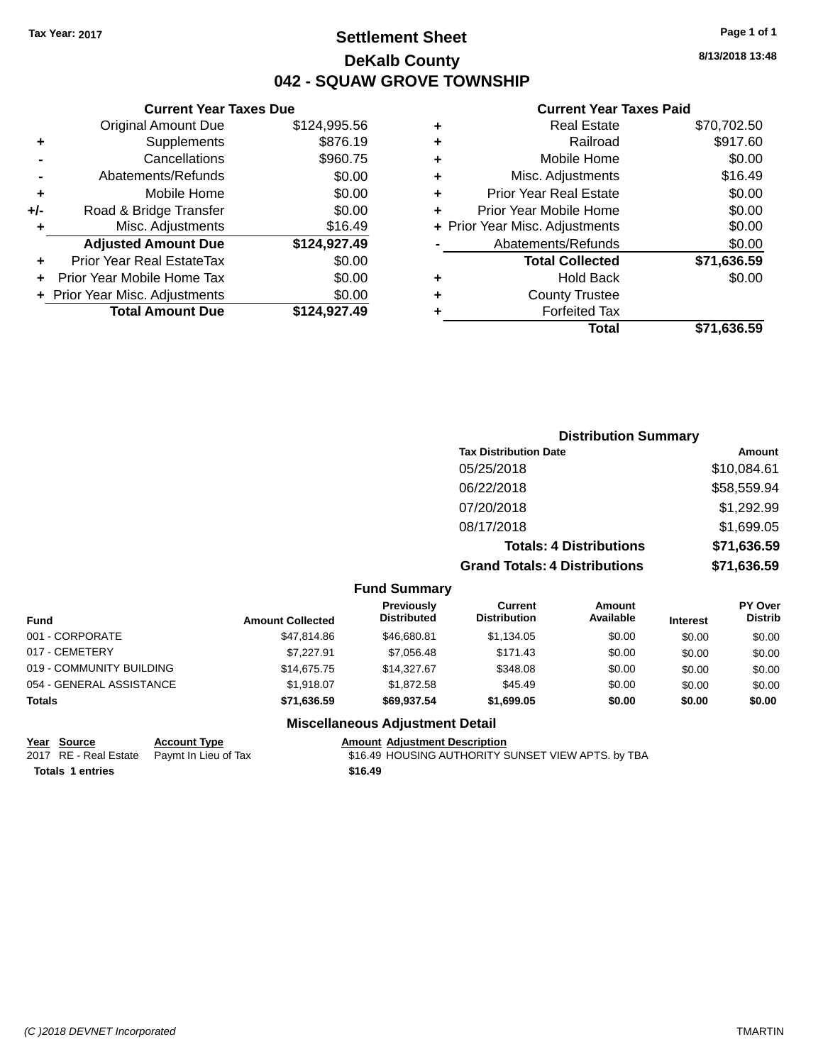Tax Year: 2017

# Settlement Sheet

## DeKalb County

## 042 - SQUAW GROVE TOWNSHIP

8/13/2018 13:48

### Current Year Taxes Due

| | | |
|---|---|---|
| | Original Amount Due | $124,995.56 |
| + | Supplements | $876.19 |
| - | Cancellations | $960.75 |
| - | Abatements/Refunds | $0.00 |
| + | Mobile Home | $0.00 |
| +/- | Road & Bridge Transfer | $0.00 |
| + | Misc. Adjustments | $16.49 |
| | **Adjusted Amount Due** | **$124,927.49** |
| + | Prior Year Real EstateTax | $0.00 |
| + | Prior Year Mobile Home Tax | $0.00 |
| + | Prior Year Misc. Adjustments | $0.00 |
| | **Total Amount Due** | **$124,927.49** |

### Current Year Taxes Paid

| | | |
|---|---|---|
| + | Real Estate | $70,702.50 |
| + | Railroad | $917.60 |
| + | Mobile Home | $0.00 |
| + | Misc. Adjustments | $16.49 |
| + | Prior Year Real Estate | $0.00 |
| + | Prior Year Mobile Home | $0.00 |
| + | Prior Year Misc. Adjustments | $0.00 |
| - | Abatements/Refunds | $0.00 |
| | **Total Collected** | **$71,636.59** |
| + | Hold Back | $0.00 |
| + | County Trustee | |
| + | Forfeited Tax | |
| | **Total** | **$71,636.59** |

### Distribution Summary

| Tax Distribution Date | Amount |
|---|---|
| 05/25/2018 | $10,084.61 |
| 06/22/2018 | $58,559.94 |
| 07/20/2018 | $1,292.99 |
| 08/17/2018 | $1,699.05 |
| **Totals: 4 Distributions** | **$71,636.59** |
| **Grand Totals: 4 Distributions** | **$71,636.59** |

### Fund Summary

| Fund | Amount Collected | Previously Distributed | Current Distribution | Amount Available | Interest | PY Over Distrib |
|---|---|---|---|---|---|---|
| 001 - CORPORATE | $47,814.86 | $46,680.81 | $1,134.05 | $0.00 | $0.00 | $0.00 |
| 017 - CEMETERY | $7,227.91 | $7,056.48 | $171.43 | $0.00 | $0.00 | $0.00 |
| 019 - COMMUNITY BUILDING | $14,675.75 | $14,327.67 | $348.08 | $0.00 | $0.00 | $0.00 |
| 054 - GENERAL ASSISTANCE | $1,918.07 | $1,872.58 | $45.49 | $0.00 | $0.00 | $0.00 |
| **Totals** | **$71,636.59** | **$69,937.54** | **$1,699.05** | **$0.00** | **$0.00** | **$0.00** |

### Miscellaneous Adjustment Detail

| Year | Source | Account Type | Amount | Adjustment Description |
|---|---|---|---|---|
| 2017 | RE - Real Estate | Paymt In Lieu of Tax | $16.49 | HOUSING AUTHORITY SUNSET VIEW APTS. by TBA |
| **Totals 1 entries** | | | **$16.49** | |

(C )2018 DEVNET Incorporated — TMARTIN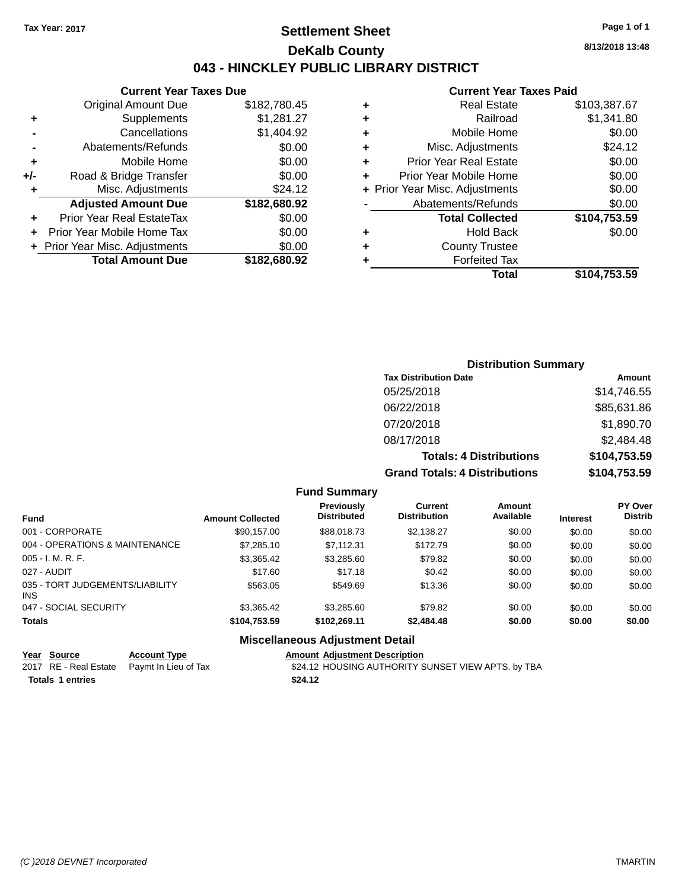Tax Year: 2017

# Settlement Sheet

## DeKalb County

## 043 - HINCKLEY PUBLIC LIBRARY DISTRICT

8/13/2018 13:48

### Current Year Taxes Due

| | | |
|---|---|---|
| | Original Amount Due | $182,780.45 |
| + | Supplements | $1,281.27 |
| - | Cancellations | $1,404.92 |
| - | Abatements/Refunds | $0.00 |
| + | Mobile Home | $0.00 |
| +/- | Road & Bridge Transfer | $0.00 |
| + | Misc. Adjustments | $24.12 |
| | **Adjusted Amount Due** | **$182,680.92** |
| + | Prior Year Real EstateTax | $0.00 |
| + | Prior Year Mobile Home Tax | $0.00 |
| + | Prior Year Misc. Adjustments | $0.00 |
| | **Total Amount Due** | **$182,680.92** |

### Current Year Taxes Paid

| | | |
|---|---|---|
| + | Real Estate | $103,387.67 |
| + | Railroad | $1,341.80 |
| + | Mobile Home | $0.00 |
| + | Misc. Adjustments | $24.12 |
| + | Prior Year Real Estate | $0.00 |
| + | Prior Year Mobile Home | $0.00 |
| + | Prior Year Misc. Adjustments | $0.00 |
| - | Abatements/Refunds | $0.00 |
| | **Total Collected** | **$104,753.59** |
| + | Hold Back | $0.00 |
| + | County Trustee | |
| + | Forfeited Tax | |
| | **Total** | **$104,753.59** |

### Distribution Summary

| Tax Distribution Date | Amount |
|---|---|
| 05/25/2018 | $14,746.55 |
| 06/22/2018 | $85,631.86 |
| 07/20/2018 | $1,890.70 |
| 08/17/2018 | $2,484.48 |
| **Totals: 4 Distributions** | **$104,753.59** |
| **Grand Totals: 4 Distributions** | **$104,753.59** |

### Fund Summary

| Fund | Amount Collected | Previously Distributed | Current Distribution | Amount Available | Interest | PY Over Distrib |
|---|---|---|---|---|---|---|
| 001 - CORPORATE | $90,157.00 | $88,018.73 | $2,138.27 | $0.00 | $0.00 | $0.00 |
| 004 - OPERATIONS & MAINTENANCE | $7,285.10 | $7,112.31 | $172.79 | $0.00 | $0.00 | $0.00 |
| 005 - I. M. R. F. | $3,365.42 | $3,285.60 | $79.82 | $0.00 | $0.00 | $0.00 |
| 027 - AUDIT | $17.60 | $17.18 | $0.42 | $0.00 | $0.00 | $0.00 |
| 035 - TORT JUDGEMENTS/LIABILITY INS | $563.05 | $549.69 | $13.36 | $0.00 | $0.00 | $0.00 |
| 047 - SOCIAL SECURITY | $3,365.42 | $3,285.60 | $79.82 | $0.00 | $0.00 | $0.00 |
| **Totals** | **$104,753.59** | **$102,269.11** | **$2,484.48** | **$0.00** | **$0.00** | **$0.00** |

### Miscellaneous Adjustment Detail

| Year | Source | Account Type | Amount | Adjustment Description |
|---|---|---|---|---|
| 2017 | RE - Real Estate | Paymt In Lieu of Tax | $24.12 | HOUSING AUTHORITY SUNSET VIEW APTS. by TBA |
| **Totals 1 entries** | | | **$24.12** | |

(C )2018 DEVNET Incorporated TMARTIN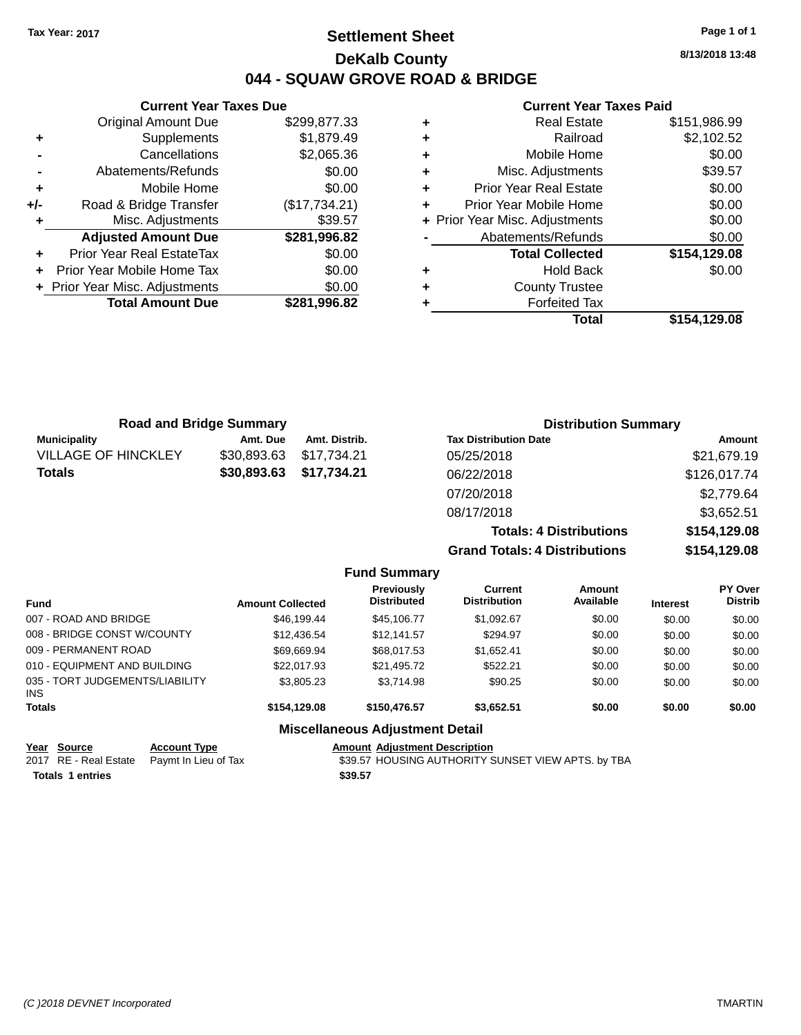Tax Year: 2017

# Settlement Sheet
## DeKalb County
## 044 - SQUAW GROVE ROAD & BRIDGE

8/13/2018 13:48

### Current Year Taxes Due

| | | |
|---|---|---|
| | Original Amount Due | $299,877.33 |
| + | Supplements | $1,879.49 |
| - | Cancellations | $2,065.36 |
| - | Abatements/Refunds | $0.00 |
| + | Mobile Home | $0.00 |
| +/- | Road & Bridge Transfer | ($17,734.21) |
| + | Misc. Adjustments | $39.57 |
| | **Adjusted Amount Due** | **$281,996.82** |
| + | Prior Year Real EstateTax | $0.00 |
| + | Prior Year Mobile Home Tax | $0.00 |
| + | Prior Year Misc. Adjustments | $0.00 |
| | **Total Amount Due** | **$281,996.82** |

### Current Year Taxes Paid

| | | |
|---|---|---|
| + | Real Estate | $151,986.99 |
| + | Railroad | $2,102.52 |
| + | Mobile Home | $0.00 |
| + | Misc. Adjustments | $39.57 |
| + | Prior Year Real Estate | $0.00 |
| + | Prior Year Mobile Home | $0.00 |
| + | Prior Year Misc. Adjustments | $0.00 |
| - | Abatements/Refunds | $0.00 |
| | **Total Collected** | **$154,129.08** |
| + | Hold Back | $0.00 |
| + | County Trustee | |
| + | Forfeited Tax | |
| | **Total** | **$154,129.08** |

### Road and Bridge Summary

| Municipality | Amt. Due | Amt. Distrib. |
|---|---|---|
| VILLAGE OF HINCKLEY | $30,893.63 | $17,734.21 |
| **Totals** | **$30,893.63** | **$17,734.21** |

### Distribution Summary

| Tax Distribution Date | Amount |
|---|---|
| 05/25/2018 | $21,679.19 |
| 06/22/2018 | $126,017.74 |
| 07/20/2018 | $2,779.64 |
| 08/17/2018 | $3,652.51 |
| **Totals: 4 Distributions** | **$154,129.08** |
| **Grand Totals: 4 Distributions** | **$154,129.08** |

### Fund Summary

| Fund | Amount Collected | Previously Distributed | Current Distribution | Amount Available | Interest | PY Over Distrib |
|---|---|---|---|---|---|---|
| 007 - ROAD AND BRIDGE | $46,199.44 | $45,106.77 | $1,092.67 | $0.00 | $0.00 | $0.00 |
| 008 - BRIDGE CONST W/COUNTY | $12,436.54 | $12,141.57 | $294.97 | $0.00 | $0.00 | $0.00 |
| 009 - PERMANENT ROAD | $69,669.94 | $68,017.53 | $1,652.41 | $0.00 | $0.00 | $0.00 |
| 010 - EQUIPMENT AND BUILDING | $22,017.93 | $21,495.72 | $522.21 | $0.00 | $0.00 | $0.00 |
| 035 - TORT JUDGEMENTS/LIABILITY INS | $3,805.23 | $3,714.98 | $90.25 | $0.00 | $0.00 | $0.00 |
| **Totals** | **$154,129.08** | **$150,476.57** | **$3,652.51** | **$0.00** | **$0.00** | **$0.00** |

### Miscellaneous Adjustment Detail

| Year | Source | Account Type | Amount | Adjustment Description |
|---|---|---|---|---|
| 2017 | RE - Real Estate | Paymt In Lieu of Tax | $39.57 | HOUSING AUTHORITY SUNSET VIEW APTS. by TBA |
| **Totals** | **1 entries** | | **$39.57** | |

(C )2018 DEVNET Incorporated TMARTIN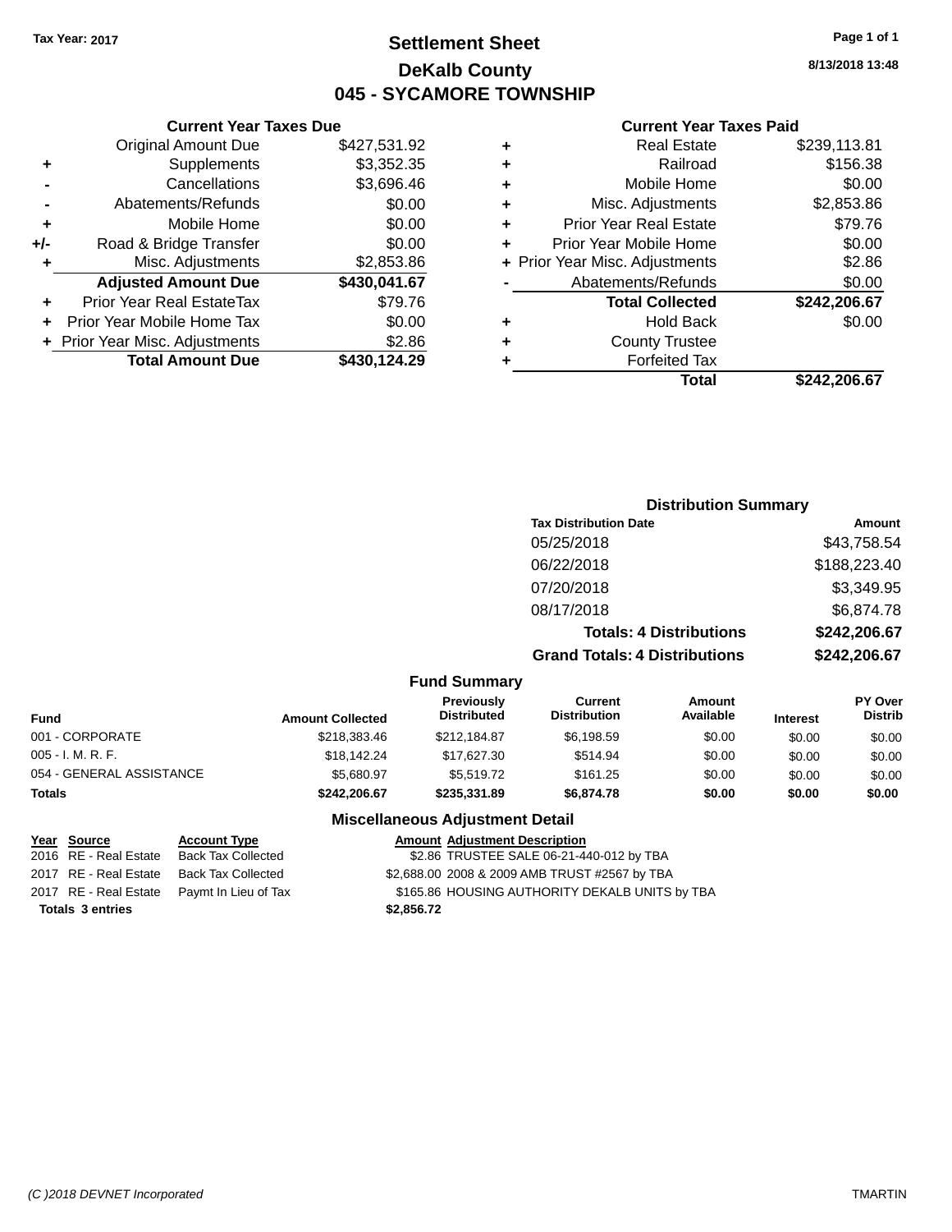**Tax Year: 2017**

# Settlement Sheet
## DeKalb County
## 045 - SYCAMORE TOWNSHIP

**Page 1 of 1**

**8/13/2018 13:48**

### Current Year Taxes Due

| | | |
|---|---|---|
| | Original Amount Due | $427,531.92 |
| + | Supplements | $3,352.35 |
| - | Cancellations | $3,696.46 |
| - | Abatements/Refunds | $0.00 |
| + | Mobile Home | $0.00 |
| +/- | Road & Bridge Transfer | $0.00 |
| + | Misc. Adjustments | $2,853.86 |
| | **Adjusted Amount Due** | **$430,041.67** |
| + | Prior Year Real EstateTax | $79.76 |
| + | Prior Year Mobile Home Tax | $0.00 |
| + | Prior Year Misc. Adjustments | $2.86 |
| | **Total Amount Due** | **$430,124.29** |

### Current Year Taxes Paid

| | | |
|---|---|---|
| + | Real Estate | $239,113.81 |
| + | Railroad | $156.38 |
| + | Mobile Home | $0.00 |
| + | Misc. Adjustments | $2,853.86 |
| + | Prior Year Real Estate | $79.76 |
| + | Prior Year Mobile Home | $0.00 |
| + | Prior Year Misc. Adjustments | $2.86 |
| - | Abatements/Refunds | $0.00 |
| | **Total Collected** | **$242,206.67** |
| + | Hold Back | $0.00 |
| + | County Trustee | |
| + | Forfeited Tax | |
| | **Total** | **$242,206.67** |

### Distribution Summary

| Tax Distribution Date | Amount |
|---|---|
| 05/25/2018 | $43,758.54 |
| 06/22/2018 | $188,223.40 |
| 07/20/2018 | $3,349.95 |
| 08/17/2018 | $6,874.78 |
| **Totals: 4 Distributions** | **$242,206.67** |
| **Grand Totals: 4 Distributions** | **$242,206.67** |

### Fund Summary

| Fund | Amount Collected | Previously Distributed | Current Distribution | Amount Available | Interest | PY Over Distrib |
|---|---|---|---|---|---|---|
| 001 - CORPORATE | $218,383.46 | $212,184.87 | $6,198.59 | $0.00 | $0.00 | $0.00 |
| 005 - I. M. R. F. | $18,142.24 | $17,627.30 | $514.94 | $0.00 | $0.00 | $0.00 |
| 054 - GENERAL ASSISTANCE | $5,680.97 | $5,519.72 | $161.25 | $0.00 | $0.00 | $0.00 |
| **Totals** | **$242,206.67** | **$235,331.89** | **$6,874.78** | **$0.00** | **$0.00** | **$0.00** |

### Miscellaneous Adjustment Detail

| Year | Source | Account Type | Amount | Adjustment Description |
|---|---|---|---|---|
| 2016 | RE - Real Estate | Back Tax Collected | $2.86 | TRUSTEE SALE 06-21-440-012 by TBA |
| 2017 | RE - Real Estate | Back Tax Collected | $2,688.00 | 2008 & 2009 AMB TRUST #2567 by TBA |
| 2017 | RE - Real Estate | Paymt In Lieu of Tax | $165.86 | HOUSING AUTHORITY DEKALB UNITS by TBA |
| **Totals 3 entries** | | | **$2,856.72** | |

(C )2018 DEVNET Incorporated TMARTIN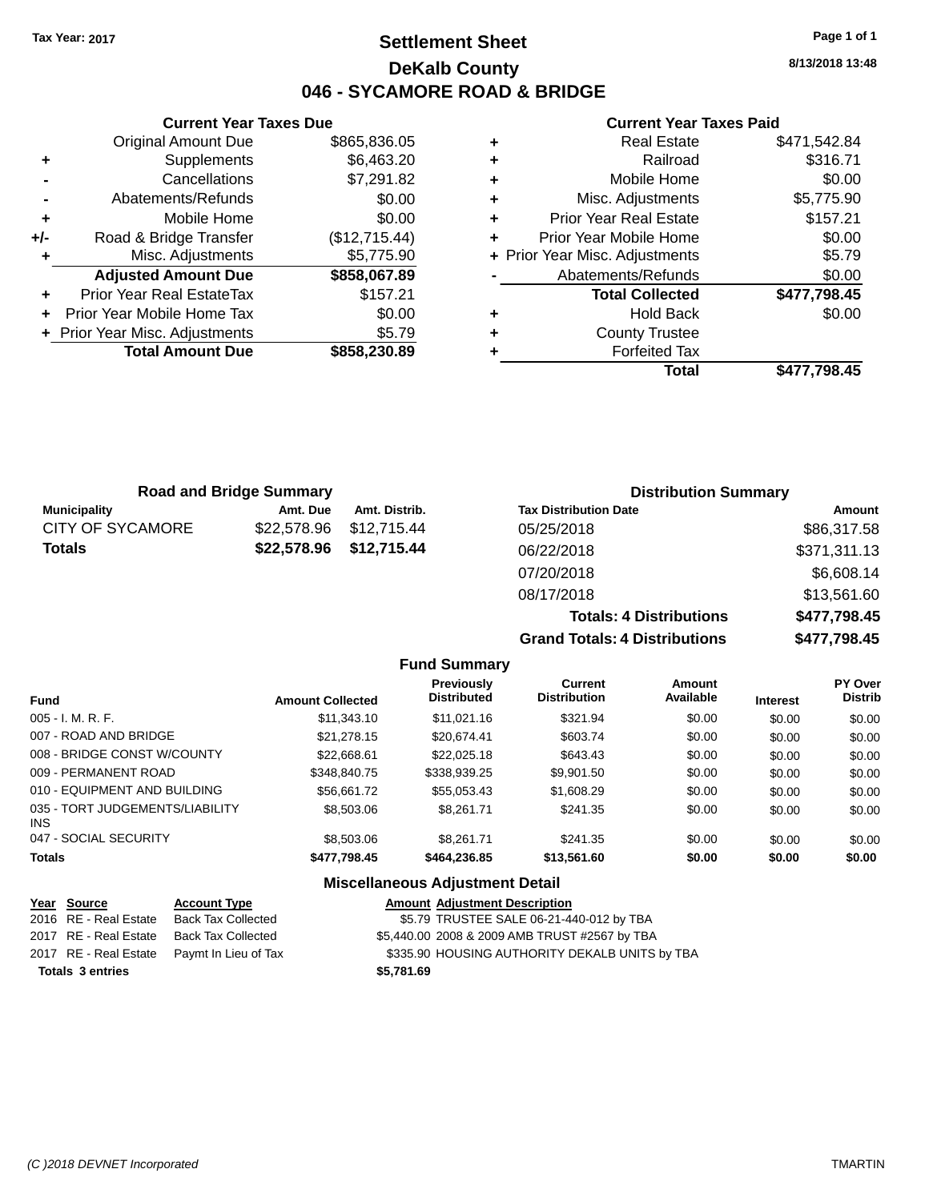**Tax Year: 2017**

# Settlement Sheet
## DeKalb County
## 046 - SYCAMORE ROAD & BRIDGE

8/13/2018 13:48

### Current Year Taxes Due

| | | |
|---|---|---|
| | Original Amount Due | $865,836.05 |
| + | Supplements | $6,463.20 |
| - | Cancellations | $7,291.82 |
| - | Abatements/Refunds | $0.00 |
| + | Mobile Home | $0.00 |
| +/- | Road & Bridge Transfer | ($12,715.44) |
| + | Misc. Adjustments | $5,775.90 |
| | **Adjusted Amount Due** | **$858,067.89** |
| + | Prior Year Real EstateTax | $157.21 |
| + | Prior Year Mobile Home Tax | $0.00 |
| + | Prior Year Misc. Adjustments | $5.79 |
| | **Total Amount Due** | **$858,230.89** |

### Current Year Taxes Paid

| | | |
|---|---|---|
| + | Real Estate | $471,542.84 |
| + | Railroad | $316.71 |
| + | Mobile Home | $0.00 |
| + | Misc. Adjustments | $5,775.90 |
| + | Prior Year Real Estate | $157.21 |
| + | Prior Year Mobile Home | $0.00 |
| + | Prior Year Misc. Adjustments | $5.79 |
| - | Abatements/Refunds | $0.00 |
| | **Total Collected** | **$477,798.45** |
| + | Hold Back | $0.00 |
| + | County Trustee | |
| + | Forfeited Tax | |
| | **Total** | **$477,798.45** |

### Road and Bridge Summary

| Municipality | Amt. Due | Amt. Distrib. |
|---|---|---|
| CITY OF SYCAMORE | $22,578.96 | $12,715.44 |
| **Totals** | **$22,578.96** | **$12,715.44** |

### Distribution Summary

| Tax Distribution Date | Amount |
|---|---|
| 05/25/2018 | $86,317.58 |
| 06/22/2018 | $371,311.13 |
| 07/20/2018 | $6,608.14 |
| 08/17/2018 | $13,561.60 |
| **Totals: 4 Distributions** | **$477,798.45** |
| **Grand Totals: 4 Distributions** | **$477,798.45** |

### Fund Summary

| Fund | Amount Collected | Previously Distributed | Current Distribution | Amount Available | Interest | PY Over Distrib |
|---|---|---|---|---|---|---|
| 005 - I. M. R. F. | $11,343.10 | $11,021.16 | $321.94 | $0.00 | $0.00 | $0.00 |
| 007 - ROAD AND BRIDGE | $21,278.15 | $20,674.41 | $603.74 | $0.00 | $0.00 | $0.00 |
| 008 - BRIDGE CONST W/COUNTY | $22,668.61 | $22,025.18 | $643.43 | $0.00 | $0.00 | $0.00 |
| 009 - PERMANENT ROAD | $348,840.75 | $338,939.25 | $9,901.50 | $0.00 | $0.00 | $0.00 |
| 010 - EQUIPMENT AND BUILDING | $56,661.72 | $55,053.43 | $1,608.29 | $0.00 | $0.00 | $0.00 |
| 035 - TORT JUDGEMENTS/LIABILITY INS | $8,503.06 | $8,261.71 | $241.35 | $0.00 | $0.00 | $0.00 |
| 047 - SOCIAL SECURITY | $8,503.06 | $8,261.71 | $241.35 | $0.00 | $0.00 | $0.00 |
| **Totals** | **$477,798.45** | **$464,236.85** | **$13,561.60** | **$0.00** | **$0.00** | **$0.00** |

### Miscellaneous Adjustment Detail

| Year | Source | Account Type | Amount | Adjustment Description |
|---|---|---|---|---|
| 2016 | RE - Real Estate | Back Tax Collected | $5.79 | TRUSTEE SALE 06-21-440-012 by TBA |
| 2017 | RE - Real Estate | Back Tax Collected | $5,440.00 | 2008 & 2009 AMB TRUST #2567 by TBA |
| 2017 | RE - Real Estate | Paymt In Lieu of Tax | $335.90 | HOUSING AUTHORITY DEKALB UNITS by TBA |
| **Totals 3 entries** | | | **$5,781.69** | |

(C )2018 DEVNET Incorporated TMARTIN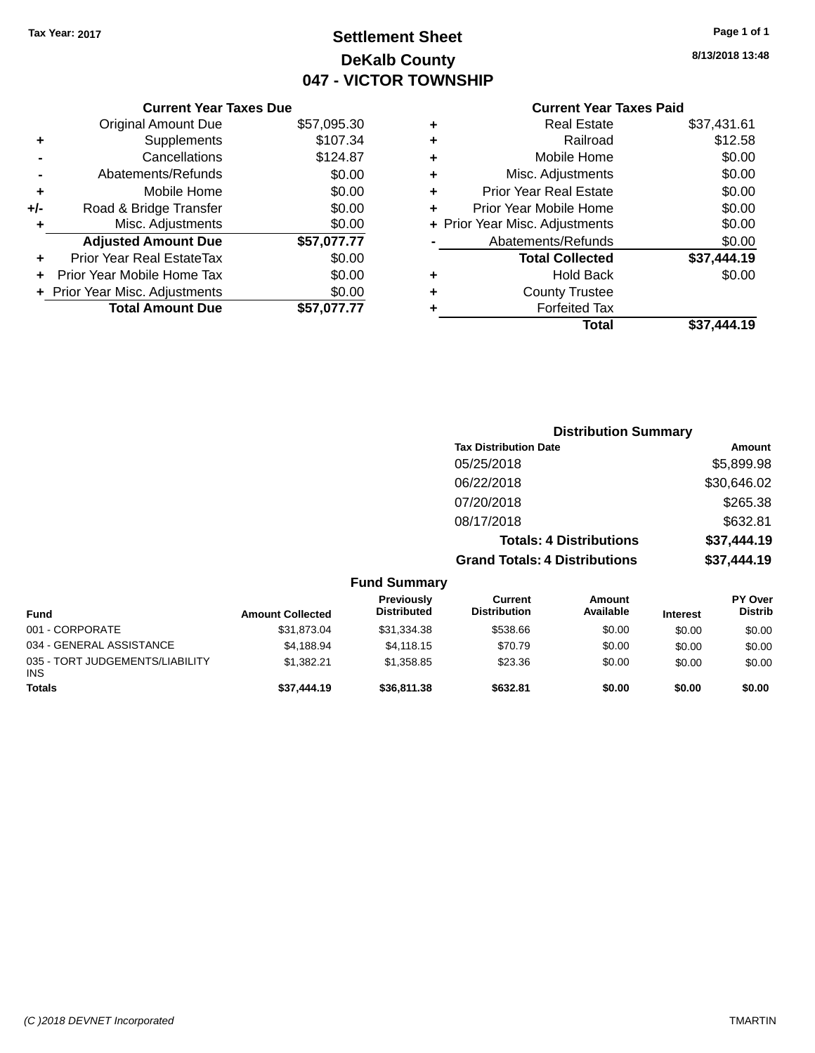Tax Year: 2017

# Settlement Sheet

## DeKalb County

## 047 - VICTOR TOWNSHIP

8/13/2018 13:48

### Current Year Taxes Due

| | | |
|---|---|---|
| | Original Amount Due | $57,095.30 |
| + | Supplements | $107.34 |
| - | Cancellations | $124.87 |
| - | Abatements/Refunds | $0.00 |
| + | Mobile Home | $0.00 |
| +/- | Road & Bridge Transfer | $0.00 |
| + | Misc. Adjustments | $0.00 |
| | **Adjusted Amount Due** | **$57,077.77** |
| + | Prior Year Real EstateTax | $0.00 |
| + | Prior Year Mobile Home Tax | $0.00 |
| + | Prior Year Misc. Adjustments | $0.00 |
| | **Total Amount Due** | **$57,077.77** |

### Current Year Taxes Paid

| | | |
|---|---|---|
| + | Real Estate | $37,431.61 |
| + | Railroad | $12.58 |
| + | Mobile Home | $0.00 |
| + | Misc. Adjustments | $0.00 |
| + | Prior Year Real Estate | $0.00 |
| + | Prior Year Mobile Home | $0.00 |
| + | Prior Year Misc. Adjustments | $0.00 |
| - | Abatements/Refunds | $0.00 |
| | **Total Collected** | **$37,444.19** |
| + | Hold Back | $0.00 |
| + | County Trustee | |
| + | Forfeited Tax | |
| | **Total** | **$37,444.19** |

### Distribution Summary

| Tax Distribution Date | Amount |
|---|---|
| 05/25/2018 | $5,899.98 |
| 06/22/2018 | $30,646.02 |
| 07/20/2018 | $265.38 |
| 08/17/2018 | $632.81 |
| **Totals: 4 Distributions** | **$37,444.19** |
| **Grand Totals: 4 Distributions** | **$37,444.19** |

### Fund Summary

| Fund | Amount Collected | Previously Distributed | Current Distribution | Amount Available | Interest | PY Over Distrib |
|---|---|---|---|---|---|---|
| 001 - CORPORATE | $31,873.04 | $31,334.38 | $538.66 | $0.00 | $0.00 | $0.00 |
| 034 - GENERAL ASSISTANCE | $4,188.94 | $4,118.15 | $70.79 | $0.00 | $0.00 | $0.00 |
| 035 - TORT JUDGEMENTS/LIABILITY INS | $1,382.21 | $1,358.85 | $23.36 | $0.00 | $0.00 | $0.00 |
| **Totals** | **$37,444.19** | **$36,811.38** | **$632.81** | **$0.00** | **$0.00** | **$0.00** |

(C )2018 DEVNET Incorporated TMARTIN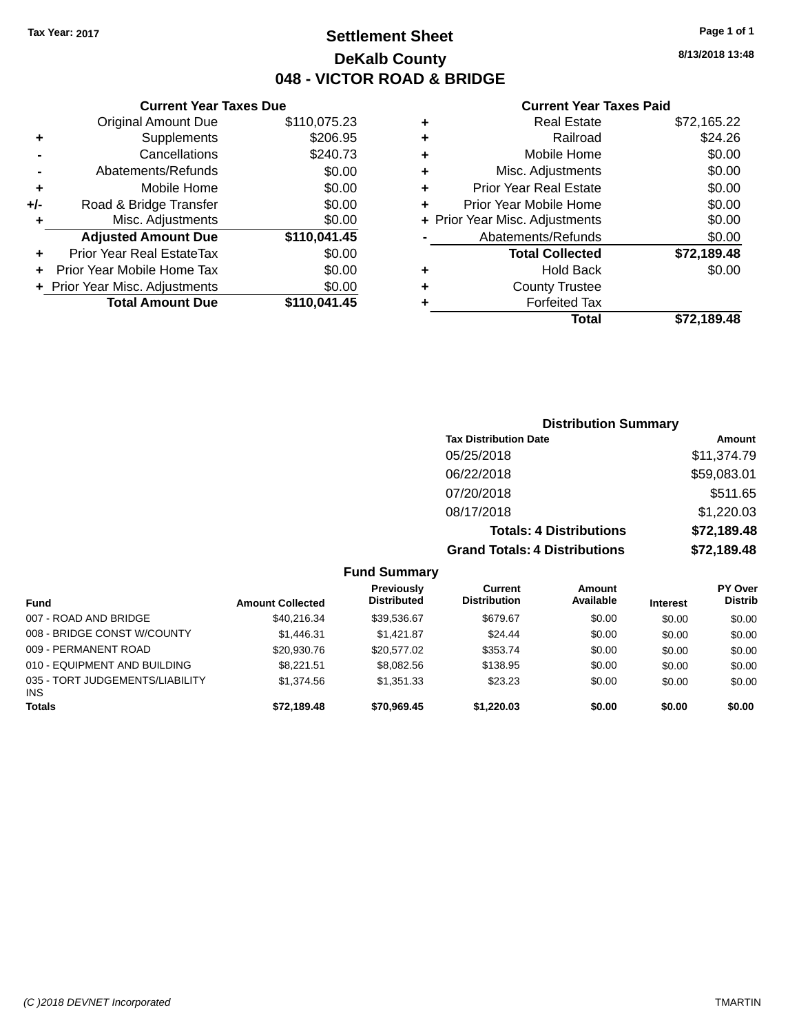Tax Year: 2017

# Settlement Sheet

## DeKalb County

## 048 - VICTOR ROAD & BRIDGE

8/13/2018 13:48

### Current Year Taxes Due

| | | |
|---|---|---|
| | Original Amount Due | $110,075.23 |
| + | Supplements | $206.95 |
| - | Cancellations | $240.73 |
| - | Abatements/Refunds | $0.00 |
| + | Mobile Home | $0.00 |
| +/- | Road & Bridge Transfer | $0.00 |
| + | Misc. Adjustments | $0.00 |
| | **Adjusted Amount Due** | **$110,041.45** |
| + | Prior Year Real EstateTax | $0.00 |
| + | Prior Year Mobile Home Tax | $0.00 |
| + | Prior Year Misc. Adjustments | $0.00 |
| | **Total Amount Due** | **$110,041.45** |

### Current Year Taxes Paid

| | | |
|---|---|---|
| + | Real Estate | $72,165.22 |
| + | Railroad | $24.26 |
| + | Mobile Home | $0.00 |
| + | Misc. Adjustments | $0.00 |
| + | Prior Year Real Estate | $0.00 |
| + | Prior Year Mobile Home | $0.00 |
| + | Prior Year Misc. Adjustments | $0.00 |
| - | Abatements/Refunds | $0.00 |
| | **Total Collected** | **$72,189.48** |
| + | Hold Back | $0.00 |
| + | County Trustee | |
| + | Forfeited Tax | |
| | **Total** | **$72,189.48** |

### Distribution Summary

| Tax Distribution Date | Amount |
|---|---|
| 05/25/2018 | $11,374.79 |
| 06/22/2018 | $59,083.01 |
| 07/20/2018 | $511.65 |
| 08/17/2018 | $1,220.03 |
| **Totals: 4 Distributions** | **$72,189.48** |
| **Grand Totals: 4 Distributions** | **$72,189.48** |

### Fund Summary

| Fund | Amount Collected | Previously Distributed | Current Distribution | Amount Available | Interest | PY Over Distrib |
|---|---|---|---|---|---|---|
| 007 - ROAD AND BRIDGE | $40,216.34 | $39,536.67 | $679.67 | $0.00 | $0.00 | $0.00 |
| 008 - BRIDGE CONST W/COUNTY | $1,446.31 | $1,421.87 | $24.44 | $0.00 | $0.00 | $0.00 |
| 009 - PERMANENT ROAD | $20,930.76 | $20,577.02 | $353.74 | $0.00 | $0.00 | $0.00 |
| 010 - EQUIPMENT AND BUILDING | $8,221.51 | $8,082.56 | $138.95 | $0.00 | $0.00 | $0.00 |
| 035 - TORT JUDGEMENTS/LIABILITY INS | $1,374.56 | $1,351.33 | $23.23 | $0.00 | $0.00 | $0.00 |
| **Totals** | **$72,189.48** | **$70,969.45** | **$1,220.03** | **$0.00** | **$0.00** | **$0.00** |

(C )2018 DEVNET Incorporated TMARTIN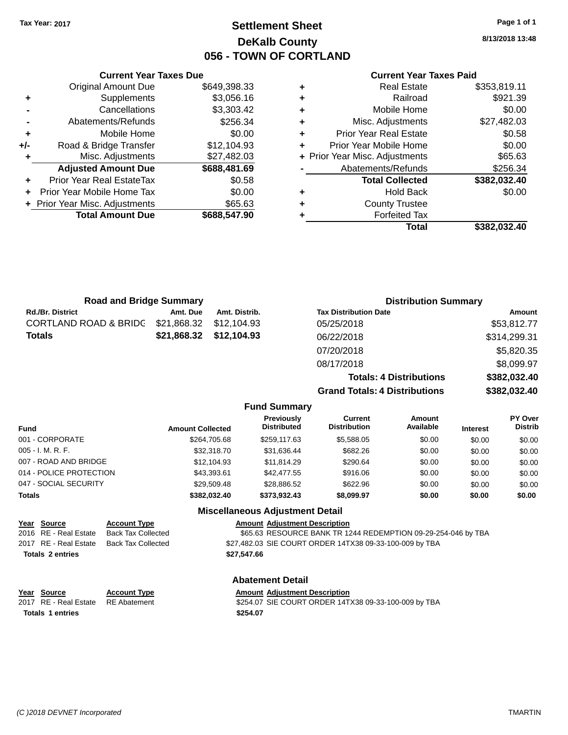Tax Year: 2017

# Settlement Sheet
## DeKalb County
## 056 - TOWN OF CORTLAND

8/13/2018 13:48

### Current Year Taxes Due

| | | |
|---|---|---|
| | Original Amount Due | $649,398.33 |
| + | Supplements | $3,056.16 |
| - | Cancellations | $3,303.42 |
| - | Abatements/Refunds | $256.34 |
| + | Mobile Home | $0.00 |
| +/- | Road & Bridge Transfer | $12,104.93 |
| + | Misc. Adjustments | $27,482.03 |
| | **Adjusted Amount Due** | **$688,481.69** |
| + | Prior Year Real EstateTax | $0.58 |
| + | Prior Year Mobile Home Tax | $0.00 |
| + | Prior Year Misc. Adjustments | $65.63 |
| | **Total Amount Due** | **$688,547.90** |

### Current Year Taxes Paid

| | | |
|---|---|---|
| + | Real Estate | $353,819.11 |
| + | Railroad | $921.39 |
| + | Mobile Home | $0.00 |
| + | Misc. Adjustments | $27,482.03 |
| + | Prior Year Real Estate | $0.58 |
| + | Prior Year Mobile Home | $0.00 |
| + | Prior Year Misc. Adjustments | $65.63 |
| - | Abatements/Refunds | $256.34 |
| | **Total Collected** | **$382,032.40** |
| + | Hold Back | $0.00 |
| + | County Trustee | |
| + | Forfeited Tax | |
| | **Total** | **$382,032.40** |

### Road and Bridge Summary

| Rd./Br. District | Amt. Due | Amt. Distrib. |
|---|---|---|
| CORTLAND ROAD & BRIDG | $21,868.32 | $12,104.93 |
| **Totals** | **$21,868.32** | **$12,104.93** |

### Distribution Summary

| Tax Distribution Date | Amount |
|---|---|
| 05/25/2018 | $53,812.77 |
| 06/22/2018 | $314,299.31 |
| 07/20/2018 | $5,820.35 |
| 08/17/2018 | $8,099.97 |
| **Totals: 4 Distributions** | **$382,032.40** |
| **Grand Totals: 4 Distributions** | **$382,032.40** |

### Fund Summary

| Fund | Amount Collected | Previously Distributed | Current Distribution | Amount Available | Interest | PY Over Distrib |
|---|---|---|---|---|---|---|
| 001 - CORPORATE | $264,705.68 | $259,117.63 | $5,588.05 | $0.00 | $0.00 | $0.00 |
| 005 - I. M. R. F. | $32,318.70 | $31,636.44 | $682.26 | $0.00 | $0.00 | $0.00 |
| 007 - ROAD AND BRIDGE | $12,104.93 | $11,814.29 | $290.64 | $0.00 | $0.00 | $0.00 |
| 014 - POLICE PROTECTION | $43,393.61 | $42,477.55 | $916.06 | $0.00 | $0.00 | $0.00 |
| 047 - SOCIAL SECURITY | $29,509.48 | $28,886.52 | $622.96 | $0.00 | $0.00 | $0.00 |
| **Totals** | **$382,032.40** | **$373,932.43** | **$8,099.97** | **$0.00** | **$0.00** | **$0.00** |

### Miscellaneous Adjustment Detail

| Year | Source | Account Type | Amount | Adjustment Description |
|---|---|---|---|---|
| 2016 | RE - Real Estate | Back Tax Collected | $65.63 | RESOURCE BANK TR 1244 REDEMPTION 09-29-254-046 by TBA |
| 2017 | RE - Real Estate | Back Tax Collected | $27,482.03 | SIE COURT ORDER 14TX38 09-33-100-009 by TBA |
| **Totals 2 entries** | | | **$27,547.66** | |

### Abatement Detail

| Year | Source | Account Type | Amount | Adjustment Description |
|---|---|---|---|---|
| 2017 | RE - Real Estate | RE Abatement | $254.07 | SIE COURT ORDER 14TX38 09-33-100-009 by TBA |
| **Totals 1 entries** | | | **$254.07** | |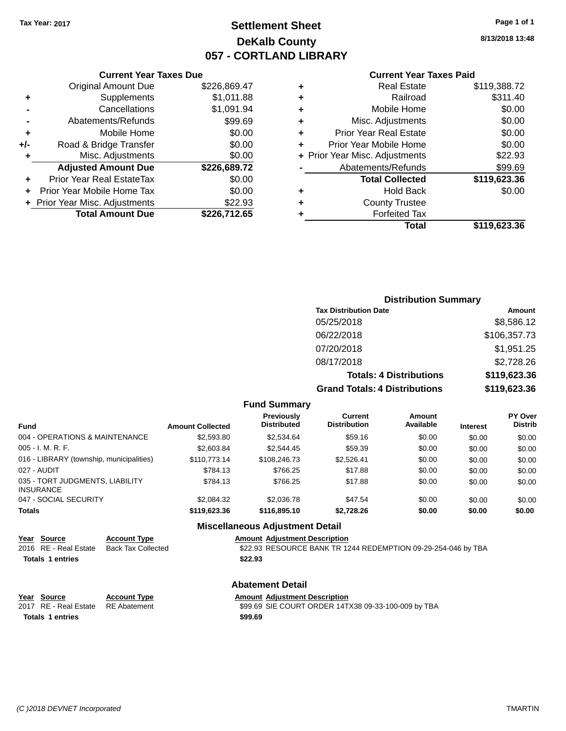Tax Year: 2017

# Settlement Sheet
## DeKalb County
## 057 - CORTLAND LIBRARY

8/13/2018 13:48

### Current Year Taxes Due

| | | |
|---|---|---|
| | Original Amount Due | $226,869.47 |
| + | Supplements | $1,011.88 |
| - | Cancellations | $1,091.94 |
| - | Abatements/Refunds | $99.69 |
| + | Mobile Home | $0.00 |
| +/- | Road & Bridge Transfer | $0.00 |
| + | Misc. Adjustments | $0.00 |
| | **Adjusted Amount Due** | **$226,689.72** |
| + | Prior Year Real EstateTax | $0.00 |
| + | Prior Year Mobile Home Tax | $0.00 |
| + | Prior Year Misc. Adjustments | $22.93 |
| | **Total Amount Due** | **$226,712.65** |

### Current Year Taxes Paid

| | | |
|---|---|---|
| + | Real Estate | $119,388.72 |
| + | Railroad | $311.40 |
| + | Mobile Home | $0.00 |
| + | Misc. Adjustments | $0.00 |
| + | Prior Year Real Estate | $0.00 |
| + | Prior Year Mobile Home | $0.00 |
| + | Prior Year Misc. Adjustments | $22.93 |
| - | Abatements/Refunds | $99.69 |
| | **Total Collected** | **$119,623.36** |
| + | Hold Back | $0.00 |
| + | County Trustee | |
| + | Forfeited Tax | |
| | **Total** | **$119,623.36** |

### Distribution Summary

| Tax Distribution Date | Amount |
|---|---|
| 05/25/2018 | $8,586.12 |
| 06/22/2018 | $106,357.73 |
| 07/20/2018 | $1,951.25 |
| 08/17/2018 | $2,728.26 |
| **Totals: 4 Distributions** | **$119,623.36** |
| **Grand Totals: 4 Distributions** | **$119,623.36** |

### Fund Summary

| Fund | Amount Collected | Previously Distributed | Current Distribution | Amount Available | Interest | PY Over Distrib |
|---|---|---|---|---|---|---|
| 004 - OPERATIONS & MAINTENANCE | $2,593.80 | $2,534.64 | $59.16 | $0.00 | $0.00 | $0.00 |
| 005 - I. M. R. F. | $2,603.84 | $2,544.45 | $59.39 | $0.00 | $0.00 | $0.00 |
| 016 - LIBRARY (township, municipalities) | $110,773.14 | $108,246.73 | $2,526.41 | $0.00 | $0.00 | $0.00 |
| 027 - AUDIT | $784.13 | $766.25 | $17.88 | $0.00 | $0.00 | $0.00 |
| 035 - TORT JUDGMENTS, LIABILITY INSURANCE | $784.13 | $766.25 | $17.88 | $0.00 | $0.00 | $0.00 |
| 047 - SOCIAL SECURITY | $2,084.32 | $2,036.78 | $47.54 | $0.00 | $0.00 | $0.00 |
| **Totals** | **$119,623.36** | **$116,895.10** | **$2,728.26** | **$0.00** | **$0.00** | **$0.00** |

### Miscellaneous Adjustment Detail

| Year | Source | Account Type | Amount | Adjustment Description |
|---|---|---|---|---|
| 2016 | RE - Real Estate | Back Tax Collected | $22.93 | RESOURCE BANK TR 1244 REDEMPTION 09-29-254-046 by TBA |
| **Totals** | **1 entries** | | **$22.93** | |

### Abatement Detail

| Year | Source | Account Type | Amount | Adjustment Description |
|---|---|---|---|---|
| 2017 | RE - Real Estate | RE Abatement | $99.69 | SIE COURT ORDER 14TX38 09-33-100-009 by TBA |
| **Totals** | **1 entries** | | **$99.69** | |

(C )2018 DEVNET Incorporated TMARTIN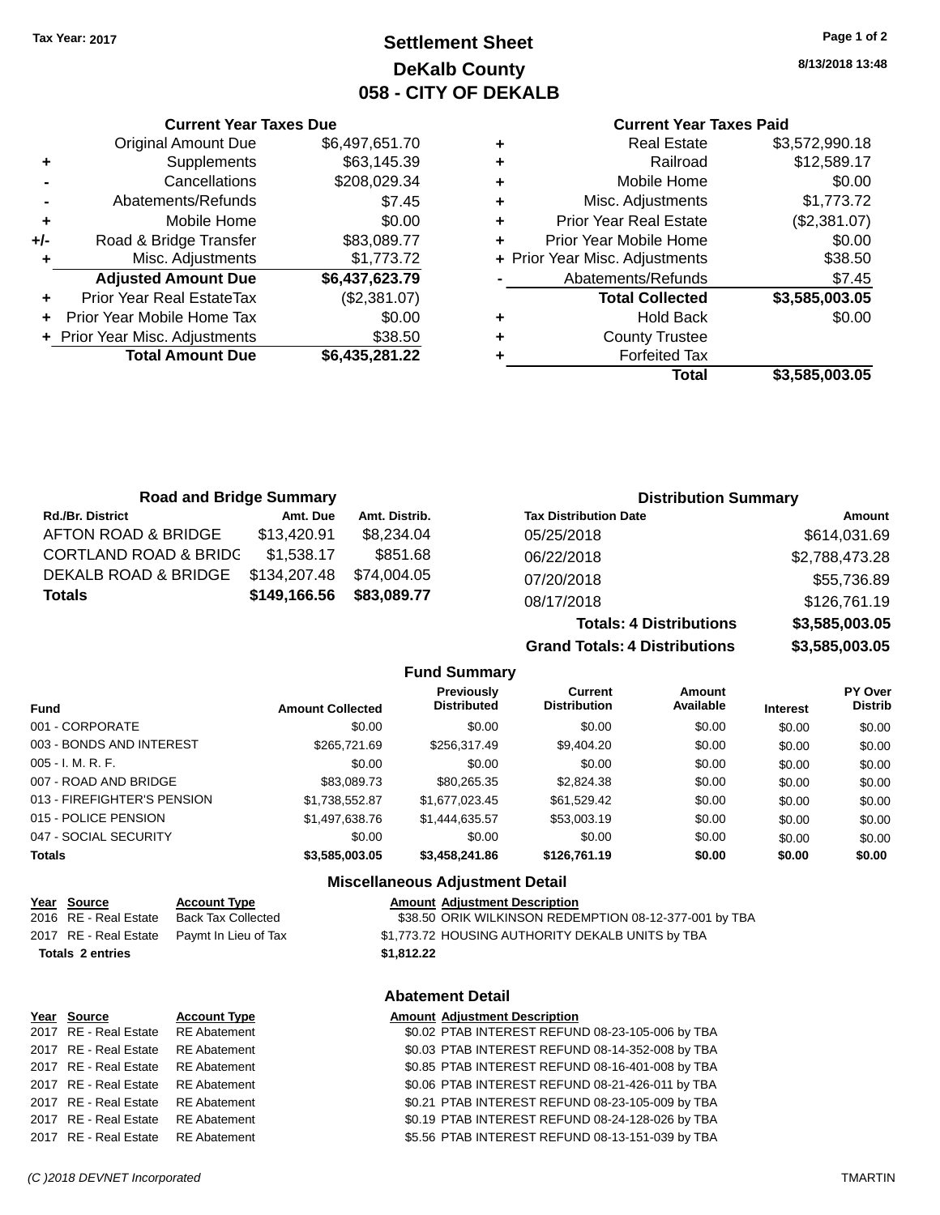**Tax Year: 2017**

# Settlement Sheet
## DeKalb County
## 058 - CITY OF DEKALB

8/13/2018 13:48

### Current Year Taxes Due

| | | |
|---|---|---|
| | Original Amount Due | $6,497,651.70 |
| + | Supplements | $63,145.39 |
| - | Cancellations | $208,029.34 |
| - | Abatements/Refunds | $7.45 |
| + | Mobile Home | $0.00 |
| +/- | Road & Bridge Transfer | $83,089.77 |
| + | Misc. Adjustments | $1,773.72 |
| | **Adjusted Amount Due** | **$6,437,623.79** |
| + | Prior Year Real EstateTax | ($2,381.07) |
| + | Prior Year Mobile Home Tax | $0.00 |
| + | Prior Year Misc. Adjustments | $38.50 |
| | **Total Amount Due** | **$6,435,281.22** |

### Current Year Taxes Paid

| | | |
|---|---|---|
| + | Real Estate | $3,572,990.18 |
| + | Railroad | $12,589.17 |
| + | Mobile Home | $0.00 |
| + | Misc. Adjustments | $1,773.72 |
| + | Prior Year Real Estate | ($2,381.07) |
| + | Prior Year Mobile Home | $0.00 |
| + | Prior Year Misc. Adjustments | $38.50 |
| - | Abatements/Refunds | $7.45 |
| | **Total Collected** | **$3,585,003.05** |
| + | Hold Back | $0.00 |
| + | County Trustee | |
| + | Forfeited Tax | |
| | **Total** | **$3,585,003.05** |

### Road and Bridge Summary

| Rd./Br. District | Amt. Due | Amt. Distrib. |
|---|---|---|
| AFTON ROAD & BRIDGE | $13,420.91 | $8,234.04 |
| CORTLAND ROAD & BRIDG | $1,538.17 | $851.68 |
| DEKALB ROAD & BRIDGE | $134,207.48 | $74,004.05 |
| **Totals** | **$149,166.56** | **$83,089.77** |

### Distribution Summary

| Tax Distribution Date | Amount |
|---|---|
| 05/25/2018 | $614,031.69 |
| 06/22/2018 | $2,788,473.28 |
| 07/20/2018 | $55,736.89 |
| 08/17/2018 | $126,761.19 |
| **Totals: 4 Distributions** | **$3,585,003.05** |
| **Grand Totals: 4 Distributions** | **$3,585,003.05** |

### Fund Summary

| Fund | Amount Collected | Previously Distributed | Current Distribution | Amount Available | Interest | PY Over Distrib |
|---|---|---|---|---|---|---|
| 001 - CORPORATE | $0.00 | $0.00 | $0.00 | $0.00 | $0.00 | $0.00 |
| 003 - BONDS AND INTEREST | $265,721.69 | $256,317.49 | $9,404.20 | $0.00 | $0.00 | $0.00 |
| 005 - I. M. R. F. | $0.00 | $0.00 | $0.00 | $0.00 | $0.00 | $0.00 |
| 007 - ROAD AND BRIDGE | $83,089.73 | $80,265.35 | $2,824.38 | $0.00 | $0.00 | $0.00 |
| 013 - FIREFIGHTER'S PENSION | $1,738,552.87 | $1,677,023.45 | $61,529.42 | $0.00 | $0.00 | $0.00 |
| 015 - POLICE PENSION | $1,497,638.76 | $1,444,635.57 | $53,003.19 | $0.00 | $0.00 | $0.00 |
| 047 - SOCIAL SECURITY | $0.00 | $0.00 | $0.00 | $0.00 | $0.00 | $0.00 |
| **Totals** | **$3,585,003.05** | **$3,458,241.86** | **$126,761.19** | **$0.00** | **$0.00** | **$0.00** |

### Miscellaneous Adjustment Detail

| Year | Source | Account Type | Amount | Adjustment Description |
|---|---|---|---|---|
| 2016 | RE - Real Estate | Back Tax Collected | $38.50 | ORIK WILKINSON REDEMPTION 08-12-377-001 by TBA |
| 2017 | RE - Real Estate | Paymt In Lieu of Tax | $1,773.72 | HOUSING AUTHORITY DEKALB UNITS by TBA |
| **Totals 2 entries** | | | **$1,812.22** | |

### Abatement Detail

| Year | Source | Account Type | Amount | Adjustment Description |
|---|---|---|---|---|
| 2017 | RE - Real Estate | RE Abatement | $0.02 | PTAB INTEREST REFUND 08-23-105-006 by TBA |
| 2017 | RE - Real Estate | RE Abatement | $0.03 | PTAB INTEREST REFUND 08-14-352-008 by TBA |
| 2017 | RE - Real Estate | RE Abatement | $0.85 | PTAB INTEREST REFUND 08-16-401-008 by TBA |
| 2017 | RE - Real Estate | RE Abatement | $0.06 | PTAB INTEREST REFUND 08-21-426-011 by TBA |
| 2017 | RE - Real Estate | RE Abatement | $0.21 | PTAB INTEREST REFUND 08-23-105-009 by TBA |
| 2017 | RE - Real Estate | RE Abatement | $0.19 | PTAB INTEREST REFUND 08-24-128-026 by TBA |
| 2017 | RE - Real Estate | RE Abatement | $5.56 | PTAB INTEREST REFUND 08-13-151-039 by TBA |

*(C )2018 DEVNET Incorporated* TMARTIN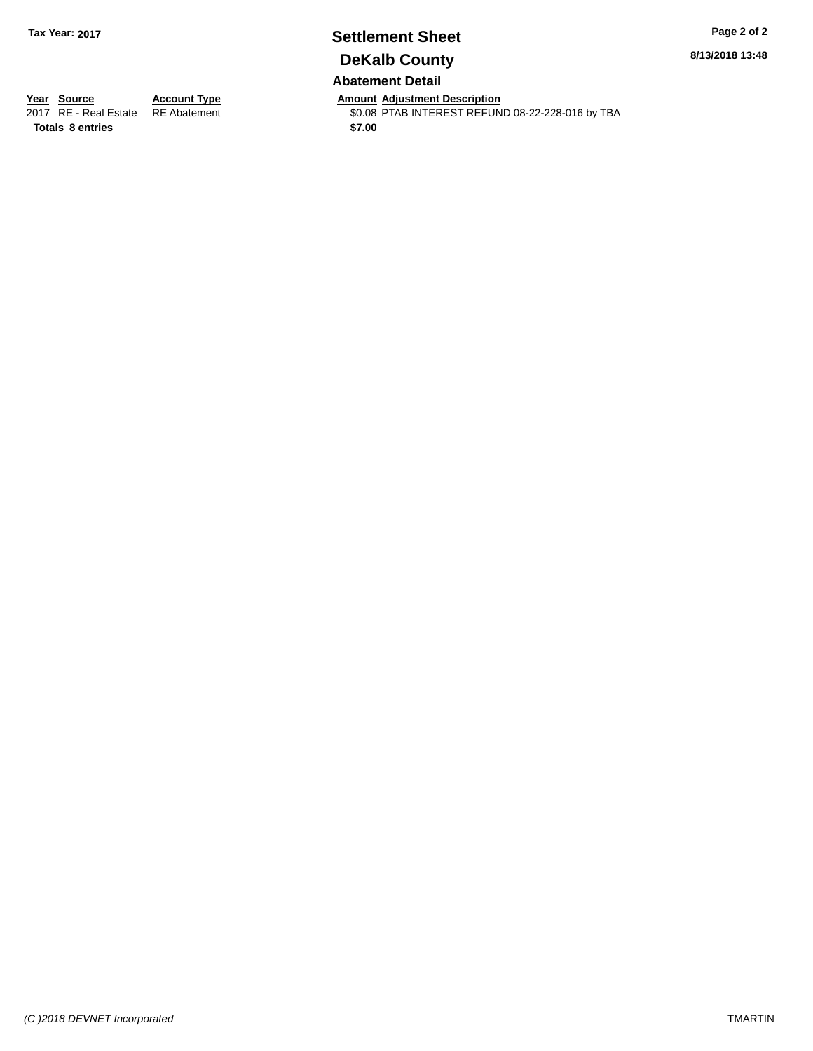# Settlement Sheet

## DeKalb County

### Abatement Detail

| Year | Source | Account Type | Amount | Adjustment Description |
|---|---|---|---|---|
| 2017 | RE - Real Estate | RE Abatement | $0.08 | PTAB INTEREST REFUND 08-22-228-016 by TBA |
| **Totals** | **8 entries** | | **$7.00** | |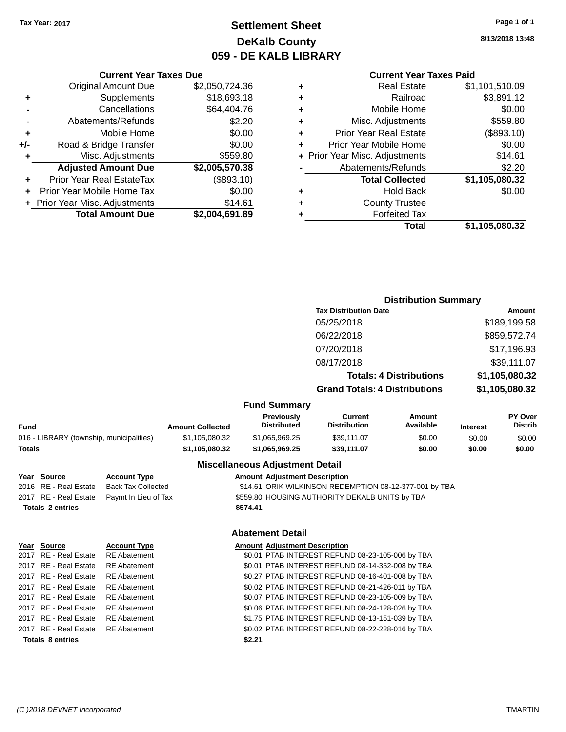**Tax Year: 2017**

# Settlement Sheet
## DeKalb County
## 059 - DE KALB LIBRARY

8/13/2018 13:48

### Current Year Taxes Due

| | | |
|---|---|---|
| | Original Amount Due | $2,050,724.36 |
| + | Supplements | $18,693.18 |
| - | Cancellations | $64,404.76 |
| - | Abatements/Refunds | $2.20 |
| + | Mobile Home | $0.00 |
| +/- | Road & Bridge Transfer | $0.00 |
| + | Misc. Adjustments | $559.80 |
| | **Adjusted Amount Due** | **$2,005,570.38** |
| + | Prior Year Real EstateTax | ($893.10) |
| + | Prior Year Mobile Home Tax | $0.00 |
| + | Prior Year Misc. Adjustments | $14.61 |
| | **Total Amount Due** | **$2,004,691.89** |

### Current Year Taxes Paid

| | | |
|---|---|---|
| + | Real Estate | $1,101,510.09 |
| + | Railroad | $3,891.12 |
| + | Mobile Home | $0.00 |
| + | Misc. Adjustments | $559.80 |
| + | Prior Year Real Estate | ($893.10) |
| + | Prior Year Mobile Home | $0.00 |
| + | Prior Year Misc. Adjustments | $14.61 |
| - | Abatements/Refunds | $2.20 |
| | **Total Collected** | **$1,105,080.32** |
| + | Hold Back | $0.00 |
| + | County Trustee | |
| + | Forfeited Tax | |
| | **Total** | **$1,105,080.32** |

### Distribution Summary

| Tax Distribution Date | Amount |
|---|---|
| 05/25/2018 | $189,199.58 |
| 06/22/2018 | $859,572.74 |
| 07/20/2018 | $17,196.93 |
| 08/17/2018 | $39,111.07 |
| **Totals: 4 Distributions** | **$1,105,080.32** |
| **Grand Totals: 4 Distributions** | **$1,105,080.32** |

### Fund Summary

| Fund | Amount Collected | Previously Distributed | Current Distribution | Amount Available | Interest | PY Over Distrib |
|---|---|---|---|---|---|---|
| 016 - LIBRARY (township, municipalities) | $1,105,080.32 | $1,065,969.25 | $39,111.07 | $0.00 | $0.00 | $0.00 |
| **Totals** | **$1,105,080.32** | **$1,065,969.25** | **$39,111.07** | **$0.00** | **$0.00** | **$0.00** |

### Miscellaneous Adjustment Detail

| Year | Source | Account Type | Amount | Adjustment Description |
|---|---|---|---|---|
| 2016 | RE - Real Estate | Back Tax Collected | $14.61 | ORIK WILKINSON REDEMPTION 08-12-377-001 by TBA |
| 2017 | RE - Real Estate | Paymt In Lieu of Tax | $559.80 | HOUSING AUTHORITY DEKALB UNITS by TBA |
| **Totals 2 entries** | | | **$574.41** | |

### Abatement Detail

| Year | Source | Account Type | Amount | Adjustment Description |
|---|---|---|---|---|
| 2017 | RE - Real Estate | RE Abatement | $0.01 | PTAB INTEREST REFUND 08-23-105-006 by TBA |
| 2017 | RE - Real Estate | RE Abatement | $0.01 | PTAB INTEREST REFUND 08-14-352-008 by TBA |
| 2017 | RE - Real Estate | RE Abatement | $0.27 | PTAB INTEREST REFUND 08-16-401-008 by TBA |
| 2017 | RE - Real Estate | RE Abatement | $0.02 | PTAB INTEREST REFUND 08-21-426-011 by TBA |
| 2017 | RE - Real Estate | RE Abatement | $0.07 | PTAB INTEREST REFUND 08-23-105-009 by TBA |
| 2017 | RE - Real Estate | RE Abatement | $0.06 | PTAB INTEREST REFUND 08-24-128-026 by TBA |
| 2017 | RE - Real Estate | RE Abatement | $1.75 | PTAB INTEREST REFUND 08-13-151-039 by TBA |
| 2017 | RE - Real Estate | RE Abatement | $0.02 | PTAB INTEREST REFUND 08-22-228-016 by TBA |
| **Totals 8 entries** | | | **$2.21** | |

(C )2018 DEVNET Incorporated — TMARTIN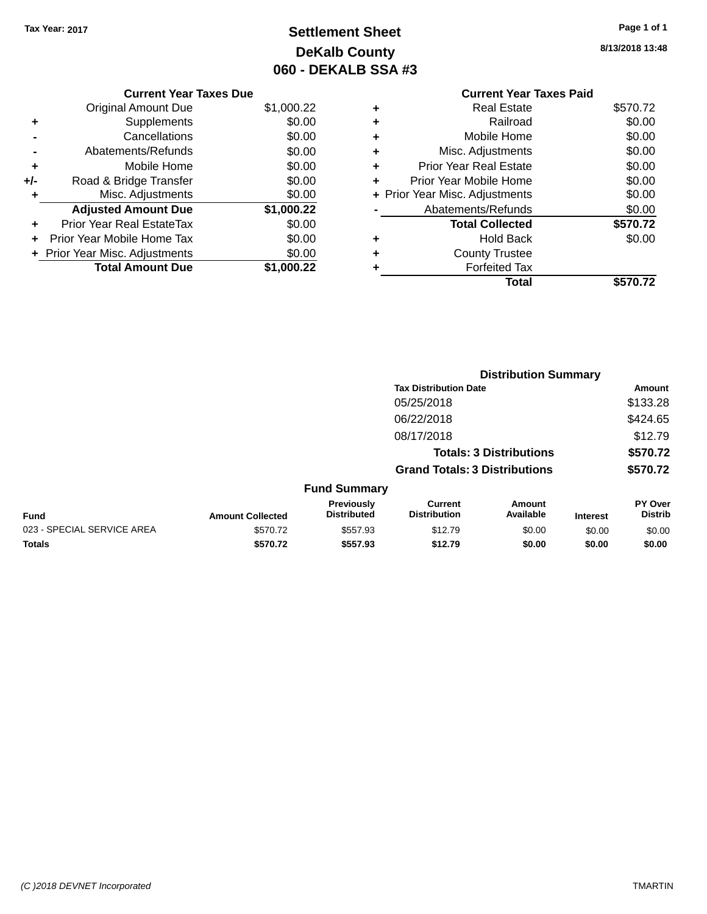Tax Year: 2017

# Settlement Sheet

## DeKalb County

## 060 - DEKALB SSA #3

8/13/2018 13:48

| | Current Year Taxes Due | |
|---|---|---|
| | Original Amount Due | $1,000.22 |
| + | Supplements | $0.00 |
| - | Cancellations | $0.00 |
| - | Abatements/Refunds | $0.00 |
| + | Mobile Home | $0.00 |
| +/- | Road & Bridge Transfer | $0.00 |
| + | Misc. Adjustments | $0.00 |
| | **Adjusted Amount Due** | **$1,000.22** |
| + | Prior Year Real EstateTax | $0.00 |
| + | Prior Year Mobile Home Tax | $0.00 |
| + | Prior Year Misc. Adjustments | $0.00 |
| | **Total Amount Due** | **$1,000.22** |

| | Current Year Taxes Paid | |
|---|---|---|
| + | Real Estate | $570.72 |
| + | Railroad | $0.00 |
| + | Mobile Home | $0.00 |
| + | Misc. Adjustments | $0.00 |
| + | Prior Year Real Estate | $0.00 |
| + | Prior Year Mobile Home | $0.00 |
| + | Prior Year Misc. Adjustments | $0.00 |
| - | Abatements/Refunds | $0.00 |
| | **Total Collected** | **$570.72** |
| + | Hold Back | $0.00 |
| + | County Trustee | |
| + | Forfeited Tax | |
| | **Total** | **$570.72** |

### Distribution Summary

| Tax Distribution Date | Amount |
|---|---|
| 05/25/2018 | $133.28 |
| 06/22/2018 | $424.65 |
| 08/17/2018 | $12.79 |
| **Totals: 3 Distributions** | **$570.72** |
| **Grand Totals: 3 Distributions** | **$570.72** |

### Fund Summary

| Fund | Amount Collected | Previously Distributed | Current Distribution | Amount Available | Interest | PY Over Distrib |
|---|---|---|---|---|---|---|
| 023 - SPECIAL SERVICE AREA | $570.72 | $557.93 | $12.79 | $0.00 | $0.00 | $0.00 |
| **Totals** | **$570.72** | **$557.93** | **$12.79** | **$0.00** | **$0.00** | **$0.00** |

(C )2018 DEVNET Incorporated

TMARTIN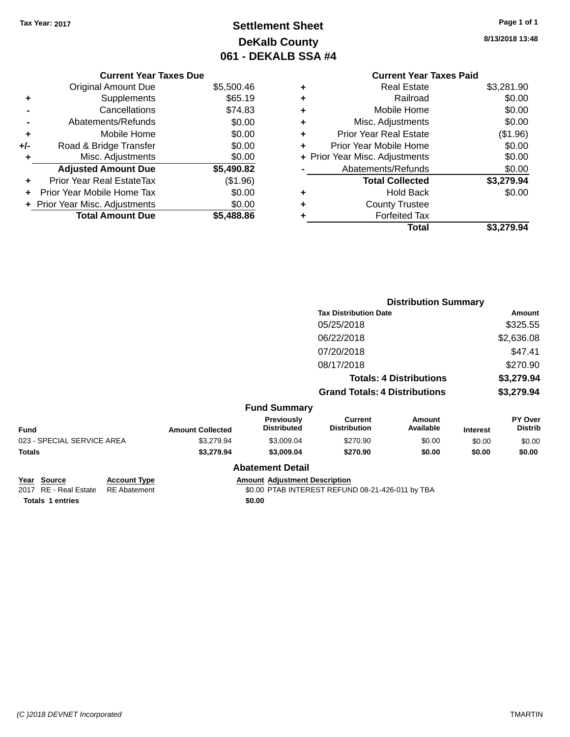Tax Year: 2017

# Settlement Sheet
## DeKalb County
## 061 - DEKALB SSA #4

8/13/2018 13:48

| | Current Year Taxes Due | |
|---|---|---|
| | Original Amount Due | $5,500.46 |
| + | Supplements | $65.19 |
| - | Cancellations | $74.83 |
| - | Abatements/Refunds | $0.00 |
| + | Mobile Home | $0.00 |
| +/- | Road & Bridge Transfer | $0.00 |
| + | Misc. Adjustments | $0.00 |
| | **Adjusted Amount Due** | **$5,490.82** |
| + | Prior Year Real EstateTax | ($1.96) |
| + | Prior Year Mobile Home Tax | $0.00 |
| + | Prior Year Misc. Adjustments | $0.00 |
| | **Total Amount Due** | **$5,488.86** |

| | Current Year Taxes Paid | |
|---|---|---|
| + | Real Estate | $3,281.90 |
| + | Railroad | $0.00 |
| + | Mobile Home | $0.00 |
| + | Misc. Adjustments | $0.00 |
| + | Prior Year Real Estate | ($1.96) |
| + | Prior Year Mobile Home | $0.00 |
| + | Prior Year Misc. Adjustments | $0.00 |
| - | Abatements/Refunds | $0.00 |
| | **Total Collected** | **$3,279.94** |
| + | Hold Back | $0.00 |
| + | County Trustee | |
| + | Forfeited Tax | |
| | **Total** | **$3,279.94** |

### Distribution Summary

| Tax Distribution Date | Amount |
|---|---|
| 05/25/2018 | $325.55 |
| 06/22/2018 | $2,636.08 |
| 07/20/2018 | $47.41 |
| 08/17/2018 | $270.90 |
| **Totals: 4 Distributions** | **$3,279.94** |
| **Grand Totals: 4 Distributions** | **$3,279.94** |

### Fund Summary

| Fund | Amount Collected | Previously Distributed | Current Distribution | Amount Available | Interest | PY Over Distrib |
|---|---|---|---|---|---|---|
| 023 - SPECIAL SERVICE AREA | $3,279.94 | $3,009.04 | $270.90 | $0.00 | $0.00 | $0.00 |
| **Totals** | **$3,279.94** | **$3,009.04** | **$270.90** | **$0.00** | **$0.00** | **$0.00** |

### Abatement Detail

| Year | Source | Account Type | Amount | Adjustment Description |
|---|---|---|---|---|
| 2017 | RE - Real Estate | RE Abatement | $0.00 | PTAB INTEREST REFUND 08-21-426-011 by TBA |
| **Totals 1 entries** | | | **$0.00** | |

(C )2018 DEVNET Incorporated    TMARTIN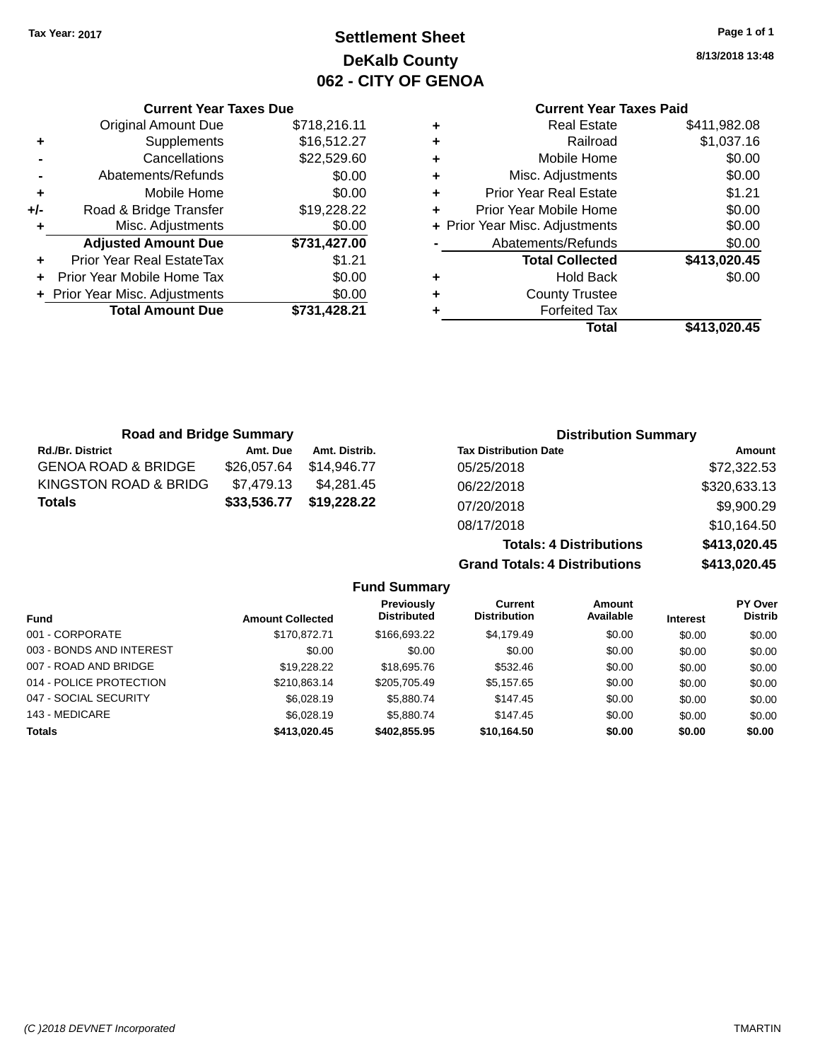Tax Year: 2017

# Settlement Sheet
## DeKalb County
## 062 - CITY OF GENOA

8/13/2018 13:48

### Current Year Taxes Due

| | | |
|---|---|---|
| | Original Amount Due | $718,216.11 |
| + | Supplements | $16,512.27 |
| - | Cancellations | $22,529.60 |
| - | Abatements/Refunds | $0.00 |
| + | Mobile Home | $0.00 |
| +/- | Road & Bridge Transfer | $19,228.22 |
| + | Misc. Adjustments | $0.00 |
| | **Adjusted Amount Due** | **$731,427.00** |
| + | Prior Year Real EstateTax | $1.21 |
| + | Prior Year Mobile Home Tax | $0.00 |
| + | Prior Year Misc. Adjustments | $0.00 |
| | **Total Amount Due** | **$731,428.21** |

### Current Year Taxes Paid

| | | |
|---|---|---|
| + | Real Estate | $411,982.08 |
| + | Railroad | $1,037.16 |
| + | Mobile Home | $0.00 |
| + | Misc. Adjustments | $0.00 |
| + | Prior Year Real Estate | $1.21 |
| + | Prior Year Mobile Home | $0.00 |
| + | Prior Year Misc. Adjustments | $0.00 |
| - | Abatements/Refunds | $0.00 |
| | **Total Collected** | **$413,020.45** |
| + | Hold Back | $0.00 |
| + | County Trustee | |
| + | Forfeited Tax | |
| | **Total** | **$413,020.45** |

### Road and Bridge Summary

| Rd./Br. District | Amt. Due | Amt. Distrib. |
|---|---|---|
| GENOA ROAD & BRIDGE | $26,057.64 | $14,946.77 |
| KINGSTON ROAD & BRIDG | $7,479.13 | $4,281.45 |
| **Totals** | **$33,536.77** | **$19,228.22** |

### Distribution Summary

| Tax Distribution Date | Amount |
|---|---|
| 05/25/2018 | $72,322.53 |
| 06/22/2018 | $320,633.13 |
| 07/20/2018 | $9,900.29 |
| 08/17/2018 | $10,164.50 |
| **Totals: 4 Distributions** | **$413,020.45** |
| **Grand Totals: 4 Distributions** | **$413,020.45** |

### Fund Summary

| Fund | Amount Collected | Previously Distributed | Current Distribution | Amount Available | Interest | PY Over Distrib |
|---|---|---|---|---|---|---|
| 001 - CORPORATE | $170,872.71 | $166,693.22 | $4,179.49 | $0.00 | $0.00 | $0.00 |
| 003 - BONDS AND INTEREST | $0.00 | $0.00 | $0.00 | $0.00 | $0.00 | $0.00 |
| 007 - ROAD AND BRIDGE | $19,228.22 | $18,695.76 | $532.46 | $0.00 | $0.00 | $0.00 |
| 014 - POLICE PROTECTION | $210,863.14 | $205,705.49 | $5,157.65 | $0.00 | $0.00 | $0.00 |
| 047 - SOCIAL SECURITY | $6,028.19 | $5,880.74 | $147.45 | $0.00 | $0.00 | $0.00 |
| 143 - MEDICARE | $6,028.19 | $5,880.74 | $147.45 | $0.00 | $0.00 | $0.00 |
| **Totals** | **$413,020.45** | **$402,855.95** | **$10,164.50** | **$0.00** | **$0.00** | **$0.00** |

(C )2018 DEVNET Incorporated TMARTIN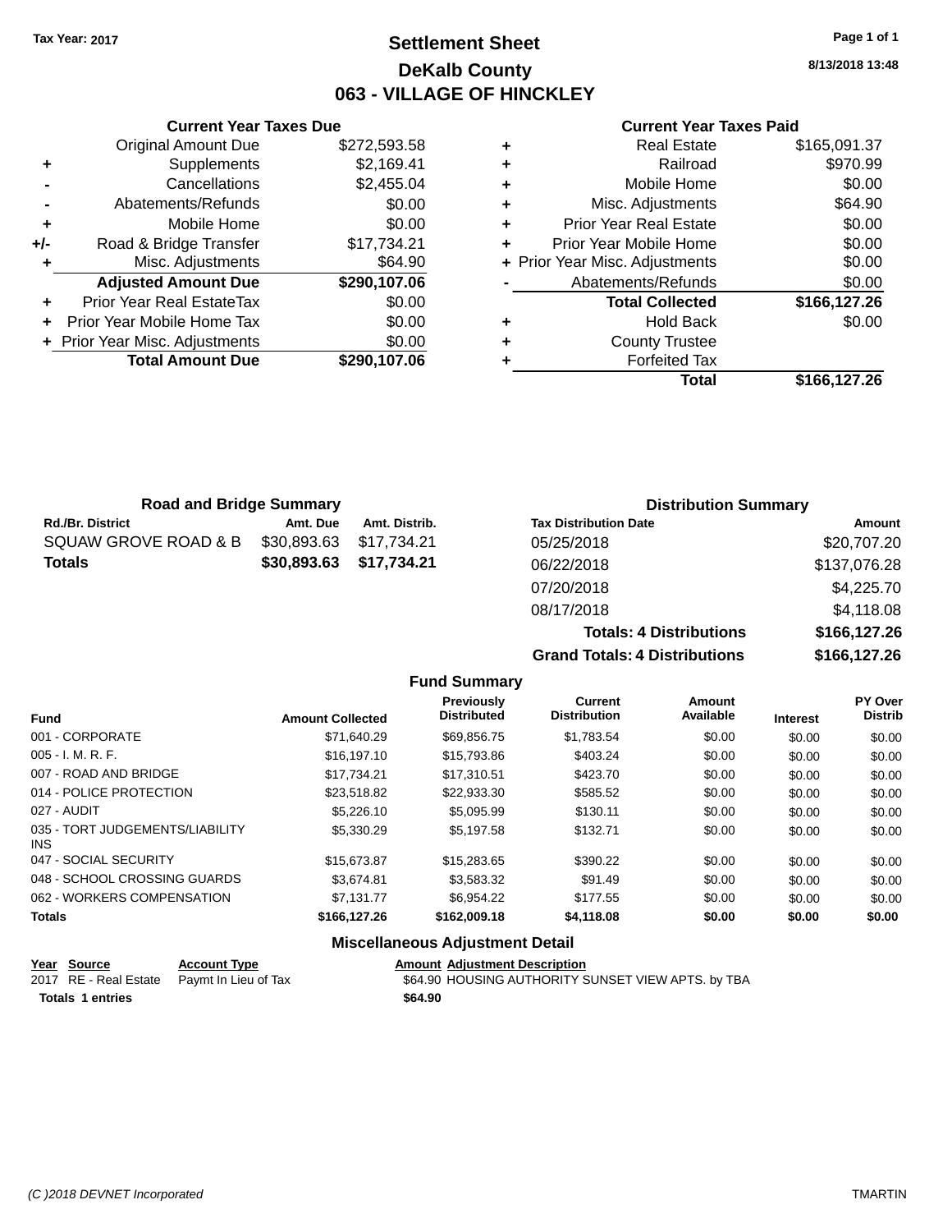Tax Year: 2017

# Settlement Sheet

## DeKalb County

## 063 - VILLAGE OF HINCKLEY

8/13/2018 13:48

### Current Year Taxes Due

| | | |
|---|---|---|
| | Original Amount Due | $272,593.58 |
| + | Supplements | $2,169.41 |
| - | Cancellations | $2,455.04 |
| - | Abatements/Refunds | $0.00 |
| + | Mobile Home | $0.00 |
| +/- | Road & Bridge Transfer | $17,734.21 |
| + | Misc. Adjustments | $64.90 |
| | **Adjusted Amount Due** | **$290,107.06** |
| + | Prior Year Real EstateTax | $0.00 |
| + | Prior Year Mobile Home Tax | $0.00 |
| + | Prior Year Misc. Adjustments | $0.00 |
| | **Total Amount Due** | **$290,107.06** |

### Current Year Taxes Paid

| | | |
|---|---|---|
| + | Real Estate | $165,091.37 |
| + | Railroad | $970.99 |
| + | Mobile Home | $0.00 |
| + | Misc. Adjustments | $64.90 |
| + | Prior Year Real Estate | $0.00 |
| + | Prior Year Mobile Home | $0.00 |
| + | Prior Year Misc. Adjustments | $0.00 |
| - | Abatements/Refunds | $0.00 |
| | **Total Collected** | **$166,127.26** |
| + | Hold Back | $0.00 |
| + | County Trustee | |
| + | Forfeited Tax | |
| | **Total** | **$166,127.26** |

### Road and Bridge Summary

| Rd./Br. District | Amt. Due | Amt. Distrib. |
|---|---|---|
| SQUAW GROVE ROAD & B | $30,893.63 | $17,734.21 |
| **Totals** | **$30,893.63** | **$17,734.21** |

### Distribution Summary

| Tax Distribution Date | Amount |
|---|---|
| 05/25/2018 | $20,707.20 |
| 06/22/2018 | $137,076.28 |
| 07/20/2018 | $4,225.70 |
| 08/17/2018 | $4,118.08 |
| **Totals: 4 Distributions** | **$166,127.26** |
| **Grand Totals: 4 Distributions** | **$166,127.26** |

### Fund Summary

| Fund | Amount Collected | Previously Distributed | Current Distribution | Amount Available | Interest | PY Over Distrib |
|---|---|---|---|---|---|---|
| 001 - CORPORATE | $71,640.29 | $69,856.75 | $1,783.54 | $0.00 | $0.00 | $0.00 |
| 005 - I. M. R. F. | $16,197.10 | $15,793.86 | $403.24 | $0.00 | $0.00 | $0.00 |
| 007 - ROAD AND BRIDGE | $17,734.21 | $17,310.51 | $423.70 | $0.00 | $0.00 | $0.00 |
| 014 - POLICE PROTECTION | $23,518.82 | $22,933.30 | $585.52 | $0.00 | $0.00 | $0.00 |
| 027 - AUDIT | $5,226.10 | $5,095.99 | $130.11 | $0.00 | $0.00 | $0.00 |
| 035 - TORT JUDGEMENTS/LIABILITY INS | $5,330.29 | $5,197.58 | $132.71 | $0.00 | $0.00 | $0.00 |
| 047 - SOCIAL SECURITY | $15,673.87 | $15,283.65 | $390.22 | $0.00 | $0.00 | $0.00 |
| 048 - SCHOOL CROSSING GUARDS | $3,674.81 | $3,583.32 | $91.49 | $0.00 | $0.00 | $0.00 |
| 062 - WORKERS COMPENSATION | $7,131.77 | $6,954.22 | $177.55 | $0.00 | $0.00 | $0.00 |
| **Totals** | **$166,127.26** | **$162,009.18** | **$4,118.08** | **$0.00** | **$0.00** | **$0.00** |

### Miscellaneous Adjustment Detail

| Year | Source | Account Type | Amount | Adjustment Description |
|---|---|---|---|---|
| 2017 | RE - Real Estate | Paymt In Lieu of Tax | $64.90 | HOUSING AUTHORITY SUNSET VIEW APTS. by TBA |
| **Totals 1 entries** | | | **$64.90** | |

(C )2018 DEVNET Incorporated TMARTIN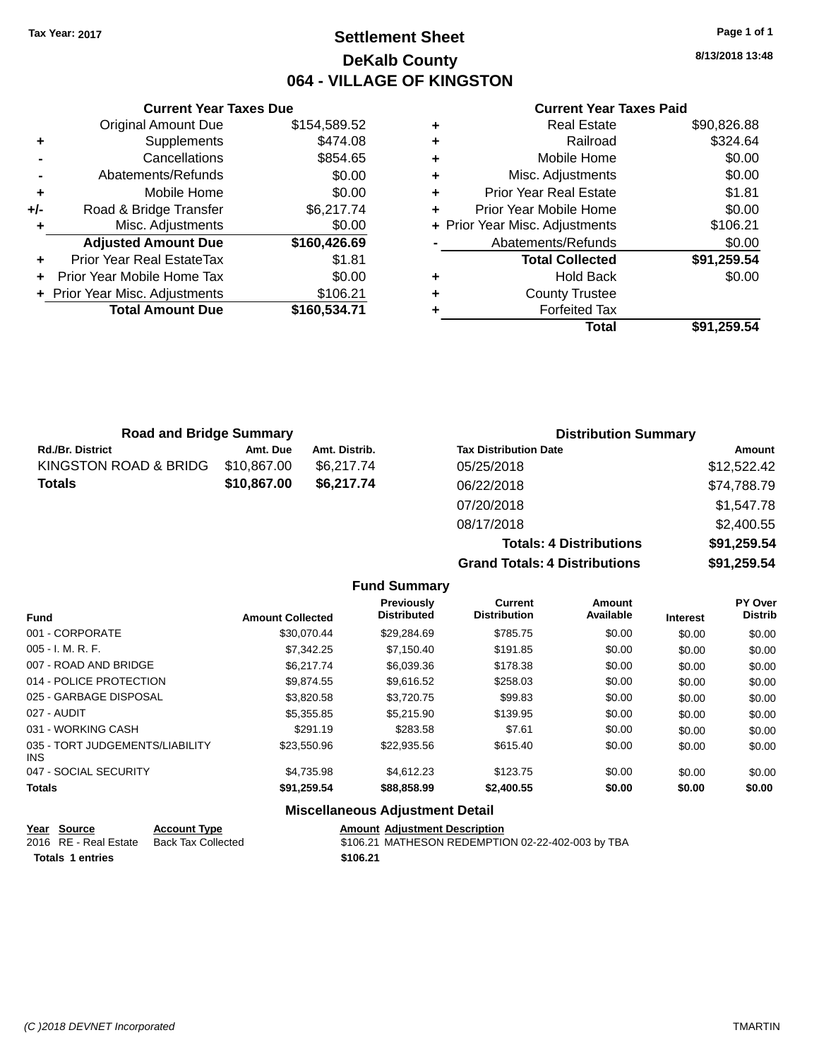Tax Year: 2017

# Settlement Sheet

## DeKalb County

## 064 - VILLAGE OF KINGSTON

8/13/2018 13:48

### Current Year Taxes Due

| | | |
|---|---|---|
| | Original Amount Due | $154,589.52 |
| + | Supplements | $474.08 |
| - | Cancellations | $854.65 |
| - | Abatements/Refunds | $0.00 |
| + | Mobile Home | $0.00 |
| +/- | Road & Bridge Transfer | $6,217.74 |
| + | Misc. Adjustments | $0.00 |
| | **Adjusted Amount Due** | **$160,426.69** |
| + | Prior Year Real EstateTax | $1.81 |
| + | Prior Year Mobile Home Tax | $0.00 |
| + | Prior Year Misc. Adjustments | $106.21 |
| | **Total Amount Due** | **$160,534.71** |

### Current Year Taxes Paid

| | | |
|---|---|---|
| + | Real Estate | $90,826.88 |
| + | Railroad | $324.64 |
| + | Mobile Home | $0.00 |
| + | Misc. Adjustments | $0.00 |
| + | Prior Year Real Estate | $1.81 |
| + | Prior Year Mobile Home | $0.00 |
| + | Prior Year Misc. Adjustments | $106.21 |
| - | Abatements/Refunds | $0.00 |
| | **Total Collected** | **$91,259.54** |
| + | Hold Back | $0.00 |
| + | County Trustee | |
| + | Forfeited Tax | |
| | **Total** | **$91,259.54** |

### Road and Bridge Summary

| Rd./Br. District | Amt. Due | Amt. Distrib. |
|---|---|---|
| KINGSTON ROAD & BRIDG | $10,867.00 | $6,217.74 |
| **Totals** | **$10,867.00** | **$6,217.74** |

### Distribution Summary

| Tax Distribution Date | Amount |
|---|---|
| 05/25/2018 | $12,522.42 |
| 06/22/2018 | $74,788.79 |
| 07/20/2018 | $1,547.78 |
| 08/17/2018 | $2,400.55 |
| **Totals: 4 Distributions** | **$91,259.54** |
| **Grand Totals: 4 Distributions** | **$91,259.54** |

### Fund Summary

| Fund | Amount Collected | Previously Distributed | Current Distribution | Amount Available | Interest | PY Over Distrib |
|---|---|---|---|---|---|---|
| 001 - CORPORATE | $30,070.44 | $29,284.69 | $785.75 | $0.00 | $0.00 | $0.00 |
| 005 - I. M. R. F. | $7,342.25 | $7,150.40 | $191.85 | $0.00 | $0.00 | $0.00 |
| 007 - ROAD AND BRIDGE | $6,217.74 | $6,039.36 | $178.38 | $0.00 | $0.00 | $0.00 |
| 014 - POLICE PROTECTION | $9,874.55 | $9,616.52 | $258.03 | $0.00 | $0.00 | $0.00 |
| 025 - GARBAGE DISPOSAL | $3,820.58 | $3,720.75 | $99.83 | $0.00 | $0.00 | $0.00 |
| 027 - AUDIT | $5,355.85 | $5,215.90 | $139.95 | $0.00 | $0.00 | $0.00 |
| 031 - WORKING CASH | $291.19 | $283.58 | $7.61 | $0.00 | $0.00 | $0.00 |
| 035 - TORT JUDGEMENTS/LIABILITY INS | $23,550.96 | $22,935.56 | $615.40 | $0.00 | $0.00 | $0.00 |
| 047 - SOCIAL SECURITY | $4,735.98 | $4,612.23 | $123.75 | $0.00 | $0.00 | $0.00 |
| **Totals** | **$91,259.54** | **$88,858.99** | **$2,400.55** | **$0.00** | **$0.00** | **$0.00** |

### Miscellaneous Adjustment Detail

| Year | Source | Account Type | Amount | Adjustment Description |
|---|---|---|---|---|
| 2016 | RE - Real Estate | Back Tax Collected | $106.21 | MATHESON REDEMPTION 02-22-402-003 by TBA |
| **Totals** | **1 entries** | | **$106.21** | |

(C )2018 DEVNET Incorporated TMARTIN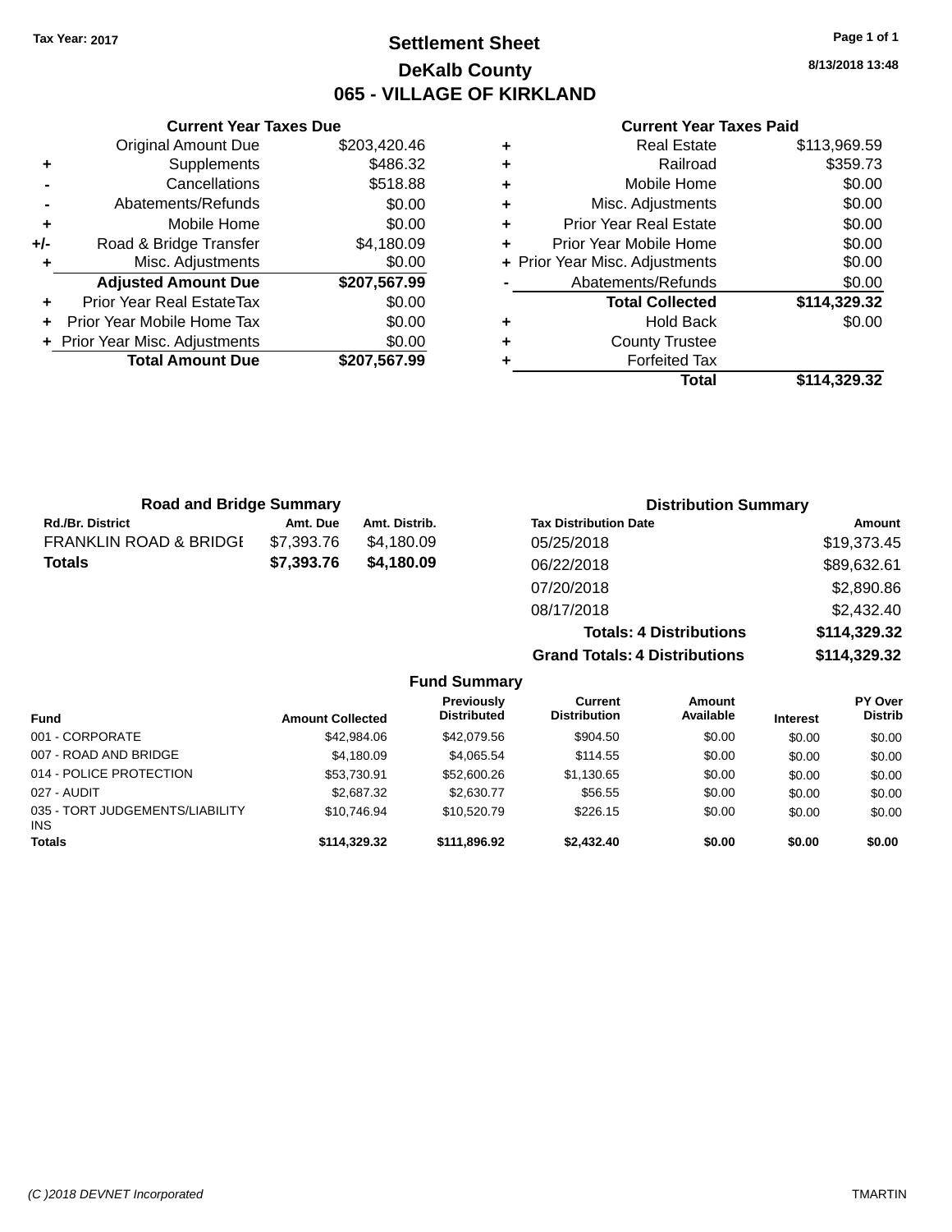Tax Year: 2017

# Settlement Sheet
## DeKalb County
## 065 - VILLAGE OF KIRKLAND

8/13/2018 13:48

### Current Year Taxes Due

| | | |
|---|---|---|
| | Original Amount Due | $203,420.46 |
| + | Supplements | $486.32 |
| - | Cancellations | $518.88 |
| - | Abatements/Refunds | $0.00 |
| + | Mobile Home | $0.00 |
| +/- | Road & Bridge Transfer | $4,180.09 |
| + | Misc. Adjustments | $0.00 |
| | **Adjusted Amount Due** | **$207,567.99** |
| + | Prior Year Real EstateTax | $0.00 |
| + | Prior Year Mobile Home Tax | $0.00 |
| + | Prior Year Misc. Adjustments | $0.00 |
| | **Total Amount Due** | **$207,567.99** |

### Current Year Taxes Paid

| | | |
|---|---|---|
| + | Real Estate | $113,969.59 |
| + | Railroad | $359.73 |
| + | Mobile Home | $0.00 |
| + | Misc. Adjustments | $0.00 |
| + | Prior Year Real Estate | $0.00 |
| + | Prior Year Mobile Home | $0.00 |
| + | Prior Year Misc. Adjustments | $0.00 |
| - | Abatements/Refunds | $0.00 |
| | **Total Collected** | **$114,329.32** |
| + | Hold Back | $0.00 |
| + | County Trustee | |
| + | Forfeited Tax | |
| | **Total** | **$114,329.32** |

### Road and Bridge Summary

| Rd./Br. District | Amt. Due | Amt. Distrib. |
|---|---|---|
| FRANKLIN ROAD & BRIDGE | $7,393.76 | $4,180.09 |
| **Totals** | **$7,393.76** | **$4,180.09** |

### Distribution Summary

| Tax Distribution Date | Amount |
|---|---|
| 05/25/2018 | $19,373.45 |
| 06/22/2018 | $89,632.61 |
| 07/20/2018 | $2,890.86 |
| 08/17/2018 | $2,432.40 |
| **Totals: 4 Distributions** | **$114,329.32** |
| **Grand Totals: 4 Distributions** | **$114,329.32** |

### Fund Summary

| Fund | Amount Collected | Previously Distributed | Current Distribution | Amount Available | Interest | PY Over Distrib |
|---|---|---|---|---|---|---|
| 001 - CORPORATE | $42,984.06 | $42,079.56 | $904.50 | $0.00 | $0.00 | $0.00 |
| 007 - ROAD AND BRIDGE | $4,180.09 | $4,065.54 | $114.55 | $0.00 | $0.00 | $0.00 |
| 014 - POLICE PROTECTION | $53,730.91 | $52,600.26 | $1,130.65 | $0.00 | $0.00 | $0.00 |
| 027 - AUDIT | $2,687.32 | $2,630.77 | $56.55 | $0.00 | $0.00 | $0.00 |
| 035 - TORT JUDGEMENTS/LIABILITY INS | $10,746.94 | $10,520.79 | $226.15 | $0.00 | $0.00 | $0.00 |
| **Totals** | **$114,329.32** | **$111,896.92** | **$2,432.40** | **$0.00** | **$0.00** | **$0.00** |

(C )2018 DEVNET Incorporated TMARTIN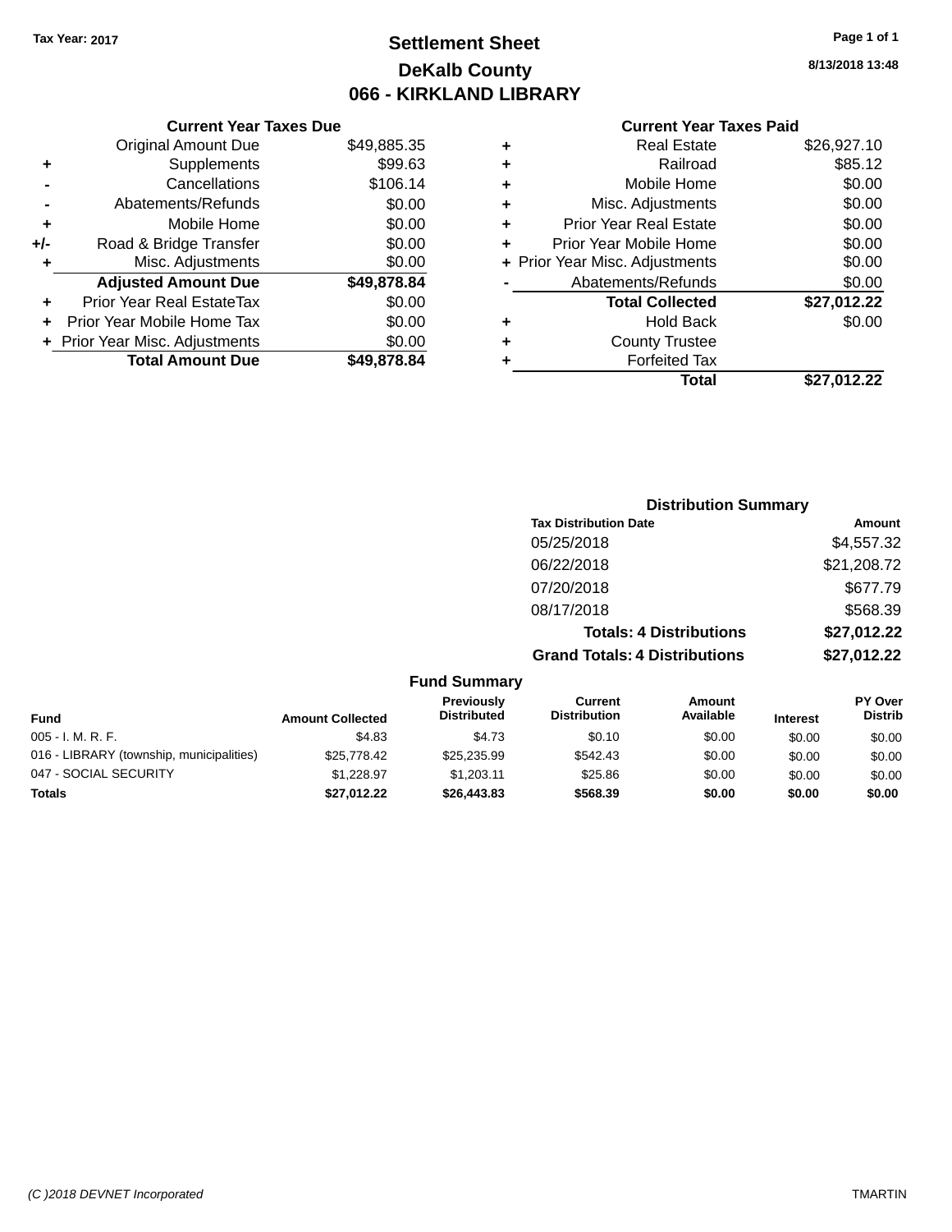Tax Year: 2017

# Settlement Sheet
## DeKalb County
## 066 - KIRKLAND LIBRARY

8/13/2018 13:48

### Current Year Taxes Due

| | | |
|---|---|---|
| | Original Amount Due | $49,885.35 |
| + | Supplements | $99.63 |
| - | Cancellations | $106.14 |
| - | Abatements/Refunds | $0.00 |
| + | Mobile Home | $0.00 |
| +/- | Road & Bridge Transfer | $0.00 |
| + | Misc. Adjustments | $0.00 |
| | **Adjusted Amount Due** | **$49,878.84** |
| + | Prior Year Real EstateTax | $0.00 |
| + | Prior Year Mobile Home Tax | $0.00 |
| + | Prior Year Misc. Adjustments | $0.00 |
| | **Total Amount Due** | **$49,878.84** |

### Current Year Taxes Paid

| | | |
|---|---|---|
| + | Real Estate | $26,927.10 |
| + | Railroad | $85.12 |
| + | Mobile Home | $0.00 |
| + | Misc. Adjustments | $0.00 |
| + | Prior Year Real Estate | $0.00 |
| + | Prior Year Mobile Home | $0.00 |
| + | Prior Year Misc. Adjustments | $0.00 |
| - | Abatements/Refunds | $0.00 |
| | **Total Collected** | **$27,012.22** |
| + | Hold Back | $0.00 |
| + | County Trustee | |
| + | Forfeited Tax | |
| | **Total** | **$27,012.22** |

### Distribution Summary

| Tax Distribution Date | Amount |
|---|---|
| 05/25/2018 | $4,557.32 |
| 06/22/2018 | $21,208.72 |
| 07/20/2018 | $677.79 |
| 08/17/2018 | $568.39 |
| **Totals: 4 Distributions** | **$27,012.22** |
| **Grand Totals: 4 Distributions** | **$27,012.22** |

### Fund Summary

| Fund | Amount Collected | Previously Distributed | Current Distribution | Amount Available | Interest | PY Over Distrib |
|---|---|---|---|---|---|---|
| 005 - I. M. R. F. | $4.83 | $4.73 | $0.10 | $0.00 | $0.00 | $0.00 |
| 016 - LIBRARY (township, municipalities) | $25,778.42 | $25,235.99 | $542.43 | $0.00 | $0.00 | $0.00 |
| 047 - SOCIAL SECURITY | $1,228.97 | $1,203.11 | $25.86 | $0.00 | $0.00 | $0.00 |
| **Totals** | **$27,012.22** | **$26,443.83** | **$568.39** | **$0.00** | **$0.00** | **$0.00** |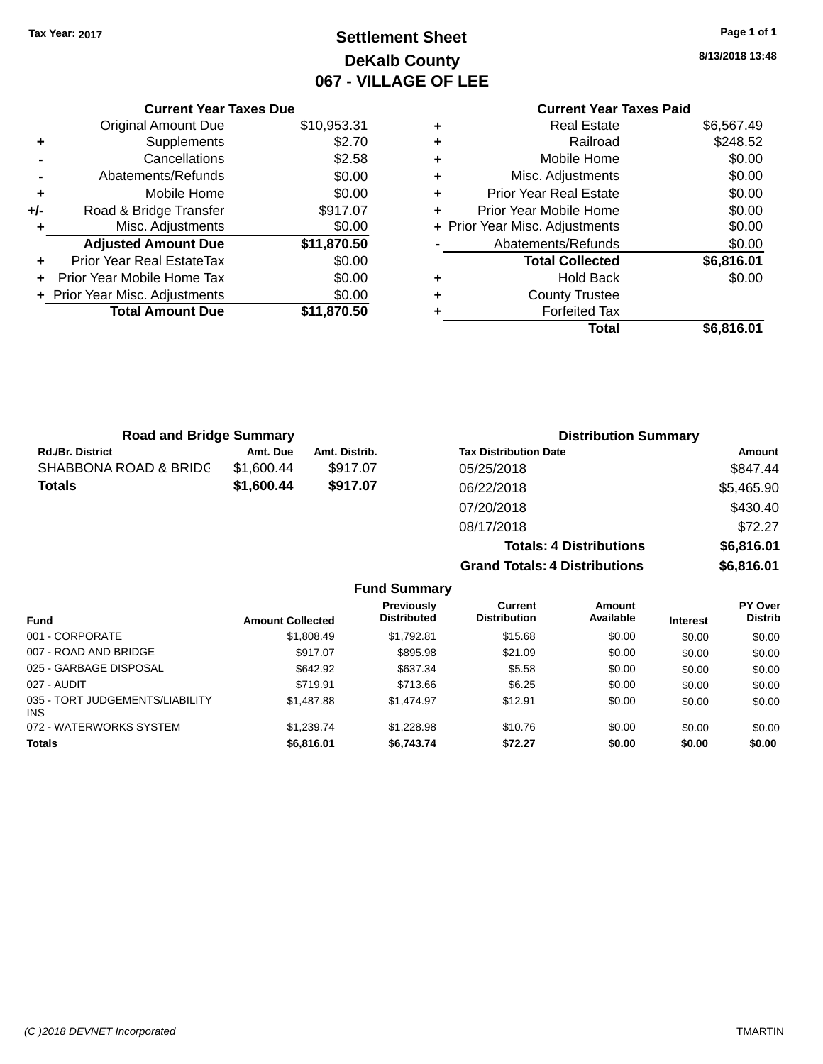Tax Year: 2017

# Settlement Sheet
## DeKalb County
## 067 - VILLAGE OF LEE

8/13/2018 13:48

### Current Year Taxes Due

| | | |
|---|---|---|
| | Original Amount Due | $10,953.31 |
| + | Supplements | $2.70 |
| - | Cancellations | $2.58 |
| - | Abatements/Refunds | $0.00 |
| + | Mobile Home | $0.00 |
| +/- | Road & Bridge Transfer | $917.07 |
| + | Misc. Adjustments | $0.00 |
| | **Adjusted Amount Due** | **$11,870.50** |
| + | Prior Year Real EstateTax | $0.00 |
| + | Prior Year Mobile Home Tax | $0.00 |
| + | Prior Year Misc. Adjustments | $0.00 |
| | **Total Amount Due** | **$11,870.50** |

### Current Year Taxes Paid

| | | |
|---|---|---|
| + | Real Estate | $6,567.49 |
| + | Railroad | $248.52 |
| + | Mobile Home | $0.00 |
| + | Misc. Adjustments | $0.00 |
| + | Prior Year Real Estate | $0.00 |
| + | Prior Year Mobile Home | $0.00 |
| + | Prior Year Misc. Adjustments | $0.00 |
| - | Abatements/Refunds | $0.00 |
| | **Total Collected** | **$6,816.01** |
| + | Hold Back | $0.00 |
| + | County Trustee | |
| + | Forfeited Tax | |
| | **Total** | **$6,816.01** |

### Road and Bridge Summary

| Rd./Br. District | Amt. Due | Amt. Distrib. |
|---|---|---|
| SHABBONA ROAD & BRIDG | $1,600.44 | $917.07 |
| **Totals** | **$1,600.44** | **$917.07** |

### Distribution Summary

| Tax Distribution Date | Amount |
|---|---|
| 05/25/2018 | $847.44 |
| 06/22/2018 | $5,465.90 |
| 07/20/2018 | $430.40 |
| 08/17/2018 | $72.27 |
| **Totals: 4 Distributions** | **$6,816.01** |
| **Grand Totals: 4 Distributions** | **$6,816.01** |

### Fund Summary

| Fund | Amount Collected | Previously Distributed | Current Distribution | Amount Available | Interest | PY Over Distrib |
|---|---|---|---|---|---|---|
| 001 - CORPORATE | $1,808.49 | $1,792.81 | $15.68 | $0.00 | $0.00 | $0.00 |
| 007 - ROAD AND BRIDGE | $917.07 | $895.98 | $21.09 | $0.00 | $0.00 | $0.00 |
| 025 - GARBAGE DISPOSAL | $642.92 | $637.34 | $5.58 | $0.00 | $0.00 | $0.00 |
| 027 - AUDIT | $719.91 | $713.66 | $6.25 | $0.00 | $0.00 | $0.00 |
| 035 - TORT JUDGEMENTS/LIABILITY INS | $1,487.88 | $1,474.97 | $12.91 | $0.00 | $0.00 | $0.00 |
| 072 - WATERWORKS SYSTEM | $1,239.74 | $1,228.98 | $10.76 | $0.00 | $0.00 | $0.00 |
| **Totals** | **$6,816.01** | **$6,743.74** | **$72.27** | **$0.00** | **$0.00** | **$0.00** |

(C )2018 DEVNET Incorporated — TMARTIN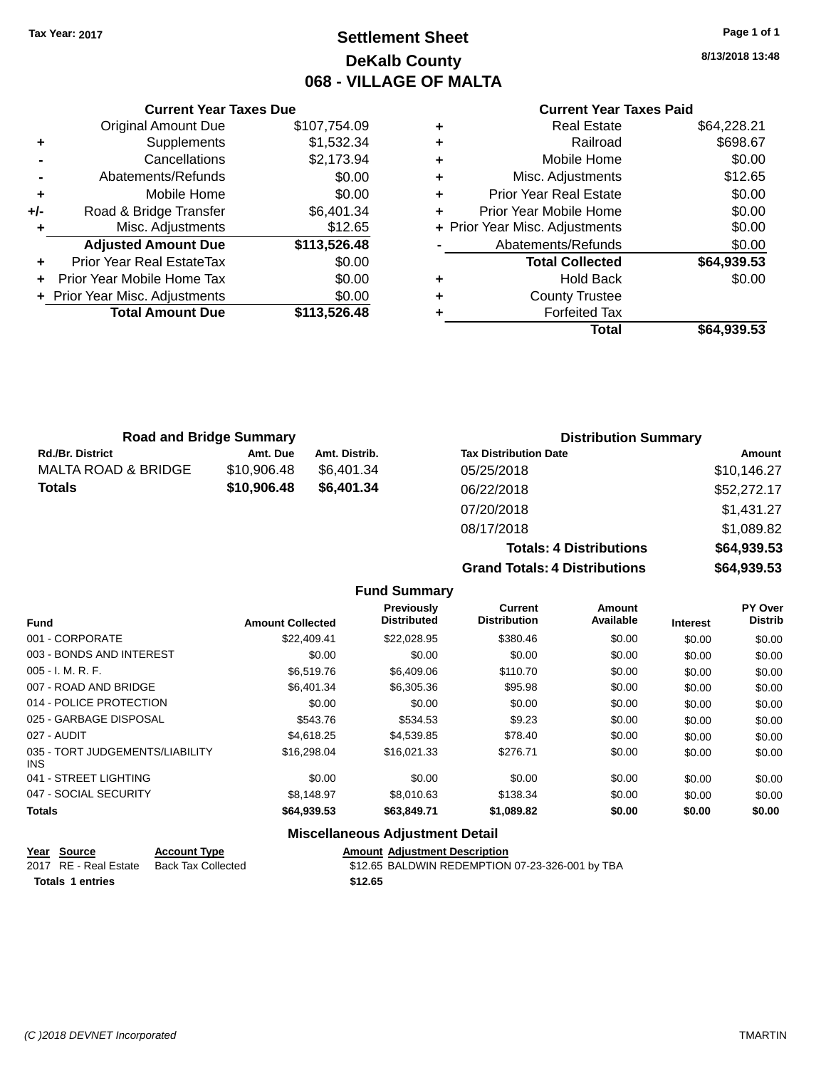Tax Year: 2017

# Settlement Sheet
## DeKalb County
## 068 - VILLAGE OF MALTA

8/13/2018 13:48

| | Current Year Taxes Due | |
|---|---|---|
| | Original Amount Due | $107,754.09 |
| + | Supplements | $1,532.34 |
| - | Cancellations | $2,173.94 |
| - | Abatements/Refunds | $0.00 |
| + | Mobile Home | $0.00 |
| +/- | Road & Bridge Transfer | $6,401.34 |
| + | Misc. Adjustments | $12.65 |
| | **Adjusted Amount Due** | **$113,526.48** |
| + | Prior Year Real EstateTax | $0.00 |
| + | Prior Year Mobile Home Tax | $0.00 |
| + | Prior Year Misc. Adjustments | $0.00 |
| | **Total Amount Due** | **$113,526.48** |

| | Current Year Taxes Paid | |
|---|---|---|
| + | Real Estate | $64,228.21 |
| + | Railroad | $698.67 |
| + | Mobile Home | $0.00 |
| + | Misc. Adjustments | $12.65 |
| + | Prior Year Real Estate | $0.00 |
| + | Prior Year Mobile Home | $0.00 |
| + | Prior Year Misc. Adjustments | $0.00 |
| - | Abatements/Refunds | $0.00 |
| | **Total Collected** | **$64,939.53** |
| + | Hold Back | $0.00 |
| + | County Trustee | |
| + | Forfeited Tax | |
| | **Total** | **$64,939.53** |

### Road and Bridge Summary

| Rd./Br. District | Amt. Due | Amt. Distrib. |
|---|---|---|
| MALTA ROAD & BRIDGE | $10,906.48 | $6,401.34 |
| **Totals** | **$10,906.48** | **$6,401.34** |

### Distribution Summary

| Tax Distribution Date | Amount |
|---|---|
| 05/25/2018 | $10,146.27 |
| 06/22/2018 | $52,272.17 |
| 07/20/2018 | $1,431.27 |
| 08/17/2018 | $1,089.82 |
| **Totals: 4 Distributions** | **$64,939.53** |
| **Grand Totals: 4 Distributions** | **$64,939.53** |

### Fund Summary

| Fund | Amount Collected | Previously Distributed | Current Distribution | Amount Available | Interest | PY Over Distrib |
|---|---|---|---|---|---|---|
| 001 - CORPORATE | $22,409.41 | $22,028.95 | $380.46 | $0.00 | $0.00 | $0.00 |
| 003 - BONDS AND INTEREST | $0.00 | $0.00 | $0.00 | $0.00 | $0.00 | $0.00 |
| 005 - I. M. R. F. | $6,519.76 | $6,409.06 | $110.70 | $0.00 | $0.00 | $0.00 |
| 007 - ROAD AND BRIDGE | $6,401.34 | $6,305.36 | $95.98 | $0.00 | $0.00 | $0.00 |
| 014 - POLICE PROTECTION | $0.00 | $0.00 | $0.00 | $0.00 | $0.00 | $0.00 |
| 025 - GARBAGE DISPOSAL | $543.76 | $534.53 | $9.23 | $0.00 | $0.00 | $0.00 |
| 027 - AUDIT | $4,618.25 | $4,539.85 | $78.40 | $0.00 | $0.00 | $0.00 |
| 035 - TORT JUDGEMENTS/LIABILITY INS | $16,298.04 | $16,021.33 | $276.71 | $0.00 | $0.00 | $0.00 |
| 041 - STREET LIGHTING | $0.00 | $0.00 | $0.00 | $0.00 | $0.00 | $0.00 |
| 047 - SOCIAL SECURITY | $8,148.97 | $8,010.63 | $138.34 | $0.00 | $0.00 | $0.00 |
| **Totals** | **$64,939.53** | **$63,849.71** | **$1,089.82** | **$0.00** | **$0.00** | **$0.00** |

### Miscellaneous Adjustment Detail

| Year | Source | Account Type | Amount | Adjustment Description |
|---|---|---|---|---|
| 2017 | RE - Real Estate | Back Tax Collected | $12.65 | BALDWIN REDEMPTION 07-23-326-001 by TBA |
| **Totals 1 entries** | | | **$12.65** | |

(C )2018 DEVNET Incorporated TMARTIN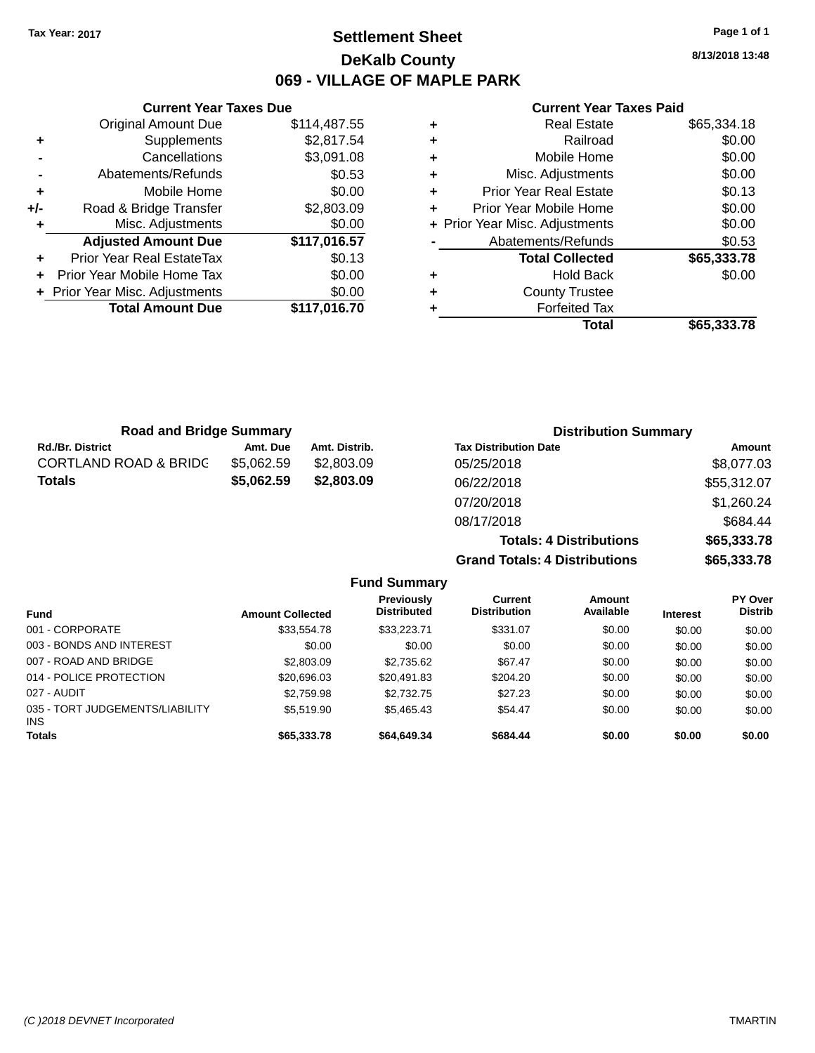Tax Year: 2017

# Settlement Sheet

## DeKalb County

## 069 - VILLAGE OF MAPLE PARK

8/13/2018 13:48

### Current Year Taxes Due

| | | |
|---|---|---|
| | Original Amount Due | $114,487.55 |
| + | Supplements | $2,817.54 |
| - | Cancellations | $3,091.08 |
| - | Abatements/Refunds | $0.53 |
| + | Mobile Home | $0.00 |
| +/- | Road & Bridge Transfer | $2,803.09 |
| + | Misc. Adjustments | $0.00 |
| | **Adjusted Amount Due** | **$117,016.57** |
| + | Prior Year Real EstateTax | $0.13 |
| + | Prior Year Mobile Home Tax | $0.00 |
| + | Prior Year Misc. Adjustments | $0.00 |
| | **Total Amount Due** | **$117,016.70** |

### Current Year Taxes Paid

| | | |
|---|---|---|
| + | Real Estate | $65,334.18 |
| + | Railroad | $0.00 |
| + | Mobile Home | $0.00 |
| + | Misc. Adjustments | $0.00 |
| + | Prior Year Real Estate | $0.13 |
| + | Prior Year Mobile Home | $0.00 |
| + | Prior Year Misc. Adjustments | $0.00 |
| - | Abatements/Refunds | $0.53 |
| | **Total Collected** | **$65,333.78** |
| + | Hold Back | $0.00 |
| + | County Trustee | |
| + | Forfeited Tax | |
| | **Total** | **$65,333.78** |

### Road and Bridge Summary

| Rd./Br. District | Amt. Due | Amt. Distrib. |
|---|---|---|
| CORTLAND ROAD & BRIDG | $5,062.59 | $2,803.09 |
| **Totals** | **$5,062.59** | **$2,803.09** |

### Distribution Summary

| Tax Distribution Date | Amount |
|---|---|
| 05/25/2018 | $8,077.03 |
| 06/22/2018 | $55,312.07 |
| 07/20/2018 | $1,260.24 |
| 08/17/2018 | $684.44 |
| **Totals: 4 Distributions** | **$65,333.78** |
| **Grand Totals: 4 Distributions** | **$65,333.78** |

### Fund Summary

| Fund | Amount Collected | Previously Distributed | Current Distribution | Amount Available | Interest | PY Over Distrib |
|---|---|---|---|---|---|---|
| 001 - CORPORATE | $33,554.78 | $33,223.71 | $331.07 | $0.00 | $0.00 | $0.00 |
| 003 - BONDS AND INTEREST | $0.00 | $0.00 | $0.00 | $0.00 | $0.00 | $0.00 |
| 007 - ROAD AND BRIDGE | $2,803.09 | $2,735.62 | $67.47 | $0.00 | $0.00 | $0.00 |
| 014 - POLICE PROTECTION | $20,696.03 | $20,491.83 | $204.20 | $0.00 | $0.00 | $0.00 |
| 027 - AUDIT | $2,759.98 | $2,732.75 | $27.23 | $0.00 | $0.00 | $0.00 |
| 035 - TORT JUDGEMENTS/LIABILITY INS | $5,519.90 | $5,465.43 | $54.47 | $0.00 | $0.00 | $0.00 |
| **Totals** | **$65,333.78** | **$64,649.34** | **$684.44** | **$0.00** | **$0.00** | **$0.00** |

(C )2018 DEVNET Incorporated — TMARTIN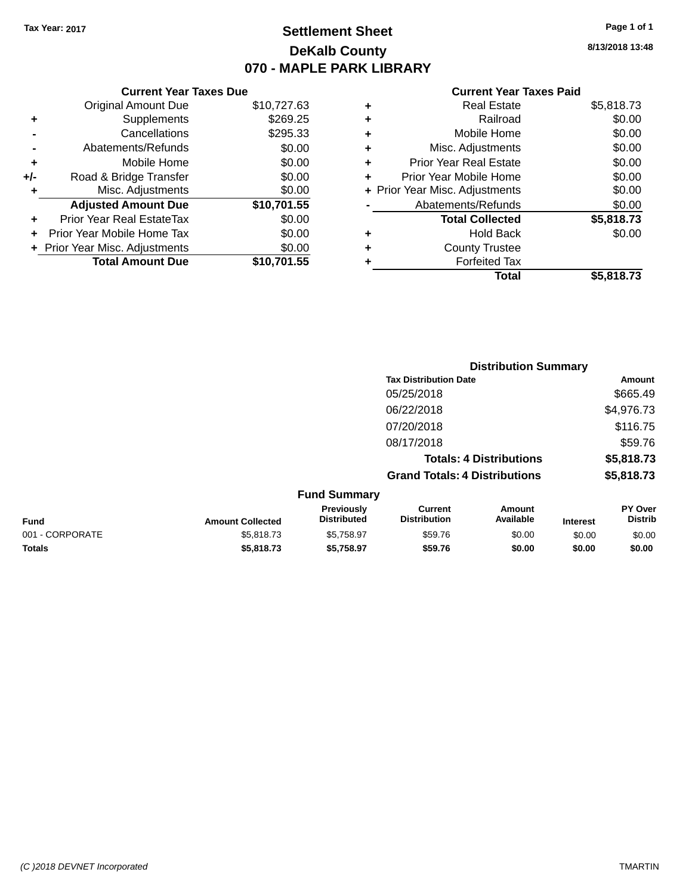Tax Year: 2017

# Settlement Sheet

## DeKalb County

## 070 - MAPLE PARK LIBRARY

8/13/2018 13:48

### Current Year Taxes Due

| | | |
|---|---|---|
| | Original Amount Due | $10,727.63 |
| + | Supplements | $269.25 |
| - | Cancellations | $295.33 |
| - | Abatements/Refunds | $0.00 |
| + | Mobile Home | $0.00 |
| +/- | Road & Bridge Transfer | $0.00 |
| + | Misc. Adjustments | $0.00 |
| | **Adjusted Amount Due** | **$10,701.55** |
| + | Prior Year Real EstateTax | $0.00 |
| + | Prior Year Mobile Home Tax | $0.00 |
| + | Prior Year Misc. Adjustments | $0.00 |
| | **Total Amount Due** | **$10,701.55** |

### Current Year Taxes Paid

| | | |
|---|---|---|
| + | Real Estate | $5,818.73 |
| + | Railroad | $0.00 |
| + | Mobile Home | $0.00 |
| + | Misc. Adjustments | $0.00 |
| + | Prior Year Real Estate | $0.00 |
| + | Prior Year Mobile Home | $0.00 |
| + | Prior Year Misc. Adjustments | $0.00 |
| - | Abatements/Refunds | $0.00 |
| | **Total Collected** | **$5,818.73** |
| + | Hold Back | $0.00 |
| + | County Trustee | |
| + | Forfeited Tax | |
| | **Total** | **$5,818.73** |

### Distribution Summary

| Tax Distribution Date | Amount |
|---|---|
| 05/25/2018 | $665.49 |
| 06/22/2018 | $4,976.73 |
| 07/20/2018 | $116.75 |
| 08/17/2018 | $59.76 |
| **Totals: 4 Distributions** | **$5,818.73** |
| **Grand Totals: 4 Distributions** | **$5,818.73** |

### Fund Summary

| Fund | Amount Collected | Previously Distributed | Current Distribution | Amount Available | Interest | PY Over Distrib |
|---|---|---|---|---|---|---|
| 001 - CORPORATE | $5,818.73 | $5,758.97 | $59.76 | $0.00 | $0.00 | $0.00 |
| **Totals** | **$5,818.73** | **$5,758.97** | **$59.76** | **$0.00** | **$0.00** | **$0.00** |

(C )2018 DEVNET Incorporated TMARTIN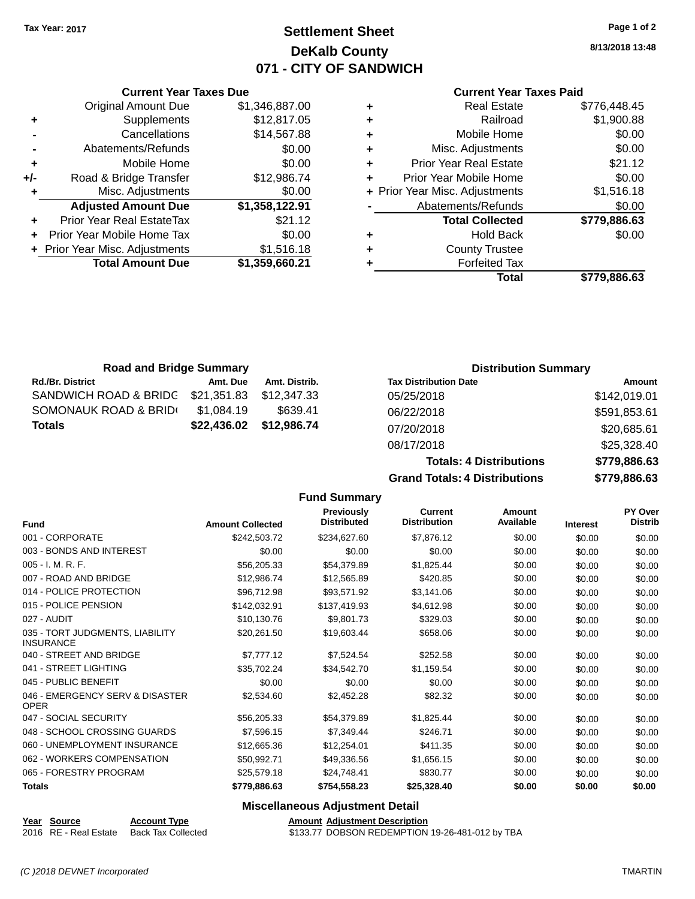**Tax Year: 2017**

# Settlement Sheet
## DeKalb County
## 071 - CITY OF SANDWICH

8/13/2018 13:48

### Current Year Taxes Due

| | | |
|---|---|---|
| | Original Amount Due | $1,346,887.00 |
| + | Supplements | $12,817.05 |
| - | Cancellations | $14,567.88 |
| - | Abatements/Refunds | $0.00 |
| + | Mobile Home | $0.00 |
| +/- | Road & Bridge Transfer | $12,986.74 |
| + | Misc. Adjustments | $0.00 |
| | **Adjusted Amount Due** | **$1,358,122.91** |
| + | Prior Year Real EstateTax | $21.12 |
| + | Prior Year Mobile Home Tax | $0.00 |
| + | Prior Year Misc. Adjustments | $1,516.18 |
| | **Total Amount Due** | **$1,359,660.21** |

### Current Year Taxes Paid

| | | |
|---|---|---|
| + | Real Estate | $776,448.45 |
| + | Railroad | $1,900.88 |
| + | Mobile Home | $0.00 |
| + | Misc. Adjustments | $0.00 |
| + | Prior Year Real Estate | $21.12 |
| + | Prior Year Mobile Home | $0.00 |
| + | Prior Year Misc. Adjustments | $1,516.18 |
| - | Abatements/Refunds | $0.00 |
| | **Total Collected** | **$779,886.63** |
| + | Hold Back | $0.00 |
| + | County Trustee | |
| + | Forfeited Tax | |
| | **Total** | **$779,886.63** |

### Road and Bridge Summary

| Rd./Br. District | Amt. Due | Amt. Distrib. |
|---|---|---|
| SANDWICH ROAD & BRIDG | $21,351.83 | $12,347.33 |
| SOMONAUK ROAD & BRID | $1,084.19 | $639.41 |
| **Totals** | **$22,436.02** | **$12,986.74** |

### Distribution Summary

| Tax Distribution Date | Amount |
|---|---|
| 05/25/2018 | $142,019.01 |
| 06/22/2018 | $591,853.61 |
| 07/20/2018 | $20,685.61 |
| 08/17/2018 | $25,328.40 |
| **Totals: 4 Distributions** | **$779,886.63** |
| **Grand Totals: 4 Distributions** | **$779,886.63** |

### Fund Summary

| Fund | Amount Collected | Previously Distributed | Current Distribution | Amount Available | Interest | PY Over Distrib |
|---|---|---|---|---|---|---|
| 001 - CORPORATE | $242,503.72 | $234,627.60 | $7,876.12 | $0.00 | $0.00 | $0.00 |
| 003 - BONDS AND INTEREST | $0.00 | $0.00 | $0.00 | $0.00 | $0.00 | $0.00 |
| 005 - I. M. R. F. | $56,205.33 | $54,379.89 | $1,825.44 | $0.00 | $0.00 | $0.00 |
| 007 - ROAD AND BRIDGE | $12,986.74 | $12,565.89 | $420.85 | $0.00 | $0.00 | $0.00 |
| 014 - POLICE PROTECTION | $96,712.98 | $93,571.92 | $3,141.06 | $0.00 | $0.00 | $0.00 |
| 015 - POLICE PENSION | $142,032.91 | $137,419.93 | $4,612.98 | $0.00 | $0.00 | $0.00 |
| 027 - AUDIT | $10,130.76 | $9,801.73 | $329.03 | $0.00 | $0.00 | $0.00 |
| 035 - TORT JUDGMENTS, LIABILITY INSURANCE | $20,261.50 | $19,603.44 | $658.06 | $0.00 | $0.00 | $0.00 |
| 040 - STREET AND BRIDGE | $7,777.12 | $7,524.54 | $252.58 | $0.00 | $0.00 | $0.00 |
| 041 - STREET LIGHTING | $35,702.24 | $34,542.70 | $1,159.54 | $0.00 | $0.00 | $0.00 |
| 045 - PUBLIC BENEFIT | $0.00 | $0.00 | $0.00 | $0.00 | $0.00 | $0.00 |
| 046 - EMERGENCY SERV & DISASTER OPER | $2,534.60 | $2,452.28 | $82.32 | $0.00 | $0.00 | $0.00 |
| 047 - SOCIAL SECURITY | $56,205.33 | $54,379.89 | $1,825.44 | $0.00 | $0.00 | $0.00 |
| 048 - SCHOOL CROSSING GUARDS | $7,596.15 | $7,349.44 | $246.71 | $0.00 | $0.00 | $0.00 |
| 060 - UNEMPLOYMENT INSURANCE | $12,665.36 | $12,254.01 | $411.35 | $0.00 | $0.00 | $0.00 |
| 062 - WORKERS COMPENSATION | $50,992.71 | $49,336.56 | $1,656.15 | $0.00 | $0.00 | $0.00 |
| 065 - FORESTRY PROGRAM | $25,579.18 | $24,748.41 | $830.77 | $0.00 | $0.00 | $0.00 |
| **Totals** | **$779,886.63** | **$754,558.23** | **$25,328.40** | **$0.00** | **$0.00** | **$0.00** |

### Miscellaneous Adjustment Detail

| Year | Source | Account Type | Amount | Adjustment Description |
|---|---|---|---|---|
| 2016 | RE - Real Estate | Back Tax Collected | $133.77 | DOBSON REDEMPTION 19-26-481-012 by TBA |

*(C )2018 DEVNET Incorporated* TMARTIN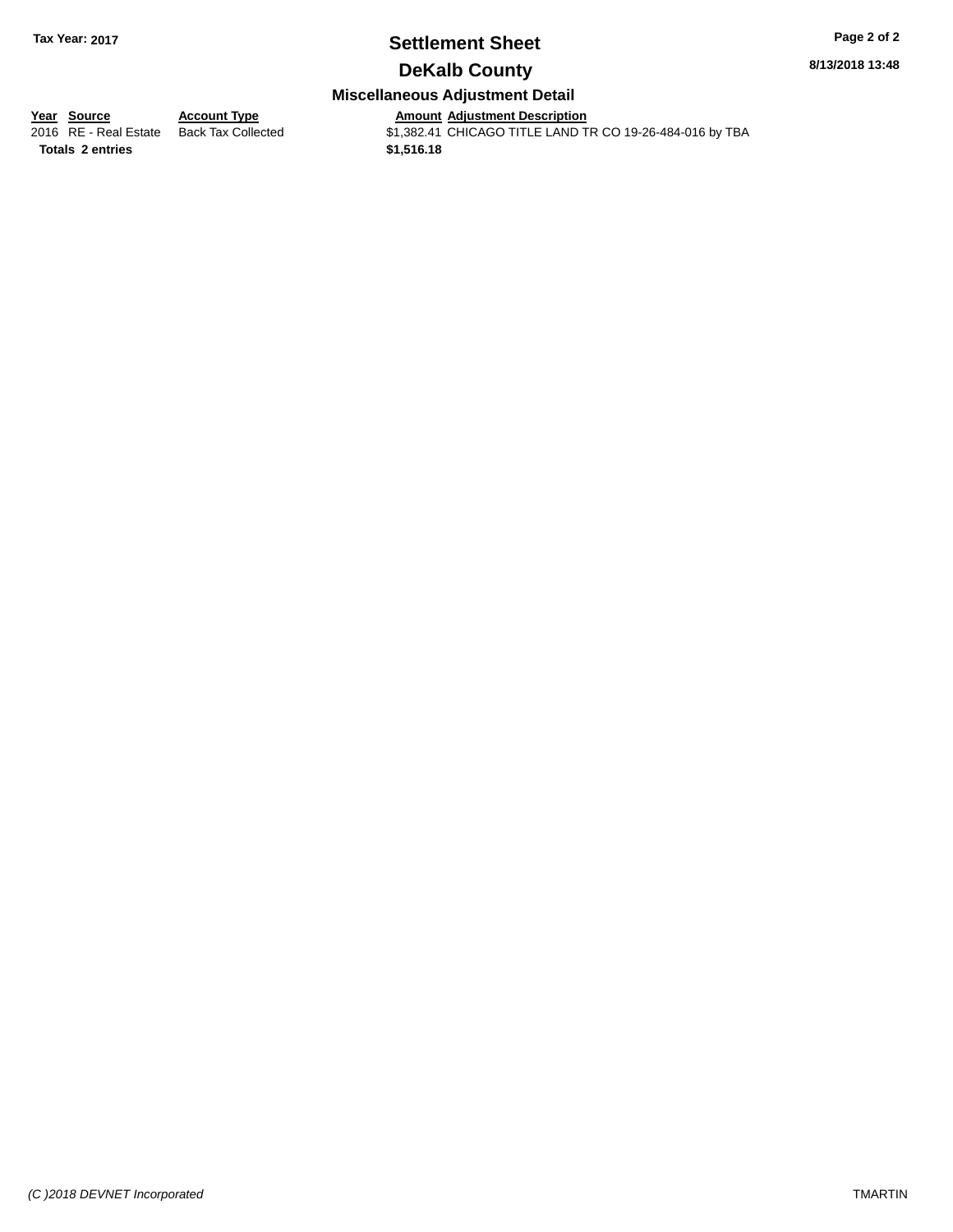**Tax Year: 2017**

# Settlement Sheet

## DeKalb County

**8/13/2018 13:48**

### Miscellaneous Adjustment Detail

| Year | Source | Account Type | Amount | Adjustment Description |
|---|---|---|---|---|
| 2016 | RE - Real Estate | Back Tax Collected | $1,382.41 | CHICAGO TITLE LAND TR CO 19-26-484-016 by TBA |
| **Totals** | **2 entries** | | **$1,516.18** | |

*(C )2018 DEVNET Incorporated* TMARTIN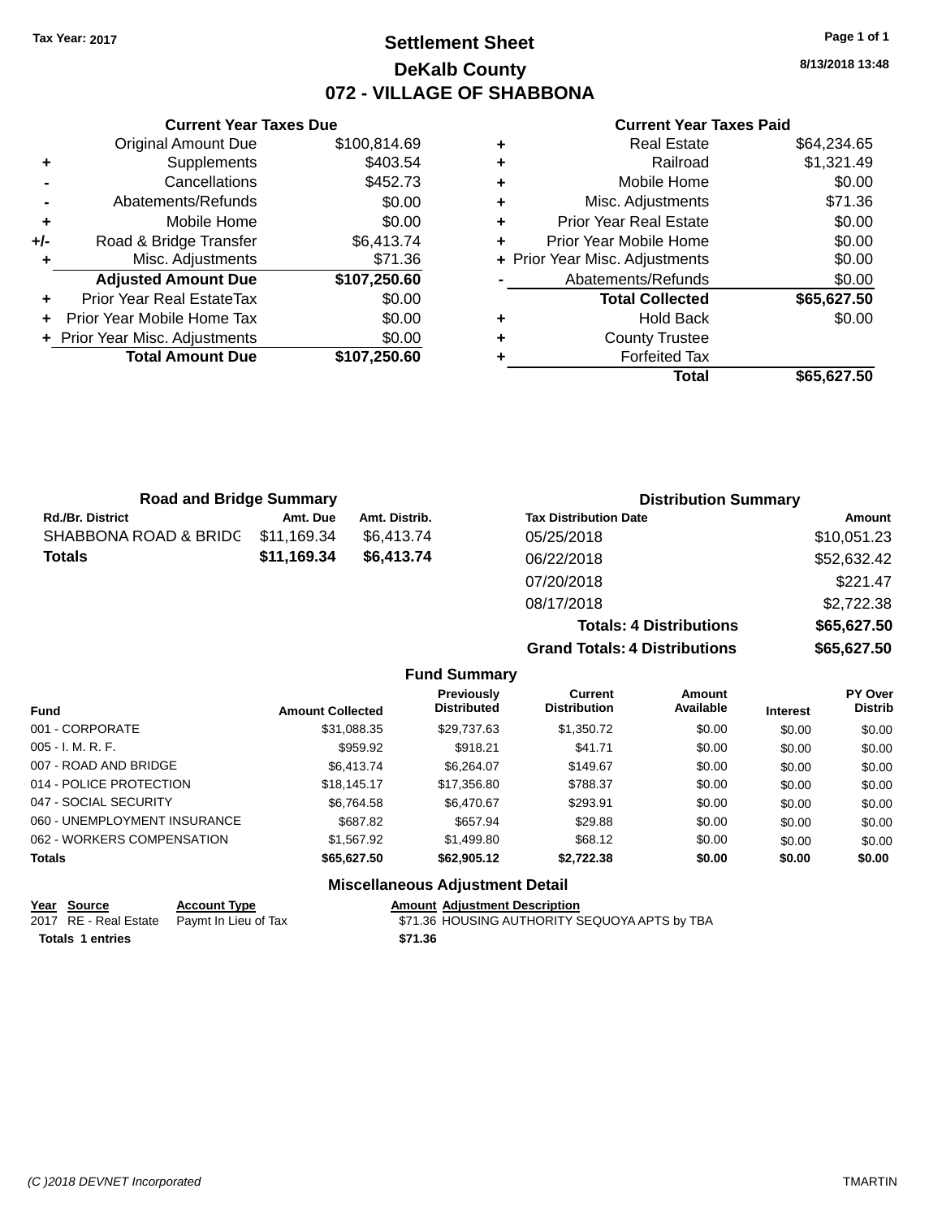Tax Year: 2017

# Settlement Sheet
## DeKalb County
## 072 - VILLAGE OF SHABBONA

8/13/2018 13:48

### Current Year Taxes Due

| | | |
|---|---|---|
| | Original Amount Due | $100,814.69 |
| + | Supplements | $403.54 |
| - | Cancellations | $452.73 |
| - | Abatements/Refunds | $0.00 |
| + | Mobile Home | $0.00 |
| +/- | Road & Bridge Transfer | $6,413.74 |
| + | Misc. Adjustments | $71.36 |
| | **Adjusted Amount Due** | **$107,250.60** |
| + | Prior Year Real EstateTax | $0.00 |
| + | Prior Year Mobile Home Tax | $0.00 |
| + | Prior Year Misc. Adjustments | $0.00 |
| | **Total Amount Due** | **$107,250.60** |

### Current Year Taxes Paid

| | | |
|---|---|---|
| + | Real Estate | $64,234.65 |
| + | Railroad | $1,321.49 |
| + | Mobile Home | $0.00 |
| + | Misc. Adjustments | $71.36 |
| + | Prior Year Real Estate | $0.00 |
| + | Prior Year Mobile Home | $0.00 |
| + | Prior Year Misc. Adjustments | $0.00 |
| - | Abatements/Refunds | $0.00 |
| | **Total Collected** | **$65,627.50** |
| + | Hold Back | $0.00 |
| + | County Trustee | |
| + | Forfeited Tax | |
| | **Total** | **$65,627.50** |

### Road and Bridge Summary

| Rd./Br. District | Amt. Due | Amt. Distrib. |
|---|---|---|
| SHABBONA ROAD & BRIDG | $11,169.34 | $6,413.74 |
| **Totals** | **$11,169.34** | **$6,413.74** |

### Distribution Summary

| Tax Distribution Date | Amount |
|---|---|
| 05/25/2018 | $10,051.23 |
| 06/22/2018 | $52,632.42 |
| 07/20/2018 | $221.47 |
| 08/17/2018 | $2,722.38 |
| **Totals: 4 Distributions** | **$65,627.50** |
| **Grand Totals: 4 Distributions** | **$65,627.50** |

### Fund Summary

| Fund | Amount Collected | Previously Distributed | Current Distribution | Amount Available | Interest | PY Over Distrib |
|---|---|---|---|---|---|---|
| 001 - CORPORATE | $31,088.35 | $29,737.63 | $1,350.72 | $0.00 | $0.00 | $0.00 |
| 005 - I. M. R. F. | $959.92 | $918.21 | $41.71 | $0.00 | $0.00 | $0.00 |
| 007 - ROAD AND BRIDGE | $6,413.74 | $6,264.07 | $149.67 | $0.00 | $0.00 | $0.00 |
| 014 - POLICE PROTECTION | $18,145.17 | $17,356.80 | $788.37 | $0.00 | $0.00 | $0.00 |
| 047 - SOCIAL SECURITY | $6,764.58 | $6,470.67 | $293.91 | $0.00 | $0.00 | $0.00 |
| 060 - UNEMPLOYMENT INSURANCE | $687.82 | $657.94 | $29.88 | $0.00 | $0.00 | $0.00 |
| 062 - WORKERS COMPENSATION | $1,567.92 | $1,499.80 | $68.12 | $0.00 | $0.00 | $0.00 |
| **Totals** | **$65,627.50** | **$62,905.12** | **$2,722.38** | **$0.00** | **$0.00** | **$0.00** |

### Miscellaneous Adjustment Detail

| Year | Source | Account Type | Amount | Adjustment Description |
|---|---|---|---|---|
| 2017 | RE - Real Estate | Paymt In Lieu of Tax | $71.36 | HOUSING AUTHORITY SEQUOYA APTS by TBA |
| **Totals** | **1 entries** | | **$71.36** | |

(C )2018 DEVNET Incorporated TMARTIN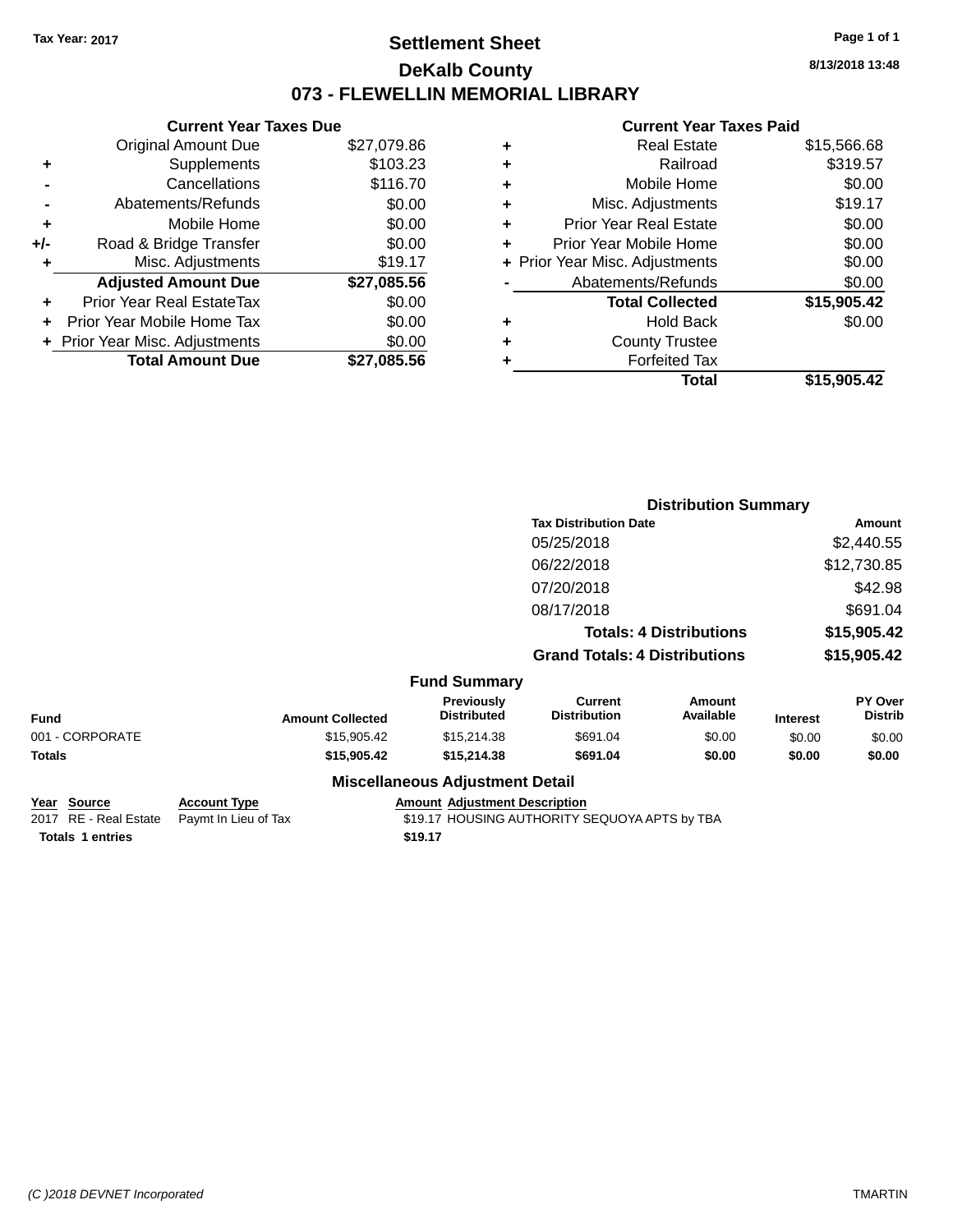Tax Year: 2017

# Settlement Sheet

## DeKalb County

## 073 - FLEWELLIN MEMORIAL LIBRARY

8/13/2018 13:48

### Current Year Taxes Due

| | | |
|---|---|---|
| | Original Amount Due | $27,079.86 |
| + | Supplements | $103.23 |
| - | Cancellations | $116.70 |
| - | Abatements/Refunds | $0.00 |
| + | Mobile Home | $0.00 |
| +/- | Road & Bridge Transfer | $0.00 |
| + | Misc. Adjustments | $19.17 |
| | **Adjusted Amount Due** | **$27,085.56** |
| + | Prior Year Real EstateTax | $0.00 |
| + | Prior Year Mobile Home Tax | $0.00 |
| + | Prior Year Misc. Adjustments | $0.00 |
| | **Total Amount Due** | **$27,085.56** |

### Current Year Taxes Paid

| | | |
|---|---|---|
| + | Real Estate | $15,566.68 |
| + | Railroad | $319.57 |
| + | Mobile Home | $0.00 |
| + | Misc. Adjustments | $19.17 |
| + | Prior Year Real Estate | $0.00 |
| + | Prior Year Mobile Home | $0.00 |
| + | Prior Year Misc. Adjustments | $0.00 |
| - | Abatements/Refunds | $0.00 |
| | **Total Collected** | **$15,905.42** |
| + | Hold Back | $0.00 |
| + | County Trustee | |
| + | Forfeited Tax | |
| | **Total** | **$15,905.42** |

### Distribution Summary

| Tax Distribution Date | Amount |
|---|---|
| 05/25/2018 | $2,440.55 |
| 06/22/2018 | $12,730.85 |
| 07/20/2018 | $42.98 |
| 08/17/2018 | $691.04 |
| **Totals: 4 Distributions** | **$15,905.42** |
| **Grand Totals: 4 Distributions** | **$15,905.42** |

### Fund Summary

| Fund | Amount Collected | Previously Distributed | Current Distribution | Amount Available | Interest | PY Over Distrib |
|---|---|---|---|---|---|---|
| 001 - CORPORATE | $15,905.42 | $15,214.38 | $691.04 | $0.00 | $0.00 | $0.00 |
| **Totals** | **$15,905.42** | **$15,214.38** | **$691.04** | **$0.00** | **$0.00** | **$0.00** |

### Miscellaneous Adjustment Detail

| Year | Source | Account Type | Amount | Adjustment Description |
|---|---|---|---|---|
| 2017 | RE - Real Estate | Paymt In Lieu of Tax | $19.17 | HOUSING AUTHORITY SEQUOYA APTS by TBA |
| **Totals** | **1 entries** | | **$19.17** | |

(C )2018 DEVNET Incorporated TMARTIN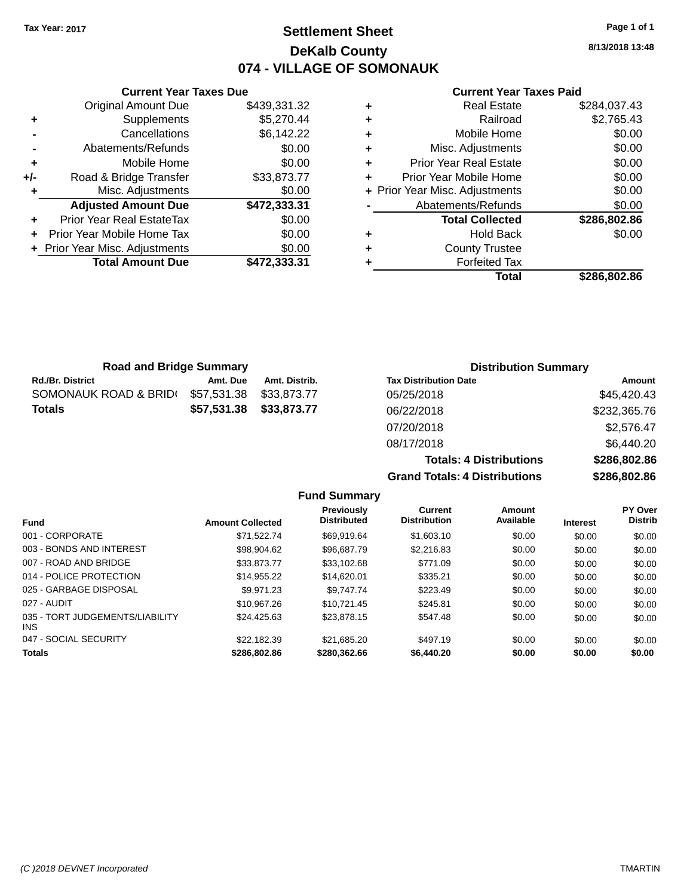Tax Year: 2017

# Settlement Sheet

## DeKalb County

## 074 - VILLAGE OF SOMONAUK

8/13/2018 13:48

### Current Year Taxes Due

| | | |
|---|---|---|
| | Original Amount Due | $439,331.32 |
| + | Supplements | $5,270.44 |
| - | Cancellations | $6,142.22 |
| - | Abatements/Refunds | $0.00 |
| + | Mobile Home | $0.00 |
| +/- | Road & Bridge Transfer | $33,873.77 |
| + | Misc. Adjustments | $0.00 |
| | **Adjusted Amount Due** | **$472,333.31** |
| + | Prior Year Real EstateTax | $0.00 |
| + | Prior Year Mobile Home Tax | $0.00 |
| + | Prior Year Misc. Adjustments | $0.00 |
| | **Total Amount Due** | **$472,333.31** |

### Current Year Taxes Paid

| | | |
|---|---|---|
| + | Real Estate | $284,037.43 |
| + | Railroad | $2,765.43 |
| + | Mobile Home | $0.00 |
| + | Misc. Adjustments | $0.00 |
| + | Prior Year Real Estate | $0.00 |
| + | Prior Year Mobile Home | $0.00 |
| + | Prior Year Misc. Adjustments | $0.00 |
| - | Abatements/Refunds | $0.00 |
| | **Total Collected** | **$286,802.86** |
| + | Hold Back | $0.00 |
| + | County Trustee | |
| + | Forfeited Tax | |
| | **Total** | **$286,802.86** |

### Road and Bridge Summary

| Rd./Br. District | Amt. Due | Amt. Distrib. |
|---|---|---|
| SOMONAUK ROAD & BRID( | $57,531.38 | $33,873.77 |
| **Totals** | **$57,531.38** | **$33,873.77** |

### Distribution Summary

| Tax Distribution Date | Amount |
|---|---|
| 05/25/2018 | $45,420.43 |
| 06/22/2018 | $232,365.76 |
| 07/20/2018 | $2,576.47 |
| 08/17/2018 | $6,440.20 |
| **Totals: 4 Distributions** | **$286,802.86** |
| **Grand Totals: 4 Distributions** | **$286,802.86** |

### Fund Summary

| Fund | Amount Collected | Previously Distributed | Current Distribution | Amount Available | Interest | PY Over Distrib |
|---|---|---|---|---|---|---|
| 001 - CORPORATE | $71,522.74 | $69,919.64 | $1,603.10 | $0.00 | $0.00 | $0.00 |
| 003 - BONDS AND INTEREST | $98,904.62 | $96,687.79 | $2,216.83 | $0.00 | $0.00 | $0.00 |
| 007 - ROAD AND BRIDGE | $33,873.77 | $33,102.68 | $771.09 | $0.00 | $0.00 | $0.00 |
| 014 - POLICE PROTECTION | $14,955.22 | $14,620.01 | $335.21 | $0.00 | $0.00 | $0.00 |
| 025 - GARBAGE DISPOSAL | $9,971.23 | $9,747.74 | $223.49 | $0.00 | $0.00 | $0.00 |
| 027 - AUDIT | $10,967.26 | $10,721.45 | $245.81 | $0.00 | $0.00 | $0.00 |
| 035 - TORT JUDGEMENTS/LIABILITY INS | $24,425.63 | $23,878.15 | $547.48 | $0.00 | $0.00 | $0.00 |
| 047 - SOCIAL SECURITY | $22,182.39 | $21,685.20 | $497.19 | $0.00 | $0.00 | $0.00 |
| **Totals** | **$286,802.86** | **$280,362.66** | **$6,440.20** | **$0.00** | **$0.00** | **$0.00** |

(C )2018 DEVNET Incorporated TMARTIN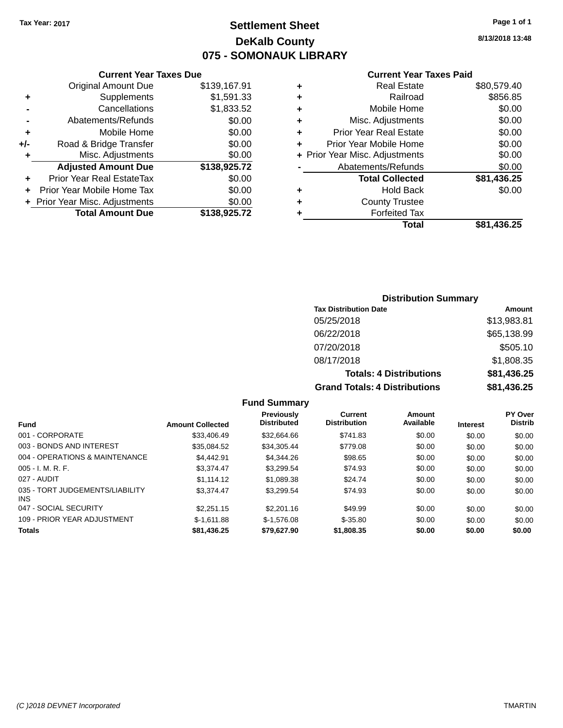**Tax Year: 2017**

# Settlement Sheet
## DeKalb County
## 075 - SOMONAUK LIBRARY

8/13/2018 13:48

### Current Year Taxes Due

| | | |
|---|---|---|
| | Original Amount Due | $139,167.91 |
| + | Supplements | $1,591.33 |
| - | Cancellations | $1,833.52 |
| - | Abatements/Refunds | $0.00 |
| + | Mobile Home | $0.00 |
| +/- | Road & Bridge Transfer | $0.00 |
| + | Misc. Adjustments | $0.00 |
| | **Adjusted Amount Due** | **$138,925.72** |
| + | Prior Year Real EstateTax | $0.00 |
| + | Prior Year Mobile Home Tax | $0.00 |
| + | Prior Year Misc. Adjustments | $0.00 |
| | **Total Amount Due** | **$138,925.72** |

### Current Year Taxes Paid

| | | |
|---|---|---|
| + | Real Estate | $80,579.40 |
| + | Railroad | $856.85 |
| + | Mobile Home | $0.00 |
| + | Misc. Adjustments | $0.00 |
| + | Prior Year Real Estate | $0.00 |
| + | Prior Year Mobile Home | $0.00 |
| + | Prior Year Misc. Adjustments | $0.00 |
| - | Abatements/Refunds | $0.00 |
| | **Total Collected** | **$81,436.25** |
| + | Hold Back | $0.00 |
| + | County Trustee | |
| + | Forfeited Tax | |
| | **Total** | **$81,436.25** |

### Distribution Summary

| Tax Distribution Date | Amount |
|---|---|
| 05/25/2018 | $13,983.81 |
| 06/22/2018 | $65,138.99 |
| 07/20/2018 | $505.10 |
| 08/17/2018 | $1,808.35 |
| **Totals: 4 Distributions** | **$81,436.25** |
| **Grand Totals: 4 Distributions** | **$81,436.25** |

### Fund Summary

| Fund | Amount Collected | Previously Distributed | Current Distribution | Amount Available | Interest | PY Over Distrib |
|---|---|---|---|---|---|---|
| 001 - CORPORATE | $33,406.49 | $32,664.66 | $741.83 | $0.00 | $0.00 | $0.00 |
| 003 - BONDS AND INTEREST | $35,084.52 | $34,305.44 | $779.08 | $0.00 | $0.00 | $0.00 |
| 004 - OPERATIONS & MAINTENANCE | $4,442.91 | $4,344.26 | $98.65 | $0.00 | $0.00 | $0.00 |
| 005 - I. M. R. F. | $3,374.47 | $3,299.54 | $74.93 | $0.00 | $0.00 | $0.00 |
| 027 - AUDIT | $1,114.12 | $1,089.38 | $24.74 | $0.00 | $0.00 | $0.00 |
| 035 - TORT JUDGEMENTS/LIABILITY INS | $3,374.47 | $3,299.54 | $74.93 | $0.00 | $0.00 | $0.00 |
| 047 - SOCIAL SECURITY | $2,251.15 | $2,201.16 | $49.99 | $0.00 | $0.00 | $0.00 |
| 109 - PRIOR YEAR ADJUSTMENT | $-1,611.88 | $-1,576.08 | $-35.80 | $0.00 | $0.00 | $0.00 |
| **Totals** | **$81,436.25** | **$79,627.90** | **$1,808.35** | **$0.00** | **$0.00** | **$0.00** |

(C )2018 DEVNET Incorporated TMARTIN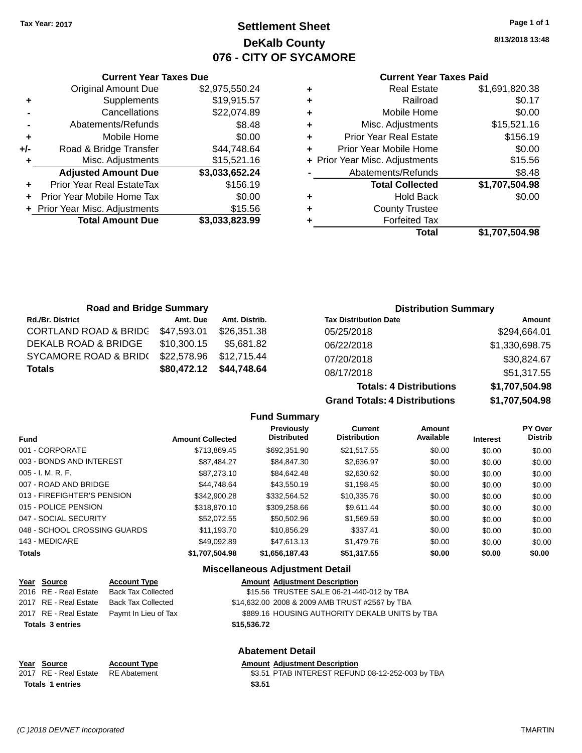Tax Year: 2017

# Settlement Sheet

## DeKalb County

## 076 - CITY OF SYCAMORE

8/13/2018 13:48

### Current Year Taxes Due

| | | |
|---|---|---|
| | Original Amount Due | $2,975,550.24 |
| + | Supplements | $19,915.57 |
| - | Cancellations | $22,074.89 |
| - | Abatements/Refunds | $8.48 |
| + | Mobile Home | $0.00 |
| +/- | Road & Bridge Transfer | $44,748.64 |
| + | Misc. Adjustments | $15,521.16 |
| | **Adjusted Amount Due** | **$3,033,652.24** |
| + | Prior Year Real EstateTax | $156.19 |
| + | Prior Year Mobile Home Tax | $0.00 |
| + | Prior Year Misc. Adjustments | $15.56 |
| | **Total Amount Due** | **$3,033,823.99** |

### Current Year Taxes Paid

| | | |
|---|---|---|
| + | Real Estate | $1,691,820.38 |
| + | Railroad | $0.17 |
| + | Mobile Home | $0.00 |
| + | Misc. Adjustments | $15,521.16 |
| + | Prior Year Real Estate | $156.19 |
| + | Prior Year Mobile Home | $0.00 |
| + | Prior Year Misc. Adjustments | $15.56 |
| - | Abatements/Refunds | $8.48 |
| | **Total Collected** | **$1,707,504.98** |
| + | Hold Back | $0.00 |
| + | County Trustee | |
| + | Forfeited Tax | |
| | **Total** | **$1,707,504.98** |

### Road and Bridge Summary

| Rd./Br. District | Amt. Due | Amt. Distrib. |
|---|---|---|
| CORTLAND ROAD & BRIDG | $47,593.01 | $26,351.38 |
| DEKALB ROAD & BRIDGE | $10,300.15 | $5,681.82 |
| SYCAMORE ROAD & BRID( | $22,578.96 | $12,715.44 |
| **Totals** | **$80,472.12** | **$44,748.64** |

### Distribution Summary

| Tax Distribution Date | Amount |
|---|---|
| 05/25/2018 | $294,664.01 |
| 06/22/2018 | $1,330,698.75 |
| 07/20/2018 | $30,824.67 |
| 08/17/2018 | $51,317.55 |
| **Totals: 4 Distributions** | **$1,707,504.98** |
| **Grand Totals: 4 Distributions** | **$1,707,504.98** |

### Fund Summary

| Fund | Amount Collected | Previously Distributed | Current Distribution | Amount Available | Interest | PY Over Distrib |
|---|---|---|---|---|---|---|
| 001 - CORPORATE | $713,869.45 | $692,351.90 | $21,517.55 | $0.00 | $0.00 | $0.00 |
| 003 - BONDS AND INTEREST | $87,484.27 | $84,847.30 | $2,636.97 | $0.00 | $0.00 | $0.00 |
| 005 - I. M. R. F. | $87,273.10 | $84,642.48 | $2,630.62 | $0.00 | $0.00 | $0.00 |
| 007 - ROAD AND BRIDGE | $44,748.64 | $43,550.19 | $1,198.45 | $0.00 | $0.00 | $0.00 |
| 013 - FIREFIGHTER'S PENSION | $342,900.28 | $332,564.52 | $10,335.76 | $0.00 | $0.00 | $0.00 |
| 015 - POLICE PENSION | $318,870.10 | $309,258.66 | $9,611.44 | $0.00 | $0.00 | $0.00 |
| 047 - SOCIAL SECURITY | $52,072.55 | $50,502.96 | $1,569.59 | $0.00 | $0.00 | $0.00 |
| 048 - SCHOOL CROSSING GUARDS | $11,193.70 | $10,856.29 | $337.41 | $0.00 | $0.00 | $0.00 |
| 143 - MEDICARE | $49,092.89 | $47,613.13 | $1,479.76 | $0.00 | $0.00 | $0.00 |
| **Totals** | **$1,707,504.98** | **$1,656,187.43** | **$51,317.55** | **$0.00** | **$0.00** | **$0.00** |

### Miscellaneous Adjustment Detail

| Year | Source | Account Type | Amount | Adjustment Description |
|---|---|---|---|---|
| 2016 | RE - Real Estate | Back Tax Collected | $15.56 | TRUSTEE SALE 06-21-440-012 by TBA |
| 2017 | RE - Real Estate | Back Tax Collected | $14,632.00 | 2008 & 2009 AMB TRUST #2567 by TBA |
| 2017 | RE - Real Estate | Paymt In Lieu of Tax | $889.16 | HOUSING AUTHORITY DEKALB UNITS by TBA |
| **Totals 3 entries** | | | **$15,536.72** | |

### Abatement Detail

| Year | Source | Account Type | Amount | Adjustment Description |
|---|---|---|---|---|
| 2017 | RE - Real Estate | RE Abatement | $3.51 | PTAB INTEREST REFUND 08-12-252-003 by TBA |
| **Totals 1 entries** | | | **$3.51** | |

(C )2018 DEVNET Incorporated TMARTIN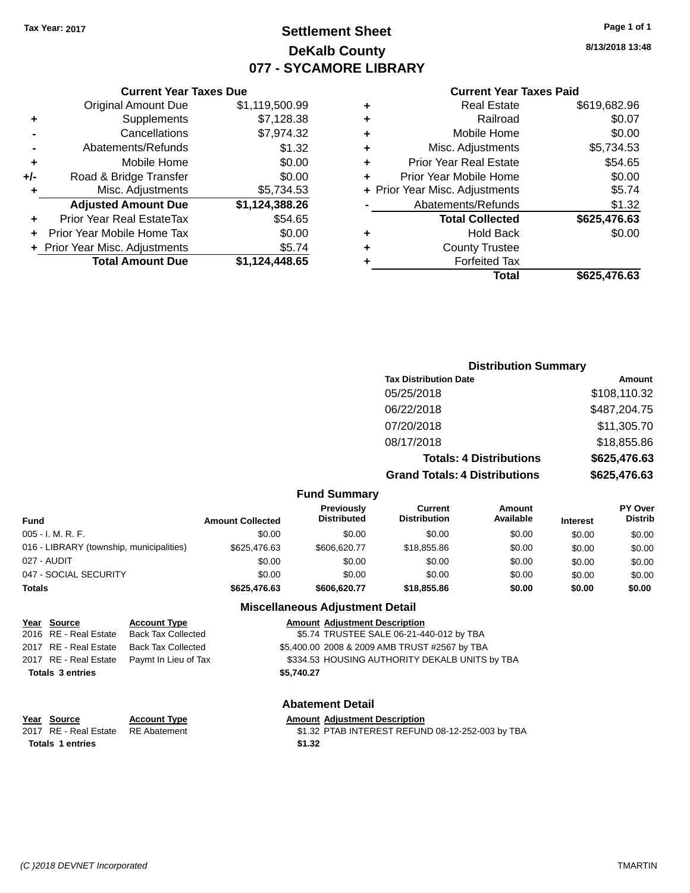Tax Year: 2017

# Settlement Sheet

## DeKalb County

## 077 - SYCAMORE LIBRARY

8/13/2018 13:48

### Current Year Taxes Due

| | | |
|---|---|---|
| | Original Amount Due | $1,119,500.99 |
| + | Supplements | $7,128.38 |
| - | Cancellations | $7,974.32 |
| - | Abatements/Refunds | $1.32 |
| + | Mobile Home | $0.00 |
| +/- | Road & Bridge Transfer | $0.00 |
| + | Misc. Adjustments | $5,734.53 |
| | **Adjusted Amount Due** | **$1,124,388.26** |
| + | Prior Year Real EstateTax | $54.65 |
| + | Prior Year Mobile Home Tax | $0.00 |
| + | Prior Year Misc. Adjustments | $5.74 |
| | **Total Amount Due** | **$1,124,448.65** |

### Current Year Taxes Paid

| | | |
|---|---|---|
| + | Real Estate | $619,682.96 |
| + | Railroad | $0.07 |
| + | Mobile Home | $0.00 |
| + | Misc. Adjustments | $5,734.53 |
| + | Prior Year Real Estate | $54.65 |
| + | Prior Year Mobile Home | $0.00 |
| + | Prior Year Misc. Adjustments | $5.74 |
| - | Abatements/Refunds | $1.32 |
| | **Total Collected** | **$625,476.63** |
| + | Hold Back | $0.00 |
| + | County Trustee | |
| + | Forfeited Tax | |
| | **Total** | **$625,476.63** |

### Distribution Summary

| Tax Distribution Date | Amount |
|---|---|
| 05/25/2018 | $108,110.32 |
| 06/22/2018 | $487,204.75 |
| 07/20/2018 | $11,305.70 |
| 08/17/2018 | $18,855.86 |
| **Totals: 4 Distributions** | **$625,476.63** |
| **Grand Totals: 4 Distributions** | **$625,476.63** |

### Fund Summary

| Fund | Amount Collected | Previously Distributed | Current Distribution | Amount Available | Interest | PY Over Distrib |
|---|---|---|---|---|---|---|
| 005 - I. M. R. F. | $0.00 | $0.00 | $0.00 | $0.00 | $0.00 | $0.00 |
| 016 - LIBRARY (township, municipalities) | $625,476.63 | $606,620.77 | $18,855.86 | $0.00 | $0.00 | $0.00 |
| 027 - AUDIT | $0.00 | $0.00 | $0.00 | $0.00 | $0.00 | $0.00 |
| 047 - SOCIAL SECURITY | $0.00 | $0.00 | $0.00 | $0.00 | $0.00 | $0.00 |
| **Totals** | **$625,476.63** | **$606,620.77** | **$18,855.86** | **$0.00** | **$0.00** | **$0.00** |

### Miscellaneous Adjustment Detail

| Year | Source | Account Type | Amount | Adjustment Description |
|---|---|---|---|---|
| 2016 | RE - Real Estate | Back Tax Collected | $5.74 | TRUSTEE SALE 06-21-440-012 by TBA |
| 2017 | RE - Real Estate | Back Tax Collected | $5,400.00 | 2008 & 2009 AMB TRUST #2567 by TBA |
| 2017 | RE - Real Estate | Paymt In Lieu of Tax | $334.53 | HOUSING AUTHORITY DEKALB UNITS by TBA |
| **Totals 3 entries** | | | **$5,740.27** | |

### Abatement Detail

| Year | Source | Account Type | Amount | Adjustment Description |
|---|---|---|---|---|
| 2017 | RE - Real Estate | RE Abatement | $1.32 | PTAB INTEREST REFUND 08-12-252-003 by TBA |
| **Totals 1 entries** | | | **$1.32** | |

(C )2018 DEVNET Incorporated TMARTIN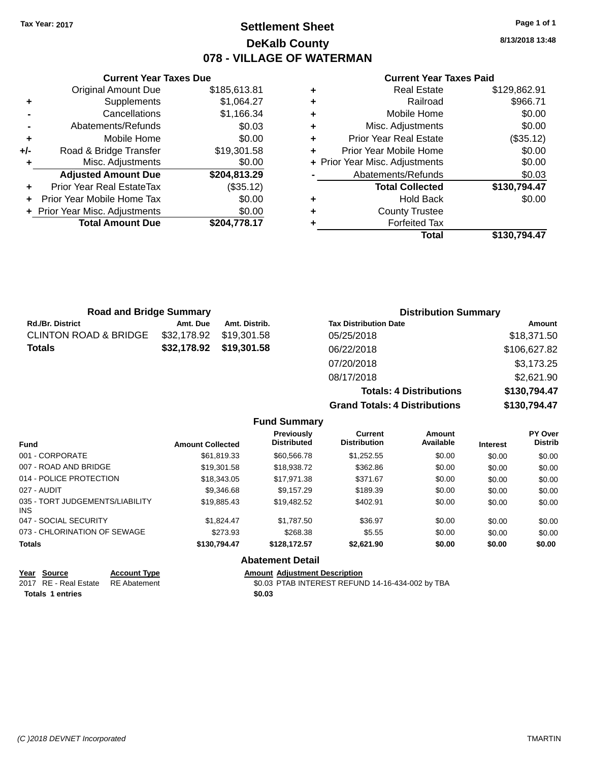Tax Year: 2017

# Settlement Sheet
## DeKalb County
## 078 - VILLAGE OF WATERMAN

8/13/2018 13:48

### Current Year Taxes Due

| | | |
|---|---|---|
| | Original Amount Due | $185,613.81 |
| + | Supplements | $1,064.27 |
| - | Cancellations | $1,166.34 |
| - | Abatements/Refunds | $0.03 |
| + | Mobile Home | $0.00 |
| +/- | Road & Bridge Transfer | $19,301.58 |
| + | Misc. Adjustments | $0.00 |
| | **Adjusted Amount Due** | **$204,813.29** |
| + | Prior Year Real EstateTax | ($35.12) |
| + | Prior Year Mobile Home Tax | $0.00 |
| + | Prior Year Misc. Adjustments | $0.00 |
| | **Total Amount Due** | **$204,778.17** |

### Current Year Taxes Paid

| | | |
|---|---|---|
| + | Real Estate | $129,862.91 |
| + | Railroad | $966.71 |
| + | Mobile Home | $0.00 |
| + | Misc. Adjustments | $0.00 |
| + | Prior Year Real Estate | ($35.12) |
| + | Prior Year Mobile Home | $0.00 |
| + | Prior Year Misc. Adjustments | $0.00 |
| - | Abatements/Refunds | $0.03 |
| | **Total Collected** | **$130,794.47** |
| + | Hold Back | $0.00 |
| + | County Trustee | |
| + | Forfeited Tax | |
| | **Total** | **$130,794.47** |

### Road and Bridge Summary

| Rd./Br. District | Amt. Due | Amt. Distrib. |
|---|---|---|
| CLINTON ROAD & BRIDGE | $32,178.92 | $19,301.58 |
| **Totals** | **$32,178.92** | **$19,301.58** |

### Distribution Summary

| Tax Distribution Date | Amount |
|---|---|
| 05/25/2018 | $18,371.50 |
| 06/22/2018 | $106,627.82 |
| 07/20/2018 | $3,173.25 |
| 08/17/2018 | $2,621.90 |
| **Totals: 4 Distributions** | **$130,794.47** |
| **Grand Totals: 4 Distributions** | **$130,794.47** |

### Fund Summary

| Fund | Amount Collected | Previously Distributed | Current Distribution | Amount Available | Interest | PY Over Distrib |
|---|---|---|---|---|---|---|
| 001 - CORPORATE | $61,819.33 | $60,566.78 | $1,252.55 | $0.00 | $0.00 | $0.00 |
| 007 - ROAD AND BRIDGE | $19,301.58 | $18,938.72 | $362.86 | $0.00 | $0.00 | $0.00 |
| 014 - POLICE PROTECTION | $18,343.05 | $17,971.38 | $371.67 | $0.00 | $0.00 | $0.00 |
| 027 - AUDIT | $9,346.68 | $9,157.29 | $189.39 | $0.00 | $0.00 | $0.00 |
| 035 - TORT JUDGEMENTS/LIABILITY INS | $19,885.43 | $19,482.52 | $402.91 | $0.00 | $0.00 | $0.00 |
| 047 - SOCIAL SECURITY | $1,824.47 | $1,787.50 | $36.97 | $0.00 | $0.00 | $0.00 |
| 073 - CHLORINATION OF SEWAGE | $273.93 | $268.38 | $5.55 | $0.00 | $0.00 | $0.00 |
| **Totals** | **$130,794.47** | **$128,172.57** | **$2,621.90** | **$0.00** | **$0.00** | **$0.00** |

### Abatement Detail

| Year | Source | Account Type | Amount | Adjustment Description |
|---|---|---|---|---|
| 2017 | RE - Real Estate | RE Abatement | $0.03 | PTAB INTEREST REFUND 14-16-434-002 by TBA |
| **Totals 1 entries** | | | **$0.03** | |

(C )2018 DEVNET Incorporated — TMARTIN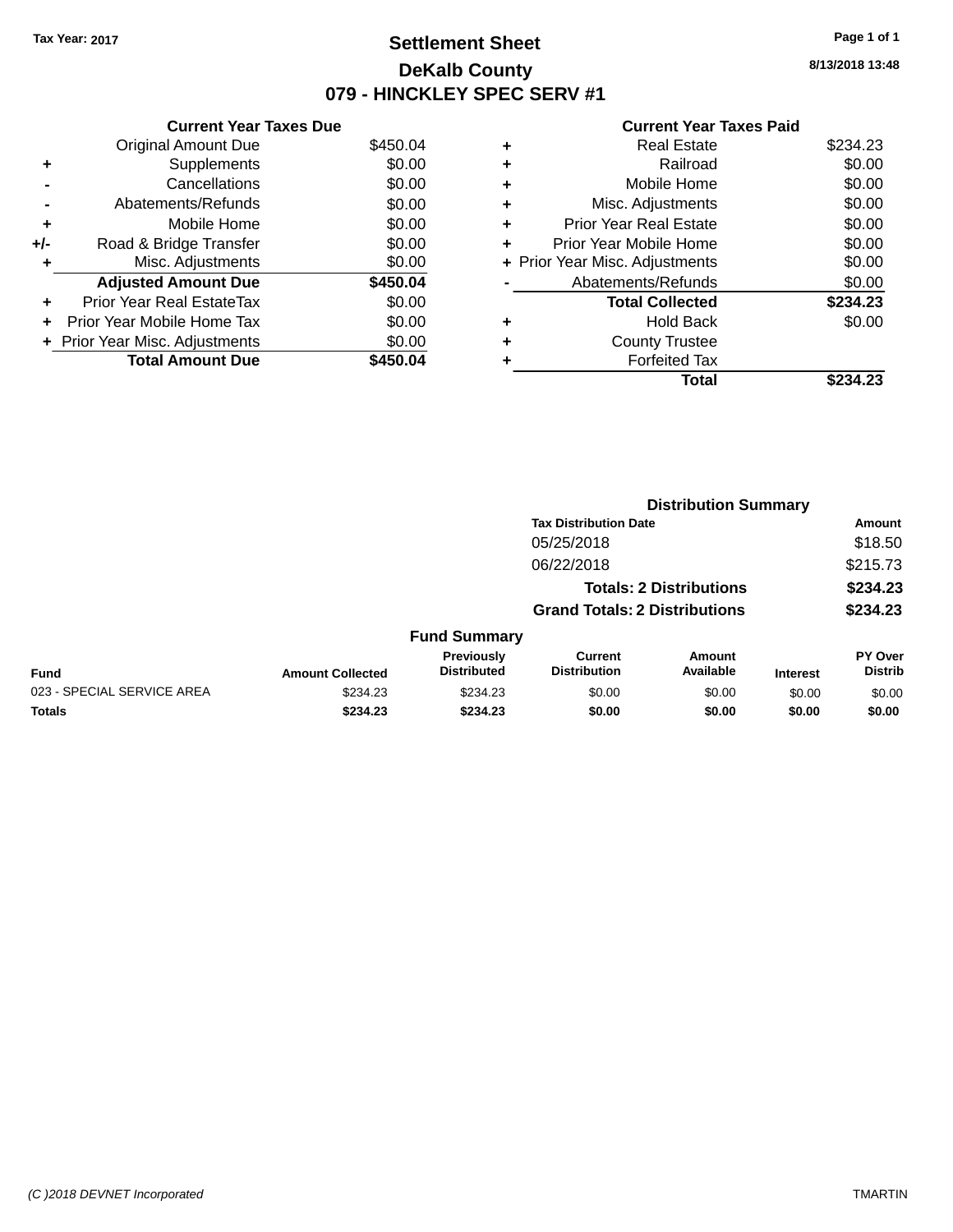**Tax Year: 2017**

# Settlement Sheet

## DeKalb County

## 079 - HINCKLEY SPEC SERV #1

8/13/2018 13:48

### Current Year Taxes Due

| | | |
|---|---|---|
| | Original Amount Due | $450.04 |
| + | Supplements | $0.00 |
| - | Cancellations | $0.00 |
| - | Abatements/Refunds | $0.00 |
| + | Mobile Home | $0.00 |
| +/- | Road & Bridge Transfer | $0.00 |
| + | Misc. Adjustments | $0.00 |
| | **Adjusted Amount Due** | **$450.04** |
| + | Prior Year Real EstateTax | $0.00 |
| + | Prior Year Mobile Home Tax | $0.00 |
| + | Prior Year Misc. Adjustments | $0.00 |
| | **Total Amount Due** | **$450.04** |

### Current Year Taxes Paid

| | | |
|---|---|---|
| + | Real Estate | $234.23 |
| + | Railroad | $0.00 |
| + | Mobile Home | $0.00 |
| + | Misc. Adjustments | $0.00 |
| + | Prior Year Real Estate | $0.00 |
| + | Prior Year Mobile Home | $0.00 |
| + | Prior Year Misc. Adjustments | $0.00 |
| - | Abatements/Refunds | $0.00 |
| | **Total Collected** | **$234.23** |
| + | Hold Back | $0.00 |
| + | County Trustee | |
| + | Forfeited Tax | |
| | **Total** | **$234.23** |

### Distribution Summary

| Tax Distribution Date | Amount |
|---|---|
| 05/25/2018 | $18.50 |
| 06/22/2018 | $215.73 |
| **Totals: 2 Distributions** | **$234.23** |
| **Grand Totals: 2 Distributions** | **$234.23** |

### Fund Summary

| Fund | Amount Collected | Previously Distributed | Current Distribution | Amount Available | Interest | PY Over Distrib |
|---|---|---|---|---|---|---|
| 023 - SPECIAL SERVICE AREA | $234.23 | $234.23 | $0.00 | $0.00 | $0.00 | $0.00 |
| **Totals** | **$234.23** | **$234.23** | **$0.00** | **$0.00** | **$0.00** | **$0.00** |

*(C )2018 DEVNET Incorporated* TMARTIN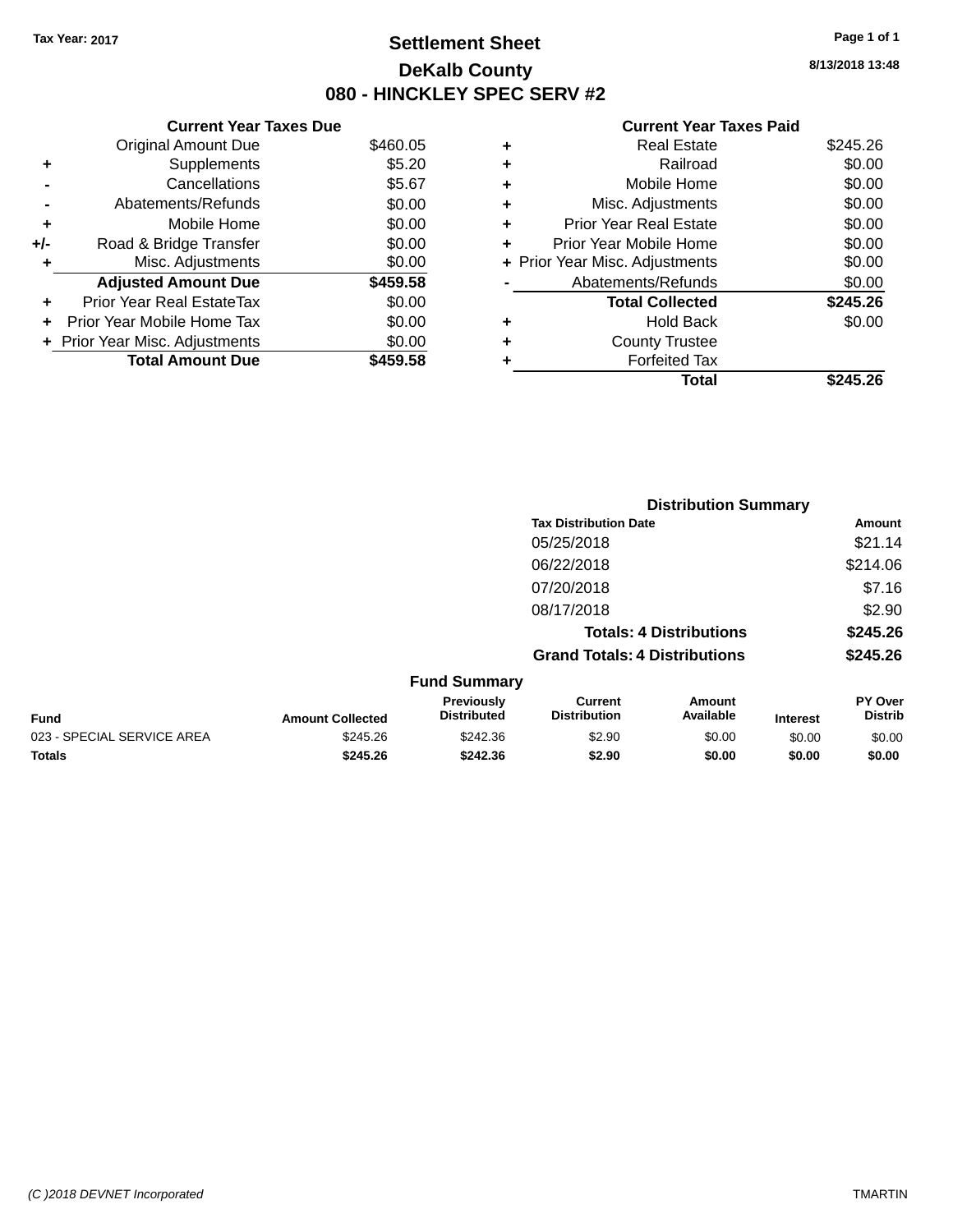Tax Year: 2017

# Settlement Sheet

## DeKalb County

## 080 - HINCKLEY SPEC SERV #2

8/13/2018 13:48

### Current Year Taxes Due

| | | |
|---|---|---|
| | Original Amount Due | $460.05 |
| + | Supplements | $5.20 |
| - | Cancellations | $5.67 |
| - | Abatements/Refunds | $0.00 |
| + | Mobile Home | $0.00 |
| +/- | Road & Bridge Transfer | $0.00 |
| + | Misc. Adjustments | $0.00 |
| | **Adjusted Amount Due** | **$459.58** |
| + | Prior Year Real EstateTax | $0.00 |
| + | Prior Year Mobile Home Tax | $0.00 |
| + | Prior Year Misc. Adjustments | $0.00 |
| | **Total Amount Due** | **$459.58** |

### Current Year Taxes Paid

| | | |
|---|---|---|
| + | Real Estate | $245.26 |
| + | Railroad | $0.00 |
| + | Mobile Home | $0.00 |
| + | Misc. Adjustments | $0.00 |
| + | Prior Year Real Estate | $0.00 |
| + | Prior Year Mobile Home | $0.00 |
| + | Prior Year Misc. Adjustments | $0.00 |
| - | Abatements/Refunds | $0.00 |
| | **Total Collected** | **$245.26** |
| + | Hold Back | $0.00 |
| + | County Trustee | |
| + | Forfeited Tax | |
| | **Total** | **$245.26** |

### Distribution Summary

| Tax Distribution Date | Amount |
|---|---|
| 05/25/2018 | $21.14 |
| 06/22/2018 | $214.06 |
| 07/20/2018 | $7.16 |
| 08/17/2018 | $2.90 |
| **Totals: 4 Distributions** | **$245.26** |
| **Grand Totals: 4 Distributions** | **$245.26** |

### Fund Summary

| Fund | Amount Collected | Previously Distributed | Current Distribution | Amount Available | Interest | PY Over Distrib |
|---|---|---|---|---|---|---|
| 023 - SPECIAL SERVICE AREA | $245.26 | $242.36 | $2.90 | $0.00 | $0.00 | $0.00 |
| **Totals** | **$245.26** | **$242.36** | **$2.90** | **$0.00** | **$0.00** | **$0.00** |

(C )2018 DEVNET Incorporated TMARTIN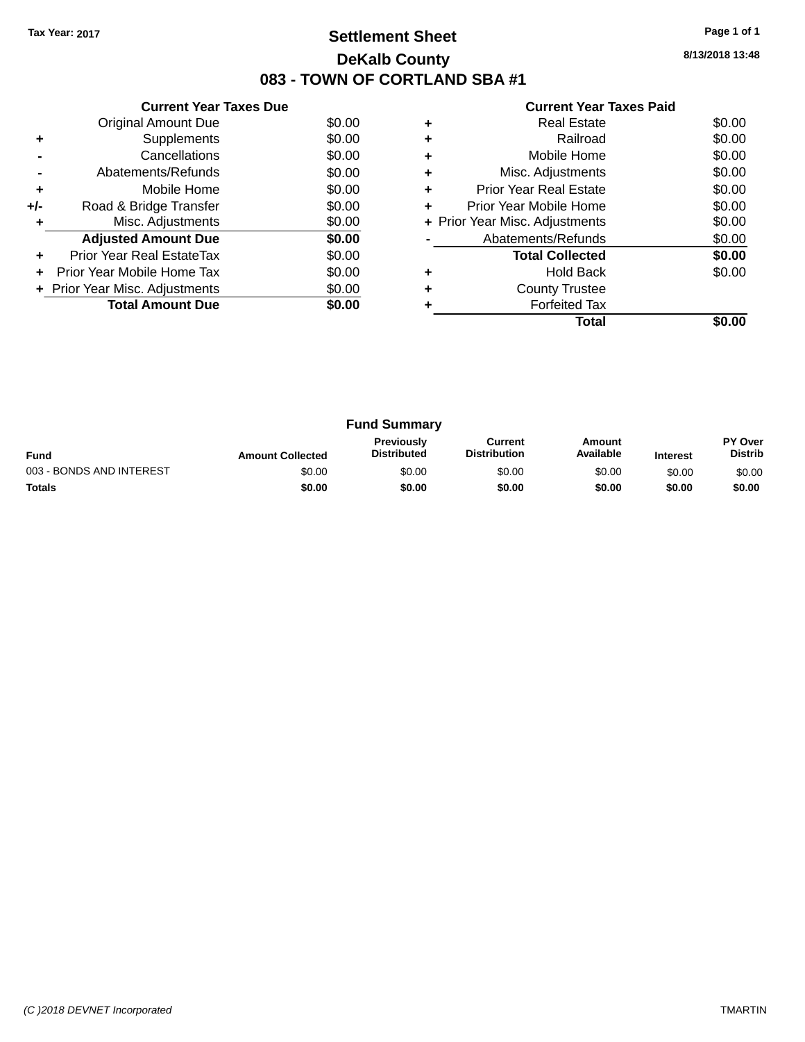Tax Year: 2017

# Settlement Sheet

## DeKalb County

## 083 - TOWN OF CORTLAND SBA #1

8/13/2018 13:48

### Current Year Taxes Due

| | | |
|---|---|---|
| | Original Amount Due | $0.00 |
| + | Supplements | $0.00 |
| - | Cancellations | $0.00 |
| - | Abatements/Refunds | $0.00 |
| + | Mobile Home | $0.00 |
| +/- | Road & Bridge Transfer | $0.00 |
| + | Misc. Adjustments | $0.00 |
| | **Adjusted Amount Due** | **$0.00** |
| + | Prior Year Real EstateTax | $0.00 |
| + | Prior Year Mobile Home Tax | $0.00 |
| + | Prior Year Misc. Adjustments | $0.00 |
| | **Total Amount Due** | **$0.00** |

### Current Year Taxes Paid

| | | |
|---|---|---|
| + | Real Estate | $0.00 |
| + | Railroad | $0.00 |
| + | Mobile Home | $0.00 |
| + | Misc. Adjustments | $0.00 |
| + | Prior Year Real Estate | $0.00 |
| + | Prior Year Mobile Home | $0.00 |
| + | Prior Year Misc. Adjustments | $0.00 |
| - | Abatements/Refunds | $0.00 |
| | **Total Collected** | **$0.00** |
| + | Hold Back | $0.00 |
| + | County Trustee | |
| + | Forfeited Tax | |
| | **Total** | **$0.00** |

### Fund Summary

| Fund | Amount Collected | Previously Distributed | Current Distribution | Amount Available | Interest | PY Over Distrib |
|---|---|---|---|---|---|---|
| 003 - BONDS AND INTEREST | $0.00 | $0.00 | $0.00 | $0.00 | $0.00 | $0.00 |
| **Totals** | **$0.00** | **$0.00** | **$0.00** | **$0.00** | **$0.00** | **$0.00** |

(C )2018 DEVNET Incorporated — TMARTIN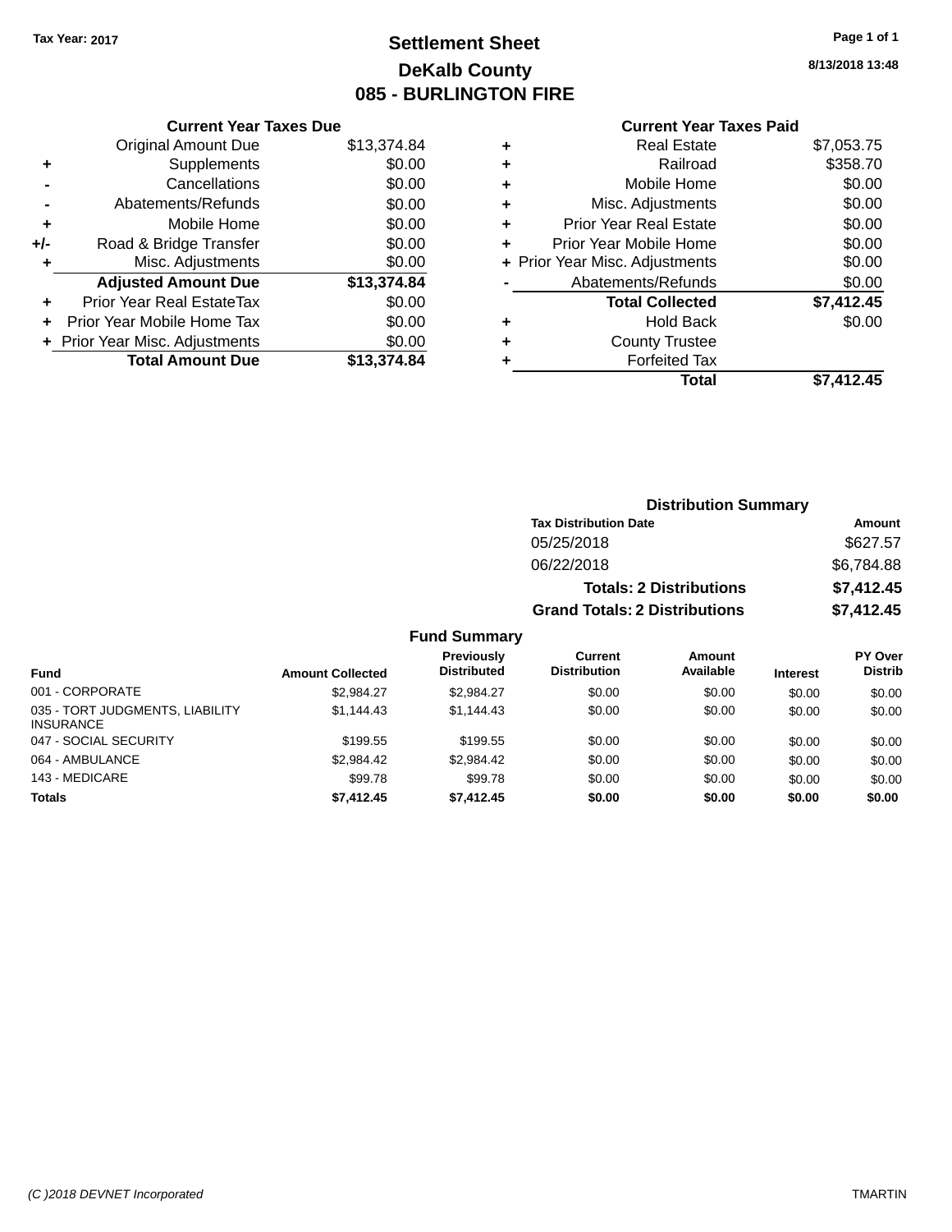Tax Year: 2017

# Settlement Sheet

## DeKalb County

## 085 - BURLINGTON FIRE

8/13/2018 13:48

### Current Year Taxes Due

| | | |
|---|---|---|
| | Original Amount Due | $13,374.84 |
| + | Supplements | $0.00 |
| - | Cancellations | $0.00 |
| - | Abatements/Refunds | $0.00 |
| + | Mobile Home | $0.00 |
| +/- | Road & Bridge Transfer | $0.00 |
| + | Misc. Adjustments | $0.00 |
| | **Adjusted Amount Due** | **$13,374.84** |
| + | Prior Year Real EstateTax | $0.00 |
| + | Prior Year Mobile Home Tax | $0.00 |
| + | Prior Year Misc. Adjustments | $0.00 |
| | **Total Amount Due** | **$13,374.84** |

### Current Year Taxes Paid

| | | |
|---|---|---|
| + | Real Estate | $7,053.75 |
| + | Railroad | $358.70 |
| + | Mobile Home | $0.00 |
| + | Misc. Adjustments | $0.00 |
| + | Prior Year Real Estate | $0.00 |
| + | Prior Year Mobile Home | $0.00 |
| + | Prior Year Misc. Adjustments | $0.00 |
| - | Abatements/Refunds | $0.00 |
| | **Total Collected** | **$7,412.45** |
| + | Hold Back | $0.00 |
| + | County Trustee | |
| + | Forfeited Tax | |
| | **Total** | **$7,412.45** |

### Distribution Summary

| Tax Distribution Date | Amount |
|---|---|
| 05/25/2018 | $627.57 |
| 06/22/2018 | $6,784.88 |
| **Totals: 2 Distributions** | **$7,412.45** |
| **Grand Totals: 2 Distributions** | **$7,412.45** |

### Fund Summary

| Fund | Amount Collected | Previously Distributed | Current Distribution | Amount Available | Interest | PY Over Distrib |
|---|---|---|---|---|---|---|
| 001 - CORPORATE | $2,984.27 | $2,984.27 | $0.00 | $0.00 | $0.00 | $0.00 |
| 035 - TORT JUDGMENTS, LIABILITY INSURANCE | $1,144.43 | $1,144.43 | $0.00 | $0.00 | $0.00 | $0.00 |
| 047 - SOCIAL SECURITY | $199.55 | $199.55 | $0.00 | $0.00 | $0.00 | $0.00 |
| 064 - AMBULANCE | $2,984.42 | $2,984.42 | $0.00 | $0.00 | $0.00 | $0.00 |
| 143 - MEDICARE | $99.78 | $99.78 | $0.00 | $0.00 | $0.00 | $0.00 |
| **Totals** | **$7,412.45** | **$7,412.45** | **$0.00** | **$0.00** | **$0.00** | **$0.00** |

(C )2018 DEVNET Incorporated TMARTIN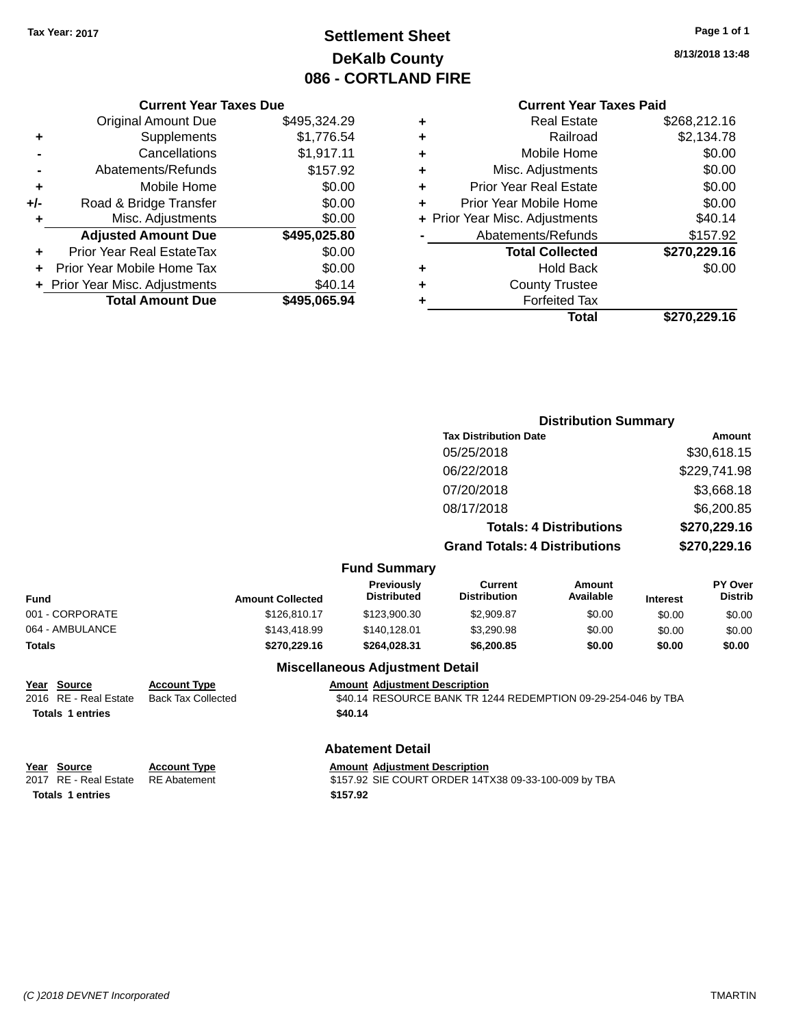Tax Year: 2017

# Settlement Sheet
## DeKalb County
## 086 - CORTLAND FIRE

8/13/2018 13:48

### Current Year Taxes Due

| | | |
|---|---|---|
| | Original Amount Due | $495,324.29 |
| + | Supplements | $1,776.54 |
| - | Cancellations | $1,917.11 |
| - | Abatements/Refunds | $157.92 |
| + | Mobile Home | $0.00 |
| +/- | Road & Bridge Transfer | $0.00 |
| + | Misc. Adjustments | $0.00 |
| | **Adjusted Amount Due** | **$495,025.80** |
| + | Prior Year Real EstateTax | $0.00 |
| + | Prior Year Mobile Home Tax | $0.00 |
| + | Prior Year Misc. Adjustments | $40.14 |
| | **Total Amount Due** | **$495,065.94** |

### Current Year Taxes Paid

| | | |
|---|---|---|
| + | Real Estate | $268,212.16 |
| + | Railroad | $2,134.78 |
| + | Mobile Home | $0.00 |
| + | Misc. Adjustments | $0.00 |
| + | Prior Year Real Estate | $0.00 |
| + | Prior Year Mobile Home | $0.00 |
| + | Prior Year Misc. Adjustments | $40.14 |
| - | Abatements/Refunds | $157.92 |
| | **Total Collected** | **$270,229.16** |
| + | Hold Back | $0.00 |
| + | County Trustee | |
| + | Forfeited Tax | |
| | **Total** | **$270,229.16** |

### Distribution Summary

| Tax Distribution Date | Amount |
|---|---|
| 05/25/2018 | $30,618.15 |
| 06/22/2018 | $229,741.98 |
| 07/20/2018 | $3,668.18 |
| 08/17/2018 | $6,200.85 |
| **Totals: 4 Distributions** | **$270,229.16** |
| **Grand Totals: 4 Distributions** | **$270,229.16** |

### Fund Summary

| Fund | Amount Collected | Previously Distributed | Current Distribution | Amount Available | Interest | PY Over Distrib |
|---|---|---|---|---|---|---|
| 001 - CORPORATE | $126,810.17 | $123,900.30 | $2,909.87 | $0.00 | $0.00 | $0.00 |
| 064 - AMBULANCE | $143,418.99 | $140,128.01 | $3,290.98 | $0.00 | $0.00 | $0.00 |
| **Totals** | **$270,229.16** | **$264,028.31** | **$6,200.85** | **$0.00** | **$0.00** | **$0.00** |

### Miscellaneous Adjustment Detail

| Year | Source | Account Type | Amount | Adjustment Description |
|---|---|---|---|---|
| 2016 | RE - Real Estate | Back Tax Collected | $40.14 | RESOURCE BANK TR 1244 REDEMPTION 09-29-254-046 by TBA |
| **Totals** | **1 entries** | | **$40.14** | |

### Abatement Detail

| Year | Source | Account Type | Amount | Adjustment Description |
|---|---|---|---|---|
| 2017 | RE - Real Estate | RE Abatement | $157.92 | SIE COURT ORDER 14TX38 09-33-100-009 by TBA |
| **Totals** | **1 entries** | | **$157.92** | |

(C )2018 DEVNET Incorporated TMARTIN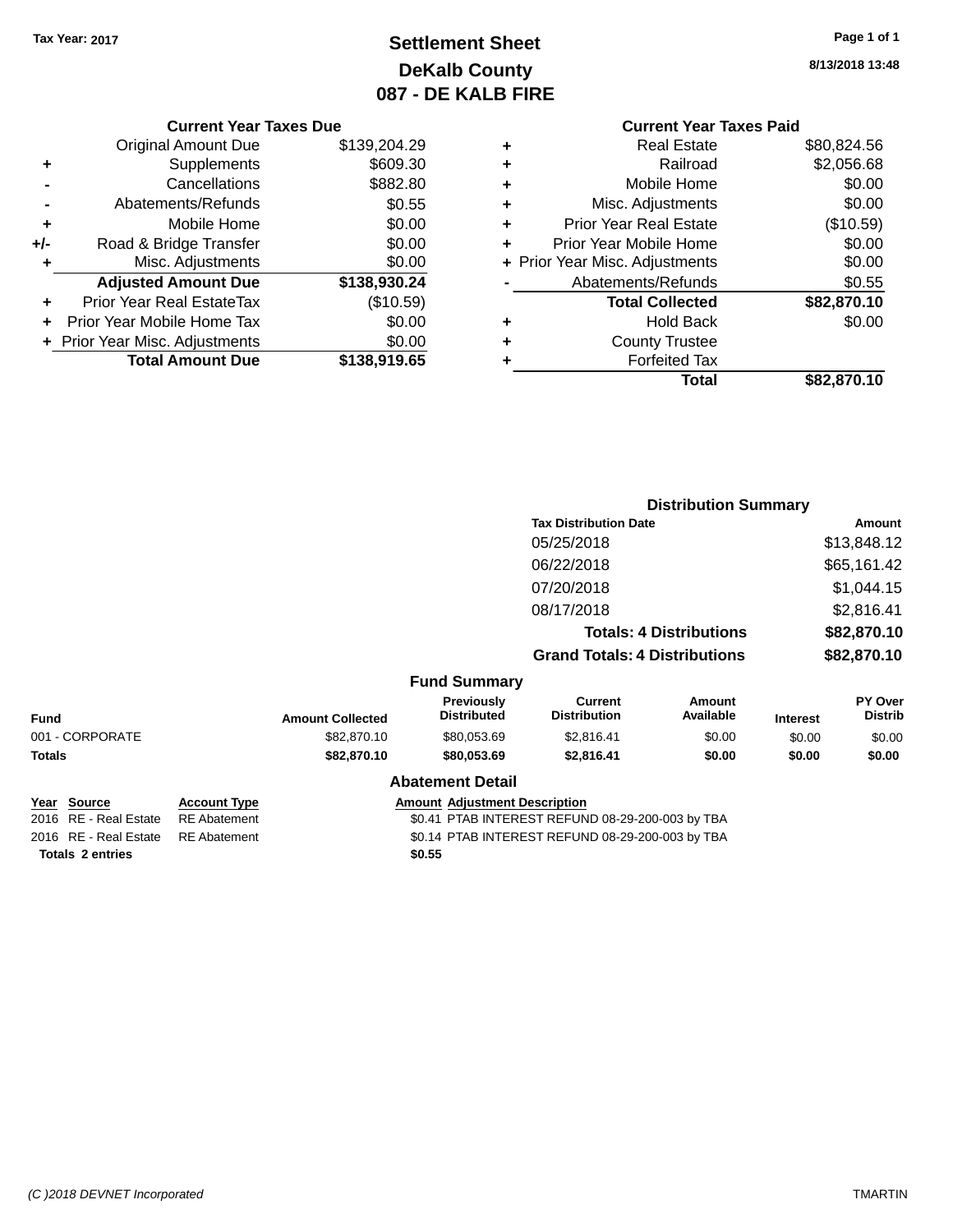Tax Year: 2017

# Settlement Sheet

## DeKalb County

## 087 - DE KALB FIRE

8/13/2018 13:48

### Current Year Taxes Due

| | | |
|---|---|---|
| | Original Amount Due | $139,204.29 |
| + | Supplements | $609.30 |
| - | Cancellations | $882.80 |
| - | Abatements/Refunds | $0.55 |
| + | Mobile Home | $0.00 |
| +/- | Road & Bridge Transfer | $0.00 |
| + | Misc. Adjustments | $0.00 |
| | **Adjusted Amount Due** | **$138,930.24** |
| + | Prior Year Real EstateTax | ($10.59) |
| + | Prior Year Mobile Home Tax | $0.00 |
| + | Prior Year Misc. Adjustments | $0.00 |
| | **Total Amount Due** | **$138,919.65** |

### Current Year Taxes Paid

| | | |
|---|---|---|
| + | Real Estate | $80,824.56 |
| + | Railroad | $2,056.68 |
| + | Mobile Home | $0.00 |
| + | Misc. Adjustments | $0.00 |
| + | Prior Year Real Estate | ($10.59) |
| + | Prior Year Mobile Home | $0.00 |
| + | Prior Year Misc. Adjustments | $0.00 |
| - | Abatements/Refunds | $0.55 |
| | **Total Collected** | **$82,870.10** |
| + | Hold Back | $0.00 |
| + | County Trustee | |
| + | Forfeited Tax | |
| | **Total** | **$82,870.10** |

### Distribution Summary

| Tax Distribution Date | Amount |
|---|---|
| 05/25/2018 | $13,848.12 |
| 06/22/2018 | $65,161.42 |
| 07/20/2018 | $1,044.15 |
| 08/17/2018 | $2,816.41 |
| **Totals: 4 Distributions** | **$82,870.10** |
| **Grand Totals: 4 Distributions** | **$82,870.10** |

### Fund Summary

| Fund | Amount Collected | Previously Distributed | Current Distribution | Amount Available | Interest | PY Over Distrib |
|---|---|---|---|---|---|---|
| 001 - CORPORATE | $82,870.10 | $80,053.69 | $2,816.41 | $0.00 | $0.00 | $0.00 |
| **Totals** | **$82,870.10** | **$80,053.69** | **$2,816.41** | **$0.00** | **$0.00** | **$0.00** |

### Abatement Detail

| Year | Source | Account Type | Amount | Adjustment Description |
|---|---|---|---|---|
| 2016 | RE - Real Estate | RE Abatement | $0.41 | PTAB INTEREST REFUND 08-29-200-003 by TBA |
| 2016 | RE - Real Estate | RE Abatement | $0.14 | PTAB INTEREST REFUND 08-29-200-003 by TBA |
| **Totals 2 entries** | | | **$0.55** | |

(C )2018 DEVNET Incorporated — TMARTIN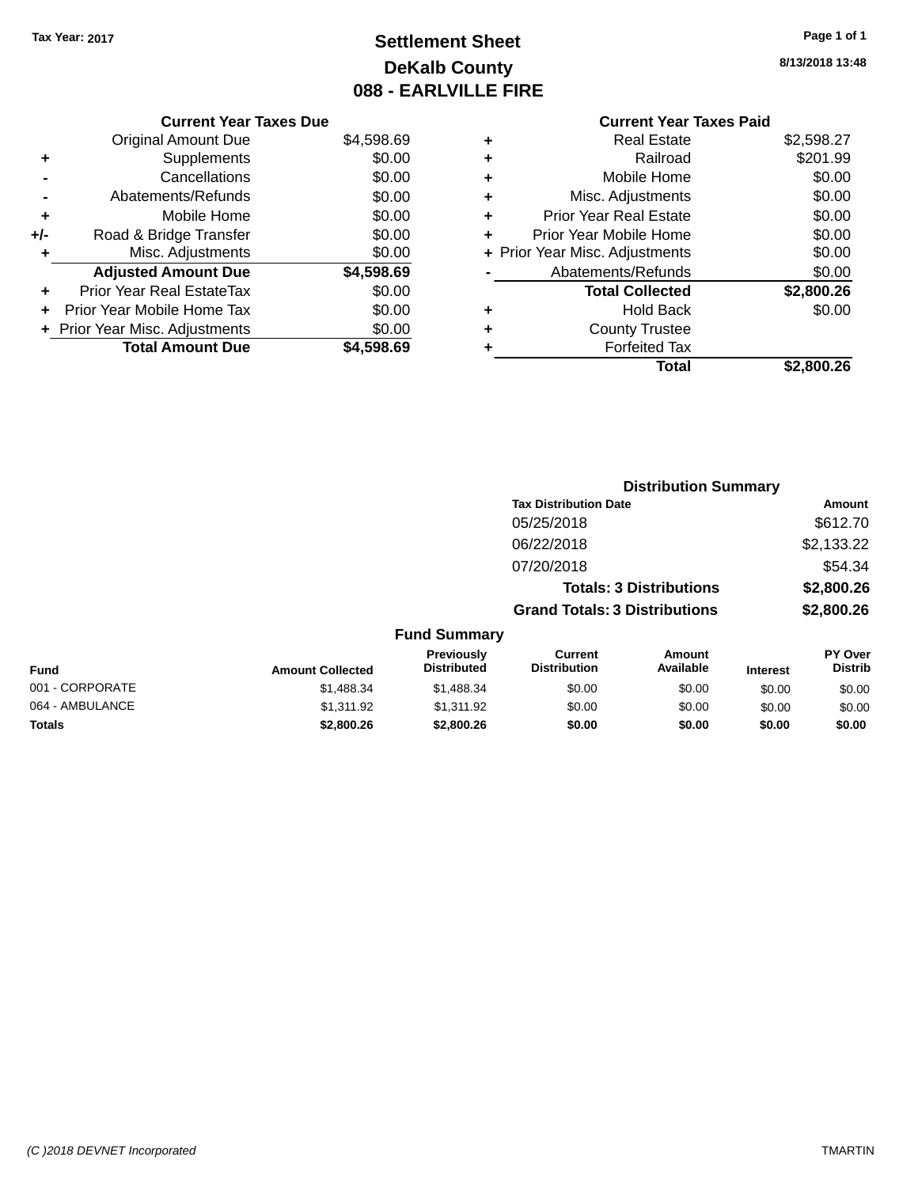Tax Year: 2017

# Settlement Sheet
## DeKalb County
## 088 - EARLVILLE FIRE

8/13/2018 13:48

### Current Year Taxes Due

| | | |
|---|---|---|
| | Original Amount Due | $4,598.69 |
| + | Supplements | $0.00 |
| - | Cancellations | $0.00 |
| - | Abatements/Refunds | $0.00 |
| + | Mobile Home | $0.00 |
| +/- | Road & Bridge Transfer | $0.00 |
| + | Misc. Adjustments | $0.00 |
| | **Adjusted Amount Due** | **$4,598.69** |
| + | Prior Year Real EstateTax | $0.00 |
| + | Prior Year Mobile Home Tax | $0.00 |
| + | Prior Year Misc. Adjustments | $0.00 |
| | **Total Amount Due** | **$4,598.69** |

### Current Year Taxes Paid

| | | |
|---|---|---|
| + | Real Estate | $2,598.27 |
| + | Railroad | $201.99 |
| + | Mobile Home | $0.00 |
| + | Misc. Adjustments | $0.00 |
| + | Prior Year Real Estate | $0.00 |
| + | Prior Year Mobile Home | $0.00 |
| + | Prior Year Misc. Adjustments | $0.00 |
| - | Abatements/Refunds | $0.00 |
| | **Total Collected** | **$2,800.26** |
| + | Hold Back | $0.00 |
| + | County Trustee | |
| + | Forfeited Tax | |
| | **Total** | **$2,800.26** |

### Distribution Summary

| Tax Distribution Date | Amount |
|---|---|
| 05/25/2018 | $612.70 |
| 06/22/2018 | $2,133.22 |
| 07/20/2018 | $54.34 |
| **Totals: 3 Distributions** | **$2,800.26** |
| **Grand Totals: 3 Distributions** | **$2,800.26** |

### Fund Summary

| Fund | Amount Collected | Previously Distributed | Current Distribution | Amount Available | Interest | PY Over Distrib |
|---|---|---|---|---|---|---|
| 001 - CORPORATE | $1,488.34 | $1,488.34 | $0.00 | $0.00 | $0.00 | $0.00 |
| 064 - AMBULANCE | $1,311.92 | $1,311.92 | $0.00 | $0.00 | $0.00 | $0.00 |
| **Totals** | **$2,800.26** | **$2,800.26** | **$0.00** | **$0.00** | **$0.00** | **$0.00** |

(C )2018 DEVNET Incorporated TMARTIN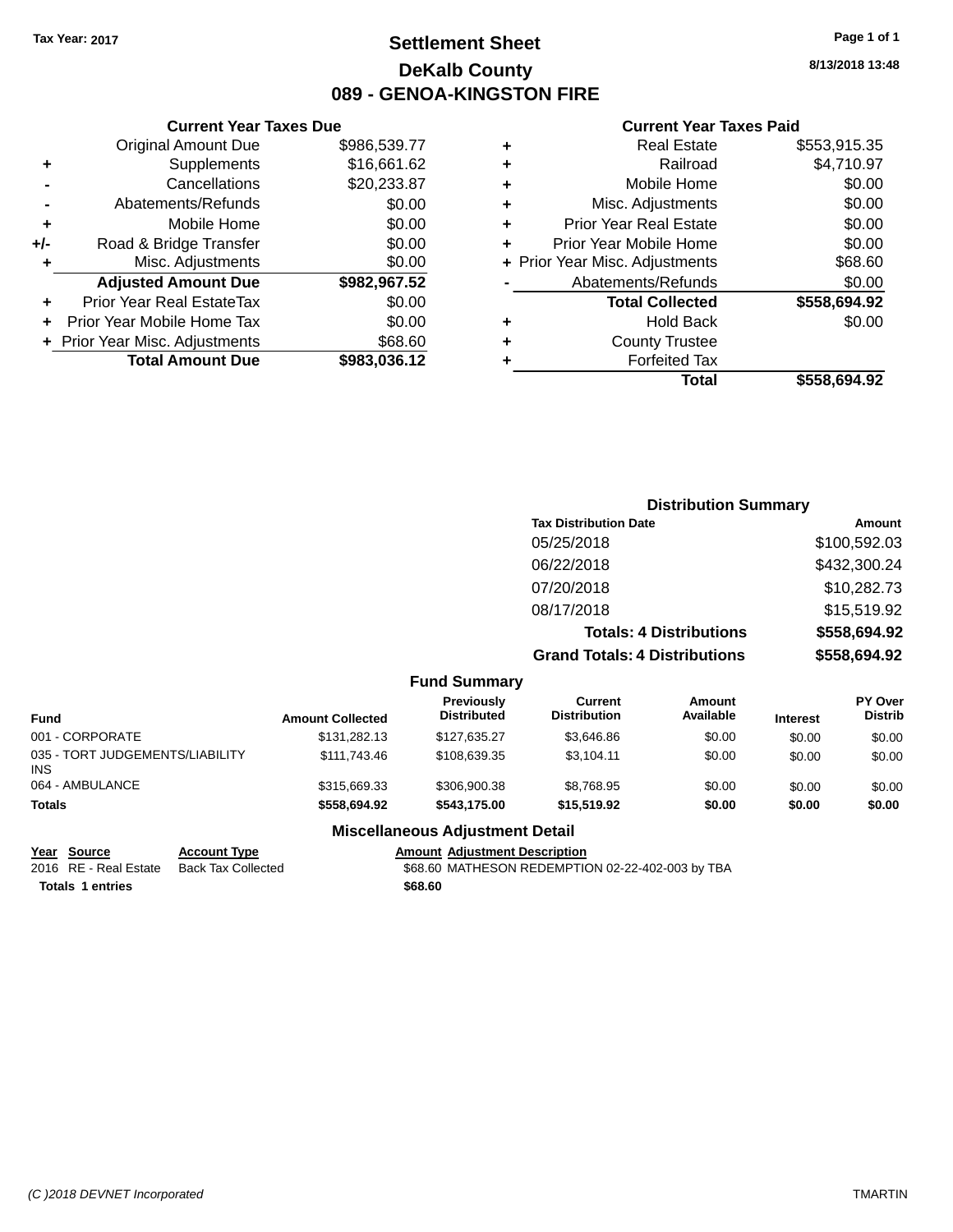Tax Year: 2017

# Settlement Sheet
## DeKalb County
## 089 - GENOA-KINGSTON FIRE

8/13/2018 13:48

### Current Year Taxes Due

| | | |
|---|---|---|
| | Original Amount Due | $986,539.77 |
| + | Supplements | $16,661.62 |
| - | Cancellations | $20,233.87 |
| - | Abatements/Refunds | $0.00 |
| + | Mobile Home | $0.00 |
| +/- | Road & Bridge Transfer | $0.00 |
| + | Misc. Adjustments | $0.00 |
| | **Adjusted Amount Due** | **$982,967.52** |
| + | Prior Year Real EstateTax | $0.00 |
| + | Prior Year Mobile Home Tax | $0.00 |
| + | Prior Year Misc. Adjustments | $68.60 |
| | **Total Amount Due** | **$983,036.12** |

### Current Year Taxes Paid

| | | |
|---|---|---|
| + | Real Estate | $553,915.35 |
| + | Railroad | $4,710.97 |
| + | Mobile Home | $0.00 |
| + | Misc. Adjustments | $0.00 |
| + | Prior Year Real Estate | $0.00 |
| + | Prior Year Mobile Home | $0.00 |
| + | Prior Year Misc. Adjustments | $68.60 |
| - | Abatements/Refunds | $0.00 |
| | **Total Collected** | **$558,694.92** |
| + | Hold Back | $0.00 |
| + | County Trustee | |
| + | Forfeited Tax | |
| | **Total** | **$558,694.92** |

### Distribution Summary

| Tax Distribution Date | Amount |
|---|---|
| 05/25/2018 | $100,592.03 |
| 06/22/2018 | $432,300.24 |
| 07/20/2018 | $10,282.73 |
| 08/17/2018 | $15,519.92 |
| **Totals: 4 Distributions** | **$558,694.92** |
| **Grand Totals: 4 Distributions** | **$558,694.92** |

### Fund Summary

| Fund | Amount Collected | Previously Distributed | Current Distribution | Amount Available | Interest | PY Over Distrib |
|---|---|---|---|---|---|---|
| 001 - CORPORATE | $131,282.13 | $127,635.27 | $3,646.86 | $0.00 | $0.00 | $0.00 |
| 035 - TORT JUDGEMENTS/LIABILITY INS | $111,743.46 | $108,639.35 | $3,104.11 | $0.00 | $0.00 | $0.00 |
| 064 - AMBULANCE | $315,669.33 | $306,900.38 | $8,768.95 | $0.00 | $0.00 | $0.00 |
| **Totals** | **$558,694.92** | **$543,175.00** | **$15,519.92** | **$0.00** | **$0.00** | **$0.00** |

### Miscellaneous Adjustment Detail

| Year | Source | Account Type | Amount | Adjustment Description |
|---|---|---|---|---|
| 2016 | RE - Real Estate | Back Tax Collected | $68.60 | MATHESON REDEMPTION 02-22-402-003 by TBA |
| **Totals** | **1 entries** | | **$68.60** | |

(C )2018 DEVNET Incorporated TMARTIN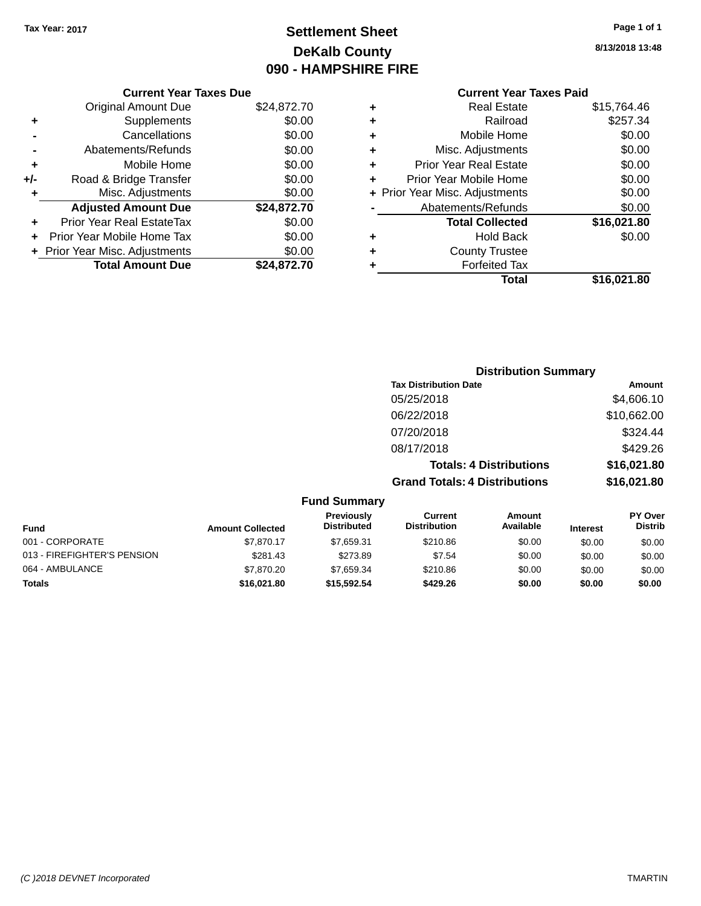Tax Year: 2017

# Settlement Sheet
## DeKalb County
## 090 - HAMPSHIRE FIRE

8/13/2018 13:48

### Current Year Taxes Due

| | | |
|---|---|---|
| | Original Amount Due | $24,872.70 |
| + | Supplements | $0.00 |
| - | Cancellations | $0.00 |
| - | Abatements/Refunds | $0.00 |
| + | Mobile Home | $0.00 |
| +/- | Road & Bridge Transfer | $0.00 |
| + | Misc. Adjustments | $0.00 |
| | **Adjusted Amount Due** | **$24,872.70** |
| + | Prior Year Real EstateTax | $0.00 |
| + | Prior Year Mobile Home Tax | $0.00 |
| + | Prior Year Misc. Adjustments | $0.00 |
| | **Total Amount Due** | **$24,872.70** |

### Current Year Taxes Paid

| | | |
|---|---|---|
| + | Real Estate | $15,764.46 |
| + | Railroad | $257.34 |
| + | Mobile Home | $0.00 |
| + | Misc. Adjustments | $0.00 |
| + | Prior Year Real Estate | $0.00 |
| + | Prior Year Mobile Home | $0.00 |
| + | Prior Year Misc. Adjustments | $0.00 |
| - | Abatements/Refunds | $0.00 |
| | **Total Collected** | **$16,021.80** |
| + | Hold Back | $0.00 |
| + | County Trustee | |
| + | Forfeited Tax | |
| | **Total** | **$16,021.80** |

### Distribution Summary

| Tax Distribution Date | Amount |
|---|---|
| 05/25/2018 | $4,606.10 |
| 06/22/2018 | $10,662.00 |
| 07/20/2018 | $324.44 |
| 08/17/2018 | $429.26 |
| **Totals: 4 Distributions** | **$16,021.80** |
| **Grand Totals: 4 Distributions** | **$16,021.80** |

### Fund Summary

| Fund | Amount Collected | Previously Distributed | Current Distribution | Amount Available | Interest | PY Over Distrib |
|---|---|---|---|---|---|---|
| 001 - CORPORATE | $7,870.17 | $7,659.31 | $210.86 | $0.00 | $0.00 | $0.00 |
| 013 - FIREFIGHTER'S PENSION | $281.43 | $273.89 | $7.54 | $0.00 | $0.00 | $0.00 |
| 064 - AMBULANCE | $7,870.20 | $7,659.34 | $210.86 | $0.00 | $0.00 | $0.00 |
| **Totals** | **$16,021.80** | **$15,592.54** | **$429.26** | **$0.00** | **$0.00** | **$0.00** |

(C )2018 DEVNET Incorporated — TMARTIN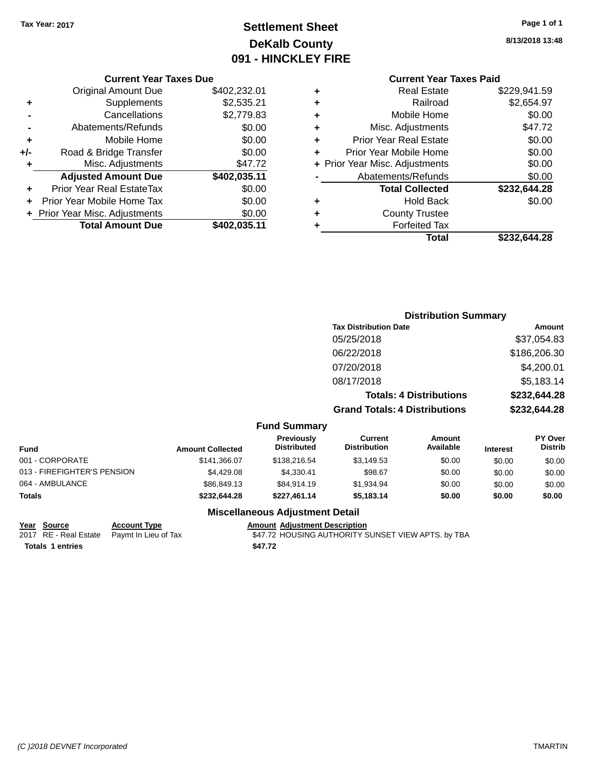**Tax Year: 2017**

# Settlement Sheet

## DeKalb County

## 091 - HINCKLEY FIRE

**Page 1 of 1**

**8/13/2018 13:48**

### Current Year Taxes Due

| | | |
|---|---|---|
| | Original Amount Due | $402,232.01 |
| + | Supplements | $2,535.21 |
| - | Cancellations | $2,779.83 |
| - | Abatements/Refunds | $0.00 |
| + | Mobile Home | $0.00 |
| +/- | Road & Bridge Transfer | $0.00 |
| + | Misc. Adjustments | $47.72 |
| | **Adjusted Amount Due** | **$402,035.11** |
| + | Prior Year Real EstateTax | $0.00 |
| + | Prior Year Mobile Home Tax | $0.00 |
| + | Prior Year Misc. Adjustments | $0.00 |
| | **Total Amount Due** | **$402,035.11** |

### Current Year Taxes Paid

| | | |
|---|---|---|
| + | Real Estate | $229,941.59 |
| + | Railroad | $2,654.97 |
| + | Mobile Home | $0.00 |
| + | Misc. Adjustments | $47.72 |
| + | Prior Year Real Estate | $0.00 |
| + | Prior Year Mobile Home | $0.00 |
| + | Prior Year Misc. Adjustments | $0.00 |
| - | Abatements/Refunds | $0.00 |
| | **Total Collected** | **$232,644.28** |
| + | Hold Back | $0.00 |
| + | County Trustee | |
| + | Forfeited Tax | |
| | **Total** | **$232,644.28** |

### Distribution Summary

| Tax Distribution Date | Amount |
|---|---|
| 05/25/2018 | $37,054.83 |
| 06/22/2018 | $186,206.30 |
| 07/20/2018 | $4,200.01 |
| 08/17/2018 | $5,183.14 |
| **Totals: 4 Distributions** | **$232,644.28** |
| **Grand Totals: 4 Distributions** | **$232,644.28** |

### Fund Summary

| Fund | Amount Collected | Previously Distributed | Current Distribution | Amount Available | Interest | PY Over Distrib |
|---|---|---|---|---|---|---|
| 001 - CORPORATE | $141,366.07 | $138,216.54 | $3,149.53 | $0.00 | $0.00 | $0.00 |
| 013 - FIREFIGHTER'S PENSION | $4,429.08 | $4,330.41 | $98.67 | $0.00 | $0.00 | $0.00 |
| 064 - AMBULANCE | $86,849.13 | $84,914.19 | $1,934.94 | $0.00 | $0.00 | $0.00 |
| **Totals** | **$232,644.28** | **$227,461.14** | **$5,183.14** | **$0.00** | **$0.00** | **$0.00** |

### Miscellaneous Adjustment Detail

| Year | Source | Account Type | Amount | Adjustment Description |
|---|---|---|---|---|
| 2017 | RE - Real Estate | Paymt In Lieu of Tax | $47.72 | HOUSING AUTHORITY SUNSET VIEW APTS. by TBA |
| **Totals 1 entries** | | | **$47.72** | |

*(C )2018 DEVNET Incorporated* TMARTIN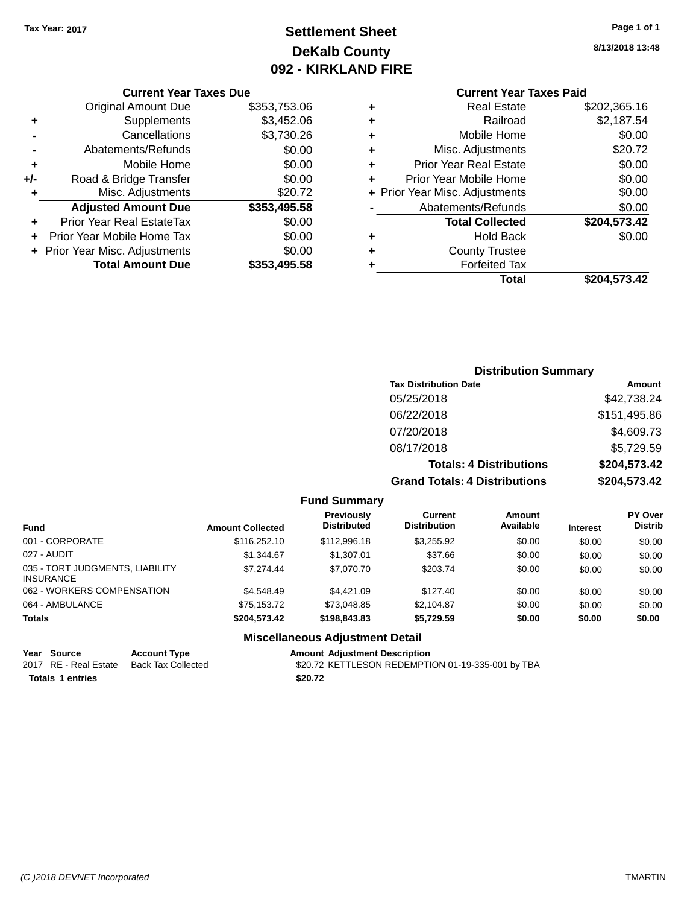Tax Year: 2017

# Settlement Sheet
## DeKalb County
## 092 - KIRKLAND FIRE

8/13/2018 13:48

### Current Year Taxes Due

| | | |
|---|---|---|
| | Original Amount Due | $353,753.06 |
| + | Supplements | $3,452.06 |
| - | Cancellations | $3,730.26 |
| - | Abatements/Refunds | $0.00 |
| + | Mobile Home | $0.00 |
| +/- | Road & Bridge Transfer | $0.00 |
| + | Misc. Adjustments | $20.72 |
| | **Adjusted Amount Due** | **$353,495.58** |
| + | Prior Year Real EstateTax | $0.00 |
| + | Prior Year Mobile Home Tax | $0.00 |
| + | Prior Year Misc. Adjustments | $0.00 |
| | **Total Amount Due** | **$353,495.58** |

### Current Year Taxes Paid

| | | |
|---|---|---|
| + | Real Estate | $202,365.16 |
| + | Railroad | $2,187.54 |
| + | Mobile Home | $0.00 |
| + | Misc. Adjustments | $20.72 |
| + | Prior Year Real Estate | $0.00 |
| + | Prior Year Mobile Home | $0.00 |
| + | Prior Year Misc. Adjustments | $0.00 |
| - | Abatements/Refunds | $0.00 |
| | **Total Collected** | **$204,573.42** |
| + | Hold Back | $0.00 |
| + | County Trustee | |
| + | Forfeited Tax | |
| | **Total** | **$204,573.42** |

### Distribution Summary

| Tax Distribution Date | Amount |
|---|---|
| 05/25/2018 | $42,738.24 |
| 06/22/2018 | $151,495.86 |
| 07/20/2018 | $4,609.73 |
| 08/17/2018 | $5,729.59 |
| **Totals: 4 Distributions** | **$204,573.42** |
| **Grand Totals: 4 Distributions** | **$204,573.42** |

### Fund Summary

| Fund | Amount Collected | Previously Distributed | Current Distribution | Amount Available | Interest | PY Over Distrib |
|---|---|---|---|---|---|---|
| 001 - CORPORATE | $116,252.10 | $112,996.18 | $3,255.92 | $0.00 | $0.00 | $0.00 |
| 027 - AUDIT | $1,344.67 | $1,307.01 | $37.66 | $0.00 | $0.00 | $0.00 |
| 035 - TORT JUDGMENTS, LIABILITY INSURANCE | $7,274.44 | $7,070.70 | $203.74 | $0.00 | $0.00 | $0.00 |
| 062 - WORKERS COMPENSATION | $4,548.49 | $4,421.09 | $127.40 | $0.00 | $0.00 | $0.00 |
| 064 - AMBULANCE | $75,153.72 | $73,048.85 | $2,104.87 | $0.00 | $0.00 | $0.00 |
| **Totals** | **$204,573.42** | **$198,843.83** | **$5,729.59** | **$0.00** | **$0.00** | **$0.00** |

### Miscellaneous Adjustment Detail

| Year | Source | Account Type | Amount | Adjustment Description |
|---|---|---|---|---|
| 2017 | RE - Real Estate | Back Tax Collected | $20.72 | KETTLESON REDEMPTION 01-19-335-001 by TBA |
| **Totals** | **1 entries** | | **$20.72** | |

(C )2018 DEVNET Incorporated TMARTIN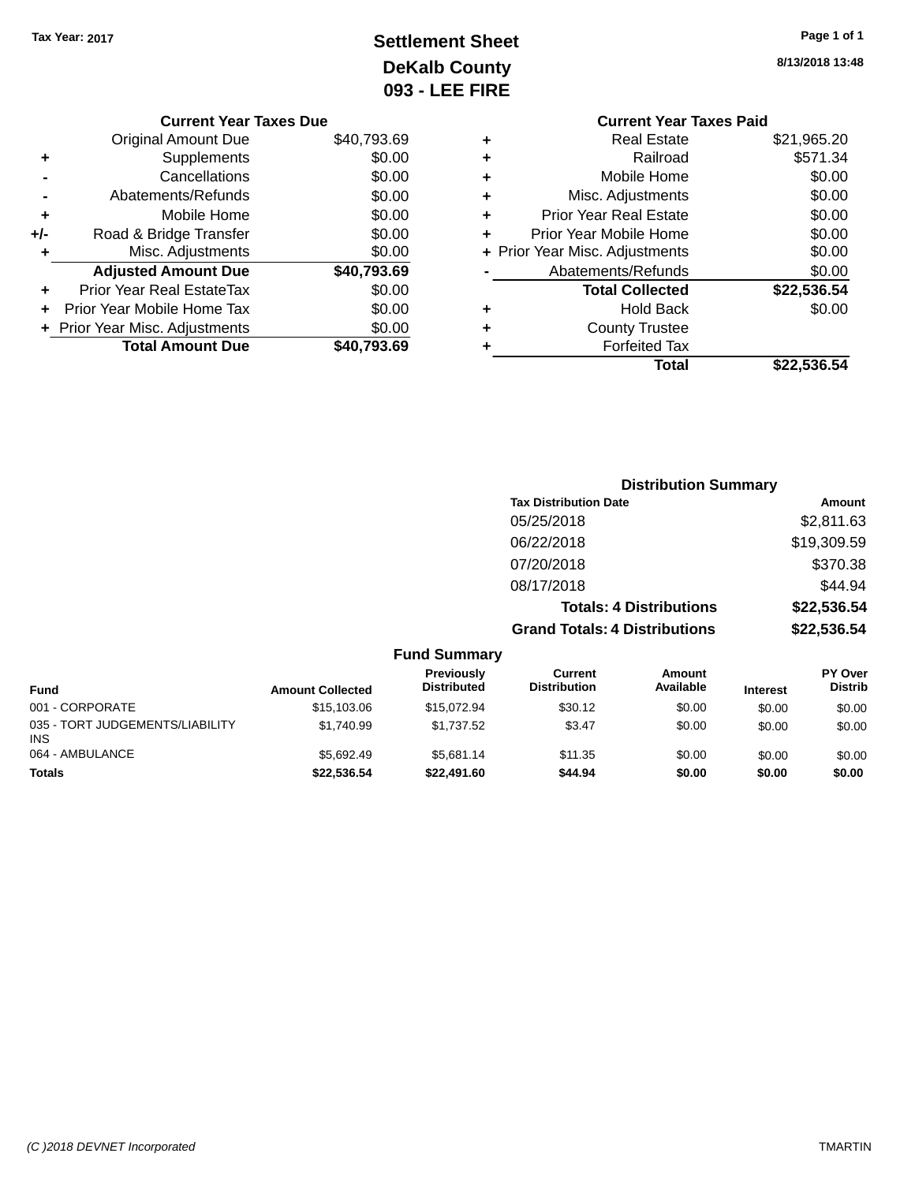Tax Year: 2017

# Settlement Sheet
## DeKalb County
## 093 - LEE FIRE

8/13/2018 13:48

### Current Year Taxes Due

| | | |
|---|---|---|
| | Original Amount Due | $40,793.69 |
| + | Supplements | $0.00 |
| - | Cancellations | $0.00 |
| - | Abatements/Refunds | $0.00 |
| + | Mobile Home | $0.00 |
| +/- | Road & Bridge Transfer | $0.00 |
| + | Misc. Adjustments | $0.00 |
| | **Adjusted Amount Due** | **$40,793.69** |
| + | Prior Year Real EstateTax | $0.00 |
| + | Prior Year Mobile Home Tax | $0.00 |
| + | Prior Year Misc. Adjustments | $0.00 |
| | **Total Amount Due** | **$40,793.69** |

### Current Year Taxes Paid

| | | |
|---|---|---|
| + | Real Estate | $21,965.20 |
| + | Railroad | $571.34 |
| + | Mobile Home | $0.00 |
| + | Misc. Adjustments | $0.00 |
| + | Prior Year Real Estate | $0.00 |
| + | Prior Year Mobile Home | $0.00 |
| + | Prior Year Misc. Adjustments | $0.00 |
| - | Abatements/Refunds | $0.00 |
| | **Total Collected** | **$22,536.54** |
| + | Hold Back | $0.00 |
| + | County Trustee | |
| + | Forfeited Tax | |
| | **Total** | **$22,536.54** |

### Distribution Summary

| Tax Distribution Date | Amount |
|---|---|
| 05/25/2018 | $2,811.63 |
| 06/22/2018 | $19,309.59 |
| 07/20/2018 | $370.38 |
| 08/17/2018 | $44.94 |
| **Totals: 4 Distributions** | **$22,536.54** |
| **Grand Totals: 4 Distributions** | **$22,536.54** |

### Fund Summary

| Fund | Amount Collected | Previously Distributed | Current Distribution | Amount Available | Interest | PY Over Distrib |
|---|---|---|---|---|---|---|
| 001 - CORPORATE | $15,103.06 | $15,072.94 | $30.12 | $0.00 | $0.00 | $0.00 |
| 035 - TORT JUDGEMENTS/LIABILITY INS | $1,740.99 | $1,737.52 | $3.47 | $0.00 | $0.00 | $0.00 |
| 064 - AMBULANCE | $5,692.49 | $5,681.14 | $11.35 | $0.00 | $0.00 | $0.00 |
| **Totals** | **$22,536.54** | **$22,491.60** | **$44.94** | **$0.00** | **$0.00** | **$0.00** |

(C )2018 DEVNET Incorporated — TMARTIN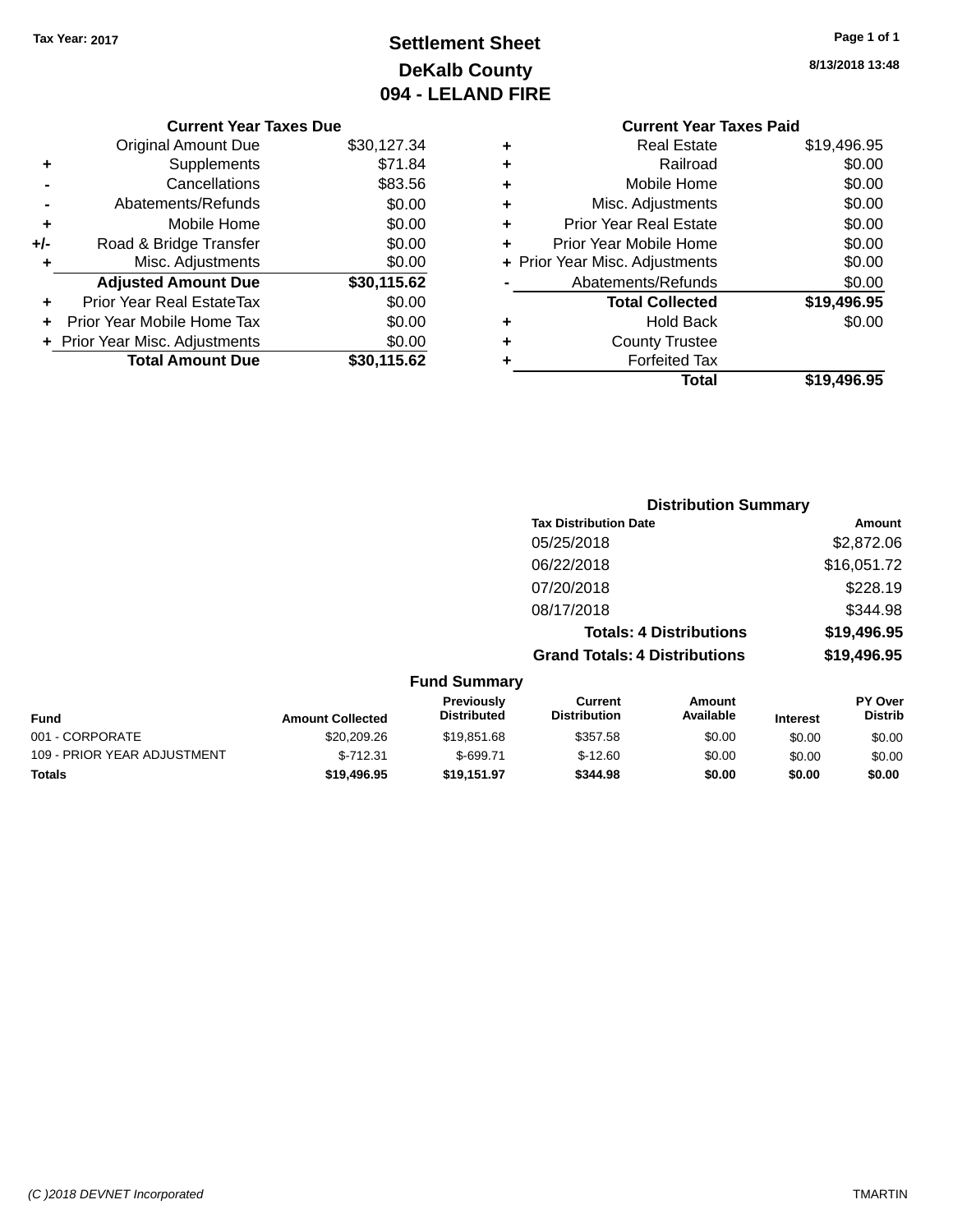Tax Year: 2017

# Settlement Sheet
## DeKalb County
## 094 - LELAND FIRE

8/13/2018 13:48

### Current Year Taxes Due

| | | |
|---|---|---|
| | Original Amount Due | $30,127.34 |
| + | Supplements | $71.84 |
| - | Cancellations | $83.56 |
| - | Abatements/Refunds | $0.00 |
| + | Mobile Home | $0.00 |
| +/- | Road & Bridge Transfer | $0.00 |
| + | Misc. Adjustments | $0.00 |
| | **Adjusted Amount Due** | **$30,115.62** |
| + | Prior Year Real EstateTax | $0.00 |
| + | Prior Year Mobile Home Tax | $0.00 |
| + | Prior Year Misc. Adjustments | $0.00 |
| | **Total Amount Due** | **$30,115.62** |

### Current Year Taxes Paid

| | | |
|---|---|---|
| + | Real Estate | $19,496.95 |
| + | Railroad | $0.00 |
| + | Mobile Home | $0.00 |
| + | Misc. Adjustments | $0.00 |
| + | Prior Year Real Estate | $0.00 |
| + | Prior Year Mobile Home | $0.00 |
| + | Prior Year Misc. Adjustments | $0.00 |
| - | Abatements/Refunds | $0.00 |
| | **Total Collected** | **$19,496.95** |
| + | Hold Back | $0.00 |
| + | County Trustee | |
| + | Forfeited Tax | |
| | **Total** | **$19,496.95** |

### Distribution Summary

| Tax Distribution Date | Amount |
|---|---|
| 05/25/2018 | $2,872.06 |
| 06/22/2018 | $16,051.72 |
| 07/20/2018 | $228.19 |
| 08/17/2018 | $344.98 |
| **Totals: 4 Distributions** | **$19,496.95** |
| **Grand Totals: 4 Distributions** | **$19,496.95** |

### Fund Summary

| Fund | Amount Collected | Previously Distributed | Current Distribution | Amount Available | Interest | PY Over Distrib |
|---|---|---|---|---|---|---|
| 001 - CORPORATE | $20,209.26 | $19,851.68 | $357.58 | $0.00 | $0.00 | $0.00 |
| 109 - PRIOR YEAR ADJUSTMENT | $-712.31 | $-699.71 | $-12.60 | $0.00 | $0.00 | $0.00 |
| **Totals** | **$19,496.95** | **$19,151.97** | **$344.98** | **$0.00** | **$0.00** | **$0.00** |

(C )2018 DEVNET Incorporated TMARTIN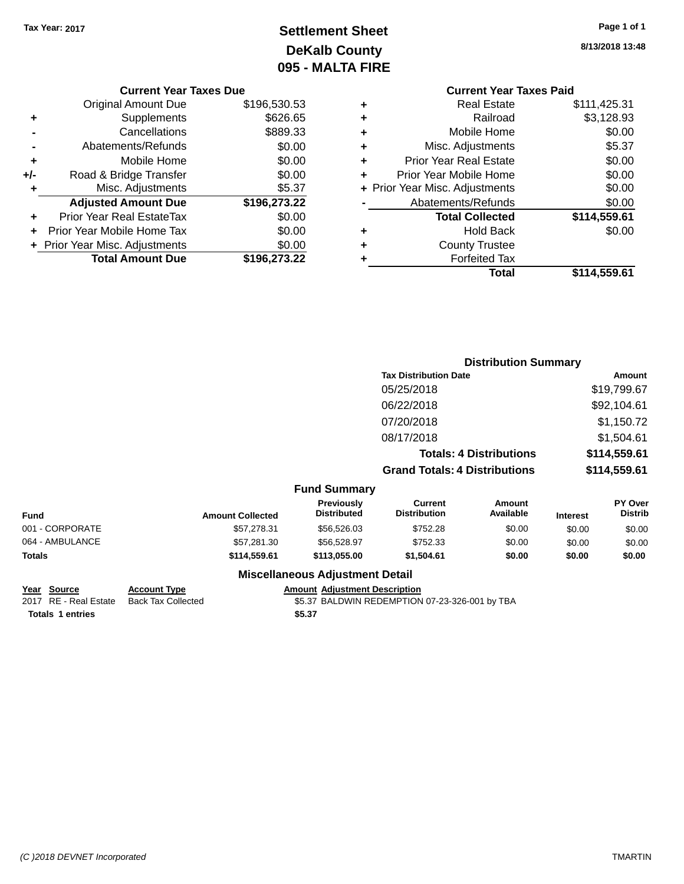Tax Year: 2017

# Settlement Sheet
## DeKalb County
## 095 - MALTA FIRE

8/13/2018 13:48

### Current Year Taxes Due

| | | |
|---|---|---|
| | Original Amount Due | $196,530.53 |
| + | Supplements | $626.65 |
| - | Cancellations | $889.33 |
| - | Abatements/Refunds | $0.00 |
| + | Mobile Home | $0.00 |
| +/- | Road & Bridge Transfer | $0.00 |
| + | Misc. Adjustments | $5.37 |
| | **Adjusted Amount Due** | **$196,273.22** |
| + | Prior Year Real EstateTax | $0.00 |
| + | Prior Year Mobile Home Tax | $0.00 |
| + | Prior Year Misc. Adjustments | $0.00 |
| | **Total Amount Due** | **$196,273.22** |

### Current Year Taxes Paid

| | | |
|---|---|---|
| + | Real Estate | $111,425.31 |
| + | Railroad | $3,128.93 |
| + | Mobile Home | $0.00 |
| + | Misc. Adjustments | $5.37 |
| + | Prior Year Real Estate | $0.00 |
| + | Prior Year Mobile Home | $0.00 |
| + | Prior Year Misc. Adjustments | $0.00 |
| - | Abatements/Refunds | $0.00 |
| | **Total Collected** | **$114,559.61** |
| + | Hold Back | $0.00 |
| + | County Trustee | |
| + | Forfeited Tax | |
| | **Total** | **$114,559.61** |

### Distribution Summary

| Tax Distribution Date | Amount |
|---|---|
| 05/25/2018 | $19,799.67 |
| 06/22/2018 | $92,104.61 |
| 07/20/2018 | $1,150.72 |
| 08/17/2018 | $1,504.61 |
| **Totals: 4 Distributions** | **$114,559.61** |
| **Grand Totals: 4 Distributions** | **$114,559.61** |

### Fund Summary

| Fund | Amount Collected | Previously Distributed | Current Distribution | Amount Available | Interest | PY Over Distrib |
|---|---|---|---|---|---|---|
| 001 - CORPORATE | $57,278.31 | $56,526.03 | $752.28 | $0.00 | $0.00 | $0.00 |
| 064 - AMBULANCE | $57,281.30 | $56,528.97 | $752.33 | $0.00 | $0.00 | $0.00 |
| **Totals** | **$114,559.61** | **$113,055.00** | **$1,504.61** | **$0.00** | **$0.00** | **$0.00** |

### Miscellaneous Adjustment Detail

| Year | Source | Account Type | Amount | Adjustment Description |
|---|---|---|---|---|
| 2017 | RE - Real Estate | Back Tax Collected | $5.37 | BALDWIN REDEMPTION 07-23-326-001 by TBA |
| **Totals** | **1 entries** | | **$5.37** | |

(C )2018 DEVNET Incorporated TMARTIN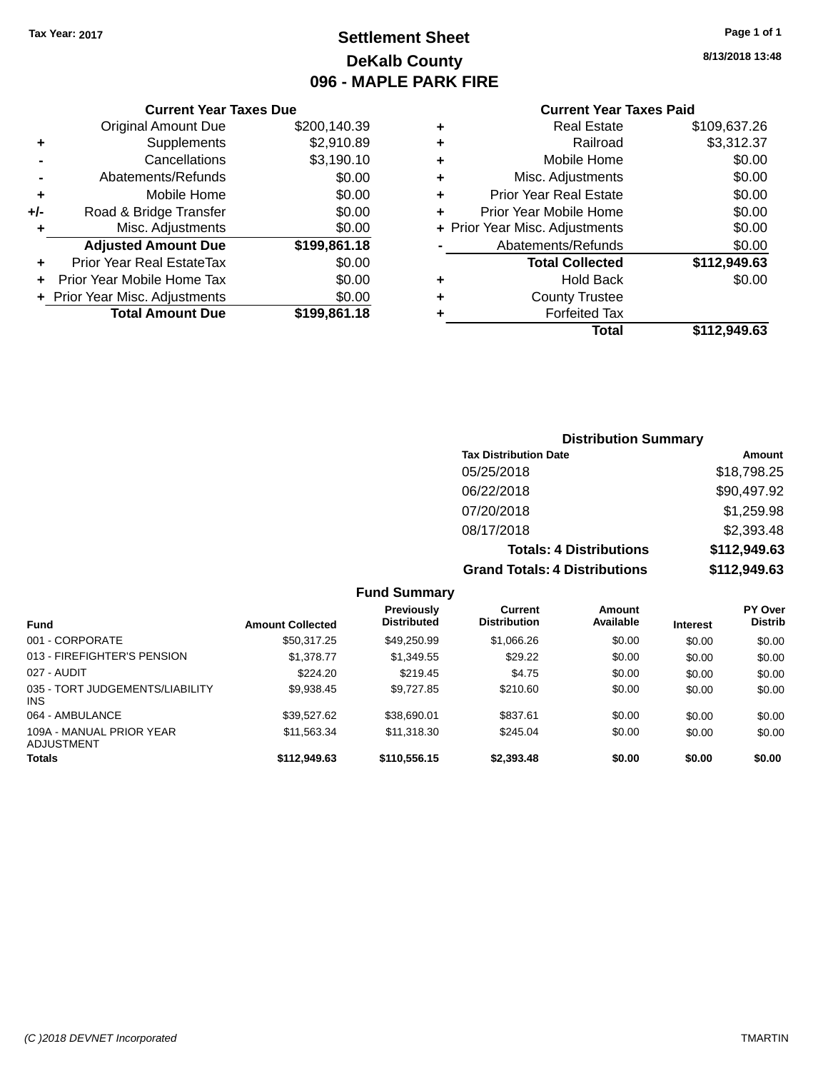Tax Year: 2017

# Settlement Sheet
## DeKalb County
## 096 - MAPLE PARK FIRE

8/13/2018 13:48

### Current Year Taxes Due

| | | |
|---|---|---|
| | Original Amount Due | $200,140.39 |
| + | Supplements | $2,910.89 |
| - | Cancellations | $3,190.10 |
| - | Abatements/Refunds | $0.00 |
| + | Mobile Home | $0.00 |
| +/- | Road & Bridge Transfer | $0.00 |
| + | Misc. Adjustments | $0.00 |
| | **Adjusted Amount Due** | **$199,861.18** |
| + | Prior Year Real EstateTax | $0.00 |
| + | Prior Year Mobile Home Tax | $0.00 |
| + | Prior Year Misc. Adjustments | $0.00 |
| | **Total Amount Due** | **$199,861.18** |

### Current Year Taxes Paid

| | | |
|---|---|---|
| + | Real Estate | $109,637.26 |
| + | Railroad | $3,312.37 |
| + | Mobile Home | $0.00 |
| + | Misc. Adjustments | $0.00 |
| + | Prior Year Real Estate | $0.00 |
| + | Prior Year Mobile Home | $0.00 |
| + | Prior Year Misc. Adjustments | $0.00 |
| - | Abatements/Refunds | $0.00 |
| | **Total Collected** | **$112,949.63** |
| + | Hold Back | $0.00 |
| + | County Trustee | |
| + | Forfeited Tax | |
| | **Total** | **$112,949.63** |

### Distribution Summary

| Tax Distribution Date | Amount |
|---|---|
| 05/25/2018 | $18,798.25 |
| 06/22/2018 | $90,497.92 |
| 07/20/2018 | $1,259.98 |
| 08/17/2018 | $2,393.48 |
| **Totals: 4 Distributions** | **$112,949.63** |
| **Grand Totals: 4 Distributions** | **$112,949.63** |

### Fund Summary

| Fund | Amount Collected | Previously Distributed | Current Distribution | Amount Available | Interest | PY Over Distrib |
|---|---|---|---|---|---|---|
| 001 - CORPORATE | $50,317.25 | $49,250.99 | $1,066.26 | $0.00 | $0.00 | $0.00 |
| 013 - FIREFIGHTER'S PENSION | $1,378.77 | $1,349.55 | $29.22 | $0.00 | $0.00 | $0.00 |
| 027 - AUDIT | $224.20 | $219.45 | $4.75 | $0.00 | $0.00 | $0.00 |
| 035 - TORT JUDGEMENTS/LIABILITY INS | $9,938.45 | $9,727.85 | $210.60 | $0.00 | $0.00 | $0.00 |
| 064 - AMBULANCE | $39,527.62 | $38,690.01 | $837.61 | $0.00 | $0.00 | $0.00 |
| 109A - MANUAL PRIOR YEAR ADJUSTMENT | $11,563.34 | $11,318.30 | $245.04 | $0.00 | $0.00 | $0.00 |
| **Totals** | **$112,949.63** | **$110,556.15** | **$2,393.48** | **$0.00** | **$0.00** | **$0.00** |

(C )2018 DEVNET Incorporated TMARTIN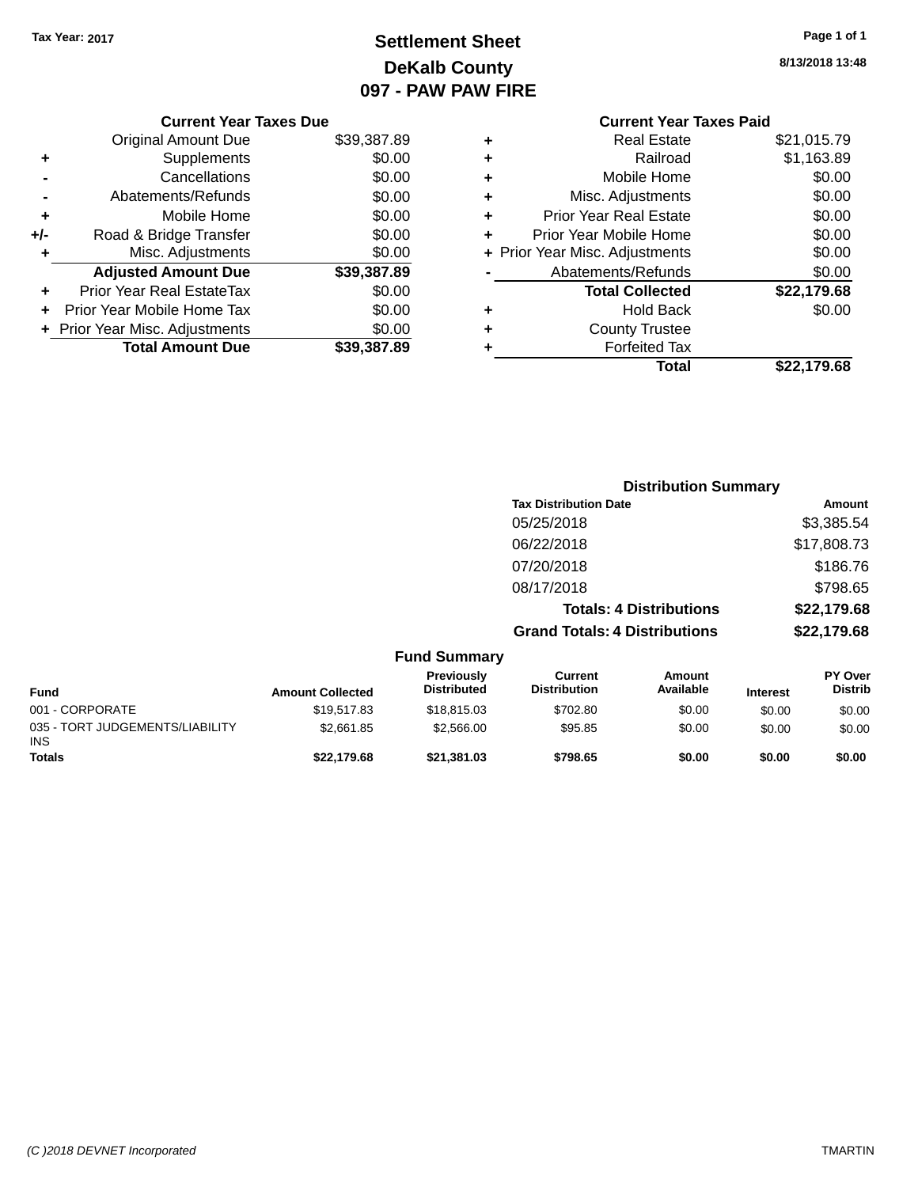Tax Year: 2017

# Settlement Sheet
## DeKalb County
## 097 - PAW PAW FIRE

8/13/2018 13:48

### Current Year Taxes Due

| | | |
|---|---|---|
| | Original Amount Due | $39,387.89 |
| + | Supplements | $0.00 |
| - | Cancellations | $0.00 |
| - | Abatements/Refunds | $0.00 |
| + | Mobile Home | $0.00 |
| +/- | Road & Bridge Transfer | $0.00 |
| + | Misc. Adjustments | $0.00 |
| | **Adjusted Amount Due** | **$39,387.89** |
| + | Prior Year Real EstateTax | $0.00 |
| + | Prior Year Mobile Home Tax | $0.00 |
| + | Prior Year Misc. Adjustments | $0.00 |
| | **Total Amount Due** | **$39,387.89** |

### Current Year Taxes Paid

| | | |
|---|---|---|
| + | Real Estate | $21,015.79 |
| + | Railroad | $1,163.89 |
| + | Mobile Home | $0.00 |
| + | Misc. Adjustments | $0.00 |
| + | Prior Year Real Estate | $0.00 |
| + | Prior Year Mobile Home | $0.00 |
| + | Prior Year Misc. Adjustments | $0.00 |
| - | Abatements/Refunds | $0.00 |
| | **Total Collected** | **$22,179.68** |
| + | Hold Back | $0.00 |
| + | County Trustee | |
| + | Forfeited Tax | |
| | **Total** | **$22,179.68** |

### Distribution Summary

| Tax Distribution Date | Amount |
|---|---|
| 05/25/2018 | $3,385.54 |
| 06/22/2018 | $17,808.73 |
| 07/20/2018 | $186.76 |
| 08/17/2018 | $798.65 |
| **Totals: 4 Distributions** | **$22,179.68** |
| **Grand Totals: 4 Distributions** | **$22,179.68** |

### Fund Summary

| Fund | Amount Collected | Previously Distributed | Current Distribution | Amount Available | Interest | PY Over Distrib |
|---|---|---|---|---|---|---|
| 001 - CORPORATE | $19,517.83 | $18,815.03 | $702.80 | $0.00 | $0.00 | $0.00 |
| 035 - TORT JUDGEMENTS/LIABILITY INS | $2,661.85 | $2,566.00 | $95.85 | $0.00 | $0.00 | $0.00 |
| **Totals** | **$22,179.68** | **$21,381.03** | **$798.65** | **$0.00** | **$0.00** | **$0.00** |

(C )2018 DEVNET Incorporated — TMARTIN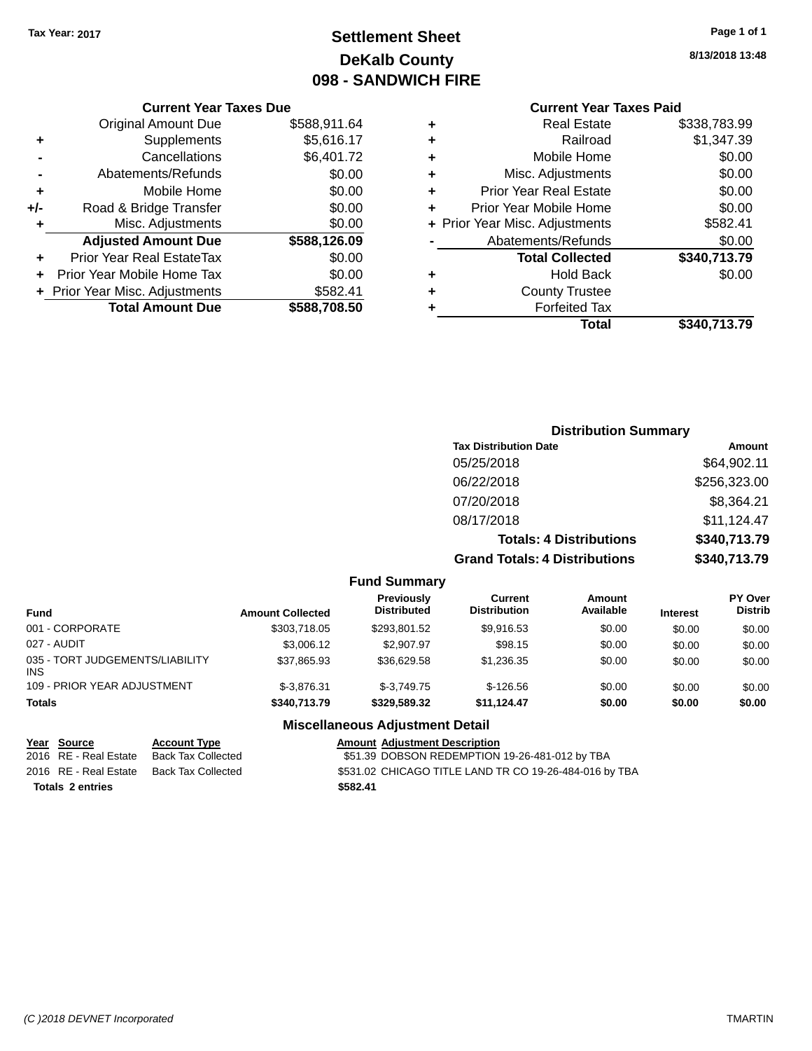Tax Year: 2017

# Settlement Sheet
## DeKalb County
## 098 - SANDWICH FIRE

8/13/2018 13:48

### Current Year Taxes Due

| | | |
|---|---|---|
| | Original Amount Due | $588,911.64 |
| + | Supplements | $5,616.17 |
| - | Cancellations | $6,401.72 |
| - | Abatements/Refunds | $0.00 |
| + | Mobile Home | $0.00 |
| +/- | Road & Bridge Transfer | $0.00 |
| + | Misc. Adjustments | $0.00 |
| | **Adjusted Amount Due** | **$588,126.09** |
| + | Prior Year Real EstateTax | $0.00 |
| + | Prior Year Mobile Home Tax | $0.00 |
| + | Prior Year Misc. Adjustments | $582.41 |
| | **Total Amount Due** | **$588,708.50** |

### Current Year Taxes Paid

| | | |
|---|---|---|
| + | Real Estate | $338,783.99 |
| + | Railroad | $1,347.39 |
| + | Mobile Home | $0.00 |
| + | Misc. Adjustments | $0.00 |
| + | Prior Year Real Estate | $0.00 |
| + | Prior Year Mobile Home | $0.00 |
| + | Prior Year Misc. Adjustments | $582.41 |
| - | Abatements/Refunds | $0.00 |
| | **Total Collected** | **$340,713.79** |
| + | Hold Back | $0.00 |
| + | County Trustee | |
| + | Forfeited Tax | |
| | **Total** | **$340,713.79** |

### Distribution Summary

| Tax Distribution Date | Amount |
|---|---|
| 05/25/2018 | $64,902.11 |
| 06/22/2018 | $256,323.00 |
| 07/20/2018 | $8,364.21 |
| 08/17/2018 | $11,124.47 |
| **Totals: 4 Distributions** | **$340,713.79** |
| **Grand Totals: 4 Distributions** | **$340,713.79** |

### Fund Summary

| Fund | Amount Collected | Previously Distributed | Current Distribution | Amount Available | Interest | PY Over Distrib |
|---|---|---|---|---|---|---|
| 001 - CORPORATE | $303,718.05 | $293,801.52 | $9,916.53 | $0.00 | $0.00 | $0.00 |
| 027 - AUDIT | $3,006.12 | $2,907.97 | $98.15 | $0.00 | $0.00 | $0.00 |
| 035 - TORT JUDGEMENTS/LIABILITY INS | $37,865.93 | $36,629.58 | $1,236.35 | $0.00 | $0.00 | $0.00 |
| 109 - PRIOR YEAR ADJUSTMENT | $-3,876.31 | $-3,749.75 | $-126.56 | $0.00 | $0.00 | $0.00 |
| **Totals** | **$340,713.79** | **$329,589.32** | **$11,124.47** | **$0.00** | **$0.00** | **$0.00** |

### Miscellaneous Adjustment Detail

| Year | Source | Account Type | Amount | Adjustment Description |
|---|---|---|---|---|
| 2016 | RE - Real Estate | Back Tax Collected | $51.39 | DOBSON REDEMPTION 19-26-481-012 by TBA |
| 2016 | RE - Real Estate | Back Tax Collected | $531.02 | CHICAGO TITLE LAND TR CO 19-26-484-016 by TBA |
| **Totals** | **2 entries** | | **$582.41** | |

(C )2018 DEVNET Incorporated TMARTIN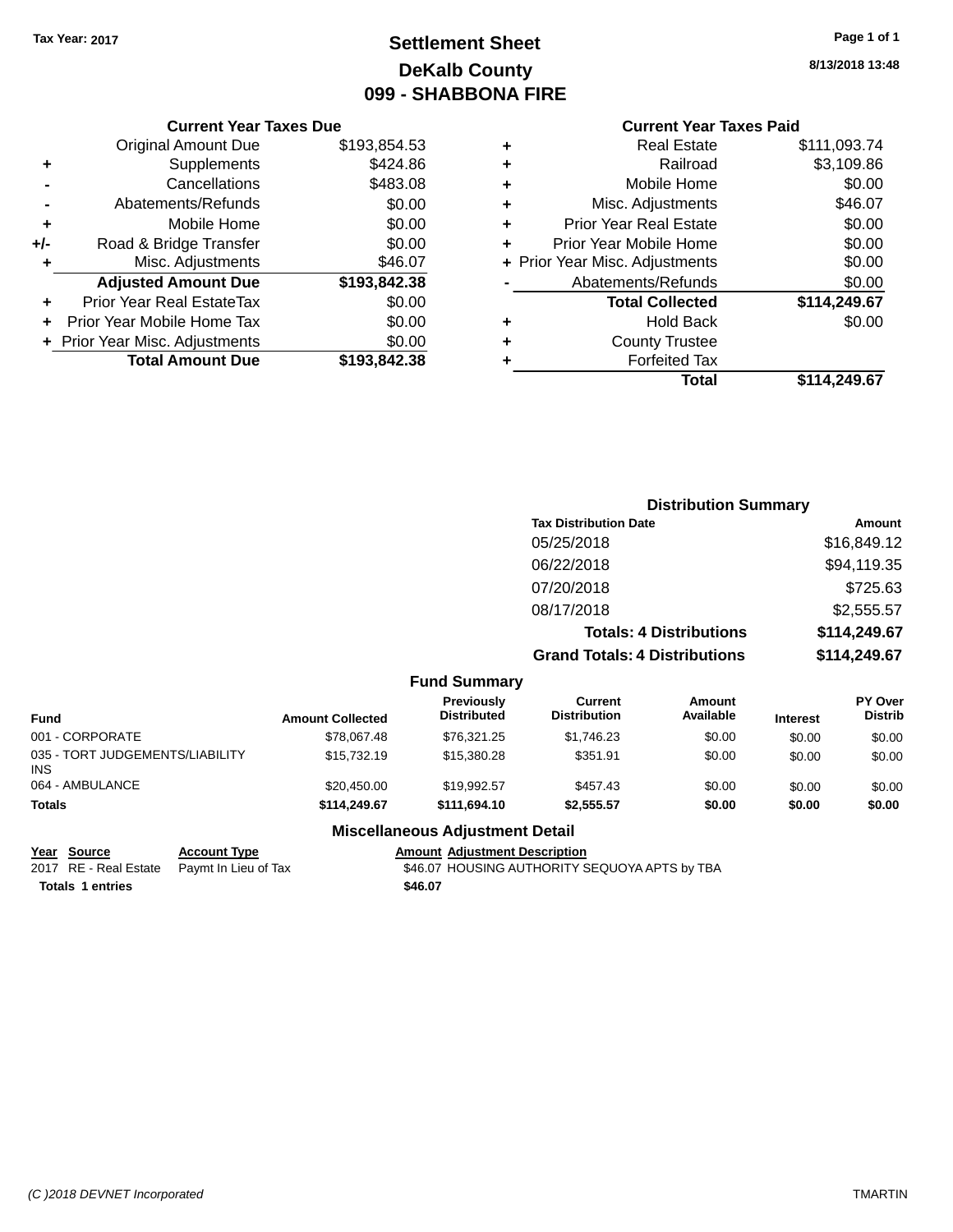Tax Year: 2017

# Settlement Sheet
## DeKalb County
## 099 - SHABBONA FIRE

8/13/2018 13:48

### Current Year Taxes Due

| | | |
|---|---|---|
| | Original Amount Due | $193,854.53 |
| + | Supplements | $424.86 |
| - | Cancellations | $483.08 |
| - | Abatements/Refunds | $0.00 |
| + | Mobile Home | $0.00 |
| +/- | Road & Bridge Transfer | $0.00 |
| + | Misc. Adjustments | $46.07 |
| | **Adjusted Amount Due** | **$193,842.38** |
| + | Prior Year Real EstateTax | $0.00 |
| + | Prior Year Mobile Home Tax | $0.00 |
| + | Prior Year Misc. Adjustments | $0.00 |
| | **Total Amount Due** | **$193,842.38** |

### Current Year Taxes Paid

| | | |
|---|---|---|
| + | Real Estate | $111,093.74 |
| + | Railroad | $3,109.86 |
| + | Mobile Home | $0.00 |
| + | Misc. Adjustments | $46.07 |
| + | Prior Year Real Estate | $0.00 |
| + | Prior Year Mobile Home | $0.00 |
| + | Prior Year Misc. Adjustments | $0.00 |
| - | Abatements/Refunds | $0.00 |
| | **Total Collected** | **$114,249.67** |
| + | Hold Back | $0.00 |
| + | County Trustee | |
| + | Forfeited Tax | |
| | **Total** | **$114,249.67** |

### Distribution Summary

| Tax Distribution Date | Amount |
|---|---|
| 05/25/2018 | $16,849.12 |
| 06/22/2018 | $94,119.35 |
| 07/20/2018 | $725.63 |
| 08/17/2018 | $2,555.57 |
| **Totals: 4 Distributions** | **$114,249.67** |
| **Grand Totals: 4 Distributions** | **$114,249.67** |

### Fund Summary

| Fund | Amount Collected | Previously Distributed | Current Distribution | Amount Available | Interest | PY Over Distrib |
|---|---|---|---|---|---|---|
| 001 - CORPORATE | $78,067.48 | $76,321.25 | $1,746.23 | $0.00 | $0.00 | $0.00 |
| 035 - TORT JUDGEMENTS/LIABILITY INS | $15,732.19 | $15,380.28 | $351.91 | $0.00 | $0.00 | $0.00 |
| 064 - AMBULANCE | $20,450.00 | $19,992.57 | $457.43 | $0.00 | $0.00 | $0.00 |
| **Totals** | **$114,249.67** | **$111,694.10** | **$2,555.57** | **$0.00** | **$0.00** | **$0.00** |

### Miscellaneous Adjustment Detail

| Year | Source | Account Type | Amount | Adjustment Description |
|---|---|---|---|---|
| 2017 | RE - Real Estate | Paymt In Lieu of Tax | $46.07 | HOUSING AUTHORITY SEQUOYA APTS by TBA |
| **Totals** | **1 entries** | | **$46.07** | |

(C )2018 DEVNET Incorporated TMARTIN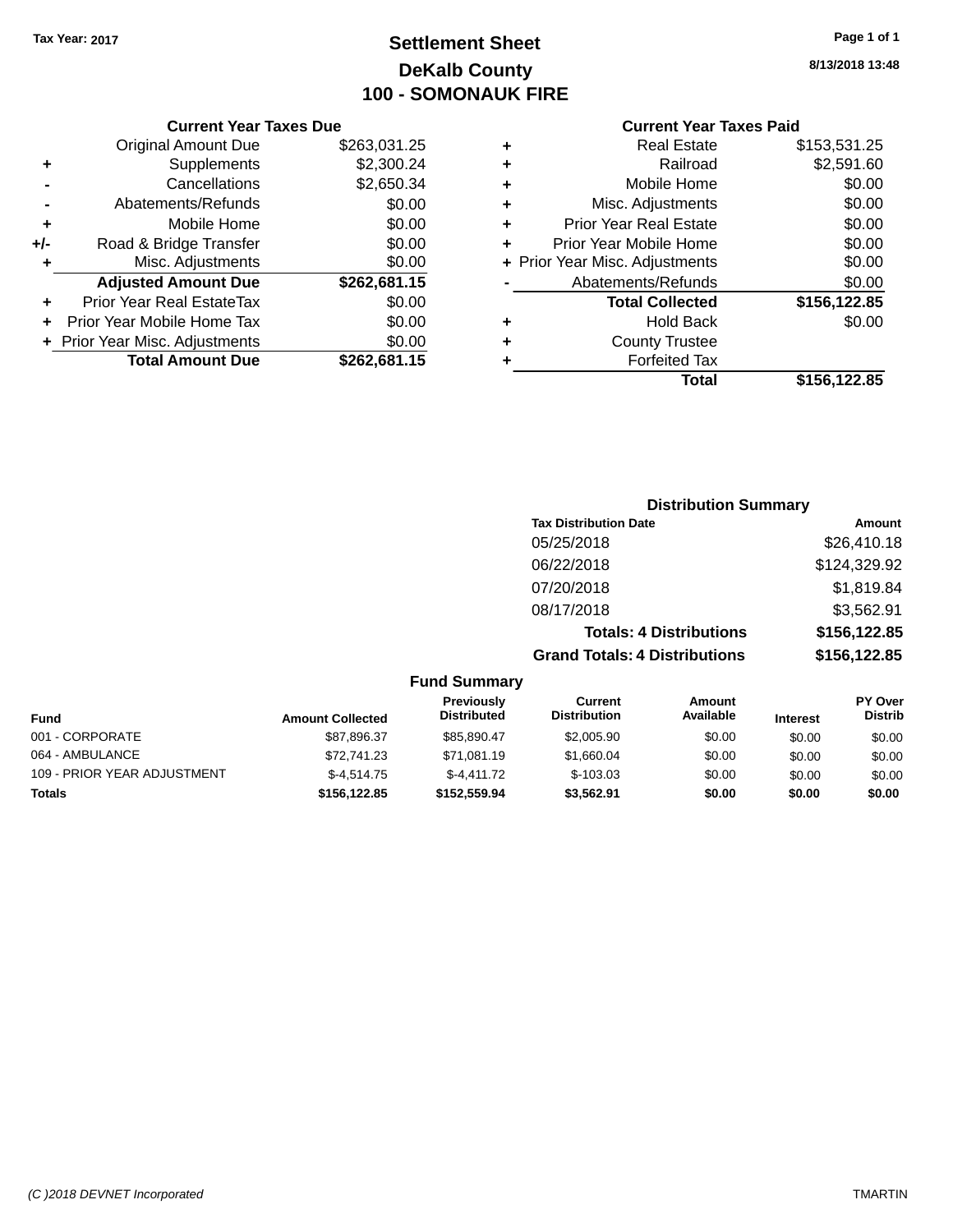Tax Year: 2017

# Settlement Sheet
## DeKalb County
## 100 - SOMONAUK FIRE

8/13/2018 13:48

### Current Year Taxes Due

| | | |
|---|---|---|
| | Original Amount Due | $263,031.25 |
| + | Supplements | $2,300.24 |
| - | Cancellations | $2,650.34 |
| - | Abatements/Refunds | $0.00 |
| + | Mobile Home | $0.00 |
| +/- | Road & Bridge Transfer | $0.00 |
| + | Misc. Adjustments | $0.00 |
| | **Adjusted Amount Due** | **$262,681.15** |
| + | Prior Year Real EstateTax | $0.00 |
| + | Prior Year Mobile Home Tax | $0.00 |
| + | Prior Year Misc. Adjustments | $0.00 |
| | **Total Amount Due** | **$262,681.15** |

### Current Year Taxes Paid

| | | |
|---|---|---|
| + | Real Estate | $153,531.25 |
| + | Railroad | $2,591.60 |
| + | Mobile Home | $0.00 |
| + | Misc. Adjustments | $0.00 |
| + | Prior Year Real Estate | $0.00 |
| + | Prior Year Mobile Home | $0.00 |
| + | Prior Year Misc. Adjustments | $0.00 |
| - | Abatements/Refunds | $0.00 |
| | **Total Collected** | **$156,122.85** |
| + | Hold Back | $0.00 |
| + | County Trustee | |
| + | Forfeited Tax | |
| | **Total** | **$156,122.85** |

### Distribution Summary

| Tax Distribution Date | Amount |
|---|---|
| 05/25/2018 | $26,410.18 |
| 06/22/2018 | $124,329.92 |
| 07/20/2018 | $1,819.84 |
| 08/17/2018 | $3,562.91 |
| **Totals: 4 Distributions** | **$156,122.85** |
| **Grand Totals: 4 Distributions** | **$156,122.85** |

### Fund Summary

| Fund | Amount Collected | Previously Distributed | Current Distribution | Amount Available | Interest | PY Over Distrib |
|---|---|---|---|---|---|---|
| 001 - CORPORATE | $87,896.37 | $85,890.47 | $2,005.90 | $0.00 | $0.00 | $0.00 |
| 064 - AMBULANCE | $72,741.23 | $71,081.19 | $1,660.04 | $0.00 | $0.00 | $0.00 |
| 109 - PRIOR YEAR ADJUSTMENT | $-4,514.75 | $-4,411.72 | $-103.03 | $0.00 | $0.00 | $0.00 |
| **Totals** | **$156,122.85** | **$152,559.94** | **$3,562.91** | **$0.00** | **$0.00** | **$0.00** |

(C )2018 DEVNET Incorporated — TMARTIN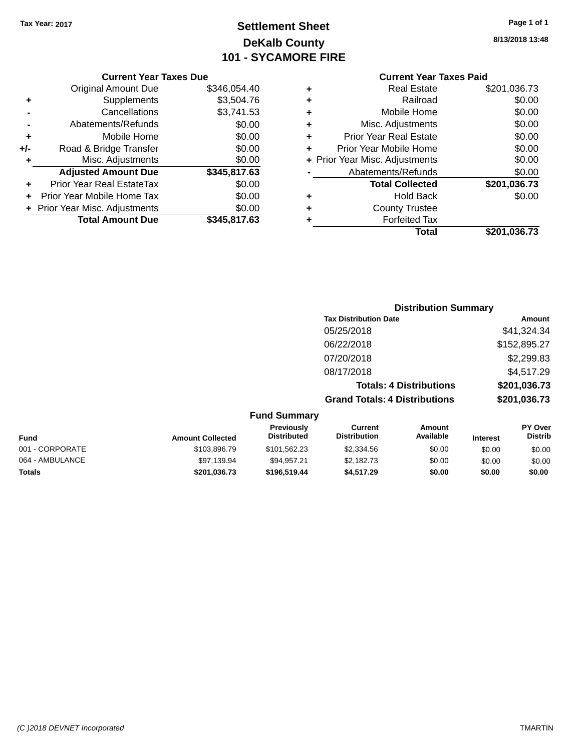Tax Year: 2017

# Settlement Sheet
## DeKalb County
## 101 - SYCAMORE FIRE

8/13/2018 13:48

### Current Year Taxes Due

| | | |
|---|---|---|
| | Original Amount Due | $346,054.40 |
| + | Supplements | $3,504.76 |
| - | Cancellations | $3,741.53 |
| - | Abatements/Refunds | $0.00 |
| + | Mobile Home | $0.00 |
| +/- | Road & Bridge Transfer | $0.00 |
| + | Misc. Adjustments | $0.00 |
| | **Adjusted Amount Due** | **$345,817.63** |
| + | Prior Year Real EstateTax | $0.00 |
| + | Prior Year Mobile Home Tax | $0.00 |
| + | Prior Year Misc. Adjustments | $0.00 |
| | **Total Amount Due** | **$345,817.63** |

### Current Year Taxes Paid

| | | |
|---|---|---|
| + | Real Estate | $201,036.73 |
| + | Railroad | $0.00 |
| + | Mobile Home | $0.00 |
| + | Misc. Adjustments | $0.00 |
| + | Prior Year Real Estate | $0.00 |
| + | Prior Year Mobile Home | $0.00 |
| + | Prior Year Misc. Adjustments | $0.00 |
| - | Abatements/Refunds | $0.00 |
| | **Total Collected** | **$201,036.73** |
| + | Hold Back | $0.00 |
| + | County Trustee | |
| + | Forfeited Tax | |
| | **Total** | **$201,036.73** |

### Distribution Summary

| Tax Distribution Date | Amount |
|---|---|
| 05/25/2018 | $41,324.34 |
| 06/22/2018 | $152,895.27 |
| 07/20/2018 | $2,299.83 |
| 08/17/2018 | $4,517.29 |
| **Totals: 4 Distributions** | **$201,036.73** |
| **Grand Totals: 4 Distributions** | **$201,036.73** |

### Fund Summary

| Fund | Amount Collected | Previously Distributed | Current Distribution | Amount Available | Interest | PY Over Distrib |
|---|---|---|---|---|---|---|
| 001 - CORPORATE | $103,896.79 | $101,562.23 | $2,334.56 | $0.00 | $0.00 | $0.00 |
| 064 - AMBULANCE | $97,139.94 | $94,957.21 | $2,182.73 | $0.00 | $0.00 | $0.00 |
| **Totals** | **$201,036.73** | **$196,519.44** | **$4,517.29** | **$0.00** | **$0.00** | **$0.00** |

(C )2018 DEVNET Incorporated TMARTIN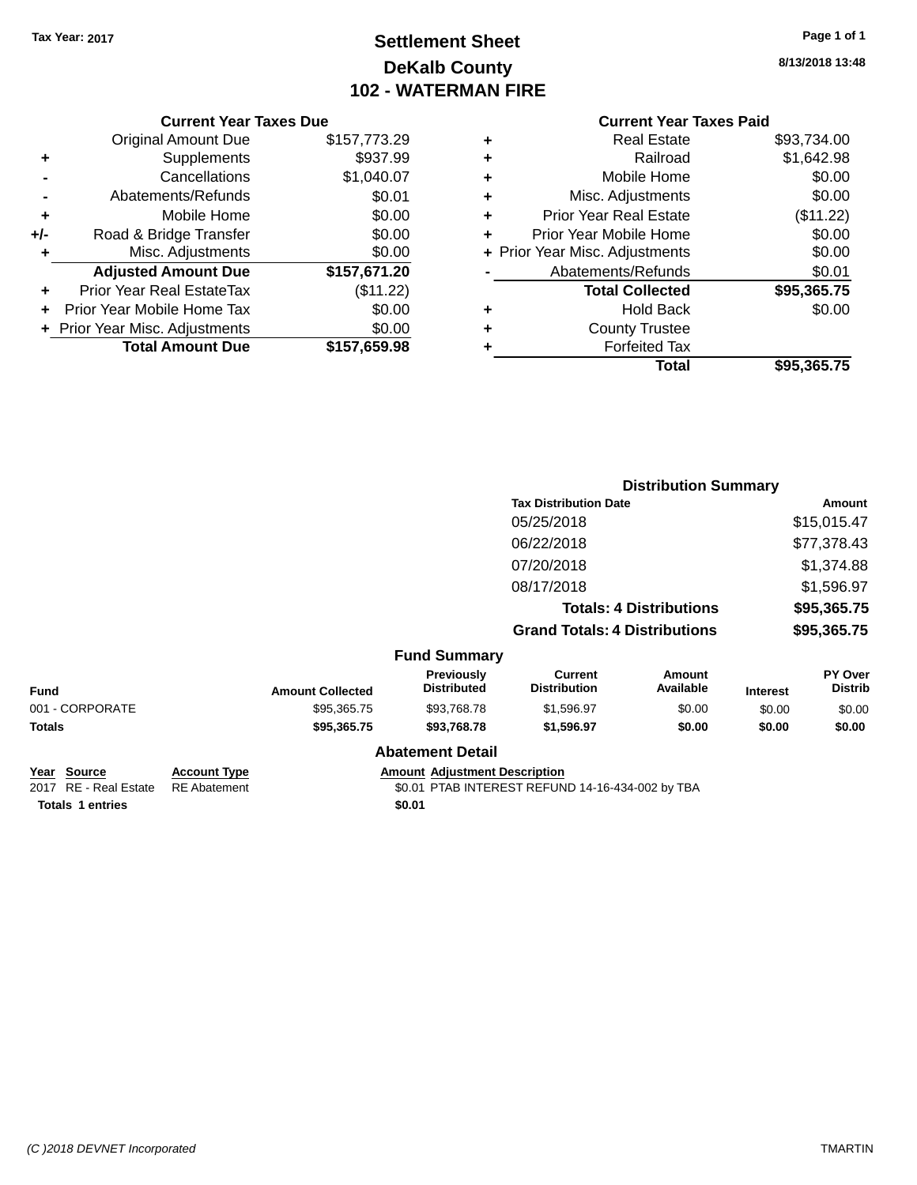Tax Year: 2017

# Settlement Sheet
## DeKalb County
## 102 - WATERMAN FIRE

8/13/2018 13:48

### Current Year Taxes Due

| | | |
|---|---|---|
| | Original Amount Due | $157,773.29 |
| + | Supplements | $937.99 |
| - | Cancellations | $1,040.07 |
| - | Abatements/Refunds | $0.01 |
| + | Mobile Home | $0.00 |
| +/- | Road & Bridge Transfer | $0.00 |
| + | Misc. Adjustments | $0.00 |
| | **Adjusted Amount Due** | **$157,671.20** |
| + | Prior Year Real EstateTax | ($11.22) |
| + | Prior Year Mobile Home Tax | $0.00 |
| + | Prior Year Misc. Adjustments | $0.00 |
| | **Total Amount Due** | **$157,659.98** |

### Current Year Taxes Paid

| | | |
|---|---|---|
| + | Real Estate | $93,734.00 |
| + | Railroad | $1,642.98 |
| + | Mobile Home | $0.00 |
| + | Misc. Adjustments | $0.00 |
| + | Prior Year Real Estate | ($11.22) |
| + | Prior Year Mobile Home | $0.00 |
| + | Prior Year Misc. Adjustments | $0.00 |
| - | Abatements/Refunds | $0.01 |
| | **Total Collected** | **$95,365.75** |
| + | Hold Back | $0.00 |
| + | County Trustee | |
| + | Forfeited Tax | |
| | **Total** | **$95,365.75** |

### Distribution Summary

| Tax Distribution Date | Amount |
|---|---|
| 05/25/2018 | $15,015.47 |
| 06/22/2018 | $77,378.43 |
| 07/20/2018 | $1,374.88 |
| 08/17/2018 | $1,596.97 |
| **Totals: 4 Distributions** | **$95,365.75** |
| **Grand Totals: 4 Distributions** | **$95,365.75** |

### Fund Summary

| Fund | Amount Collected | Previously Distributed | Current Distribution | Amount Available | Interest | PY Over Distrib |
|---|---|---|---|---|---|---|
| 001 - CORPORATE | $95,365.75 | $93,768.78 | $1,596.97 | $0.00 | $0.00 | $0.00 |
| **Totals** | **$95,365.75** | **$93,768.78** | **$1,596.97** | **$0.00** | **$0.00** | **$0.00** |

### Abatement Detail

| Year | Source | Account Type | Amount | Adjustment Description |
|---|---|---|---|---|
| 2017 | RE - Real Estate | RE Abatement | $0.01 | PTAB INTEREST REFUND 14-16-434-002 by TBA |
| **Totals 1 entries** | | | **$0.01** | |

(C )2018 DEVNET Incorporated TMARTIN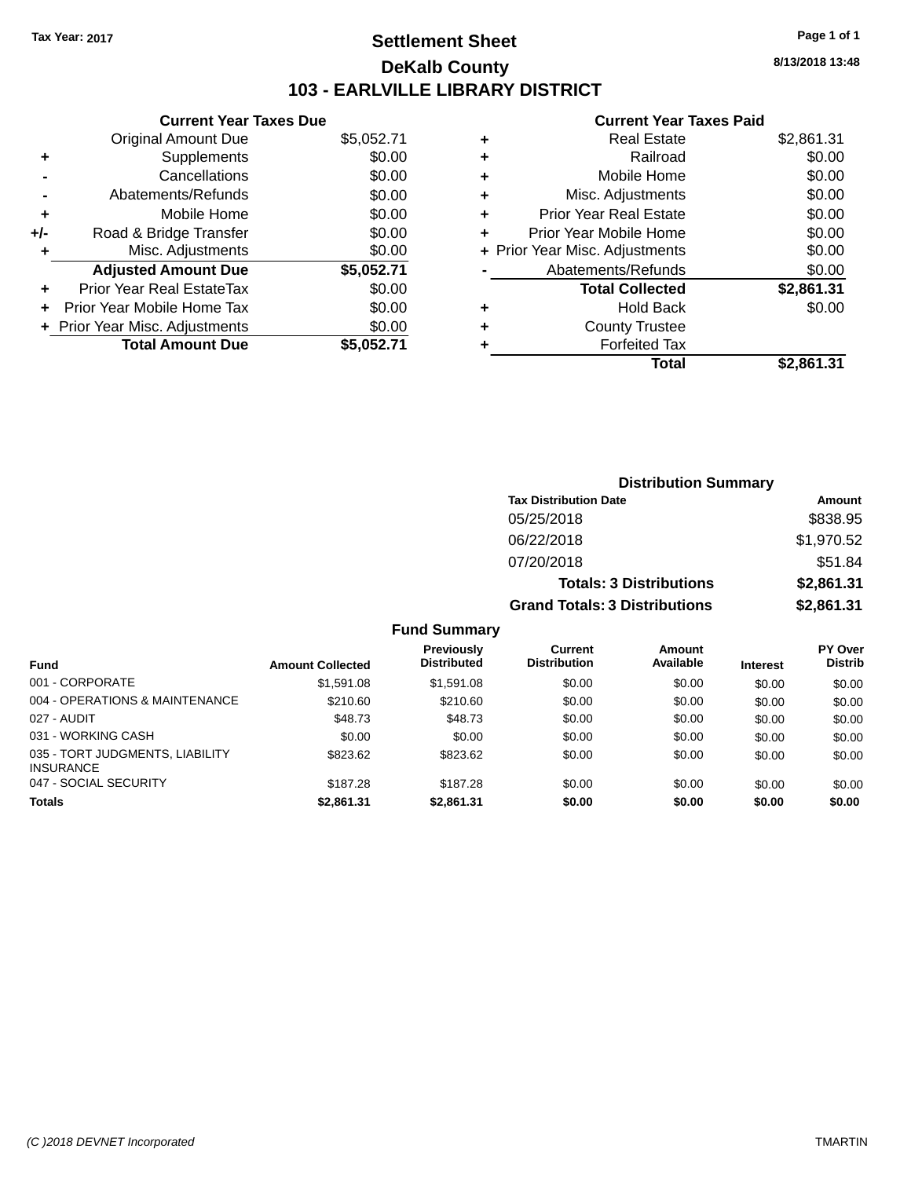Tax Year: 2017

# Settlement Sheet

## DeKalb County

## 103 - EARLVILLE LIBRARY DISTRICT

8/13/2018 13:48

### Current Year Taxes Due

| | | |
|---|---|---|
| | Original Amount Due | $5,052.71 |
| + | Supplements | $0.00 |
| - | Cancellations | $0.00 |
| - | Abatements/Refunds | $0.00 |
| + | Mobile Home | $0.00 |
| +/- | Road & Bridge Transfer | $0.00 |
| + | Misc. Adjustments | $0.00 |
| | **Adjusted Amount Due** | **$5,052.71** |
| + | Prior Year Real EstateTax | $0.00 |
| + | Prior Year Mobile Home Tax | $0.00 |
| + | Prior Year Misc. Adjustments | $0.00 |
| | **Total Amount Due** | **$5,052.71** |

### Current Year Taxes Paid

| | | |
|---|---|---|
| + | Real Estate | $2,861.31 |
| + | Railroad | $0.00 |
| + | Mobile Home | $0.00 |
| + | Misc. Adjustments | $0.00 |
| + | Prior Year Real Estate | $0.00 |
| + | Prior Year Mobile Home | $0.00 |
| + | Prior Year Misc. Adjustments | $0.00 |
| - | Abatements/Refunds | $0.00 |
| | **Total Collected** | **$2,861.31** |
| + | Hold Back | $0.00 |
| + | County Trustee | |
| + | Forfeited Tax | |
| | **Total** | **$2,861.31** |

### Distribution Summary

| Tax Distribution Date | Amount |
|---|---|
| 05/25/2018 | $838.95 |
| 06/22/2018 | $1,970.52 |
| 07/20/2018 | $51.84 |
| **Totals: 3 Distributions** | **$2,861.31** |
| **Grand Totals: 3 Distributions** | **$2,861.31** |

### Fund Summary

| Fund | Amount Collected | Previously Distributed | Current Distribution | Amount Available | Interest | PY Over Distrib |
|---|---|---|---|---|---|---|
| 001 - CORPORATE | $1,591.08 | $1,591.08 | $0.00 | $0.00 | $0.00 | $0.00 |
| 004 - OPERATIONS & MAINTENANCE | $210.60 | $210.60 | $0.00 | $0.00 | $0.00 | $0.00 |
| 027 - AUDIT | $48.73 | $48.73 | $0.00 | $0.00 | $0.00 | $0.00 |
| 031 - WORKING CASH | $0.00 | $0.00 | $0.00 | $0.00 | $0.00 | $0.00 |
| 035 - TORT JUDGMENTS, LIABILITY INSURANCE | $823.62 | $823.62 | $0.00 | $0.00 | $0.00 | $0.00 |
| 047 - SOCIAL SECURITY | $187.28 | $187.28 | $0.00 | $0.00 | $0.00 | $0.00 |
| **Totals** | **$2,861.31** | **$2,861.31** | **$0.00** | **$0.00** | **$0.00** | **$0.00** |

(C )2018 DEVNET Incorporated TMARTIN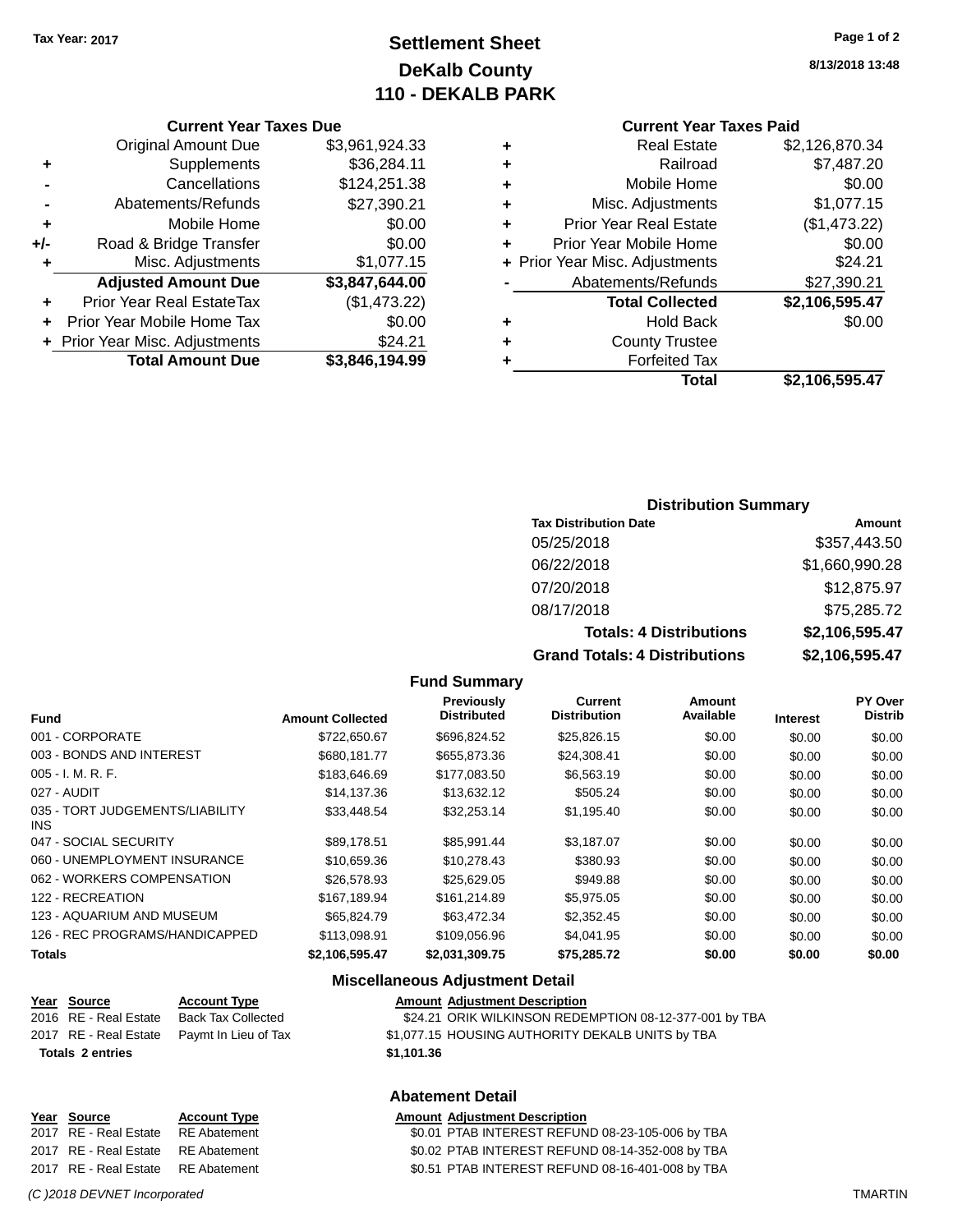Tax Year: 2017

# Settlement Sheet
## DeKalb County
## 110 - DEKALB PARK

8/13/2018 13:48

### Current Year Taxes Due

| | | |
|---|---|---|
| | Original Amount Due | $3,961,924.33 |
| + | Supplements | $36,284.11 |
| - | Cancellations | $124,251.38 |
| - | Abatements/Refunds | $27,390.21 |
| + | Mobile Home | $0.00 |
| +/- | Road & Bridge Transfer | $0.00 |
| + | Misc. Adjustments | $1,077.15 |
| | **Adjusted Amount Due** | **$3,847,644.00** |
| + | Prior Year Real EstateTax | ($1,473.22) |
| + | Prior Year Mobile Home Tax | $0.00 |
| + | Prior Year Misc. Adjustments | $24.21 |
| | **Total Amount Due** | **$3,846,194.99** |

### Current Year Taxes Paid

| | | |
|---|---|---|
| + | Real Estate | $2,126,870.34 |
| + | Railroad | $7,487.20 |
| + | Mobile Home | $0.00 |
| + | Misc. Adjustments | $1,077.15 |
| + | Prior Year Real Estate | ($1,473.22) |
| + | Prior Year Mobile Home | $0.00 |
| + | Prior Year Misc. Adjustments | $24.21 |
| - | Abatements/Refunds | $27,390.21 |
| | **Total Collected** | **$2,106,595.47** |
| + | Hold Back | $0.00 |
| + | County Trustee | |
| + | Forfeited Tax | |
| | **Total** | **$2,106,595.47** |

### Distribution Summary

| Tax Distribution Date | Amount |
|---|---|
| 05/25/2018 | $357,443.50 |
| 06/22/2018 | $1,660,990.28 |
| 07/20/2018 | $12,875.97 |
| 08/17/2018 | $75,285.72 |
| **Totals: 4 Distributions** | **$2,106,595.47** |
| **Grand Totals: 4 Distributions** | **$2,106,595.47** |

### Fund Summary

| Fund | Amount Collected | Previously Distributed | Current Distribution | Amount Available | Interest | PY Over Distrib |
|---|---|---|---|---|---|---|
| 001 - CORPORATE | $722,650.67 | $696,824.52 | $25,826.15 | $0.00 | $0.00 | $0.00 |
| 003 - BONDS AND INTEREST | $680,181.77 | $655,873.36 | $24,308.41 | $0.00 | $0.00 | $0.00 |
| 005 - I. M. R. F. | $183,646.69 | $177,083.50 | $6,563.19 | $0.00 | $0.00 | $0.00 |
| 027 - AUDIT | $14,137.36 | $13,632.12 | $505.24 | $0.00 | $0.00 | $0.00 |
| 035 - TORT JUDGEMENTS/LIABILITY INS | $33,448.54 | $32,253.14 | $1,195.40 | $0.00 | $0.00 | $0.00 |
| 047 - SOCIAL SECURITY | $89,178.51 | $85,991.44 | $3,187.07 | $0.00 | $0.00 | $0.00 |
| 060 - UNEMPLOYMENT INSURANCE | $10,659.36 | $10,278.43 | $380.93 | $0.00 | $0.00 | $0.00 |
| 062 - WORKERS COMPENSATION | $26,578.93 | $25,629.05 | $949.88 | $0.00 | $0.00 | $0.00 |
| 122 - RECREATION | $167,189.94 | $161,214.89 | $5,975.05 | $0.00 | $0.00 | $0.00 |
| 123 - AQUARIUM AND MUSEUM | $65,824.79 | $63,472.34 | $2,352.45 | $0.00 | $0.00 | $0.00 |
| 126 - REC PROGRAMS/HANDICAPPED | $113,098.91 | $109,056.96 | $4,041.95 | $0.00 | $0.00 | $0.00 |
| **Totals** | **$2,106,595.47** | **$2,031,309.75** | **$75,285.72** | **$0.00** | **$0.00** | **$0.00** |

### Miscellaneous Adjustment Detail

| Year | Source | Account Type | Amount | Adjustment Description |
|---|---|---|---|---|
| 2016 | RE - Real Estate | Back Tax Collected | $24.21 | ORIK WILKINSON REDEMPTION 08-12-377-001 by TBA |
| 2017 | RE - Real Estate | Paymt In Lieu of Tax | $1,077.15 | HOUSING AUTHORITY DEKALB UNITS by TBA |
| **Totals 2 entries** | | | **$1,101.36** | |

### Abatement Detail

| Year | Source | Account Type | Amount | Adjustment Description |
|---|---|---|---|---|
| 2017 | RE - Real Estate | RE Abatement | $0.01 | PTAB INTEREST REFUND 08-23-105-006 by TBA |
| 2017 | RE - Real Estate | RE Abatement | $0.02 | PTAB INTEREST REFUND 08-14-352-008 by TBA |
| 2017 | RE - Real Estate | RE Abatement | $0.51 | PTAB INTEREST REFUND 08-16-401-008 by TBA |

*(C )2018 DEVNET Incorporated* TMARTIN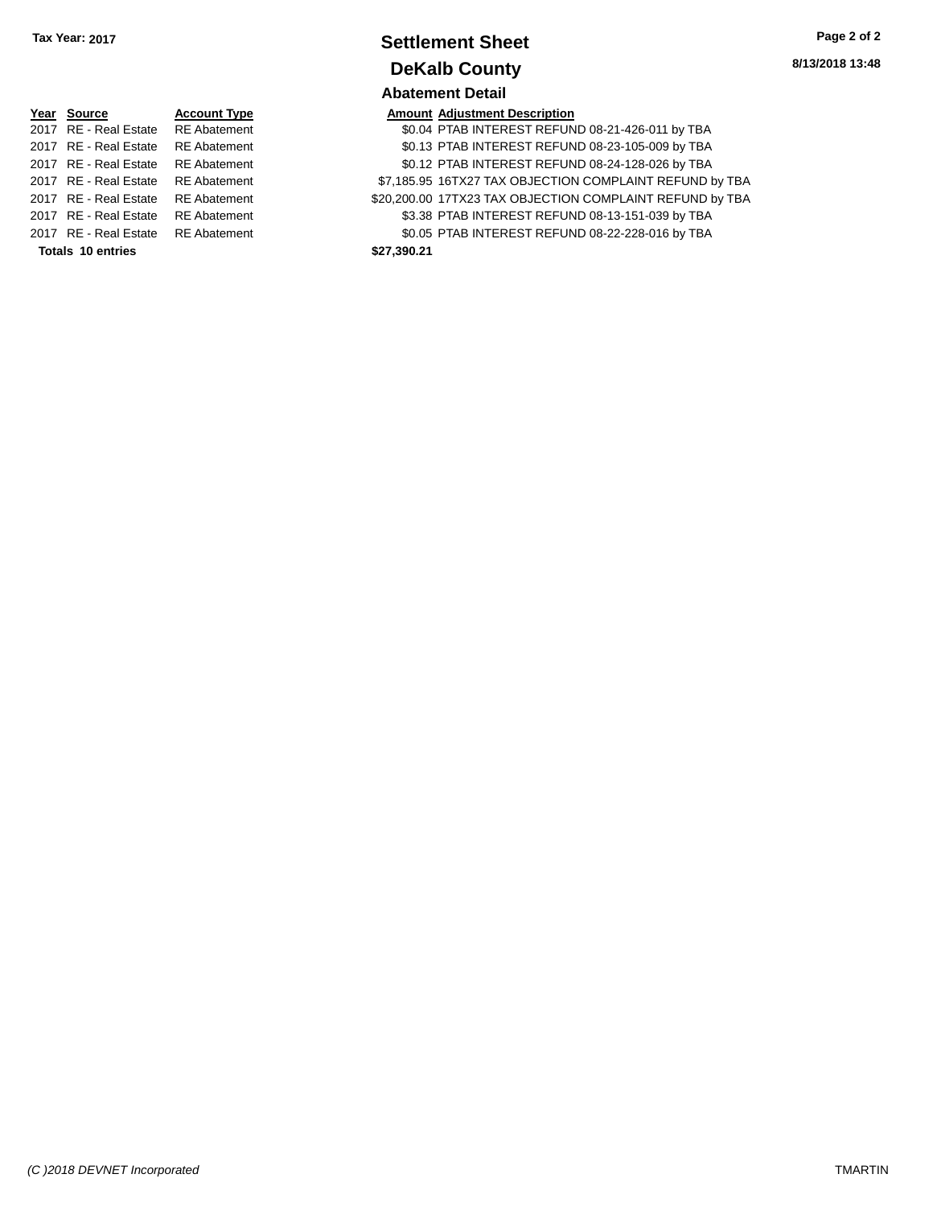Tax Year: 2017

# Settlement Sheet

## DeKalb County

### Abatement Detail

| Year | Source | Account Type | Amount | Adjustment Description |
|---|---|---|---|---|
| 2017 | RE - Real Estate | RE Abatement | $0.04 | PTAB INTEREST REFUND 08-21-426-011 by TBA |
| 2017 | RE - Real Estate | RE Abatement | $0.13 | PTAB INTEREST REFUND 08-23-105-009 by TBA |
| 2017 | RE - Real Estate | RE Abatement | $0.12 | PTAB INTEREST REFUND 08-24-128-026 by TBA |
| 2017 | RE - Real Estate | RE Abatement | $7,185.95 | 16TX27 TAX OBJECTION COMPLAINT REFUND by TBA |
| 2017 | RE - Real Estate | RE Abatement | $20,200.00 | 17TX23 TAX OBJECTION COMPLAINT REFUND by TBA |
| 2017 | RE - Real Estate | RE Abatement | $3.38 | PTAB INTEREST REFUND 08-13-151-039 by TBA |
| 2017 | RE - Real Estate | RE Abatement | $0.05 | PTAB INTEREST REFUND 08-22-228-016 by TBA |
| **Totals 10 entries** | | | **$27,390.21** | |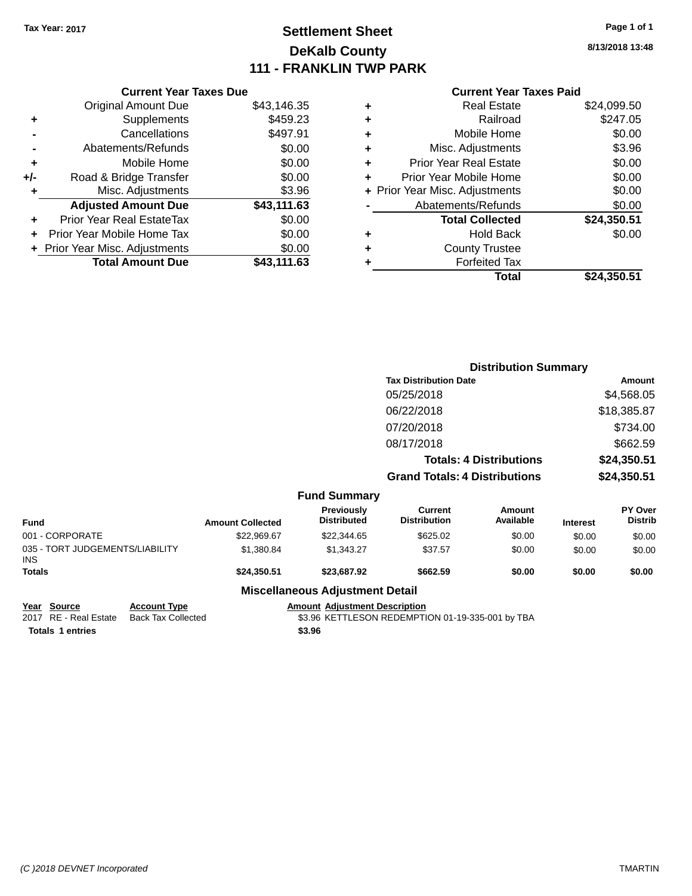Tax Year: 2017

# Settlement Sheet
## DeKalb County
## 111 - FRANKLIN TWP PARK

8/13/2018 13:48

### Current Year Taxes Due

| | | |
|---|---|---|
| | Original Amount Due | $43,146.35 |
| + | Supplements | $459.23 |
| - | Cancellations | $497.91 |
| - | Abatements/Refunds | $0.00 |
| + | Mobile Home | $0.00 |
| +/- | Road & Bridge Transfer | $0.00 |
| + | Misc. Adjustments | $3.96 |
| | **Adjusted Amount Due** | **$43,111.63** |
| + | Prior Year Real EstateTax | $0.00 |
| + | Prior Year Mobile Home Tax | $0.00 |
| + | Prior Year Misc. Adjustments | $0.00 |
| | **Total Amount Due** | **$43,111.63** |

### Current Year Taxes Paid

| | | |
|---|---|---|
| + | Real Estate | $24,099.50 |
| + | Railroad | $247.05 |
| + | Mobile Home | $0.00 |
| + | Misc. Adjustments | $3.96 |
| + | Prior Year Real Estate | $0.00 |
| + | Prior Year Mobile Home | $0.00 |
| + | Prior Year Misc. Adjustments | $0.00 |
| - | Abatements/Refunds | $0.00 |
| | **Total Collected** | **$24,350.51** |
| + | Hold Back | $0.00 |
| + | County Trustee | |
| + | Forfeited Tax | |
| | **Total** | **$24,350.51** |

### Distribution Summary

| Tax Distribution Date | Amount |
|---|---|
| 05/25/2018 | $4,568.05 |
| 06/22/2018 | $18,385.87 |
| 07/20/2018 | $734.00 |
| 08/17/2018 | $662.59 |
| **Totals: 4 Distributions** | **$24,350.51** |
| **Grand Totals: 4 Distributions** | **$24,350.51** |

### Fund Summary

| Fund | Amount Collected | Previously Distributed | Current Distribution | Amount Available | Interest | PY Over Distrib |
|---|---|---|---|---|---|---|
| 001 - CORPORATE | $22,969.67 | $22,344.65 | $625.02 | $0.00 | $0.00 | $0.00 |
| 035 - TORT JUDGEMENTS/LIABILITY INS | $1,380.84 | $1,343.27 | $37.57 | $0.00 | $0.00 | $0.00 |
| **Totals** | **$24,350.51** | **$23,687.92** | **$662.59** | **$0.00** | **$0.00** | **$0.00** |

### Miscellaneous Adjustment Detail

| Year | Source | Account Type | Amount | Adjustment Description |
|---|---|---|---|---|
| 2017 | RE - Real Estate | Back Tax Collected | $3.96 | KETTLESON REDEMPTION 01-19-335-001 by TBA |
| **Totals** | **1 entries** | | **$3.96** | |

(C )2018 DEVNET Incorporated — TMARTIN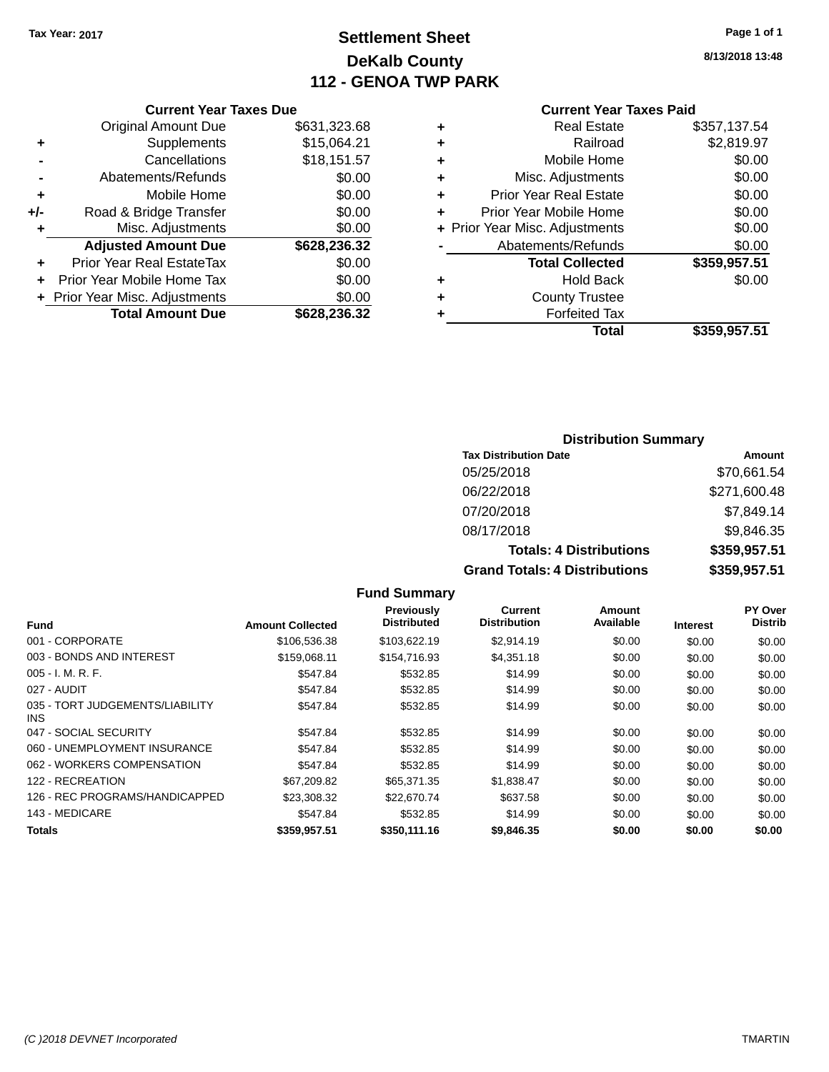Tax Year: 2017

# Settlement Sheet
## DeKalb County
## 112 - GENOA TWP PARK

8/13/2018 13:48

### Current Year Taxes Due

| | | |
|---|---|---|
| | Original Amount Due | $631,323.68 |
| + | Supplements | $15,064.21 |
| - | Cancellations | $18,151.57 |
| - | Abatements/Refunds | $0.00 |
| + | Mobile Home | $0.00 |
| +/- | Road & Bridge Transfer | $0.00 |
| + | Misc. Adjustments | $0.00 |
| | **Adjusted Amount Due** | **$628,236.32** |
| + | Prior Year Real EstateTax | $0.00 |
| + | Prior Year Mobile Home Tax | $0.00 |
| + | Prior Year Misc. Adjustments | $0.00 |
| | **Total Amount Due** | **$628,236.32** |

### Current Year Taxes Paid

| | | |
|---|---|---|
| + | Real Estate | $357,137.54 |
| + | Railroad | $2,819.97 |
| + | Mobile Home | $0.00 |
| + | Misc. Adjustments | $0.00 |
| + | Prior Year Real Estate | $0.00 |
| + | Prior Year Mobile Home | $0.00 |
| + | Prior Year Misc. Adjustments | $0.00 |
| - | Abatements/Refunds | $0.00 |
| | **Total Collected** | **$359,957.51** |
| + | Hold Back | $0.00 |
| + | County Trustee | |
| + | Forfeited Tax | |
| | **Total** | **$359,957.51** |

### Distribution Summary

| Tax Distribution Date | Amount |
|---|---|
| 05/25/2018 | $70,661.54 |
| 06/22/2018 | $271,600.48 |
| 07/20/2018 | $7,849.14 |
| 08/17/2018 | $9,846.35 |
| **Totals: 4 Distributions** | **$359,957.51** |
| **Grand Totals: 4 Distributions** | **$359,957.51** |

### Fund Summary

| Fund | Amount Collected | Previously Distributed | Current Distribution | Amount Available | Interest | PY Over Distrib |
|---|---|---|---|---|---|---|
| 001 - CORPORATE | $106,536.38 | $103,622.19 | $2,914.19 | $0.00 | $0.00 | $0.00 |
| 003 - BONDS AND INTEREST | $159,068.11 | $154,716.93 | $4,351.18 | $0.00 | $0.00 | $0.00 |
| 005 - I. M. R. F. | $547.84 | $532.85 | $14.99 | $0.00 | $0.00 | $0.00 |
| 027 - AUDIT | $547.84 | $532.85 | $14.99 | $0.00 | $0.00 | $0.00 |
| 035 - TORT JUDGEMENTS/LIABILITY INS | $547.84 | $532.85 | $14.99 | $0.00 | $0.00 | $0.00 |
| 047 - SOCIAL SECURITY | $547.84 | $532.85 | $14.99 | $0.00 | $0.00 | $0.00 |
| 060 - UNEMPLOYMENT INSURANCE | $547.84 | $532.85 | $14.99 | $0.00 | $0.00 | $0.00 |
| 062 - WORKERS COMPENSATION | $547.84 | $532.85 | $14.99 | $0.00 | $0.00 | $0.00 |
| 122 - RECREATION | $67,209.82 | $65,371.35 | $1,838.47 | $0.00 | $0.00 | $0.00 |
| 126 - REC PROGRAMS/HANDICAPPED | $23,308.32 | $22,670.74 | $637.58 | $0.00 | $0.00 | $0.00 |
| 143 - MEDICARE | $547.84 | $532.85 | $14.99 | $0.00 | $0.00 | $0.00 |
| **Totals** | **$359,957.51** | **$350,111.16** | **$9,846.35** | **$0.00** | **$0.00** | **$0.00** |

(C )2018 DEVNET Incorporated TMARTIN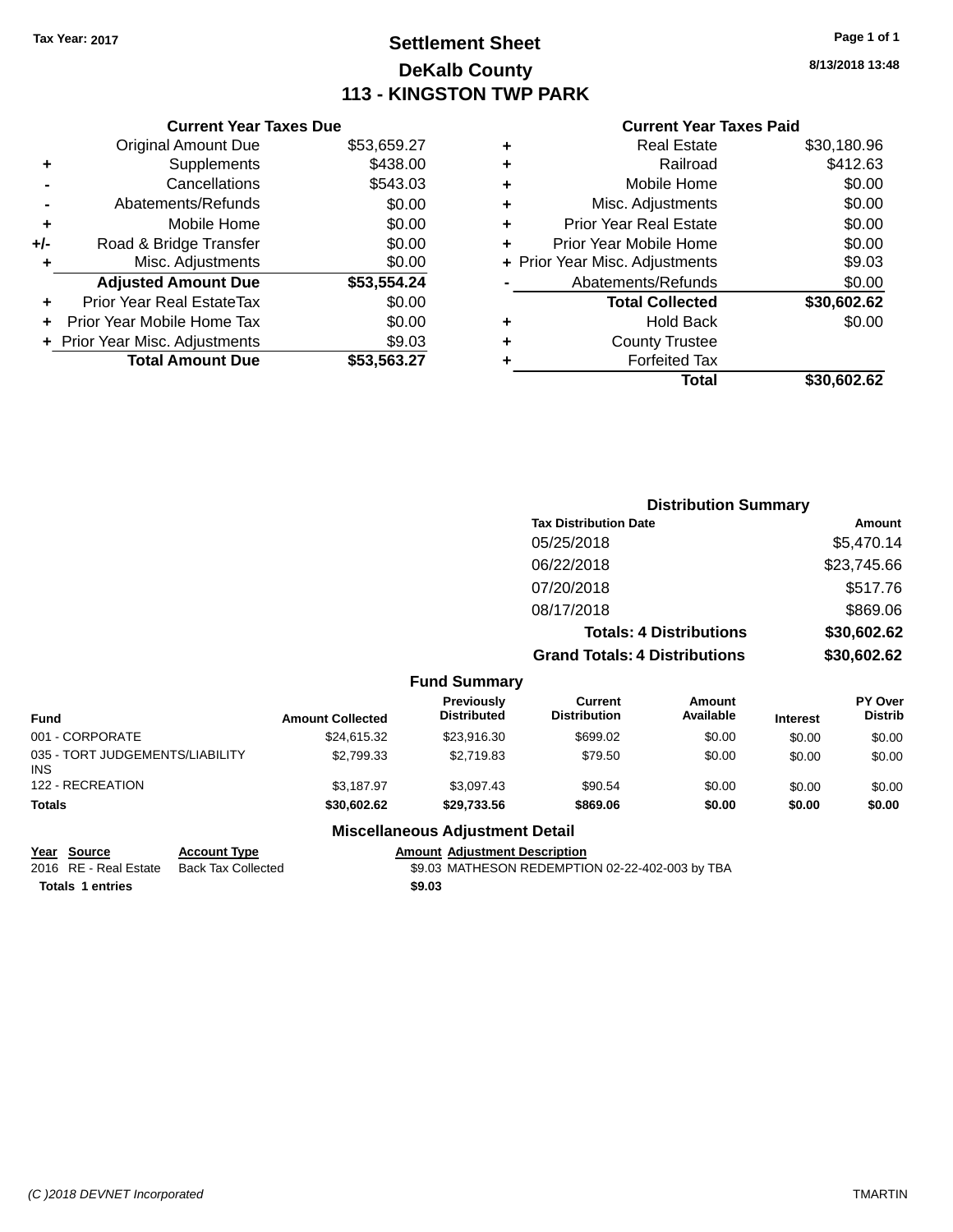Tax Year: 2017

# Settlement Sheet
## DeKalb County
## 113 - KINGSTON TWP PARK

8/13/2018 13:48

### Current Year Taxes Due

| | | |
|---|---|---|
| | Original Amount Due | $53,659.27 |
| + | Supplements | $438.00 |
| - | Cancellations | $543.03 |
| - | Abatements/Refunds | $0.00 |
| + | Mobile Home | $0.00 |
| +/- | Road & Bridge Transfer | $0.00 |
| + | Misc. Adjustments | $0.00 |
| | **Adjusted Amount Due** | **$53,554.24** |
| + | Prior Year Real EstateTax | $0.00 |
| + | Prior Year Mobile Home Tax | $0.00 |
| + | Prior Year Misc. Adjustments | $9.03 |
| | **Total Amount Due** | **$53,563.27** |

### Current Year Taxes Paid

| | | |
|---|---|---|
| + | Real Estate | $30,180.96 |
| + | Railroad | $412.63 |
| + | Mobile Home | $0.00 |
| + | Misc. Adjustments | $0.00 |
| + | Prior Year Real Estate | $0.00 |
| + | Prior Year Mobile Home | $0.00 |
| + | Prior Year Misc. Adjustments | $9.03 |
| - | Abatements/Refunds | $0.00 |
| | **Total Collected** | **$30,602.62** |
| + | Hold Back | $0.00 |
| + | County Trustee | |
| + | Forfeited Tax | |
| | **Total** | **$30,602.62** |

### Distribution Summary

| Tax Distribution Date | Amount |
|---|---|
| 05/25/2018 | $5,470.14 |
| 06/22/2018 | $23,745.66 |
| 07/20/2018 | $517.76 |
| 08/17/2018 | $869.06 |
| **Totals: 4 Distributions** | **$30,602.62** |
| **Grand Totals: 4 Distributions** | **$30,602.62** |

### Fund Summary

| Fund | Amount Collected | Previously Distributed | Current Distribution | Amount Available | Interest | PY Over Distrib |
|---|---|---|---|---|---|---|
| 001 - CORPORATE | $24,615.32 | $23,916.30 | $699.02 | $0.00 | $0.00 | $0.00 |
| 035 - TORT JUDGEMENTS/LIABILITY INS | $2,799.33 | $2,719.83 | $79.50 | $0.00 | $0.00 | $0.00 |
| 122 - RECREATION | $3,187.97 | $3,097.43 | $90.54 | $0.00 | $0.00 | $0.00 |
| **Totals** | **$30,602.62** | **$29,733.56** | **$869.06** | **$0.00** | **$0.00** | **$0.00** |

### Miscellaneous Adjustment Detail

| Year | Source | Account Type | Amount | Adjustment Description |
|---|---|---|---|---|
| 2016 | RE - Real Estate | Back Tax Collected | $9.03 | MATHESON REDEMPTION 02-22-402-003 by TBA |
| **Totals** | **1 entries** | | **$9.03** | |

(C )2018 DEVNET Incorporated TMARTIN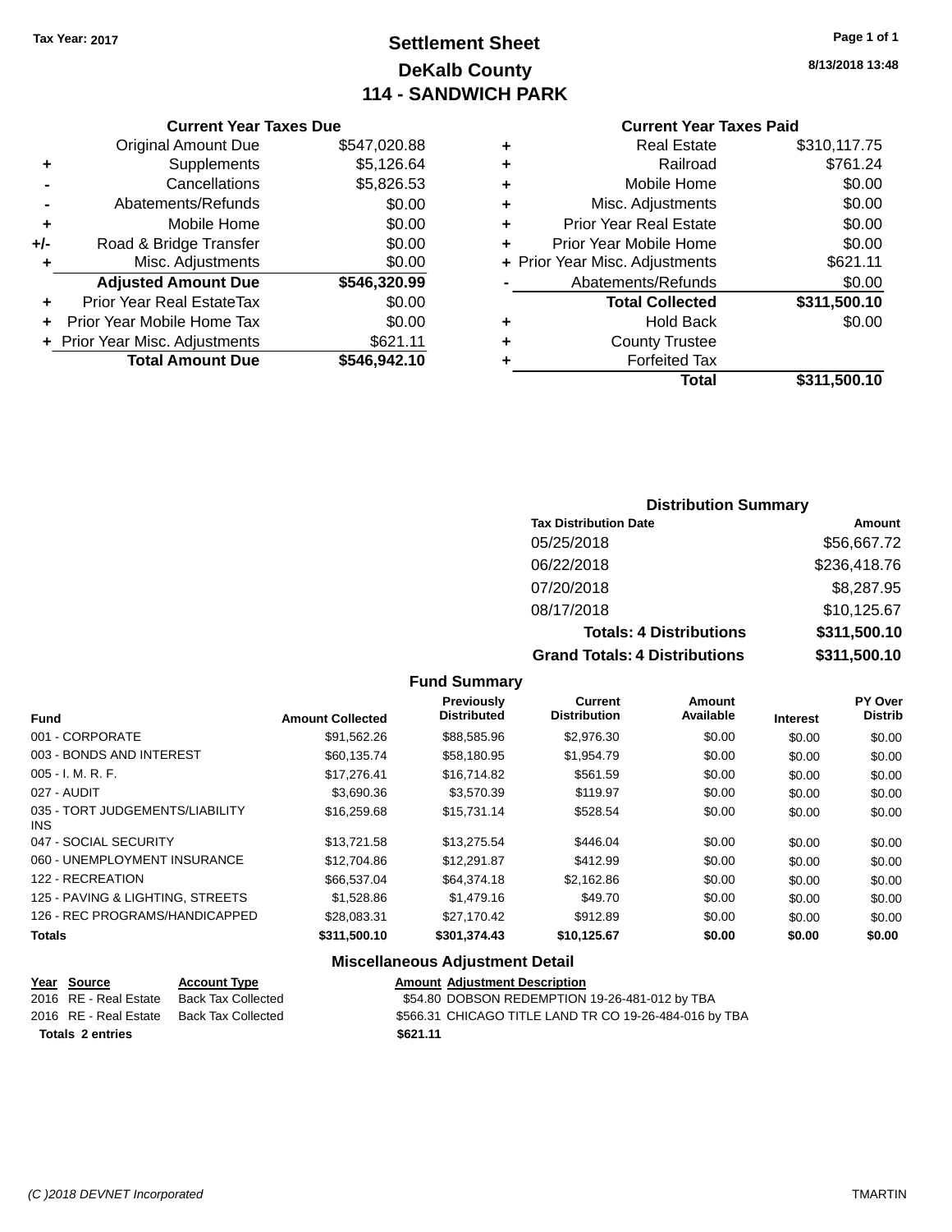Tax Year: 2017

# Settlement Sheet
## DeKalb County
## 114 - SANDWICH PARK

8/13/2018 13:48

### Current Year Taxes Due

| | | |
|---|---|---|
| | Original Amount Due | $547,020.88 |
| + | Supplements | $5,126.64 |
| - | Cancellations | $5,826.53 |
| - | Abatements/Refunds | $0.00 |
| + | Mobile Home | $0.00 |
| +/- | Road & Bridge Transfer | $0.00 |
| + | Misc. Adjustments | $0.00 |
| | **Adjusted Amount Due** | **$546,320.99** |
| + | Prior Year Real EstateTax | $0.00 |
| + | Prior Year Mobile Home Tax | $0.00 |
| + | Prior Year Misc. Adjustments | $621.11 |
| | **Total Amount Due** | **$546,942.10** |

### Current Year Taxes Paid

| | | |
|---|---|---|
| + | Real Estate | $310,117.75 |
| + | Railroad | $761.24 |
| + | Mobile Home | $0.00 |
| + | Misc. Adjustments | $0.00 |
| + | Prior Year Real Estate | $0.00 |
| + | Prior Year Mobile Home | $0.00 |
| + | Prior Year Misc. Adjustments | $621.11 |
| - | Abatements/Refunds | $0.00 |
| | **Total Collected** | **$311,500.10** |
| + | Hold Back | $0.00 |
| + | County Trustee | |
| + | Forfeited Tax | |
| | **Total** | **$311,500.10** |

### Distribution Summary

| Tax Distribution Date | Amount |
|---|---|
| 05/25/2018 | $56,667.72 |
| 06/22/2018 | $236,418.76 |
| 07/20/2018 | $8,287.95 |
| 08/17/2018 | $10,125.67 |
| **Totals: 4 Distributions** | **$311,500.10** |
| **Grand Totals: 4 Distributions** | **$311,500.10** |

### Fund Summary

| Fund | Amount Collected | Previously Distributed | Current Distribution | Amount Available | Interest | PY Over Distrib |
|---|---|---|---|---|---|---|
| 001 - CORPORATE | $91,562.26 | $88,585.96 | $2,976.30 | $0.00 | $0.00 | $0.00 |
| 003 - BONDS AND INTEREST | $60,135.74 | $58,180.95 | $1,954.79 | $0.00 | $0.00 | $0.00 |
| 005 - I. M. R. F. | $17,276.41 | $16,714.82 | $561.59 | $0.00 | $0.00 | $0.00 |
| 027 - AUDIT | $3,690.36 | $3,570.39 | $119.97 | $0.00 | $0.00 | $0.00 |
| 035 - TORT JUDGEMENTS/LIABILITY INS | $16,259.68 | $15,731.14 | $528.54 | $0.00 | $0.00 | $0.00 |
| 047 - SOCIAL SECURITY | $13,721.58 | $13,275.54 | $446.04 | $0.00 | $0.00 | $0.00 |
| 060 - UNEMPLOYMENT INSURANCE | $12,704.86 | $12,291.87 | $412.99 | $0.00 | $0.00 | $0.00 |
| 122 - RECREATION | $66,537.04 | $64,374.18 | $2,162.86 | $0.00 | $0.00 | $0.00 |
| 125 - PAVING & LIGHTING, STREETS | $1,528.86 | $1,479.16 | $49.70 | $0.00 | $0.00 | $0.00 |
| 126 - REC PROGRAMS/HANDICAPPED | $28,083.31 | $27,170.42 | $912.89 | $0.00 | $0.00 | $0.00 |
| **Totals** | **$311,500.10** | **$301,374.43** | **$10,125.67** | **$0.00** | **$0.00** | **$0.00** |

### Miscellaneous Adjustment Detail

| Year | Source | Account Type | Amount | Adjustment Description |
|---|---|---|---|---|
| 2016 | RE - Real Estate | Back Tax Collected | $54.80 | DOBSON REDEMPTION 19-26-481-012 by TBA |
| 2016 | RE - Real Estate | Back Tax Collected | $566.31 | CHICAGO TITLE LAND TR CO 19-26-484-016 by TBA |
| **Totals 2 entries** | | | **$621.11** | |

(C )2018 DEVNET Incorporated TMARTIN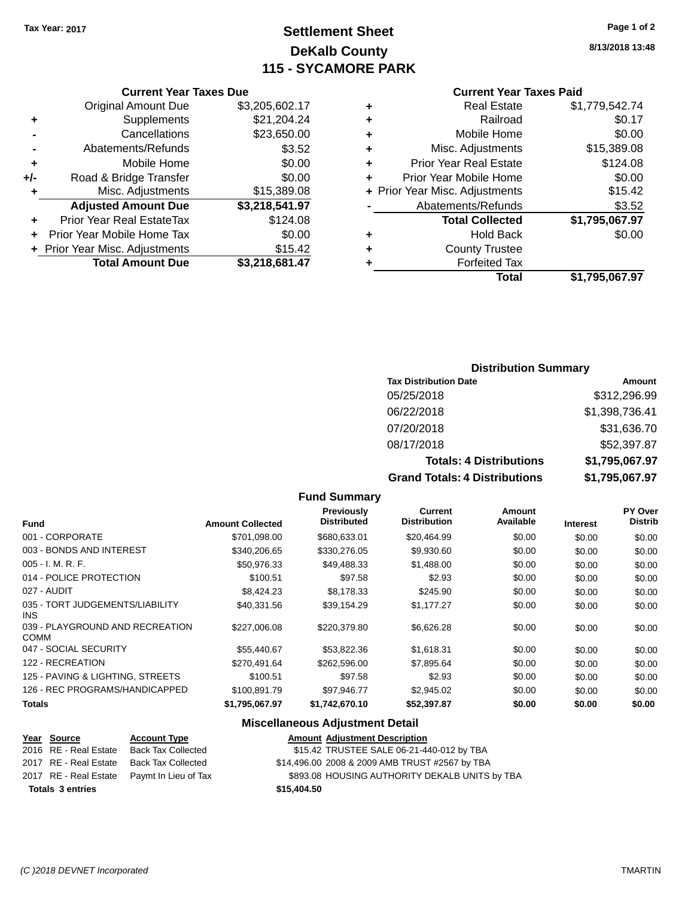Tax Year: 2017

# Settlement Sheet

## DeKalb County

## 115 - SYCAMORE PARK

8/13/2018 13:48

### Current Year Taxes Due

| | | |
|---|---|---|
| | Original Amount Due | $3,205,602.17 |
| + | Supplements | $21,204.24 |
| - | Cancellations | $23,650.00 |
| - | Abatements/Refunds | $3.52 |
| + | Mobile Home | $0.00 |
| +/- | Road & Bridge Transfer | $0.00 |
| + | Misc. Adjustments | $15,389.08 |
| | **Adjusted Amount Due** | **$3,218,541.97** |
| + | Prior Year Real EstateTax | $124.08 |
| + | Prior Year Mobile Home Tax | $0.00 |
| + | Prior Year Misc. Adjustments | $15.42 |
| | **Total Amount Due** | **$3,218,681.47** |

### Current Year Taxes Paid

| | | |
|---|---|---|
| + | Real Estate | $1,779,542.74 |
| + | Railroad | $0.17 |
| + | Mobile Home | $0.00 |
| + | Misc. Adjustments | $15,389.08 |
| + | Prior Year Real Estate | $124.08 |
| + | Prior Year Mobile Home | $0.00 |
| + | Prior Year Misc. Adjustments | $15.42 |
| - | Abatements/Refunds | $3.52 |
| | **Total Collected** | **$1,795,067.97** |
| + | Hold Back | $0.00 |
| + | County Trustee | |
| + | Forfeited Tax | |
| | **Total** | **$1,795,067.97** |

### Distribution Summary

| Tax Distribution Date | Amount |
|---|---|
| 05/25/2018 | $312,296.99 |
| 06/22/2018 | $1,398,736.41 |
| 07/20/2018 | $31,636.70 |
| 08/17/2018 | $52,397.87 |
| **Totals: 4 Distributions** | **$1,795,067.97** |
| **Grand Totals: 4 Distributions** | **$1,795,067.97** |

### Fund Summary

| Fund | Amount Collected | Previously Distributed | Current Distribution | Amount Available | Interest | PY Over Distrib |
|---|---|---|---|---|---|---|
| 001 - CORPORATE | $701,098.00 | $680,633.01 | $20,464.99 | $0.00 | $0.00 | $0.00 |
| 003 - BONDS AND INTEREST | $340,206.65 | $330,276.05 | $9,930.60 | $0.00 | $0.00 | $0.00 |
| 005 - I. M. R. F. | $50,976.33 | $49,488.33 | $1,488.00 | $0.00 | $0.00 | $0.00 |
| 014 - POLICE PROTECTION | $100.51 | $97.58 | $2.93 | $0.00 | $0.00 | $0.00 |
| 027 - AUDIT | $8,424.23 | $8,178.33 | $245.90 | $0.00 | $0.00 | $0.00 |
| 035 - TORT JUDGEMENTS/LIABILITY INS | $40,331.56 | $39,154.29 | $1,177.27 | $0.00 | $0.00 | $0.00 |
| 039 - PLAYGROUND AND RECREATION COMM | $227,006.08 | $220,379.80 | $6,626.28 | $0.00 | $0.00 | $0.00 |
| 047 - SOCIAL SECURITY | $55,440.67 | $53,822.36 | $1,618.31 | $0.00 | $0.00 | $0.00 |
| 122 - RECREATION | $270,491.64 | $262,596.00 | $7,895.64 | $0.00 | $0.00 | $0.00 |
| 125 - PAVING & LIGHTING, STREETS | $100.51 | $97.58 | $2.93 | $0.00 | $0.00 | $0.00 |
| 126 - REC PROGRAMS/HANDICAPPED | $100,891.79 | $97,946.77 | $2,945.02 | $0.00 | $0.00 | $0.00 |
| **Totals** | **$1,795,067.97** | **$1,742,670.10** | **$52,397.87** | **$0.00** | **$0.00** | **$0.00** |

### Miscellaneous Adjustment Detail

| Year | Source | Account Type | Amount | Adjustment Description |
|---|---|---|---|---|
| 2016 | RE - Real Estate | Back Tax Collected | $15.42 | TRUSTEE SALE 06-21-440-012 by TBA |
| 2017 | RE - Real Estate | Back Tax Collected | $14,496.00 | 2008 & 2009 AMB TRUST #2567 by TBA |
| 2017 | RE - Real Estate | Paymt In Lieu of Tax | $893.08 | HOUSING AUTHORITY DEKALB UNITS by TBA |
| **Totals** | **3 entries** | | **$15,404.50** | |

(C )2018 DEVNET Incorporated TMARTIN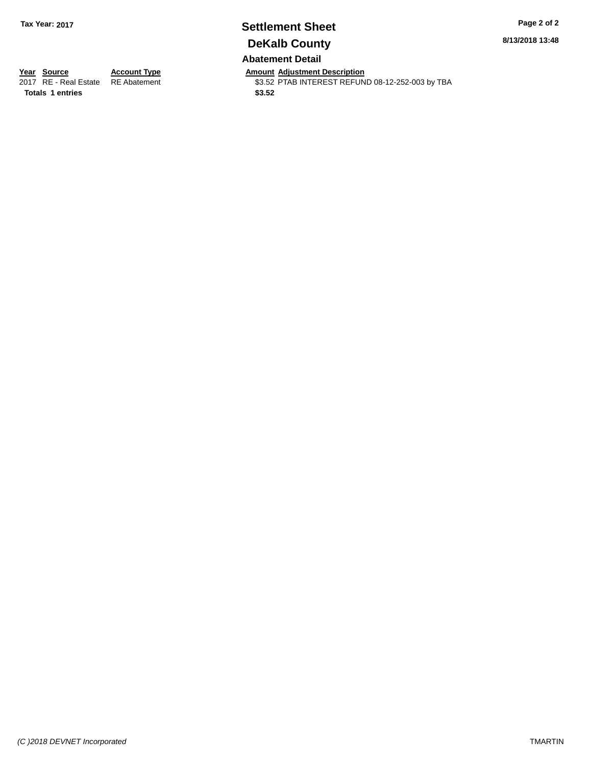**Tax Year: 2017**

# Settlement Sheet

## DeKalb County

8/13/2018 13:48

### Abatement Detail

| Year | Source | Account Type | Amount | Adjustment Description |
|---|---|---|---|---|
| 2017 | RE - Real Estate | RE Abatement | $3.52 | PTAB INTEREST REFUND 08-12-252-003 by TBA |
| **Totals** | **1 entries** | | **$3.52** | |

*(C )2018 DEVNET Incorporated*

TMARTIN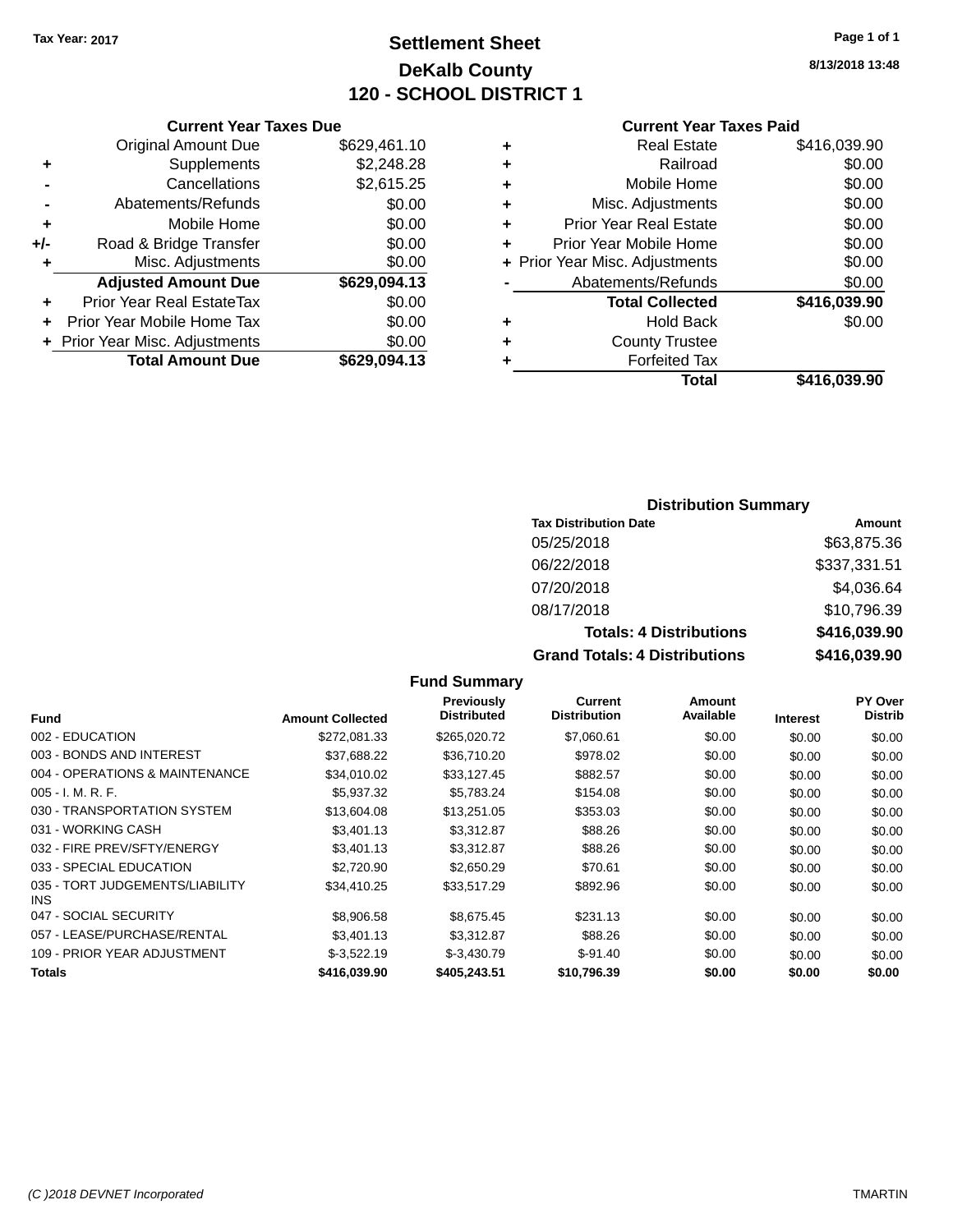Tax Year: 2017

# Settlement Sheet
## DeKalb County
## 120 - SCHOOL DISTRICT 1

8/13/2018 13:48

### Current Year Taxes Due

| | | |
|---|---|---|
| | Original Amount Due | $629,461.10 |
| + | Supplements | $2,248.28 |
| - | Cancellations | $2,615.25 |
| - | Abatements/Refunds | $0.00 |
| + | Mobile Home | $0.00 |
| +/- | Road & Bridge Transfer | $0.00 |
| + | Misc. Adjustments | $0.00 |
| | **Adjusted Amount Due** | **$629,094.13** |
| + | Prior Year Real EstateTax | $0.00 |
| + | Prior Year Mobile Home Tax | $0.00 |
| + | Prior Year Misc. Adjustments | $0.00 |
| | **Total Amount Due** | **$629,094.13** |

### Current Year Taxes Paid

| | | |
|---|---|---|
| + | Real Estate | $416,039.90 |
| + | Railroad | $0.00 |
| + | Mobile Home | $0.00 |
| + | Misc. Adjustments | $0.00 |
| + | Prior Year Real Estate | $0.00 |
| + | Prior Year Mobile Home | $0.00 |
| + | Prior Year Misc. Adjustments | $0.00 |
| - | Abatements/Refunds | $0.00 |
| | **Total Collected** | **$416,039.90** |
| + | Hold Back | $0.00 |
| + | County Trustee | |
| + | Forfeited Tax | |
| | **Total** | **$416,039.90** |

### Distribution Summary

| Tax Distribution Date | Amount |
|---|---|
| 05/25/2018 | $63,875.36 |
| 06/22/2018 | $337,331.51 |
| 07/20/2018 | $4,036.64 |
| 08/17/2018 | $10,796.39 |
| **Totals: 4 Distributions** | **$416,039.90** |
| **Grand Totals: 4 Distributions** | **$416,039.90** |

### Fund Summary

| Fund | Amount Collected | Previously Distributed | Current Distribution | Amount Available | Interest | PY Over Distrib |
|---|---|---|---|---|---|---|
| 002 - EDUCATION | $272,081.33 | $265,020.72 | $7,060.61 | $0.00 | $0.00 | $0.00 |
| 003 - BONDS AND INTEREST | $37,688.22 | $36,710.20 | $978.02 | $0.00 | $0.00 | $0.00 |
| 004 - OPERATIONS & MAINTENANCE | $34,010.02 | $33,127.45 | $882.57 | $0.00 | $0.00 | $0.00 |
| 005 - I. M. R. F. | $5,937.32 | $5,783.24 | $154.08 | $0.00 | $0.00 | $0.00 |
| 030 - TRANSPORTATION SYSTEM | $13,604.08 | $13,251.05 | $353.03 | $0.00 | $0.00 | $0.00 |
| 031 - WORKING CASH | $3,401.13 | $3,312.87 | $88.26 | $0.00 | $0.00 | $0.00 |
| 032 - FIRE PREV/SFTY/ENERGY | $3,401.13 | $3,312.87 | $88.26 | $0.00 | $0.00 | $0.00 |
| 033 - SPECIAL EDUCATION | $2,720.90 | $2,650.29 | $70.61 | $0.00 | $0.00 | $0.00 |
| 035 - TORT JUDGEMENTS/LIABILITY INS | $34,410.25 | $33,517.29 | $892.96 | $0.00 | $0.00 | $0.00 |
| 047 - SOCIAL SECURITY | $8,906.58 | $8,675.45 | $231.13 | $0.00 | $0.00 | $0.00 |
| 057 - LEASE/PURCHASE/RENTAL | $3,401.13 | $3,312.87 | $88.26 | $0.00 | $0.00 | $0.00 |
| 109 - PRIOR YEAR ADJUSTMENT | $-3,522.19 | $-3,430.79 | $-91.40 | $0.00 | $0.00 | $0.00 |
| **Totals** | **$416,039.90** | **$405,243.51** | **$10,796.39** | **$0.00** | **$0.00** | **$0.00** |

*(C )2018 DEVNET Incorporated* TMARTIN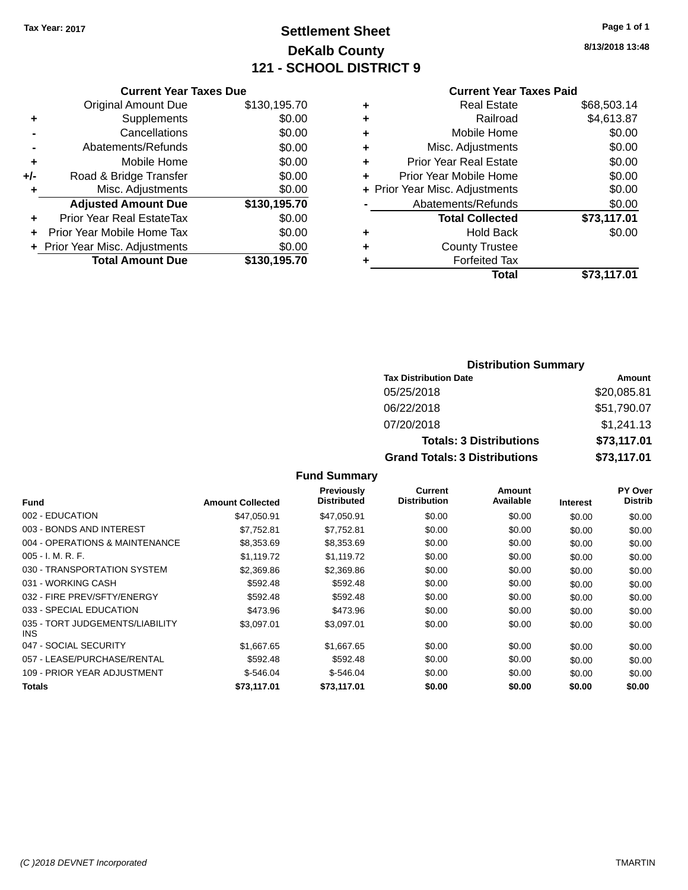Tax Year: 2017

# Settlement Sheet

## DeKalb County

## 121 - SCHOOL DISTRICT 9

8/13/2018 13:48

### Current Year Taxes Due

| | | |
|---|---|---|
| | Original Amount Due | $130,195.70 |
| + | Supplements | $0.00 |
| - | Cancellations | $0.00 |
| - | Abatements/Refunds | $0.00 |
| + | Mobile Home | $0.00 |
| +/- | Road & Bridge Transfer | $0.00 |
| + | Misc. Adjustments | $0.00 |
| | **Adjusted Amount Due** | **$130,195.70** |
| + | Prior Year Real EstateTax | $0.00 |
| + | Prior Year Mobile Home Tax | $0.00 |
| + | Prior Year Misc. Adjustments | $0.00 |
| | **Total Amount Due** | **$130,195.70** |

### Current Year Taxes Paid

| | | |
|---|---|---|
| + | Real Estate | $68,503.14 |
| + | Railroad | $4,613.87 |
| + | Mobile Home | $0.00 |
| + | Misc. Adjustments | $0.00 |
| + | Prior Year Real Estate | $0.00 |
| + | Prior Year Mobile Home | $0.00 |
| + | Prior Year Misc. Adjustments | $0.00 |
| - | Abatements/Refunds | $0.00 |
| | **Total Collected** | **$73,117.01** |
| + | Hold Back | $0.00 |
| + | County Trustee | |
| + | Forfeited Tax | |
| | **Total** | **$73,117.01** |

### Distribution Summary

| Tax Distribution Date | Amount |
|---|---|
| 05/25/2018 | $20,085.81 |
| 06/22/2018 | $51,790.07 |
| 07/20/2018 | $1,241.13 |
| **Totals: 3 Distributions** | **$73,117.01** |
| **Grand Totals: 3 Distributions** | **$73,117.01** |

### Fund Summary

| Fund | Amount Collected | Previously Distributed | Current Distribution | Amount Available | Interest | PY Over Distrib |
|---|---|---|---|---|---|---|
| 002 - EDUCATION | $47,050.91 | $47,050.91 | $0.00 | $0.00 | $0.00 | $0.00 |
| 003 - BONDS AND INTEREST | $7,752.81 | $7,752.81 | $0.00 | $0.00 | $0.00 | $0.00 |
| 004 - OPERATIONS & MAINTENANCE | $8,353.69 | $8,353.69 | $0.00 | $0.00 | $0.00 | $0.00 |
| 005 - I. M. R. F. | $1,119.72 | $1,119.72 | $0.00 | $0.00 | $0.00 | $0.00 |
| 030 - TRANSPORTATION SYSTEM | $2,369.86 | $2,369.86 | $0.00 | $0.00 | $0.00 | $0.00 |
| 031 - WORKING CASH | $592.48 | $592.48 | $0.00 | $0.00 | $0.00 | $0.00 |
| 032 - FIRE PREV/SFTY/ENERGY | $592.48 | $592.48 | $0.00 | $0.00 | $0.00 | $0.00 |
| 033 - SPECIAL EDUCATION | $473.96 | $473.96 | $0.00 | $0.00 | $0.00 | $0.00 |
| 035 - TORT JUDGEMENTS/LIABILITY INS | $3,097.01 | $3,097.01 | $0.00 | $0.00 | $0.00 | $0.00 |
| 047 - SOCIAL SECURITY | $1,667.65 | $1,667.65 | $0.00 | $0.00 | $0.00 | $0.00 |
| 057 - LEASE/PURCHASE/RENTAL | $592.48 | $592.48 | $0.00 | $0.00 | $0.00 | $0.00 |
| 109 - PRIOR YEAR ADJUSTMENT | $-546.04 | $-546.04 | $0.00 | $0.00 | $0.00 | $0.00 |
| **Totals** | **$73,117.01** | **$73,117.01** | **$0.00** | **$0.00** | **$0.00** | **$0.00** |

(C )2018 DEVNET Incorporated — TMARTIN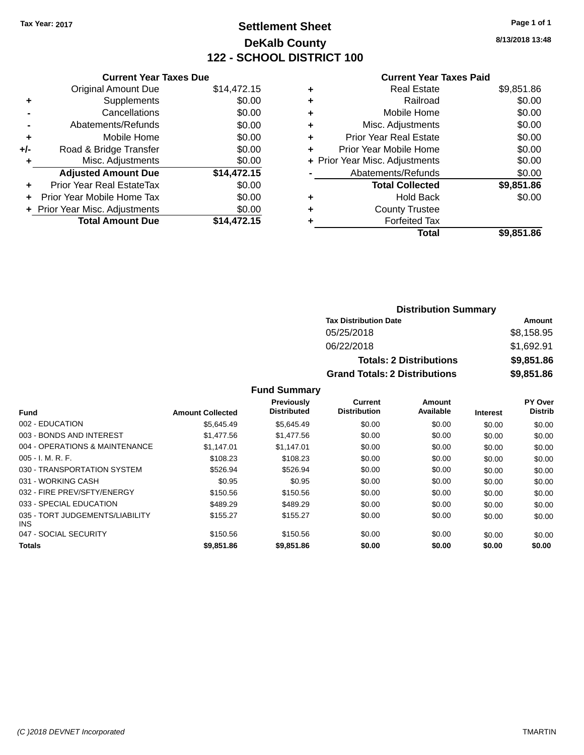Tax Year: 2017

# Settlement Sheet
## DeKalb County
## 122 - SCHOOL DISTRICT 100

8/13/2018 13:48

**Current Year Taxes Due**

| | | |
|---|---|---|
| | Original Amount Due | $14,472.15 |
| + | Supplements | $0.00 |
| - | Cancellations | $0.00 |
| - | Abatements/Refunds | $0.00 |
| + | Mobile Home | $0.00 |
| +/- | Road & Bridge Transfer | $0.00 |
| + | Misc. Adjustments | $0.00 |
| | **Adjusted Amount Due** | **$14,472.15** |
| + | Prior Year Real EstateTax | $0.00 |
| + | Prior Year Mobile Home Tax | $0.00 |
| + | Prior Year Misc. Adjustments | $0.00 |
| | **Total Amount Due** | **$14,472.15** |

**Current Year Taxes Paid**

| | | |
|---|---|---|
| + | Real Estate | $9,851.86 |
| + | Railroad | $0.00 |
| + | Mobile Home | $0.00 |
| + | Misc. Adjustments | $0.00 |
| + | Prior Year Real Estate | $0.00 |
| + | Prior Year Mobile Home | $0.00 |
| + | Prior Year Misc. Adjustments | $0.00 |
| - | Abatements/Refunds | $0.00 |
| | **Total Collected** | **$9,851.86** |
| + | Hold Back | $0.00 |
| + | County Trustee | |
| + | Forfeited Tax | |
| | **Total** | **$9,851.86** |

**Distribution Summary**

| Tax Distribution Date | Amount |
|---|---|
| 05/25/2018 | $8,158.95 |
| 06/22/2018 | $1,692.91 |
| **Totals: 2 Distributions** | **$9,851.86** |
| **Grand Totals: 2 Distributions** | **$9,851.86** |

**Fund Summary**

| Fund | Amount Collected | Previously Distributed | Current Distribution | Amount Available | Interest | PY Over Distrib |
|---|---|---|---|---|---|---|
| 002 - EDUCATION | $5,645.49 | $5,645.49 | $0.00 | $0.00 | $0.00 | $0.00 |
| 003 - BONDS AND INTEREST | $1,477.56 | $1,477.56 | $0.00 | $0.00 | $0.00 | $0.00 |
| 004 - OPERATIONS & MAINTENANCE | $1,147.01 | $1,147.01 | $0.00 | $0.00 | $0.00 | $0.00 |
| 005 - I. M. R. F. | $108.23 | $108.23 | $0.00 | $0.00 | $0.00 | $0.00 |
| 030 - TRANSPORTATION SYSTEM | $526.94 | $526.94 | $0.00 | $0.00 | $0.00 | $0.00 |
| 031 - WORKING CASH | $0.95 | $0.95 | $0.00 | $0.00 | $0.00 | $0.00 |
| 032 - FIRE PREV/SFTY/ENERGY | $150.56 | $150.56 | $0.00 | $0.00 | $0.00 | $0.00 |
| 033 - SPECIAL EDUCATION | $489.29 | $489.29 | $0.00 | $0.00 | $0.00 | $0.00 |
| 035 - TORT JUDGEMENTS/LIABILITY INS | $155.27 | $155.27 | $0.00 | $0.00 | $0.00 | $0.00 |
| 047 - SOCIAL SECURITY | $150.56 | $150.56 | $0.00 | $0.00 | $0.00 | $0.00 |
| **Totals** | **$9,851.86** | **$9,851.86** | **$0.00** | **$0.00** | **$0.00** | **$0.00** |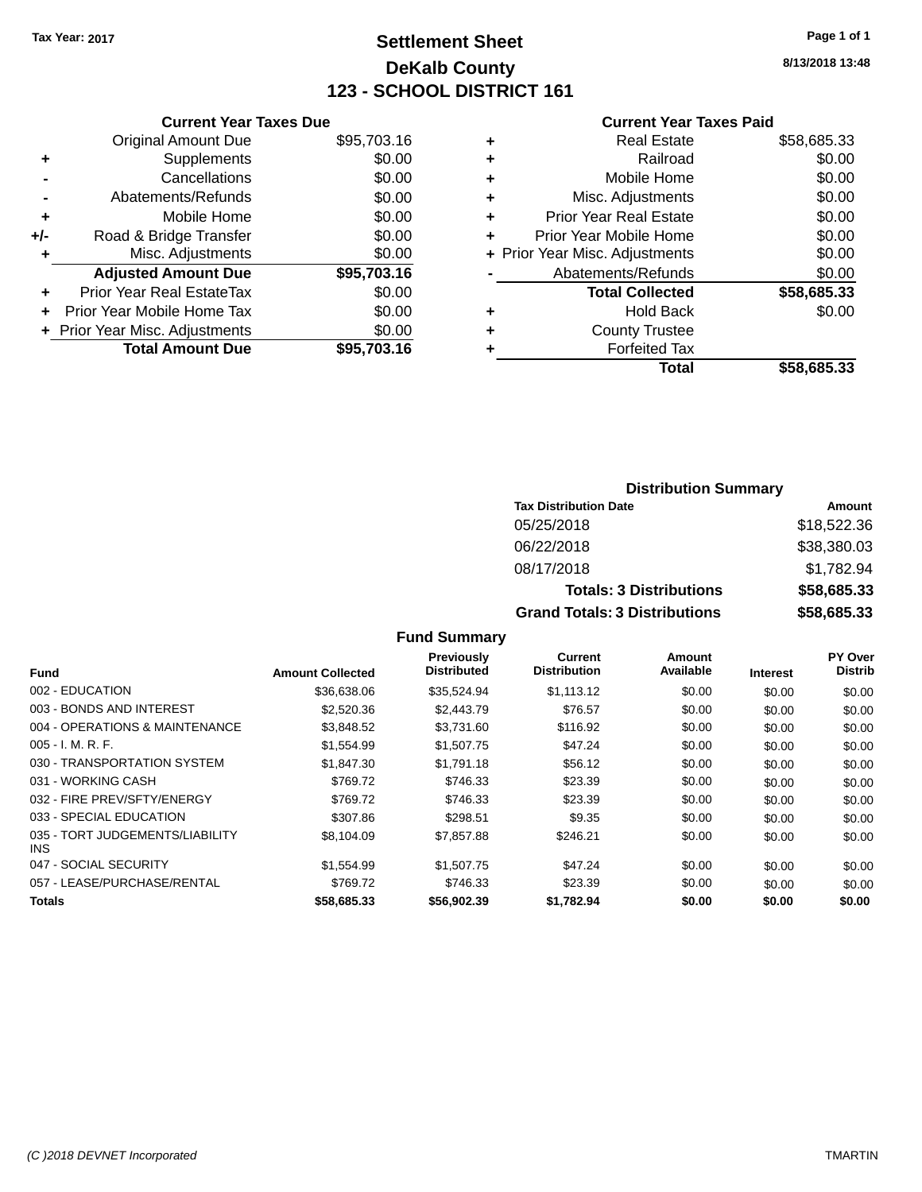Tax Year: 2017

# Settlement Sheet
## DeKalb County
## 123 - SCHOOL DISTRICT 161

8/13/2018 13:48

### Current Year Taxes Due

| | | |
|---|---|---|
| | Original Amount Due | $95,703.16 |
| + | Supplements | $0.00 |
| - | Cancellations | $0.00 |
| - | Abatements/Refunds | $0.00 |
| + | Mobile Home | $0.00 |
| +/- | Road & Bridge Transfer | $0.00 |
| + | Misc. Adjustments | $0.00 |
| | **Adjusted Amount Due** | **$95,703.16** |
| + | Prior Year Real EstateTax | $0.00 |
| + | Prior Year Mobile Home Tax | $0.00 |
| + | Prior Year Misc. Adjustments | $0.00 |
| | **Total Amount Due** | **$95,703.16** |

### Current Year Taxes Paid

| | | |
|---|---|---|
| + | Real Estate | $58,685.33 |
| + | Railroad | $0.00 |
| + | Mobile Home | $0.00 |
| + | Misc. Adjustments | $0.00 |
| + | Prior Year Real Estate | $0.00 |
| + | Prior Year Mobile Home | $0.00 |
| + | Prior Year Misc. Adjustments | $0.00 |
| - | Abatements/Refunds | $0.00 |
| | **Total Collected** | **$58,685.33** |
| + | Hold Back | $0.00 |
| + | County Trustee | |
| + | Forfeited Tax | |
| | **Total** | **$58,685.33** |

### Distribution Summary

| Tax Distribution Date | Amount |
|---|---|
| 05/25/2018 | $18,522.36 |
| 06/22/2018 | $38,380.03 |
| 08/17/2018 | $1,782.94 |
| **Totals: 3 Distributions** | **$58,685.33** |
| **Grand Totals: 3 Distributions** | **$58,685.33** |

### Fund Summary

| Fund | Amount Collected | Previously Distributed | Current Distribution | Amount Available | Interest | PY Over Distrib |
|---|---|---|---|---|---|---|
| 002 - EDUCATION | $36,638.06 | $35,524.94 | $1,113.12 | $0.00 | $0.00 | $0.00 |
| 003 - BONDS AND INTEREST | $2,520.36 | $2,443.79 | $76.57 | $0.00 | $0.00 | $0.00 |
| 004 - OPERATIONS & MAINTENANCE | $3,848.52 | $3,731.60 | $116.92 | $0.00 | $0.00 | $0.00 |
| 005 - I. M. R. F. | $1,554.99 | $1,507.75 | $47.24 | $0.00 | $0.00 | $0.00 |
| 030 - TRANSPORTATION SYSTEM | $1,847.30 | $1,791.18 | $56.12 | $0.00 | $0.00 | $0.00 |
| 031 - WORKING CASH | $769.72 | $746.33 | $23.39 | $0.00 | $0.00 | $0.00 |
| 032 - FIRE PREV/SFTY/ENERGY | $769.72 | $746.33 | $23.39 | $0.00 | $0.00 | $0.00 |
| 033 - SPECIAL EDUCATION | $307.86 | $298.51 | $9.35 | $0.00 | $0.00 | $0.00 |
| 035 - TORT JUDGEMENTS/LIABILITY INS | $8,104.09 | $7,857.88 | $246.21 | $0.00 | $0.00 | $0.00 |
| 047 - SOCIAL SECURITY | $1,554.99 | $1,507.75 | $47.24 | $0.00 | $0.00 | $0.00 |
| 057 - LEASE/PURCHASE/RENTAL | $769.72 | $746.33 | $23.39 | $0.00 | $0.00 | $0.00 |
| **Totals** | **$58,685.33** | **$56,902.39** | **$1,782.94** | **$0.00** | **$0.00** | **$0.00** |

(C )2018 DEVNET Incorporated — TMARTIN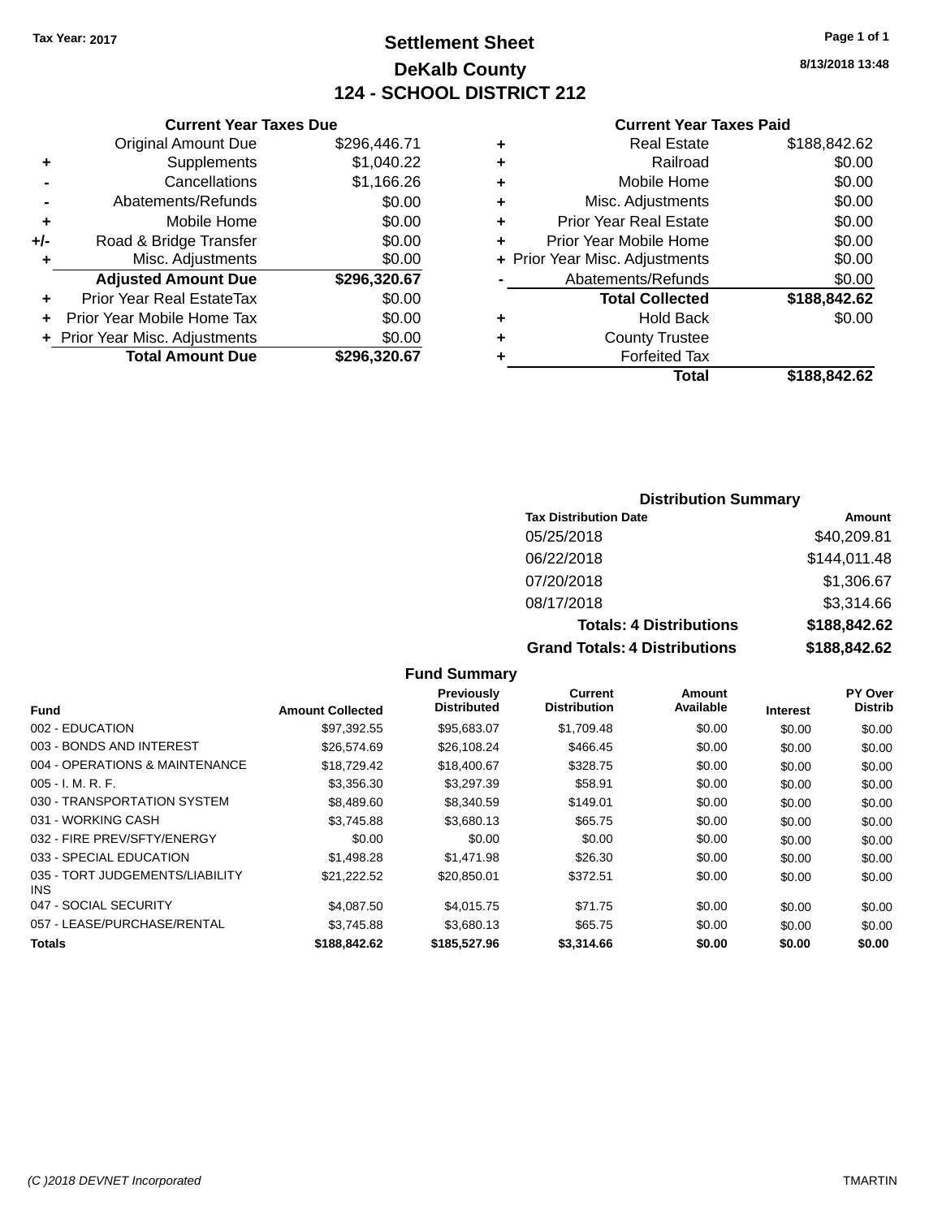Tax Year: 2017

# Settlement Sheet

## DeKalb County

## 124 - SCHOOL DISTRICT 212

8/13/2018 13:48

### Current Year Taxes Due

| | | |
|---|---|---|
| | Original Amount Due | $296,446.71 |
| + | Supplements | $1,040.22 |
| - | Cancellations | $1,166.26 |
| - | Abatements/Refunds | $0.00 |
| + | Mobile Home | $0.00 |
| +/- | Road & Bridge Transfer | $0.00 |
| + | Misc. Adjustments | $0.00 |
| | **Adjusted Amount Due** | **$296,320.67** |
| + | Prior Year Real EstateTax | $0.00 |
| + | Prior Year Mobile Home Tax | $0.00 |
| + | Prior Year Misc. Adjustments | $0.00 |
| | **Total Amount Due** | **$296,320.67** |

### Current Year Taxes Paid

| | | |
|---|---|---|
| + | Real Estate | $188,842.62 |
| + | Railroad | $0.00 |
| + | Mobile Home | $0.00 |
| + | Misc. Adjustments | $0.00 |
| + | Prior Year Real Estate | $0.00 |
| + | Prior Year Mobile Home | $0.00 |
| + | Prior Year Misc. Adjustments | $0.00 |
| - | Abatements/Refunds | $0.00 |
| | **Total Collected** | **$188,842.62** |
| + | Hold Back | $0.00 |
| + | County Trustee | |
| + | Forfeited Tax | |
| | **Total** | **$188,842.62** |

### Distribution Summary

| Tax Distribution Date | Amount |
|---|---|
| 05/25/2018 | $40,209.81 |
| 06/22/2018 | $144,011.48 |
| 07/20/2018 | $1,306.67 |
| 08/17/2018 | $3,314.66 |
| **Totals: 4 Distributions** | **$188,842.62** |
| **Grand Totals: 4 Distributions** | **$188,842.62** |

### Fund Summary

| Fund | Amount Collected | Previously Distributed | Current Distribution | Amount Available | Interest | PY Over Distrib |
|---|---|---|---|---|---|---|
| 002 - EDUCATION | $97,392.55 | $95,683.07 | $1,709.48 | $0.00 | $0.00 | $0.00 |
| 003 - BONDS AND INTEREST | $26,574.69 | $26,108.24 | $466.45 | $0.00 | $0.00 | $0.00 |
| 004 - OPERATIONS & MAINTENANCE | $18,729.42 | $18,400.67 | $328.75 | $0.00 | $0.00 | $0.00 |
| 005 - I. M. R. F. | $3,356.30 | $3,297.39 | $58.91 | $0.00 | $0.00 | $0.00 |
| 030 - TRANSPORTATION SYSTEM | $8,489.60 | $8,340.59 | $149.01 | $0.00 | $0.00 | $0.00 |
| 031 - WORKING CASH | $3,745.88 | $3,680.13 | $65.75 | $0.00 | $0.00 | $0.00 |
| 032 - FIRE PREV/SFTY/ENERGY | $0.00 | $0.00 | $0.00 | $0.00 | $0.00 | $0.00 |
| 033 - SPECIAL EDUCATION | $1,498.28 | $1,471.98 | $26.30 | $0.00 | $0.00 | $0.00 |
| 035 - TORT JUDGEMENTS/LIABILITY INS | $21,222.52 | $20,850.01 | $372.51 | $0.00 | $0.00 | $0.00 |
| 047 - SOCIAL SECURITY | $4,087.50 | $4,015.75 | $71.75 | $0.00 | $0.00 | $0.00 |
| 057 - LEASE/PURCHASE/RENTAL | $3,745.88 | $3,680.13 | $65.75 | $0.00 | $0.00 | $0.00 |
| **Totals** | **$188,842.62** | **$185,527.96** | **$3,314.66** | **$0.00** | **$0.00** | **$0.00** |

(C )2018 DEVNET Incorporated — TMARTIN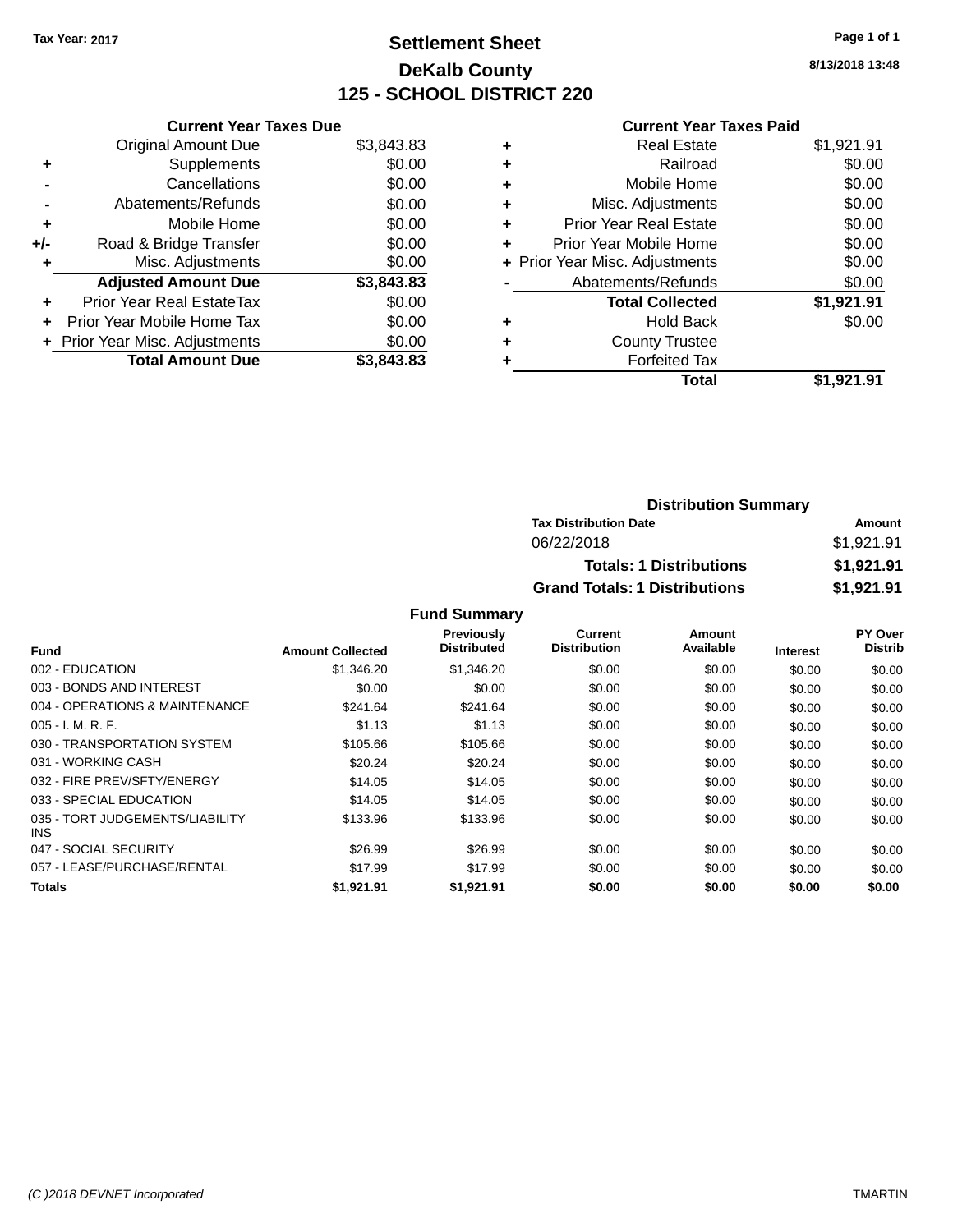Tax Year: 2017

# Settlement Sheet

## DeKalb County

## 125 - SCHOOL DISTRICT 220

8/13/2018 13:48

### Current Year Taxes Due

| | | |
|---|---|---|
| | Original Amount Due | $3,843.83 |
| + | Supplements | $0.00 |
| - | Cancellations | $0.00 |
| - | Abatements/Refunds | $0.00 |
| + | Mobile Home | $0.00 |
| +/- | Road & Bridge Transfer | $0.00 |
| + | Misc. Adjustments | $0.00 |
| | **Adjusted Amount Due** | **$3,843.83** |
| + | Prior Year Real EstateTax | $0.00 |
| + | Prior Year Mobile Home Tax | $0.00 |
| + | Prior Year Misc. Adjustments | $0.00 |
| | **Total Amount Due** | **$3,843.83** |

### Current Year Taxes Paid

| | | |
|---|---|---|
| + | Real Estate | $1,921.91 |
| + | Railroad | $0.00 |
| + | Mobile Home | $0.00 |
| + | Misc. Adjustments | $0.00 |
| + | Prior Year Real Estate | $0.00 |
| + | Prior Year Mobile Home | $0.00 |
| + | Prior Year Misc. Adjustments | $0.00 |
| - | Abatements/Refunds | $0.00 |
| | **Total Collected** | **$1,921.91** |
| + | Hold Back | $0.00 |
| + | County Trustee | |
| + | Forfeited Tax | |
| | **Total** | **$1,921.91** |

### Distribution Summary

| Tax Distribution Date | Amount |
|---|---|
| 06/22/2018 | $1,921.91 |
| **Totals: 1 Distributions** | **$1,921.91** |
| **Grand Totals: 1 Distributions** | **$1,921.91** |

### Fund Summary

| Fund | Amount Collected | Previously Distributed | Current Distribution | Amount Available | Interest | PY Over Distrib |
|---|---|---|---|---|---|---|
| 002 - EDUCATION | $1,346.20 | $1,346.20 | $0.00 | $0.00 | $0.00 | $0.00 |
| 003 - BONDS AND INTEREST | $0.00 | $0.00 | $0.00 | $0.00 | $0.00 | $0.00 |
| 004 - OPERATIONS & MAINTENANCE | $241.64 | $241.64 | $0.00 | $0.00 | $0.00 | $0.00 |
| 005 - I. M. R. F. | $1.13 | $1.13 | $0.00 | $0.00 | $0.00 | $0.00 |
| 030 - TRANSPORTATION SYSTEM | $105.66 | $105.66 | $0.00 | $0.00 | $0.00 | $0.00 |
| 031 - WORKING CASH | $20.24 | $20.24 | $0.00 | $0.00 | $0.00 | $0.00 |
| 032 - FIRE PREV/SFTY/ENERGY | $14.05 | $14.05 | $0.00 | $0.00 | $0.00 | $0.00 |
| 033 - SPECIAL EDUCATION | $14.05 | $14.05 | $0.00 | $0.00 | $0.00 | $0.00 |
| 035 - TORT JUDGEMENTS/LIABILITY INS | $133.96 | $133.96 | $0.00 | $0.00 | $0.00 | $0.00 |
| 047 - SOCIAL SECURITY | $26.99 | $26.99 | $0.00 | $0.00 | $0.00 | $0.00 |
| 057 - LEASE/PURCHASE/RENTAL | $17.99 | $17.99 | $0.00 | $0.00 | $0.00 | $0.00 |
| **Totals** | **$1,921.91** | **$1,921.91** | **$0.00** | **$0.00** | **$0.00** | **$0.00** |

(C )2018 DEVNET Incorporated TMARTIN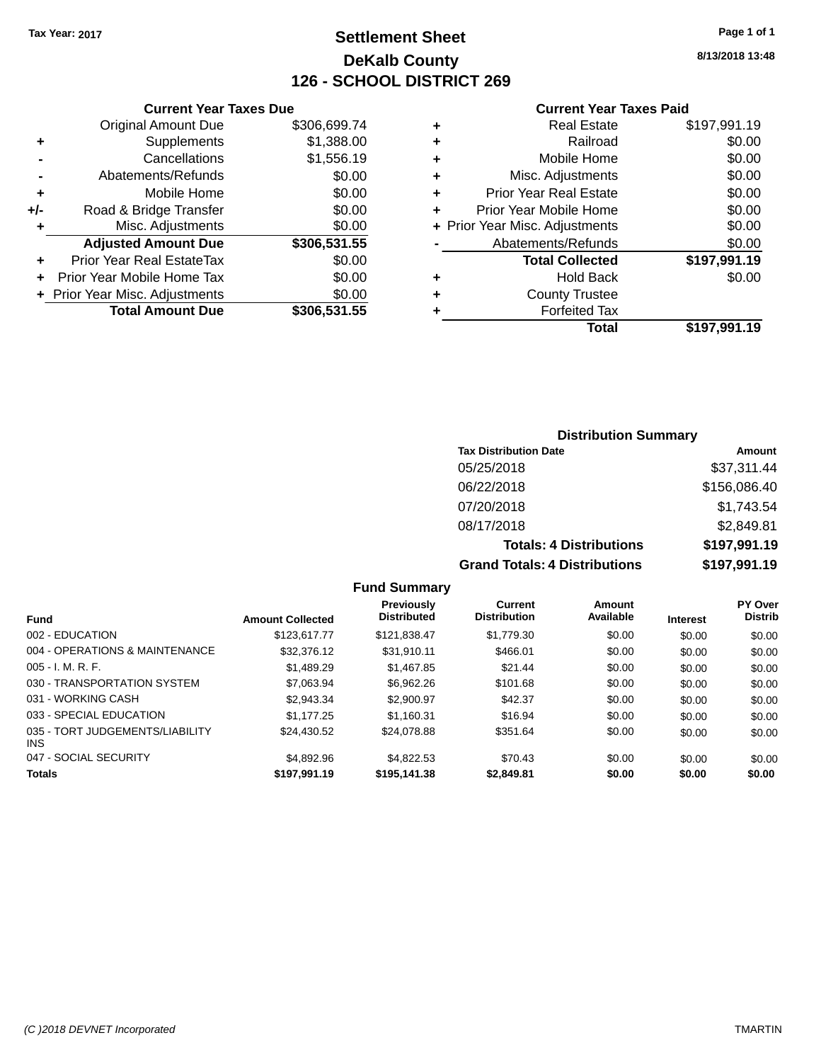Tax Year: 2017

# Settlement Sheet
## DeKalb County
## 126 - SCHOOL DISTRICT 269

8/13/2018 13:48

### Current Year Taxes Due

| | | |
|---|---|---|
| | Original Amount Due | $306,699.74 |
| + | Supplements | $1,388.00 |
| - | Cancellations | $1,556.19 |
| - | Abatements/Refunds | $0.00 |
| + | Mobile Home | $0.00 |
| +/- | Road & Bridge Transfer | $0.00 |
| + | Misc. Adjustments | $0.00 |
| | **Adjusted Amount Due** | **$306,531.55** |
| + | Prior Year Real EstateTax | $0.00 |
| + | Prior Year Mobile Home Tax | $0.00 |
| + | Prior Year Misc. Adjustments | $0.00 |
| | **Total Amount Due** | **$306,531.55** |

### Current Year Taxes Paid

| | | |
|---|---|---|
| + | Real Estate | $197,991.19 |
| + | Railroad | $0.00 |
| + | Mobile Home | $0.00 |
| + | Misc. Adjustments | $0.00 |
| + | Prior Year Real Estate | $0.00 |
| + | Prior Year Mobile Home | $0.00 |
| + | Prior Year Misc. Adjustments | $0.00 |
| - | Abatements/Refunds | $0.00 |
| | **Total Collected** | **$197,991.19** |
| + | Hold Back | $0.00 |
| + | County Trustee | |
| + | Forfeited Tax | |
| | **Total** | **$197,991.19** |

### Distribution Summary

| Tax Distribution Date | Amount |
|---|---|
| 05/25/2018 | $37,311.44 |
| 06/22/2018 | $156,086.40 |
| 07/20/2018 | $1,743.54 |
| 08/17/2018 | $2,849.81 |
| **Totals: 4 Distributions** | **$197,991.19** |
| **Grand Totals: 4 Distributions** | **$197,991.19** |

### Fund Summary

| Fund | Amount Collected | Previously Distributed | Current Distribution | Amount Available | Interest | PY Over Distrib |
|---|---|---|---|---|---|---|
| 002 - EDUCATION | $123,617.77 | $121,838.47 | $1,779.30 | $0.00 | $0.00 | $0.00 |
| 004 - OPERATIONS & MAINTENANCE | $32,376.12 | $31,910.11 | $466.01 | $0.00 | $0.00 | $0.00 |
| 005 - I. M. R. F. | $1,489.29 | $1,467.85 | $21.44 | $0.00 | $0.00 | $0.00 |
| 030 - TRANSPORTATION SYSTEM | $7,063.94 | $6,962.26 | $101.68 | $0.00 | $0.00 | $0.00 |
| 031 - WORKING CASH | $2,943.34 | $2,900.97 | $42.37 | $0.00 | $0.00 | $0.00 |
| 033 - SPECIAL EDUCATION | $1,177.25 | $1,160.31 | $16.94 | $0.00 | $0.00 | $0.00 |
| 035 - TORT JUDGEMENTS/LIABILITY INS | $24,430.52 | $24,078.88 | $351.64 | $0.00 | $0.00 | $0.00 |
| 047 - SOCIAL SECURITY | $4,892.96 | $4,822.53 | $70.43 | $0.00 | $0.00 | $0.00 |
| **Totals** | **$197,991.19** | **$195,141.38** | **$2,849.81** | **$0.00** | **$0.00** | **$0.00** |

(C )2018 DEVNET Incorporated TMARTIN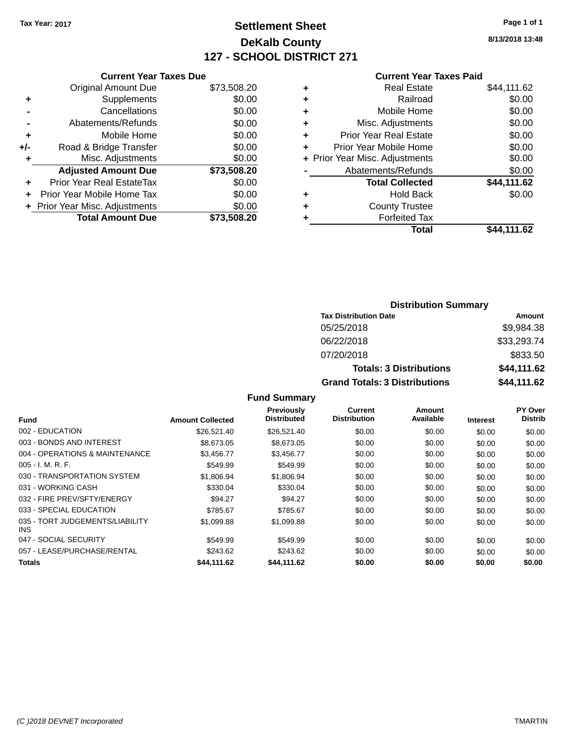Tax Year: 2017

# Settlement Sheet

## DeKalb County

## 127 - SCHOOL DISTRICT 271

8/13/2018 13:48

### Current Year Taxes Due

| | | |
|---|---|---|
| | Original Amount Due | $73,508.20 |
| + | Supplements | $0.00 |
| - | Cancellations | $0.00 |
| - | Abatements/Refunds | $0.00 |
| + | Mobile Home | $0.00 |
| +/- | Road & Bridge Transfer | $0.00 |
| + | Misc. Adjustments | $0.00 |
| | **Adjusted Amount Due** | **$73,508.20** |
| + | Prior Year Real EstateTax | $0.00 |
| + | Prior Year Mobile Home Tax | $0.00 |
| + | Prior Year Misc. Adjustments | $0.00 |
| | **Total Amount Due** | **$73,508.20** |

### Current Year Taxes Paid

| | | |
|---|---|---|
| + | Real Estate | $44,111.62 |
| + | Railroad | $0.00 |
| + | Mobile Home | $0.00 |
| + | Misc. Adjustments | $0.00 |
| + | Prior Year Real Estate | $0.00 |
| + | Prior Year Mobile Home | $0.00 |
| + | Prior Year Misc. Adjustments | $0.00 |
| - | Abatements/Refunds | $0.00 |
| | **Total Collected** | **$44,111.62** |
| + | Hold Back | $0.00 |
| + | County Trustee | |
| + | Forfeited Tax | |
| | **Total** | **$44,111.62** |

### Distribution Summary

| Tax Distribution Date | Amount |
|---|---|
| 05/25/2018 | $9,984.38 |
| 06/22/2018 | $33,293.74 |
| 07/20/2018 | $833.50 |
| **Totals: 3 Distributions** | **$44,111.62** |
| **Grand Totals: 3 Distributions** | **$44,111.62** |

### Fund Summary

| Fund | Amount Collected | Previously Distributed | Current Distribution | Amount Available | Interest | PY Over Distrib |
|---|---|---|---|---|---|---|
| 002 - EDUCATION | $26,521.40 | $26,521.40 | $0.00 | $0.00 | $0.00 | $0.00 |
| 003 - BONDS AND INTEREST | $8,673.05 | $8,673.05 | $0.00 | $0.00 | $0.00 | $0.00 |
| 004 - OPERATIONS & MAINTENANCE | $3,456.77 | $3,456.77 | $0.00 | $0.00 | $0.00 | $0.00 |
| 005 - I. M. R. F. | $549.99 | $549.99 | $0.00 | $0.00 | $0.00 | $0.00 |
| 030 - TRANSPORTATION SYSTEM | $1,806.94 | $1,806.94 | $0.00 | $0.00 | $0.00 | $0.00 |
| 031 - WORKING CASH | $330.04 | $330.04 | $0.00 | $0.00 | $0.00 | $0.00 |
| 032 - FIRE PREV/SFTY/ENERGY | $94.27 | $94.27 | $0.00 | $0.00 | $0.00 | $0.00 |
| 033 - SPECIAL EDUCATION | $785.67 | $785.67 | $0.00 | $0.00 | $0.00 | $0.00 |
| 035 - TORT JUDGEMENTS/LIABILITY INS | $1,099.88 | $1,099.88 | $0.00 | $0.00 | $0.00 | $0.00 |
| 047 - SOCIAL SECURITY | $549.99 | $549.99 | $0.00 | $0.00 | $0.00 | $0.00 |
| 057 - LEASE/PURCHASE/RENTAL | $243.62 | $243.62 | $0.00 | $0.00 | $0.00 | $0.00 |
| **Totals** | **$44,111.62** | **$44,111.62** | **$0.00** | **$0.00** | **$0.00** | **$0.00** |

(C )2018 DEVNET Incorporated — TMARTIN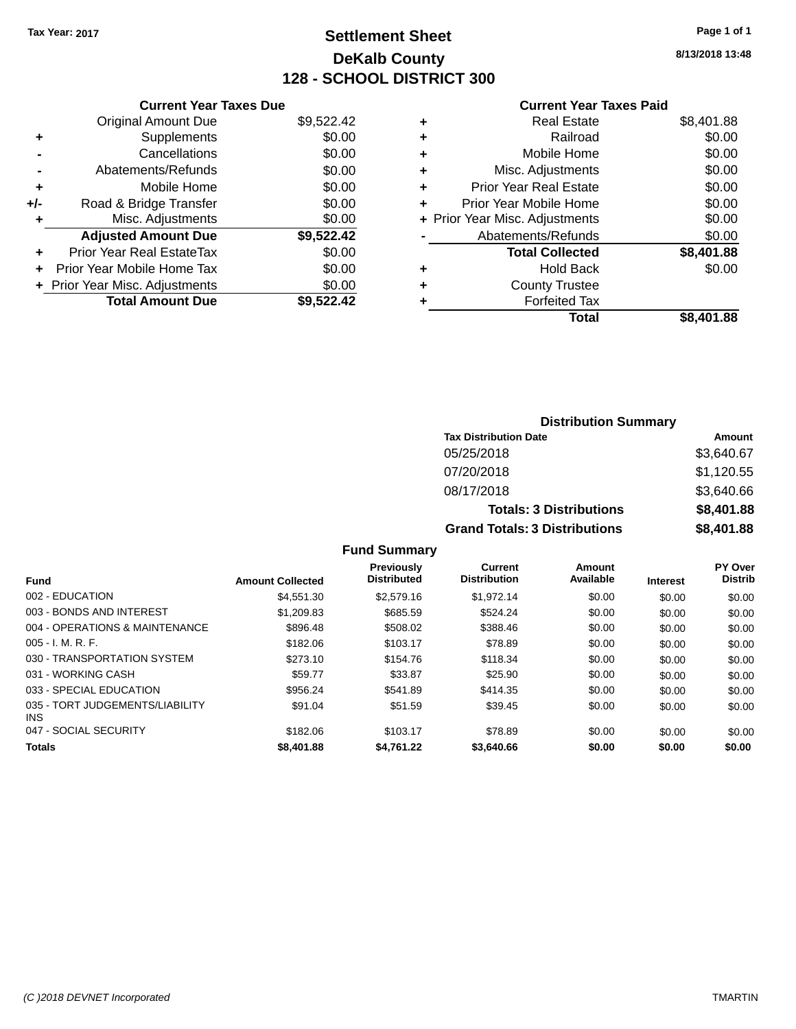Tax Year: 2017

# Settlement Sheet

## DeKalb County

## 128 - SCHOOL DISTRICT 300

8/13/2018 13:48

### Current Year Taxes Due

| | | |
|---|---|---|
| | Original Amount Due | $9,522.42 |
| + | Supplements | $0.00 |
| - | Cancellations | $0.00 |
| - | Abatements/Refunds | $0.00 |
| + | Mobile Home | $0.00 |
| +/- | Road & Bridge Transfer | $0.00 |
| + | Misc. Adjustments | $0.00 |
| | **Adjusted Amount Due** | **$9,522.42** |
| + | Prior Year Real EstateTax | $0.00 |
| + | Prior Year Mobile Home Tax | $0.00 |
| + | Prior Year Misc. Adjustments | $0.00 |
| | **Total Amount Due** | **$9,522.42** |

### Current Year Taxes Paid

| | | |
|---|---|---|
| + | Real Estate | $8,401.88 |
| + | Railroad | $0.00 |
| + | Mobile Home | $0.00 |
| + | Misc. Adjustments | $0.00 |
| + | Prior Year Real Estate | $0.00 |
| + | Prior Year Mobile Home | $0.00 |
| + | Prior Year Misc. Adjustments | $0.00 |
| - | Abatements/Refunds | $0.00 |
| | **Total Collected** | **$8,401.88** |
| + | Hold Back | $0.00 |
| + | County Trustee | |
| + | Forfeited Tax | |
| | **Total** | **$8,401.88** |

### Distribution Summary

| Tax Distribution Date | Amount |
|---|---|
| 05/25/2018 | $3,640.67 |
| 07/20/2018 | $1,120.55 |
| 08/17/2018 | $3,640.66 |
| **Totals: 3 Distributions** | **$8,401.88** |
| **Grand Totals: 3 Distributions** | **$8,401.88** |

### Fund Summary

| Fund | Amount Collected | Previously Distributed | Current Distribution | Amount Available | Interest | PY Over Distrib |
|---|---|---|---|---|---|---|
| 002 - EDUCATION | $4,551.30 | $2,579.16 | $1,972.14 | $0.00 | $0.00 | $0.00 |
| 003 - BONDS AND INTEREST | $1,209.83 | $685.59 | $524.24 | $0.00 | $0.00 | $0.00 |
| 004 - OPERATIONS & MAINTENANCE | $896.48 | $508.02 | $388.46 | $0.00 | $0.00 | $0.00 |
| 005 - I. M. R. F. | $182.06 | $103.17 | $78.89 | $0.00 | $0.00 | $0.00 |
| 030 - TRANSPORTATION SYSTEM | $273.10 | $154.76 | $118.34 | $0.00 | $0.00 | $0.00 |
| 031 - WORKING CASH | $59.77 | $33.87 | $25.90 | $0.00 | $0.00 | $0.00 |
| 033 - SPECIAL EDUCATION | $956.24 | $541.89 | $414.35 | $0.00 | $0.00 | $0.00 |
| 035 - TORT JUDGEMENTS/LIABILITY INS | $91.04 | $51.59 | $39.45 | $0.00 | $0.00 | $0.00 |
| 047 - SOCIAL SECURITY | $182.06 | $103.17 | $78.89 | $0.00 | $0.00 | $0.00 |
| **Totals** | **$8,401.88** | **$4,761.22** | **$3,640.66** | **$0.00** | **$0.00** | **$0.00** |

(C )2018 DEVNET Incorporated TMARTIN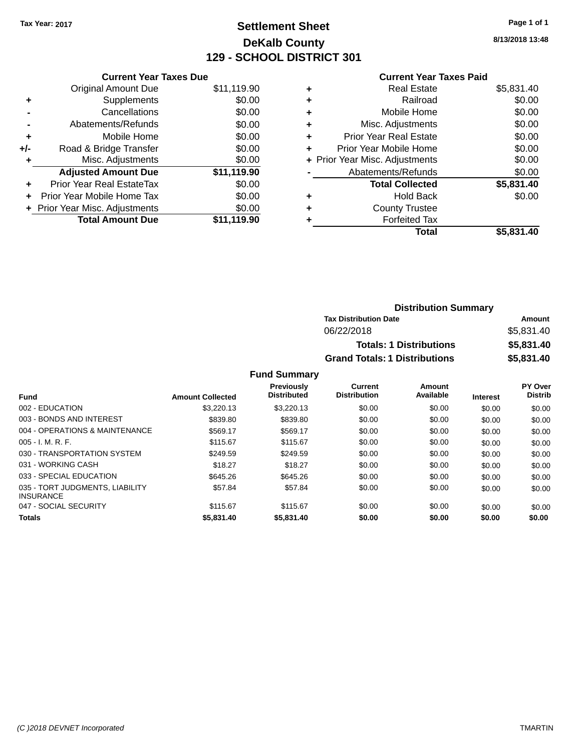Tax Year: 2017

# Settlement Sheet
## DeKalb County
## 129 - SCHOOL DISTRICT 301

8/13/2018 13:48

### Current Year Taxes Due

| | | |
|---|---|---|
| | Original Amount Due | $11,119.90 |
| + | Supplements | $0.00 |
| - | Cancellations | $0.00 |
| - | Abatements/Refunds | $0.00 |
| + | Mobile Home | $0.00 |
| +/- | Road & Bridge Transfer | $0.00 |
| + | Misc. Adjustments | $0.00 |
| | **Adjusted Amount Due** | **$11,119.90** |
| + | Prior Year Real EstateTax | $0.00 |
| + | Prior Year Mobile Home Tax | $0.00 |
| + | Prior Year Misc. Adjustments | $0.00 |
| | **Total Amount Due** | **$11,119.90** |

### Current Year Taxes Paid

| | | |
|---|---|---|
| + | Real Estate | $5,831.40 |
| + | Railroad | $0.00 |
| + | Mobile Home | $0.00 |
| + | Misc. Adjustments | $0.00 |
| + | Prior Year Real Estate | $0.00 |
| + | Prior Year Mobile Home | $0.00 |
| + | Prior Year Misc. Adjustments | $0.00 |
| - | Abatements/Refunds | $0.00 |
| | **Total Collected** | **$5,831.40** |
| + | Hold Back | $0.00 |
| + | County Trustee | |
| + | Forfeited Tax | |
| | **Total** | **$5,831.40** |

### Distribution Summary

| Tax Distribution Date | Amount |
|---|---|
| 06/22/2018 | $5,831.40 |
| **Totals: 1 Distributions** | **$5,831.40** |
| **Grand Totals: 1 Distributions** | **$5,831.40** |

### Fund Summary

| Fund | Amount Collected | Previously Distributed | Current Distribution | Amount Available | Interest | PY Over Distrib |
|---|---|---|---|---|---|---|
| 002 - EDUCATION | $3,220.13 | $3,220.13 | $0.00 | $0.00 | $0.00 | $0.00 |
| 003 - BONDS AND INTEREST | $839.80 | $839.80 | $0.00 | $0.00 | $0.00 | $0.00 |
| 004 - OPERATIONS & MAINTENANCE | $569.17 | $569.17 | $0.00 | $0.00 | $0.00 | $0.00 |
| 005 - I. M. R. F. | $115.67 | $115.67 | $0.00 | $0.00 | $0.00 | $0.00 |
| 030 - TRANSPORTATION SYSTEM | $249.59 | $249.59 | $0.00 | $0.00 | $0.00 | $0.00 |
| 031 - WORKING CASH | $18.27 | $18.27 | $0.00 | $0.00 | $0.00 | $0.00 |
| 033 - SPECIAL EDUCATION | $645.26 | $645.26 | $0.00 | $0.00 | $0.00 | $0.00 |
| 035 - TORT JUDGMENTS, LIABILITY INSURANCE | $57.84 | $57.84 | $0.00 | $0.00 | $0.00 | $0.00 |
| 047 - SOCIAL SECURITY | $115.67 | $115.67 | $0.00 | $0.00 | $0.00 | $0.00 |
| **Totals** | **$5,831.40** | **$5,831.40** | **$0.00** | **$0.00** | **$0.00** | **$0.00** |

(C )2018 DEVNET Incorporated    TMARTIN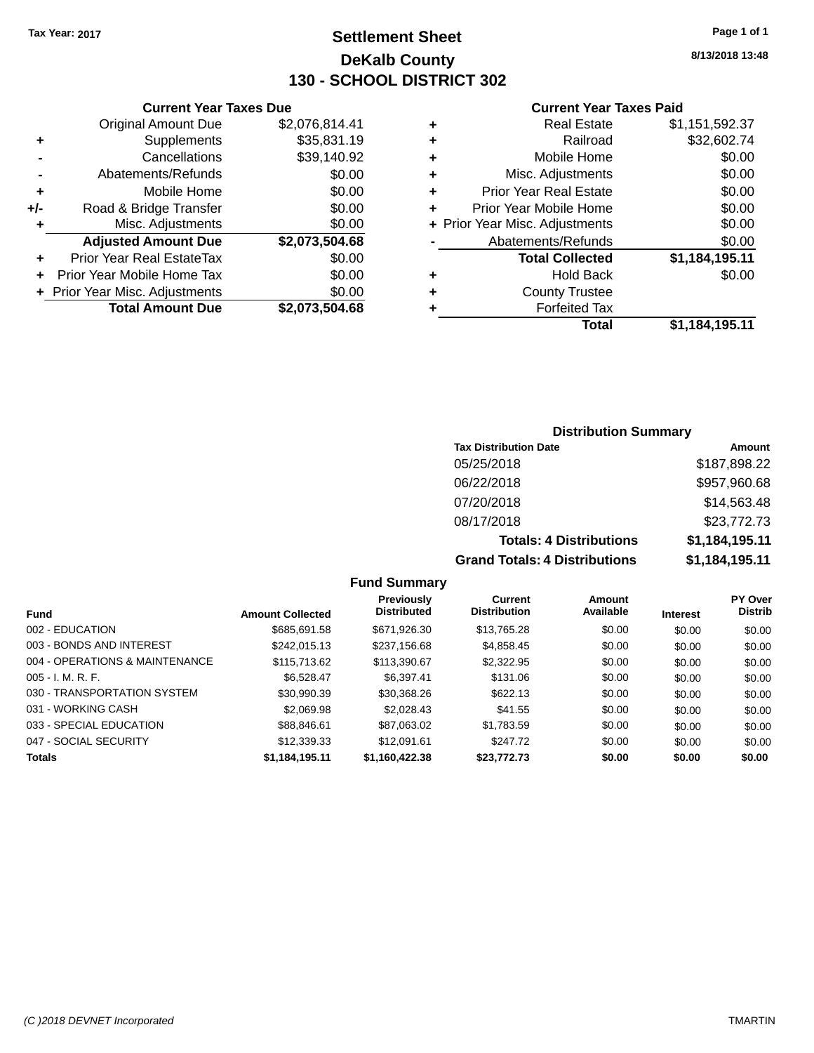Tax Year: 2017

# Settlement Sheet
## DeKalb County
## 130 - SCHOOL DISTRICT 302

8/13/2018 13:48

### Current Year Taxes Due

| | | |
|---|---|---|
| | Original Amount Due | $2,076,814.41 |
| + | Supplements | $35,831.19 |
| - | Cancellations | $39,140.92 |
| - | Abatements/Refunds | $0.00 |
| + | Mobile Home | $0.00 |
| +/- | Road & Bridge Transfer | $0.00 |
| + | Misc. Adjustments | $0.00 |
| | **Adjusted Amount Due** | **$2,073,504.68** |
| + | Prior Year Real EstateTax | $0.00 |
| + | Prior Year Mobile Home Tax | $0.00 |
| + | Prior Year Misc. Adjustments | $0.00 |
| | **Total Amount Due** | **$2,073,504.68** |

### Current Year Taxes Paid

| | | |
|---|---|---|
| + | Real Estate | $1,151,592.37 |
| + | Railroad | $32,602.74 |
| + | Mobile Home | $0.00 |
| + | Misc. Adjustments | $0.00 |
| + | Prior Year Real Estate | $0.00 |
| + | Prior Year Mobile Home | $0.00 |
| + | Prior Year Misc. Adjustments | $0.00 |
| - | Abatements/Refunds | $0.00 |
| | **Total Collected** | **$1,184,195.11** |
| + | Hold Back | $0.00 |
| + | County Trustee | |
| + | Forfeited Tax | |
| | **Total** | **$1,184,195.11** |

### Distribution Summary

| Tax Distribution Date | Amount |
|---|---|
| 05/25/2018 | $187,898.22 |
| 06/22/2018 | $957,960.68 |
| 07/20/2018 | $14,563.48 |
| 08/17/2018 | $23,772.73 |
| **Totals: 4 Distributions** | **$1,184,195.11** |
| **Grand Totals: 4 Distributions** | **$1,184,195.11** |

### Fund Summary

| Fund | Amount Collected | Previously Distributed | Current Distribution | Amount Available | Interest | PY Over Distrib |
|---|---|---|---|---|---|---|
| 002 - EDUCATION | $685,691.58 | $671,926.30 | $13,765.28 | $0.00 | $0.00 | $0.00 |
| 003 - BONDS AND INTEREST | $242,015.13 | $237,156.68 | $4,858.45 | $0.00 | $0.00 | $0.00 |
| 004 - OPERATIONS & MAINTENANCE | $115,713.62 | $113,390.67 | $2,322.95 | $0.00 | $0.00 | $0.00 |
| 005 - I. M. R. F. | $6,528.47 | $6,397.41 | $131.06 | $0.00 | $0.00 | $0.00 |
| 030 - TRANSPORTATION SYSTEM | $30,990.39 | $30,368.26 | $622.13 | $0.00 | $0.00 | $0.00 |
| 031 - WORKING CASH | $2,069.98 | $2,028.43 | $41.55 | $0.00 | $0.00 | $0.00 |
| 033 - SPECIAL EDUCATION | $88,846.61 | $87,063.02 | $1,783.59 | $0.00 | $0.00 | $0.00 |
| 047 - SOCIAL SECURITY | $12,339.33 | $12,091.61 | $247.72 | $0.00 | $0.00 | $0.00 |
| **Totals** | **$1,184,195.11** | **$1,160,422.38** | **$23,772.73** | **$0.00** | **$0.00** | **$0.00** |

(C )2018 DEVNET Incorporated TMARTIN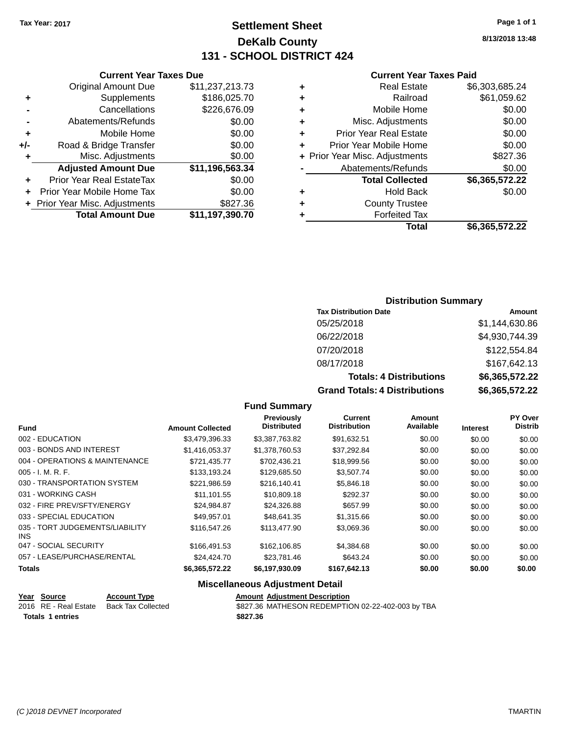Tax Year: 2017

# Settlement Sheet
## DeKalb County
## 131 - SCHOOL DISTRICT 424

8/13/2018 13:48

### Current Year Taxes Due

| | | |
|---|---|---|
| | Original Amount Due | $11,237,213.73 |
| + | Supplements | $186,025.70 |
| - | Cancellations | $226,676.09 |
| - | Abatements/Refunds | $0.00 |
| + | Mobile Home | $0.00 |
| +/- | Road & Bridge Transfer | $0.00 |
| + | Misc. Adjustments | $0.00 |
| | **Adjusted Amount Due** | **$11,196,563.34** |
| + | Prior Year Real EstateTax | $0.00 |
| + | Prior Year Mobile Home Tax | $0.00 |
| + | Prior Year Misc. Adjustments | $827.36 |
| | **Total Amount Due** | **$11,197,390.70** |

### Current Year Taxes Paid

| | | |
|---|---|---|
| + | Real Estate | $6,303,685.24 |
| + | Railroad | $61,059.62 |
| + | Mobile Home | $0.00 |
| + | Misc. Adjustments | $0.00 |
| + | Prior Year Real Estate | $0.00 |
| + | Prior Year Mobile Home | $0.00 |
| + | Prior Year Misc. Adjustments | $827.36 |
| - | Abatements/Refunds | $0.00 |
| | **Total Collected** | **$6,365,572.22** |
| + | Hold Back | $0.00 |
| + | County Trustee | |
| + | Forfeited Tax | |
| | **Total** | **$6,365,572.22** |

### Distribution Summary

| Tax Distribution Date | Amount |
|---|---|
| 05/25/2018 | $1,144,630.86 |
| 06/22/2018 | $4,930,744.39 |
| 07/20/2018 | $122,554.84 |
| 08/17/2018 | $167,642.13 |
| **Totals: 4 Distributions** | **$6,365,572.22** |
| **Grand Totals: 4 Distributions** | **$6,365,572.22** |

### Fund Summary

| Fund | Amount Collected | Previously Distributed | Current Distribution | Amount Available | Interest | PY Over Distrib |
|---|---|---|---|---|---|---|
| 002 - EDUCATION | $3,479,396.33 | $3,387,763.82 | $91,632.51 | $0.00 | $0.00 | $0.00 |
| 003 - BONDS AND INTEREST | $1,416,053.37 | $1,378,760.53 | $37,292.84 | $0.00 | $0.00 | $0.00 |
| 004 - OPERATIONS & MAINTENANCE | $721,435.77 | $702,436.21 | $18,999.56 | $0.00 | $0.00 | $0.00 |
| 005 - I. M. R. F. | $133,193.24 | $129,685.50 | $3,507.74 | $0.00 | $0.00 | $0.00 |
| 030 - TRANSPORTATION SYSTEM | $221,986.59 | $216,140.41 | $5,846.18 | $0.00 | $0.00 | $0.00 |
| 031 - WORKING CASH | $11,101.55 | $10,809.18 | $292.37 | $0.00 | $0.00 | $0.00 |
| 032 - FIRE PREV/SFTY/ENERGY | $24,984.87 | $24,326.88 | $657.99 | $0.00 | $0.00 | $0.00 |
| 033 - SPECIAL EDUCATION | $49,957.01 | $48,641.35 | $1,315.66 | $0.00 | $0.00 | $0.00 |
| 035 - TORT JUDGEMENTS/LIABILITY INS | $116,547.26 | $113,477.90 | $3,069.36 | $0.00 | $0.00 | $0.00 |
| 047 - SOCIAL SECURITY | $166,491.53 | $162,106.85 | $4,384.68 | $0.00 | $0.00 | $0.00 |
| 057 - LEASE/PURCHASE/RENTAL | $24,424.70 | $23,781.46 | $643.24 | $0.00 | $0.00 | $0.00 |
| **Totals** | **$6,365,572.22** | **$6,197,930.09** | **$167,642.13** | **$0.00** | **$0.00** | **$0.00** |

### Miscellaneous Adjustment Detail

| Year | Source | Account Type | Amount | Adjustment Description |
|---|---|---|---|---|
| 2016 | RE - Real Estate | Back Tax Collected | $827.36 | MATHESON REDEMPTION 02-22-402-003 by TBA |
| **Totals 1 entries** | | | **$827.36** | |

(C )2018 DEVNET Incorporated TMARTIN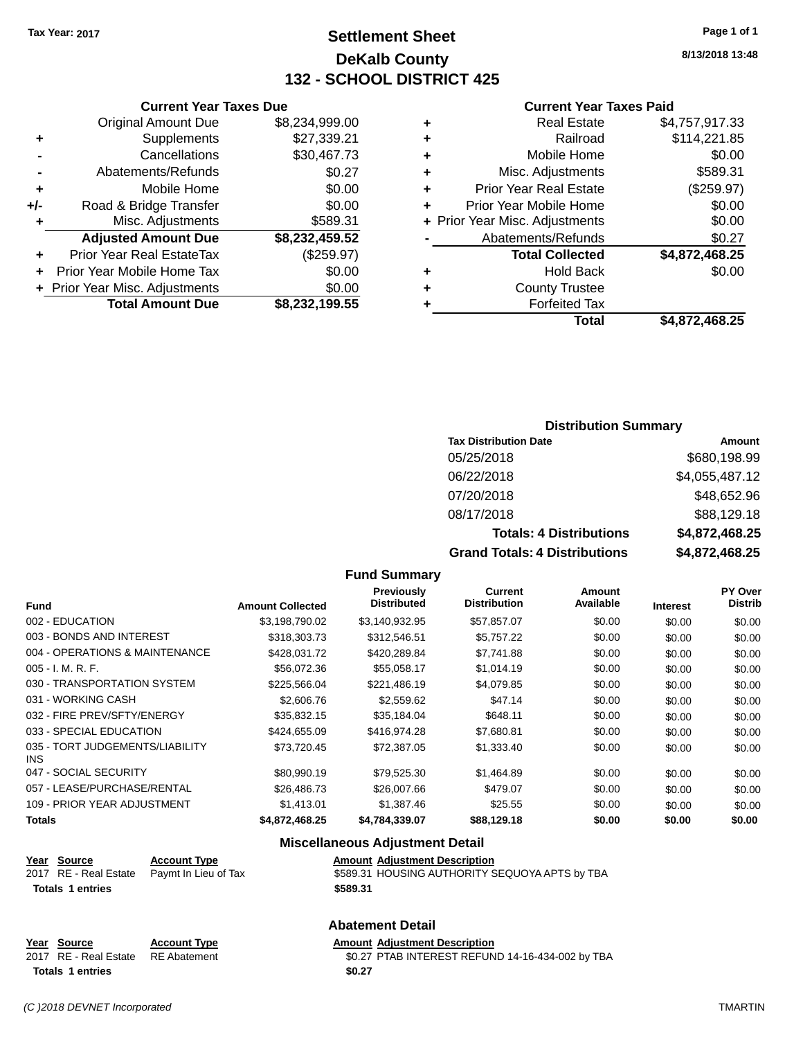**Tax Year: 2017**

# Settlement Sheet
## DeKalb County
## 132 - SCHOOL DISTRICT 425

8/13/2018 13:48

### Current Year Taxes Due

| | | |
|---|---|---|
| | Original Amount Due | $8,234,999.00 |
| + | Supplements | $27,339.21 |
| - | Cancellations | $30,467.73 |
| - | Abatements/Refunds | $0.27 |
| + | Mobile Home | $0.00 |
| +/- | Road & Bridge Transfer | $0.00 |
| + | Misc. Adjustments | $589.31 |
| | **Adjusted Amount Due** | **$8,232,459.52** |
| + | Prior Year Real EstateTax | ($259.97) |
| + | Prior Year Mobile Home Tax | $0.00 |
| + | Prior Year Misc. Adjustments | $0.00 |
| | **Total Amount Due** | **$8,232,199.55** |

### Current Year Taxes Paid

| | | |
|---|---|---|
| + | Real Estate | $4,757,917.33 |
| + | Railroad | $114,221.85 |
| + | Mobile Home | $0.00 |
| + | Misc. Adjustments | $589.31 |
| + | Prior Year Real Estate | ($259.97) |
| + | Prior Year Mobile Home | $0.00 |
| + | Prior Year Misc. Adjustments | $0.00 |
| - | Abatements/Refunds | $0.27 |
| | **Total Collected** | **$4,872,468.25** |
| + | Hold Back | $0.00 |
| + | County Trustee | |
| + | Forfeited Tax | |
| | **Total** | **$4,872,468.25** |

### Distribution Summary

| Tax Distribution Date | Amount |
|---|---|
| 05/25/2018 | $680,198.99 |
| 06/22/2018 | $4,055,487.12 |
| 07/20/2018 | $48,652.96 |
| 08/17/2018 | $88,129.18 |
| **Totals: 4 Distributions** | **$4,872,468.25** |
| **Grand Totals: 4 Distributions** | **$4,872,468.25** |

### Fund Summary

| Fund | Amount Collected | Previously Distributed | Current Distribution | Amount Available | Interest | PY Over Distrib |
|---|---|---|---|---|---|---|
| 002 - EDUCATION | $3,198,790.02 | $3,140,932.95 | $57,857.07 | $0.00 | $0.00 | $0.00 |
| 003 - BONDS AND INTEREST | $318,303.73 | $312,546.51 | $5,757.22 | $0.00 | $0.00 | $0.00 |
| 004 - OPERATIONS & MAINTENANCE | $428,031.72 | $420,289.84 | $7,741.88 | $0.00 | $0.00 | $0.00 |
| 005 - I. M. R. F. | $56,072.36 | $55,058.17 | $1,014.19 | $0.00 | $0.00 | $0.00 |
| 030 - TRANSPORTATION SYSTEM | $225,566.04 | $221,486.19 | $4,079.85 | $0.00 | $0.00 | $0.00 |
| 031 - WORKING CASH | $2,606.76 | $2,559.62 | $47.14 | $0.00 | $0.00 | $0.00 |
| 032 - FIRE PREV/SFTY/ENERGY | $35,832.15 | $35,184.04 | $648.11 | $0.00 | $0.00 | $0.00 |
| 033 - SPECIAL EDUCATION | $424,655.09 | $416,974.28 | $7,680.81 | $0.00 | $0.00 | $0.00 |
| 035 - TORT JUDGEMENTS/LIABILITY INS | $73,720.45 | $72,387.05 | $1,333.40 | $0.00 | $0.00 | $0.00 |
| 047 - SOCIAL SECURITY | $80,990.19 | $79,525.30 | $1,464.89 | $0.00 | $0.00 | $0.00 |
| 057 - LEASE/PURCHASE/RENTAL | $26,486.73 | $26,007.66 | $479.07 | $0.00 | $0.00 | $0.00 |
| 109 - PRIOR YEAR ADJUSTMENT | $1,413.01 | $1,387.46 | $25.55 | $0.00 | $0.00 | $0.00 |
| **Totals** | **$4,872,468.25** | **$4,784,339.07** | **$88,129.18** | **$0.00** | **$0.00** | **$0.00** |

### Miscellaneous Adjustment Detail

| Year | Source | Account Type | Amount | Adjustment Description |
|---|---|---|---|---|
| 2017 | RE - Real Estate | Paymt In Lieu of Tax | $589.31 | HOUSING AUTHORITY SEQUOYA APTS by TBA |
| **Totals 1 entries** | | | **$589.31** | |

### Abatement Detail

| Year | Source | Account Type | Amount | Adjustment Description |
|---|---|---|---|---|
| 2017 | RE - Real Estate | RE Abatement | $0.27 | PTAB INTEREST REFUND 14-16-434-002 by TBA |
| **Totals 1 entries** | | | **$0.27** | |

*(C )2018 DEVNET Incorporated* TMARTIN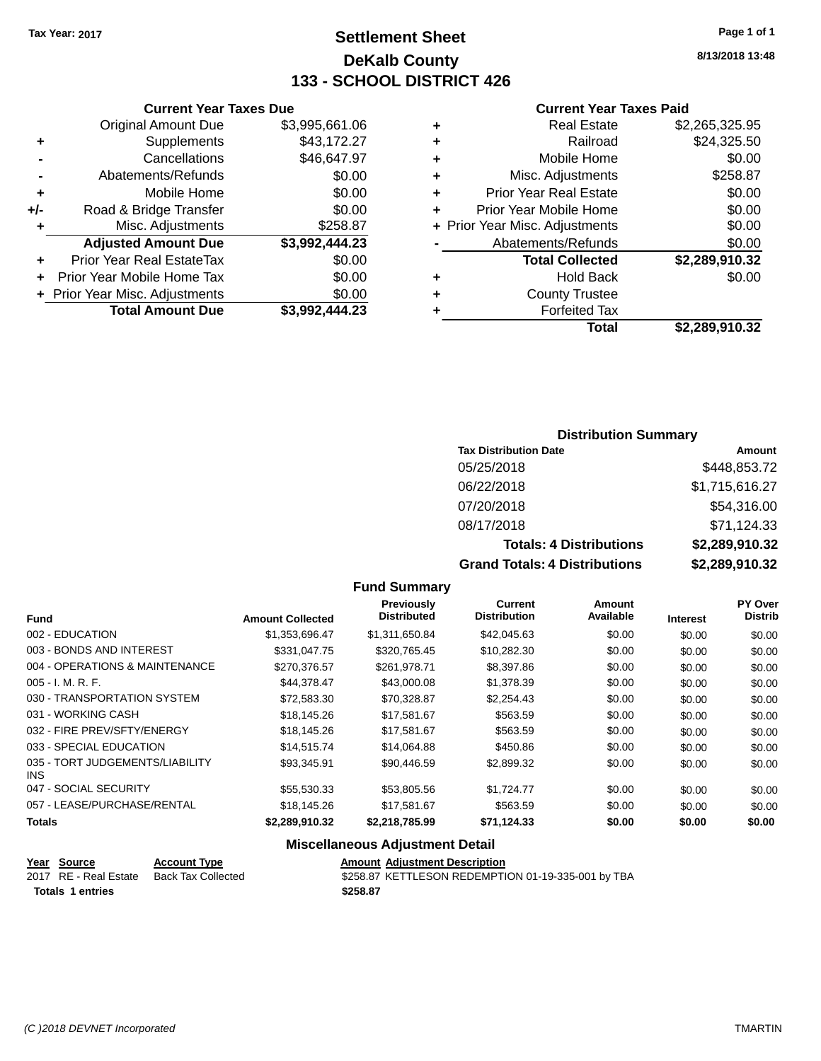Tax Year: 2017

# Settlement Sheet
## DeKalb County
## 133 - SCHOOL DISTRICT 426

8/13/2018 13:48

### Current Year Taxes Due

| | | |
|---|---|---|
| | Original Amount Due | $3,995,661.06 |
| + | Supplements | $43,172.27 |
| - | Cancellations | $46,647.97 |
| - | Abatements/Refunds | $0.00 |
| + | Mobile Home | $0.00 |
| +/- | Road & Bridge Transfer | $0.00 |
| + | Misc. Adjustments | $258.87 |
| | **Adjusted Amount Due** | **$3,992,444.23** |
| + | Prior Year Real EstateTax | $0.00 |
| + | Prior Year Mobile Home Tax | $0.00 |
| + | Prior Year Misc. Adjustments | $0.00 |
| | **Total Amount Due** | **$3,992,444.23** |

### Current Year Taxes Paid

| | | |
|---|---|---|
| + | Real Estate | $2,265,325.95 |
| + | Railroad | $24,325.50 |
| + | Mobile Home | $0.00 |
| + | Misc. Adjustments | $258.87 |
| + | Prior Year Real Estate | $0.00 |
| + | Prior Year Mobile Home | $0.00 |
| + | Prior Year Misc. Adjustments | $0.00 |
| - | Abatements/Refunds | $0.00 |
| | **Total Collected** | **$2,289,910.32** |
| + | Hold Back | $0.00 |
| + | County Trustee | |
| + | Forfeited Tax | |
| | **Total** | **$2,289,910.32** |

### Distribution Summary

| Tax Distribution Date | Amount |
|---|---|
| 05/25/2018 | $448,853.72 |
| 06/22/2018 | $1,715,616.27 |
| 07/20/2018 | $54,316.00 |
| 08/17/2018 | $71,124.33 |
| **Totals: 4 Distributions** | **$2,289,910.32** |
| **Grand Totals: 4 Distributions** | **$2,289,910.32** |

### Fund Summary

| Fund | Amount Collected | Previously Distributed | Current Distribution | Amount Available | Interest | PY Over Distrib |
|---|---|---|---|---|---|---|
| 002 - EDUCATION | $1,353,696.47 | $1,311,650.84 | $42,045.63 | $0.00 | $0.00 | $0.00 |
| 003 - BONDS AND INTEREST | $331,047.75 | $320,765.45 | $10,282.30 | $0.00 | $0.00 | $0.00 |
| 004 - OPERATIONS & MAINTENANCE | $270,376.57 | $261,978.71 | $8,397.86 | $0.00 | $0.00 | $0.00 |
| 005 - I. M. R. F. | $44,378.47 | $43,000.08 | $1,378.39 | $0.00 | $0.00 | $0.00 |
| 030 - TRANSPORTATION SYSTEM | $72,583.30 | $70,328.87 | $2,254.43 | $0.00 | $0.00 | $0.00 |
| 031 - WORKING CASH | $18,145.26 | $17,581.67 | $563.59 | $0.00 | $0.00 | $0.00 |
| 032 - FIRE PREV/SFTY/ENERGY | $18,145.26 | $17,581.67 | $563.59 | $0.00 | $0.00 | $0.00 |
| 033 - SPECIAL EDUCATION | $14,515.74 | $14,064.88 | $450.86 | $0.00 | $0.00 | $0.00 |
| 035 - TORT JUDGEMENTS/LIABILITY INS | $93,345.91 | $90,446.59 | $2,899.32 | $0.00 | $0.00 | $0.00 |
| 047 - SOCIAL SECURITY | $55,530.33 | $53,805.56 | $1,724.77 | $0.00 | $0.00 | $0.00 |
| 057 - LEASE/PURCHASE/RENTAL | $18,145.26 | $17,581.67 | $563.59 | $0.00 | $0.00 | $0.00 |
| **Totals** | **$2,289,910.32** | **$2,218,785.99** | **$71,124.33** | **$0.00** | **$0.00** | **$0.00** |

### Miscellaneous Adjustment Detail

| Year | Source | Account Type | Amount | Adjustment Description |
|---|---|---|---|---|
| 2017 | RE - Real Estate | Back Tax Collected | $258.87 | KETTLESON REDEMPTION 01-19-335-001 by TBA |
| **Totals 1 entries** | | | **$258.87** | |

(C )2018 DEVNET Incorporated — TMARTIN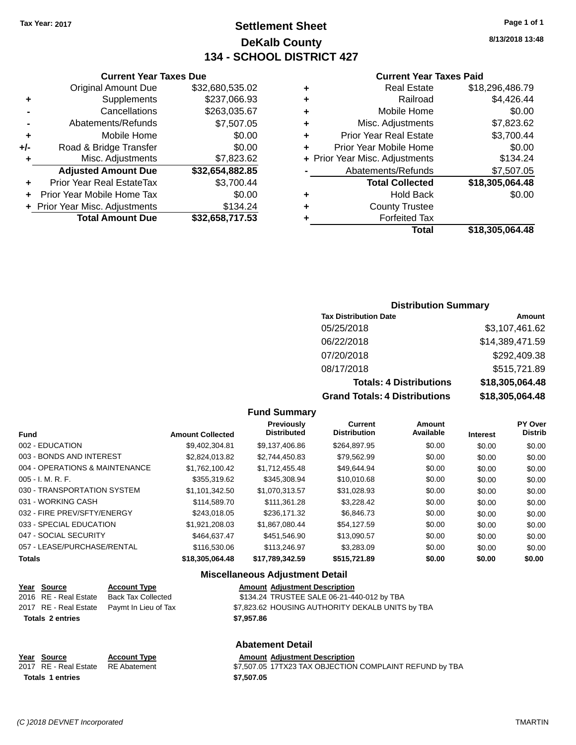Tax Year: 2017

# Settlement Sheet
## DeKalb County
## 134 - SCHOOL DISTRICT 427

8/13/2018 13:48

### Current Year Taxes Due

| | | |
|---|---|---|
| | Original Amount Due | $32,680,535.02 |
| + | Supplements | $237,066.93 |
| - | Cancellations | $263,035.67 |
| - | Abatements/Refunds | $7,507.05 |
| + | Mobile Home | $0.00 |
| +/- | Road & Bridge Transfer | $0.00 |
| + | Misc. Adjustments | $7,823.62 |
| | **Adjusted Amount Due** | **$32,654,882.85** |
| + | Prior Year Real EstateTax | $3,700.44 |
| + | Prior Year Mobile Home Tax | $0.00 |
| + | Prior Year Misc. Adjustments | $134.24 |
| | **Total Amount Due** | **$32,658,717.53** |

### Current Year Taxes Paid

| | | |
|---|---|---|
| + | Real Estate | $18,296,486.79 |
| + | Railroad | $4,426.44 |
| + | Mobile Home | $0.00 |
| + | Misc. Adjustments | $7,823.62 |
| + | Prior Year Real Estate | $3,700.44 |
| + | Prior Year Mobile Home | $0.00 |
| + | Prior Year Misc. Adjustments | $134.24 |
| - | Abatements/Refunds | $7,507.05 |
| | **Total Collected** | **$18,305,064.48** |
| + | Hold Back | $0.00 |
| + | County Trustee | |
| + | Forfeited Tax | |
| | **Total** | **$18,305,064.48** |

### Distribution Summary

| Tax Distribution Date | Amount |
|---|---|
| 05/25/2018 | $3,107,461.62 |
| 06/22/2018 | $14,389,471.59 |
| 07/20/2018 | $292,409.38 |
| 08/17/2018 | $515,721.89 |
| **Totals: 4 Distributions** | **$18,305,064.48** |
| **Grand Totals: 4 Distributions** | **$18,305,064.48** |

### Fund Summary

| Fund | Amount Collected | Previously Distributed | Current Distribution | Amount Available | Interest | PY Over Distrib |
|---|---|---|---|---|---|---|
| 002 - EDUCATION | $9,402,304.81 | $9,137,406.86 | $264,897.95 | $0.00 | $0.00 | $0.00 |
| 003 - BONDS AND INTEREST | $2,824,013.82 | $2,744,450.83 | $79,562.99 | $0.00 | $0.00 | $0.00 |
| 004 - OPERATIONS & MAINTENANCE | $1,762,100.42 | $1,712,455.48 | $49,644.94 | $0.00 | $0.00 | $0.00 |
| 005 - I. M. R. F. | $355,319.62 | $345,308.94 | $10,010.68 | $0.00 | $0.00 | $0.00 |
| 030 - TRANSPORTATION SYSTEM | $1,101,342.50 | $1,070,313.57 | $31,028.93 | $0.00 | $0.00 | $0.00 |
| 031 - WORKING CASH | $114,589.70 | $111,361.28 | $3,228.42 | $0.00 | $0.00 | $0.00 |
| 032 - FIRE PREV/SFTY/ENERGY | $243,018.05 | $236,171.32 | $6,846.73 | $0.00 | $0.00 | $0.00 |
| 033 - SPECIAL EDUCATION | $1,921,208.03 | $1,867,080.44 | $54,127.59 | $0.00 | $0.00 | $0.00 |
| 047 - SOCIAL SECURITY | $464,637.47 | $451,546.90 | $13,090.57 | $0.00 | $0.00 | $0.00 |
| 057 - LEASE/PURCHASE/RENTAL | $116,530.06 | $113,246.97 | $3,283.09 | $0.00 | $0.00 | $0.00 |
| **Totals** | **$18,305,064.48** | **$17,789,342.59** | **$515,721.89** | **$0.00** | **$0.00** | **$0.00** |

### Miscellaneous Adjustment Detail

| Year | Source | Account Type | Amount | Adjustment Description |
|---|---|---|---|---|
| 2016 | RE - Real Estate | Back Tax Collected | $134.24 | TRUSTEE SALE 06-21-440-012 by TBA |
| 2017 | RE - Real Estate | Paymt In Lieu of Tax | $7,823.62 | HOUSING AUTHORITY DEKALB UNITS by TBA |
| **Totals 2 entries** | | | **$7,957.86** | |

### Abatement Detail

| Year | Source | Account Type | Amount | Adjustment Description |
|---|---|---|---|---|
| 2017 | RE - Real Estate | RE Abatement | $7,507.05 | 17TX23 TAX OBJECTION COMPLAINT REFUND by TBA |
| **Totals 1 entries** | | | **$7,507.05** | |

(C )2018 DEVNET Incorporated — TMARTIN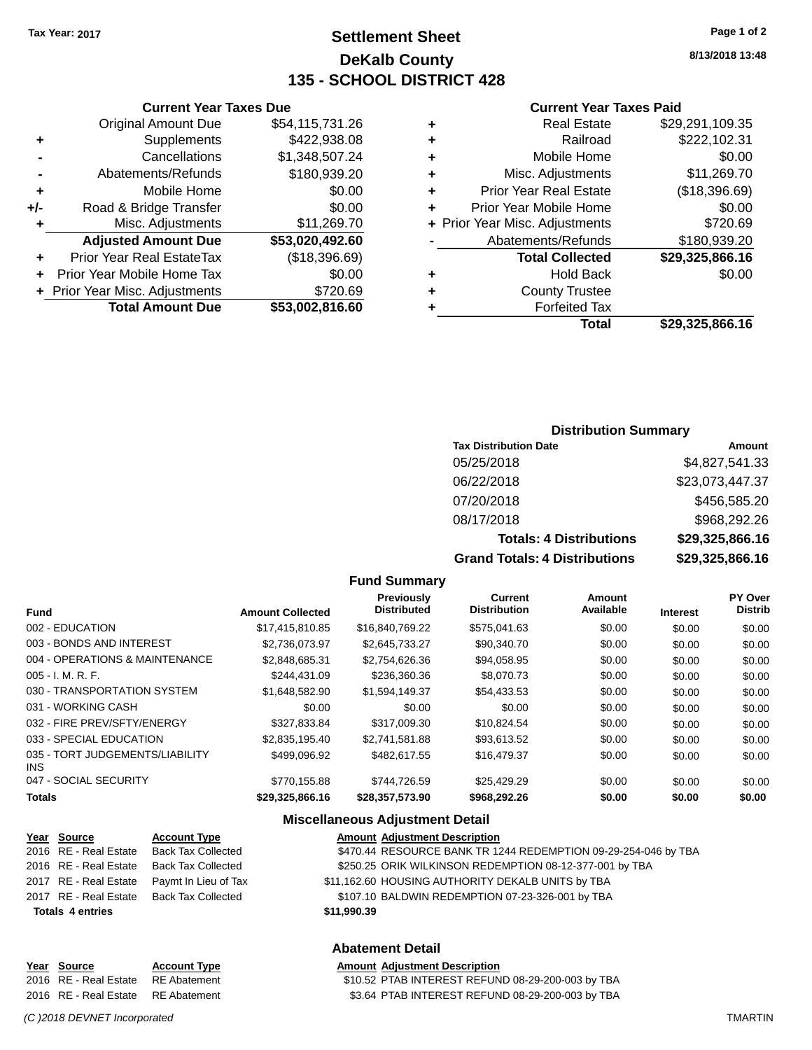Tax Year: 2017

# Settlement Sheet
## DeKalb County
## 135 - SCHOOL DISTRICT 428

8/13/2018 13:48

### Current Year Taxes Due

| | | |
|---|---|---|
| | Original Amount Due | $54,115,731.26 |
| + | Supplements | $422,938.08 |
| - | Cancellations | $1,348,507.24 |
| - | Abatements/Refunds | $180,939.20 |
| + | Mobile Home | $0.00 |
| +/- | Road & Bridge Transfer | $0.00 |
| + | Misc. Adjustments | $11,269.70 |
| | **Adjusted Amount Due** | **$53,020,492.60** |
| + | Prior Year Real EstateTax | ($18,396.69) |
| + | Prior Year Mobile Home Tax | $0.00 |
| + | Prior Year Misc. Adjustments | $720.69 |
| | **Total Amount Due** | **$53,002,816.60** |

### Current Year Taxes Paid

| | | |
|---|---|---|
| + | Real Estate | $29,291,109.35 |
| + | Railroad | $222,102.31 |
| + | Mobile Home | $0.00 |
| + | Misc. Adjustments | $11,269.70 |
| + | Prior Year Real Estate | ($18,396.69) |
| + | Prior Year Mobile Home | $0.00 |
| + | Prior Year Misc. Adjustments | $720.69 |
| - | Abatements/Refunds | $180,939.20 |
| | **Total Collected** | **$29,325,866.16** |
| + | Hold Back | $0.00 |
| + | County Trustee | |
| + | Forfeited Tax | |
| | **Total** | **$29,325,866.16** |

### Distribution Summary

| Tax Distribution Date | Amount |
|---|---|
| 05/25/2018 | $4,827,541.33 |
| 06/22/2018 | $23,073,447.37 |
| 07/20/2018 | $456,585.20 |
| 08/17/2018 | $968,292.26 |
| **Totals: 4 Distributions** | **$29,325,866.16** |
| **Grand Totals: 4 Distributions** | **$29,325,866.16** |

### Fund Summary

| Fund | Amount Collected | Previously Distributed | Current Distribution | Amount Available | Interest | PY Over Distrib |
|---|---|---|---|---|---|---|
| 002 - EDUCATION | $17,415,810.85 | $16,840,769.22 | $575,041.63 | $0.00 | $0.00 | $0.00 |
| 003 - BONDS AND INTEREST | $2,736,073.97 | $2,645,733.27 | $90,340.70 | $0.00 | $0.00 | $0.00 |
| 004 - OPERATIONS & MAINTENANCE | $2,848,685.31 | $2,754,626.36 | $94,058.95 | $0.00 | $0.00 | $0.00 |
| 005 - I. M. R. F. | $244,431.09 | $236,360.36 | $8,070.73 | $0.00 | $0.00 | $0.00 |
| 030 - TRANSPORTATION SYSTEM | $1,648,582.90 | $1,594,149.37 | $54,433.53 | $0.00 | $0.00 | $0.00 |
| 031 - WORKING CASH | $0.00 | $0.00 | $0.00 | $0.00 | $0.00 | $0.00 |
| 032 - FIRE PREV/SFTY/ENERGY | $327,833.84 | $317,009.30 | $10,824.54 | $0.00 | $0.00 | $0.00 |
| 033 - SPECIAL EDUCATION | $2,835,195.40 | $2,741,581.88 | $93,613.52 | $0.00 | $0.00 | $0.00 |
| 035 - TORT JUDGEMENTS/LIABILITY INS | $499,096.92 | $482,617.55 | $16,479.37 | $0.00 | $0.00 | $0.00 |
| 047 - SOCIAL SECURITY | $770,155.88 | $744,726.59 | $25,429.29 | $0.00 | $0.00 | $0.00 |
| **Totals** | **$29,325,866.16** | **$28,357,573.90** | **$968,292.26** | **$0.00** | **$0.00** | **$0.00** |

### Miscellaneous Adjustment Detail

| Year | Source | Account Type | Amount | Adjustment Description |
|---|---|---|---|---|
| 2016 | RE - Real Estate | Back Tax Collected | $470.44 | RESOURCE BANK TR 1244 REDEMPTION 09-29-254-046 by TBA |
| 2016 | RE - Real Estate | Back Tax Collected | $250.25 | ORIK WILKINSON REDEMPTION 08-12-377-001 by TBA |
| 2017 | RE - Real Estate | Paymt In Lieu of Tax | $11,162.60 | HOUSING AUTHORITY DEKALB UNITS by TBA |
| 2017 | RE - Real Estate | Back Tax Collected | $107.10 | BALDWIN REDEMPTION 07-23-326-001 by TBA |
| **Totals 4 entries** | | | **$11,990.39** | |

### Abatement Detail

| Year | Source | Account Type | Amount | Adjustment Description |
|---|---|---|---|---|
| 2016 | RE - Real Estate | RE Abatement | $10.52 | PTAB INTEREST REFUND 08-29-200-003 by TBA |
| 2016 | RE - Real Estate | RE Abatement | $3.64 | PTAB INTEREST REFUND 08-29-200-003 by TBA |

(C )2018 DEVNET Incorporated TMARTIN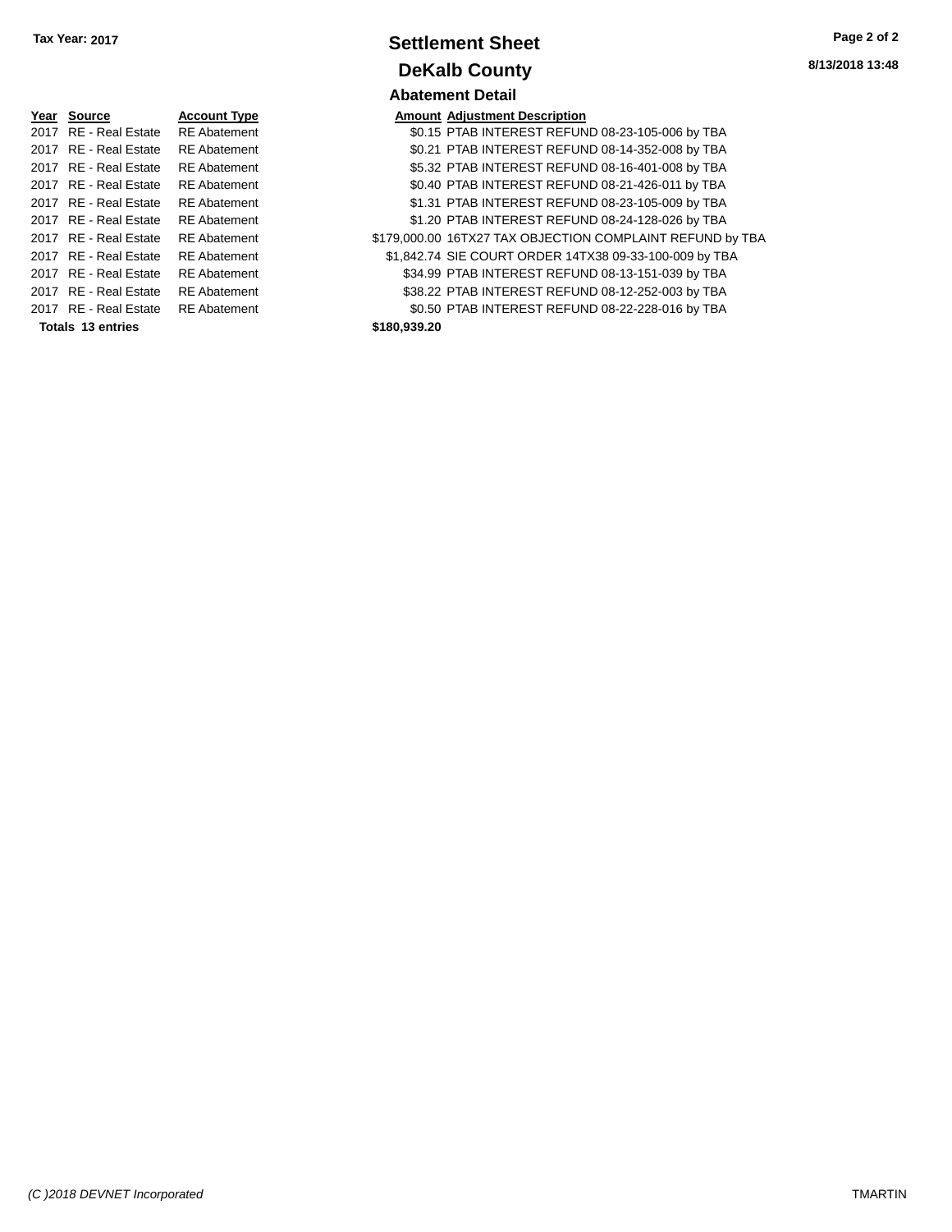# Settlement Sheet

## DeKalb County

Tax Year: 2017

8/13/2018 13:48

### Abatement Detail

| Year | Source | Account Type | Amount | Adjustment Description |
|---|---|---|---|---|
| 2017 | RE - Real Estate | RE Abatement | $0.15 | PTAB INTEREST REFUND 08-23-105-006 by TBA |
| 2017 | RE - Real Estate | RE Abatement | $0.21 | PTAB INTEREST REFUND 08-14-352-008 by TBA |
| 2017 | RE - Real Estate | RE Abatement | $5.32 | PTAB INTEREST REFUND 08-16-401-008 by TBA |
| 2017 | RE - Real Estate | RE Abatement | $0.40 | PTAB INTEREST REFUND 08-21-426-011 by TBA |
| 2017 | RE - Real Estate | RE Abatement | $1.31 | PTAB INTEREST REFUND 08-23-105-009 by TBA |
| 2017 | RE - Real Estate | RE Abatement | $1.20 | PTAB INTEREST REFUND 08-24-128-026 by TBA |
| 2017 | RE - Real Estate | RE Abatement | $179,000.00 | 16TX27 TAX OBJECTION COMPLAINT REFUND by TBA |
| 2017 | RE - Real Estate | RE Abatement | $1,842.74 | SIE COURT ORDER 14TX38 09-33-100-009 by TBA |
| 2017 | RE - Real Estate | RE Abatement | $34.99 | PTAB INTEREST REFUND 08-13-151-039 by TBA |
| 2017 | RE - Real Estate | RE Abatement | $38.22 | PTAB INTEREST REFUND 08-12-252-003 by TBA |
| 2017 | RE - Real Estate | RE Abatement | $0.50 | PTAB INTEREST REFUND 08-22-228-016 by TBA |
| **Totals 13 entries** | | | **$180,939.20** | |

*(C )2018 DEVNET Incorporated* TMARTIN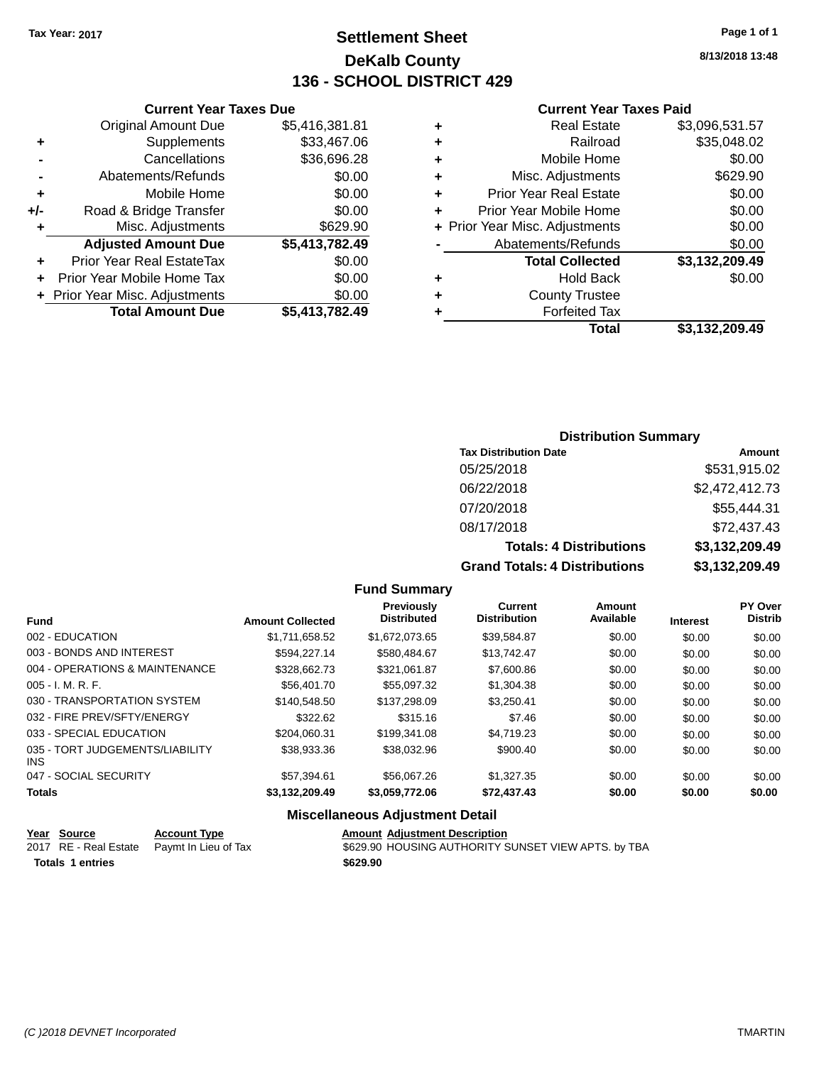Tax Year: 2017

# Settlement Sheet
## DeKalb County
## 136 - SCHOOL DISTRICT 429

8/13/2018 13:48

### Current Year Taxes Due

| | | |
|---|---|---|
| | Original Amount Due | $5,416,381.81 |
| + | Supplements | $33,467.06 |
| - | Cancellations | $36,696.28 |
| - | Abatements/Refunds | $0.00 |
| + | Mobile Home | $0.00 |
| +/- | Road & Bridge Transfer | $0.00 |
| + | Misc. Adjustments | $629.90 |
| | **Adjusted Amount Due** | **$5,413,782.49** |
| + | Prior Year Real EstateTax | $0.00 |
| + | Prior Year Mobile Home Tax | $0.00 |
| + | Prior Year Misc. Adjustments | $0.00 |
| | **Total Amount Due** | **$5,413,782.49** |

### Current Year Taxes Paid

| | | |
|---|---|---|
| + | Real Estate | $3,096,531.57 |
| + | Railroad | $35,048.02 |
| + | Mobile Home | $0.00 |
| + | Misc. Adjustments | $629.90 |
| + | Prior Year Real Estate | $0.00 |
| + | Prior Year Mobile Home | $0.00 |
| + | Prior Year Misc. Adjustments | $0.00 |
| - | Abatements/Refunds | $0.00 |
| | **Total Collected** | **$3,132,209.49** |
| + | Hold Back | $0.00 |
| + | County Trustee | |
| + | Forfeited Tax | |
| | **Total** | **$3,132,209.49** |

### Distribution Summary

| Tax Distribution Date | Amount |
|---|---|
| 05/25/2018 | $531,915.02 |
| 06/22/2018 | $2,472,412.73 |
| 07/20/2018 | $55,444.31 |
| 08/17/2018 | $72,437.43 |
| **Totals: 4 Distributions** | **$3,132,209.49** |
| **Grand Totals: 4 Distributions** | **$3,132,209.49** |

### Fund Summary

| Fund | Amount Collected | Previously Distributed | Current Distribution | Amount Available | Interest | PY Over Distrib |
|---|---|---|---|---|---|---|
| 002 - EDUCATION | $1,711,658.52 | $1,672,073.65 | $39,584.87 | $0.00 | $0.00 | $0.00 |
| 003 - BONDS AND INTEREST | $594,227.14 | $580,484.67 | $13,742.47 | $0.00 | $0.00 | $0.00 |
| 004 - OPERATIONS & MAINTENANCE | $328,662.73 | $321,061.87 | $7,600.86 | $0.00 | $0.00 | $0.00 |
| 005 - I. M. R. F. | $56,401.70 | $55,097.32 | $1,304.38 | $0.00 | $0.00 | $0.00 |
| 030 - TRANSPORTATION SYSTEM | $140,548.50 | $137,298.09 | $3,250.41 | $0.00 | $0.00 | $0.00 |
| 032 - FIRE PREV/SFTY/ENERGY | $322.62 | $315.16 | $7.46 | $0.00 | $0.00 | $0.00 |
| 033 - SPECIAL EDUCATION | $204,060.31 | $199,341.08 | $4,719.23 | $0.00 | $0.00 | $0.00 |
| 035 - TORT JUDGEMENTS/LIABILITY INS | $38,933.36 | $38,032.96 | $900.40 | $0.00 | $0.00 | $0.00 |
| 047 - SOCIAL SECURITY | $57,394.61 | $56,067.26 | $1,327.35 | $0.00 | $0.00 | $0.00 |
| **Totals** | **$3,132,209.49** | **$3,059,772.06** | **$72,437.43** | **$0.00** | **$0.00** | **$0.00** |

### Miscellaneous Adjustment Detail

| Year | Source | Account Type | Amount | Adjustment Description |
|---|---|---|---|---|
| 2017 | RE - Real Estate | Paymt In Lieu of Tax | $629.90 | HOUSING AUTHORITY SUNSET VIEW APTS. by TBA |
| **Totals** | **1 entries** | | **$629.90** | |

(C )2018 DEVNET Incorporated TMARTIN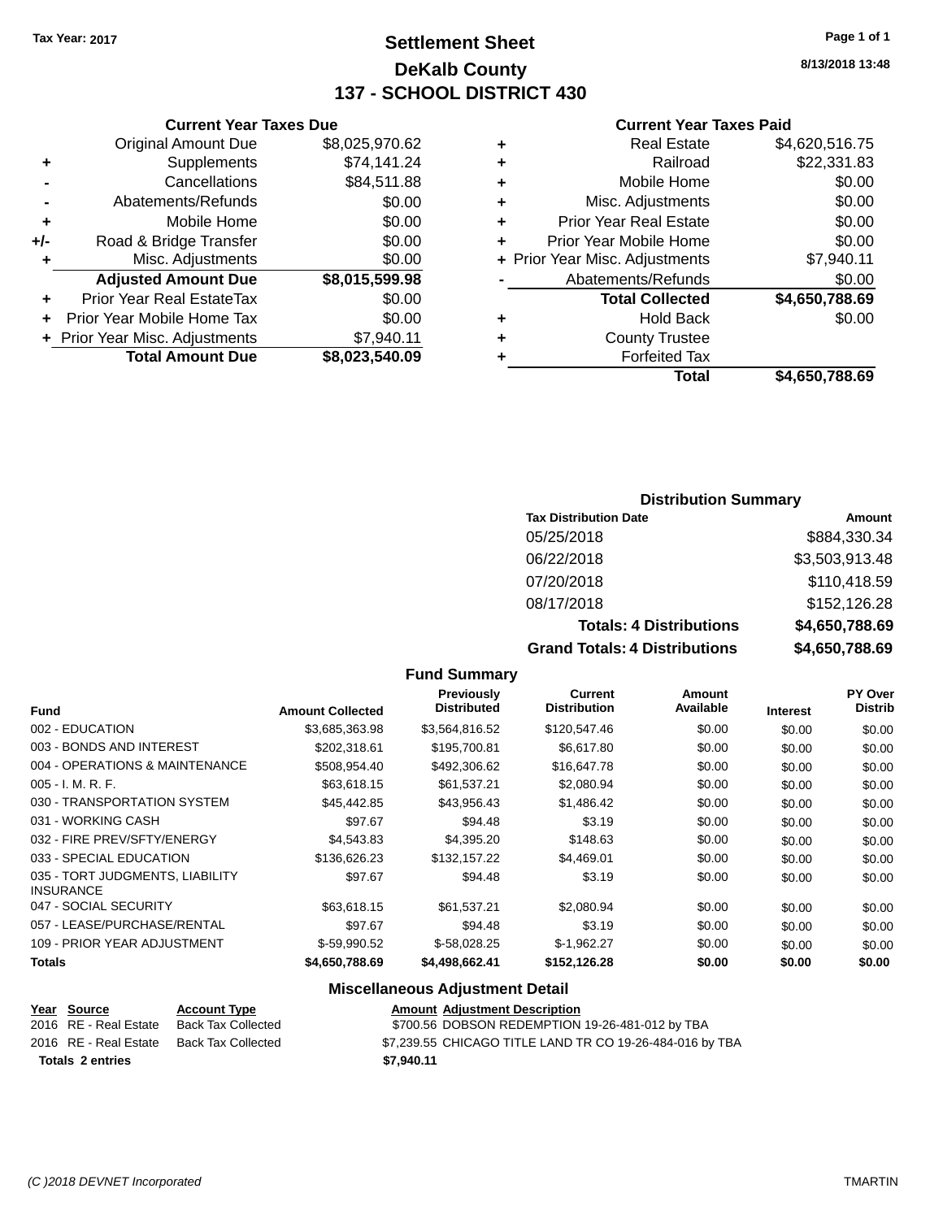Tax Year: 2017

# Settlement Sheet
## DeKalb County
## 137 - SCHOOL DISTRICT 430

8/13/2018 13:48

| | Current Year Taxes Due | |
|---|---|---|
| | Original Amount Due | $8,025,970.62 |
| + | Supplements | $74,141.24 |
| - | Cancellations | $84,511.88 |
| - | Abatements/Refunds | $0.00 |
| + | Mobile Home | $0.00 |
| +/- | Road & Bridge Transfer | $0.00 |
| + | Misc. Adjustments | $0.00 |
| | **Adjusted Amount Due** | **$8,015,599.98** |
| + | Prior Year Real EstateTax | $0.00 |
| + | Prior Year Mobile Home Tax | $0.00 |
| + | Prior Year Misc. Adjustments | $7,940.11 |
| | **Total Amount Due** | **$8,023,540.09** |

| | Current Year Taxes Paid | |
|---|---|---|
| + | Real Estate | $4,620,516.75 |
| + | Railroad | $22,331.83 |
| + | Mobile Home | $0.00 |
| + | Misc. Adjustments | $0.00 |
| + | Prior Year Real Estate | $0.00 |
| + | Prior Year Mobile Home | $0.00 |
| + | Prior Year Misc. Adjustments | $7,940.11 |
| - | Abatements/Refunds | $0.00 |
| | **Total Collected** | **$4,650,788.69** |
| + | Hold Back | $0.00 |
| + | County Trustee | |
| + | Forfeited Tax | |
| | **Total** | **$4,650,788.69** |

### Distribution Summary

| Tax Distribution Date | Amount |
|---|---|
| 05/25/2018 | $884,330.34 |
| 06/22/2018 | $3,503,913.48 |
| 07/20/2018 | $110,418.59 |
| 08/17/2018 | $152,126.28 |
| **Totals: 4 Distributions** | **$4,650,788.69** |
| **Grand Totals: 4 Distributions** | **$4,650,788.69** |

### Fund Summary

| Fund | Amount Collected | Previously Distributed | Current Distribution | Amount Available | Interest | PY Over Distrib |
|---|---|---|---|---|---|---|
| 002 - EDUCATION | $3,685,363.98 | $3,564,816.52 | $120,547.46 | $0.00 | $0.00 | $0.00 |
| 003 - BONDS AND INTEREST | $202,318.61 | $195,700.81 | $6,617.80 | $0.00 | $0.00 | $0.00 |
| 004 - OPERATIONS & MAINTENANCE | $508,954.40 | $492,306.62 | $16,647.78 | $0.00 | $0.00 | $0.00 |
| 005 - I. M. R. F. | $63,618.15 | $61,537.21 | $2,080.94 | $0.00 | $0.00 | $0.00 |
| 030 - TRANSPORTATION SYSTEM | $45,442.85 | $43,956.43 | $1,486.42 | $0.00 | $0.00 | $0.00 |
| 031 - WORKING CASH | $97.67 | $94.48 | $3.19 | $0.00 | $0.00 | $0.00 |
| 032 - FIRE PREV/SFTY/ENERGY | $4,543.83 | $4,395.20 | $148.63 | $0.00 | $0.00 | $0.00 |
| 033 - SPECIAL EDUCATION | $136,626.23 | $132,157.22 | $4,469.01 | $0.00 | $0.00 | $0.00 |
| 035 - TORT JUDGMENTS, LIABILITY INSURANCE | $97.67 | $94.48 | $3.19 | $0.00 | $0.00 | $0.00 |
| 047 - SOCIAL SECURITY | $63,618.15 | $61,537.21 | $2,080.94 | $0.00 | $0.00 | $0.00 |
| 057 - LEASE/PURCHASE/RENTAL | $97.67 | $94.48 | $3.19 | $0.00 | $0.00 | $0.00 |
| 109 - PRIOR YEAR ADJUSTMENT | $-59,990.52 | $-58,028.25 | $-1,962.27 | $0.00 | $0.00 | $0.00 |
| **Totals** | **$4,650,788.69** | **$4,498,662.41** | **$152,126.28** | **$0.00** | **$0.00** | **$0.00** |

### Miscellaneous Adjustment Detail

| Year | Source | Account Type | Amount | Adjustment Description |
|---|---|---|---|---|
| 2016 | RE - Real Estate | Back Tax Collected | $700.56 | DOBSON REDEMPTION 19-26-481-012 by TBA |
| 2016 | RE - Real Estate | Back Tax Collected | $7,239.55 | CHICAGO TITLE LAND TR CO 19-26-484-016 by TBA |
| **Totals 2 entries** | | | **$7,940.11** | |

(C )2018 DEVNET Incorporated — TMARTIN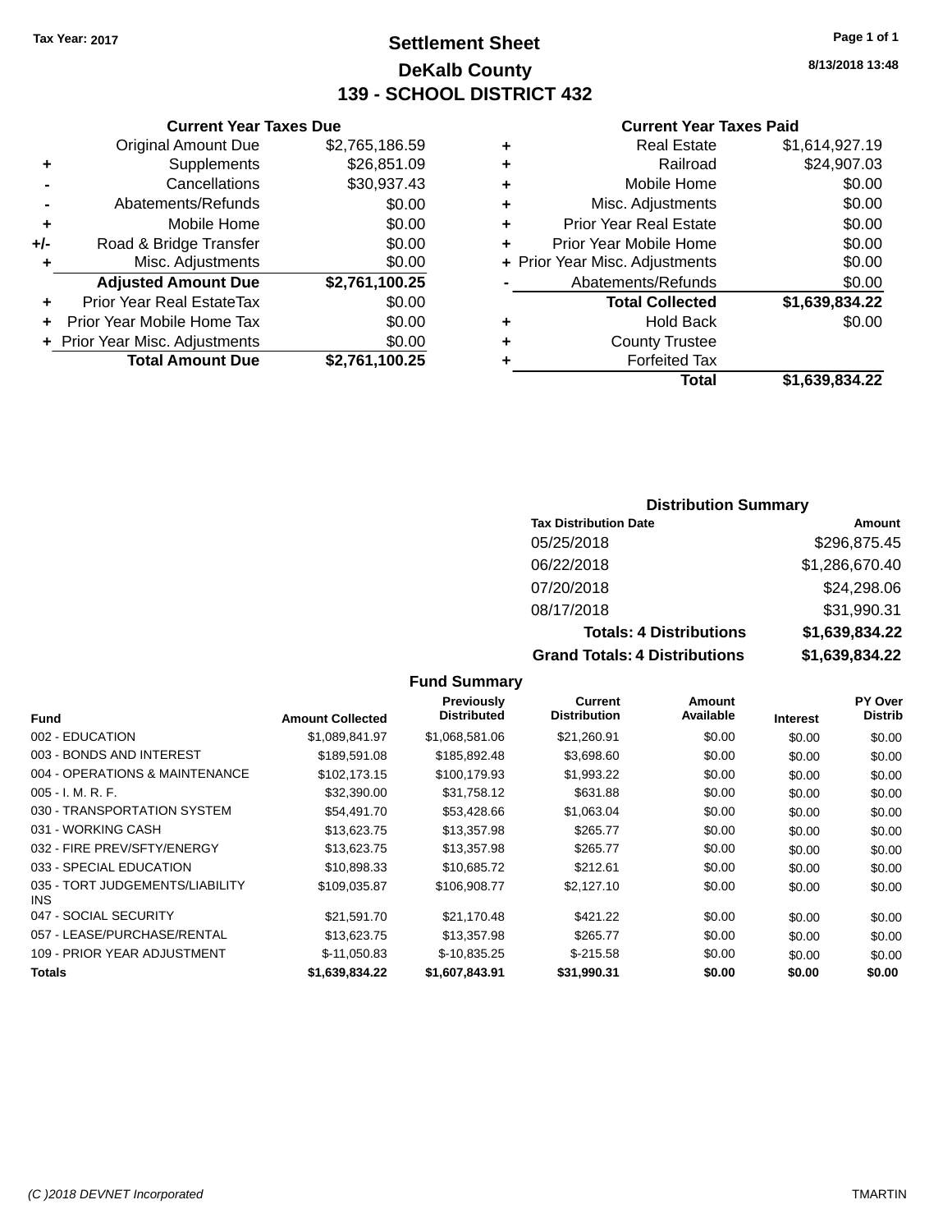Tax Year: 2017

# Settlement Sheet
## DeKalb County
## 139 - SCHOOL DISTRICT 432

8/13/2018 13:48

### Current Year Taxes Due

| | | |
|---|---|---|
| | Original Amount Due | $2,765,186.59 |
| + | Supplements | $26,851.09 |
| - | Cancellations | $30,937.43 |
| - | Abatements/Refunds | $0.00 |
| + | Mobile Home | $0.00 |
| +/- | Road & Bridge Transfer | $0.00 |
| + | Misc. Adjustments | $0.00 |
| | **Adjusted Amount Due** | **$2,761,100.25** |
| + | Prior Year Real EstateTax | $0.00 |
| + | Prior Year Mobile Home Tax | $0.00 |
| + | Prior Year Misc. Adjustments | $0.00 |
| | **Total Amount Due** | **$2,761,100.25** |

### Current Year Taxes Paid

| | | |
|---|---|---|
| + | Real Estate | $1,614,927.19 |
| + | Railroad | $24,907.03 |
| + | Mobile Home | $0.00 |
| + | Misc. Adjustments | $0.00 |
| + | Prior Year Real Estate | $0.00 |
| + | Prior Year Mobile Home | $0.00 |
| + | Prior Year Misc. Adjustments | $0.00 |
| - | Abatements/Refunds | $0.00 |
| | **Total Collected** | **$1,639,834.22** |
| + | Hold Back | $0.00 |
| + | County Trustee | |
| + | Forfeited Tax | |
| | **Total** | **$1,639,834.22** |

### Distribution Summary

| Tax Distribution Date | Amount |
|---|---|
| 05/25/2018 | $296,875.45 |
| 06/22/2018 | $1,286,670.40 |
| 07/20/2018 | $24,298.06 |
| 08/17/2018 | $31,990.31 |
| **Totals: 4 Distributions** | **$1,639,834.22** |
| **Grand Totals: 4 Distributions** | **$1,639,834.22** |

### Fund Summary

| Fund | Amount Collected | Previously Distributed | Current Distribution | Amount Available | Interest | PY Over Distrib |
|---|---|---|---|---|---|---|
| 002 - EDUCATION | $1,089,841.97 | $1,068,581.06 | $21,260.91 | $0.00 | $0.00 | $0.00 |
| 003 - BONDS AND INTEREST | $189,591.08 | $185,892.48 | $3,698.60 | $0.00 | $0.00 | $0.00 |
| 004 - OPERATIONS & MAINTENANCE | $102,173.15 | $100,179.93 | $1,993.22 | $0.00 | $0.00 | $0.00 |
| 005 - I. M. R. F. | $32,390.00 | $31,758.12 | $631.88 | $0.00 | $0.00 | $0.00 |
| 030 - TRANSPORTATION SYSTEM | $54,491.70 | $53,428.66 | $1,063.04 | $0.00 | $0.00 | $0.00 |
| 031 - WORKING CASH | $13,623.75 | $13,357.98 | $265.77 | $0.00 | $0.00 | $0.00 |
| 032 - FIRE PREV/SFTY/ENERGY | $13,623.75 | $13,357.98 | $265.77 | $0.00 | $0.00 | $0.00 |
| 033 - SPECIAL EDUCATION | $10,898.33 | $10,685.72 | $212.61 | $0.00 | $0.00 | $0.00 |
| 035 - TORT JUDGEMENTS/LIABILITY INS | $109,035.87 | $106,908.77 | $2,127.10 | $0.00 | $0.00 | $0.00 |
| 047 - SOCIAL SECURITY | $21,591.70 | $21,170.48 | $421.22 | $0.00 | $0.00 | $0.00 |
| 057 - LEASE/PURCHASE/RENTAL | $13,623.75 | $13,357.98 | $265.77 | $0.00 | $0.00 | $0.00 |
| 109 - PRIOR YEAR ADJUSTMENT | $-11,050.83 | $-10,835.25 | $-215.58 | $0.00 | $0.00 | $0.00 |
| **Totals** | **$1,639,834.22** | **$1,607,843.91** | **$31,990.31** | **$0.00** | **$0.00** | **$0.00** |

(C )2018 DEVNET Incorporated TMARTIN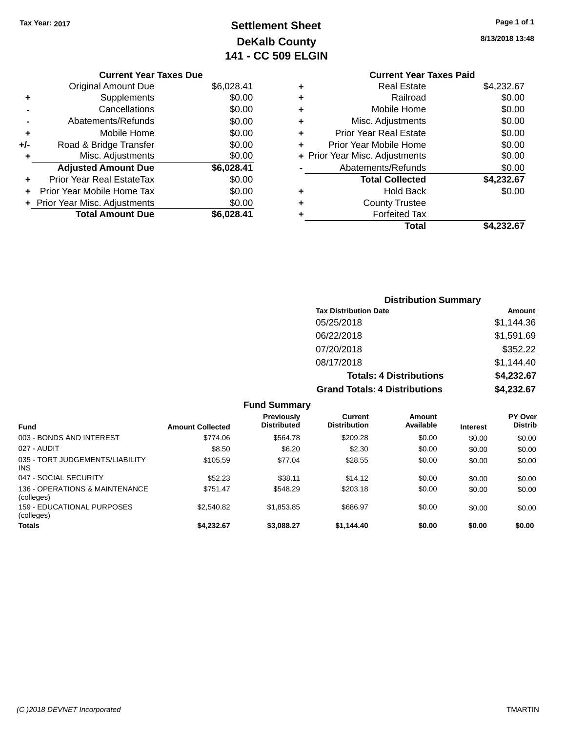Tax Year: 2017

# Settlement Sheet

## DeKalb County

## 141 - CC 509 ELGIN

8/13/2018 13:48

| | Current Year Taxes Due | |
|---|---|---|
| | Original Amount Due | $6,028.41 |
| + | Supplements | $0.00 |
| - | Cancellations | $0.00 |
| - | Abatements/Refunds | $0.00 |
| + | Mobile Home | $0.00 |
| +/- | Road & Bridge Transfer | $0.00 |
| + | Misc. Adjustments | $0.00 |
| | **Adjusted Amount Due** | **$6,028.41** |
| + | Prior Year Real EstateTax | $0.00 |
| + | Prior Year Mobile Home Tax | $0.00 |
| + | Prior Year Misc. Adjustments | $0.00 |
| | **Total Amount Due** | **$6,028.41** |

| | Current Year Taxes Paid | |
|---|---|---|
| + | Real Estate | $4,232.67 |
| + | Railroad | $0.00 |
| + | Mobile Home | $0.00 |
| + | Misc. Adjustments | $0.00 |
| + | Prior Year Real Estate | $0.00 |
| + | Prior Year Mobile Home | $0.00 |
| + | Prior Year Misc. Adjustments | $0.00 |
| - | Abatements/Refunds | $0.00 |
| | **Total Collected** | **$4,232.67** |
| + | Hold Back | $0.00 |
| + | County Trustee | |
| + | Forfeited Tax | |
| | **Total** | **$4,232.67** |

### Distribution Summary

| Tax Distribution Date | Amount |
|---|---|
| 05/25/2018 | $1,144.36 |
| 06/22/2018 | $1,591.69 |
| 07/20/2018 | $352.22 |
| 08/17/2018 | $1,144.40 |
| **Totals: 4 Distributions** | **$4,232.67** |
| **Grand Totals: 4 Distributions** | **$4,232.67** |

### Fund Summary

| Fund | Amount Collected | Previously Distributed | Current Distribution | Amount Available | Interest | PY Over Distrib |
|---|---|---|---|---|---|---|
| 003 - BONDS AND INTEREST | $774.06 | $564.78 | $209.28 | $0.00 | $0.00 | $0.00 |
| 027 - AUDIT | $8.50 | $6.20 | $2.30 | $0.00 | $0.00 | $0.00 |
| 035 - TORT JUDGEMENTS/LIABILITY INS | $105.59 | $77.04 | $28.55 | $0.00 | $0.00 | $0.00 |
| 047 - SOCIAL SECURITY | $52.23 | $38.11 | $14.12 | $0.00 | $0.00 | $0.00 |
| 136 - OPERATIONS & MAINTENANCE (colleges) | $751.47 | $548.29 | $203.18 | $0.00 | $0.00 | $0.00 |
| 159 - EDUCATIONAL PURPOSES (colleges) | $2,540.82 | $1,853.85 | $686.97 | $0.00 | $0.00 | $0.00 |
| **Totals** | **$4,232.67** | **$3,088.27** | **$1,144.40** | **$0.00** | **$0.00** | **$0.00** |

(C )2018 DEVNET Incorporated TMARTIN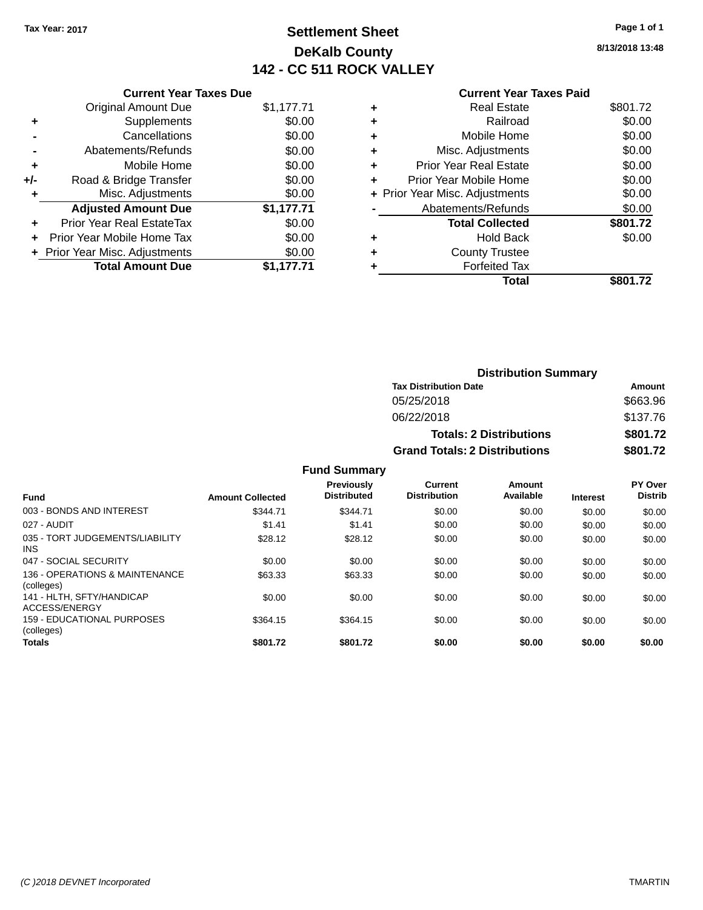Tax Year: 2017

# Settlement Sheet
## DeKalb County
## 142 - CC 511 ROCK VALLEY

8/13/2018 13:48

| | Current Year Taxes Due | |
|---|---|---|
| | Original Amount Due | $1,177.71 |
| + | Supplements | $0.00 |
| - | Cancellations | $0.00 |
| - | Abatements/Refunds | $0.00 |
| + | Mobile Home | $0.00 |
| +/- | Road & Bridge Transfer | $0.00 |
| + | Misc. Adjustments | $0.00 |
| | **Adjusted Amount Due** | **$1,177.71** |
| + | Prior Year Real EstateTax | $0.00 |
| + | Prior Year Mobile Home Tax | $0.00 |
| + | Prior Year Misc. Adjustments | $0.00 |
| | **Total Amount Due** | **$1,177.71** |

| | Current Year Taxes Paid | |
|---|---|---|
| + | Real Estate | $801.72 |
| + | Railroad | $0.00 |
| + | Mobile Home | $0.00 |
| + | Misc. Adjustments | $0.00 |
| + | Prior Year Real Estate | $0.00 |
| + | Prior Year Mobile Home | $0.00 |
| + | Prior Year Misc. Adjustments | $0.00 |
| - | Abatements/Refunds | $0.00 |
| | **Total Collected** | **$801.72** |
| + | Hold Back | $0.00 |
| + | County Trustee | |
| + | Forfeited Tax | |
| | **Total** | **$801.72** |

### Distribution Summary

| Tax Distribution Date | Amount |
|---|---|
| 05/25/2018 | $663.96 |
| 06/22/2018 | $137.76 |
| **Totals: 2 Distributions** | **$801.72** |
| **Grand Totals: 2 Distributions** | **$801.72** |

### Fund Summary

| Fund | Amount Collected | Previously Distributed | Current Distribution | Amount Available | Interest | PY Over Distrib |
|---|---|---|---|---|---|---|
| 003 - BONDS AND INTEREST | $344.71 | $344.71 | $0.00 | $0.00 | $0.00 | $0.00 |
| 027 - AUDIT | $1.41 | $1.41 | $0.00 | $0.00 | $0.00 | $0.00 |
| 035 - TORT JUDGEMENTS/LIABILITY INS | $28.12 | $28.12 | $0.00 | $0.00 | $0.00 | $0.00 |
| 047 - SOCIAL SECURITY | $0.00 | $0.00 | $0.00 | $0.00 | $0.00 | $0.00 |
| 136 - OPERATIONS & MAINTENANCE (colleges) | $63.33 | $63.33 | $0.00 | $0.00 | $0.00 | $0.00 |
| 141 - HLTH, SFTY/HANDICAP ACCESS/ENERGY | $0.00 | $0.00 | $0.00 | $0.00 | $0.00 | $0.00 |
| 159 - EDUCATIONAL PURPOSES (colleges) | $364.15 | $364.15 | $0.00 | $0.00 | $0.00 | $0.00 |
| **Totals** | **$801.72** | **$801.72** | **$0.00** | **$0.00** | **$0.00** | **$0.00** |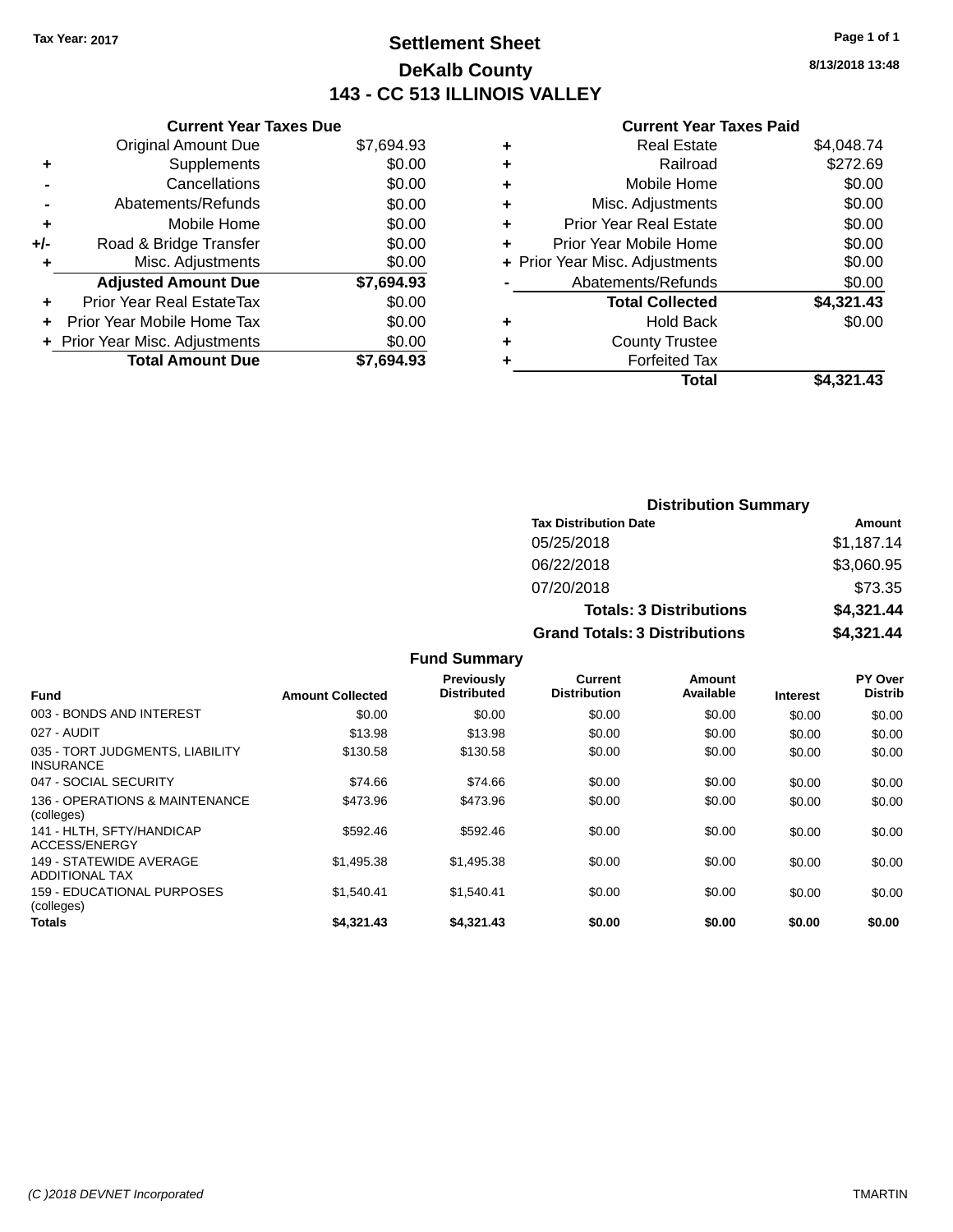Tax Year: 2017

# Settlement Sheet

## DeKalb County

## 143 - CC 513 ILLINOIS VALLEY

8/13/2018 13:48

### Current Year Taxes Due

| | | |
|---|---|---|
| | Original Amount Due | $7,694.93 |
| + | Supplements | $0.00 |
| - | Cancellations | $0.00 |
| - | Abatements/Refunds | $0.00 |
| + | Mobile Home | $0.00 |
| +/- | Road & Bridge Transfer | $0.00 |
| + | Misc. Adjustments | $0.00 |
| | **Adjusted Amount Due** | **$7,694.93** |
| + | Prior Year Real EstateTax | $0.00 |
| + | Prior Year Mobile Home Tax | $0.00 |
| + | Prior Year Misc. Adjustments | $0.00 |
| | **Total Amount Due** | **$7,694.93** |

### Current Year Taxes Paid

| | | |
|---|---|---|
| + | Real Estate | $4,048.74 |
| + | Railroad | $272.69 |
| + | Mobile Home | $0.00 |
| + | Misc. Adjustments | $0.00 |
| + | Prior Year Real Estate | $0.00 |
| + | Prior Year Mobile Home | $0.00 |
| + | Prior Year Misc. Adjustments | $0.00 |
| - | Abatements/Refunds | $0.00 |
| | **Total Collected** | **$4,321.43** |
| + | Hold Back | $0.00 |
| + | County Trustee | |
| + | Forfeited Tax | |
| | **Total** | **$4,321.43** |

### Distribution Summary

| Tax Distribution Date | Amount |
|---|---|
| 05/25/2018 | $1,187.14 |
| 06/22/2018 | $3,060.95 |
| 07/20/2018 | $73.35 |
| **Totals: 3 Distributions** | **$4,321.44** |
| **Grand Totals: 3 Distributions** | **$4,321.44** |

### Fund Summary

| Fund | Amount Collected | Previously Distributed | Current Distribution | Amount Available | Interest | PY Over Distrib |
|---|---|---|---|---|---|---|
| 003 - BONDS AND INTEREST | $0.00 | $0.00 | $0.00 | $0.00 | $0.00 | $0.00 |
| 027 - AUDIT | $13.98 | $13.98 | $0.00 | $0.00 | $0.00 | $0.00 |
| 035 - TORT JUDGMENTS, LIABILITY INSURANCE | $130.58 | $130.58 | $0.00 | $0.00 | $0.00 | $0.00 |
| 047 - SOCIAL SECURITY | $74.66 | $74.66 | $0.00 | $0.00 | $0.00 | $0.00 |
| 136 - OPERATIONS & MAINTENANCE (colleges) | $473.96 | $473.96 | $0.00 | $0.00 | $0.00 | $0.00 |
| 141 - HLTH, SFTY/HANDICAP ACCESS/ENERGY | $592.46 | $592.46 | $0.00 | $0.00 | $0.00 | $0.00 |
| 149 - STATEWIDE AVERAGE ADDITIONAL TAX | $1,495.38 | $1,495.38 | $0.00 | $0.00 | $0.00 | $0.00 |
| 159 - EDUCATIONAL PURPOSES (colleges) | $1,540.41 | $1,540.41 | $0.00 | $0.00 | $0.00 | $0.00 |
| **Totals** | **$4,321.43** | **$4,321.43** | **$0.00** | **$0.00** | **$0.00** | **$0.00** |

(C )2018 DEVNET Incorporated TMARTIN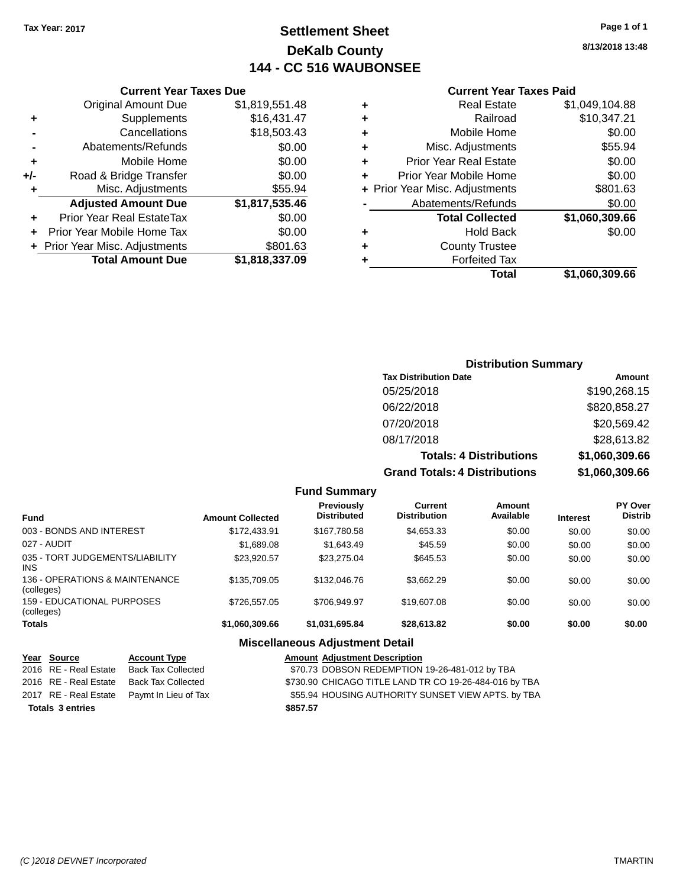Tax Year: 2017

# Settlement Sheet
## DeKalb County
## 144 - CC 516 WAUBONSEE

8/13/2018 13:48

### Current Year Taxes Due

| | | |
|---|---|---|
| | Original Amount Due | $1,819,551.48 |
| + | Supplements | $16,431.47 |
| - | Cancellations | $18,503.43 |
| - | Abatements/Refunds | $0.00 |
| + | Mobile Home | $0.00 |
| +/- | Road & Bridge Transfer | $0.00 |
| + | Misc. Adjustments | $55.94 |
| | **Adjusted Amount Due** | **$1,817,535.46** |
| + | Prior Year Real EstateTax | $0.00 |
| + | Prior Year Mobile Home Tax | $0.00 |
| + | Prior Year Misc. Adjustments | $801.63 |
| | **Total Amount Due** | **$1,818,337.09** |

### Current Year Taxes Paid

| | | |
|---|---|---|
| + | Real Estate | $1,049,104.88 |
| + | Railroad | $10,347.21 |
| + | Mobile Home | $0.00 |
| + | Misc. Adjustments | $55.94 |
| + | Prior Year Real Estate | $0.00 |
| + | Prior Year Mobile Home | $0.00 |
| + | Prior Year Misc. Adjustments | $801.63 |
| - | Abatements/Refunds | $0.00 |
| | **Total Collected** | **$1,060,309.66** |
| + | Hold Back | $0.00 |
| + | County Trustee | |
| + | Forfeited Tax | |
| | **Total** | **$1,060,309.66** |

### Distribution Summary

| Tax Distribution Date | Amount |
|---|---|
| 05/25/2018 | $190,268.15 |
| 06/22/2018 | $820,858.27 |
| 07/20/2018 | $20,569.42 |
| 08/17/2018 | $28,613.82 |
| **Totals: 4 Distributions** | **$1,060,309.66** |
| **Grand Totals: 4 Distributions** | **$1,060,309.66** |

### Fund Summary

| Fund | Amount Collected | Previously Distributed | Current Distribution | Amount Available | Interest | PY Over Distrib |
|---|---|---|---|---|---|---|
| 003 - BONDS AND INTEREST | $172,433.91 | $167,780.58 | $4,653.33 | $0.00 | $0.00 | $0.00 |
| 027 - AUDIT | $1,689.08 | $1,643.49 | $45.59 | $0.00 | $0.00 | $0.00 |
| 035 - TORT JUDGEMENTS/LIABILITY INS | $23,920.57 | $23,275.04 | $645.53 | $0.00 | $0.00 | $0.00 |
| 136 - OPERATIONS & MAINTENANCE (colleges) | $135,709.05 | $132,046.76 | $3,662.29 | $0.00 | $0.00 | $0.00 |
| 159 - EDUCATIONAL PURPOSES (colleges) | $726,557.05 | $706,949.97 | $19,607.08 | $0.00 | $0.00 | $0.00 |
| **Totals** | **$1,060,309.66** | **$1,031,695.84** | **$28,613.82** | **$0.00** | **$0.00** | **$0.00** |

### Miscellaneous Adjustment Detail

| Year | Source | Account Type | Amount | Adjustment Description |
|---|---|---|---|---|
| 2016 | RE - Real Estate | Back Tax Collected | $70.73 | DOBSON REDEMPTION 19-26-481-012 by TBA |
| 2016 | RE - Real Estate | Back Tax Collected | $730.90 | CHICAGO TITLE LAND TR CO 19-26-484-016 by TBA |
| 2017 | RE - Real Estate | Paymt In Lieu of Tax | $55.94 | HOUSING AUTHORITY SUNSET VIEW APTS. by TBA |
| **Totals 3 entries** | | | **$857.57** | |

(C )2018 DEVNET Incorporated TMARTIN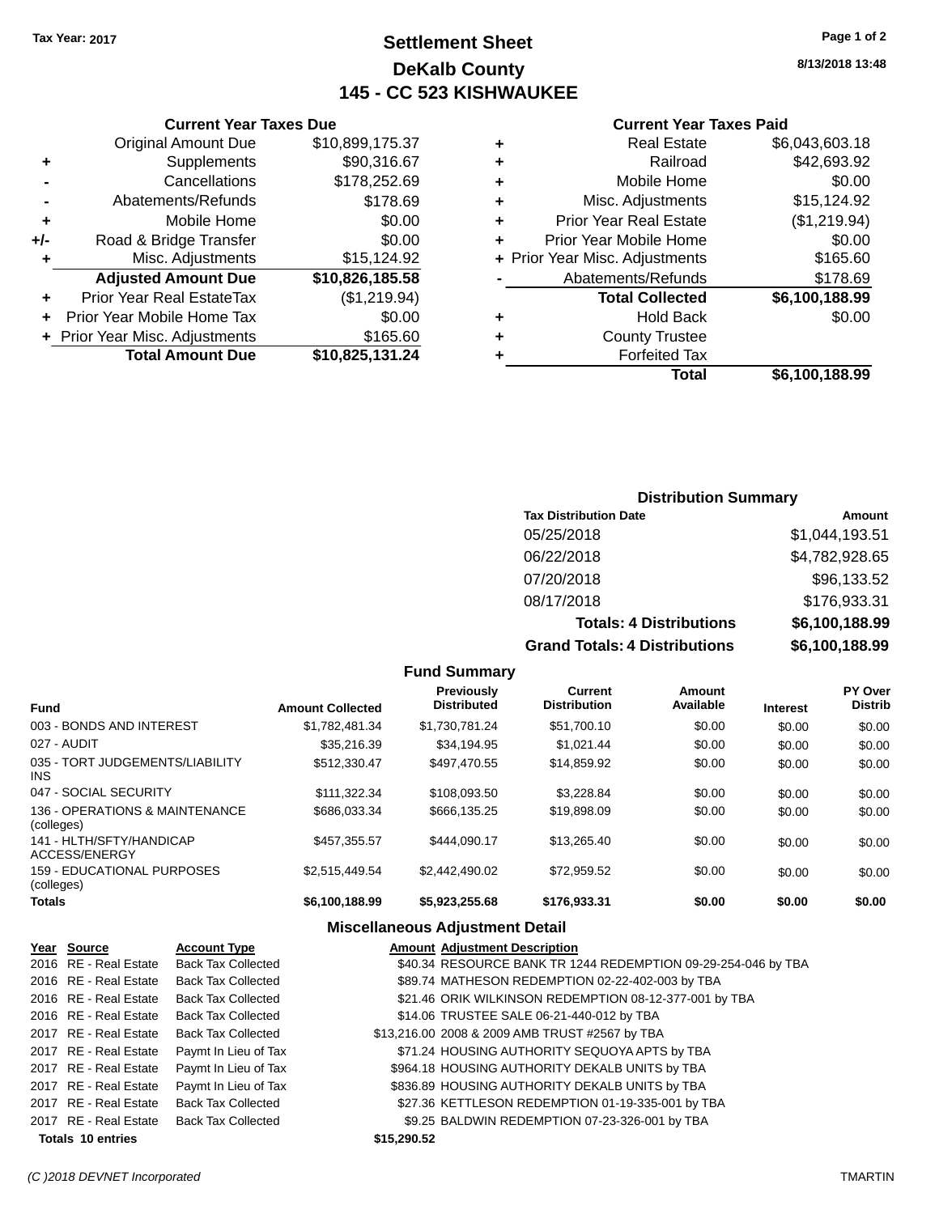Tax Year: 2017

# Settlement Sheet
## DeKalb County
## 145 - CC 523 KISHWAUKEE

8/13/2018 13:48

### Current Year Taxes Due

| | | |
|---|---|---|
| | Original Amount Due | $10,899,175.37 |
| + | Supplements | $90,316.67 |
| - | Cancellations | $178,252.69 |
| - | Abatements/Refunds | $178.69 |
| + | Mobile Home | $0.00 |
| +/- | Road & Bridge Transfer | $0.00 |
| + | Misc. Adjustments | $15,124.92 |
| | **Adjusted Amount Due** | **$10,826,185.58** |
| + | Prior Year Real EstateTax | ($1,219.94) |
| + | Prior Year Mobile Home Tax | $0.00 |
| + | Prior Year Misc. Adjustments | $165.60 |
| | **Total Amount Due** | **$10,825,131.24** |

### Current Year Taxes Paid

| | | |
|---|---|---|
| + | Real Estate | $6,043,603.18 |
| + | Railroad | $42,693.92 |
| + | Mobile Home | $0.00 |
| + | Misc. Adjustments | $15,124.92 |
| + | Prior Year Real Estate | ($1,219.94) |
| + | Prior Year Mobile Home | $0.00 |
| + | Prior Year Misc. Adjustments | $165.60 |
| - | Abatements/Refunds | $178.69 |
| | **Total Collected** | **$6,100,188.99** |
| + | Hold Back | $0.00 |
| + | County Trustee | |
| + | Forfeited Tax | |
| | **Total** | **$6,100,188.99** |

### Distribution Summary

| Tax Distribution Date | Amount |
|---|---|
| 05/25/2018 | $1,044,193.51 |
| 06/22/2018 | $4,782,928.65 |
| 07/20/2018 | $96,133.52 |
| 08/17/2018 | $176,933.31 |
| **Totals: 4 Distributions** | **$6,100,188.99** |
| **Grand Totals: 4 Distributions** | **$6,100,188.99** |

### Fund Summary

| Fund | Amount Collected | Previously Distributed | Current Distribution | Amount Available | Interest | PY Over Distrib |
|---|---|---|---|---|---|---|
| 003 - BONDS AND INTEREST | $1,782,481.34 | $1,730,781.24 | $51,700.10 | $0.00 | $0.00 | $0.00 |
| 027 - AUDIT | $35,216.39 | $34,194.95 | $1,021.44 | $0.00 | $0.00 | $0.00 |
| 035 - TORT JUDGEMENTS/LIABILITY INS | $512,330.47 | $497,470.55 | $14,859.92 | $0.00 | $0.00 | $0.00 |
| 047 - SOCIAL SECURITY | $111,322.34 | $108,093.50 | $3,228.84 | $0.00 | $0.00 | $0.00 |
| 136 - OPERATIONS & MAINTENANCE (colleges) | $686,033.34 | $666,135.25 | $19,898.09 | $0.00 | $0.00 | $0.00 |
| 141 - HLTH/SFTY/HANDICAP ACCESS/ENERGY | $457,355.57 | $444,090.17 | $13,265.40 | $0.00 | $0.00 | $0.00 |
| 159 - EDUCATIONAL PURPOSES (colleges) | $2,515,449.54 | $2,442,490.02 | $72,959.52 | $0.00 | $0.00 | $0.00 |
| **Totals** | **$6,100,188.99** | **$5,923,255.68** | **$176,933.31** | **$0.00** | **$0.00** | **$0.00** |

### Miscellaneous Adjustment Detail

| Year | Source | Account Type | Amount | Adjustment Description |
|---|---|---|---|---|
| 2016 | RE - Real Estate | Back Tax Collected | $40.34 | RESOURCE BANK TR 1244 REDEMPTION 09-29-254-046 by TBA |
| 2016 | RE - Real Estate | Back Tax Collected | $89.74 | MATHESON REDEMPTION 02-22-402-003 by TBA |
| 2016 | RE - Real Estate | Back Tax Collected | $21.46 | ORIK WILKINSON REDEMPTION 08-12-377-001 by TBA |
| 2016 | RE - Real Estate | Back Tax Collected | $14.06 | TRUSTEE SALE 06-21-440-012 by TBA |
| 2017 | RE - Real Estate | Back Tax Collected | $13,216.00 | 2008 & 2009 AMB TRUST #2567 by TBA |
| 2017 | RE - Real Estate | Paymt In Lieu of Tax | $71.24 | HOUSING AUTHORITY SEQUOYA APTS by TBA |
| 2017 | RE - Real Estate | Paymt In Lieu of Tax | $964.18 | HOUSING AUTHORITY DEKALB UNITS by TBA |
| 2017 | RE - Real Estate | Paymt In Lieu of Tax | $836.89 | HOUSING AUTHORITY DEKALB UNITS by TBA |
| 2017 | RE - Real Estate | Back Tax Collected | $27.36 | KETTLESON REDEMPTION 01-19-335-001 by TBA |
| 2017 | RE - Real Estate | Back Tax Collected | $9.25 | BALDWIN REDEMPTION 07-23-326-001 by TBA |
| **Totals 10 entries** | | | **$15,290.52** | |

(C )2018 DEVNET Incorporated — TMARTIN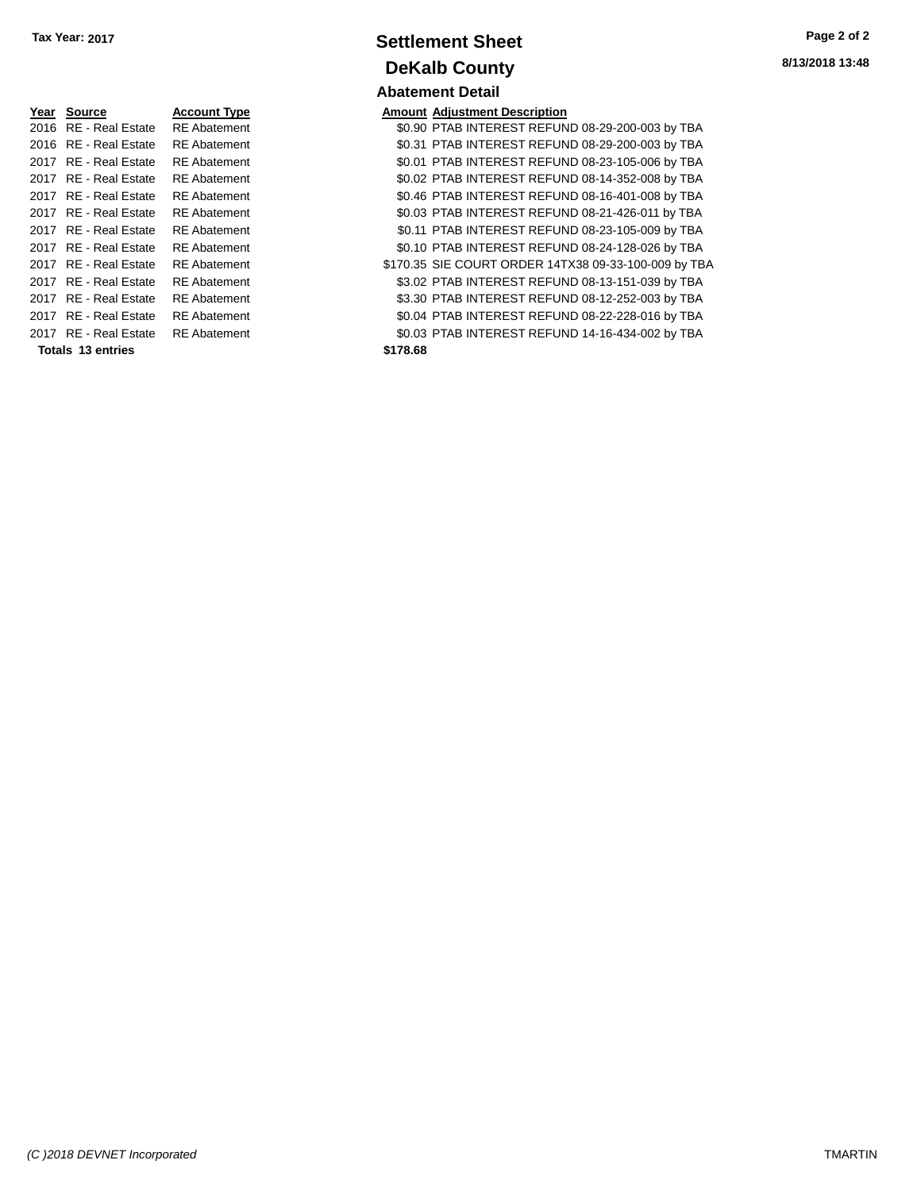**Tax Year: 2017**

# Settlement Sheet

## DeKalb County

### Abatement Detail

| Year | Source | Account Type | Amount | Adjustment Description |
|---|---|---|---|---|
| 2016 | RE - Real Estate | RE Abatement | $0.90 | PTAB INTEREST REFUND 08-29-200-003 by TBA |
| 2016 | RE - Real Estate | RE Abatement | $0.31 | PTAB INTEREST REFUND 08-29-200-003 by TBA |
| 2017 | RE - Real Estate | RE Abatement | $0.01 | PTAB INTEREST REFUND 08-23-105-006 by TBA |
| 2017 | RE - Real Estate | RE Abatement | $0.02 | PTAB INTEREST REFUND 08-14-352-008 by TBA |
| 2017 | RE - Real Estate | RE Abatement | $0.46 | PTAB INTEREST REFUND 08-16-401-008 by TBA |
| 2017 | RE - Real Estate | RE Abatement | $0.03 | PTAB INTEREST REFUND 08-21-426-011 by TBA |
| 2017 | RE - Real Estate | RE Abatement | $0.11 | PTAB INTEREST REFUND 08-23-105-009 by TBA |
| 2017 | RE - Real Estate | RE Abatement | $0.10 | PTAB INTEREST REFUND 08-24-128-026 by TBA |
| 2017 | RE - Real Estate | RE Abatement | $170.35 | SIE COURT ORDER 14TX38 09-33-100-009 by TBA |
| 2017 | RE - Real Estate | RE Abatement | $3.02 | PTAB INTEREST REFUND 08-13-151-039 by TBA |
| 2017 | RE - Real Estate | RE Abatement | $3.30 | PTAB INTEREST REFUND 08-12-252-003 by TBA |
| 2017 | RE - Real Estate | RE Abatement | $0.04 | PTAB INTEREST REFUND 08-22-228-016 by TBA |
| 2017 | RE - Real Estate | RE Abatement | $0.03 | PTAB INTEREST REFUND 14-16-434-002 by TBA |
| **Totals** | **13 entries** | | **$178.68** | |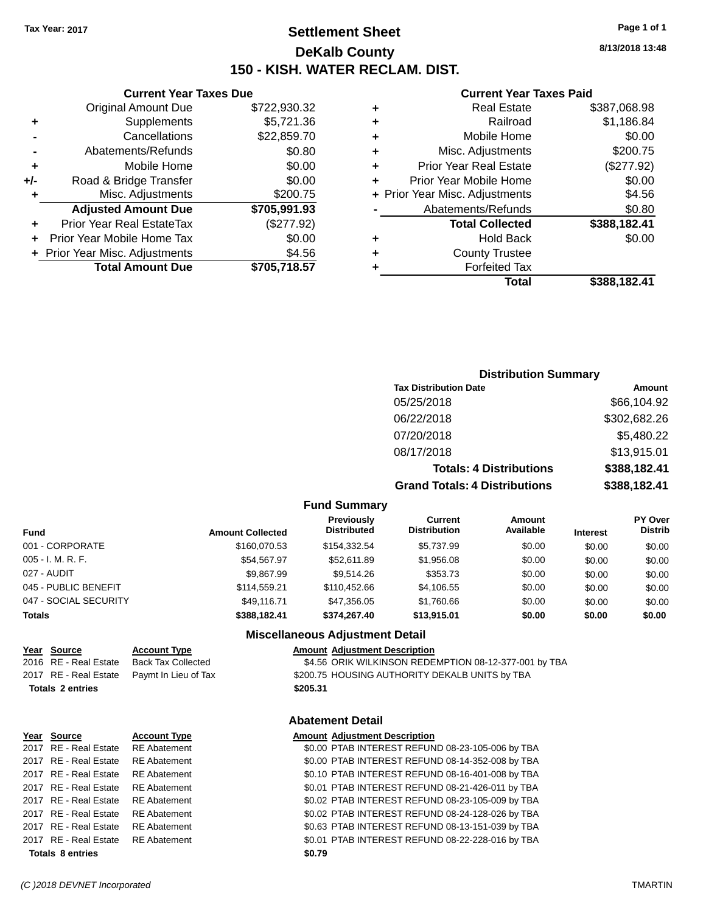Tax Year: 2017

# Settlement Sheet
## DeKalb County
## 150 - KISH. WATER RECLAM. DIST.

8/13/2018 13:48

### Current Year Taxes Due

| | | |
|---|---|---|
| | Original Amount Due | $722,930.32 |
| + | Supplements | $5,721.36 |
| - | Cancellations | $22,859.70 |
| - | Abatements/Refunds | $0.80 |
| + | Mobile Home | $0.00 |
| +/- | Road & Bridge Transfer | $0.00 |
| + | Misc. Adjustments | $200.75 |
| | **Adjusted Amount Due** | **$705,991.93** |
| + | Prior Year Real EstateTax | ($277.92) |
| + | Prior Year Mobile Home Tax | $0.00 |
| + | Prior Year Misc. Adjustments | $4.56 |
| | **Total Amount Due** | **$705,718.57** |

### Current Year Taxes Paid

| | | |
|---|---|---|
| + | Real Estate | $387,068.98 |
| + | Railroad | $1,186.84 |
| + | Mobile Home | $0.00 |
| + | Misc. Adjustments | $200.75 |
| + | Prior Year Real Estate | ($277.92) |
| + | Prior Year Mobile Home | $0.00 |
| + | Prior Year Misc. Adjustments | $4.56 |
| - | Abatements/Refunds | $0.80 |
| | **Total Collected** | **$388,182.41** |
| + | Hold Back | $0.00 |
| + | County Trustee | |
| + | Forfeited Tax | |
| | **Total** | **$388,182.41** |

### Distribution Summary

| Tax Distribution Date | Amount |
|---|---|
| 05/25/2018 | $66,104.92 |
| 06/22/2018 | $302,682.26 |
| 07/20/2018 | $5,480.22 |
| 08/17/2018 | $13,915.01 |
| **Totals: 4 Distributions** | **$388,182.41** |
| **Grand Totals: 4 Distributions** | **$388,182.41** |

### Fund Summary

| Fund | Amount Collected | Previously Distributed | Current Distribution | Amount Available | Interest | PY Over Distrib |
|---|---|---|---|---|---|---|
| 001 - CORPORATE | $160,070.53 | $154,332.54 | $5,737.99 | $0.00 | $0.00 | $0.00 |
| 005 - I. M. R. F. | $54,567.97 | $52,611.89 | $1,956.08 | $0.00 | $0.00 | $0.00 |
| 027 - AUDIT | $9,867.99 | $9,514.26 | $353.73 | $0.00 | $0.00 | $0.00 |
| 045 - PUBLIC BENEFIT | $114,559.21 | $110,452.66 | $4,106.55 | $0.00 | $0.00 | $0.00 |
| 047 - SOCIAL SECURITY | $49,116.71 | $47,356.05 | $1,760.66 | $0.00 | $0.00 | $0.00 |
| **Totals** | **$388,182.41** | **$374,267.40** | **$13,915.01** | **$0.00** | **$0.00** | **$0.00** |

### Miscellaneous Adjustment Detail

| Year | Source | Account Type | Amount | Adjustment Description |
|---|---|---|---|---|
| 2016 | RE - Real Estate | Back Tax Collected | $4.56 | ORIK WILKINSON REDEMPTION 08-12-377-001 by TBA |
| 2017 | RE - Real Estate | Paymt In Lieu of Tax | $200.75 | HOUSING AUTHORITY DEKALB UNITS by TBA |
| **Totals** | **2 entries** | | **$205.31** | |

### Abatement Detail

| Year | Source | Account Type | Amount | Adjustment Description |
|---|---|---|---|---|
| 2017 | RE - Real Estate | RE Abatement | $0.00 | PTAB INTEREST REFUND 08-23-105-006 by TBA |
| 2017 | RE - Real Estate | RE Abatement | $0.00 | PTAB INTEREST REFUND 08-14-352-008 by TBA |
| 2017 | RE - Real Estate | RE Abatement | $0.10 | PTAB INTEREST REFUND 08-16-401-008 by TBA |
| 2017 | RE - Real Estate | RE Abatement | $0.01 | PTAB INTEREST REFUND 08-21-426-011 by TBA |
| 2017 | RE - Real Estate | RE Abatement | $0.02 | PTAB INTEREST REFUND 08-23-105-009 by TBA |
| 2017 | RE - Real Estate | RE Abatement | $0.02 | PTAB INTEREST REFUND 08-24-128-026 by TBA |
| 2017 | RE - Real Estate | RE Abatement | $0.63 | PTAB INTEREST REFUND 08-13-151-039 by TBA |
| 2017 | RE - Real Estate | RE Abatement | $0.01 | PTAB INTEREST REFUND 08-22-228-016 by TBA |
| **Totals** | **8 entries** | | **$0.79** | |

(C )2018 DEVNET Incorporated — TMARTIN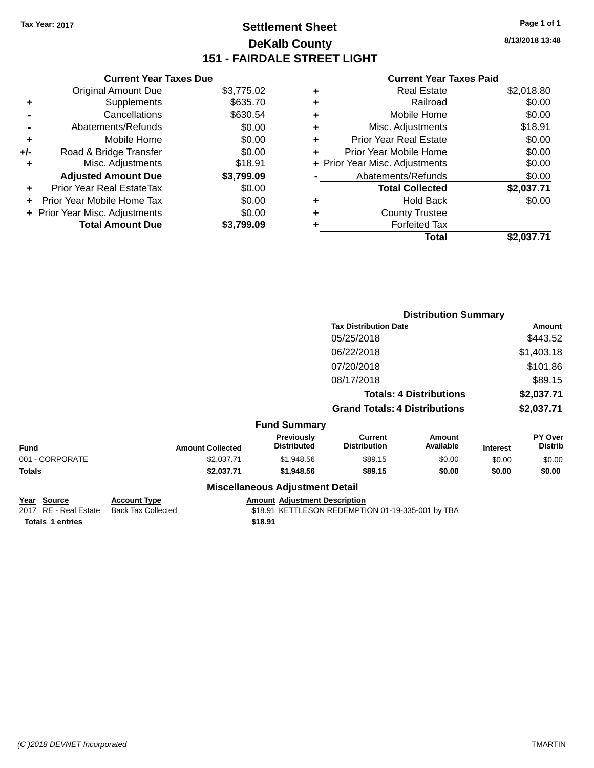Tax Year: 2017

# Settlement Sheet
## DeKalb County
## 151 - FAIRDALE STREET LIGHT

8/13/2018 13:48

### Current Year Taxes Due

| | | |
|---|---|---|
| | Original Amount Due | $3,775.02 |
| + | Supplements | $635.70 |
| - | Cancellations | $630.54 |
| - | Abatements/Refunds | $0.00 |
| + | Mobile Home | $0.00 |
| +/- | Road & Bridge Transfer | $0.00 |
| + | Misc. Adjustments | $18.91 |
| | **Adjusted Amount Due** | **$3,799.09** |
| + | Prior Year Real EstateTax | $0.00 |
| + | Prior Year Mobile Home Tax | $0.00 |
| + | Prior Year Misc. Adjustments | $0.00 |
| | **Total Amount Due** | **$3,799.09** |

### Current Year Taxes Paid

| | | |
|---|---|---|
| + | Real Estate | $2,018.80 |
| + | Railroad | $0.00 |
| + | Mobile Home | $0.00 |
| + | Misc. Adjustments | $18.91 |
| + | Prior Year Real Estate | $0.00 |
| + | Prior Year Mobile Home | $0.00 |
| + | Prior Year Misc. Adjustments | $0.00 |
| - | Abatements/Refunds | $0.00 |
| | **Total Collected** | **$2,037.71** |
| + | Hold Back | $0.00 |
| + | County Trustee | |
| + | Forfeited Tax | |
| | **Total** | **$2,037.71** |

### Distribution Summary

| Tax Distribution Date | Amount |
|---|---|
| 05/25/2018 | $443.52 |
| 06/22/2018 | $1,403.18 |
| 07/20/2018 | $101.86 |
| 08/17/2018 | $89.15 |
| **Totals: 4 Distributions** | **$2,037.71** |
| **Grand Totals: 4 Distributions** | **$2,037.71** |

### Fund Summary

| Fund | Amount Collected | Previously Distributed | Current Distribution | Amount Available | Interest | PY Over Distrib |
|---|---|---|---|---|---|---|
| 001 - CORPORATE | $2,037.71 | $1,948.56 | $89.15 | $0.00 | $0.00 | $0.00 |
| **Totals** | **$2,037.71** | **$1,948.56** | **$89.15** | **$0.00** | **$0.00** | **$0.00** |

### Miscellaneous Adjustment Detail

| Year | Source | Account Type | Amount | Adjustment Description |
|---|---|---|---|---|
| 2017 | RE - Real Estate | Back Tax Collected | $18.91 | KETTLESON REDEMPTION 01-19-335-001 by TBA |
| **Totals** | **1 entries** | | **$18.91** | |

(C )2018 DEVNET Incorporated TMARTIN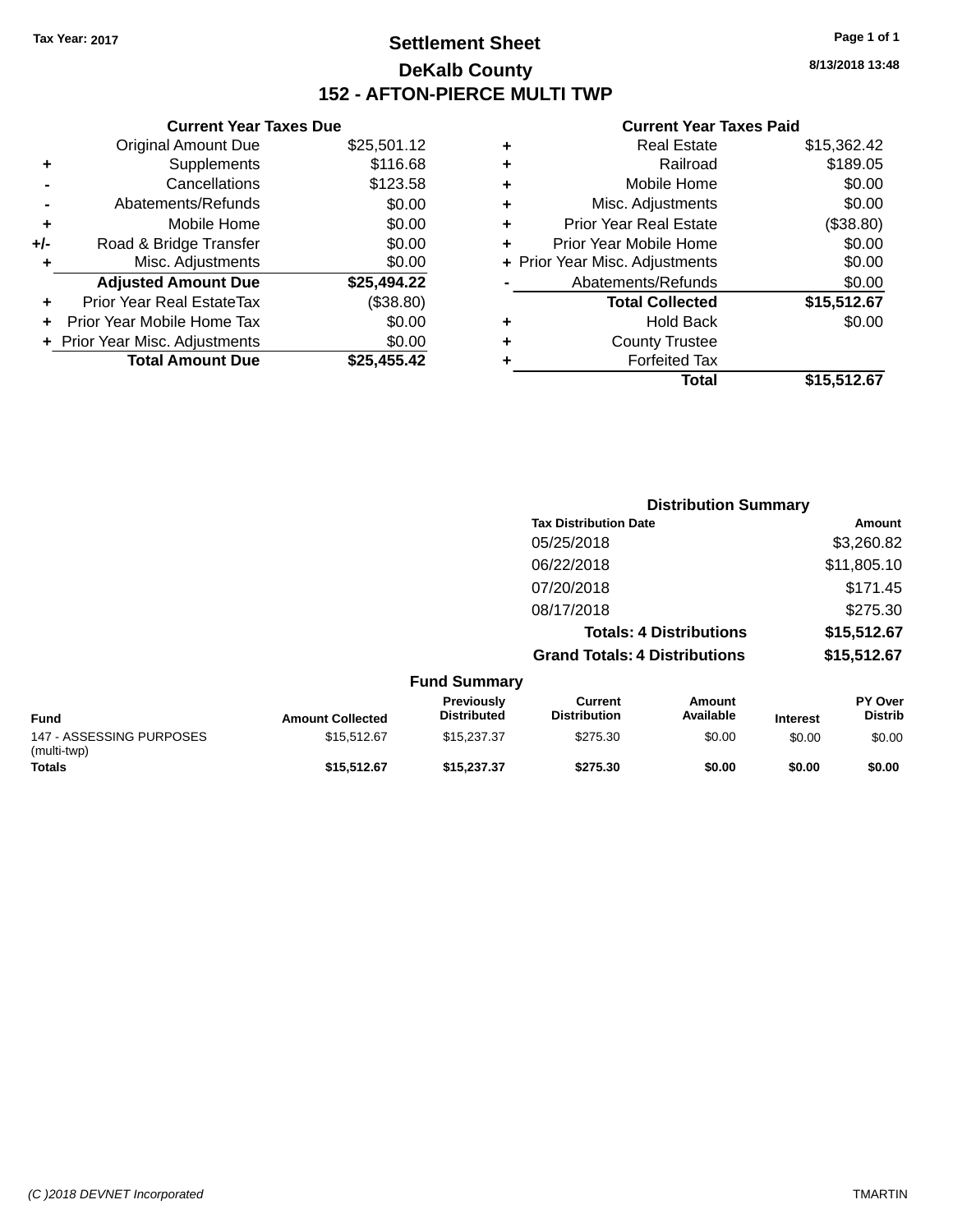Tax Year: 2017

# Settlement Sheet

## DeKalb County

## 152 - AFTON-PIERCE MULTI TWP

8/13/2018 13:48

### Current Year Taxes Due

| | | |
|---|---|---|
| | Original Amount Due | $25,501.12 |
| + | Supplements | $116.68 |
| - | Cancellations | $123.58 |
| - | Abatements/Refunds | $0.00 |
| + | Mobile Home | $0.00 |
| +/- | Road & Bridge Transfer | $0.00 |
| + | Misc. Adjustments | $0.00 |
| | **Adjusted Amount Due** | **$25,494.22** |
| + | Prior Year Real EstateTax | ($38.80) |
| + | Prior Year Mobile Home Tax | $0.00 |
| + | Prior Year Misc. Adjustments | $0.00 |
| | **Total Amount Due** | **$25,455.42** |

### Current Year Taxes Paid

| | | |
|---|---|---|
| + | Real Estate | $15,362.42 |
| + | Railroad | $189.05 |
| + | Mobile Home | $0.00 |
| + | Misc. Adjustments | $0.00 |
| + | Prior Year Real Estate | ($38.80) |
| + | Prior Year Mobile Home | $0.00 |
| + | Prior Year Misc. Adjustments | $0.00 |
| - | Abatements/Refunds | $0.00 |
| | **Total Collected** | **$15,512.67** |
| + | Hold Back | $0.00 |
| + | County Trustee | |
| + | Forfeited Tax | |
| | **Total** | **$15,512.67** |

### Distribution Summary

| Tax Distribution Date | Amount |
|---|---|
| 05/25/2018 | $3,260.82 |
| 06/22/2018 | $11,805.10 |
| 07/20/2018 | $171.45 |
| 08/17/2018 | $275.30 |
| **Totals: 4 Distributions** | **$15,512.67** |
| **Grand Totals: 4 Distributions** | **$15,512.67** |

### Fund Summary

| Fund | Amount Collected | Previously Distributed | Current Distribution | Amount Available | Interest | PY Over Distrib |
|---|---|---|---|---|---|---|
| 147 - ASSESSING PURPOSES (multi-twp) | $15,512.67 | $15,237.37 | $275.30 | $0.00 | $0.00 | $0.00 |
| **Totals** | **$15,512.67** | **$15,237.37** | **$275.30** | **$0.00** | **$0.00** | **$0.00** |

(C )2018 DEVNET Incorporated TMARTIN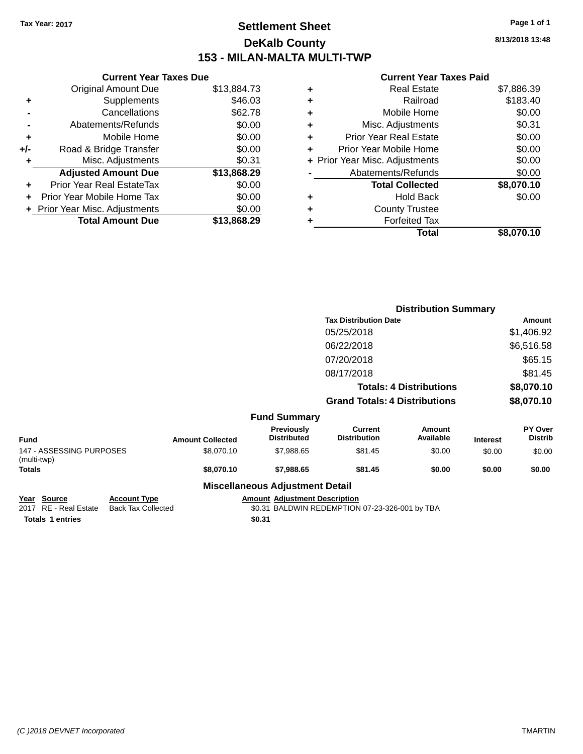Tax Year: 2017

# Settlement Sheet
## DeKalb County
## 153 - MILAN-MALTA MULTI-TWP

8/13/2018 13:48

### Current Year Taxes Due

| | | |
|---|---|---|
| | Original Amount Due | $13,884.73 |
| + | Supplements | $46.03 |
| - | Cancellations | $62.78 |
| - | Abatements/Refunds | $0.00 |
| + | Mobile Home | $0.00 |
| +/- | Road & Bridge Transfer | $0.00 |
| + | Misc. Adjustments | $0.31 |
| | **Adjusted Amount Due** | **$13,868.29** |
| + | Prior Year Real EstateTax | $0.00 |
| + | Prior Year Mobile Home Tax | $0.00 |
| + | Prior Year Misc. Adjustments | $0.00 |
| | **Total Amount Due** | **$13,868.29** |

### Current Year Taxes Paid

| | | |
|---|---|---|
| + | Real Estate | $7,886.39 |
| + | Railroad | $183.40 |
| + | Mobile Home | $0.00 |
| + | Misc. Adjustments | $0.31 |
| + | Prior Year Real Estate | $0.00 |
| + | Prior Year Mobile Home | $0.00 |
| + | Prior Year Misc. Adjustments | $0.00 |
| - | Abatements/Refunds | $0.00 |
| | **Total Collected** | **$8,070.10** |
| + | Hold Back | $0.00 |
| + | County Trustee | |
| + | Forfeited Tax | |
| | **Total** | **$8,070.10** |

### Distribution Summary

| Tax Distribution Date | Amount |
|---|---|
| 05/25/2018 | $1,406.92 |
| 06/22/2018 | $6,516.58 |
| 07/20/2018 | $65.15 |
| 08/17/2018 | $81.45 |
| **Totals: 4 Distributions** | **$8,070.10** |
| **Grand Totals: 4 Distributions** | **$8,070.10** |

### Fund Summary

| Fund | Amount Collected | Previously Distributed | Current Distribution | Amount Available | Interest | PY Over Distrib |
|---|---|---|---|---|---|---|
| 147 - ASSESSING PURPOSES (multi-twp) | $8,070.10 | $7,988.65 | $81.45 | $0.00 | $0.00 | $0.00 |
| **Totals** | **$8,070.10** | **$7,988.65** | **$81.45** | **$0.00** | **$0.00** | **$0.00** |

### Miscellaneous Adjustment Detail

| Year | Source | Account Type | Amount | Adjustment Description |
|---|---|---|---|---|
| 2017 | RE - Real Estate | Back Tax Collected | $0.31 | BALDWIN REDEMPTION 07-23-326-001 by TBA |
| **Totals 1 entries** | | | **$0.31** | |

(C )2018 DEVNET Incorporated TMARTIN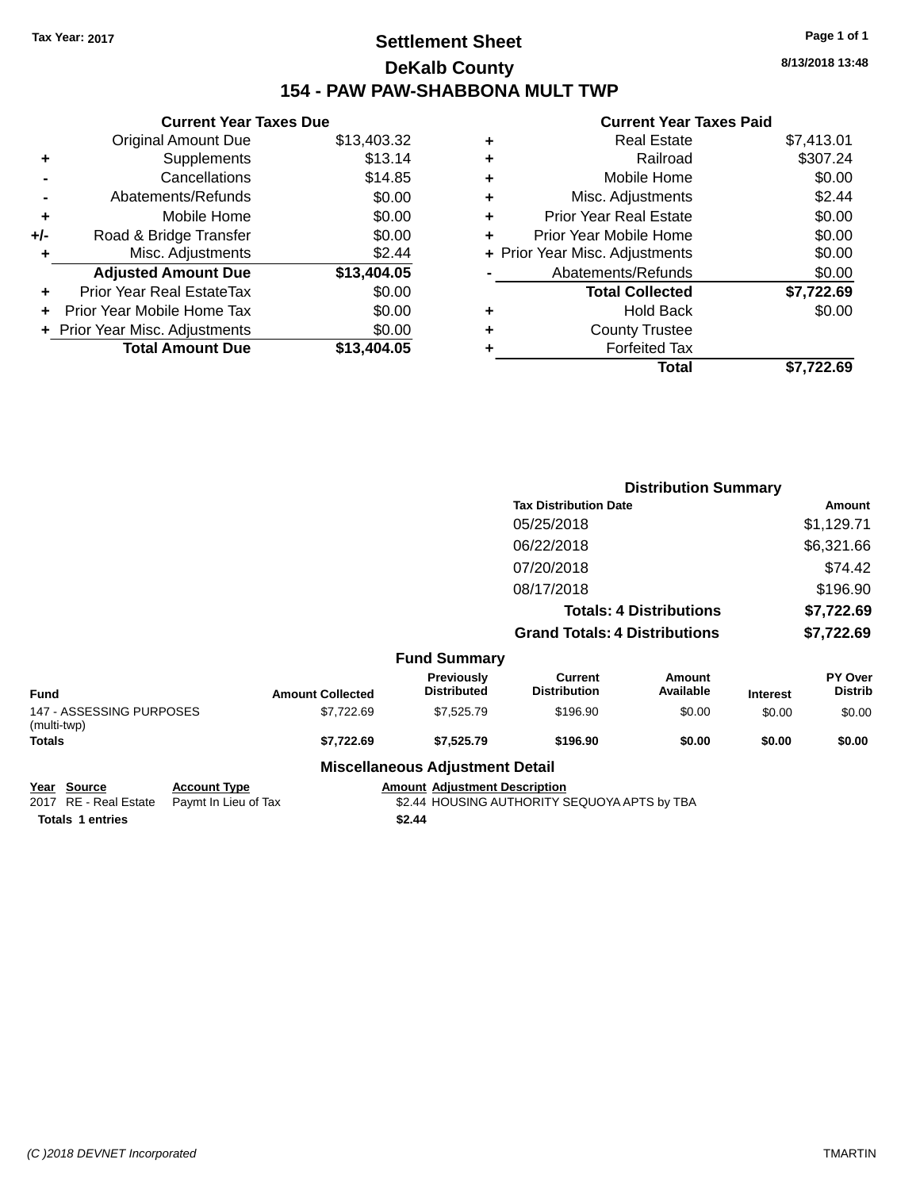Tax Year: 2017

# Settlement Sheet

## DeKalb County

## 154 - PAW PAW-SHABBONA MULT TWP

8/13/2018 13:48

### Current Year Taxes Due

| | | |
|---|---|---|
| | Original Amount Due | $13,403.32 |
| + | Supplements | $13.14 |
| - | Cancellations | $14.85 |
| - | Abatements/Refunds | $0.00 |
| + | Mobile Home | $0.00 |
| +/- | Road & Bridge Transfer | $0.00 |
| + | Misc. Adjustments | $2.44 |
| | **Adjusted Amount Due** | **$13,404.05** |
| + | Prior Year Real EstateTax | $0.00 |
| + | Prior Year Mobile Home Tax | $0.00 |
| + | Prior Year Misc. Adjustments | $0.00 |
| | **Total Amount Due** | **$13,404.05** |

### Current Year Taxes Paid

| | | |
|---|---|---|
| + | Real Estate | $7,413.01 |
| + | Railroad | $307.24 |
| + | Mobile Home | $0.00 |
| + | Misc. Adjustments | $2.44 |
| + | Prior Year Real Estate | $0.00 |
| + | Prior Year Mobile Home | $0.00 |
| + | Prior Year Misc. Adjustments | $0.00 |
| - | Abatements/Refunds | $0.00 |
| | **Total Collected** | **$7,722.69** |
| + | Hold Back | $0.00 |
| + | County Trustee | |
| + | Forfeited Tax | |
| | **Total** | **$7,722.69** |

### Distribution Summary

| Tax Distribution Date | Amount |
|---|---|
| 05/25/2018 | $1,129.71 |
| 06/22/2018 | $6,321.66 |
| 07/20/2018 | $74.42 |
| 08/17/2018 | $196.90 |
| **Totals: 4 Distributions** | **$7,722.69** |
| **Grand Totals: 4 Distributions** | **$7,722.69** |

### Fund Summary

| Fund | Amount Collected | Previously Distributed | Current Distribution | Amount Available | Interest | PY Over Distrib |
|---|---|---|---|---|---|---|
| 147 - ASSESSING PURPOSES (multi-twp) | $7,722.69 | $7,525.79 | $196.90 | $0.00 | $0.00 | $0.00 |
| **Totals** | **$7,722.69** | **$7,525.79** | **$196.90** | **$0.00** | **$0.00** | **$0.00** |

### Miscellaneous Adjustment Detail

| Year | Source | Account Type | Amount | Adjustment Description |
|---|---|---|---|---|
| 2017 | RE - Real Estate | Paymt In Lieu of Tax | $2.44 | HOUSING AUTHORITY SEQUOYA APTS by TBA |
| **Totals 1 entries** | | | **$2.44** | |

(C )2018 DEVNET Incorporated TMARTIN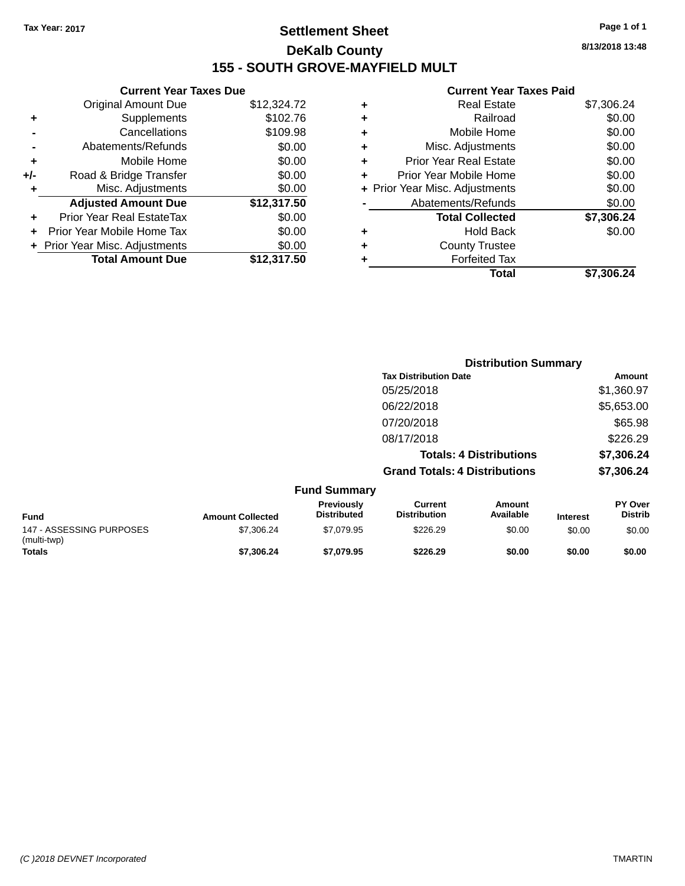Tax Year: 2017

# Settlement Sheet

## DeKalb County

## 155 - SOUTH GROVE-MAYFIELD MULT

8/13/2018 13:48

**Current Year Taxes Due**

| | | |
|---|---|---|
| | Original Amount Due | $12,324.72 |
| + | Supplements | $102.76 |
| - | Cancellations | $109.98 |
| - | Abatements/Refunds | $0.00 |
| + | Mobile Home | $0.00 |
| +/- | Road & Bridge Transfer | $0.00 |
| + | Misc. Adjustments | $0.00 |
| | **Adjusted Amount Due** | **$12,317.50** |
| + | Prior Year Real EstateTax | $0.00 |
| + | Prior Year Mobile Home Tax | $0.00 |
| + | Prior Year Misc. Adjustments | $0.00 |
| | **Total Amount Due** | **$12,317.50** |

**Current Year Taxes Paid**

| | | |
|---|---|---|
| + | Real Estate | $7,306.24 |
| + | Railroad | $0.00 |
| + | Mobile Home | $0.00 |
| + | Misc. Adjustments | $0.00 |
| + | Prior Year Real Estate | $0.00 |
| + | Prior Year Mobile Home | $0.00 |
| + | Prior Year Misc. Adjustments | $0.00 |
| - | Abatements/Refunds | $0.00 |
| | **Total Collected** | **$7,306.24** |
| + | Hold Back | $0.00 |
| + | County Trustee | |
| + | Forfeited Tax | |
| | **Total** | **$7,306.24** |

**Distribution Summary**

| Tax Distribution Date | Amount |
|---|---|
| 05/25/2018 | $1,360.97 |
| 06/22/2018 | $5,653.00 |
| 07/20/2018 | $65.98 |
| 08/17/2018 | $226.29 |
| **Totals: 4 Distributions** | **$7,306.24** |
| **Grand Totals: 4 Distributions** | **$7,306.24** |

**Fund Summary**

| Fund | Amount Collected | Previously Distributed | Current Distribution | Amount Available | Interest | PY Over Distrib |
|---|---|---|---|---|---|---|
| 147 - ASSESSING PURPOSES (multi-twp) | $7,306.24 | $7,079.95 | $226.29 | $0.00 | $0.00 | $0.00 |
| **Totals** | **$7,306.24** | **$7,079.95** | **$226.29** | **$0.00** | **$0.00** | **$0.00** |

(C )2018 DEVNET Incorporated

TMARTIN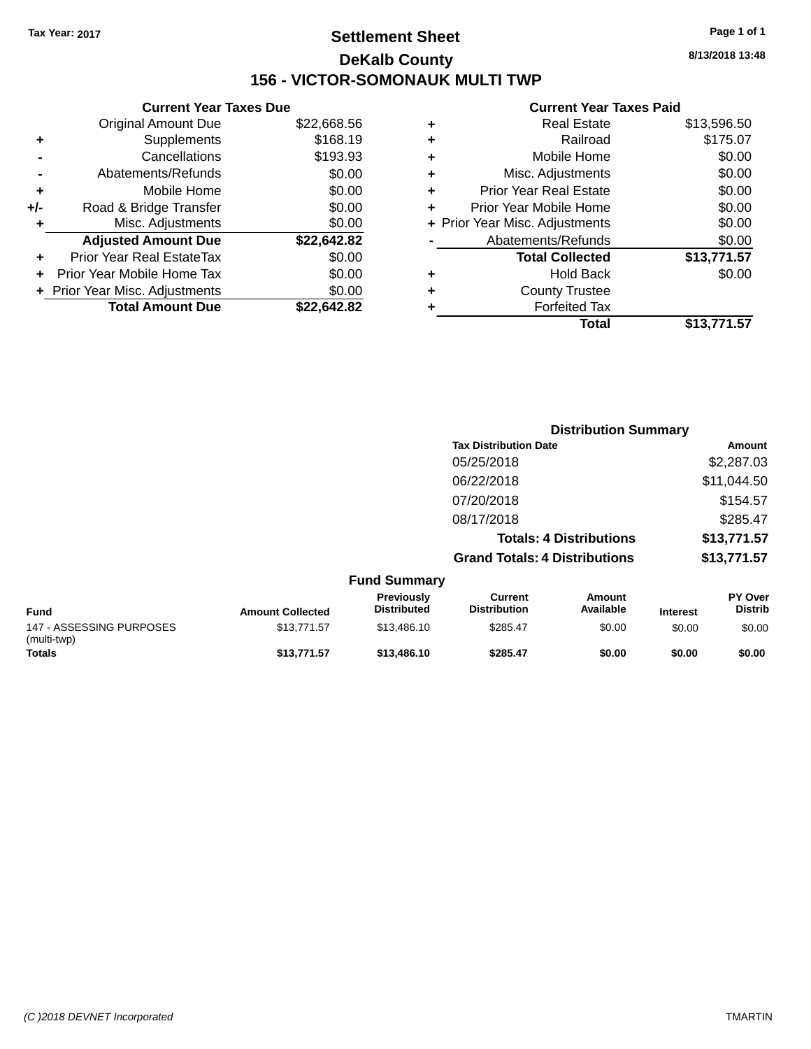Tax Year: 2017

# Settlement Sheet

## DeKalb County

## 156 - VICTOR-SOMONAUK MULTI TWP

8/13/2018 13:48

### Current Year Taxes Due

| | | |
|---|---|---|
| | Original Amount Due | $22,668.56 |
| + | Supplements | $168.19 |
| - | Cancellations | $193.93 |
| - | Abatements/Refunds | $0.00 |
| + | Mobile Home | $0.00 |
| +/- | Road & Bridge Transfer | $0.00 |
| + | Misc. Adjustments | $0.00 |
| | **Adjusted Amount Due** | **$22,642.82** |
| + | Prior Year Real EstateTax | $0.00 |
| + | Prior Year Mobile Home Tax | $0.00 |
| + | Prior Year Misc. Adjustments | $0.00 |
| | **Total Amount Due** | **$22,642.82** |

### Current Year Taxes Paid

| | | |
|---|---|---|
| + | Real Estate | $13,596.50 |
| + | Railroad | $175.07 |
| + | Mobile Home | $0.00 |
| + | Misc. Adjustments | $0.00 |
| + | Prior Year Real Estate | $0.00 |
| + | Prior Year Mobile Home | $0.00 |
| + | Prior Year Misc. Adjustments | $0.00 |
| - | Abatements/Refunds | $0.00 |
| | **Total Collected** | **$13,771.57** |
| + | Hold Back | $0.00 |
| + | County Trustee | |
| + | Forfeited Tax | |
| | **Total** | **$13,771.57** |

### Distribution Summary

| Tax Distribution Date | Amount |
|---|---|
| 05/25/2018 | $2,287.03 |
| 06/22/2018 | $11,044.50 |
| 07/20/2018 | $154.57 |
| 08/17/2018 | $285.47 |
| **Totals: 4 Distributions** | **$13,771.57** |
| **Grand Totals: 4 Distributions** | **$13,771.57** |

### Fund Summary

| Fund | Amount Collected | Previously Distributed | Current Distribution | Amount Available | Interest | PY Over Distrib |
|---|---|---|---|---|---|---|
| 147 - ASSESSING PURPOSES (multi-twp) | $13,771.57 | $13,486.10 | $285.47 | $0.00 | $0.00 | $0.00 |
| **Totals** | **$13,771.57** | **$13,486.10** | **$285.47** | **$0.00** | **$0.00** | **$0.00** |

(C )2018 DEVNET Incorporated TMARTIN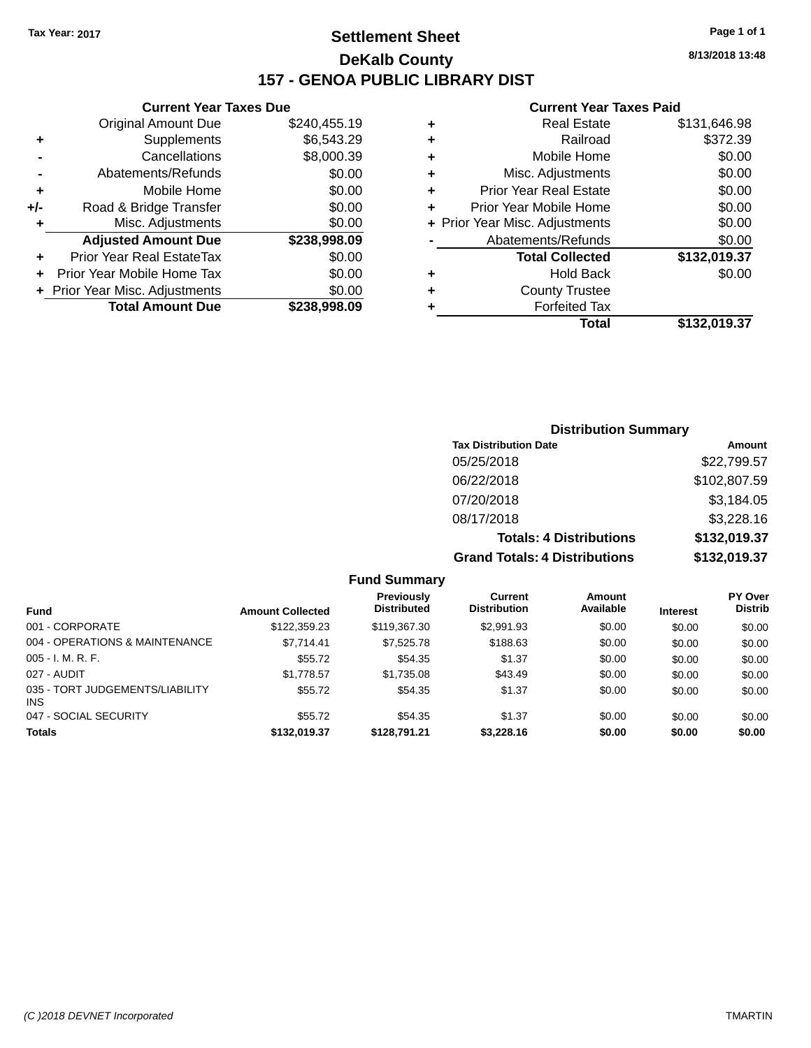Tax Year: 2017

# Settlement Sheet

## DeKalb County

## 157 - GENOA PUBLIC LIBRARY DIST

8/13/2018 13:48

### Current Year Taxes Due

| | | |
|---|---|---|
| | Original Amount Due | $240,455.19 |
| + | Supplements | $6,543.29 |
| - | Cancellations | $8,000.39 |
| - | Abatements/Refunds | $0.00 |
| + | Mobile Home | $0.00 |
| +/- | Road & Bridge Transfer | $0.00 |
| + | Misc. Adjustments | $0.00 |
| | **Adjusted Amount Due** | **$238,998.09** |
| + | Prior Year Real EstateTax | $0.00 |
| + | Prior Year Mobile Home Tax | $0.00 |
| + | Prior Year Misc. Adjustments | $0.00 |
| | **Total Amount Due** | **$238,998.09** |

### Current Year Taxes Paid

| | | |
|---|---|---|
| + | Real Estate | $131,646.98 |
| + | Railroad | $372.39 |
| + | Mobile Home | $0.00 |
| + | Misc. Adjustments | $0.00 |
| + | Prior Year Real Estate | $0.00 |
| + | Prior Year Mobile Home | $0.00 |
| + | Prior Year Misc. Adjustments | $0.00 |
| - | Abatements/Refunds | $0.00 |
| | **Total Collected** | **$132,019.37** |
| + | Hold Back | $0.00 |
| + | County Trustee | |
| + | Forfeited Tax | |
| | **Total** | **$132,019.37** |

### Distribution Summary

| Tax Distribution Date | Amount |
|---|---|
| 05/25/2018 | $22,799.57 |
| 06/22/2018 | $102,807.59 |
| 07/20/2018 | $3,184.05 |
| 08/17/2018 | $3,228.16 |
| **Totals: 4 Distributions** | **$132,019.37** |
| **Grand Totals: 4 Distributions** | **$132,019.37** |

### Fund Summary

| Fund | Amount Collected | Previously Distributed | Current Distribution | Amount Available | Interest | PY Over Distrib |
|---|---|---|---|---|---|---|
| 001 - CORPORATE | $122,359.23 | $119,367.30 | $2,991.93 | $0.00 | $0.00 | $0.00 |
| 004 - OPERATIONS & MAINTENANCE | $7,714.41 | $7,525.78 | $188.63 | $0.00 | $0.00 | $0.00 |
| 005 - I. M. R. F. | $55.72 | $54.35 | $1.37 | $0.00 | $0.00 | $0.00 |
| 027 - AUDIT | $1,778.57 | $1,735.08 | $43.49 | $0.00 | $0.00 | $0.00 |
| 035 - TORT JUDGEMENTS/LIABILITY INS | $55.72 | $54.35 | $1.37 | $0.00 | $0.00 | $0.00 |
| 047 - SOCIAL SECURITY | $55.72 | $54.35 | $1.37 | $0.00 | $0.00 | $0.00 |
| **Totals** | **$132,019.37** | **$128,791.21** | **$3,228.16** | **$0.00** | **$0.00** | **$0.00** |

(C )2018 DEVNET Incorporated — TMARTIN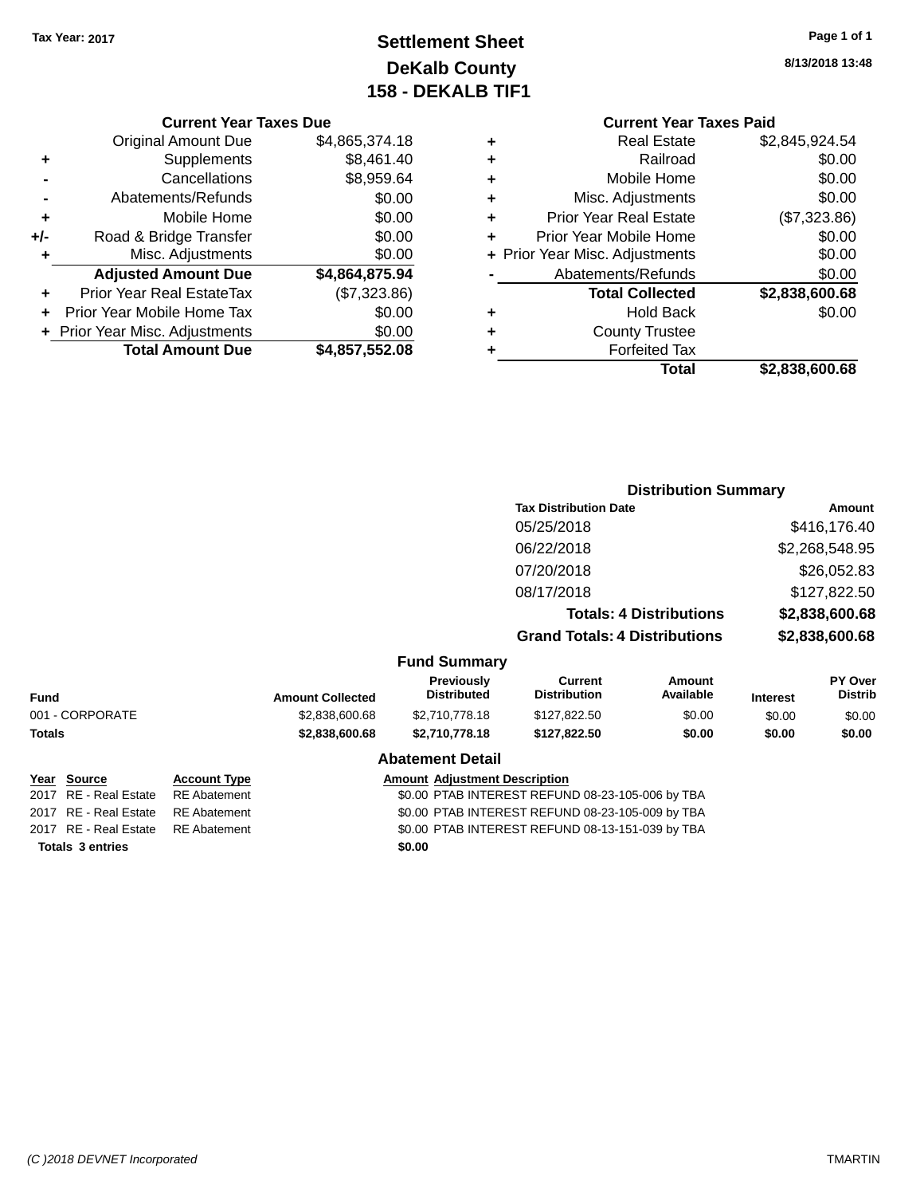Tax Year: 2017

# Settlement Sheet
## DeKalb County
## 158 - DEKALB TIF1

8/13/2018 13:48

### Current Year Taxes Due

| | | |
|---|---|---|
| | Original Amount Due | $4,865,374.18 |
| + | Supplements | $8,461.40 |
| - | Cancellations | $8,959.64 |
| - | Abatements/Refunds | $0.00 |
| + | Mobile Home | $0.00 |
| +/- | Road & Bridge Transfer | $0.00 |
| + | Misc. Adjustments | $0.00 |
| | **Adjusted Amount Due** | **$4,864,875.94** |
| + | Prior Year Real EstateTax | ($7,323.86) |
| + | Prior Year Mobile Home Tax | $0.00 |
| + | Prior Year Misc. Adjustments | $0.00 |
| | **Total Amount Due** | **$4,857,552.08** |

### Current Year Taxes Paid

| | | |
|---|---|---|
| + | Real Estate | $2,845,924.54 |
| + | Railroad | $0.00 |
| + | Mobile Home | $0.00 |
| + | Misc. Adjustments | $0.00 |
| + | Prior Year Real Estate | ($7,323.86) |
| + | Prior Year Mobile Home | $0.00 |
| + | Prior Year Misc. Adjustments | $0.00 |
| - | Abatements/Refunds | $0.00 |
| | **Total Collected** | **$2,838,600.68** |
| + | Hold Back | $0.00 |
| + | County Trustee | |
| + | Forfeited Tax | |
| | **Total** | **$2,838,600.68** |

### Distribution Summary

| Tax Distribution Date | Amount |
|---|---|
| 05/25/2018 | $416,176.40 |
| 06/22/2018 | $2,268,548.95 |
| 07/20/2018 | $26,052.83 |
| 08/17/2018 | $127,822.50 |
| **Totals: 4 Distributions** | **$2,838,600.68** |
| **Grand Totals: 4 Distributions** | **$2,838,600.68** |

### Fund Summary

| Fund | Amount Collected | Previously Distributed | Current Distribution | Amount Available | Interest | PY Over Distrib |
|---|---|---|---|---|---|---|
| 001 - CORPORATE | $2,838,600.68 | $2,710,778.18 | $127,822.50 | $0.00 | $0.00 | $0.00 |
| **Totals** | **$2,838,600.68** | **$2,710,778.18** | **$127,822.50** | **$0.00** | **$0.00** | **$0.00** |

### Abatement Detail

| Year | Source | Account Type | Amount | Adjustment Description |
|---|---|---|---|---|
| 2017 | RE - Real Estate | RE Abatement | $0.00 | PTAB INTEREST REFUND 08-23-105-006 by TBA |
| 2017 | RE - Real Estate | RE Abatement | $0.00 | PTAB INTEREST REFUND 08-23-105-009 by TBA |
| 2017 | RE - Real Estate | RE Abatement | $0.00 | PTAB INTEREST REFUND 08-13-151-039 by TBA |
| **Totals 3 entries** | | | **$0.00** | |

(C )2018 DEVNET Incorporated — TMARTIN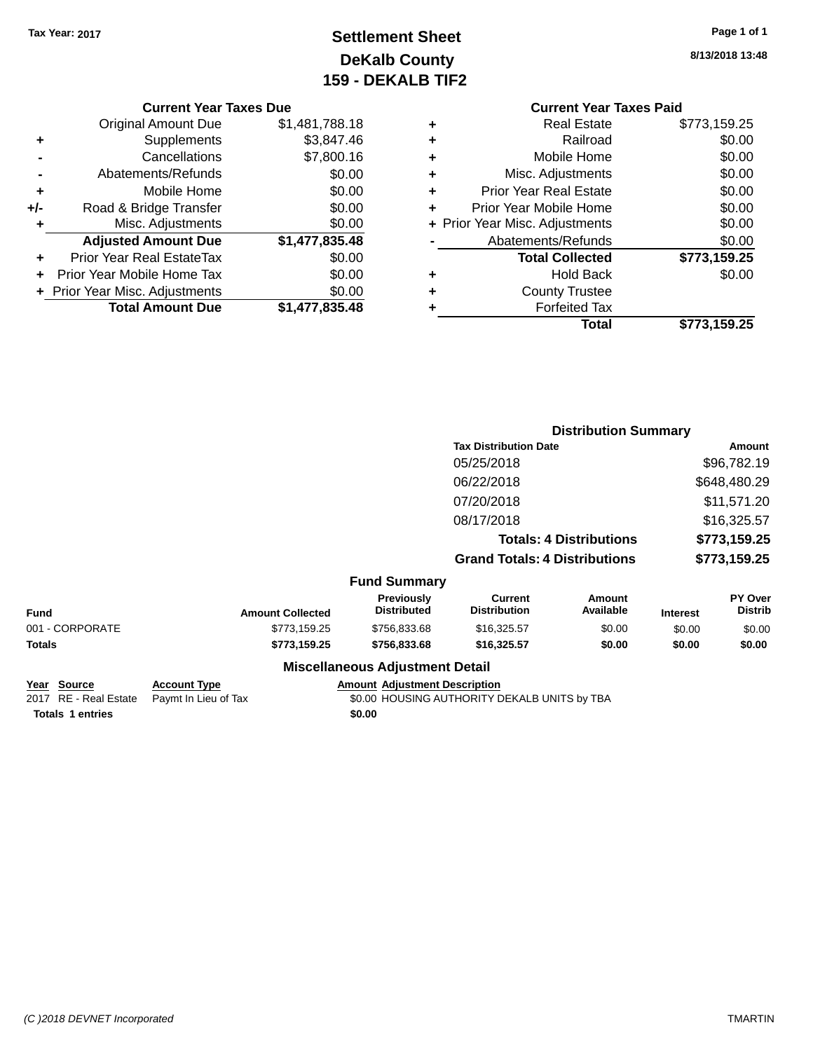Tax Year: 2017

# Settlement Sheet
## DeKalb County
## 159 - DEKALB TIF2

8/13/2018 13:48

### Current Year Taxes Due

| | | |
|---|---|---|
| | Original Amount Due | $1,481,788.18 |
| + | Supplements | $3,847.46 |
| - | Cancellations | $7,800.16 |
| - | Abatements/Refunds | $0.00 |
| + | Mobile Home | $0.00 |
| +/- | Road & Bridge Transfer | $0.00 |
| + | Misc. Adjustments | $0.00 |
| | **Adjusted Amount Due** | **$1,477,835.48** |
| + | Prior Year Real EstateTax | $0.00 |
| + | Prior Year Mobile Home Tax | $0.00 |
| + | Prior Year Misc. Adjustments | $0.00 |
| | **Total Amount Due** | **$1,477,835.48** |

### Current Year Taxes Paid

| | | |
|---|---|---|
| + | Real Estate | $773,159.25 |
| + | Railroad | $0.00 |
| + | Mobile Home | $0.00 |
| + | Misc. Adjustments | $0.00 |
| + | Prior Year Real Estate | $0.00 |
| + | Prior Year Mobile Home | $0.00 |
| + | Prior Year Misc. Adjustments | $0.00 |
| - | Abatements/Refunds | $0.00 |
| | **Total Collected** | **$773,159.25** |
| + | Hold Back | $0.00 |
| + | County Trustee | |
| + | Forfeited Tax | |
| | **Total** | **$773,159.25** |

### Distribution Summary

| Tax Distribution Date | Amount |
|---|---|
| 05/25/2018 | $96,782.19 |
| 06/22/2018 | $648,480.29 |
| 07/20/2018 | $11,571.20 |
| 08/17/2018 | $16,325.57 |
| **Totals: 4 Distributions** | **$773,159.25** |
| **Grand Totals: 4 Distributions** | **$773,159.25** |

### Fund Summary

| Fund | Amount Collected | Previously Distributed | Current Distribution | Amount Available | Interest | PY Over Distrib |
|---|---|---|---|---|---|---|
| 001 - CORPORATE | $773,159.25 | $756,833.68 | $16,325.57 | $0.00 | $0.00 | $0.00 |
| **Totals** | **$773,159.25** | **$756,833.68** | **$16,325.57** | **$0.00** | **$0.00** | **$0.00** |

### Miscellaneous Adjustment Detail

| Year | Source | Account Type | Amount | Adjustment Description |
|---|---|---|---|---|
| 2017 | RE - Real Estate | Paymt In Lieu of Tax | $0.00 | HOUSING AUTHORITY DEKALB UNITS by TBA |
| **Totals** | **1 entries** | | **$0.00** | |

(C )2018 DEVNET Incorporated TMARTIN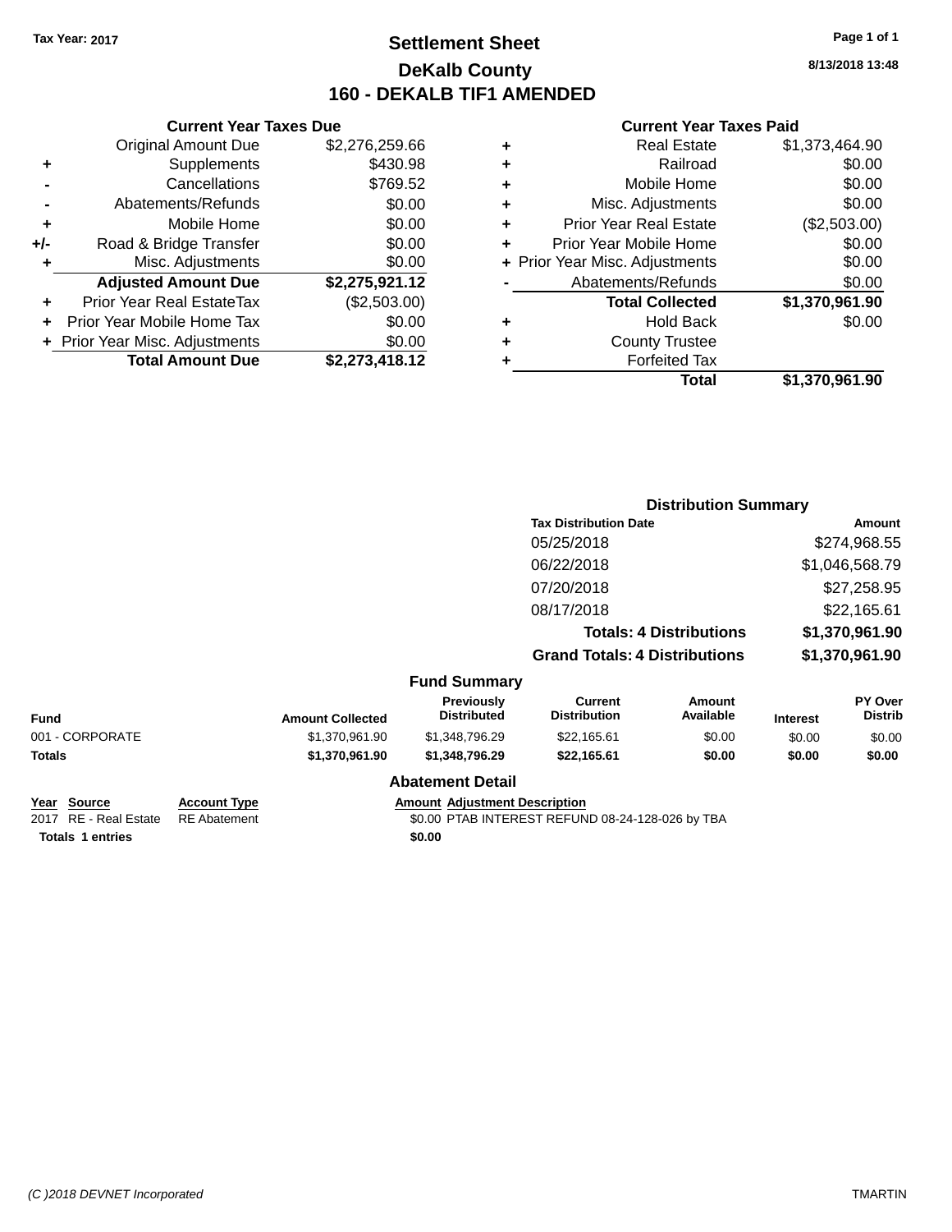Tax Year: 2017

# Settlement Sheet

## DeKalb County

## 160 - DEKALB TIF1 AMENDED

8/13/2018 13:48

### Current Year Taxes Due

| | | |
|---|---|---|
| | Original Amount Due | $2,276,259.66 |
| + | Supplements | $430.98 |
| - | Cancellations | $769.52 |
| - | Abatements/Refunds | $0.00 |
| + | Mobile Home | $0.00 |
| +/- | Road & Bridge Transfer | $0.00 |
| + | Misc. Adjustments | $0.00 |
| | **Adjusted Amount Due** | **$2,275,921.12** |
| + | Prior Year Real EstateTax | ($2,503.00) |
| + | Prior Year Mobile Home Tax | $0.00 |
| + | Prior Year Misc. Adjustments | $0.00 |
| | **Total Amount Due** | **$2,273,418.12** |

### Current Year Taxes Paid

| | | |
|---|---|---|
| + | Real Estate | $1,373,464.90 |
| + | Railroad | $0.00 |
| + | Mobile Home | $0.00 |
| + | Misc. Adjustments | $0.00 |
| + | Prior Year Real Estate | ($2,503.00) |
| + | Prior Year Mobile Home | $0.00 |
| + | Prior Year Misc. Adjustments | $0.00 |
| - | Abatements/Refunds | $0.00 |
| | **Total Collected** | **$1,370,961.90** |
| + | Hold Back | $0.00 |
| + | County Trustee | |
| + | Forfeited Tax | |
| | **Total** | **$1,370,961.90** |

### Distribution Summary

| Tax Distribution Date | Amount |
|---|---|
| 05/25/2018 | $274,968.55 |
| 06/22/2018 | $1,046,568.79 |
| 07/20/2018 | $27,258.95 |
| 08/17/2018 | $22,165.61 |
| **Totals: 4 Distributions** | **$1,370,961.90** |
| **Grand Totals: 4 Distributions** | **$1,370,961.90** |

### Fund Summary

| Fund | Amount Collected | Previously Distributed | Current Distribution | Amount Available | Interest | PY Over Distrib |
|---|---|---|---|---|---|---|
| 001 - CORPORATE | $1,370,961.90 | $1,348,796.29 | $22,165.61 | $0.00 | $0.00 | $0.00 |
| **Totals** | **$1,370,961.90** | **$1,348,796.29** | **$22,165.61** | **$0.00** | **$0.00** | **$0.00** |

### Abatement Detail

| Year | Source | Account Type | Amount | Adjustment Description |
|---|---|---|---|---|
| 2017 | RE - Real Estate | RE Abatement | $0.00 | PTAB INTEREST REFUND 08-24-128-026 by TBA |
| **Totals 1 entries** | | | **$0.00** | |

(C )2018 DEVNET Incorporated TMARTIN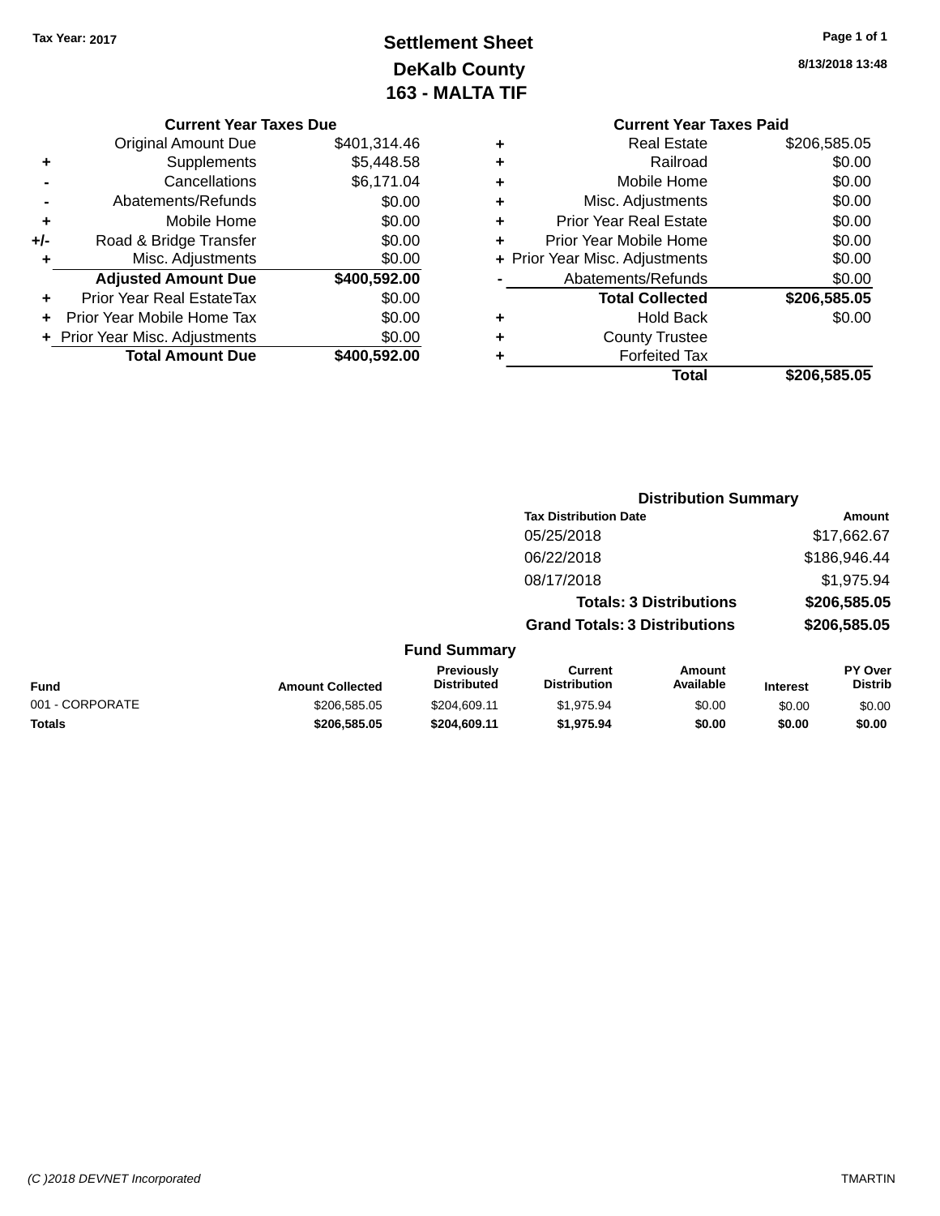Tax Year: 2017

# Settlement Sheet
## DeKalb County
## 163 - MALTA TIF

8/13/2018 13:48

### Current Year Taxes Due

| | | |
|---|---|---|
| | Original Amount Due | $401,314.46 |
| + | Supplements | $5,448.58 |
| - | Cancellations | $6,171.04 |
| - | Abatements/Refunds | $0.00 |
| + | Mobile Home | $0.00 |
| +/- | Road & Bridge Transfer | $0.00 |
| + | Misc. Adjustments | $0.00 |
| | **Adjusted Amount Due** | **$400,592.00** |
| + | Prior Year Real EstateTax | $0.00 |
| + | Prior Year Mobile Home Tax | $0.00 |
| + | Prior Year Misc. Adjustments | $0.00 |
| | **Total Amount Due** | **$400,592.00** |

### Current Year Taxes Paid

| | | |
|---|---|---|
| + | Real Estate | $206,585.05 |
| + | Railroad | $0.00 |
| + | Mobile Home | $0.00 |
| + | Misc. Adjustments | $0.00 |
| + | Prior Year Real Estate | $0.00 |
| + | Prior Year Mobile Home | $0.00 |
| + | Prior Year Misc. Adjustments | $0.00 |
| - | Abatements/Refunds | $0.00 |
| | **Total Collected** | **$206,585.05** |
| + | Hold Back | $0.00 |
| + | County Trustee | |
| + | Forfeited Tax | |
| | **Total** | **$206,585.05** |

### Distribution Summary

| Tax Distribution Date | Amount |
|---|---|
| 05/25/2018 | $17,662.67 |
| 06/22/2018 | $186,946.44 |
| 08/17/2018 | $1,975.94 |
| **Totals: 3 Distributions** | **$206,585.05** |
| **Grand Totals: 3 Distributions** | **$206,585.05** |

### Fund Summary

| Fund | Amount Collected | Previously Distributed | Current Distribution | Amount Available | Interest | PY Over Distrib |
|---|---|---|---|---|---|---|
| 001 - CORPORATE | $206,585.05 | $204,609.11 | $1,975.94 | $0.00 | $0.00 | $0.00 |
| **Totals** | **$206,585.05** | **$204,609.11** | **$1,975.94** | **$0.00** | **$0.00** | **$0.00** |

(C )2018 DEVNET Incorporated TMARTIN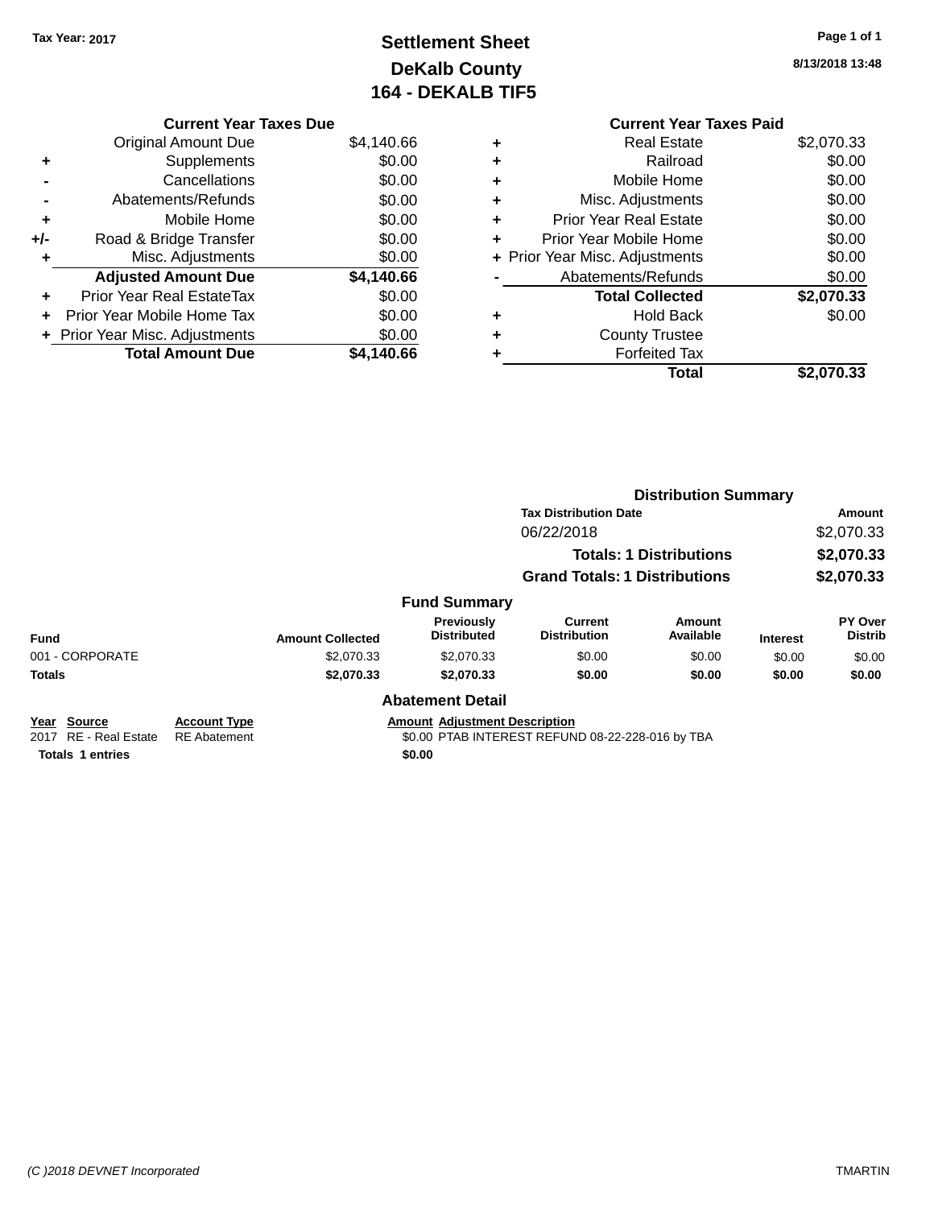Tax Year: 2017

# Settlement Sheet
## DeKalb County
## 164 - DEKALB TIF5

8/13/2018 13:48

### Current Year Taxes Due

| | | |
|---|---|---|
| | Original Amount Due | $4,140.66 |
| + | Supplements | $0.00 |
| - | Cancellations | $0.00 |
| - | Abatements/Refunds | $0.00 |
| + | Mobile Home | $0.00 |
| +/- | Road & Bridge Transfer | $0.00 |
| + | Misc. Adjustments | $0.00 |
| | **Adjusted Amount Due** | **$4,140.66** |
| + | Prior Year Real EstateTax | $0.00 |
| + | Prior Year Mobile Home Tax | $0.00 |
| + | Prior Year Misc. Adjustments | $0.00 |
| | **Total Amount Due** | **$4,140.66** |

### Current Year Taxes Paid

| | | |
|---|---|---|
| + | Real Estate | $2,070.33 |
| + | Railroad | $0.00 |
| + | Mobile Home | $0.00 |
| + | Misc. Adjustments | $0.00 |
| + | Prior Year Real Estate | $0.00 |
| + | Prior Year Mobile Home | $0.00 |
| + | Prior Year Misc. Adjustments | $0.00 |
| - | Abatements/Refunds | $0.00 |
| | **Total Collected** | **$2,070.33** |
| + | Hold Back | $0.00 |
| + | County Trustee | |
| + | Forfeited Tax | |
| | **Total** | **$2,070.33** |

### Distribution Summary

| Tax Distribution Date | Amount |
|---|---|
| 06/22/2018 | $2,070.33 |
| **Totals: 1 Distributions** | **$2,070.33** |
| **Grand Totals: 1 Distributions** | **$2,070.33** |

### Fund Summary

| Fund | Amount Collected | Previously Distributed | Current Distribution | Amount Available | Interest | PY Over Distrib |
|---|---|---|---|---|---|---|
| 001 - CORPORATE | $2,070.33 | $2,070.33 | $0.00 | $0.00 | $0.00 | $0.00 |
| **Totals** | **$2,070.33** | **$2,070.33** | **$0.00** | **$0.00** | **$0.00** | **$0.00** |

### Abatement Detail

| Year | Source | Account Type | Amount | Adjustment Description |
|---|---|---|---|---|
| 2017 | RE - Real Estate | RE Abatement | $0.00 | PTAB INTEREST REFUND 08-22-228-016 by TBA |
| **Totals 1 entries** | | | **$0.00** | |

(C )2018 DEVNET Incorporated TMARTIN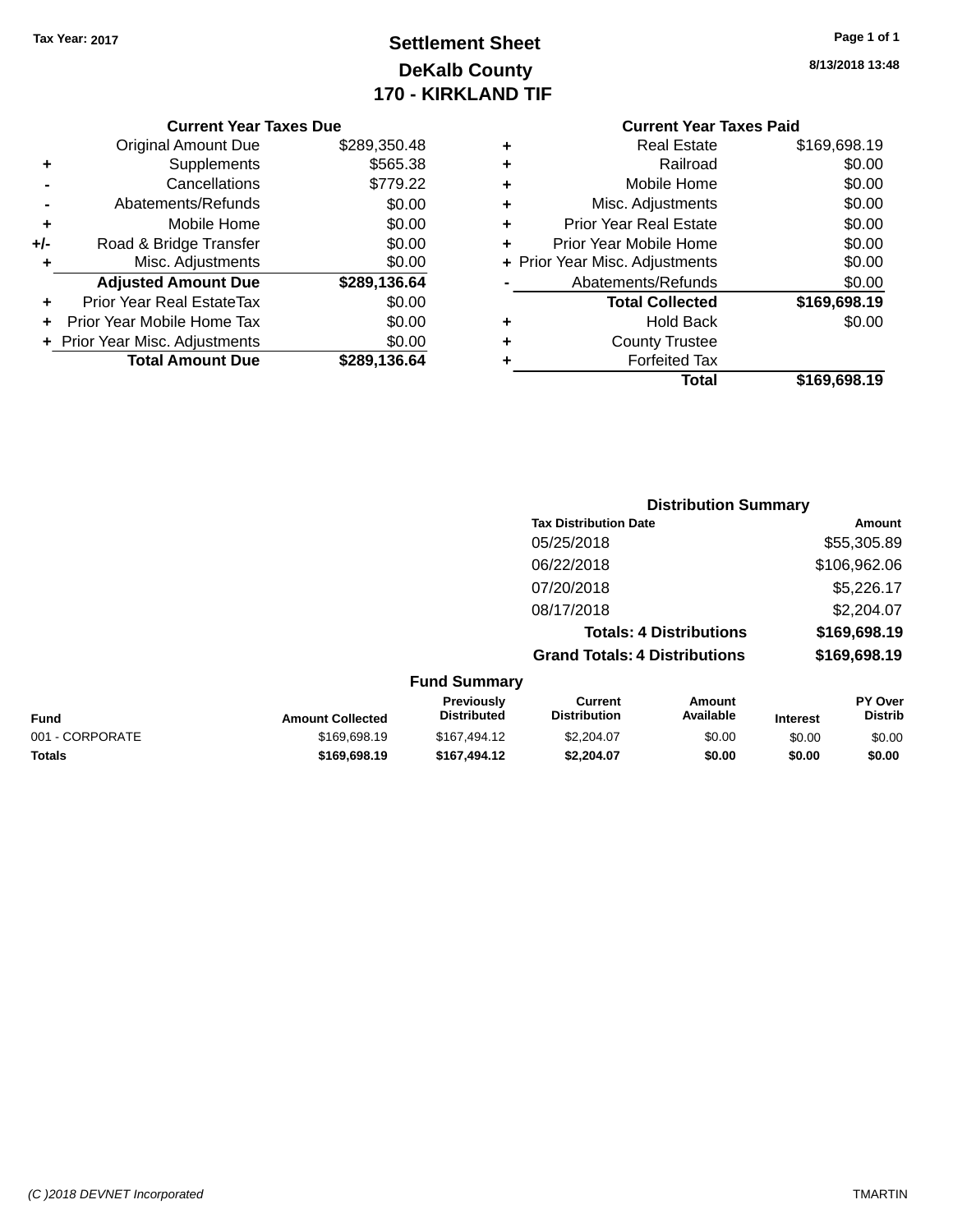**Tax Year: 2017**

# Settlement Sheet
## DeKalb County
## 170 - KIRKLAND TIF

8/13/2018 13:48

### Current Year Taxes Due

| | | |
|---|---|---|
| | Original Amount Due | $289,350.48 |
| + | Supplements | $565.38 |
| - | Cancellations | $779.22 |
| - | Abatements/Refunds | $0.00 |
| + | Mobile Home | $0.00 |
| +/- | Road & Bridge Transfer | $0.00 |
| + | Misc. Adjustments | $0.00 |
| | **Adjusted Amount Due** | **$289,136.64** |
| + | Prior Year Real EstateTax | $0.00 |
| + | Prior Year Mobile Home Tax | $0.00 |
| + | Prior Year Misc. Adjustments | $0.00 |
| | **Total Amount Due** | **$289,136.64** |

### Current Year Taxes Paid

| | | |
|---|---|---|
| + | Real Estate | $169,698.19 |
| + | Railroad | $0.00 |
| + | Mobile Home | $0.00 |
| + | Misc. Adjustments | $0.00 |
| + | Prior Year Real Estate | $0.00 |
| + | Prior Year Mobile Home | $0.00 |
| + | Prior Year Misc. Adjustments | $0.00 |
| - | Abatements/Refunds | $0.00 |
| | **Total Collected** | **$169,698.19** |
| + | Hold Back | $0.00 |
| + | County Trustee | |
| + | Forfeited Tax | |
| | **Total** | **$169,698.19** |

### Distribution Summary

| Tax Distribution Date | Amount |
|---|---|
| 05/25/2018 | $55,305.89 |
| 06/22/2018 | $106,962.06 |
| 07/20/2018 | $5,226.17 |
| 08/17/2018 | $2,204.07 |
| **Totals: 4 Distributions** | **$169,698.19** |
| **Grand Totals: 4 Distributions** | **$169,698.19** |

### Fund Summary

| Fund | Amount Collected | Previously Distributed | Current Distribution | Amount Available | Interest | PY Over Distrib |
|---|---|---|---|---|---|---|
| 001 - CORPORATE | $169,698.19 | $167,494.12 | $2,204.07 | $0.00 | $0.00 | $0.00 |
| **Totals** | **$169,698.19** | **$167,494.12** | **$2,204.07** | **$0.00** | **$0.00** | **$0.00** |

(C )2018 DEVNET Incorporated TMARTIN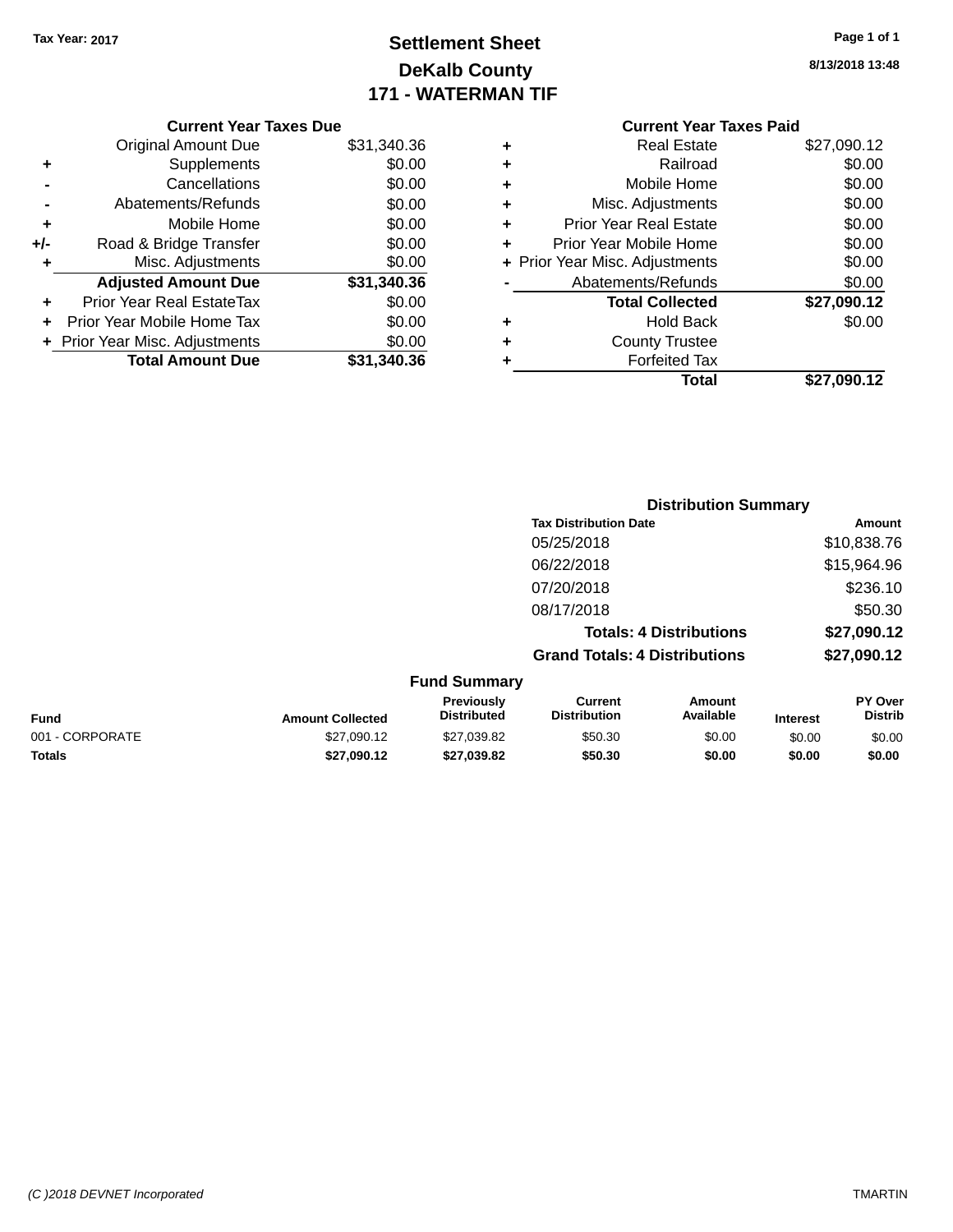Tax Year: 2017

# Settlement Sheet
## DeKalb County
## 171 - WATERMAN TIF

8/13/2018 13:48

### Current Year Taxes Due

| | | Amount |
|---|---|---|
| | Original Amount Due | $31,340.36 |
| + | Supplements | $0.00 |
| - | Cancellations | $0.00 |
| - | Abatements/Refunds | $0.00 |
| + | Mobile Home | $0.00 |
| +/- | Road & Bridge Transfer | $0.00 |
| + | Misc. Adjustments | $0.00 |
| | **Adjusted Amount Due** | **$31,340.36** |
| + | Prior Year Real EstateTax | $0.00 |
| + | Prior Year Mobile Home Tax | $0.00 |
| + | Prior Year Misc. Adjustments | $0.00 |
| | **Total Amount Due** | **$31,340.36** |

### Current Year Taxes Paid

| | | Amount |
|---|---|---|
| + | Real Estate | $27,090.12 |
| + | Railroad | $0.00 |
| + | Mobile Home | $0.00 |
| + | Misc. Adjustments | $0.00 |
| + | Prior Year Real Estate | $0.00 |
| + | Prior Year Mobile Home | $0.00 |
| + | Prior Year Misc. Adjustments | $0.00 |
| - | Abatements/Refunds | $0.00 |
| | **Total Collected** | **$27,090.12** |
| + | Hold Back | $0.00 |
| + | County Trustee | |
| + | Forfeited Tax | |
| | **Total** | **$27,090.12** |

### Distribution Summary

| Tax Distribution Date | Amount |
|---|---|
| 05/25/2018 | $10,838.76 |
| 06/22/2018 | $15,964.96 |
| 07/20/2018 | $236.10 |
| 08/17/2018 | $50.30 |
| **Totals: 4 Distributions** | **$27,090.12** |
| **Grand Totals: 4 Distributions** | **$27,090.12** |

### Fund Summary

| Fund | Amount Collected | Previously Distributed | Current Distribution | Amount Available | Interest | PY Over Distrib |
|---|---|---|---|---|---|---|
| 001 - CORPORATE | $27,090.12 | $27,039.82 | $50.30 | $0.00 | $0.00 | $0.00 |
| **Totals** | **$27,090.12** | **$27,039.82** | **$50.30** | **$0.00** | **$0.00** | **$0.00** |

(C )2018 DEVNET Incorporated TMARTIN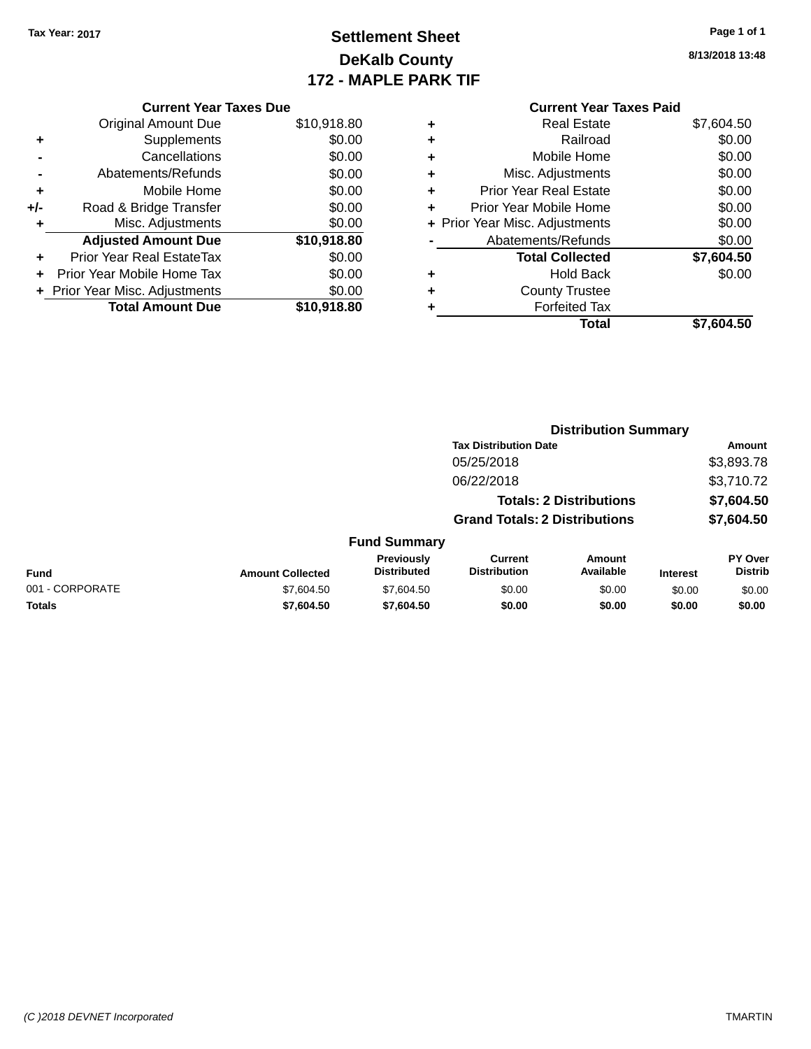Tax Year: 2017

# Settlement Sheet
## DeKalb County
## 172 - MAPLE PARK TIF

8/13/2018 13:48

### Current Year Taxes Due

| | | |
|---|---|---|
| | Original Amount Due | $10,918.80 |
| + | Supplements | $0.00 |
| - | Cancellations | $0.00 |
| - | Abatements/Refunds | $0.00 |
| + | Mobile Home | $0.00 |
| +/- | Road & Bridge Transfer | $0.00 |
| + | Misc. Adjustments | $0.00 |
| | **Adjusted Amount Due** | **$10,918.80** |
| + | Prior Year Real EstateTax | $0.00 |
| + | Prior Year Mobile Home Tax | $0.00 |
| + | Prior Year Misc. Adjustments | $0.00 |
| | **Total Amount Due** | **$10,918.80** |

### Current Year Taxes Paid

| | | |
|---|---|---|
| + | Real Estate | $7,604.50 |
| + | Railroad | $0.00 |
| + | Mobile Home | $0.00 |
| + | Misc. Adjustments | $0.00 |
| + | Prior Year Real Estate | $0.00 |
| + | Prior Year Mobile Home | $0.00 |
| + | Prior Year Misc. Adjustments | $0.00 |
| - | Abatements/Refunds | $0.00 |
| | **Total Collected** | **$7,604.50** |
| + | Hold Back | $0.00 |
| + | County Trustee | |
| + | Forfeited Tax | |
| | **Total** | **$7,604.50** |

### Distribution Summary

| Tax Distribution Date | Amount |
|---|---|
| 05/25/2018 | $3,893.78 |
| 06/22/2018 | $3,710.72 |
| **Totals: 2 Distributions** | **$7,604.50** |
| **Grand Totals: 2 Distributions** | **$7,604.50** |

### Fund Summary

| Fund | Amount Collected | Previously Distributed | Current Distribution | Amount Available | Interest | PY Over Distrib |
|---|---|---|---|---|---|---|
| 001 - CORPORATE | $7,604.50 | $7,604.50 | $0.00 | $0.00 | $0.00 | $0.00 |
| **Totals** | **$7,604.50** | **$7,604.50** | **$0.00** | **$0.00** | **$0.00** | **$0.00** |

(C )2018 DEVNET Incorporated TMARTIN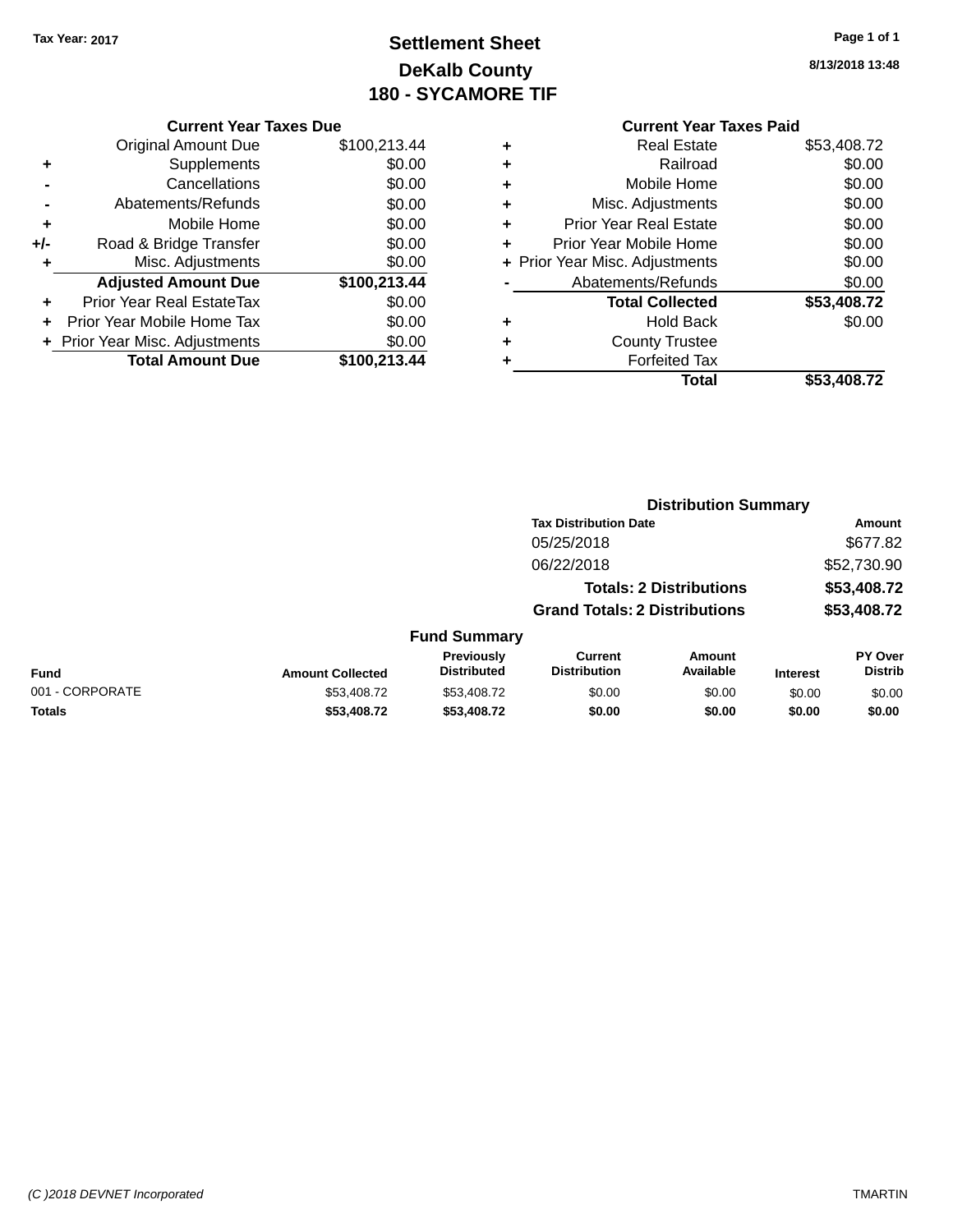Tax Year: 2017

# Settlement Sheet
## DeKalb County
## 180 - SYCAMORE TIF

8/13/2018 13:48

### Current Year Taxes Due

| | | |
|---|---|---|
| | Original Amount Due | $100,213.44 |
| + | Supplements | $0.00 |
| - | Cancellations | $0.00 |
| - | Abatements/Refunds | $0.00 |
| + | Mobile Home | $0.00 |
| +/- | Road & Bridge Transfer | $0.00 |
| + | Misc. Adjustments | $0.00 |
| | **Adjusted Amount Due** | **$100,213.44** |
| + | Prior Year Real EstateTax | $0.00 |
| + | Prior Year Mobile Home Tax | $0.00 |
| + | Prior Year Misc. Adjustments | $0.00 |
| | **Total Amount Due** | **$100,213.44** |

### Current Year Taxes Paid

| | | |
|---|---|---|
| + | Real Estate | $53,408.72 |
| + | Railroad | $0.00 |
| + | Mobile Home | $0.00 |
| + | Misc. Adjustments | $0.00 |
| + | Prior Year Real Estate | $0.00 |
| + | Prior Year Mobile Home | $0.00 |
| + | Prior Year Misc. Adjustments | $0.00 |
| - | Abatements/Refunds | $0.00 |
| | **Total Collected** | **$53,408.72** |
| + | Hold Back | $0.00 |
| + | County Trustee | |
| + | Forfeited Tax | |
| | **Total** | **$53,408.72** |

### Distribution Summary

| Tax Distribution Date | Amount |
|---|---|
| 05/25/2018 | $677.82 |
| 06/22/2018 | $52,730.90 |
| **Totals: 2 Distributions** | **$53,408.72** |
| **Grand Totals: 2 Distributions** | **$53,408.72** |

### Fund Summary

| Fund | Amount Collected | Previously Distributed | Current Distribution | Amount Available | Interest | PY Over Distrib |
|---|---|---|---|---|---|---|
| 001 - CORPORATE | $53,408.72 | $53,408.72 | $0.00 | $0.00 | $0.00 | $0.00 |
| **Totals** | **$53,408.72** | **$53,408.72** | **$0.00** | **$0.00** | **$0.00** | **$0.00** |

(C )2018 DEVNET Incorporated — TMARTIN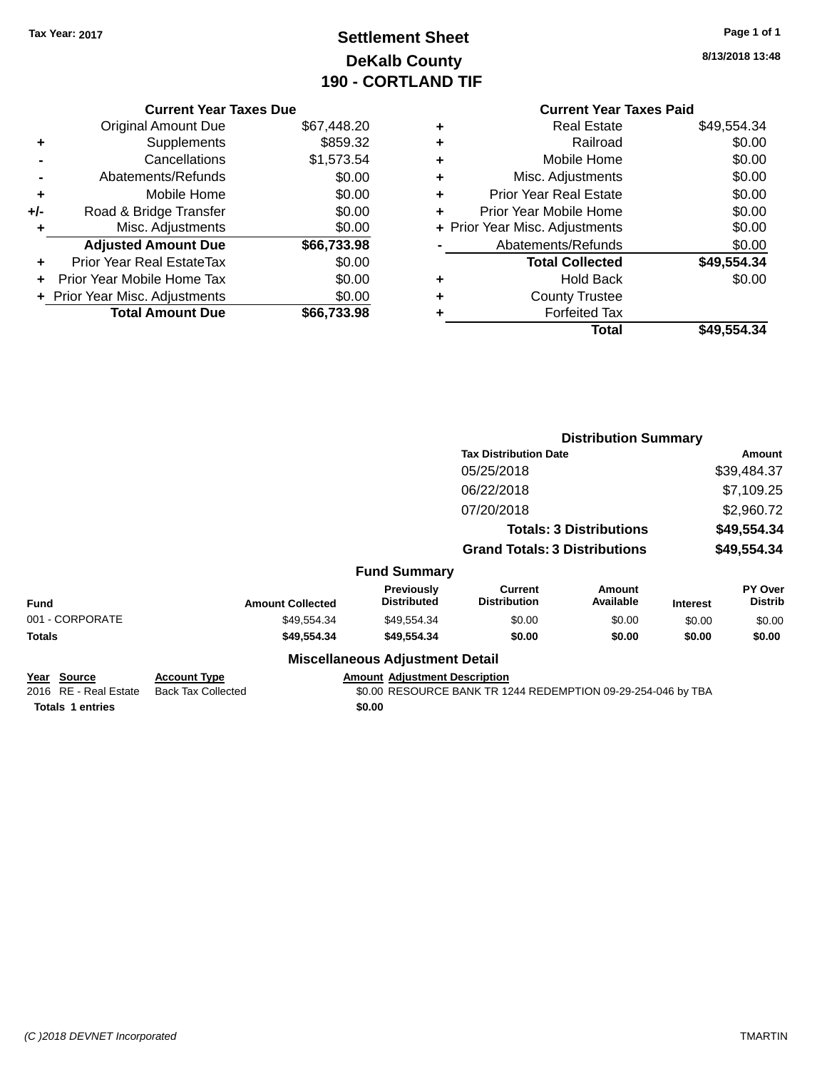Tax Year: 2017

# Settlement Sheet
## DeKalb County
## 190 - CORTLAND TIF

8/13/2018 13:48

### Current Year Taxes Due

| | | |
|---|---|---|
| | Original Amount Due | $67,448.20 |
| + | Supplements | $859.32 |
| - | Cancellations | $1,573.54 |
| - | Abatements/Refunds | $0.00 |
| + | Mobile Home | $0.00 |
| +/- | Road & Bridge Transfer | $0.00 |
| + | Misc. Adjustments | $0.00 |
| | **Adjusted Amount Due** | **$66,733.98** |
| + | Prior Year Real EstateTax | $0.00 |
| + | Prior Year Mobile Home Tax | $0.00 |
| + | Prior Year Misc. Adjustments | $0.00 |
| | **Total Amount Due** | **$66,733.98** |

### Current Year Taxes Paid

| | | |
|---|---|---|
| + | Real Estate | $49,554.34 |
| + | Railroad | $0.00 |
| + | Mobile Home | $0.00 |
| + | Misc. Adjustments | $0.00 |
| + | Prior Year Real Estate | $0.00 |
| + | Prior Year Mobile Home | $0.00 |
| + | Prior Year Misc. Adjustments | $0.00 |
| - | Abatements/Refunds | $0.00 |
| | **Total Collected** | **$49,554.34** |
| + | Hold Back | $0.00 |
| + | County Trustee | |
| + | Forfeited Tax | |
| | **Total** | **$49,554.34** |

### Distribution Summary

| Tax Distribution Date | Amount |
|---|---|
| 05/25/2018 | $39,484.37 |
| 06/22/2018 | $7,109.25 |
| 07/20/2018 | $2,960.72 |
| **Totals: 3 Distributions** | **$49,554.34** |
| **Grand Totals: 3 Distributions** | **$49,554.34** |

### Fund Summary

| Fund | Amount Collected | Previously Distributed | Current Distribution | Amount Available | Interest | PY Over Distrib |
|---|---|---|---|---|---|---|
| 001 - CORPORATE | $49,554.34 | $49,554.34 | $0.00 | $0.00 | $0.00 | $0.00 |
| **Totals** | **$49,554.34** | **$49,554.34** | **$0.00** | **$0.00** | **$0.00** | **$0.00** |

### Miscellaneous Adjustment Detail

| Year | Source | Account Type | Amount | Adjustment Description |
|---|---|---|---|---|
| 2016 | RE - Real Estate | Back Tax Collected | $0.00 | RESOURCE BANK TR 1244 REDEMPTION 09-29-254-046 by TBA |
| **Totals** | **1 entries** | | **$0.00** | |

*(C )2018 DEVNET Incorporated* TMARTIN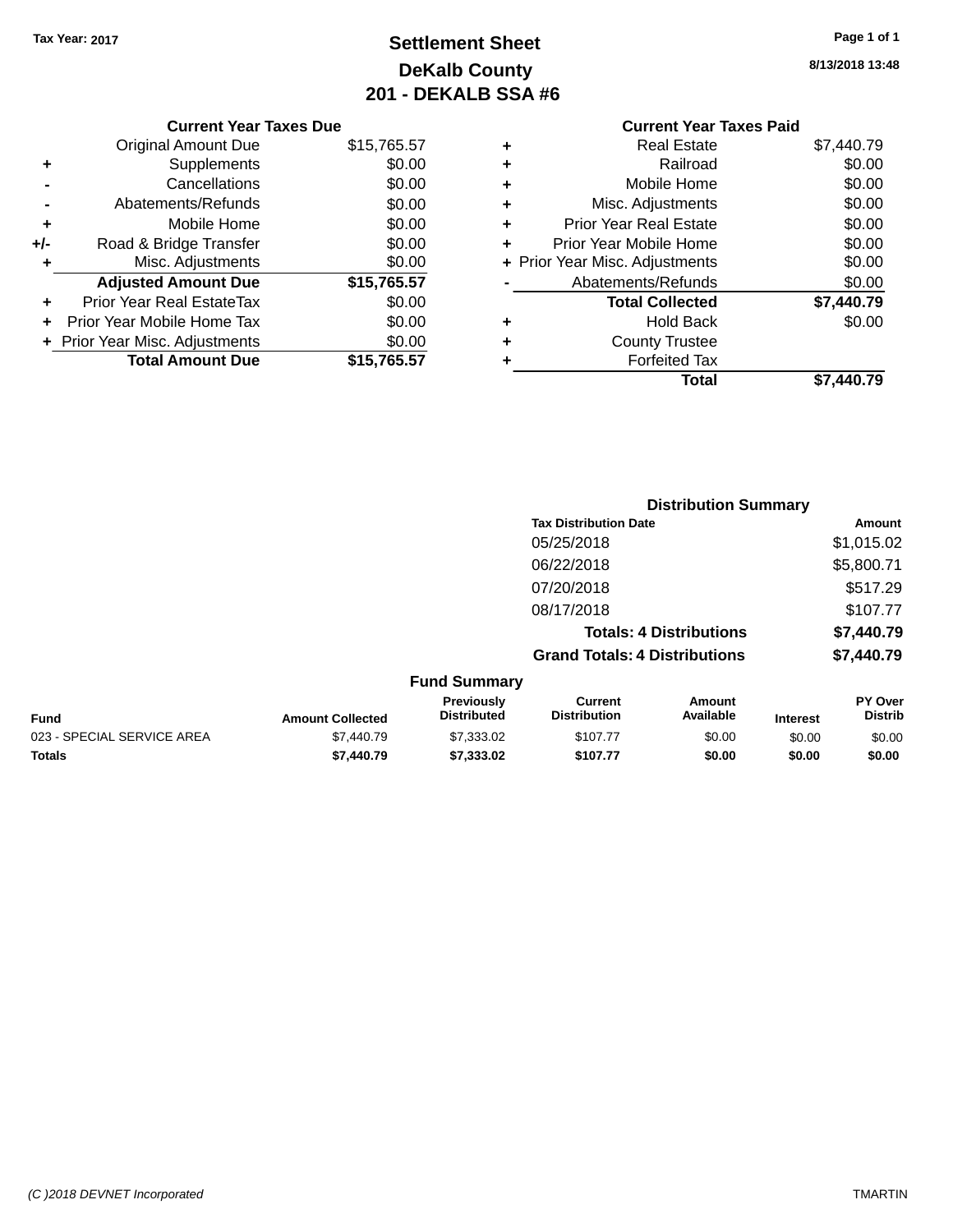Tax Year: 2017

# Settlement Sheet
## DeKalb County
## 201 - DEKALB SSA #6

8/13/2018 13:48

**Current Year Taxes Due**

| | | |
|---|---|---|
| | Original Amount Due | $15,765.57 |
| + | Supplements | $0.00 |
| - | Cancellations | $0.00 |
| - | Abatements/Refunds | $0.00 |
| + | Mobile Home | $0.00 |
| +/- | Road & Bridge Transfer | $0.00 |
| + | Misc. Adjustments | $0.00 |
| | **Adjusted Amount Due** | **$15,765.57** |
| + | Prior Year Real EstateTax | $0.00 |
| + | Prior Year Mobile Home Tax | $0.00 |
| + | Prior Year Misc. Adjustments | $0.00 |
| | **Total Amount Due** | **$15,765.57** |

**Current Year Taxes Paid**

| | | |
|---|---|---|
| + | Real Estate | $7,440.79 |
| + | Railroad | $0.00 |
| + | Mobile Home | $0.00 |
| + | Misc. Adjustments | $0.00 |
| + | Prior Year Real Estate | $0.00 |
| + | Prior Year Mobile Home | $0.00 |
| + | Prior Year Misc. Adjustments | $0.00 |
| - | Abatements/Refunds | $0.00 |
| | **Total Collected** | **$7,440.79** |
| + | Hold Back | $0.00 |
| + | County Trustee | |
| + | Forfeited Tax | |
| | **Total** | **$7,440.79** |

**Distribution Summary**

| Tax Distribution Date | Amount |
|---|---|
| 05/25/2018 | $1,015.02 |
| 06/22/2018 | $5,800.71 |
| 07/20/2018 | $517.29 |
| 08/17/2018 | $107.77 |
| **Totals: 4 Distributions** | **$7,440.79** |
| **Grand Totals: 4 Distributions** | **$7,440.79** |

**Fund Summary**

| Fund | Amount Collected | Previously Distributed | Current Distribution | Amount Available | Interest | PY Over Distrib |
|---|---|---|---|---|---|---|
| 023 - SPECIAL SERVICE AREA | $7,440.79 | $7,333.02 | $107.77 | $0.00 | $0.00 | $0.00 |
| **Totals** | **$7,440.79** | **$7,333.02** | **$107.77** | **$0.00** | **$0.00** | **$0.00** |

(C )2018 DEVNET Incorporated TMARTIN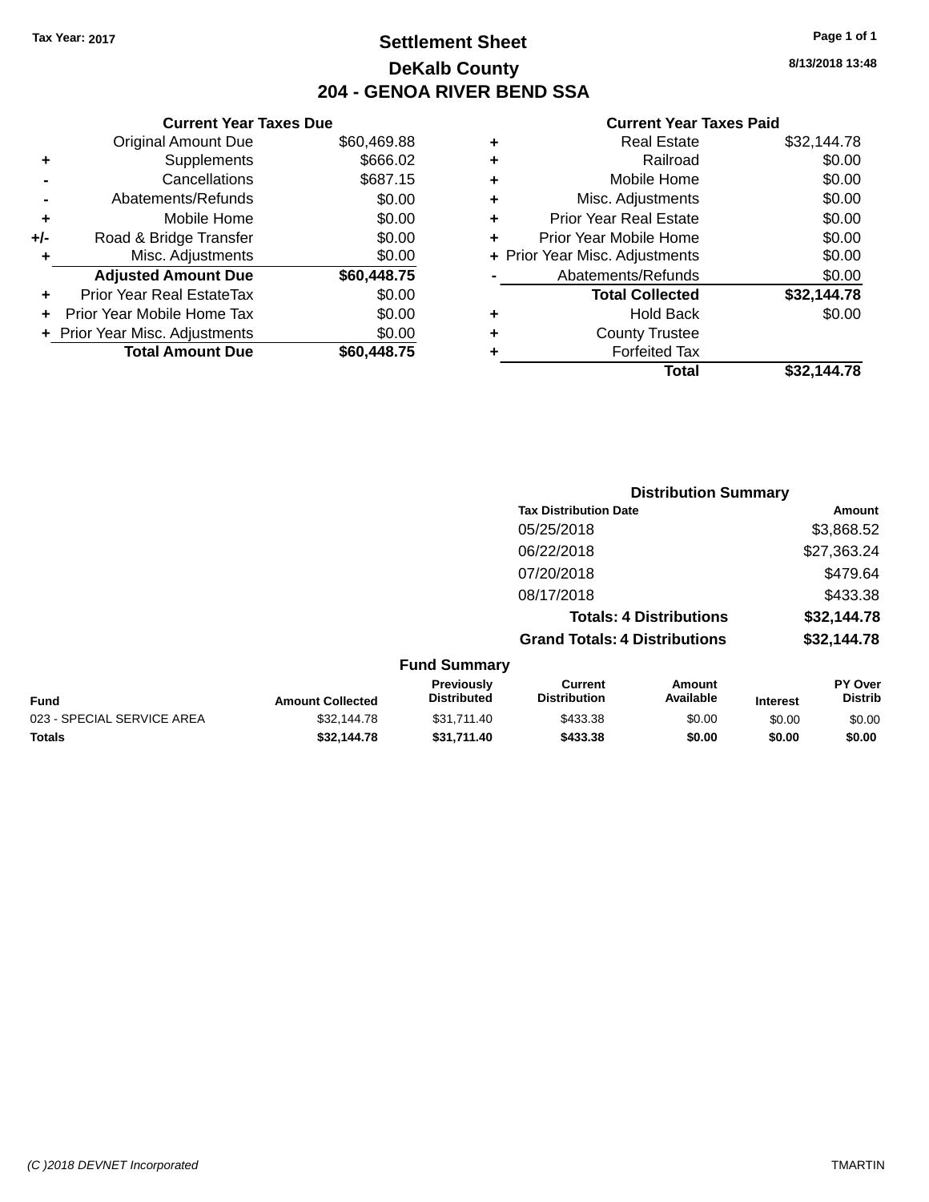Tax Year: 2017

# Settlement Sheet

## DeKalb County

## 204 - GENOA RIVER BEND SSA

8/13/2018 13:48

### Current Year Taxes Due

| | | |
|---|---|---|
| | Original Amount Due | $60,469.88 |
| + | Supplements | $666.02 |
| - | Cancellations | $687.15 |
| - | Abatements/Refunds | $0.00 |
| + | Mobile Home | $0.00 |
| +/- | Road & Bridge Transfer | $0.00 |
| + | Misc. Adjustments | $0.00 |
| | **Adjusted Amount Due** | **$60,448.75** |
| + | Prior Year Real EstateTax | $0.00 |
| + | Prior Year Mobile Home Tax | $0.00 |
| + | Prior Year Misc. Adjustments | $0.00 |
| | **Total Amount Due** | **$60,448.75** |

### Current Year Taxes Paid

| | | |
|---|---|---|
| + | Real Estate | $32,144.78 |
| + | Railroad | $0.00 |
| + | Mobile Home | $0.00 |
| + | Misc. Adjustments | $0.00 |
| + | Prior Year Real Estate | $0.00 |
| + | Prior Year Mobile Home | $0.00 |
| + | Prior Year Misc. Adjustments | $0.00 |
| - | Abatements/Refunds | $0.00 |
| | **Total Collected** | **$32,144.78** |
| + | Hold Back | $0.00 |
| + | County Trustee | |
| + | Forfeited Tax | |
| | **Total** | **$32,144.78** |

### Distribution Summary

| Tax Distribution Date | Amount |
|---|---|
| 05/25/2018 | $3,868.52 |
| 06/22/2018 | $27,363.24 |
| 07/20/2018 | $479.64 |
| 08/17/2018 | $433.38 |
| **Totals: 4 Distributions** | **$32,144.78** |
| **Grand Totals: 4 Distributions** | **$32,144.78** |

### Fund Summary

| Fund | Amount Collected | Previously Distributed | Current Distribution | Amount Available | Interest | PY Over Distrib |
|---|---|---|---|---|---|---|
| 023 - SPECIAL SERVICE AREA | $32,144.78 | $31,711.40 | $433.38 | $0.00 | $0.00 | $0.00 |
| **Totals** | **$32,144.78** | **$31,711.40** | **$433.38** | **$0.00** | **$0.00** | **$0.00** |

(C )2018 DEVNET Incorporated TMARTIN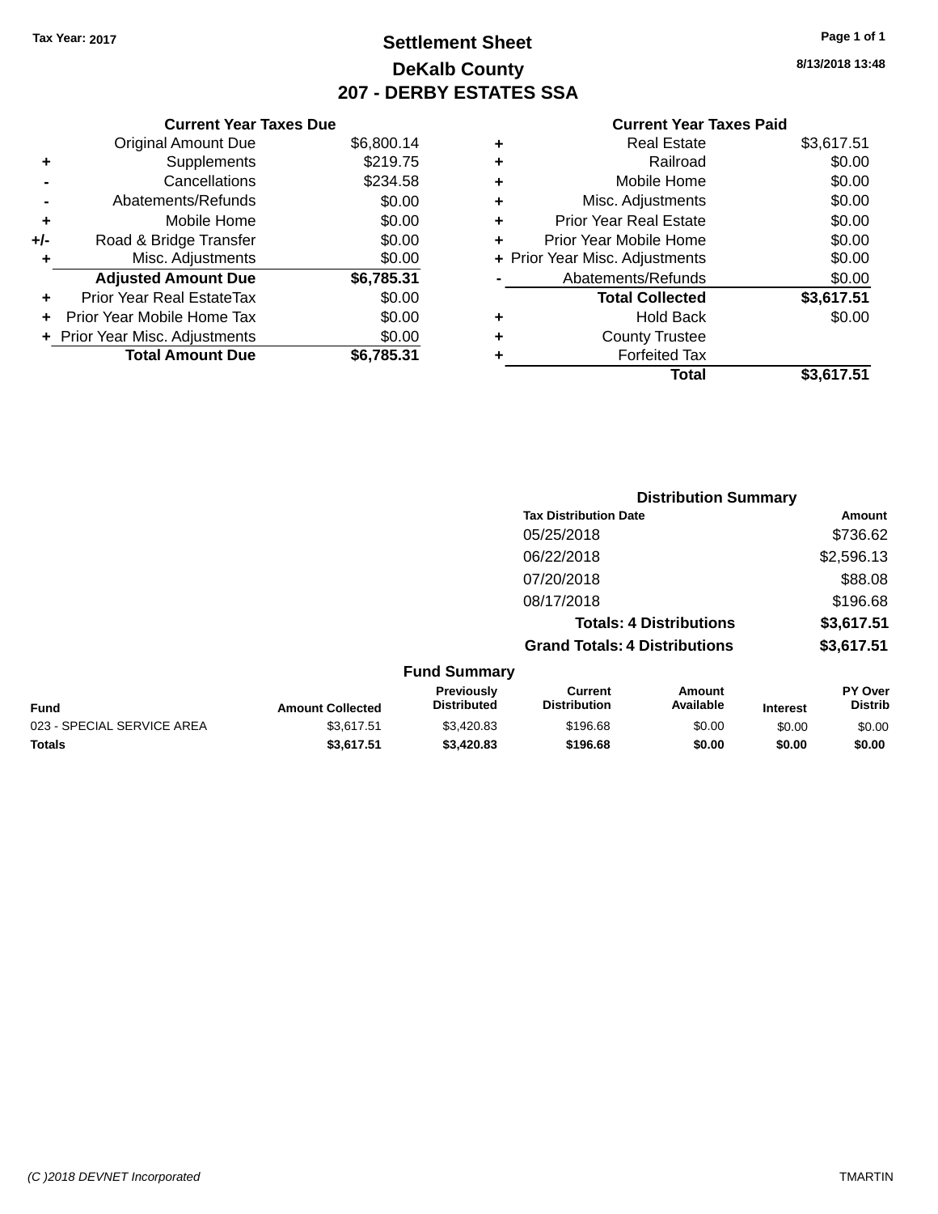Tax Year: 2017

# Settlement Sheet

## DeKalb County

## 207 - DERBY ESTATES SSA

8/13/2018 13:48

### Current Year Taxes Due

| | | |
|---|---|---|
| | Original Amount Due | $6,800.14 |
| + | Supplements | $219.75 |
| - | Cancellations | $234.58 |
| - | Abatements/Refunds | $0.00 |
| + | Mobile Home | $0.00 |
| +/- | Road & Bridge Transfer | $0.00 |
| + | Misc. Adjustments | $0.00 |
| | **Adjusted Amount Due** | **$6,785.31** |
| + | Prior Year Real EstateTax | $0.00 |
| + | Prior Year Mobile Home Tax | $0.00 |
| + | Prior Year Misc. Adjustments | $0.00 |
| | **Total Amount Due** | **$6,785.31** |

### Current Year Taxes Paid

| | | |
|---|---|---|
| + | Real Estate | $3,617.51 |
| + | Railroad | $0.00 |
| + | Mobile Home | $0.00 |
| + | Misc. Adjustments | $0.00 |
| + | Prior Year Real Estate | $0.00 |
| + | Prior Year Mobile Home | $0.00 |
| + | Prior Year Misc. Adjustments | $0.00 |
| - | Abatements/Refunds | $0.00 |
| | **Total Collected** | **$3,617.51** |
| + | Hold Back | $0.00 |
| + | County Trustee | |
| + | Forfeited Tax | |
| | **Total** | **$3,617.51** |

### Distribution Summary

| Tax Distribution Date | Amount |
|---|---|
| 05/25/2018 | $736.62 |
| 06/22/2018 | $2,596.13 |
| 07/20/2018 | $88.08 |
| 08/17/2018 | $196.68 |
| **Totals: 4 Distributions** | **$3,617.51** |
| **Grand Totals: 4 Distributions** | **$3,617.51** |

### Fund Summary

| Fund | Amount Collected | Previously Distributed | Current Distribution | Amount Available | Interest | PY Over Distrib |
|---|---|---|---|---|---|---|
| 023 - SPECIAL SERVICE AREA | $3,617.51 | $3,420.83 | $196.68 | $0.00 | $0.00 | $0.00 |
| **Totals** | **$3,617.51** | **$3,420.83** | **$196.68** | **$0.00** | **$0.00** | **$0.00** |

(C )2018 DEVNET Incorporated TMARTIN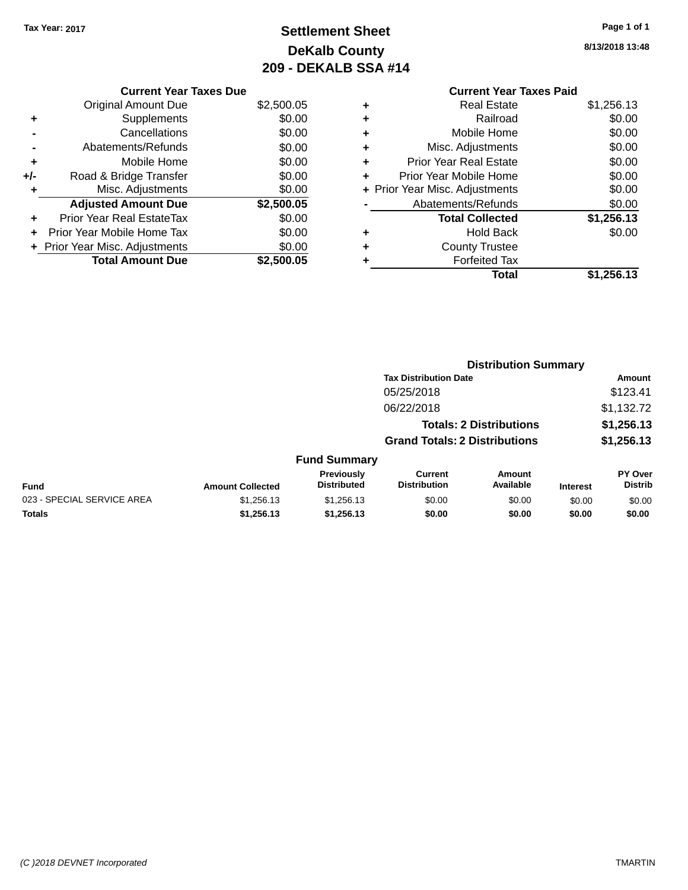Tax Year: 2017

# Settlement Sheet
## DeKalb County
## 209 - DEKALB SSA #14

8/13/2018 13:48

| | Current Year Taxes Due | |
|---|---|---|
| | Original Amount Due | $2,500.05 |
| + | Supplements | $0.00 |
| - | Cancellations | $0.00 |
| - | Abatements/Refunds | $0.00 |
| + | Mobile Home | $0.00 |
| +/- | Road & Bridge Transfer | $0.00 |
| + | Misc. Adjustments | $0.00 |
| | **Adjusted Amount Due** | **$2,500.05** |
| + | Prior Year Real EstateTax | $0.00 |
| + | Prior Year Mobile Home Tax | $0.00 |
| + | Prior Year Misc. Adjustments | $0.00 |
| | **Total Amount Due** | **$2,500.05** |

| | Current Year Taxes Paid | |
|---|---|---|
| + | Real Estate | $1,256.13 |
| + | Railroad | $0.00 |
| + | Mobile Home | $0.00 |
| + | Misc. Adjustments | $0.00 |
| + | Prior Year Real Estate | $0.00 |
| + | Prior Year Mobile Home | $0.00 |
| + | Prior Year Misc. Adjustments | $0.00 |
| - | Abatements/Refunds | $0.00 |
| | **Total Collected** | **$1,256.13** |
| + | Hold Back | $0.00 |
| + | County Trustee | |
| + | Forfeited Tax | |
| | **Total** | **$1,256.13** |

### Distribution Summary

| Tax Distribution Date | Amount |
|---|---|
| 05/25/2018 | $123.41 |
| 06/22/2018 | $1,132.72 |
| **Totals: 2 Distributions** | **$1,256.13** |
| **Grand Totals: 2 Distributions** | **$1,256.13** |

### Fund Summary

| Fund | Amount Collected | Previously Distributed | Current Distribution | Amount Available | Interest | PY Over Distrib |
|---|---|---|---|---|---|---|
| 023 - SPECIAL SERVICE AREA | $1,256.13 | $1,256.13 | $0.00 | $0.00 | $0.00 | $0.00 |
| **Totals** | **$1,256.13** | **$1,256.13** | **$0.00** | **$0.00** | **$0.00** | **$0.00** |

(C )2018 DEVNET Incorporated — TMARTIN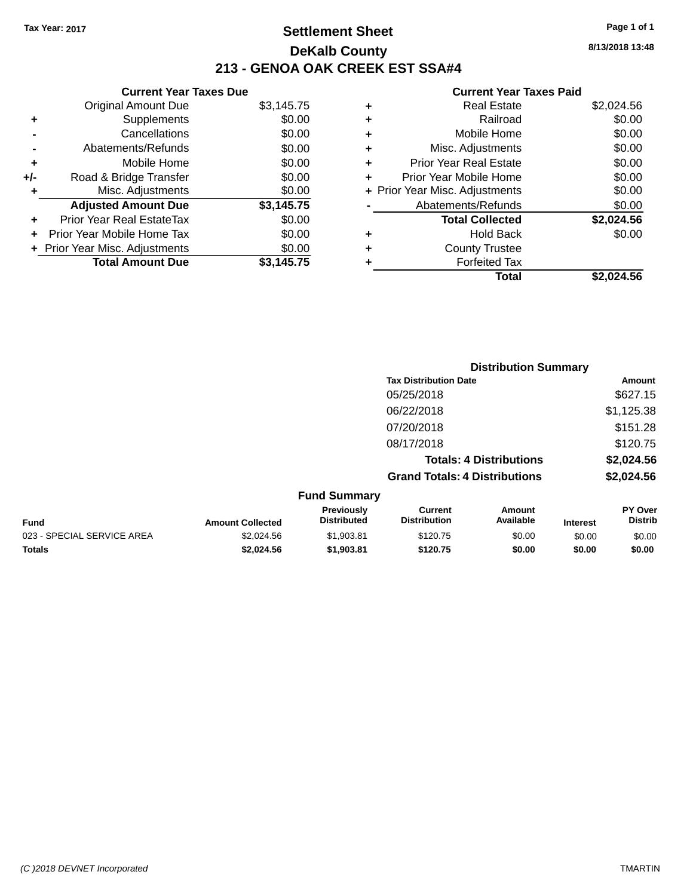Tax Year: 2017

# Settlement Sheet
## DeKalb County
## 213 - GENOA OAK CREEK EST SSA#4

8/13/2018 13:48

### Current Year Taxes Due

| | | |
|---|---|---|
| | Original Amount Due | $3,145.75 |
| + | Supplements | $0.00 |
| - | Cancellations | $0.00 |
| - | Abatements/Refunds | $0.00 |
| + | Mobile Home | $0.00 |
| +/- | Road & Bridge Transfer | $0.00 |
| + | Misc. Adjustments | $0.00 |
| | **Adjusted Amount Due** | **$3,145.75** |
| + | Prior Year Real EstateTax | $0.00 |
| + | Prior Year Mobile Home Tax | $0.00 |
| + | Prior Year Misc. Adjustments | $0.00 |
| | **Total Amount Due** | **$3,145.75** |

### Current Year Taxes Paid

| | | |
|---|---|---|
| + | Real Estate | $2,024.56 |
| + | Railroad | $0.00 |
| + | Mobile Home | $0.00 |
| + | Misc. Adjustments | $0.00 |
| + | Prior Year Real Estate | $0.00 |
| + | Prior Year Mobile Home | $0.00 |
| + | Prior Year Misc. Adjustments | $0.00 |
| - | Abatements/Refunds | $0.00 |
| | **Total Collected** | **$2,024.56** |
| + | Hold Back | $0.00 |
| + | County Trustee | |
| + | Forfeited Tax | |
| | **Total** | **$2,024.56** |

### Distribution Summary

| Tax Distribution Date | Amount |
|---|---|
| 05/25/2018 | $627.15 |
| 06/22/2018 | $1,125.38 |
| 07/20/2018 | $151.28 |
| 08/17/2018 | $120.75 |
| **Totals: 4 Distributions** | **$2,024.56** |
| **Grand Totals: 4 Distributions** | **$2,024.56** |

### Fund Summary

| Fund | Amount Collected | Previously Distributed | Current Distribution | Amount Available | Interest | PY Over Distrib |
|---|---|---|---|---|---|---|
| 023 - SPECIAL SERVICE AREA | $2,024.56 | $1,903.81 | $120.75 | $0.00 | $0.00 | $0.00 |
| **Totals** | **$2,024.56** | **$1,903.81** | **$120.75** | **$0.00** | **$0.00** | **$0.00** |

(C )2018 DEVNET Incorporated    TMARTIN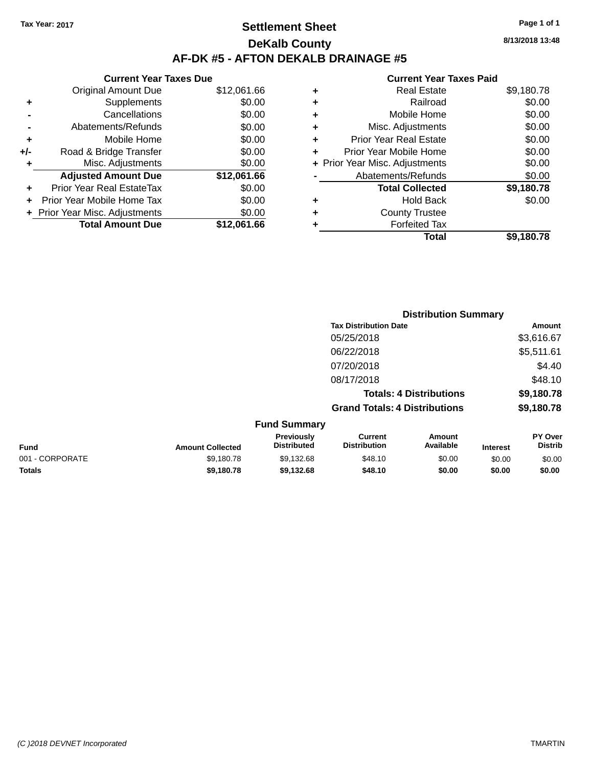Tax Year: 2017

# Settlement Sheet

## DeKalb County

## AF-DK #5 - AFTON DEKALB DRAINAGE #5

8/13/2018 13:48

### Current Year Taxes Due

| | | |
|---|---|---|
| | Original Amount Due | $12,061.66 |
| + | Supplements | $0.00 |
| - | Cancellations | $0.00 |
| - | Abatements/Refunds | $0.00 |
| + | Mobile Home | $0.00 |
| +/- | Road & Bridge Transfer | $0.00 |
| + | Misc. Adjustments | $0.00 |
| | **Adjusted Amount Due** | **$12,061.66** |
| + | Prior Year Real EstateTax | $0.00 |
| + | Prior Year Mobile Home Tax | $0.00 |
| + | Prior Year Misc. Adjustments | $0.00 |
| | **Total Amount Due** | **$12,061.66** |

### Current Year Taxes Paid

| | | |
|---|---|---|
| + | Real Estate | $9,180.78 |
| + | Railroad | $0.00 |
| + | Mobile Home | $0.00 |
| + | Misc. Adjustments | $0.00 |
| + | Prior Year Real Estate | $0.00 |
| + | Prior Year Mobile Home | $0.00 |
| + | Prior Year Misc. Adjustments | $0.00 |
| - | Abatements/Refunds | $0.00 |
| | **Total Collected** | **$9,180.78** |
| + | Hold Back | $0.00 |
| + | County Trustee | |
| + | Forfeited Tax | |
| | **Total** | **$9,180.78** |

### Distribution Summary

| Tax Distribution Date | Amount |
|---|---|
| 05/25/2018 | $3,616.67 |
| 06/22/2018 | $5,511.61 |
| 07/20/2018 | $4.40 |
| 08/17/2018 | $48.10 |
| **Totals: 4 Distributions** | **$9,180.78** |
| **Grand Totals: 4 Distributions** | **$9,180.78** |

### Fund Summary

| Fund | Amount Collected | Previously Distributed | Current Distribution | Amount Available | Interest | PY Over Distrib |
|---|---|---|---|---|---|---|
| 001 - CORPORATE | $9,180.78 | $9,132.68 | $48.10 | $0.00 | $0.00 | $0.00 |
| **Totals** | **$9,180.78** | **$9,132.68** | **$48.10** | **$0.00** | **$0.00** | **$0.00** |

*(C )2018 DEVNET Incorporated* TMARTIN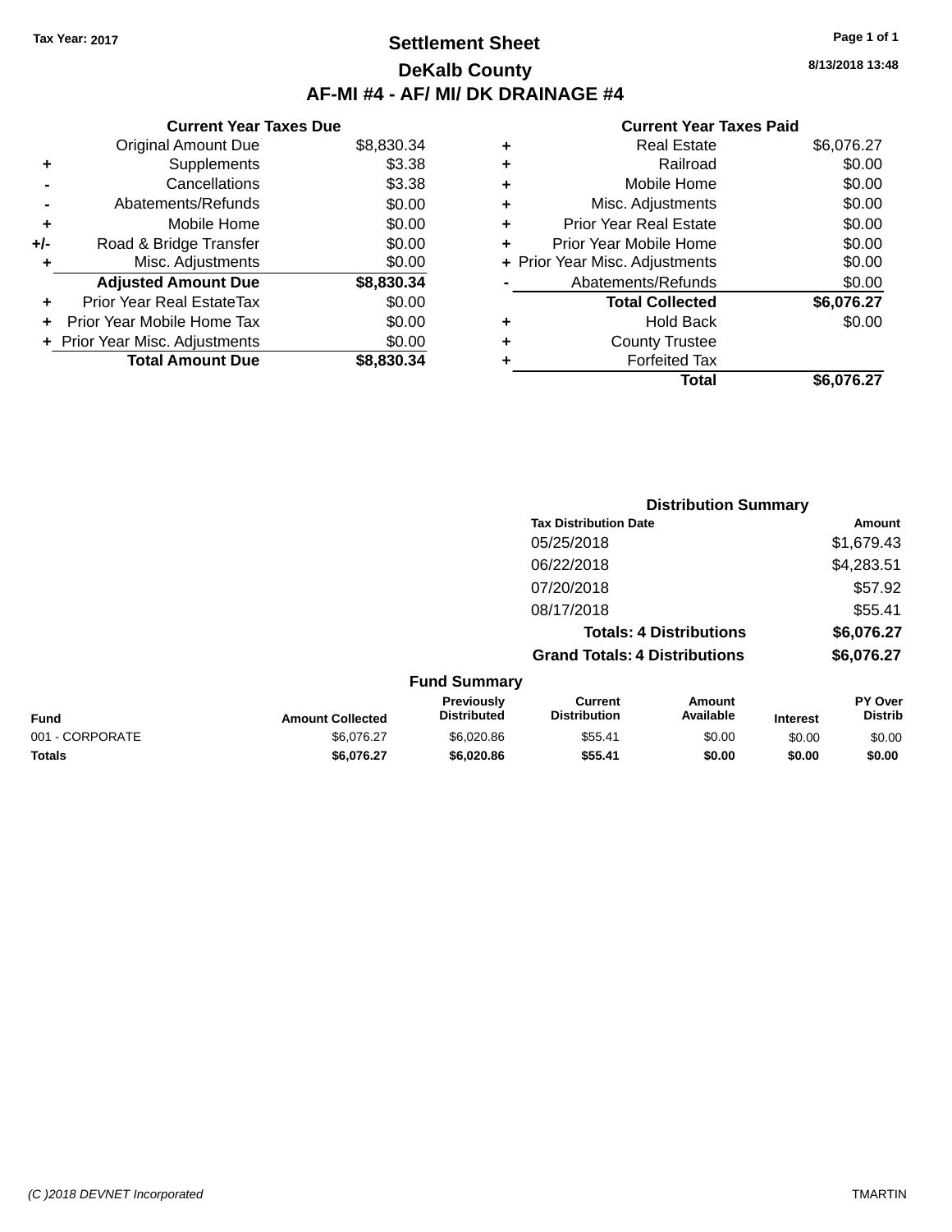Tax Year: 2017

# Settlement Sheet
## DeKalb County
## AF-MI #4 - AF/ MI/ DK DRAINAGE #4

8/13/2018 13:48

### Current Year Taxes Due

| | | |
|---|---|---|
| | Original Amount Due | $8,830.34 |
| + | Supplements | $3.38 |
| - | Cancellations | $3.38 |
| - | Abatements/Refunds | $0.00 |
| + | Mobile Home | $0.00 |
| +/- | Road & Bridge Transfer | $0.00 |
| + | Misc. Adjustments | $0.00 |
| | **Adjusted Amount Due** | **$8,830.34** |
| + | Prior Year Real EstateTax | $0.00 |
| + | Prior Year Mobile Home Tax | $0.00 |
| + | Prior Year Misc. Adjustments | $0.00 |
| | **Total Amount Due** | **$8,830.34** |

### Current Year Taxes Paid

| | | |
|---|---|---|
| + | Real Estate | $6,076.27 |
| + | Railroad | $0.00 |
| + | Mobile Home | $0.00 |
| + | Misc. Adjustments | $0.00 |
| + | Prior Year Real Estate | $0.00 |
| + | Prior Year Mobile Home | $0.00 |
| + | Prior Year Misc. Adjustments | $0.00 |
| - | Abatements/Refunds | $0.00 |
| | **Total Collected** | **$6,076.27** |
| + | Hold Back | $0.00 |
| + | County Trustee | |
| + | Forfeited Tax | |
| | **Total** | **$6,076.27** |

### Distribution Summary

| Tax Distribution Date | Amount |
|---|---|
| 05/25/2018 | $1,679.43 |
| 06/22/2018 | $4,283.51 |
| 07/20/2018 | $57.92 |
| 08/17/2018 | $55.41 |
| **Totals: 4 Distributions** | **$6,076.27** |
| **Grand Totals: 4 Distributions** | **$6,076.27** |

### Fund Summary

| Fund | Amount Collected | Previously Distributed | Current Distribution | Amount Available | Interest | PY Over Distrib |
|---|---|---|---|---|---|---|
| 001 - CORPORATE | $6,076.27 | $6,020.86 | $55.41 | $0.00 | $0.00 | $0.00 |
| **Totals** | **$6,076.27** | **$6,020.86** | **$55.41** | **$0.00** | **$0.00** | **$0.00** |

(C )2018 DEVNET Incorporated TMARTIN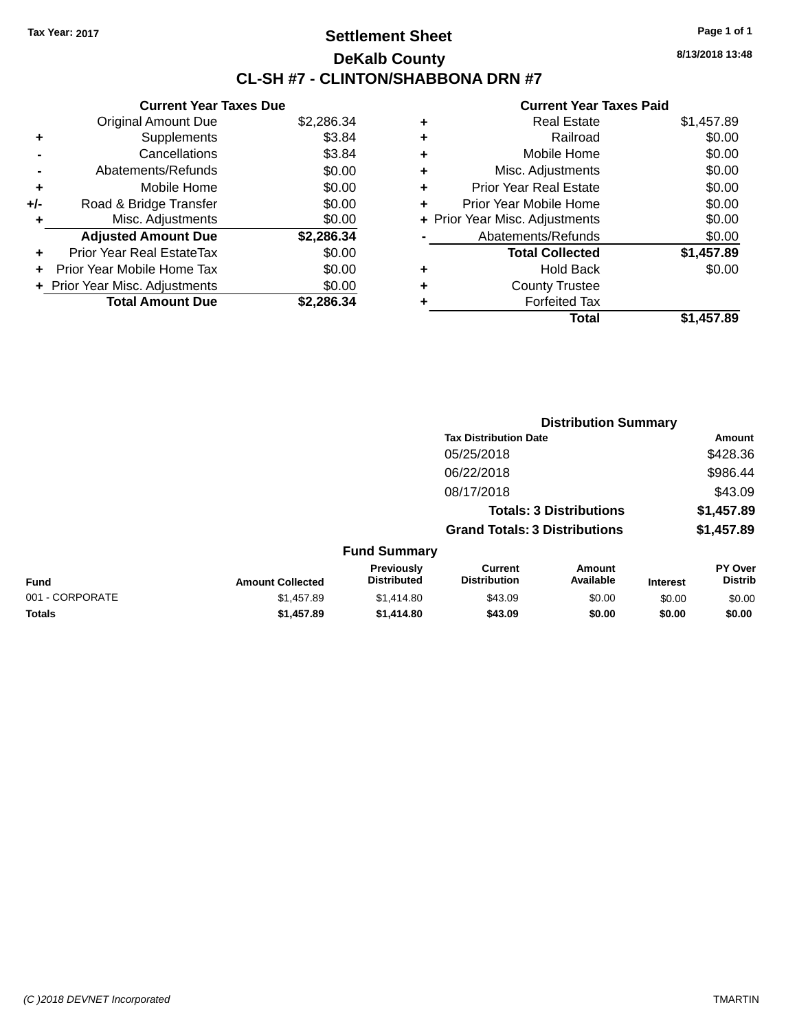Tax Year: 2017

# Settlement Sheet

## DeKalb County

## CL-SH #7 - CLINTON/SHABBONA DRN #7

8/13/2018 13:48

### Current Year Taxes Due

| | | |
|---|---|---|
| | Original Amount Due | $2,286.34 |
| + | Supplements | $3.84 |
| - | Cancellations | $3.84 |
| - | Abatements/Refunds | $0.00 |
| + | Mobile Home | $0.00 |
| +/- | Road & Bridge Transfer | $0.00 |
| + | Misc. Adjustments | $0.00 |
| | **Adjusted Amount Due** | **$2,286.34** |
| + | Prior Year Real EstateTax | $0.00 |
| + | Prior Year Mobile Home Tax | $0.00 |
| + | Prior Year Misc. Adjustments | $0.00 |
| | **Total Amount Due** | **$2,286.34** |

### Current Year Taxes Paid

| | | |
|---|---|---|
| + | Real Estate | $1,457.89 |
| + | Railroad | $0.00 |
| + | Mobile Home | $0.00 |
| + | Misc. Adjustments | $0.00 |
| + | Prior Year Real Estate | $0.00 |
| + | Prior Year Mobile Home | $0.00 |
| + | Prior Year Misc. Adjustments | $0.00 |
| - | Abatements/Refunds | $0.00 |
| | **Total Collected** | **$1,457.89** |
| + | Hold Back | $0.00 |
| + | County Trustee | |
| + | Forfeited Tax | |
| | **Total** | **$1,457.89** |

### Distribution Summary

| Tax Distribution Date | Amount |
|---|---|
| 05/25/2018 | $428.36 |
| 06/22/2018 | $986.44 |
| 08/17/2018 | $43.09 |
| **Totals: 3 Distributions** | **$1,457.89** |
| **Grand Totals: 3 Distributions** | **$1,457.89** |

### Fund Summary

| Fund | Amount Collected | Previously Distributed | Current Distribution | Amount Available | Interest | PY Over Distrib |
|---|---|---|---|---|---|---|
| 001 - CORPORATE | $1,457.89 | $1,414.80 | $43.09 | $0.00 | $0.00 | $0.00 |
| **Totals** | **$1,457.89** | **$1,414.80** | **$43.09** | **$0.00** | **$0.00** | **$0.00** |

(C )2018 DEVNET Incorporated TMARTIN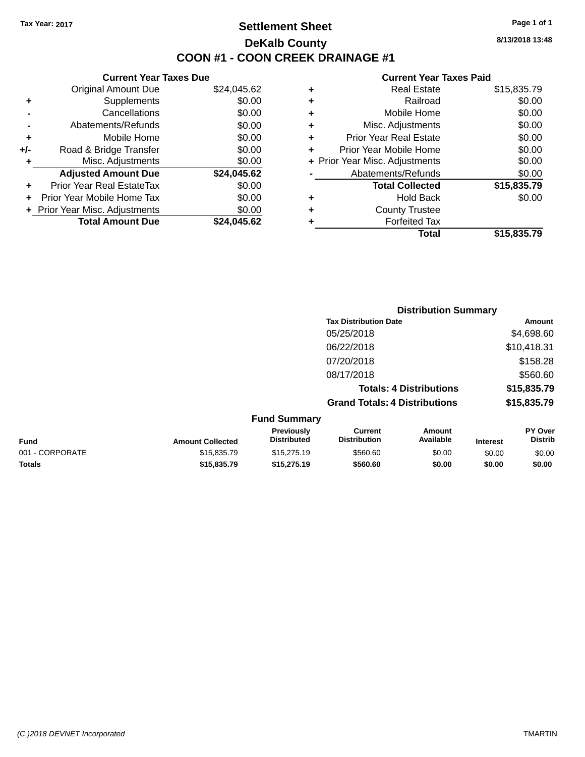Tax Year: 2017

# Settlement Sheet

## DeKalb County

## COON #1 - COON CREEK DRAINAGE #1

8/13/2018 13:48

### Current Year Taxes Due

| | | |
|---|---|---|
| | Original Amount Due | $24,045.62 |
| + | Supplements | $0.00 |
| - | Cancellations | $0.00 |
| - | Abatements/Refunds | $0.00 |
| + | Mobile Home | $0.00 |
| +/- | Road & Bridge Transfer | $0.00 |
| + | Misc. Adjustments | $0.00 |
| | **Adjusted Amount Due** | **$24,045.62** |
| + | Prior Year Real EstateTax | $0.00 |
| + | Prior Year Mobile Home Tax | $0.00 |
| + | Prior Year Misc. Adjustments | $0.00 |
| | **Total Amount Due** | **$24,045.62** |

### Current Year Taxes Paid

| | | |
|---|---|---|
| + | Real Estate | $15,835.79 |
| + | Railroad | $0.00 |
| + | Mobile Home | $0.00 |
| + | Misc. Adjustments | $0.00 |
| + | Prior Year Real Estate | $0.00 |
| + | Prior Year Mobile Home | $0.00 |
| + | Prior Year Misc. Adjustments | $0.00 |
| - | Abatements/Refunds | $0.00 |
| | **Total Collected** | **$15,835.79** |
| + | Hold Back | $0.00 |
| + | County Trustee | |
| + | Forfeited Tax | |
| | **Total** | **$15,835.79** |

### Distribution Summary

| Tax Distribution Date | Amount |
|---|---|
| 05/25/2018 | $4,698.60 |
| 06/22/2018 | $10,418.31 |
| 07/20/2018 | $158.28 |
| 08/17/2018 | $560.60 |
| **Totals: 4 Distributions** | **$15,835.79** |
| **Grand Totals: 4 Distributions** | **$15,835.79** |

### Fund Summary

| Fund | Amount Collected | Previously Distributed | Current Distribution | Amount Available | Interest | PY Over Distrib |
|---|---|---|---|---|---|---|
| 001 - CORPORATE | $15,835.79 | $15,275.19 | $560.60 | $0.00 | $0.00 | $0.00 |
| **Totals** | **$15,835.79** | **$15,275.19** | **$560.60** | **$0.00** | **$0.00** | **$0.00** |

(C )2018 DEVNET Incorporated TMARTIN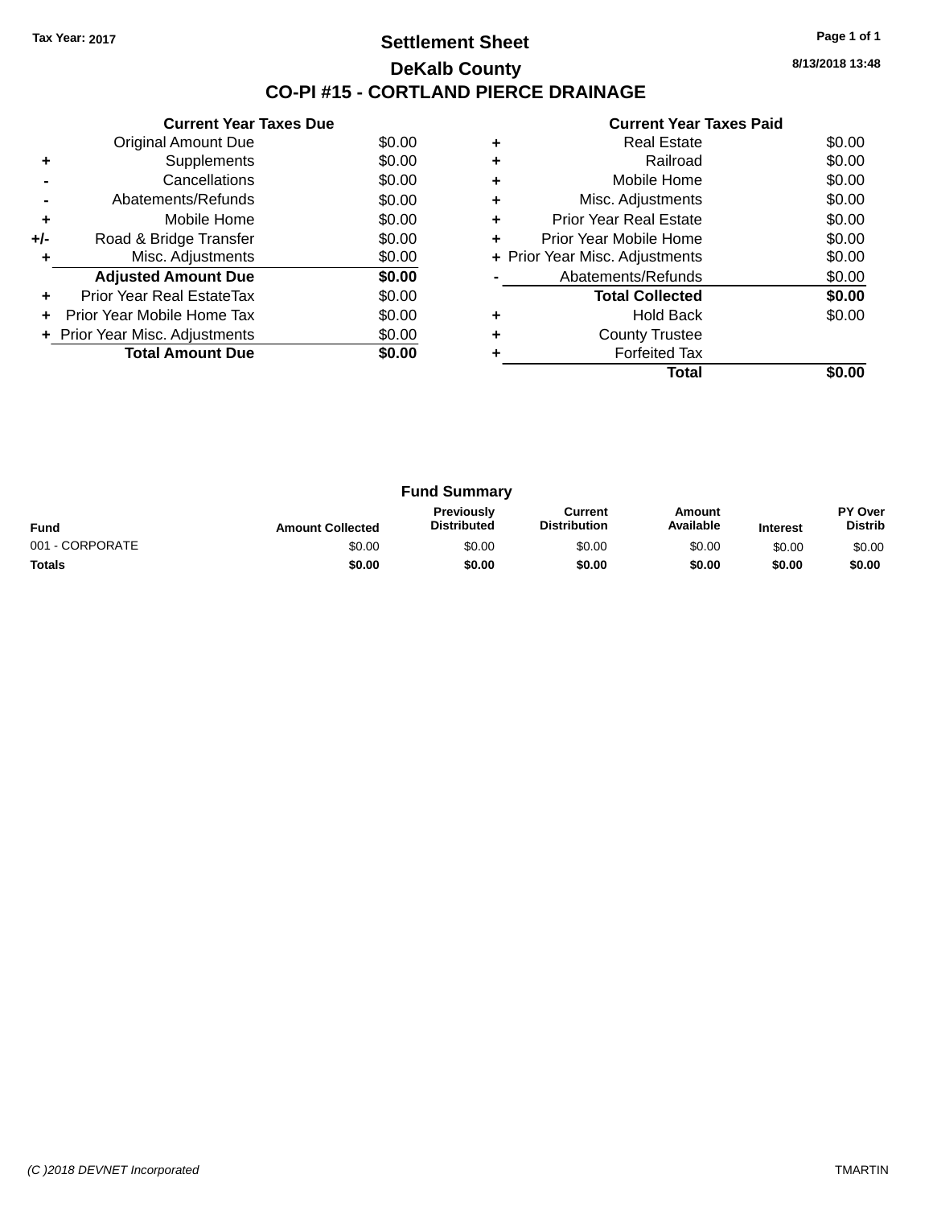Tax Year: 2017

# Settlement Sheet

## DeKalb County

## CO-PI #15 - CORTLAND PIERCE DRAINAGE

8/13/2018 13:48

### Current Year Taxes Due

| | | |
|---|---|---|
| | Original Amount Due | $0.00 |
| + | Supplements | $0.00 |
| - | Cancellations | $0.00 |
| - | Abatements/Refunds | $0.00 |
| + | Mobile Home | $0.00 |
| +/- | Road & Bridge Transfer | $0.00 |
| + | Misc. Adjustments | $0.00 |
| | **Adjusted Amount Due** | **$0.00** |
| + | Prior Year Real EstateTax | $0.00 |
| + | Prior Year Mobile Home Tax | $0.00 |
| + | Prior Year Misc. Adjustments | $0.00 |
| | **Total Amount Due** | **$0.00** |

### Current Year Taxes Paid

| | | |
|---|---|---|
| + | Real Estate | $0.00 |
| + | Railroad | $0.00 |
| + | Mobile Home | $0.00 |
| + | Misc. Adjustments | $0.00 |
| + | Prior Year Real Estate | $0.00 |
| + | Prior Year Mobile Home | $0.00 |
| + | Prior Year Misc. Adjustments | $0.00 |
| - | Abatements/Refunds | $0.00 |
| | **Total Collected** | **$0.00** |
| + | Hold Back | $0.00 |
| + | County Trustee | |
| + | Forfeited Tax | |
| | **Total** | **$0.00** |

### Fund Summary

| Fund | Amount Collected | Previously Distributed | Current Distribution | Amount Available | Interest | PY Over Distrib |
|---|---|---|---|---|---|---|
| 001 - CORPORATE | $0.00 | $0.00 | $0.00 | $0.00 | $0.00 | $0.00 |
| **Totals** | **$0.00** | **$0.00** | **$0.00** | **$0.00** | **$0.00** | **$0.00** |

(C )2018 DEVNET Incorporated — TMARTIN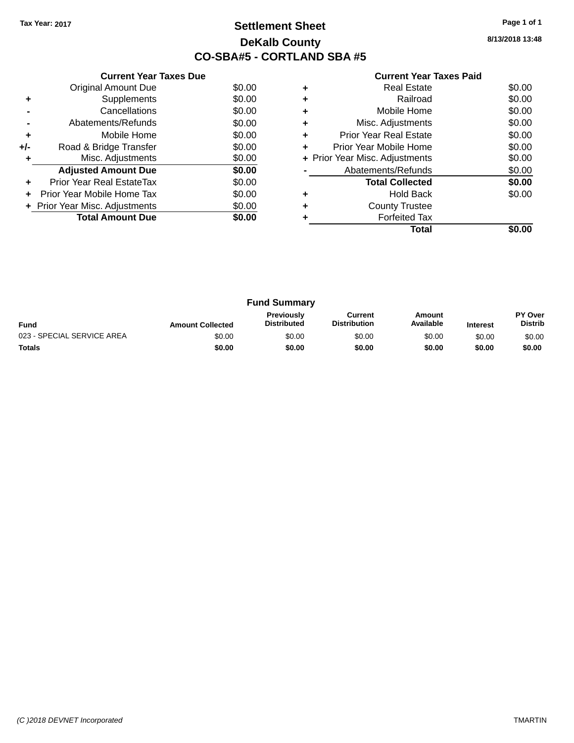Tax Year: 2017

# Settlement Sheet

## DeKalb County

## CO-SBA#5 - CORTLAND SBA #5

8/13/2018 13:48

### Current Year Taxes Due

| | | |
|---|---|---|
| | Original Amount Due | $0.00 |
| + | Supplements | $0.00 |
| - | Cancellations | $0.00 |
| - | Abatements/Refunds | $0.00 |
| + | Mobile Home | $0.00 |
| +/- | Road & Bridge Transfer | $0.00 |
| + | Misc. Adjustments | $0.00 |
| | **Adjusted Amount Due** | **$0.00** |
| + | Prior Year Real EstateTax | $0.00 |
| + | Prior Year Mobile Home Tax | $0.00 |
| + | Prior Year Misc. Adjustments | $0.00 |
| | **Total Amount Due** | **$0.00** |

### Current Year Taxes Paid

| | | |
|---|---|---|
| + | Real Estate | $0.00 |
| + | Railroad | $0.00 |
| + | Mobile Home | $0.00 |
| + | Misc. Adjustments | $0.00 |
| + | Prior Year Real Estate | $0.00 |
| + | Prior Year Mobile Home | $0.00 |
| + | Prior Year Misc. Adjustments | $0.00 |
| - | Abatements/Refunds | $0.00 |
| | **Total Collected** | **$0.00** |
| + | Hold Back | $0.00 |
| + | County Trustee | |
| + | Forfeited Tax | |
| | **Total** | **$0.00** |

### Fund Summary

| Fund | Amount Collected | Previously Distributed | Current Distribution | Amount Available | Interest | PY Over Distrib |
|---|---|---|---|---|---|---|
| 023 - SPECIAL SERVICE AREA | $0.00 | $0.00 | $0.00 | $0.00 | $0.00 | $0.00 |
| **Totals** | **$0.00** | **$0.00** | **$0.00** | **$0.00** | **$0.00** | **$0.00** |

(C )2018 DEVNET Incorporated TMARTIN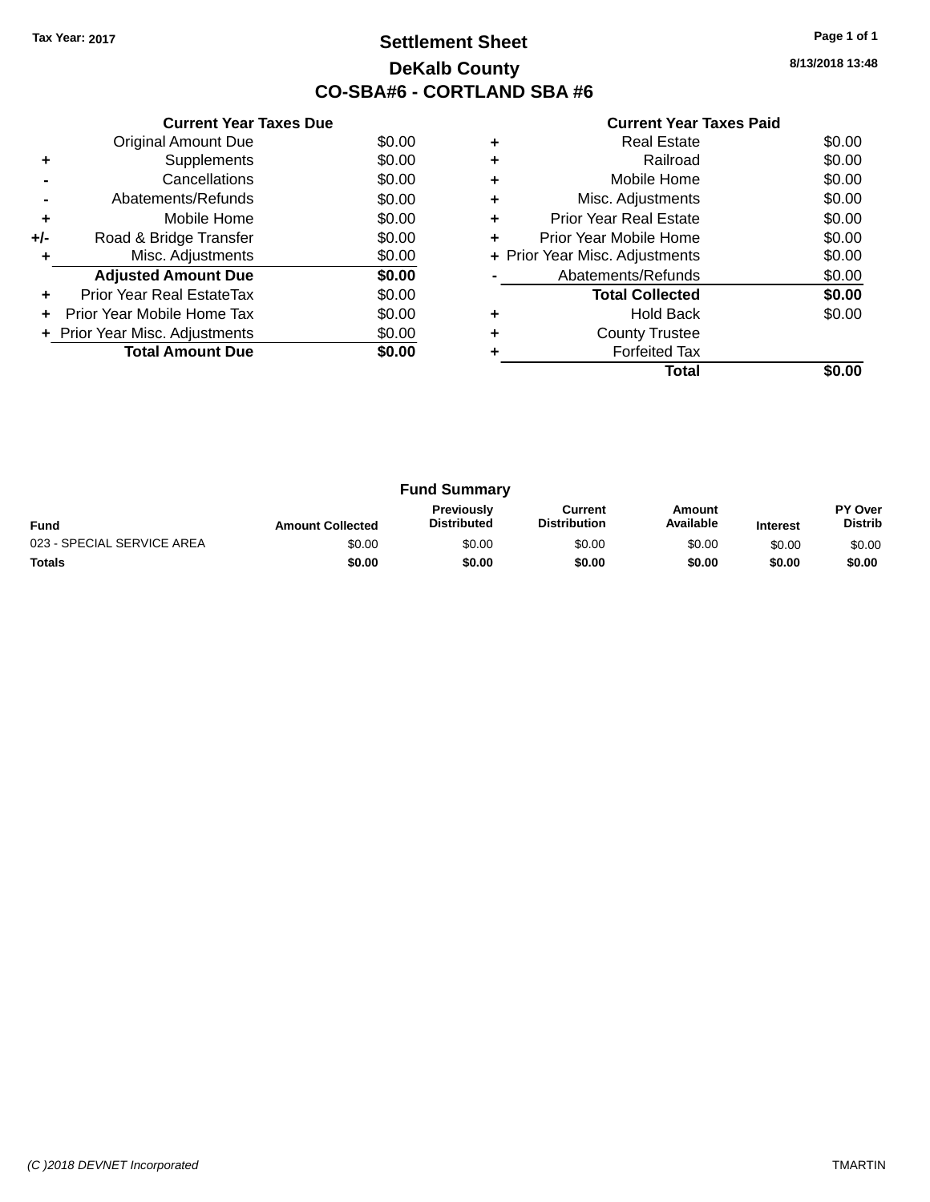Tax Year: 2017

# Settlement Sheet

## DeKalb County

## CO-SBA#6 - CORTLAND SBA #6

8/13/2018 13:48

### Current Year Taxes Due

| | | |
|---|---|---|
| | Original Amount Due | $0.00 |
| + | Supplements | $0.00 |
| - | Cancellations | $0.00 |
| - | Abatements/Refunds | $0.00 |
| + | Mobile Home | $0.00 |
| +/- | Road & Bridge Transfer | $0.00 |
| + | Misc. Adjustments | $0.00 |
| | **Adjusted Amount Due** | **$0.00** |
| + | Prior Year Real EstateTax | $0.00 |
| + | Prior Year Mobile Home Tax | $0.00 |
| + | Prior Year Misc. Adjustments | $0.00 |
| | **Total Amount Due** | **$0.00** |

### Current Year Taxes Paid

| | | |
|---|---|---|
| + | Real Estate | $0.00 |
| + | Railroad | $0.00 |
| + | Mobile Home | $0.00 |
| + | Misc. Adjustments | $0.00 |
| + | Prior Year Real Estate | $0.00 |
| + | Prior Year Mobile Home | $0.00 |
| + | Prior Year Misc. Adjustments | $0.00 |
| - | Abatements/Refunds | $0.00 |
| | **Total Collected** | **$0.00** |
| + | Hold Back | $0.00 |
| + | County Trustee | |
| + | Forfeited Tax | |
| | **Total** | **$0.00** |

### Fund Summary

| Fund | Amount Collected | Previously Distributed | Current Distribution | Amount Available | Interest | PY Over Distrib |
|---|---|---|---|---|---|---|
| 023 - SPECIAL SERVICE AREA | $0.00 | $0.00 | $0.00 | $0.00 | $0.00 | $0.00 |
| **Totals** | **$0.00** | **$0.00** | **$0.00** | **$0.00** | **$0.00** | **$0.00** |

(C )2018 DEVNET Incorporated    TMARTIN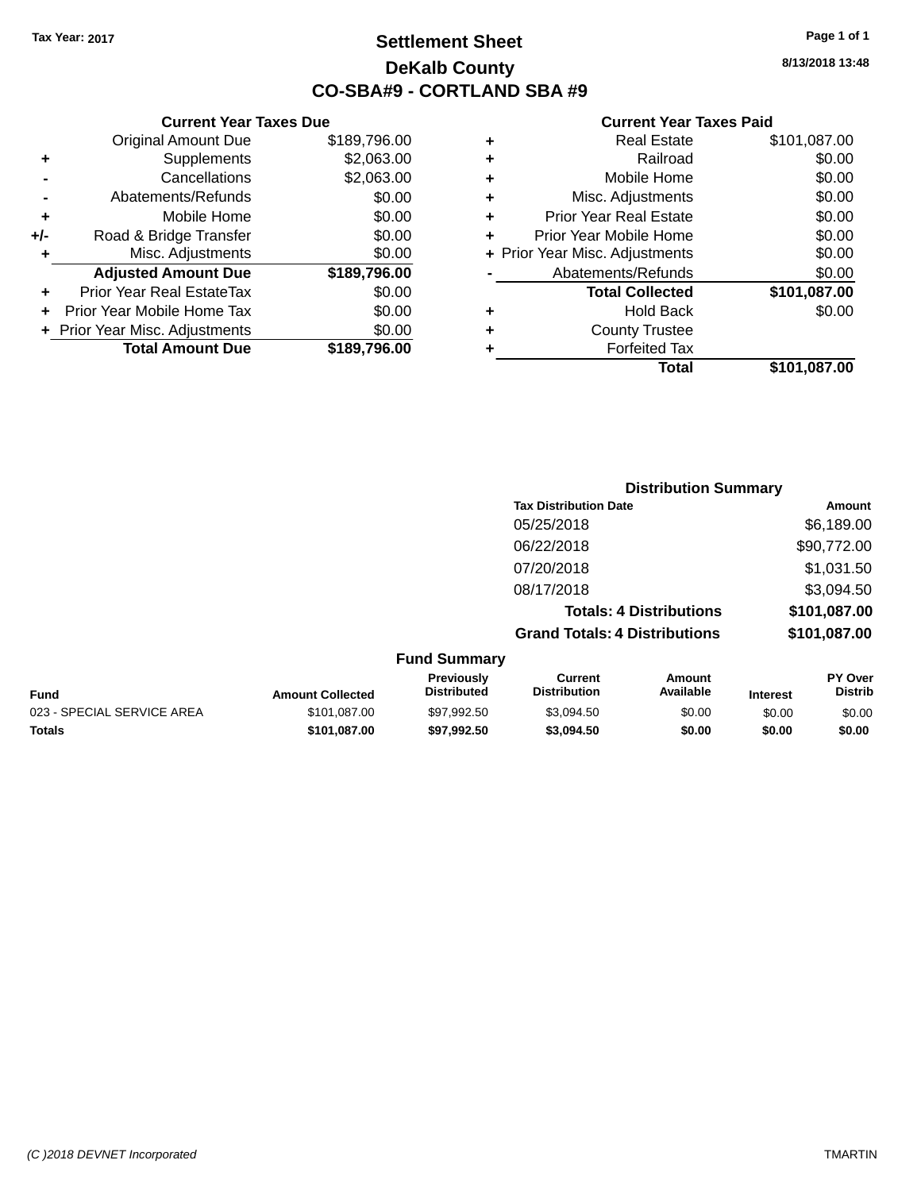Tax Year: 2017

# Settlement Sheet

## DeKalb County

## CO-SBA#9 - CORTLAND SBA #9

8/13/2018 13:48

### Current Year Taxes Due

| | | |
|---|---|---|
| | Original Amount Due | $189,796.00 |
| + | Supplements | $2,063.00 |
| - | Cancellations | $2,063.00 |
| - | Abatements/Refunds | $0.00 |
| + | Mobile Home | $0.00 |
| +/- | Road & Bridge Transfer | $0.00 |
| + | Misc. Adjustments | $0.00 |
| | **Adjusted Amount Due** | **$189,796.00** |
| + | Prior Year Real EstateTax | $0.00 |
| + | Prior Year Mobile Home Tax | $0.00 |
| + | Prior Year Misc. Adjustments | $0.00 |
| | **Total Amount Due** | **$189,796.00** |

### Current Year Taxes Paid

| | | |
|---|---|---|
| + | Real Estate | $101,087.00 |
| + | Railroad | $0.00 |
| + | Mobile Home | $0.00 |
| + | Misc. Adjustments | $0.00 |
| + | Prior Year Real Estate | $0.00 |
| + | Prior Year Mobile Home | $0.00 |
| + | Prior Year Misc. Adjustments | $0.00 |
| - | Abatements/Refunds | $0.00 |
| | **Total Collected** | **$101,087.00** |
| + | Hold Back | $0.00 |
| + | County Trustee | |
| + | Forfeited Tax | |
| | **Total** | **$101,087.00** |

### Distribution Summary

| Tax Distribution Date | Amount |
|---|---|
| 05/25/2018 | $6,189.00 |
| 06/22/2018 | $90,772.00 |
| 07/20/2018 | $1,031.50 |
| 08/17/2018 | $3,094.50 |
| **Totals: 4 Distributions** | **$101,087.00** |
| **Grand Totals: 4 Distributions** | **$101,087.00** |

### Fund Summary

| Fund | Amount Collected | Previously Distributed | Current Distribution | Amount Available | Interest | PY Over Distrib |
|---|---|---|---|---|---|---|
| 023 - SPECIAL SERVICE AREA | $101,087.00 | $97,992.50 | $3,094.50 | $0.00 | $0.00 | $0.00 |
| **Totals** | **$101,087.00** | **$97,992.50** | **$3,094.50** | **$0.00** | **$0.00** | **$0.00** |

(C )2018 DEVNET Incorporated TMARTIN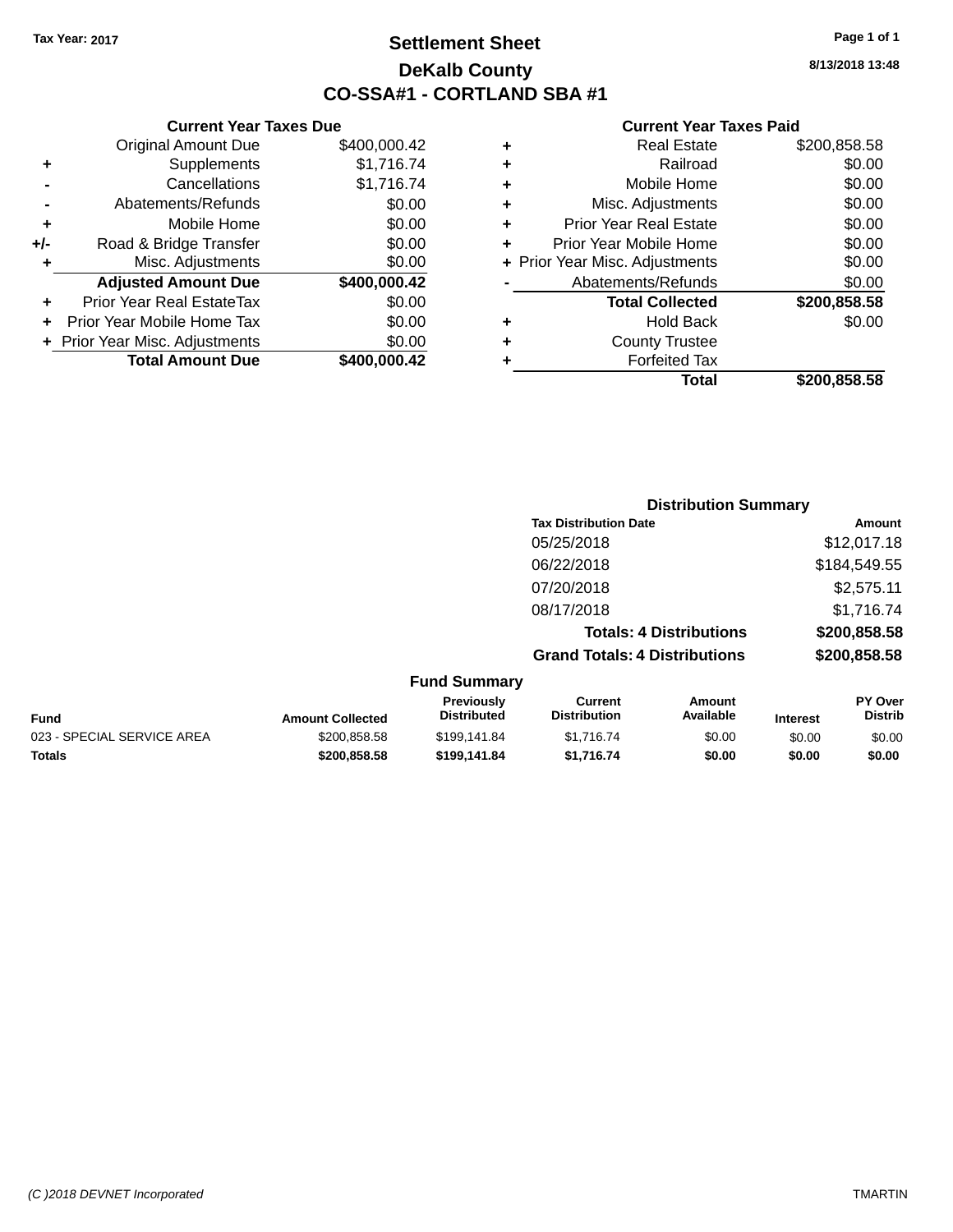Tax Year: 2017

# Settlement Sheet

## DeKalb County

## CO-SSA#1 - CORTLAND SBA #1

8/13/2018 13:48

### Current Year Taxes Due

| | | |
|---|---|---|
| | Original Amount Due | $400,000.42 |
| + | Supplements | $1,716.74 |
| - | Cancellations | $1,716.74 |
| - | Abatements/Refunds | $0.00 |
| + | Mobile Home | $0.00 |
| +/- | Road & Bridge Transfer | $0.00 |
| + | Misc. Adjustments | $0.00 |
| | **Adjusted Amount Due** | **$400,000.42** |
| + | Prior Year Real EstateTax | $0.00 |
| + | Prior Year Mobile Home Tax | $0.00 |
| + | Prior Year Misc. Adjustments | $0.00 |
| | **Total Amount Due** | **$400,000.42** |

### Current Year Taxes Paid

| | | |
|---|---|---|
| + | Real Estate | $200,858.58 |
| + | Railroad | $0.00 |
| + | Mobile Home | $0.00 |
| + | Misc. Adjustments | $0.00 |
| + | Prior Year Real Estate | $0.00 |
| + | Prior Year Mobile Home | $0.00 |
| + | Prior Year Misc. Adjustments | $0.00 |
| - | Abatements/Refunds | $0.00 |
| | **Total Collected** | **$200,858.58** |
| + | Hold Back | $0.00 |
| + | County Trustee | |
| + | Forfeited Tax | |
| | **Total** | **$200,858.58** |

### Distribution Summary

| Tax Distribution Date | Amount |
|---|---|
| 05/25/2018 | $12,017.18 |
| 06/22/2018 | $184,549.55 |
| 07/20/2018 | $2,575.11 |
| 08/17/2018 | $1,716.74 |
| **Totals: 4 Distributions** | **$200,858.58** |
| **Grand Totals: 4 Distributions** | **$200,858.58** |

### Fund Summary

| Fund | Amount Collected | Previously Distributed | Current Distribution | Amount Available | Interest | PY Over Distrib |
|---|---|---|---|---|---|---|
| 023 - SPECIAL SERVICE AREA | $200,858.58 | $199,141.84 | $1,716.74 | $0.00 | $0.00 | $0.00 |
| **Totals** | **$200,858.58** | **$199,141.84** | **$1,716.74** | **$0.00** | **$0.00** | **$0.00** |

(C )2018 DEVNET Incorporated TMARTIN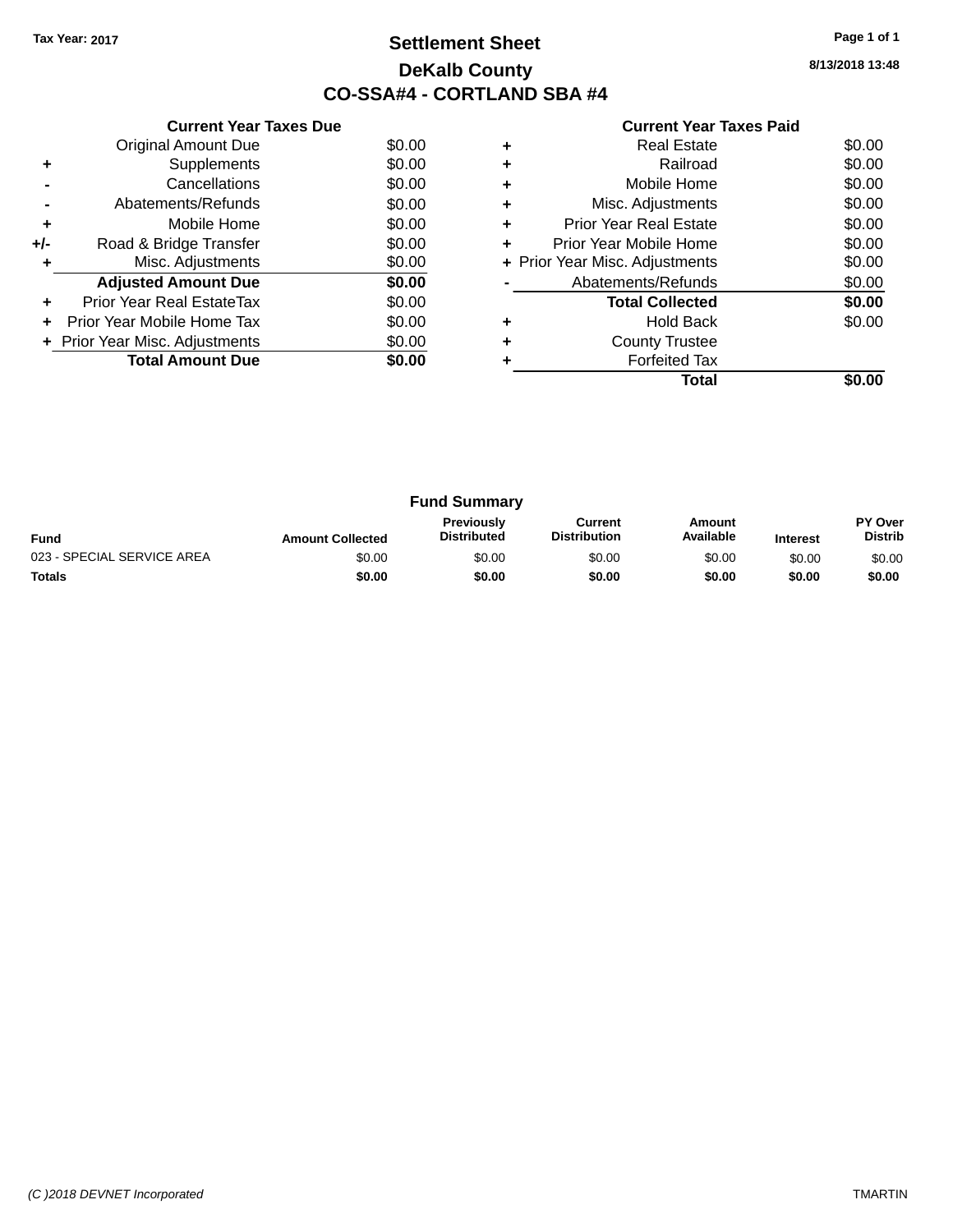Tax Year: 2017

# Settlement Sheet

## DeKalb County

## CO-SSA#4 - CORTLAND SBA #4

8/13/2018 13:48

### Current Year Taxes Due

| | | |
|---|---|---|
| | Original Amount Due | $0.00 |
| + | Supplements | $0.00 |
| - | Cancellations | $0.00 |
| - | Abatements/Refunds | $0.00 |
| + | Mobile Home | $0.00 |
| +/- | Road & Bridge Transfer | $0.00 |
| + | Misc. Adjustments | $0.00 |
| | **Adjusted Amount Due** | **$0.00** |
| + | Prior Year Real EstateTax | $0.00 |
| + | Prior Year Mobile Home Tax | $0.00 |
| + | Prior Year Misc. Adjustments | $0.00 |
| | **Total Amount Due** | **$0.00** |

### Current Year Taxes Paid

| | | |
|---|---|---|
| + | Real Estate | $0.00 |
| + | Railroad | $0.00 |
| + | Mobile Home | $0.00 |
| + | Misc. Adjustments | $0.00 |
| + | Prior Year Real Estate | $0.00 |
| + | Prior Year Mobile Home | $0.00 |
| + | Prior Year Misc. Adjustments | $0.00 |
| - | Abatements/Refunds | $0.00 |
| | **Total Collected** | **$0.00** |
| + | Hold Back | $0.00 |
| + | County Trustee | |
| + | Forfeited Tax | |
| | **Total** | **$0.00** |

### Fund Summary

| Fund | Amount Collected | Previously Distributed | Current Distribution | Amount Available | Interest | PY Over Distrib |
|---|---|---|---|---|---|---|
| 023 - SPECIAL SERVICE AREA | $0.00 | $0.00 | $0.00 | $0.00 | $0.00 | $0.00 |
| **Totals** | **$0.00** | **$0.00** | **$0.00** | **$0.00** | **$0.00** | **$0.00** |

(C )2018 DEVNET Incorporated TMARTIN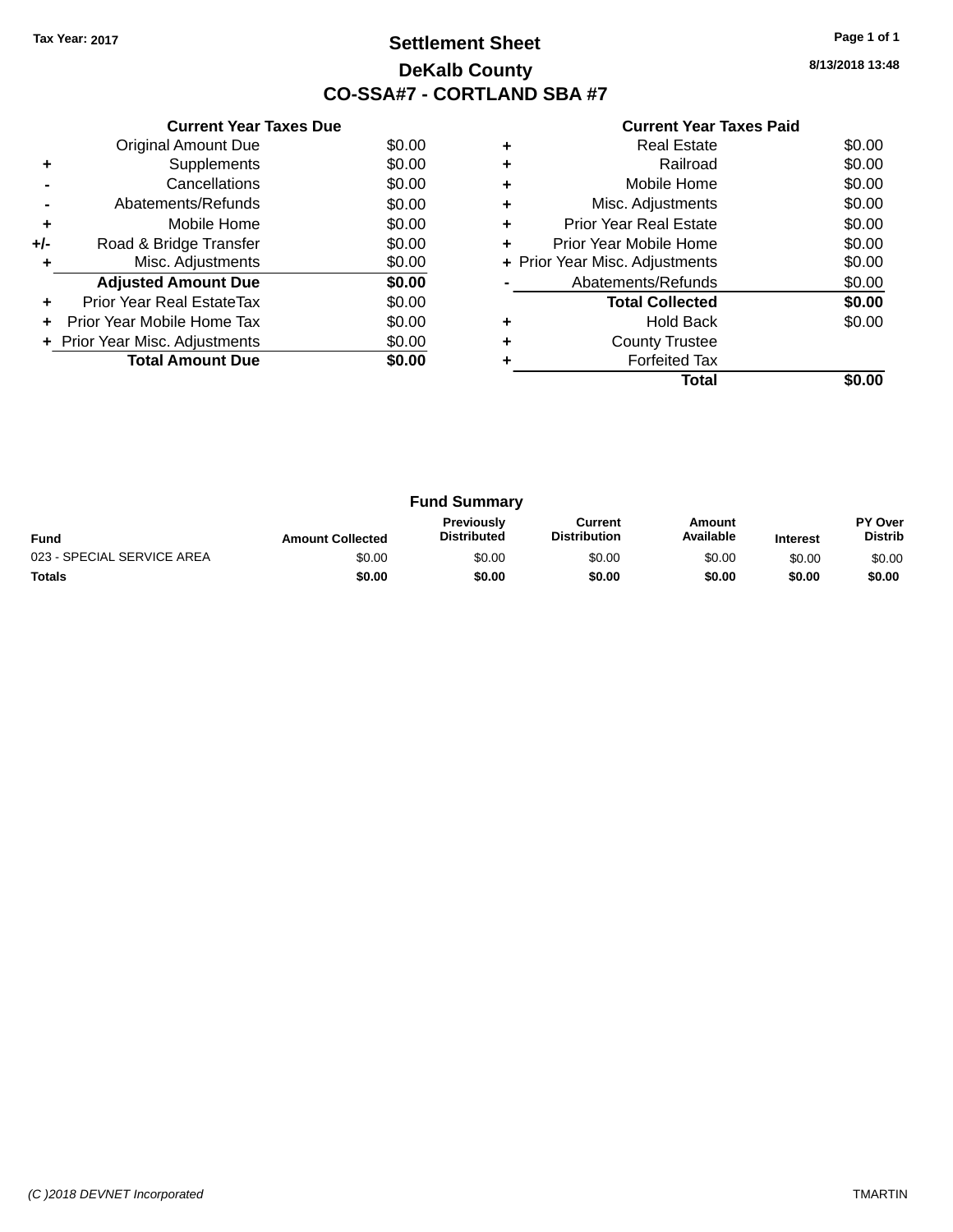Tax Year: 2017

# Settlement Sheet

## DeKalb County

## CO-SSA#7 - CORTLAND SBA #7

8/13/2018 13:48

### Current Year Taxes Due

| | | |
|---|---|---|
| | Original Amount Due | $0.00 |
| + | Supplements | $0.00 |
| - | Cancellations | $0.00 |
| - | Abatements/Refunds | $0.00 |
| + | Mobile Home | $0.00 |
| +/- | Road & Bridge Transfer | $0.00 |
| + | Misc. Adjustments | $0.00 |
| | **Adjusted Amount Due** | **$0.00** |
| + | Prior Year Real EstateTax | $0.00 |
| + | Prior Year Mobile Home Tax | $0.00 |
| + | Prior Year Misc. Adjustments | $0.00 |
| | **Total Amount Due** | **$0.00** |

### Current Year Taxes Paid

| | | |
|---|---|---|
| + | Real Estate | $0.00 |
| + | Railroad | $0.00 |
| + | Mobile Home | $0.00 |
| + | Misc. Adjustments | $0.00 |
| + | Prior Year Real Estate | $0.00 |
| + | Prior Year Mobile Home | $0.00 |
| + | Prior Year Misc. Adjustments | $0.00 |
| - | Abatements/Refunds | $0.00 |
| | **Total Collected** | **$0.00** |
| + | Hold Back | $0.00 |
| + | County Trustee | |
| + | Forfeited Tax | |
| | **Total** | **$0.00** |

### Fund Summary

| Fund | Amount Collected | Previously Distributed | Current Distribution | Amount Available | Interest | PY Over Distrib |
|---|---|---|---|---|---|---|
| 023 - SPECIAL SERVICE AREA | $0.00 | $0.00 | $0.00 | $0.00 | $0.00 | $0.00 |
| **Totals** | **$0.00** | **$0.00** | **$0.00** | **$0.00** | **$0.00** | **$0.00** |

(C )2018 DEVNET Incorporated TMARTIN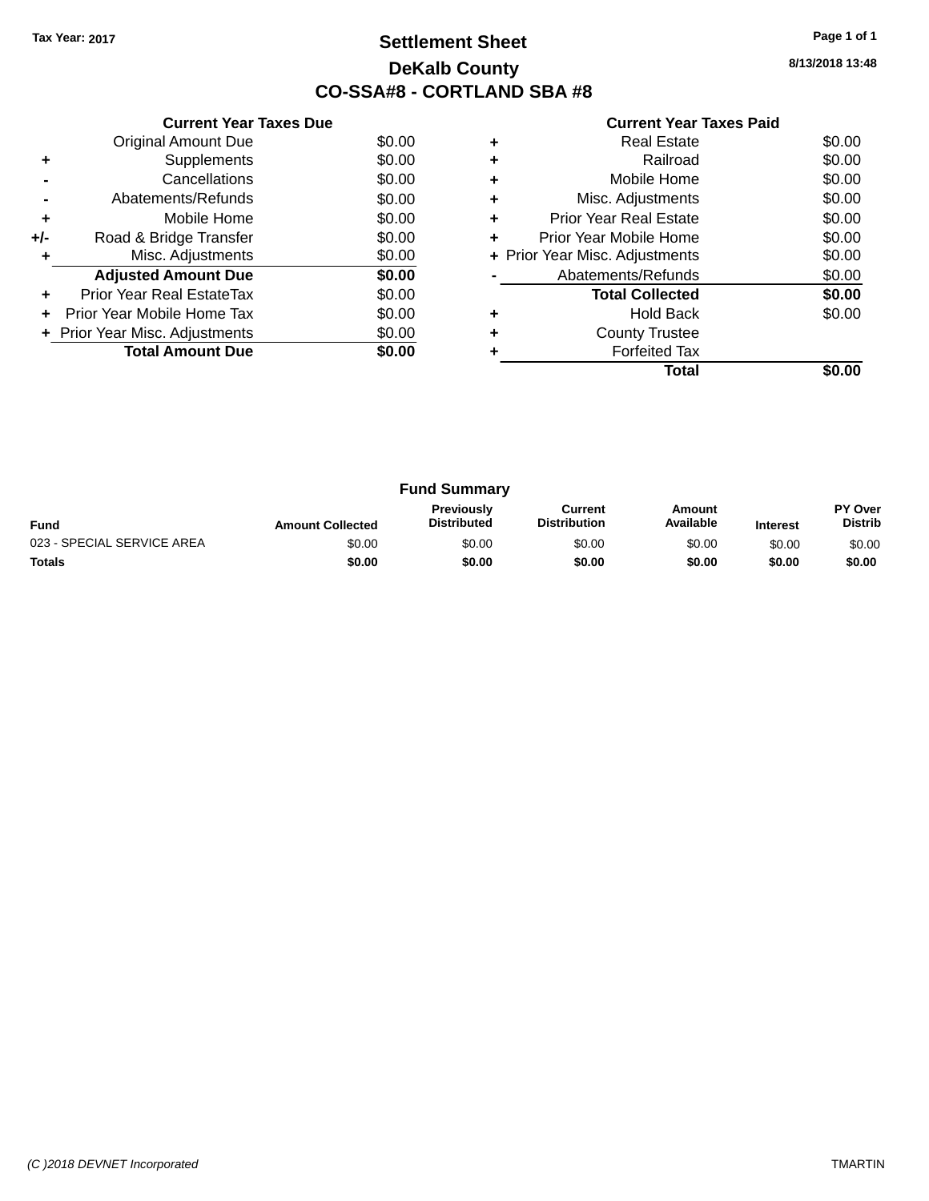**Tax Year: 2017**

# Settlement Sheet

## DeKalb County

## CO-SSA#8 - CORTLAND SBA #8

8/13/2018 13:48

### Current Year Taxes Due

| | | |
|---|---|---|
| | Original Amount Due | $0.00 |
| + | Supplements | $0.00 |
| - | Cancellations | $0.00 |
| - | Abatements/Refunds | $0.00 |
| + | Mobile Home | $0.00 |
| +/- | Road & Bridge Transfer | $0.00 |
| + | Misc. Adjustments | $0.00 |
| | **Adjusted Amount Due** | **$0.00** |
| + | Prior Year Real EstateTax | $0.00 |
| + | Prior Year Mobile Home Tax | $0.00 |
| + | Prior Year Misc. Adjustments | $0.00 |
| | **Total Amount Due** | **$0.00** |

### Current Year Taxes Paid

| | | |
|---|---|---|
| + | Real Estate | $0.00 |
| + | Railroad | $0.00 |
| + | Mobile Home | $0.00 |
| + | Misc. Adjustments | $0.00 |
| + | Prior Year Real Estate | $0.00 |
| + | Prior Year Mobile Home | $0.00 |
| + | Prior Year Misc. Adjustments | $0.00 |
| - | Abatements/Refunds | $0.00 |
| | **Total Collected** | **$0.00** |
| + | Hold Back | $0.00 |
| + | County Trustee | |
| + | Forfeited Tax | |
| | **Total** | **$0.00** |

### Fund Summary

| Fund | Amount Collected | Previously Distributed | Current Distribution | Amount Available | Interest | PY Over Distrib |
|---|---|---|---|---|---|---|
| 023 - SPECIAL SERVICE AREA | $0.00 | $0.00 | $0.00 | $0.00 | $0.00 | $0.00 |
| **Totals** | **$0.00** | **$0.00** | **$0.00** | **$0.00** | **$0.00** | **$0.00** |

(C )2018 DEVNET Incorporated TMARTIN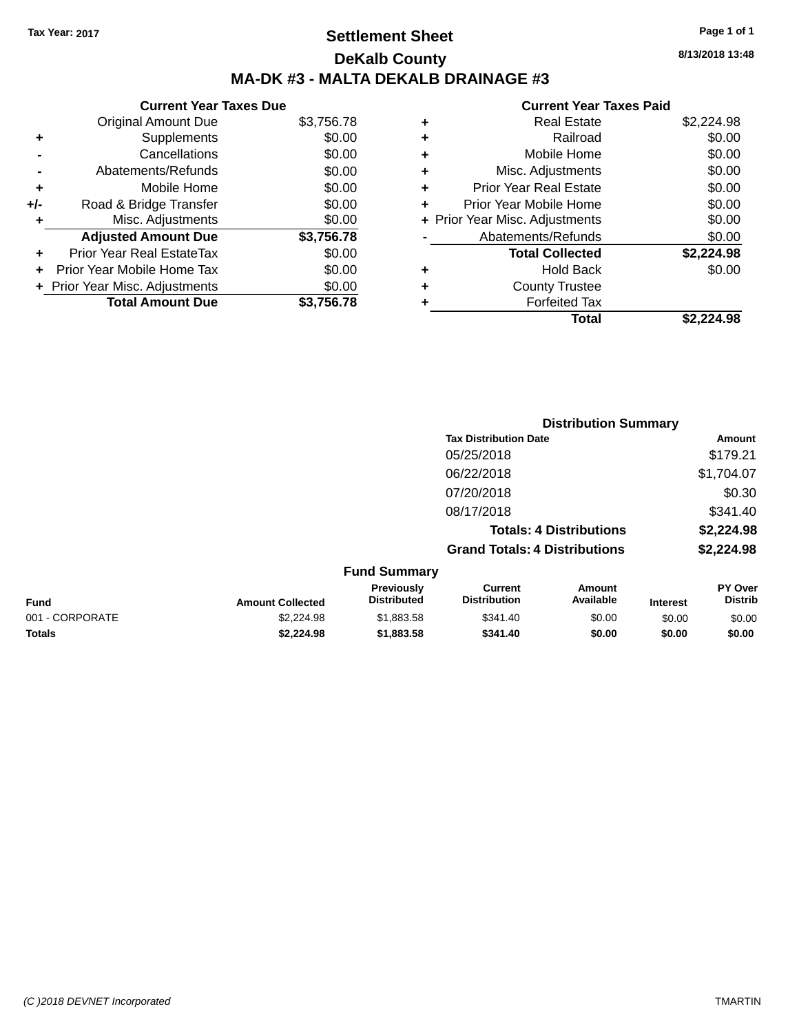Tax Year: 2017

# Settlement Sheet

## DeKalb County

## MA-DK #3 - MALTA DEKALB DRAINAGE #3

8/13/2018 13:48

### Current Year Taxes Due

| | | |
|---|---|---|
| | Original Amount Due | $3,756.78 |
| + | Supplements | $0.00 |
| - | Cancellations | $0.00 |
| - | Abatements/Refunds | $0.00 |
| + | Mobile Home | $0.00 |
| +/- | Road & Bridge Transfer | $0.00 |
| + | Misc. Adjustments | $0.00 |
| | **Adjusted Amount Due** | **$3,756.78** |
| + | Prior Year Real EstateTax | $0.00 |
| + | Prior Year Mobile Home Tax | $0.00 |
| + | Prior Year Misc. Adjustments | $0.00 |
| | **Total Amount Due** | **$3,756.78** |

### Current Year Taxes Paid

| | | |
|---|---|---|
| + | Real Estate | $2,224.98 |
| + | Railroad | $0.00 |
| + | Mobile Home | $0.00 |
| + | Misc. Adjustments | $0.00 |
| + | Prior Year Real Estate | $0.00 |
| + | Prior Year Mobile Home | $0.00 |
| + | Prior Year Misc. Adjustments | $0.00 |
| - | Abatements/Refunds | $0.00 |
| | **Total Collected** | **$2,224.98** |
| + | Hold Back | $0.00 |
| + | County Trustee | |
| + | Forfeited Tax | |
| | **Total** | **$2,224.98** |

### Distribution Summary

| Tax Distribution Date | Amount |
|---|---|
| 05/25/2018 | $179.21 |
| 06/22/2018 | $1,704.07 |
| 07/20/2018 | $0.30 |
| 08/17/2018 | $341.40 |
| **Totals: 4 Distributions** | **$2,224.98** |
| **Grand Totals: 4 Distributions** | **$2,224.98** |

### Fund Summary

| Fund | Amount Collected | Previously Distributed | Current Distribution | Amount Available | Interest | PY Over Distrib |
|---|---|---|---|---|---|---|
| 001 - CORPORATE | $2,224.98 | $1,883.58 | $341.40 | $0.00 | $0.00 | $0.00 |
| **Totals** | **$2,224.98** | **$1,883.58** | **$341.40** | **$0.00** | **$0.00** | **$0.00** |

(C )2018 DEVNET Incorporated — TMARTIN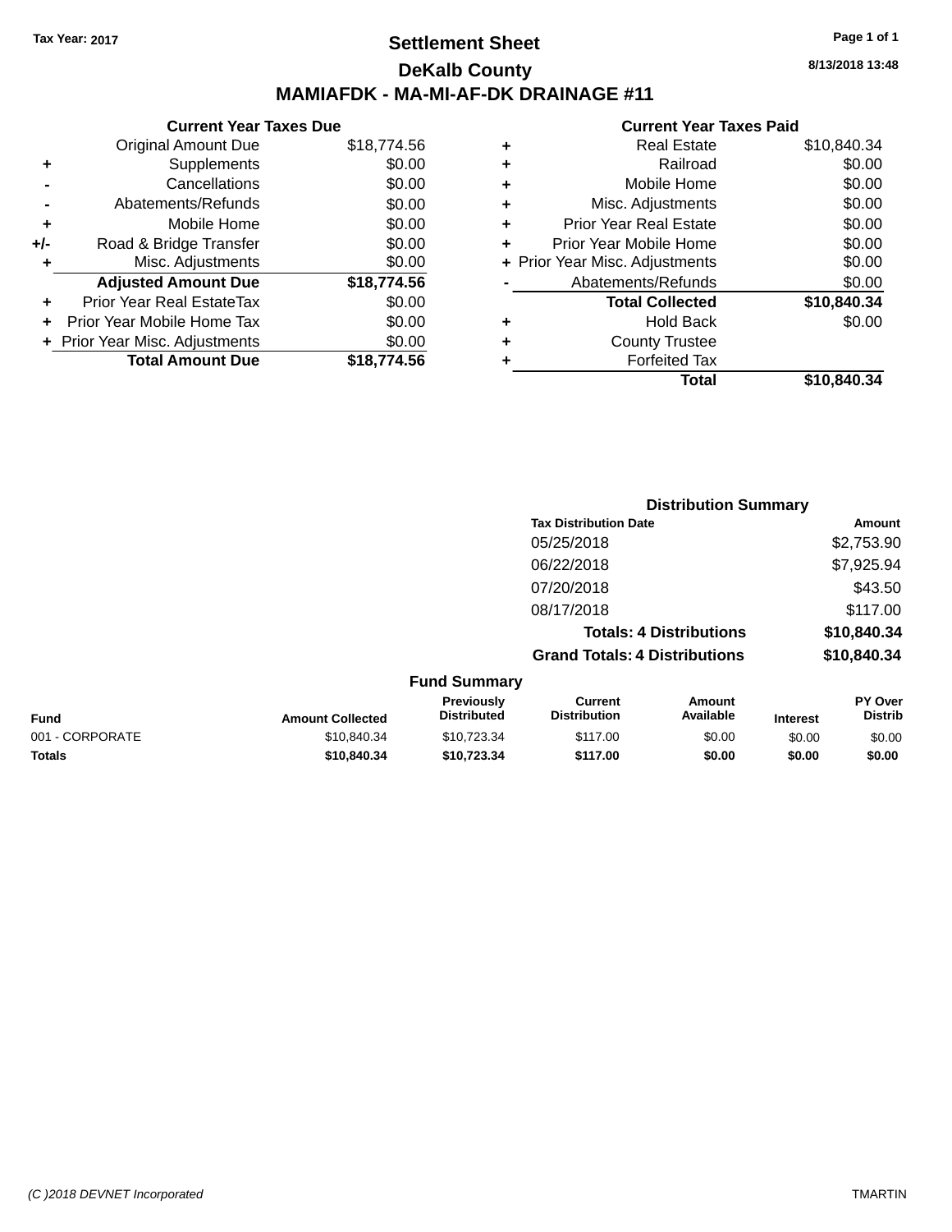Tax Year: 2017

# Settlement Sheet

## DeKalb County

## MAMIAFDK - MA-MI-AF-DK DRAINAGE #11

8/13/2018 13:48

### Current Year Taxes Due

| | | |
|---|---|---|
| | Original Amount Due | $18,774.56 |
| + | Supplements | $0.00 |
| - | Cancellations | $0.00 |
| - | Abatements/Refunds | $0.00 |
| + | Mobile Home | $0.00 |
| +/- | Road & Bridge Transfer | $0.00 |
| + | Misc. Adjustments | $0.00 |
| | **Adjusted Amount Due** | **$18,774.56** |
| + | Prior Year Real EstateTax | $0.00 |
| + | Prior Year Mobile Home Tax | $0.00 |
| + | Prior Year Misc. Adjustments | $0.00 |
| | **Total Amount Due** | **$18,774.56** |

### Current Year Taxes Paid

| | | |
|---|---|---|
| + | Real Estate | $10,840.34 |
| + | Railroad | $0.00 |
| + | Mobile Home | $0.00 |
| + | Misc. Adjustments | $0.00 |
| + | Prior Year Real Estate | $0.00 |
| + | Prior Year Mobile Home | $0.00 |
| + | Prior Year Misc. Adjustments | $0.00 |
| - | Abatements/Refunds | $0.00 |
| | **Total Collected** | **$10,840.34** |
| + | Hold Back | $0.00 |
| + | County Trustee | |
| + | Forfeited Tax | |
| | **Total** | **$10,840.34** |

### Distribution Summary

| Tax Distribution Date | Amount |
|---|---|
| 05/25/2018 | $2,753.90 |
| 06/22/2018 | $7,925.94 |
| 07/20/2018 | $43.50 |
| 08/17/2018 | $117.00 |
| **Totals: 4 Distributions** | **$10,840.34** |
| **Grand Totals: 4 Distributions** | **$10,840.34** |

### Fund Summary

| Fund | Amount Collected | Previously Distributed | Current Distribution | Amount Available | Interest | PY Over Distrib |
|---|---|---|---|---|---|---|
| 001 - CORPORATE | $10,840.34 | $10,723.34 | $117.00 | $0.00 | $0.00 | $0.00 |
| **Totals** | **$10,840.34** | **$10,723.34** | **$117.00** | **$0.00** | **$0.00** | **$0.00** |

(C )2018 DEVNET Incorporated TMARTIN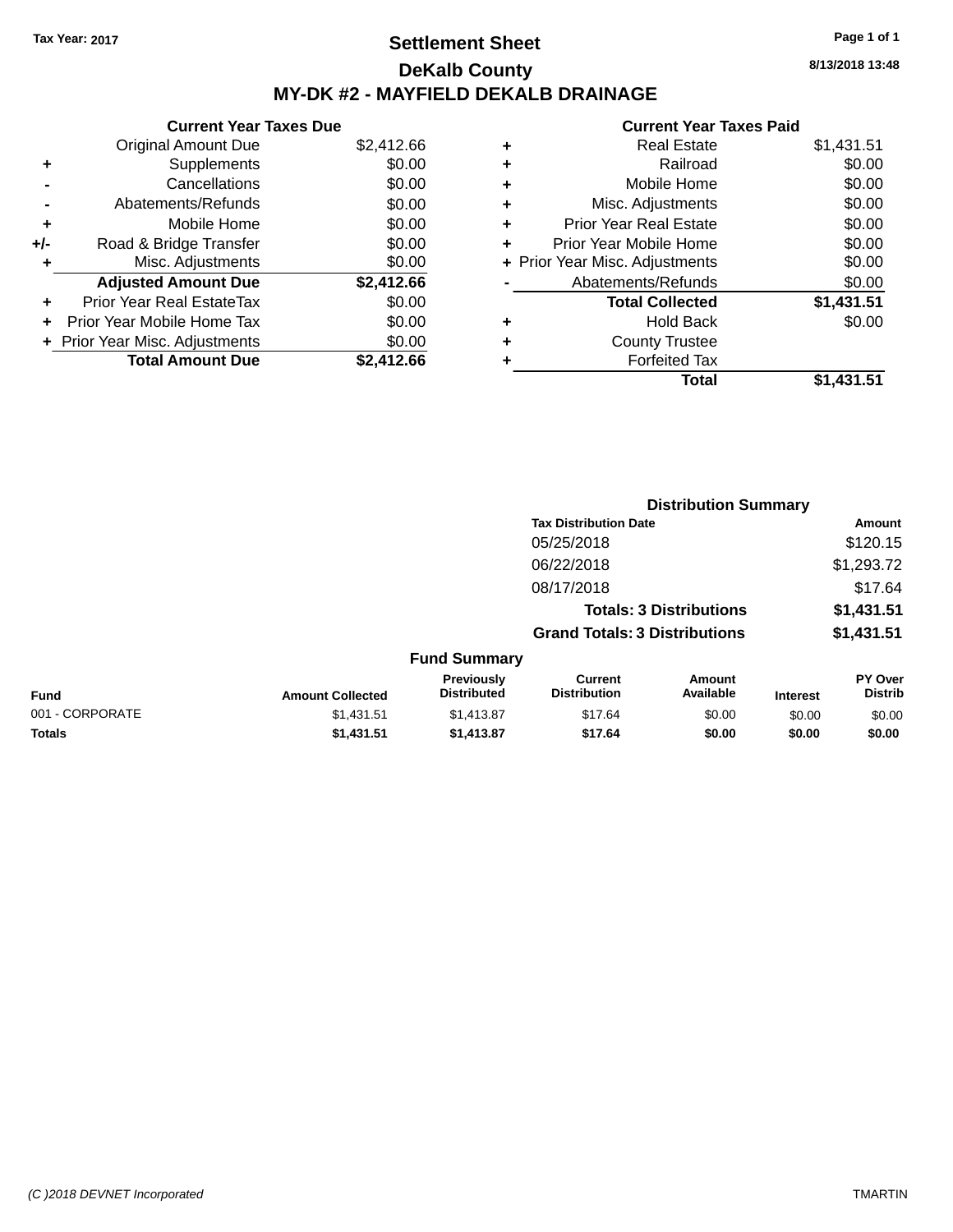Tax Year: 2017

# Settlement Sheet

## DeKalb County

## MY-DK #2 - MAYFIELD DEKALB DRAINAGE

8/13/2018 13:48

| | Current Year Taxes Due | |
|---|---|---|
| | Original Amount Due | $2,412.66 |
| + | Supplements | $0.00 |
| - | Cancellations | $0.00 |
| - | Abatements/Refunds | $0.00 |
| + | Mobile Home | $0.00 |
| +/- | Road & Bridge Transfer | $0.00 |
| + | Misc. Adjustments | $0.00 |
| | **Adjusted Amount Due** | **$2,412.66** |
| + | Prior Year Real EstateTax | $0.00 |
| + | Prior Year Mobile Home Tax | $0.00 |
| + | Prior Year Misc. Adjustments | $0.00 |
| | **Total Amount Due** | **$2,412.66** |

| | Current Year Taxes Paid | |
|---|---|---|
| + | Real Estate | $1,431.51 |
| + | Railroad | $0.00 |
| + | Mobile Home | $0.00 |
| + | Misc. Adjustments | $0.00 |
| + | Prior Year Real Estate | $0.00 |
| + | Prior Year Mobile Home | $0.00 |
| + | Prior Year Misc. Adjustments | $0.00 |
| - | Abatements/Refunds | $0.00 |
| | **Total Collected** | **$1,431.51** |
| + | Hold Back | $0.00 |
| + | County Trustee | |
| + | Forfeited Tax | |
| | **Total** | **$1,431.51** |

### Distribution Summary

| Tax Distribution Date | Amount |
|---|---|
| 05/25/2018 | $120.15 |
| 06/22/2018 | $1,293.72 |
| 08/17/2018 | $17.64 |
| **Totals: 3 Distributions** | **$1,431.51** |
| **Grand Totals: 3 Distributions** | **$1,431.51** |

### Fund Summary

| Fund | Amount Collected | Previously Distributed | Current Distribution | Amount Available | Interest | PY Over Distrib |
|---|---|---|---|---|---|---|
| 001 - CORPORATE | $1,431.51 | $1,413.87 | $17.64 | $0.00 | $0.00 | $0.00 |
| **Totals** | **$1,431.51** | **$1,413.87** | **$17.64** | **$0.00** | **$0.00** | **$0.00** |

(C )2018 DEVNET Incorporated — TMARTIN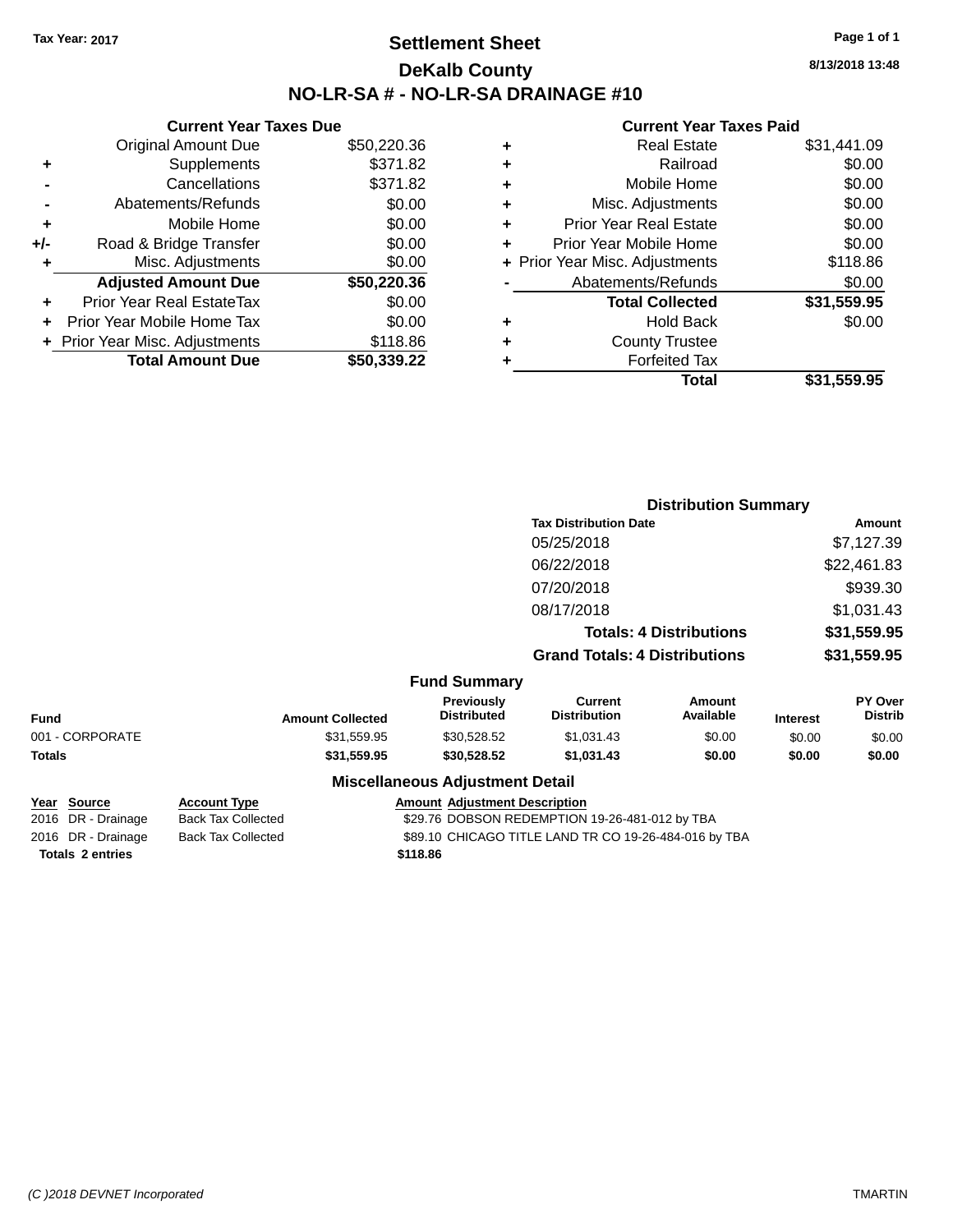Tax Year: 2017

# Settlement Sheet
## DeKalb County
## NO-LR-SA # - NO-LR-SA DRAINAGE #10

8/13/2018 13:48

### Current Year Taxes Due

| | | |
|---|---|---|
| | Original Amount Due | $50,220.36 |
| + | Supplements | $371.82 |
| - | Cancellations | $371.82 |
| - | Abatements/Refunds | $0.00 |
| + | Mobile Home | $0.00 |
| +/- | Road & Bridge Transfer | $0.00 |
| + | Misc. Adjustments | $0.00 |
| | **Adjusted Amount Due** | **$50,220.36** |
| + | Prior Year Real EstateTax | $0.00 |
| + | Prior Year Mobile Home Tax | $0.00 |
| + | Prior Year Misc. Adjustments | $118.86 |
| | **Total Amount Due** | **$50,339.22** |

### Current Year Taxes Paid

| | | |
|---|---|---|
| + | Real Estate | $31,441.09 |
| + | Railroad | $0.00 |
| + | Mobile Home | $0.00 |
| + | Misc. Adjustments | $0.00 |
| + | Prior Year Real Estate | $0.00 |
| + | Prior Year Mobile Home | $0.00 |
| + | Prior Year Misc. Adjustments | $118.86 |
| - | Abatements/Refunds | $0.00 |
| | **Total Collected** | **$31,559.95** |
| + | Hold Back | $0.00 |
| + | County Trustee | |
| + | Forfeited Tax | |
| | **Total** | **$31,559.95** |

### Distribution Summary

| Tax Distribution Date | Amount |
|---|---|
| 05/25/2018 | $7,127.39 |
| 06/22/2018 | $22,461.83 |
| 07/20/2018 | $939.30 |
| 08/17/2018 | $1,031.43 |
| **Totals: 4 Distributions** | **$31,559.95** |
| **Grand Totals: 4 Distributions** | **$31,559.95** |

### Fund Summary

| Fund | Amount Collected | Previously Distributed | Current Distribution | Amount Available | Interest | PY Over Distrib |
|---|---|---|---|---|---|---|
| 001 - CORPORATE | $31,559.95 | $30,528.52 | $1,031.43 | $0.00 | $0.00 | $0.00 |
| **Totals** | **$31,559.95** | **$30,528.52** | **$1,031.43** | **$0.00** | **$0.00** | **$0.00** |

### Miscellaneous Adjustment Detail

| Year | Source | Account Type | Amount | Adjustment Description |
|---|---|---|---|---|
| 2016 | DR - Drainage | Back Tax Collected | $29.76 | DOBSON REDEMPTION 19-26-481-012 by TBA |
| 2016 | DR - Drainage | Back Tax Collected | $89.10 | CHICAGO TITLE LAND TR CO 19-26-484-016 by TBA |
| **Totals** | **2 entries** | | **$118.86** | |

(C )2018 DEVNET Incorporated

TMARTIN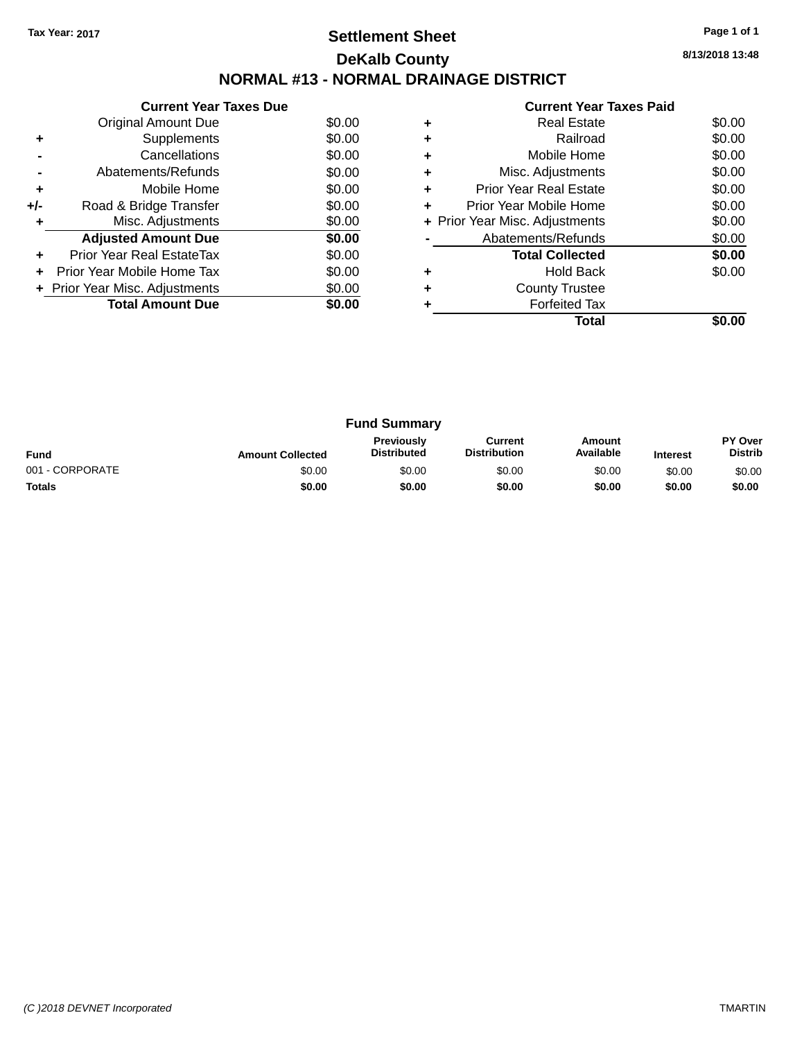Tax Year: 2017

# Settlement Sheet

## DeKalb County

## NORMAL #13 - NORMAL DRAINAGE DISTRICT

8/13/2018 13:48

### Current Year Taxes Due

| | | |
|---|---|---|
| | Original Amount Due | $0.00 |
| + | Supplements | $0.00 |
| - | Cancellations | $0.00 |
| - | Abatements/Refunds | $0.00 |
| + | Mobile Home | $0.00 |
| +/- | Road & Bridge Transfer | $0.00 |
| + | Misc. Adjustments | $0.00 |
| | **Adjusted Amount Due** | **$0.00** |
| + | Prior Year Real EstateTax | $0.00 |
| + | Prior Year Mobile Home Tax | $0.00 |
| + | Prior Year Misc. Adjustments | $0.00 |
| | **Total Amount Due** | **$0.00** |

### Current Year Taxes Paid

| | | |
|---|---|---|
| + | Real Estate | $0.00 |
| + | Railroad | $0.00 |
| + | Mobile Home | $0.00 |
| + | Misc. Adjustments | $0.00 |
| + | Prior Year Real Estate | $0.00 |
| + | Prior Year Mobile Home | $0.00 |
| + | Prior Year Misc. Adjustments | $0.00 |
| - | Abatements/Refunds | $0.00 |
| | **Total Collected** | **$0.00** |
| + | Hold Back | $0.00 |
| + | County Trustee | |
| + | Forfeited Tax | |
| | **Total** | **$0.00** |

### Fund Summary

| Fund | Amount Collected | Previously Distributed | Current Distribution | Amount Available | Interest | PY Over Distrib |
|---|---|---|---|---|---|---|
| 001 - CORPORATE | $0.00 | $0.00 | $0.00 | $0.00 | $0.00 | $0.00 |
| **Totals** | **$0.00** | **$0.00** | **$0.00** | **$0.00** | **$0.00** | **$0.00** |

(C )2018 DEVNET Incorporated TMARTIN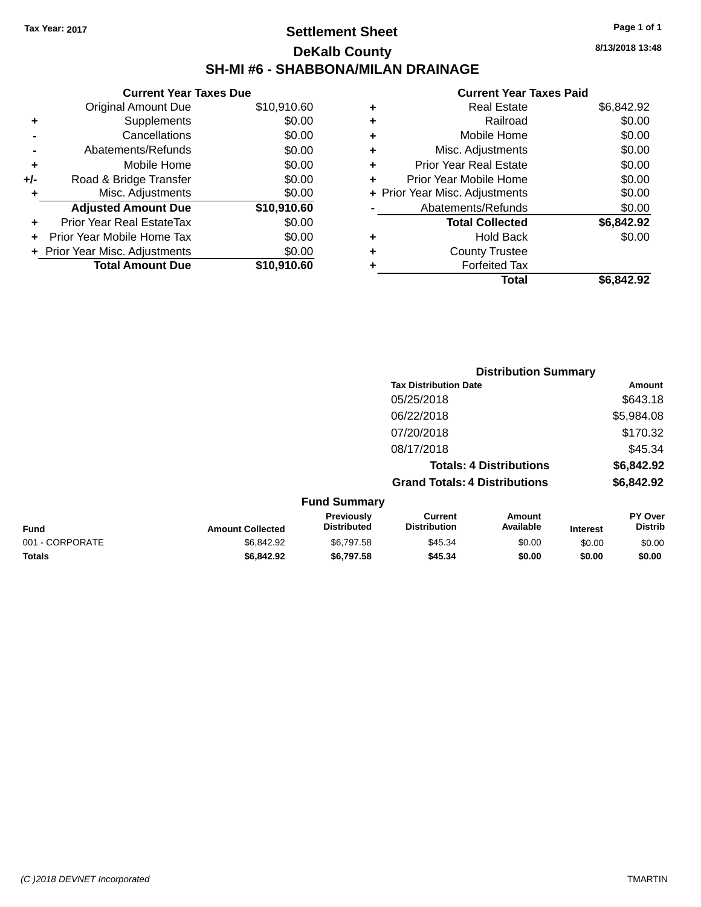**Tax Year: 2017**

# Settlement Sheet

## DeKalb County

## SH-MI #6 - SHABBONA/MILAN DRAINAGE

8/13/2018 13:48

### Current Year Taxes Due

| | | |
|---|---|---|
| | Original Amount Due | $10,910.60 |
| + | Supplements | $0.00 |
| - | Cancellations | $0.00 |
| - | Abatements/Refunds | $0.00 |
| + | Mobile Home | $0.00 |
| +/- | Road & Bridge Transfer | $0.00 |
| + | Misc. Adjustments | $0.00 |
| | **Adjusted Amount Due** | **$10,910.60** |
| + | Prior Year Real EstateTax | $0.00 |
| + | Prior Year Mobile Home Tax | $0.00 |
| + | Prior Year Misc. Adjustments | $0.00 |
| | **Total Amount Due** | **$10,910.60** |

### Current Year Taxes Paid

| | | |
|---|---|---|
| + | Real Estate | $6,842.92 |
| + | Railroad | $0.00 |
| + | Mobile Home | $0.00 |
| + | Misc. Adjustments | $0.00 |
| + | Prior Year Real Estate | $0.00 |
| + | Prior Year Mobile Home | $0.00 |
| + | Prior Year Misc. Adjustments | $0.00 |
| - | Abatements/Refunds | $0.00 |
| | **Total Collected** | **$6,842.92** |
| + | Hold Back | $0.00 |
| + | County Trustee | |
| + | Forfeited Tax | |
| | **Total** | **$6,842.92** |

### Distribution Summary

| Tax Distribution Date | Amount |
|---|---|
| 05/25/2018 | $643.18 |
| 06/22/2018 | $5,984.08 |
| 07/20/2018 | $170.32 |
| 08/17/2018 | $45.34 |
| **Totals: 4 Distributions** | **$6,842.92** |
| **Grand Totals: 4 Distributions** | **$6,842.92** |

### Fund Summary

| Fund | Amount Collected | Previously Distributed | Current Distribution | Amount Available | Interest | PY Over Distrib |
|---|---|---|---|---|---|---|
| 001 - CORPORATE | $6,842.92 | $6,797.58 | $45.34 | $0.00 | $0.00 | $0.00 |
| **Totals** | **$6,842.92** | **$6,797.58** | **$45.34** | **$0.00** | **$0.00** | **$0.00** |

(C )2018 DEVNET Incorporated

TMARTIN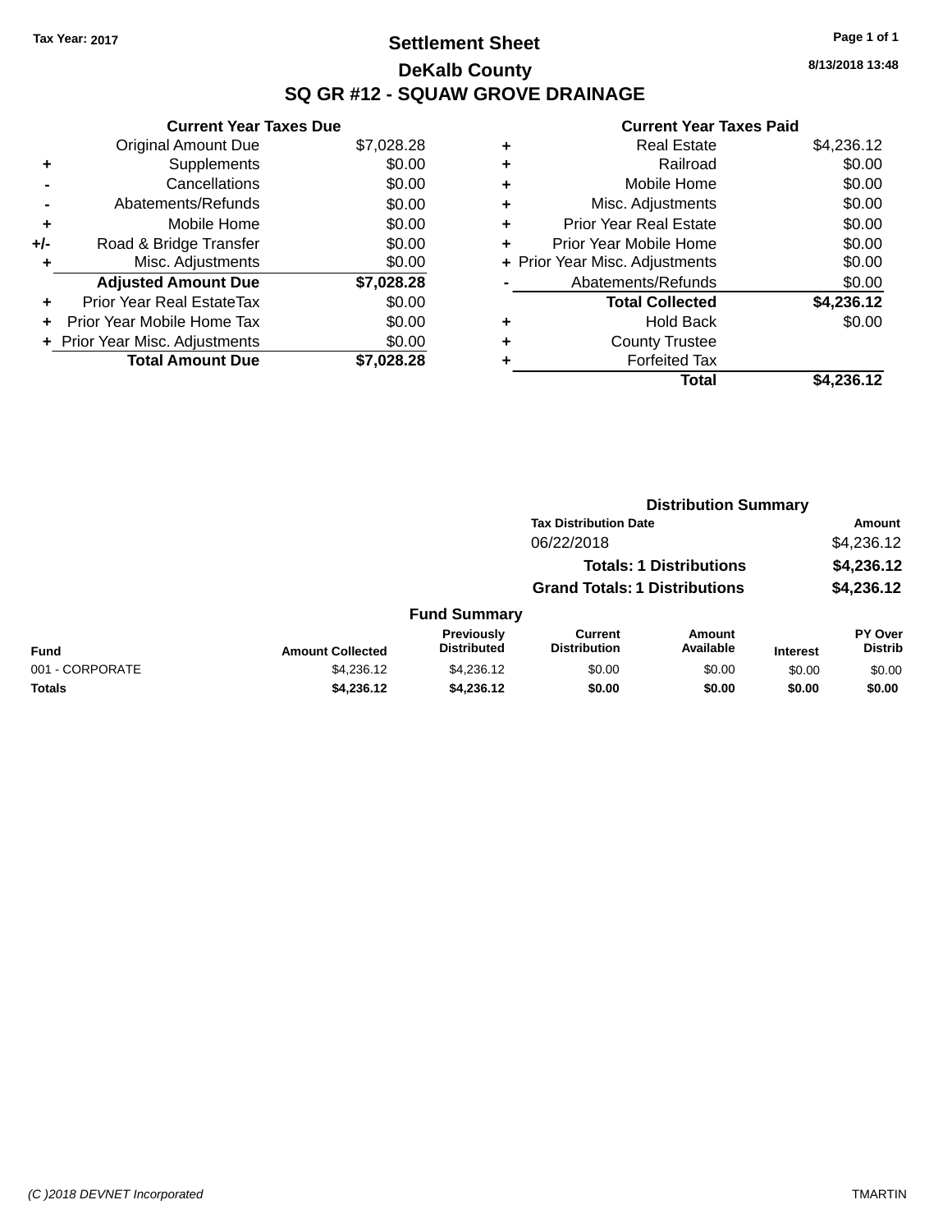Tax Year: 2017

# Settlement Sheet

## DeKalb County

## SQ GR #12 - SQUAW GROVE DRAINAGE

8/13/2018 13:48

| | Current Year Taxes Due | |
|---|---|---|
| | Original Amount Due | $7,028.28 |
| + | Supplements | $0.00 |
| - | Cancellations | $0.00 |
| - | Abatements/Refunds | $0.00 |
| + | Mobile Home | $0.00 |
| +/- | Road & Bridge Transfer | $0.00 |
| + | Misc. Adjustments | $0.00 |
| | **Adjusted Amount Due** | **$7,028.28** |
| + | Prior Year Real EstateTax | $0.00 |
| + | Prior Year Mobile Home Tax | $0.00 |
| + | Prior Year Misc. Adjustments | $0.00 |
| | **Total Amount Due** | **$7,028.28** |

| | Current Year Taxes Paid | |
|---|---|---|
| + | Real Estate | $4,236.12 |
| + | Railroad | $0.00 |
| + | Mobile Home | $0.00 |
| + | Misc. Adjustments | $0.00 |
| + | Prior Year Real Estate | $0.00 |
| + | Prior Year Mobile Home | $0.00 |
| + | Prior Year Misc. Adjustments | $0.00 |
| - | Abatements/Refunds | $0.00 |
| | **Total Collected** | **$4,236.12** |
| + | Hold Back | $0.00 |
| + | County Trustee | |
| + | Forfeited Tax | |
| | **Total** | **$4,236.12** |

### Distribution Summary

| Tax Distribution Date | Amount |
|---|---|
| 06/22/2018 | $4,236.12 |
| **Totals: 1 Distributions** | **$4,236.12** |
| **Grand Totals: 1 Distributions** | **$4,236.12** |

### Fund Summary

| Fund | Amount Collected | Previously Distributed | Current Distribution | Amount Available | Interest | PY Over Distrib |
|---|---|---|---|---|---|---|
| 001 - CORPORATE | $4,236.12 | $4,236.12 | $0.00 | $0.00 | $0.00 | $0.00 |
| **Totals** | **$4,236.12** | **$4,236.12** | **$0.00** | **$0.00** | **$0.00** | **$0.00** |

(C )2018 DEVNET Incorporated TMARTIN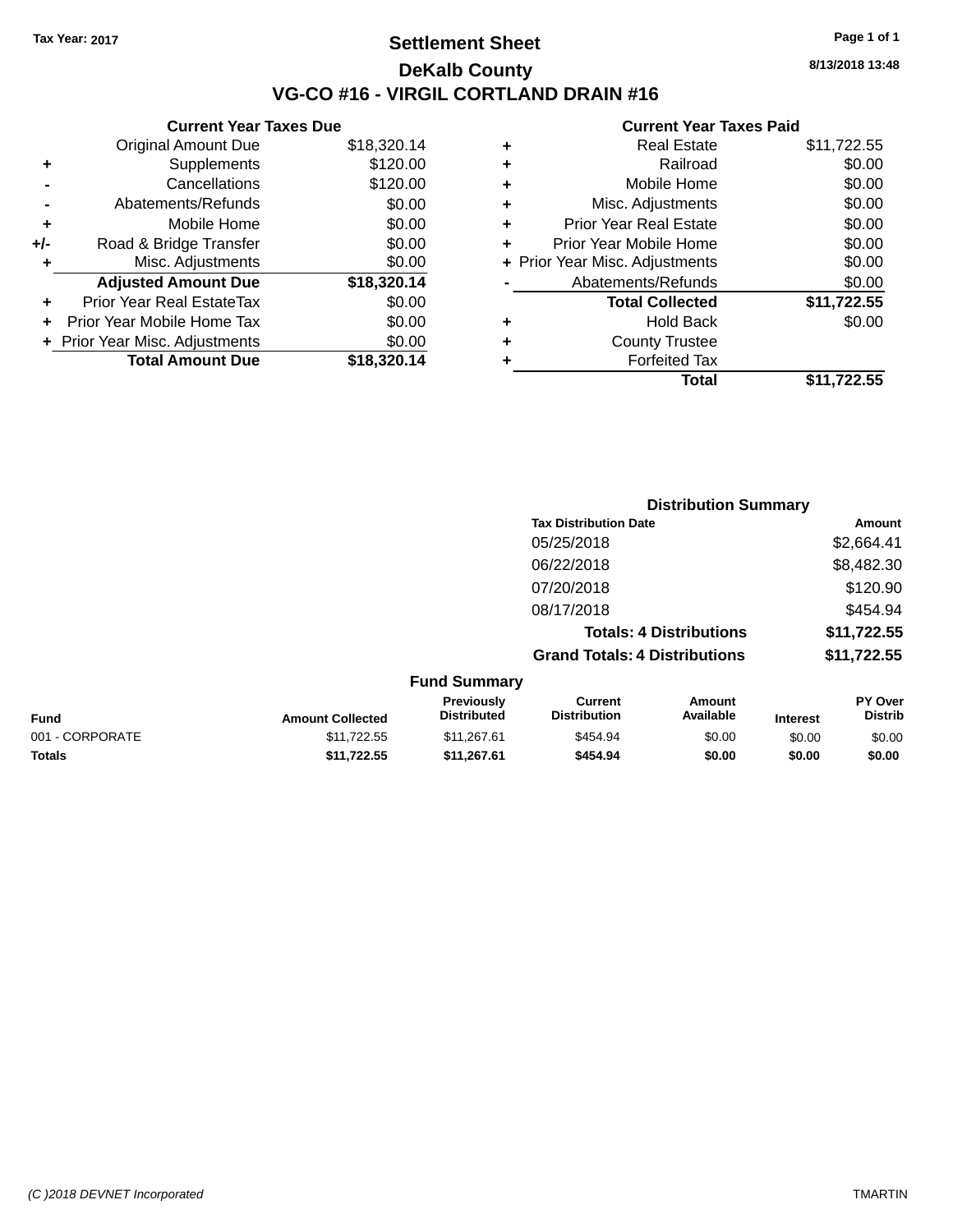Tax Year: 2017

# Settlement Sheet

## DeKalb County

## VG-CO #16 - VIRGIL CORTLAND DRAIN #16

8/13/2018 13:48

### Current Year Taxes Due

| | | |
|---|---|---|
| | Original Amount Due | $18,320.14 |
| + | Supplements | $120.00 |
| - | Cancellations | $120.00 |
| - | Abatements/Refunds | $0.00 |
| + | Mobile Home | $0.00 |
| +/- | Road & Bridge Transfer | $0.00 |
| + | Misc. Adjustments | $0.00 |
| | **Adjusted Amount Due** | **$18,320.14** |
| + | Prior Year Real EstateTax | $0.00 |
| + | Prior Year Mobile Home Tax | $0.00 |
| + | Prior Year Misc. Adjustments | $0.00 |
| | **Total Amount Due** | **$18,320.14** |

### Current Year Taxes Paid

| | | |
|---|---|---|
| + | Real Estate | $11,722.55 |
| + | Railroad | $0.00 |
| + | Mobile Home | $0.00 |
| + | Misc. Adjustments | $0.00 |
| + | Prior Year Real Estate | $0.00 |
| + | Prior Year Mobile Home | $0.00 |
| + | Prior Year Misc. Adjustments | $0.00 |
| - | Abatements/Refunds | $0.00 |
| | **Total Collected** | **$11,722.55** |
| + | Hold Back | $0.00 |
| + | County Trustee | |
| + | Forfeited Tax | |
| | **Total** | **$11,722.55** |

### Distribution Summary

| Tax Distribution Date | Amount |
|---|---|
| 05/25/2018 | $2,664.41 |
| 06/22/2018 | $8,482.30 |
| 07/20/2018 | $120.90 |
| 08/17/2018 | $454.94 |
| **Totals: 4 Distributions** | **$11,722.55** |
| **Grand Totals: 4 Distributions** | **$11,722.55** |

### Fund Summary

| Fund | Amount Collected | Previously Distributed | Current Distribution | Amount Available | Interest | PY Over Distrib |
|---|---|---|---|---|---|---|
| 001 - CORPORATE | $11,722.55 | $11,267.61 | $454.94 | $0.00 | $0.00 | $0.00 |
| **Totals** | **$11,722.55** | **$11,267.61** | **$454.94** | **$0.00** | **$0.00** | **$0.00** |

(C )2018 DEVNET Incorporated TMARTIN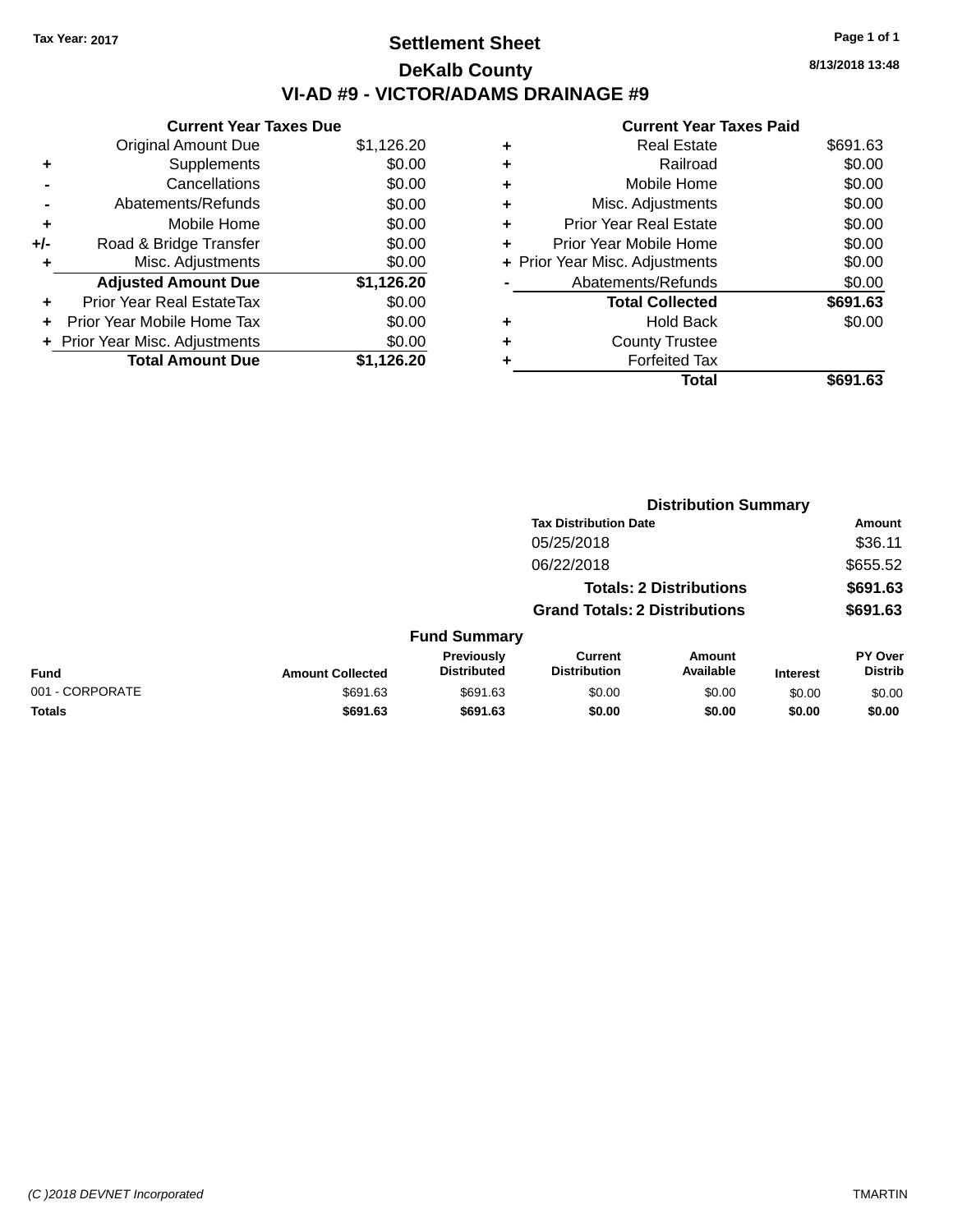Tax Year: 2017

# Settlement Sheet

## DeKalb County

## VI-AD #9 - VICTOR/ADAMS DRAINAGE #9

8/13/2018 13:48

### Current Year Taxes Due

| | | |
|---|---|---|
| | Original Amount Due | $1,126.20 |
| + | Supplements | $0.00 |
| - | Cancellations | $0.00 |
| - | Abatements/Refunds | $0.00 |
| + | Mobile Home | $0.00 |
| +/- | Road & Bridge Transfer | $0.00 |
| + | Misc. Adjustments | $0.00 |
| | **Adjusted Amount Due** | **$1,126.20** |
| + | Prior Year Real EstateTax | $0.00 |
| + | Prior Year Mobile Home Tax | $0.00 |
| + | Prior Year Misc. Adjustments | $0.00 |
| | **Total Amount Due** | **$1,126.20** |

### Current Year Taxes Paid

| | | |
|---|---|---|
| + | Real Estate | $691.63 |
| + | Railroad | $0.00 |
| + | Mobile Home | $0.00 |
| + | Misc. Adjustments | $0.00 |
| + | Prior Year Real Estate | $0.00 |
| + | Prior Year Mobile Home | $0.00 |
| + | Prior Year Misc. Adjustments | $0.00 |
| - | Abatements/Refunds | $0.00 |
| | **Total Collected** | **$691.63** |
| + | Hold Back | $0.00 |
| + | County Trustee | |
| + | Forfeited Tax | |
| | **Total** | **$691.63** |

### Distribution Summary

| Tax Distribution Date | Amount |
|---|---|
| 05/25/2018 | $36.11 |
| 06/22/2018 | $655.52 |
| **Totals: 2 Distributions** | **$691.63** |
| **Grand Totals: 2 Distributions** | **$691.63** |

### Fund Summary

| Fund | Amount Collected | Previously Distributed | Current Distribution | Amount Available | Interest | PY Over Distrib |
|---|---|---|---|---|---|---|
| 001 - CORPORATE | $691.63 | $691.63 | $0.00 | $0.00 | $0.00 | $0.00 |
| **Totals** | **$691.63** | **$691.63** | **$0.00** | **$0.00** | **$0.00** | **$0.00** |

(C )2018 DEVNET Incorporated TMARTIN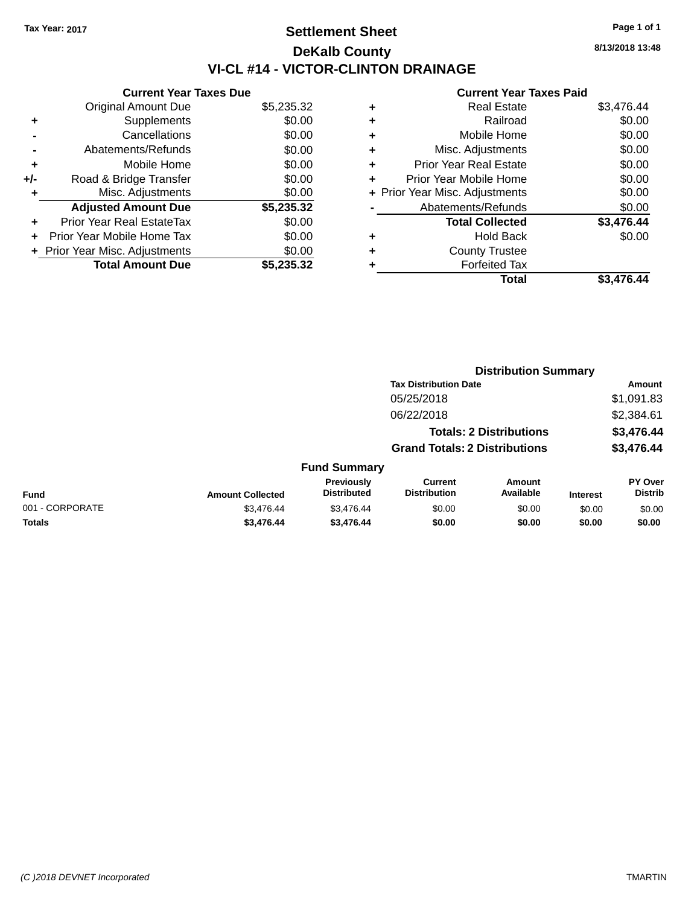Tax Year: 2017

# Settlement Sheet

## DeKalb County

## VI-CL #14 - VICTOR-CLINTON DRAINAGE

8/13/2018 13:48

### Current Year Taxes Due

| | | |
|---|---|---|
| | Original Amount Due | $5,235.32 |
| + | Supplements | $0.00 |
| - | Cancellations | $0.00 |
| - | Abatements/Refunds | $0.00 |
| + | Mobile Home | $0.00 |
| +/- | Road & Bridge Transfer | $0.00 |
| + | Misc. Adjustments | $0.00 |
| | **Adjusted Amount Due** | **$5,235.32** |
| + | Prior Year Real EstateTax | $0.00 |
| + | Prior Year Mobile Home Tax | $0.00 |
| + | Prior Year Misc. Adjustments | $0.00 |
| | **Total Amount Due** | **$5,235.32** |

### Current Year Taxes Paid

| | | |
|---|---|---|
| + | Real Estate | $3,476.44 |
| + | Railroad | $0.00 |
| + | Mobile Home | $0.00 |
| + | Misc. Adjustments | $0.00 |
| + | Prior Year Real Estate | $0.00 |
| + | Prior Year Mobile Home | $0.00 |
| + | Prior Year Misc. Adjustments | $0.00 |
| - | Abatements/Refunds | $0.00 |
| | **Total Collected** | **$3,476.44** |
| + | Hold Back | $0.00 |
| + | County Trustee | |
| + | Forfeited Tax | |
| | **Total** | **$3,476.44** |

### Distribution Summary

| Tax Distribution Date | Amount |
|---|---|
| 05/25/2018 | $1,091.83 |
| 06/22/2018 | $2,384.61 |
| **Totals: 2 Distributions** | **$3,476.44** |
| **Grand Totals: 2 Distributions** | **$3,476.44** |

### Fund Summary

| Fund | Amount Collected | Previously Distributed | Current Distribution | Amount Available | Interest | PY Over Distrib |
|---|---|---|---|---|---|---|
| 001 - CORPORATE | $3,476.44 | $3,476.44 | $0.00 | $0.00 | $0.00 | $0.00 |
| **Totals** | **$3,476.44** | **$3,476.44** | **$0.00** | **$0.00** | **$0.00** | **$0.00** |

(C )2018 DEVNET Incorporated — TMARTIN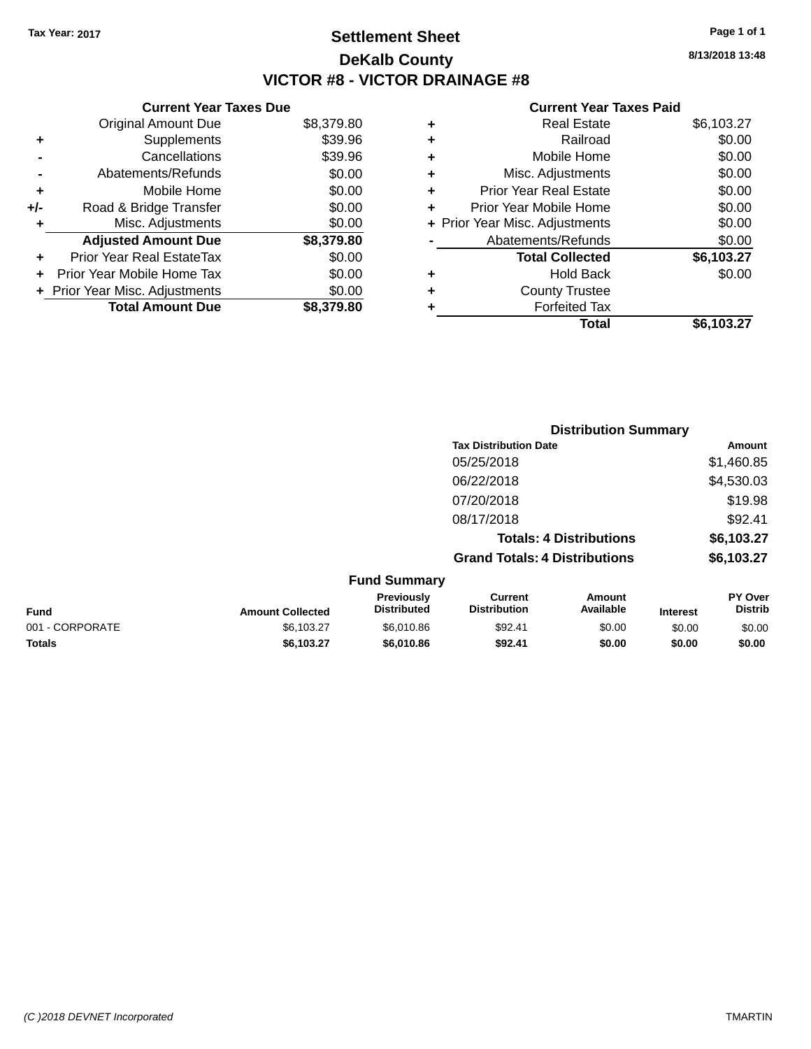Tax Year: 2017

# Settlement Sheet

## DeKalb County

## VICTOR #8 - VICTOR DRAINAGE #8

8/13/2018 13:48

### Current Year Taxes Due

| | | |
|---|---|---|
| | Original Amount Due | $8,379.80 |
| + | Supplements | $39.96 |
| - | Cancellations | $39.96 |
| - | Abatements/Refunds | $0.00 |
| + | Mobile Home | $0.00 |
| +/- | Road & Bridge Transfer | $0.00 |
| + | Misc. Adjustments | $0.00 |
| | **Adjusted Amount Due** | **$8,379.80** |
| + | Prior Year Real EstateTax | $0.00 |
| + | Prior Year Mobile Home Tax | $0.00 |
| + | Prior Year Misc. Adjustments | $0.00 |
| | **Total Amount Due** | **$8,379.80** |

### Current Year Taxes Paid

| | | |
|---|---|---|
| + | Real Estate | $6,103.27 |
| + | Railroad | $0.00 |
| + | Mobile Home | $0.00 |
| + | Misc. Adjustments | $0.00 |
| + | Prior Year Real Estate | $0.00 |
| + | Prior Year Mobile Home | $0.00 |
| + | Prior Year Misc. Adjustments | $0.00 |
| - | Abatements/Refunds | $0.00 |
| | **Total Collected** | **$6,103.27** |
| + | Hold Back | $0.00 |
| + | County Trustee | |
| + | Forfeited Tax | |
| | **Total** | **$6,103.27** |

### Distribution Summary

| Tax Distribution Date | Amount |
|---|---|
| 05/25/2018 | $1,460.85 |
| 06/22/2018 | $4,530.03 |
| 07/20/2018 | $19.98 |
| 08/17/2018 | $92.41 |
| **Totals: 4 Distributions** | **$6,103.27** |
| **Grand Totals: 4 Distributions** | **$6,103.27** |

### Fund Summary

| Fund | Amount Collected | Previously Distributed | Current Distribution | Amount Available | Interest | PY Over Distrib |
|---|---|---|---|---|---|---|
| 001 - CORPORATE | $6,103.27 | $6,010.86 | $92.41 | $0.00 | $0.00 | $0.00 |
| **Totals** | **$6,103.27** | **$6,010.86** | **$92.41** | **$0.00** | **$0.00** | **$0.00** |

(C )2018 DEVNET Incorporated TMARTIN